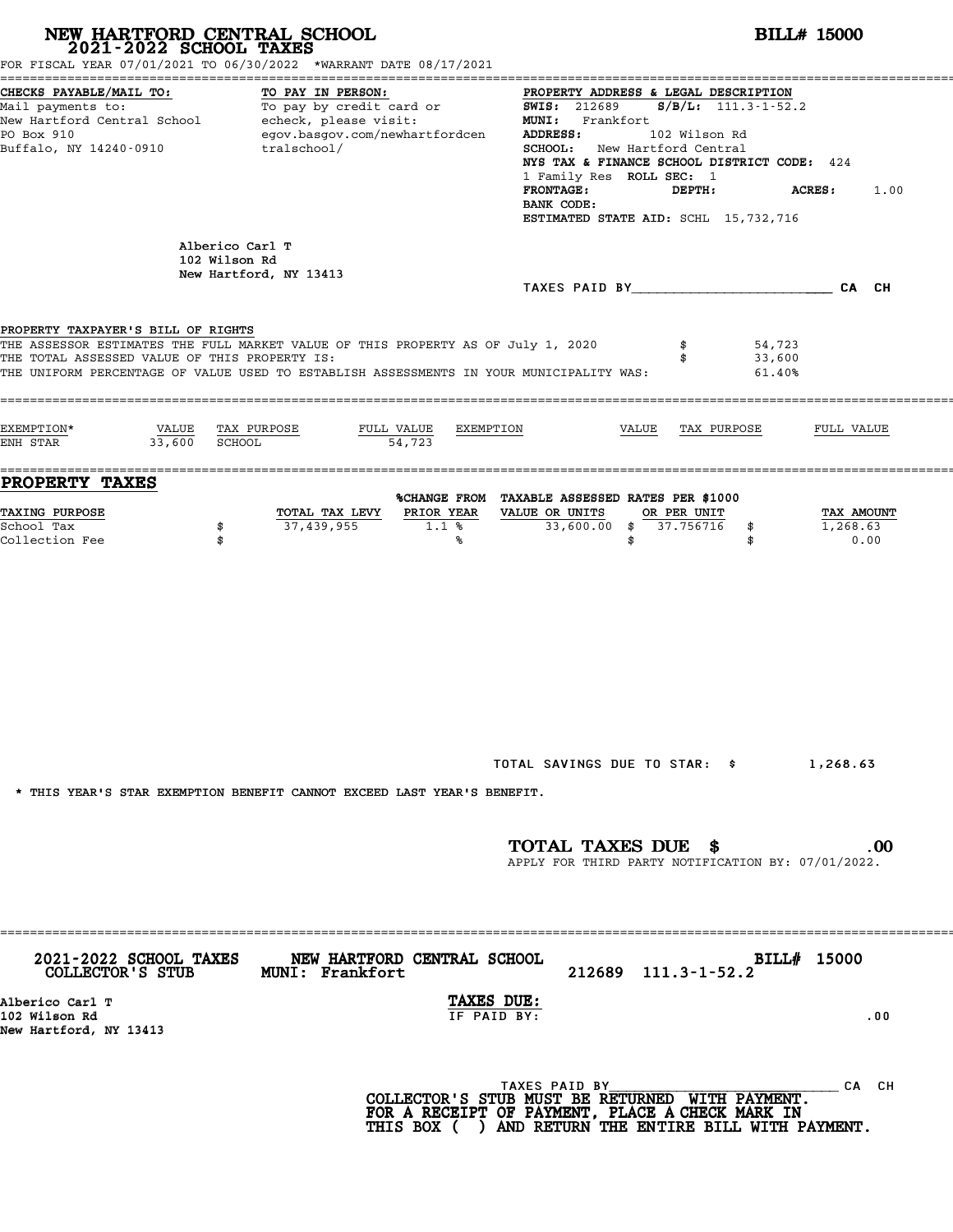# NEW HARTFORD CENTRAL SCHOOL
## 2021-2022 SCHOOL TAXES

**BILL# 15000**

FOR FISCAL YEAR 07/01/2021 TO 06/30/2022 *WARRANT DATE 08/17/2021

**CHECKS PAYABLE/MAIL TO:**
Mail payments to:
New Hartford Central School
PO Box 910
Buffalo, NY 14240-0910

**TO PAY IN PERSON:**
To pay by credit card or echeck, please visit:
egov.basgov.com/newhartfordcentralschool/

**PROPERTY ADDRESS & LEGAL DESCRIPTION**
**SWIS:** 212689 **S/B/L:** 111.3-1-52.2
**MUNI:** Frankfort
**ADDRESS:** 102 Wilson Rd
**SCHOOL:** New Hartford Central
**NYS TAX & FINANCE SCHOOL DISTRICT CODE:** 424
1 Family Res **ROLL SEC:** 1
**FRONTAGE:** **DEPTH:** **ACRES:** 1.00
**BANK CODE:**
**ESTIMATED STATE AID:** SCHL 15,732,716

Alberico Carl T
102 Wilson Rd
New Hartford, NY 13413

TAXES PAID BY________________________ CA CH

PROPERTY TAXPAYER'S BILL OF RIGHTS

THE ASSESSOR ESTIMATES THE FULL MARKET VALUE OF THIS PROPERTY AS OF July 1, 2020 $ 54,723
THE TOTAL ASSESSED VALUE OF THIS PROPERTY IS: $ 33,600
THE UNIFORM PERCENTAGE OF VALUE USED TO ESTABLISH ASSESSMENTS IN YOUR MUNICIPALITY WAS: 61.40%

| EXEMPTION* | VALUE | TAX PURPOSE | FULL VALUE | EXEMPTION | VALUE | TAX PURPOSE | FULL VALUE |
|---|---|---|---|---|---|---|---|
| ENH STAR | 33,600 | SCHOOL | 54,723 | | | | |

## PROPERTY TAXES

| TAXING PURPOSE | TOTAL TAX LEVY | %CHANGE FROM PRIOR YEAR | TAXABLE ASSESSED VALUE OR UNITS | RATES PER $1000 OR PER UNIT | TAX AMOUNT |
|---|---|---|---|---|---|
| School Tax | $ 37,439,955 | 1.1 % | 33,600.00 | $ 37.756716 | $ 1,268.63 |
| Collection Fee | $ | % | | $ | $ 0.00 |

TOTAL SAVINGS DUE TO STAR: $ 1,268.63

* THIS YEAR'S STAR EXEMPTION BENEFIT CANNOT EXCEED LAST YEAR'S BENEFIT.

**TOTAL TAXES DUE $ .00**
APPLY FOR THIRD PARTY NOTIFICATION BY: 07/01/2022.

---

**2021-2022 SCHOOL TAXES COLLECTOR'S STUB** **NEW HARTFORD CENTRAL SCHOOL MUNI: Frankfort** 212689 111.3-1-52.2 **BILL# 15000**

Alberico Carl T
102 Wilson Rd
New Hartford, NY 13413

**TAXES DUE:**
IF PAID BY: .00

TAXES PAID BY____________________________ CA CH

**COLLECTOR'S STUB MUST BE RETURNED WITH PAYMENT. FOR A RECEIPT OF PAYMENT, PLACE A CHECK MARK IN THIS BOX ( ) AND RETURN THE ENTIRE BILL WITH PAYMENT.**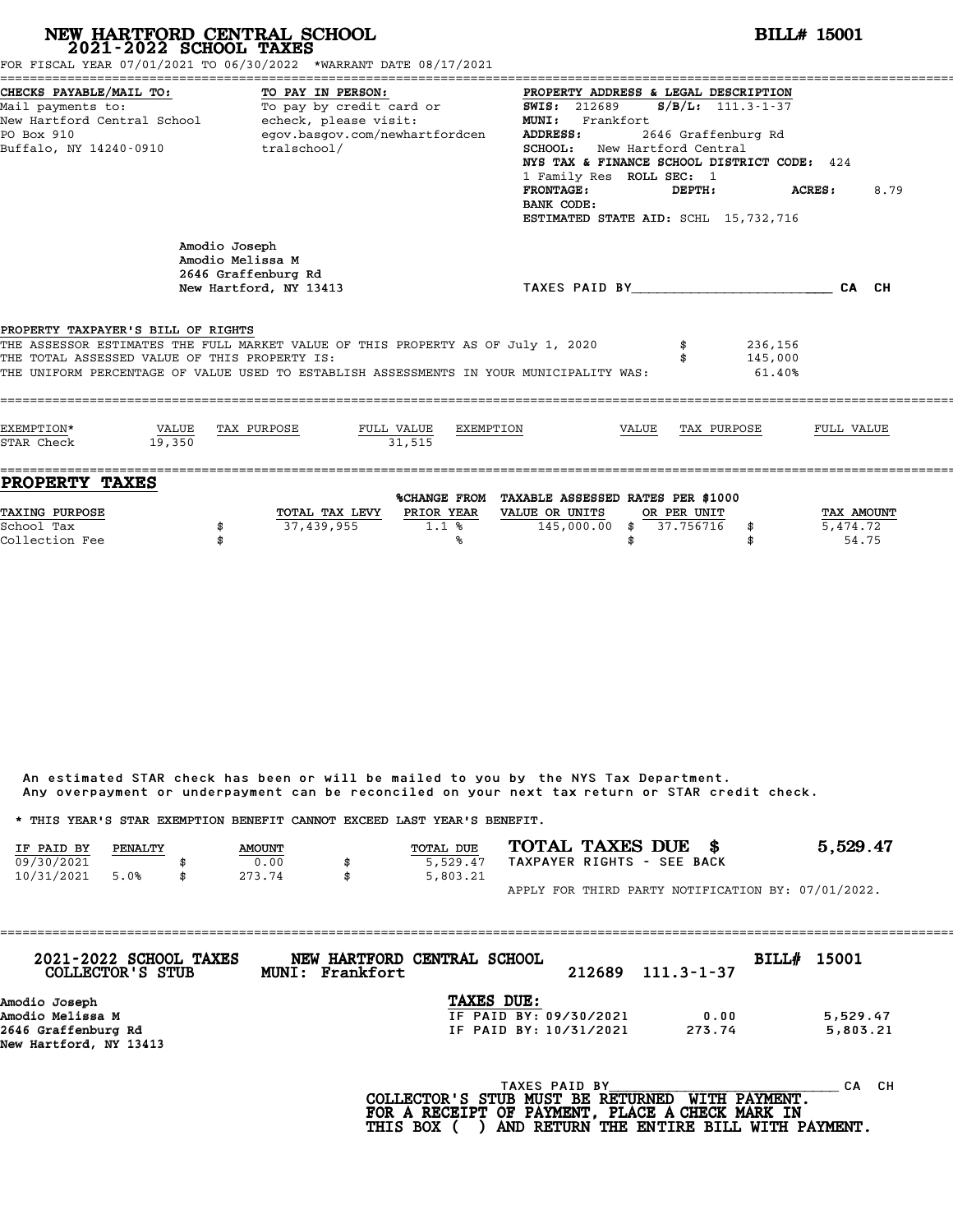# NEW HARTFORD CENTRAL SCHOOL
## 2021-2022 SCHOOL TAXES

**BILL# 15001**

FOR FISCAL YEAR 07/01/2021 TO 06/30/2022 *WARRANT DATE 08/17/2021

**CHECKS PAYABLE/MAIL TO:**
Mail payments to:
New Hartford Central School
PO Box 910
Buffalo, NY 14240-0910

**TO PAY IN PERSON:**
To pay by credit card or echeck, please visit:
egov.basgov.com/newhartfordcentralschool/

**PROPERTY ADDRESS & LEGAL DESCRIPTION**
**SWIS:** 212689 **S/B/L:** 111.3-1-37
**MUNI:** Frankfort
**ADDRESS:** 2646 Graffenburg Rd
**SCHOOL:** New Hartford Central
**NYS TAX & FINANCE SCHOOL DISTRICT CODE:** 424
1 Family Res **ROLL SEC:** 1
**FRONTAGE:** **DEPTH:** **ACRES:** 8.79
**BANK CODE:**
**ESTIMATED STATE AID:** SCHL 15,732,716

Amodio Joseph
Amodio Melissa M
2646 Graffenburg Rd
New Hartford, NY 13413

TAXES PAID BY________________________ CA CH

**PROPERTY TAXPAYER'S BILL OF RIGHTS**

THE ASSESSOR ESTIMATES THE FULL MARKET VALUE OF THIS PROPERTY AS OF July 1, 2020 $ 236,156
THE TOTAL ASSESSED VALUE OF THIS PROPERTY IS: $ 145,000
THE UNIFORM PERCENTAGE OF VALUE USED TO ESTABLISH ASSESSMENTS IN YOUR MUNICIPALITY WAS: 61.40%

| EXEMPTION* | VALUE | TAX PURPOSE | FULL VALUE | EXEMPTION | VALUE | TAX PURPOSE | FULL VALUE |
|---|---|---|---|---|---|---|---|
| STAR Check | 19,350 | | 31,515 | | | | |

## PROPERTY TAXES

| TAXING PURPOSE | | TOTAL TAX LEVY | %CHANGE FROM PRIOR YEAR | TAXABLE ASSESSED VALUE OR UNITS | RATES PER $1000 OR PER UNIT | | TAX AMOUNT |
|---|---|---|---|---|---|---|---|
| School Tax | $ | 37,439,955 | 1.1 % | 145,000.00 | $ 37.756716 | $ | 5,474.72 |
| Collection Fee | $ | | % | | $ | $ | 54.75 |

An estimated STAR check has been or will be mailed to you by the NYS Tax Department.
Any overpayment or underpayment can be reconciled on your next tax return or STAR credit check.

* THIS YEAR'S STAR EXEMPTION BENEFIT CANNOT EXCEED LAST YEAR'S BENEFIT.

| IF PAID BY | PENALTY | | AMOUNT | | TOTAL DUE |
|---|---|---|---|---|---|
| 09/30/2021 | | $ | 0.00 | $ | 5,529.47 |
| 10/31/2021 | 5.0% | $ | 273.74 | $ | 5,803.21 |

**TOTAL TAXES DUE $ 5,529.47**
TAXPAYER RIGHTS - SEE BACK

APPLY FOR THIRD PARTY NOTIFICATION BY: 07/01/2022.

---

**2021-2022 SCHOOL TAXES COLLECTOR'S STUB** **NEW HARTFORD CENTRAL SCHOOL MUNI: Frankfort** 212689 111.3-1-37 **BILL# 15001**

Amodio Joseph
Amodio Melissa M
2646 Graffenburg Rd
New Hartford, NY 13413

**TAXES DUE:**

| | | |
|---|---|---|
| IF PAID BY: 09/30/2021 | 0.00 | 5,529.47 |
| IF PAID BY: 10/31/2021 | 273.74 | 5,803.21 |

TAXES PAID BY____________________________ CA CH

**COLLECTOR'S STUB MUST BE RETURNED WITH PAYMENT.
FOR A RECEIPT OF PAYMENT, PLACE A CHECK MARK IN
THIS BOX ( ) AND RETURN THE ENTIRE BILL WITH PAYMENT.**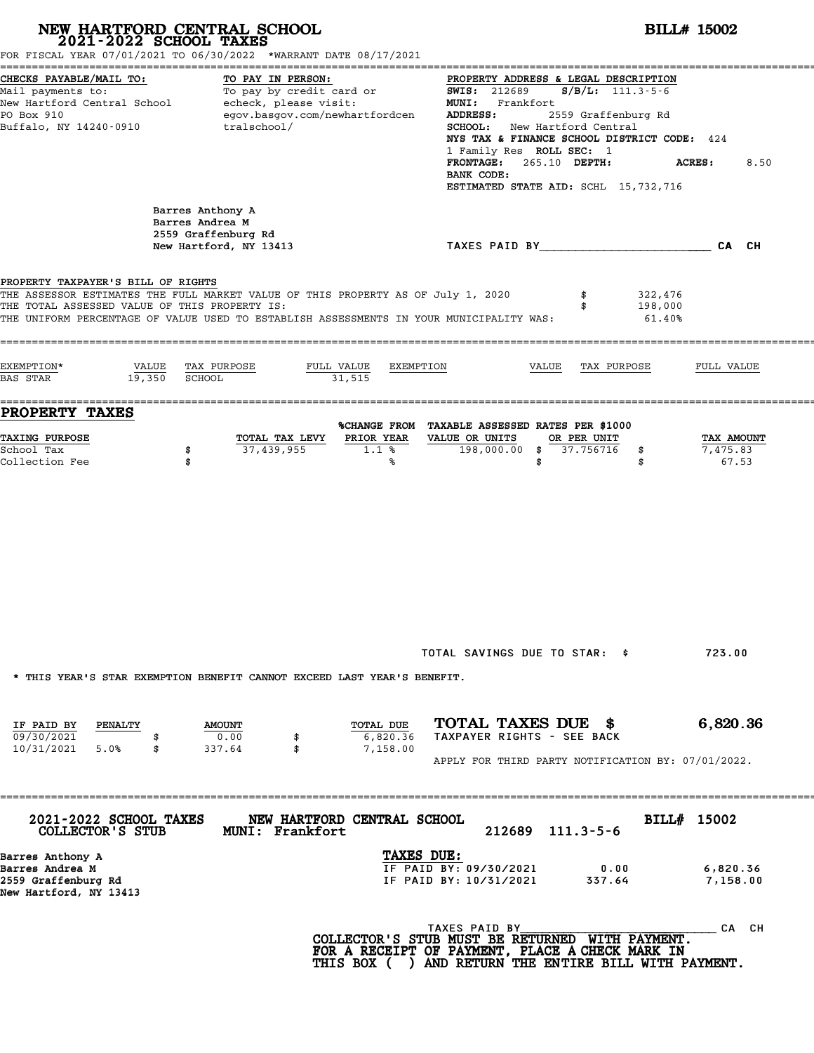# NEW HARTFORD CENTRAL SCHOOL
## 2021-2022 SCHOOL TAXES

**BILL# 15002**

FOR FISCAL YEAR 07/01/2021 TO 06/30/2022 *WARRANT DATE 08/17/2021

**CHECKS PAYABLE/MAIL TO:**
Mail payments to:
New Hartford Central School
PO Box 910
Buffalo, NY 14240-0910

**TO PAY IN PERSON:**
To pay by credit card or echeck, please visit:
egov.basgov.com/newhartfordcentralschool/

**PROPERTY ADDRESS & LEGAL DESCRIPTION**
**SWIS:** 212689 **S/B/L:** 111.3-5-6
**MUNI:** Frankfort
**ADDRESS:** 2559 Graffenburg Rd
**SCHOOL:** New Hartford Central
**NYS TAX & FINANCE SCHOOL DISTRICT CODE:** 424
1 Family Res **ROLL SEC:** 1
**FRONTAGE:** 265.10 **DEPTH:** **ACRES:** 8.50
**BANK CODE:**
**ESTIMATED STATE AID:** SCHL 15,732,716

Barres Anthony A
Barres Andrea M
2559 Graffenburg Rd
New Hartford, NY 13413

TAXES PAID BY________________________ CA CH

**PROPERTY TAXPAYER'S BILL OF RIGHTS**

THE ASSESSOR ESTIMATES THE FULL MARKET VALUE OF THIS PROPERTY AS OF July 1, 2020 $ 322,476
THE TOTAL ASSESSED VALUE OF THIS PROPERTY IS: $ 198,000
THE UNIFORM PERCENTAGE OF VALUE USED TO ESTABLISH ASSESSMENTS IN YOUR MUNICIPALITY WAS: 61.40%

| EXEMPTION* | VALUE | TAX PURPOSE | FULL VALUE | EXEMPTION | VALUE | TAX PURPOSE | FULL VALUE |
|---|---|---|---|---|---|---|---|
| BAS STAR | 19,350 | SCHOOL | 31,515 | | | | |

## PROPERTY TAXES

| TAXING PURPOSE | TOTAL TAX LEVY | %CHANGE FROM PRIOR YEAR | TAXABLE ASSESSED VALUE OR UNITS | RATES PER $1000 OR PER UNIT | TAX AMOUNT |
|---|---|---|---|---|---|
| School Tax | $ 37,439,955 | 1.1 % | 198,000.00 | $ 37.756716 | $ 7,475.83 |
| Collection Fee | $ | % | | $ | $ 67.53 |

TOTAL SAVINGS DUE TO STAR: $ 723.00

* THIS YEAR'S STAR EXEMPTION BENEFIT CANNOT EXCEED LAST YEAR'S BENEFIT.

| IF PAID BY | PENALTY | AMOUNT | TOTAL DUE |
|---|---|---|---|
| 09/30/2021 | | $ 0.00 | $ 6,820.36 |
| 10/31/2021 | 5.0% | $ 337.64 | $ 7,158.00 |

**TOTAL TAXES DUE $ 6,820.36**
TAXPAYER RIGHTS - SEE BACK

APPLY FOR THIRD PARTY NOTIFICATION BY: 07/01/2022.

---

**2021-2022 SCHOOL TAXES** **NEW HARTFORD CENTRAL SCHOOL** **BILL# 15002**
**COLLECTOR'S STUB** **MUNI: Frankfort** 212689 111.3-5-6

Barres Anthony A
Barres Andrea M
2559 Graffenburg Rd
New Hartford, NY 13413

**TAXES DUE:**

| | | |
|---|---|---|
| IF PAID BY: 09/30/2021 | 0.00 | 6,820.36 |
| IF PAID BY: 10/31/2021 | 337.64 | 7,158.00 |

TAXES PAID BY______________________________ CA CH

COLLECTOR'S STUB MUST BE RETURNED WITH PAYMENT.
FOR A RECEIPT OF PAYMENT, PLACE A CHECK MARK IN THIS BOX ( ) AND RETURN THE ENTIRE BILL WITH PAYMENT.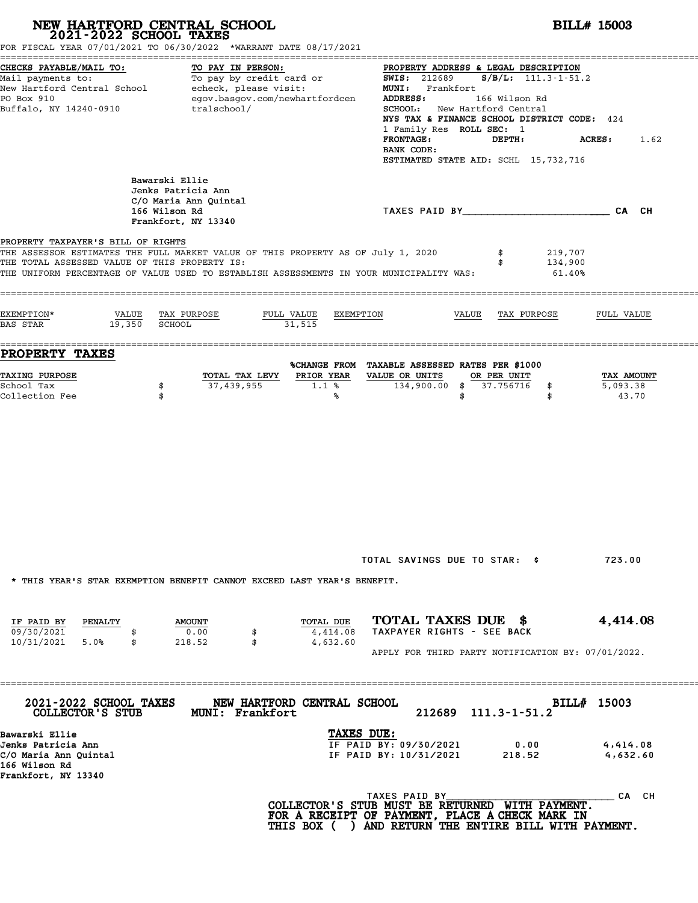# NEW HARTFORD CENTRAL SCHOOL 2021-2022 SCHOOL TAXES

**BILL# 15003**

FOR FISCAL YEAR 07/01/2021 TO 06/30/2022 *WARRANT DATE 08/17/2021

**CHECKS PAYABLE/MAIL TO:**
Mail payments to:
New Hartford Central School
PO Box 910
Buffalo, NY 14240-0910

**TO PAY IN PERSON:**
To pay by credit card or echeck, please visit:
egov.basgov.com/newhartfordcentralschool/

**PROPERTY ADDRESS & LEGAL DESCRIPTION**
**SWIS:** 212689 **S/B/L:** 111.3-1-51.2
**MUNI:** Frankfort
**ADDRESS:** 166 Wilson Rd
**SCHOOL:** New Hartford Central
**NYS TAX & FINANCE SCHOOL DISTRICT CODE:** 424
1 Family Res **ROLL SEC:** 1
**FRONTAGE:** **DEPTH:** **ACRES:** 1.62
**BANK CODE:**
**ESTIMATED STATE AID:** SCHL 15,732,716

Bawarski Ellie
Jenks Patricia Ann
C/O Maria Ann Quintal
166 Wilson Rd
Frankfort, NY 13340

TAXES PAID BY________________________ CA CH

**PROPERTY TAXPAYER'S BILL OF RIGHTS**

THE ASSESSOR ESTIMATES THE FULL MARKET VALUE OF THIS PROPERTY AS OF July 1, 2020 $ 219,707
THE TOTAL ASSESSED VALUE OF THIS PROPERTY IS: $ 134,900
THE UNIFORM PERCENTAGE OF VALUE USED TO ESTABLISH ASSESSMENTS IN YOUR MUNICIPALITY WAS: 61.40%

| EXEMPTION* | VALUE | TAX PURPOSE | FULL VALUE | EXEMPTION | VALUE | TAX PURPOSE | FULL VALUE |
|---|---|---|---|---|---|---|---|
| BAS STAR | 19,350 | SCHOOL | 31,515 | | | | |

## PROPERTY TAXES

| TAXING PURPOSE | | TOTAL TAX LEVY | %CHANGE FROM PRIOR YEAR | TAXABLE ASSESSED VALUE OR UNITS | RATES PER $1000 OR PER UNIT | | TAX AMOUNT |
|---|---|---|---|---|---|---|---|
| School Tax | $ | 37,439,955 | 1.1 % | 134,900.00 | $ 37.756716 | $ | 5,093.38 |
| Collection Fee | $ | | % | | $ | $ | 43.70 |

TOTAL SAVINGS DUE TO STAR: $ 723.00

* THIS YEAR'S STAR EXEMPTION BENEFIT CANNOT EXCEED LAST YEAR'S BENEFIT.

| IF PAID BY | PENALTY | | AMOUNT | | TOTAL DUE |
|---|---|---|---|---|---|
| 09/30/2021 | | $ | 0.00 | $ | 4,414.08 |
| 10/31/2021 | 5.0% | $ | 218.52 | $ | 4,632.60 |

**TOTAL TAXES DUE $ 4,414.08**
TAXPAYER RIGHTS - SEE BACK

APPLY FOR THIRD PARTY NOTIFICATION BY: 07/01/2022.

---

**2021-2022 SCHOOL TAXES COLLECTOR'S STUB** **NEW HARTFORD CENTRAL SCHOOL MUNI: Frankfort** 212689 111.3-1-51.2 **BILL# 15003**

Bawarski Ellie
Jenks Patricia Ann
C/O Maria Ann Quintal
166 Wilson Rd
Frankfort, NY 13340

**TAXES DUE:**

| | | |
|---|---|---|
| IF PAID BY: 09/30/2021 | 0.00 | 4,414.08 |
| IF PAID BY: 10/31/2021 | 218.52 | 4,632.60 |

TAXES PAID BY______________________________ CA CH

**COLLECTOR'S STUB MUST BE RETURNED WITH PAYMENT. FOR A RECEIPT OF PAYMENT, PLACE A CHECK MARK IN THIS BOX ( ) AND RETURN THE ENTIRE BILL WITH PAYMENT.**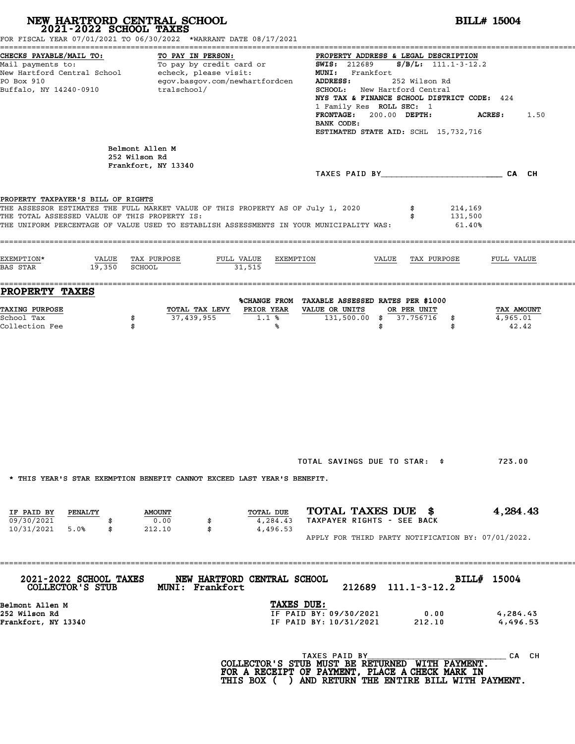# NEW HARTFORD CENTRAL SCHOOL
## 2021-2022 SCHOOL TAXES

**BILL# 15004**

FOR FISCAL YEAR 07/01/2021 TO 06/30/2022 *WARRANT DATE 08/17/2021

**CHECKS PAYABLE/MAIL TO:**
Mail payments to:
New Hartford Central School
PO Box 910
Buffalo, NY 14240-0910

**TO PAY IN PERSON:**
To pay by credit card or echeck, please visit:
egov.basgov.com/newhartfordcentralschool/

**PROPERTY ADDRESS & LEGAL DESCRIPTION**
**SWIS:** 212689 **S/B/L:** 111.1-3-12.2
**MUNI:** Frankfort
**ADDRESS:** 252 Wilson Rd
**SCHOOL:** New Hartford Central
**NYS TAX & FINANCE SCHOOL DISTRICT CODE:** 424
1 Family Res **ROLL SEC:** 1
**FRONTAGE:** 200.00 **DEPTH:** **ACRES:** 1.50
**BANK CODE:**
**ESTIMATED STATE AID:** SCHL 15,732,716

Belmont Allen M
252 Wilson Rd
Frankfort, NY 13340

TAXES PAID BY________________________ CA CH

**PROPERTY TAXPAYER'S BILL OF RIGHTS**

THE ASSESSOR ESTIMATES THE FULL MARKET VALUE OF THIS PROPERTY AS OF July 1, 2020 $ 214,169
THE TOTAL ASSESSED VALUE OF THIS PROPERTY IS: $ 131,500
THE UNIFORM PERCENTAGE OF VALUE USED TO ESTABLISH ASSESSMENTS IN YOUR MUNICIPALITY WAS: 61.40%

| EXEMPTION* | VALUE | TAX PURPOSE | FULL VALUE | EXEMPTION | VALUE | TAX PURPOSE | FULL VALUE |
|---|---|---|---|---|---|---|---|
| BAS STAR | 19,350 | SCHOOL | 31,515 | | | | |

## PROPERTY TAXES

| TAXING PURPOSE | TOTAL TAX LEVY | %CHANGE FROM PRIOR YEAR | TAXABLE ASSESSED VALUE OR UNITS | RATES PER $1000 OR PER UNIT | TAX AMOUNT |
|---|---|---|---|---|---|
| School Tax | $ 37,439,955 | 1.1 % | 131,500.00 | $ 37.756716 | $ 4,965.01 |
| Collection Fee | $ | % | | $ | $ 42.42 |

TOTAL SAVINGS DUE TO STAR: $ 723.00

* THIS YEAR'S STAR EXEMPTION BENEFIT CANNOT EXCEED LAST YEAR'S BENEFIT.

| IF PAID BY | PENALTY | AMOUNT | TOTAL DUE |
|---|---|---|---|
| 09/30/2021 | | $ 0.00 | $ 4,284.43 |
| 10/31/2021 | 5.0% | $ 212.10 | $ 4,496.53 |

**TOTAL TAXES DUE $ 4,284.43**
TAXPAYER RIGHTS - SEE BACK

APPLY FOR THIRD PARTY NOTIFICATION BY: 07/01/2022.

---

**2021-2022 SCHOOL TAXES COLLECTOR'S STUB** **NEW HARTFORD CENTRAL SCHOOL MUNI: Frankfort** 212689 111.1-3-12.2 **BILL# 15004**

Belmont Allen M
252 Wilson Rd
Frankfort, NY 13340

**TAXES DUE:**

| | | |
|---|---|---|
| IF PAID BY: 09/30/2021 | 0.00 | 4,284.43 |
| IF PAID BY: 10/31/2021 | 212.10 | 4,496.53 |

TAXES PAID BY_____________________________ CA CH

**COLLECTOR'S STUB MUST BE RETURNED WITH PAYMENT. FOR A RECEIPT OF PAYMENT, PLACE A CHECK MARK IN THIS BOX ( ) AND RETURN THE ENTIRE BILL WITH PAYMENT.**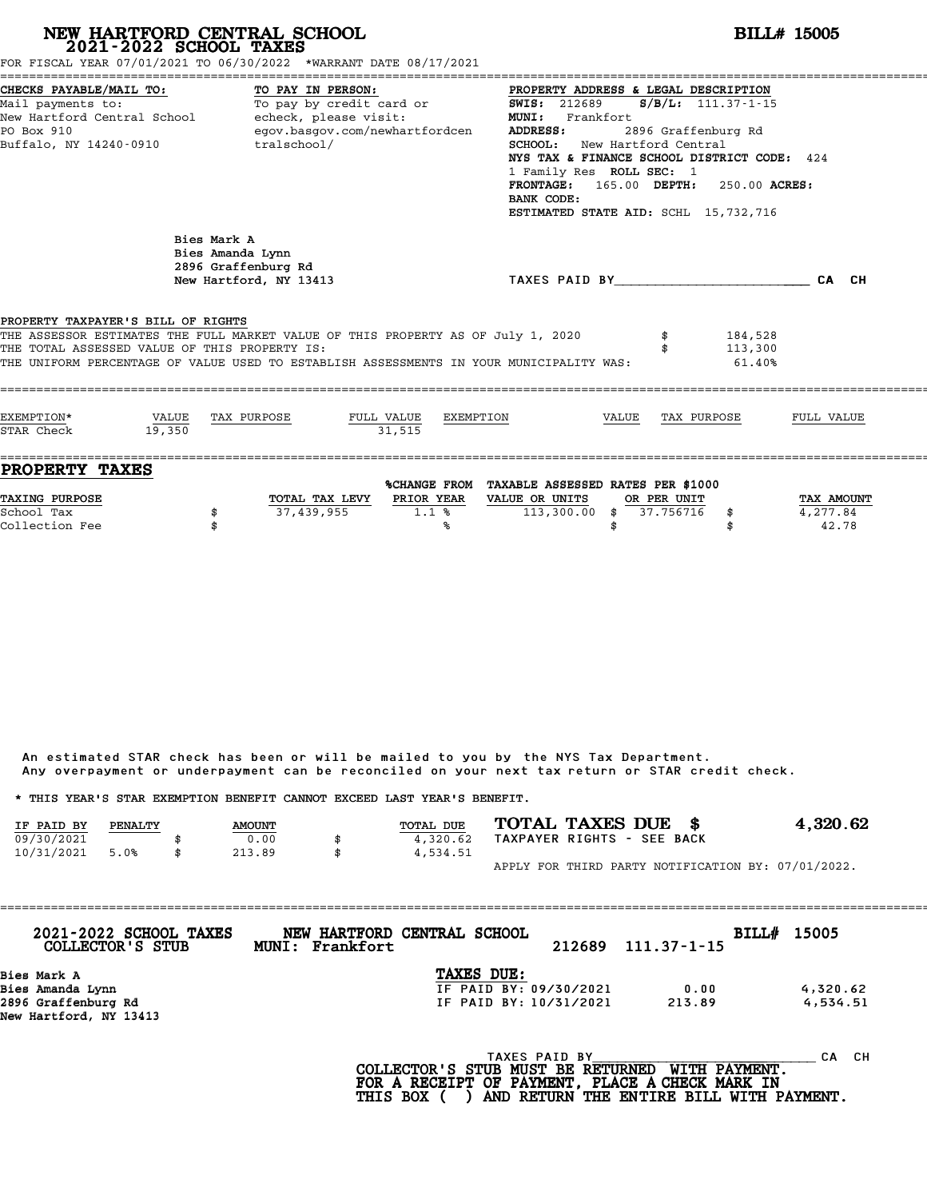# NEW HARTFORD CENTRAL SCHOOL
## 2021-2022 SCHOOL TAXES

**BILL# 15005**

FOR FISCAL YEAR 07/01/2021 TO 06/30/2022 *WARRANT DATE 08/17/2021

**CHECKS PAYABLE/MAIL TO:**
Mail payments to:
New Hartford Central School
PO Box 910
Buffalo, NY 14240-0910

**TO PAY IN PERSON:**
To pay by credit card or echeck, please visit:
egov.basgov.com/newhartfordcentralschool/

**PROPERTY ADDRESS & LEGAL DESCRIPTION**
**SWIS:** 212689 **S/B/L:** 111.37-1-15
**MUNI:** Frankfort
**ADDRESS:** 2896 Graffenburg Rd
**SCHOOL:** New Hartford Central
**NYS TAX & FINANCE SCHOOL DISTRICT CODE:** 424
1 Family Res **ROLL SEC:** 1
**FRONTAGE:** 165.00 **DEPTH:** 250.00 **ACRES:**
**BANK CODE:**
**ESTIMATED STATE AID:** SCHL 15,732,716

Bies Mark A
Bies Amanda Lynn
2896 Graffenburg Rd
New Hartford, NY 13413

TAXES PAID BY________________________ CA CH

**PROPERTY TAXPAYER'S BILL OF RIGHTS**

| | | |
|---|---|---|
| THE ASSESSOR ESTIMATES THE FULL MARKET VALUE OF THIS PROPERTY AS OF July 1, 2020 | $ | 184,528 |
| THE TOTAL ASSESSED VALUE OF THIS PROPERTY IS: | $ | 113,300 |
| THE UNIFORM PERCENTAGE OF VALUE USED TO ESTABLISH ASSESSMENTS IN YOUR MUNICIPALITY WAS: | | 61.40% |

| EXEMPTION* | VALUE | TAX PURPOSE | FULL VALUE | EXEMPTION | VALUE | TAX PURPOSE | FULL VALUE |
|---|---|---|---|---|---|---|---|
| STAR Check | 19,350 | | 31,515 | | | | |

## PROPERTY TAXES

| TAXING PURPOSE | | TOTAL TAX LEVY | %CHANGE FROM PRIOR YEAR | TAXABLE ASSESSED VALUE OR UNITS | | RATES PER $1000 OR PER UNIT | | TAX AMOUNT |
|---|---|---|---|---|---|---|---|---|
| School Tax | $ | 37,439,955 | 1.1 % | 113,300.00 | $ | 37.756716 | $ | 4,277.84 |
| Collection Fee | $ | | % | | $ | | $ | 42.78 |

An estimated STAR check has been or will be mailed to you by the NYS Tax Department.
Any overpayment or underpayment can be reconciled on your next tax return or STAR credit check.

* THIS YEAR'S STAR EXEMPTION BENEFIT CANNOT EXCEED LAST YEAR'S BENEFIT.

| IF PAID BY | PENALTY | | AMOUNT | | TOTAL DUE |
|---|---|---|---|---|---|
| 09/30/2021 | | $ | 0.00 | $ | 4,320.62 |
| 10/31/2021 | 5.0% | $ | 213.89 | $ | 4,534.51 |

**TOTAL TAXES DUE $ 4,320.62**
TAXPAYER RIGHTS - SEE BACK

APPLY FOR THIRD PARTY NOTIFICATION BY: 07/01/2022.

---

**2021-2022 SCHOOL TAXES COLLECTOR'S STUB** **NEW HARTFORD CENTRAL SCHOOL MUNI: Frankfort** 212689 111.37-1-15 **BILL# 15005**

Bies Mark A
Bies Amanda Lynn
2896 Graffenburg Rd
New Hartford, NY 13413

**TAXES DUE:**

| | | |
|---|---|---|
| IF PAID BY: 09/30/2021 | 0.00 | 4,320.62 |
| IF PAID BY: 10/31/2021 | 213.89 | 4,534.51 |

TAXES PAID BY______________________________ CA CH

**COLLECTOR'S STUB MUST BE RETURNED WITH PAYMENT.**
**FOR A RECEIPT OF PAYMENT, PLACE A CHECK MARK IN THIS BOX ( ) AND RETURN THE ENTIRE BILL WITH PAYMENT.**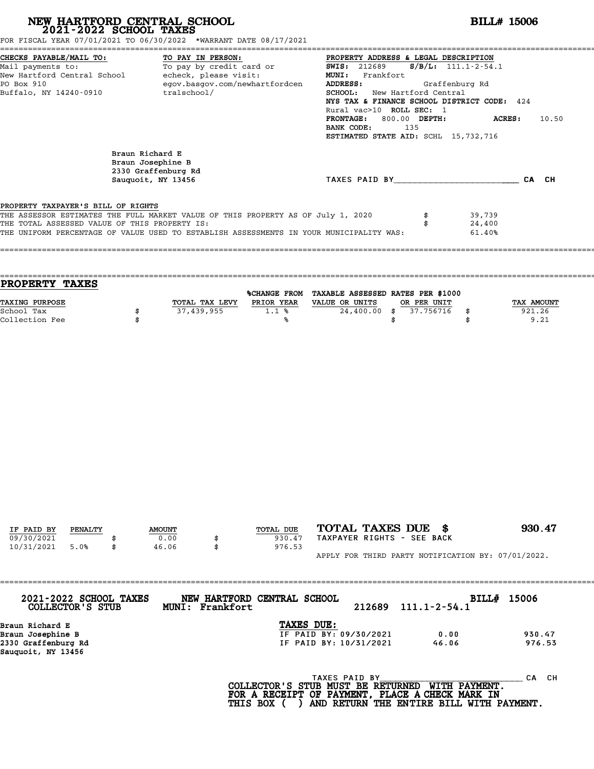# NEW HARTFORD CENTRAL SCHOOL
## 2021-2022 SCHOOL TAXES

**BILL# 15006**

FOR FISCAL YEAR 07/01/2021 TO 06/30/2022 *WARRANT DATE 08/17/2021

**CHECKS PAYABLE/MAIL TO:**
Mail payments to:
New Hartford Central School
PO Box 910
Buffalo, NY 14240-0910

**TO PAY IN PERSON:**
To pay by credit card or
echeck, please visit:
egov.basgov.com/newhartfordcentralschool/

**PROPERTY ADDRESS & LEGAL DESCRIPTION**
**SWIS:** 212689 **S/B/L:** 111.1-2-54.1
**MUNI:** Frankfort
**ADDRESS:** Graffenburg Rd
**SCHOOL:** New Hartford Central
**NYS TAX & FINANCE SCHOOL DISTRICT CODE:** 424
Rural vac>10 **ROLL SEC:** 1
**FRONTAGE:** 800.00 **DEPTH:** **ACRES:** 10.50
**BANK CODE:** 135
**ESTIMATED STATE AID:** SCHL 15,732,716

Braun Richard E
Braun Josephine B
2330 Graffenburg Rd
Sauquoit, NY 13456

TAXES PAID BY________________________ CA CH

PROPERTY TAXPAYER'S BILL OF RIGHTS

THE ASSESSOR ESTIMATES THE FULL MARKET VALUE OF THIS PROPERTY AS OF July 1, 2020 $ 39,739
THE TOTAL ASSESSED VALUE OF THIS PROPERTY IS: $ 24,400
THE UNIFORM PERCENTAGE OF VALUE USED TO ESTABLISH ASSESSMENTS IN YOUR MUNICIPALITY WAS: 61.40%

## PROPERTY TAXES

| TAXING PURPOSE | | TOTAL TAX LEVY | %CHANGE FROM PRIOR YEAR | TAXABLE ASSESSED VALUE OR UNITS | | RATES PER $1000 OR PER UNIT | | TAX AMOUNT |
|---|---|---|---|---|---|---|---|---|
| School Tax | $ | 37,439,955 | 1.1 % | 24,400.00 | $ | 37.756716 | $ | 921.26 |
| Collection Fee | $ | | % | | $ | | $ | 9.21 |

| IF PAID BY | PENALTY | | AMOUNT | | TOTAL DUE |
|---|---|---|---|---|---|
| 09/30/2021 | | $ | 0.00 | $ | 930.47 |
| 10/31/2021 | 5.0% | $ | 46.06 | $ | 976.53 |

**TOTAL TAXES DUE $ 930.47**

TAXPAYER RIGHTS - SEE BACK

APPLY FOR THIRD PARTY NOTIFICATION BY: 07/01/2022.

---

**2021-2022 SCHOOL TAXES**
**COLLECTOR'S STUB**

**NEW HARTFORD CENTRAL SCHOOL**
**MUNI: Frankfort**

212689 111.1-2-54.1

**BILL# 15006**

Braun Richard E
Braun Josephine B
2330 Graffenburg Rd
Sauquoit, NY 13456

**TAXES DUE:**

| | | |
|---|---|---|
| IF PAID BY: 09/30/2021 | 0.00 | 930.47 |
| IF PAID BY: 10/31/2021 | 46.06 | 976.53 |

TAXES PAID BY______________________________ CA CH

**COLLECTOR'S STUB MUST BE RETURNED WITH PAYMENT.**
**FOR A RECEIPT OF PAYMENT, PLACE A CHECK MARK IN**
**THIS BOX ( ) AND RETURN THE ENTIRE BILL WITH PAYMENT.**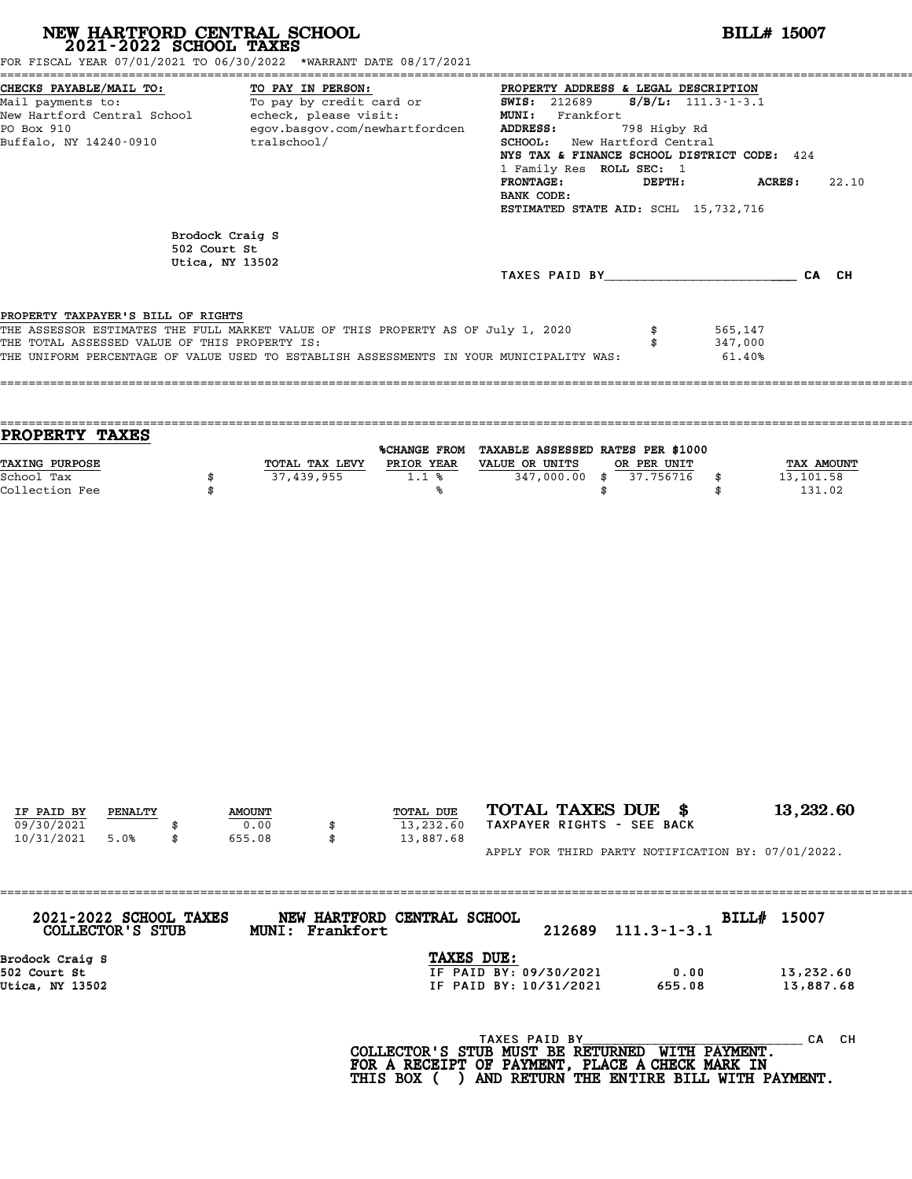# NEW HARTFORD CENTRAL SCHOOL
## 2021-2022 SCHOOL TAXES

**BILL# 15007**

FOR FISCAL YEAR 07/01/2021 TO 06/30/2022 *WARRANT DATE 08/17/2021

**CHECKS PAYABLE/MAIL TO:**
Mail payments to:
New Hartford Central School
PO Box 910
Buffalo, NY 14240-0910

**TO PAY IN PERSON:**
To pay by credit card or echeck, please visit:
egov.basgov.com/newhartfordcentralschool/

**PROPERTY ADDRESS & LEGAL DESCRIPTION**
**SWIS:** 212689 **S/B/L:** 111.3-1-3.1
**MUNI:** Frankfort
**ADDRESS:** 798 Higby Rd
**SCHOOL:** New Hartford Central
**NYS TAX & FINANCE SCHOOL DISTRICT CODE:** 424
1 Family Res **ROLL SEC:** 1
**FRONTAGE:** **DEPTH:** **ACRES:** 22.10
**BANK CODE:**
**ESTIMATED STATE AID:** SCHL 15,732,716

Brodock Craig S
502 Court St
Utica, NY 13502

TAXES PAID BY________________________ CA CH

**PROPERTY TAXPAYER'S BILL OF RIGHTS**

| | | |
|---|---|---|
| THE ASSESSOR ESTIMATES THE FULL MARKET VALUE OF THIS PROPERTY AS OF July 1, 2020 | $ | 565,147 |
| THE TOTAL ASSESSED VALUE OF THIS PROPERTY IS: | $ | 347,000 |
| THE UNIFORM PERCENTAGE OF VALUE USED TO ESTABLISH ASSESSMENTS IN YOUR MUNICIPALITY WAS: | | 61.40% |

## PROPERTY TAXES

| TAXING PURPOSE | | TOTAL TAX LEVY | %CHANGE FROM PRIOR YEAR | TAXABLE ASSESSED VALUE OR UNITS | | RATES PER $1000 OR PER UNIT | | TAX AMOUNT |
|---|---|---|---|---|---|---|---|---|
| School Tax | $ | 37,439,955 | 1.1 % | 347,000.00 | $ | 37.756716 | $ | 13,101.58 |
| Collection Fee | $ | | % | | $ | | $ | 131.02 |

| IF PAID BY | PENALTY | | AMOUNT | | TOTAL DUE |
|---|---|---|---|---|---|
| 09/30/2021 | | $ | 0.00 | $ | 13,232.60 |
| 10/31/2021 | 5.0% | $ | 655.08 | $ | 13,887.68 |

**TOTAL TAXES DUE $ 13,232.60**

TAXPAYER RIGHTS - SEE BACK

APPLY FOR THIRD PARTY NOTIFICATION BY: 07/01/2022.

---

**2021-2022 SCHOOL TAXES COLLECTOR'S STUB** **NEW HARTFORD CENTRAL SCHOOL MUNI: Frankfort** 212689 111.3-1-3.1 **BILL# 15007**

Brodock Craig S
502 Court St
Utica, NY 13502

**TAXES DUE:**

| | | |
|---|---|---|
| IF PAID BY: 09/30/2021 | 0.00 | 13,232.60 |
| IF PAID BY: 10/31/2021 | 655.08 | 13,887.68 |

TAXES PAID BY_____________________________ CA CH

**COLLECTOR'S STUB MUST BE RETURNED WITH PAYMENT.**
**FOR A RECEIPT OF PAYMENT, PLACE A CHECK MARK IN THIS BOX ( ) AND RETURN THE ENTIRE BILL WITH PAYMENT.**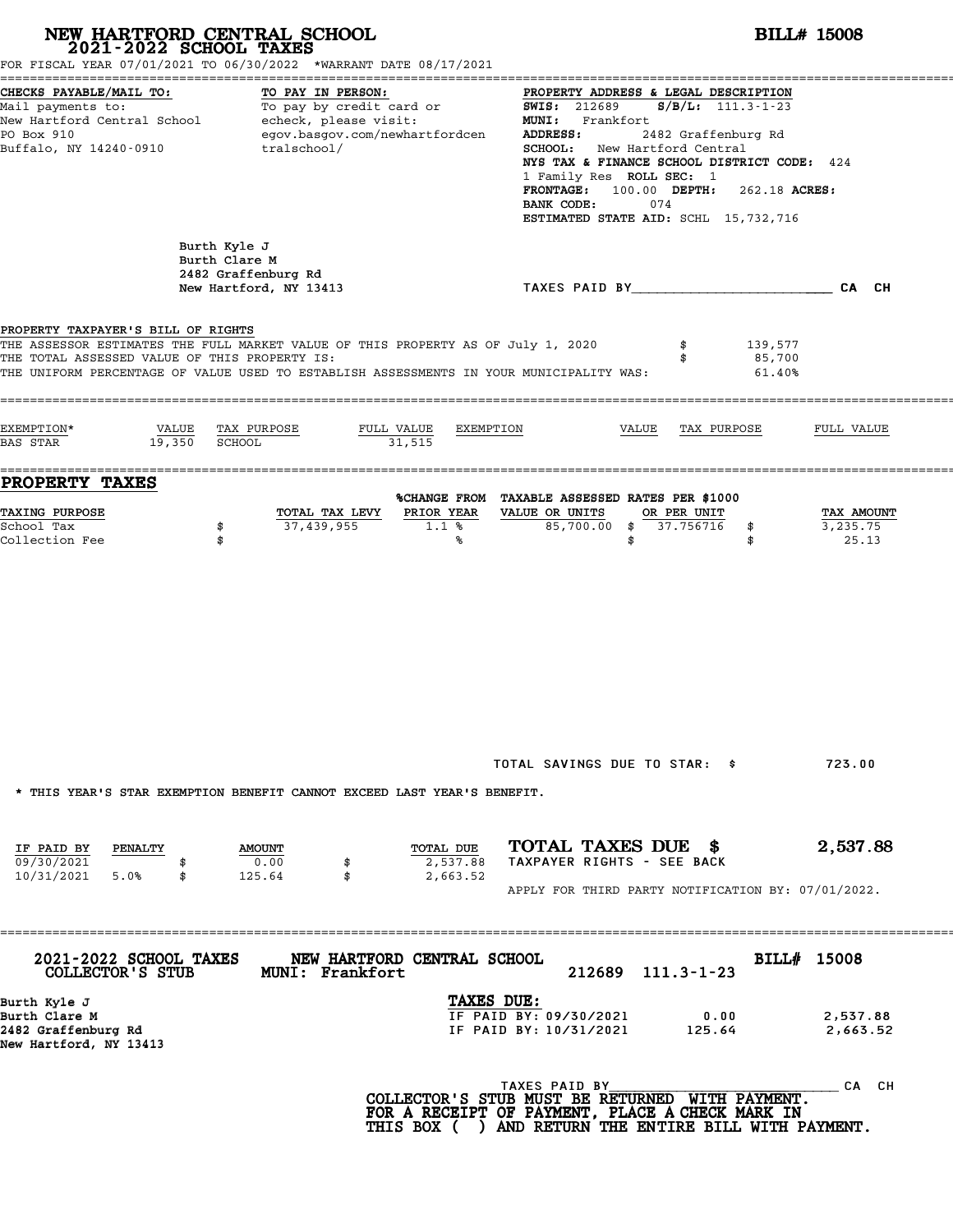# NEW HARTFORD CENTRAL SCHOOL
## 2021-2022 SCHOOL TAXES

**BILL# 15008**

FOR FISCAL YEAR 07/01/2021 TO 06/30/2022 *WARRANT DATE 08/17/2021

**CHECKS PAYABLE/MAIL TO:**
Mail payments to:
New Hartford Central School
PO Box 910
Buffalo, NY 14240-0910

**TO PAY IN PERSON:**
To pay by credit card or echeck, please visit:
egov.basgov.com/newhartfordcentralschool/

**PROPERTY ADDRESS & LEGAL DESCRIPTION**
**SWIS:** 212689 **S/B/L:** 111.3-1-23
**MUNI:** Frankfort
**ADDRESS:** 2482 Graffenburg Rd
**SCHOOL:** New Hartford Central
**NYS TAX & FINANCE SCHOOL DISTRICT CODE:** 424
1 Family Res **ROLL SEC:** 1
**FRONTAGE:** 100.00 **DEPTH:** 262.18 **ACRES:**
**BANK CODE:** 074
**ESTIMATED STATE AID:** SCHL 15,732,716

Burth Kyle J
Burth Clare M
2482 Graffenburg Rd
New Hartford, NY 13413

TAXES PAID BY________________________ CA CH

**PROPERTY TAXPAYER'S BILL OF RIGHTS**

THE ASSESSOR ESTIMATES THE FULL MARKET VALUE OF THIS PROPERTY AS OF July 1, 2020 $ 139,577
THE TOTAL ASSESSED VALUE OF THIS PROPERTY IS: $ 85,700
THE UNIFORM PERCENTAGE OF VALUE USED TO ESTABLISH ASSESSMENTS IN YOUR MUNICIPALITY WAS: 61.40%

| EXEMPTION* | VALUE | TAX PURPOSE | FULL VALUE | EXEMPTION | VALUE | TAX PURPOSE | FULL VALUE |
|---|---|---|---|---|---|---|---|
| BAS STAR | 19,350 | SCHOOL | 31,515 | | | | |

## PROPERTY TAXES

| TAXING PURPOSE | TOTAL TAX LEVY | %CHANGE FROM PRIOR YEAR | TAXABLE ASSESSED VALUE OR UNITS | RATES PER $1000 OR PER UNIT | TAX AMOUNT |
|---|---|---|---|---|---|
| School Tax | $ 37,439,955 | 1.1 % | 85,700.00 | $ 37.756716 | $ 3,235.75 |
| Collection Fee | $ | % | | $ | $ 25.13 |

TOTAL SAVINGS DUE TO STAR: $ 723.00

* THIS YEAR'S STAR EXEMPTION BENEFIT CANNOT EXCEED LAST YEAR'S BENEFIT.

| IF PAID BY | PENALTY | AMOUNT | TOTAL DUE |
|---|---|---|---|
| 09/30/2021 | | $ 0.00 | $ 2,537.88 |
| 10/31/2021 | 5.0% | $ 125.64 | $ 2,663.52 |

**TOTAL TAXES DUE $ 2,537.88**
TAXPAYER RIGHTS - SEE BACK

APPLY FOR THIRD PARTY NOTIFICATION BY: 07/01/2022.

---

**2021-2022 SCHOOL TAXES** **NEW HARTFORD CENTRAL SCHOOL** **BILL# 15008**
**COLLECTOR'S STUB** **MUNI: Frankfort** 212689 111.3-1-23

Burth Kyle J
Burth Clare M
2482 Graffenburg Rd
New Hartford, NY 13413

**TAXES DUE:**

| | | |
|---|---|---|
| IF PAID BY: 09/30/2021 | 0.00 | 2,537.88 |
| IF PAID BY: 10/31/2021 | 125.64 | 2,663.52 |

TAXES PAID BY______________________________ CA CH

**COLLECTOR'S STUB MUST BE RETURNED WITH PAYMENT.**
**FOR A RECEIPT OF PAYMENT, PLACE A CHECK MARK IN THIS BOX ( ) AND RETURN THE ENTIRE BILL WITH PAYMENT.**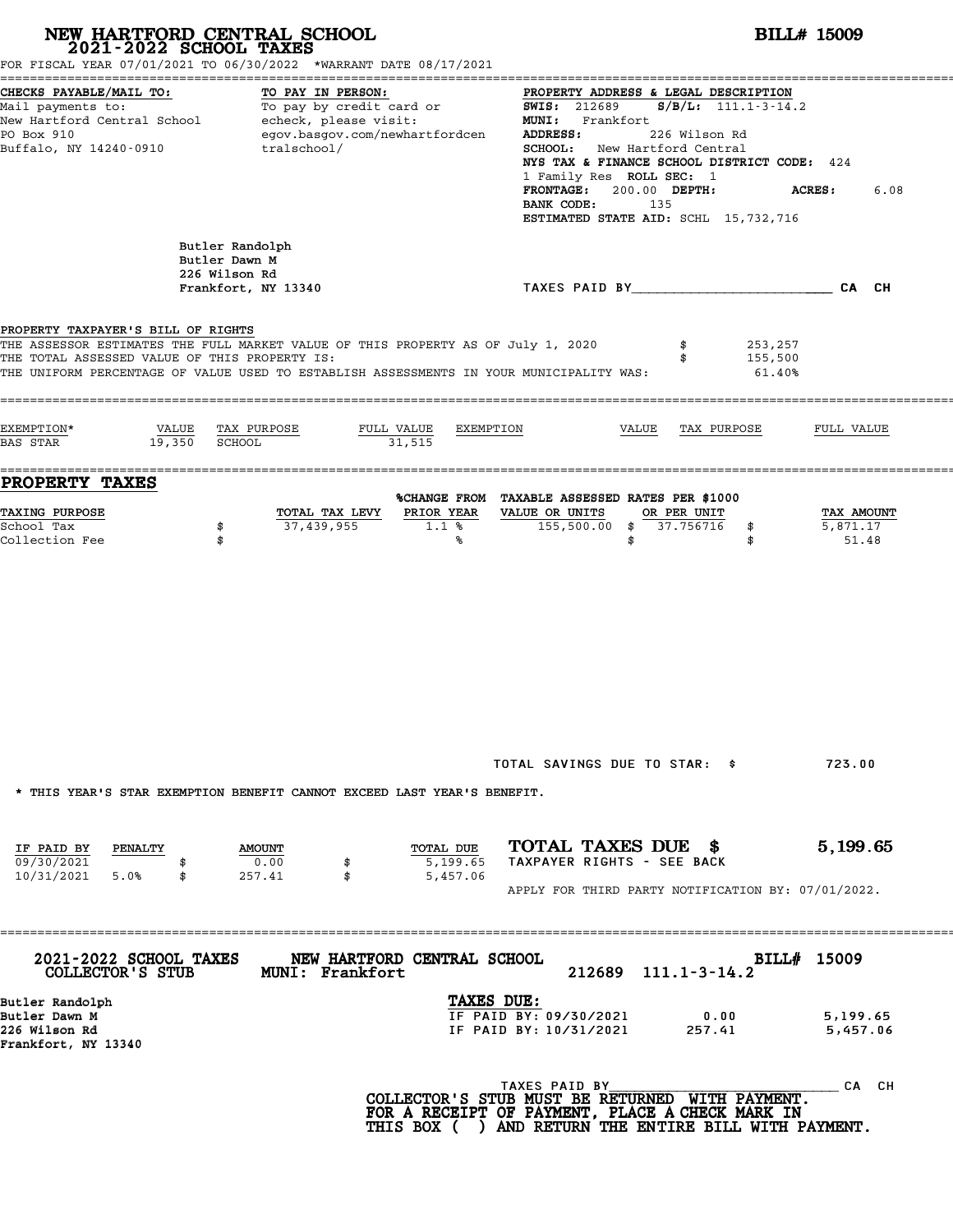# NEW HARTFORD CENTRAL SCHOOL
## 2021-2022 SCHOOL TAXES

**BILL# 15009**

FOR FISCAL YEAR 07/01/2021 TO 06/30/2022 *WARRANT DATE 08/17/2021

**CHECKS PAYABLE/MAIL TO:**
Mail payments to:
New Hartford Central School
PO Box 910
Buffalo, NY 14240-0910

**TO PAY IN PERSON:**
To pay by credit card or
echeck, please visit:
egov.basgov.com/newhartfordcentralschool/

**PROPERTY ADDRESS & LEGAL DESCRIPTION**
**SWIS:** 212689 **S/B/L:** 111.1-3-14.2
**MUNI:** Frankfort
**ADDRESS:** 226 Wilson Rd
**SCHOOL:** New Hartford Central
**NYS TAX & FINANCE SCHOOL DISTRICT CODE:** 424
1 Family Res **ROLL SEC:** 1
**FRONTAGE:** 200.00 **DEPTH:** **ACRES:** 6.08
**BANK CODE:** 135
**ESTIMATED STATE AID:** SCHL 15,732,716

Butler Randolph
Butler Dawn M
226 Wilson Rd
Frankfort, NY 13340

TAXES PAID BY________________________ CA CH

**PROPERTY TAXPAYER'S BILL OF RIGHTS**

THE ASSESSOR ESTIMATES THE FULL MARKET VALUE OF THIS PROPERTY AS OF July 1, 2020 $ 253,257
THE TOTAL ASSESSED VALUE OF THIS PROPERTY IS: $ 155,500
THE UNIFORM PERCENTAGE OF VALUE USED TO ESTABLISH ASSESSMENTS IN YOUR MUNICIPALITY WAS: 61.40%

| EXEMPTION* | VALUE | TAX PURPOSE | FULL VALUE | EXEMPTION | VALUE | TAX PURPOSE | FULL VALUE |
|---|---|---|---|---|---|---|---|
| BAS STAR | 19,350 | SCHOOL | 31,515 | | | | |

## PROPERTY TAXES

| TAXING PURPOSE | | TOTAL TAX LEVY | %CHANGE FROM PRIOR YEAR | TAXABLE ASSESSED VALUE OR UNITS | RATES PER $1000 OR PER UNIT | | TAX AMOUNT |
|---|---|---|---|---|---|---|---|
| School Tax | $ | 37,439,955 | 1.1 % | 155,500.00 | $ 37.756716 | $ | 5,871.17 |
| Collection Fee | $ | | % | | $ | $ | 51.48 |

TOTAL SAVINGS DUE TO STAR: $ 723.00

* THIS YEAR'S STAR EXEMPTION BENEFIT CANNOT EXCEED LAST YEAR'S BENEFIT.

| IF PAID BY | PENALTY | | AMOUNT | | TOTAL DUE |
|---|---|---|---|---|---|
| 09/30/2021 | | $ | 0.00 | $ | 5,199.65 |
| 10/31/2021 | 5.0% | $ | 257.41 | $ | 5,457.06 |

**TOTAL TAXES DUE $ 5,199.65**
TAXPAYER RIGHTS - SEE BACK

APPLY FOR THIRD PARTY NOTIFICATION BY: 07/01/2022.

---

**2021-2022 SCHOOL TAXES** **NEW HARTFORD CENTRAL SCHOOL** **BILL# 15009**
**COLLECTOR'S STUB** **MUNI: Frankfort** 212689 111.1-3-14.2

Butler Randolph
Butler Dawn M
226 Wilson Rd
Frankfort, NY 13340

**TAXES DUE:**

| | | |
|---|---|---|
| IF PAID BY: 09/30/2021 | 0.00 | 5,199.65 |
| IF PAID BY: 10/31/2021 | 257.41 | 5,457.06 |

TAXES PAID BY______________________________ CA CH

**COLLECTOR'S STUB MUST BE RETURNED WITH PAYMENT.**
**FOR A RECEIPT OF PAYMENT, PLACE A CHECK MARK IN THIS BOX ( ) AND RETURN THE ENTIRE BILL WITH PAYMENT.**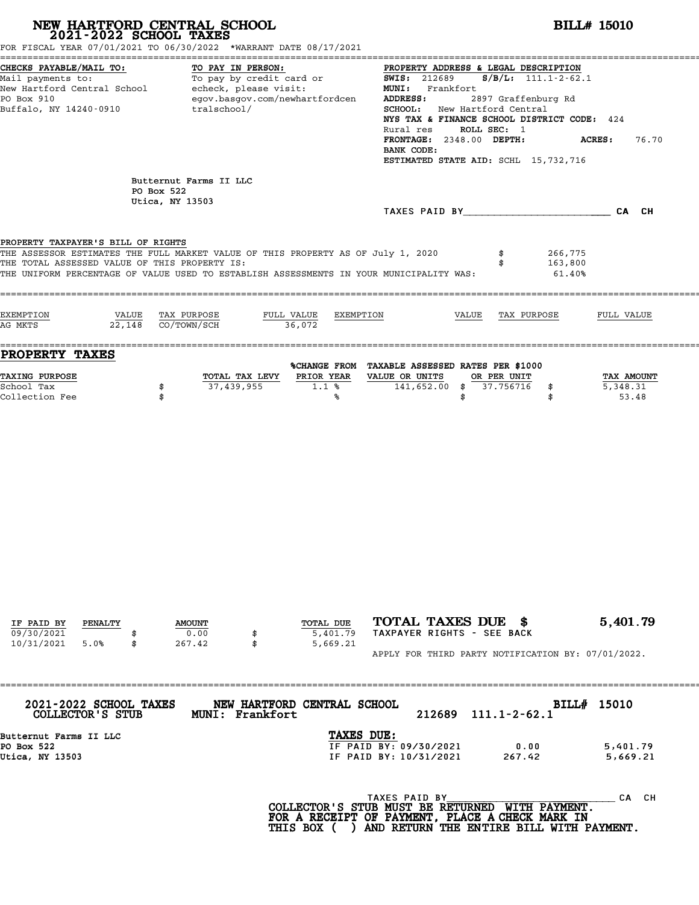# NEW HARTFORD CENTRAL SCHOOL
## 2021-2022 SCHOOL TAXES

**BILL# 15010**

FOR FISCAL YEAR 07/01/2021 TO 06/30/2022 *WARRANT DATE 08/17/2021

**CHECKS PAYABLE/MAIL TO:**
Mail payments to:
New Hartford Central School
PO Box 910
Buffalo, NY 14240-0910

**TO PAY IN PERSON:**
To pay by credit card or echeck, please visit:
egov.basgov.com/newhartfordcentralschool/

**PROPERTY ADDRESS & LEGAL DESCRIPTION**
**SWIS:** 212689 **S/B/L:** 111.1-2-62.1
**MUNI:** Frankfort
**ADDRESS:** 2897 Graffenburg Rd
**SCHOOL:** New Hartford Central
**NYS TAX & FINANCE SCHOOL DISTRICT CODE:** 424
Rural res **ROLL SEC:** 1
**FRONTAGE:** 2348.00 **DEPTH:** **ACRES:** 76.70
**BANK CODE:**
**ESTIMATED STATE AID:** SCHL 15,732,716

Butternut Farms II LLC
PO Box 522
Utica, NY 13503

TAXES PAID BY________________________ CA CH

**PROPERTY TAXPAYER'S BILL OF RIGHTS**

THE ASSESSOR ESTIMATES THE FULL MARKET VALUE OF THIS PROPERTY AS OF July 1, 2020 $ 266,775
THE TOTAL ASSESSED VALUE OF THIS PROPERTY IS: $ 163,800
THE UNIFORM PERCENTAGE OF VALUE USED TO ESTABLISH ASSESSMENTS IN YOUR MUNICIPALITY WAS: 61.40%

| EXEMPTION | VALUE | TAX PURPOSE | FULL VALUE | EXEMPTION | VALUE | TAX PURPOSE | FULL VALUE |
|---|---|---|---|---|---|---|---|
| AG MKTS | 22,148 | CO/TOWN/SCH | 36,072 | | | | |

## PROPERTY TAXES

| TAXING PURPOSE | TOTAL TAX LEVY | %CHANGE FROM PRIOR YEAR | TAXABLE ASSESSED VALUE OR UNITS | RATES PER $1000 OR PER UNIT | TAX AMOUNT |
|---|---|---|---|---|---|
| School Tax | $ 37,439,955 | 1.1 % | 141,652.00 | $ 37.756716 | $ 5,348.31 |
| Collection Fee | $ | % | | $ | $ 53.48 |

| IF PAID BY | PENALTY | AMOUNT | TOTAL DUE |
|---|---|---|---|
| 09/30/2021 | | $ 0.00 | $ 5,401.79 |
| 10/31/2021 | 5.0% | $ 267.42 | $ 5,669.21 |

**TOTAL TAXES DUE $ 5,401.79**

TAXPAYER RIGHTS - SEE BACK

APPLY FOR THIRD PARTY NOTIFICATION BY: 07/01/2022.

---

**2021-2022 SCHOOL TAXES** **NEW HARTFORD CENTRAL SCHOOL** **BILL# 15010**
**COLLECTOR'S STUB** **MUNI: Frankfort** 212689 111.1-2-62.1

Butternut Farms II LLC
PO Box 522
Utica, NY 13503

**TAXES DUE:**

| | | |
|---|---|---|
| IF PAID BY: 09/30/2021 | 0.00 | 5,401.79 |
| IF PAID BY: 10/31/2021 | 267.42 | 5,669.21 |

TAXES PAID BY______________________________ CA CH

**COLLECTOR'S STUB MUST BE RETURNED WITH PAYMENT.**
**FOR A RECEIPT OF PAYMENT, PLACE A CHECK MARK IN**
**THIS BOX ( ) AND RETURN THE ENTIRE BILL WITH PAYMENT.**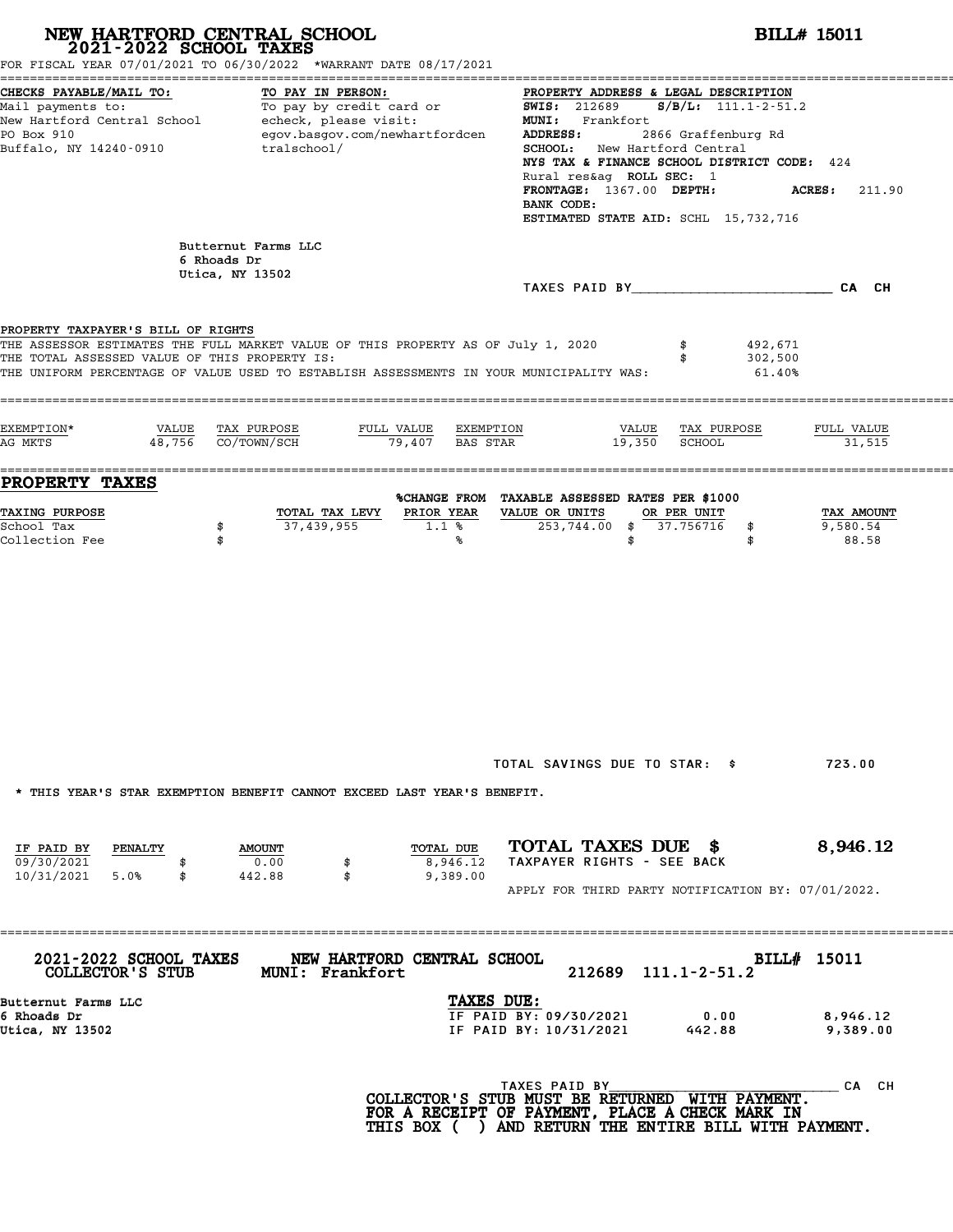# NEW HARTFORD CENTRAL SCHOOL
## 2021-2022 SCHOOL TAXES

**BILL# 15011**

FOR FISCAL YEAR 07/01/2021 TO 06/30/2022 *WARRANT DATE 08/17/2021

**CHECKS PAYABLE/MAIL TO:**
Mail payments to:
New Hartford Central School
PO Box 910
Buffalo, NY 14240-0910

**TO PAY IN PERSON:**
To pay by credit card or
echeck, please visit:
egov.basgov.com/newhartfordcentralschool/

**PROPERTY ADDRESS & LEGAL DESCRIPTION**
**SWIS:** 212689 **S/B/L:** 111.1-2-51.2
**MUNI:** Frankfort
**ADDRESS:** 2866 Graffenburg Rd
**SCHOOL:** New Hartford Central
**NYS TAX & FINANCE SCHOOL DISTRICT CODE:** 424
Rural res&ag **ROLL SEC:** 1
**FRONTAGE:** 1367.00 **DEPTH:** **ACRES:** 211.90
**BANK CODE:**
**ESTIMATED STATE AID:** SCHL 15,732,716

Butternut Farms LLC
6 Rhoads Dr
Utica, NY 13502

TAXES PAID BY________________________ CA CH

**PROPERTY TAXPAYER'S BILL OF RIGHTS**

THE ASSESSOR ESTIMATES THE FULL MARKET VALUE OF THIS PROPERTY AS OF July 1, 2020 $ 492,671
THE TOTAL ASSESSED VALUE OF THIS PROPERTY IS: $ 302,500
THE UNIFORM PERCENTAGE OF VALUE USED TO ESTABLISH ASSESSMENTS IN YOUR MUNICIPALITY WAS: 61.40%

| EXEMPTION* | VALUE | TAX PURPOSE | FULL VALUE | EXEMPTION | VALUE | TAX PURPOSE | FULL VALUE |
|---|---|---|---|---|---|---|---|
| AG MKTS | 48,756 | CO/TOWN/SCH | 79,407 | BAS STAR | 19,350 | SCHOOL | 31,515 |

## PROPERTY TAXES

| TAXING PURPOSE | TOTAL TAX LEVY | %CHANGE FROM PRIOR YEAR | TAXABLE ASSESSED VALUE OR UNITS | RATES PER $1000 OR PER UNIT | TAX AMOUNT |
|---|---|---|---|---|---|
| School Tax | $ 37,439,955 | 1.1 % | 253,744.00 | $ 37.756716 | $ 9,580.54 |
| Collection Fee | $ | % | | $ | $ 88.58 |

TOTAL SAVINGS DUE TO STAR: $ 723.00

* THIS YEAR'S STAR EXEMPTION BENEFIT CANNOT EXCEED LAST YEAR'S BENEFIT.

| IF PAID BY | PENALTY | AMOUNT | TOTAL DUE |
|---|---|---|---|
| 09/30/2021 | | $ 0.00 | $ 8,946.12 |
| 10/31/2021 | 5.0% | $ 442.88 | $ 9,389.00 |

**TOTAL TAXES DUE $ 8,946.12**
TAXPAYER RIGHTS - SEE BACK

APPLY FOR THIRD PARTY NOTIFICATION BY: 07/01/2022.

---

**2021-2022 SCHOOL TAXES COLLECTOR'S STUB** — **NEW HARTFORD CENTRAL SCHOOL MUNI: Frankfort** — 212689 111.1-2-51.2 — **BILL# 15011**

Butternut Farms LLC
6 Rhoads Dr
Utica, NY 13502

**TAXES DUE:**

| | | |
|---|---|---|
| IF PAID BY: 09/30/2021 | 0.00 | 8,946.12 |
| IF PAID BY: 10/31/2021 | 442.88 | 9,389.00 |

TAXES PAID BY____________________________ CA CH

**COLLECTOR'S STUB MUST BE RETURNED WITH PAYMENT.**
**FOR A RECEIPT OF PAYMENT, PLACE A CHECK MARK IN**
**THIS BOX ( ) AND RETURN THE ENTIRE BILL WITH PAYMENT.**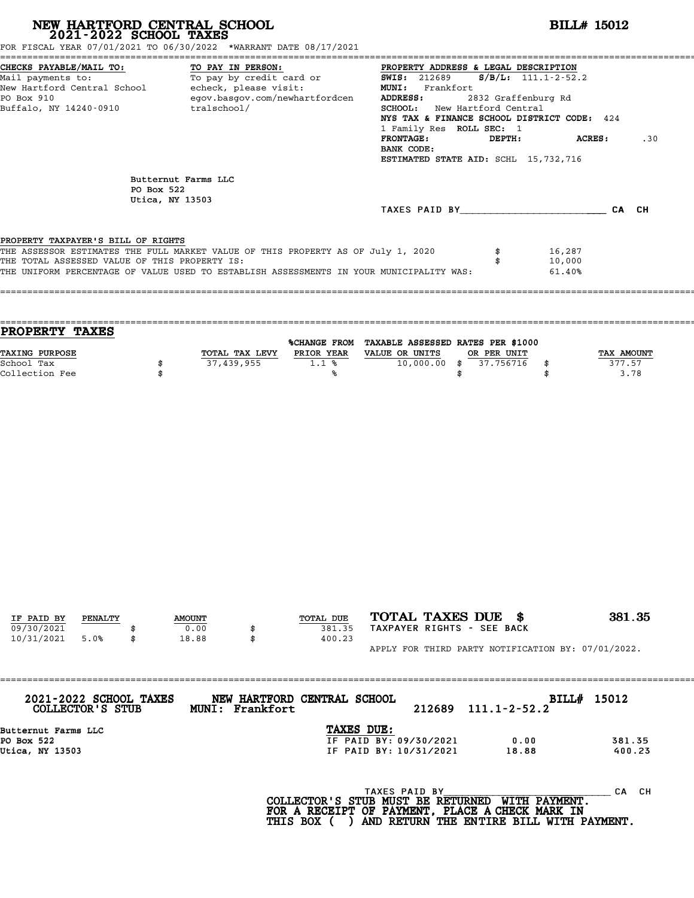# NEW HARTFORD CENTRAL SCHOOL
## 2021-2022 SCHOOL TAXES

**BILL# 15012**

FOR FISCAL YEAR 07/01/2021 TO 06/30/2022 \*WARRANT DATE 08/17/2021

**CHECKS PAYABLE/MAIL TO:**
Mail payments to:
New Hartford Central School
PO Box 910
Buffalo, NY 14240-0910

**TO PAY IN PERSON:**
To pay by credit card or echeck, please visit:
egov.basgov.com/newhartfordcentralschool/

**PROPERTY ADDRESS & LEGAL DESCRIPTION**
**SWIS:** 212689 **S/B/L:** 111.1-2-52.2
**MUNI:** Frankfort
**ADDRESS:** 2832 Graffenburg Rd
**SCHOOL:** New Hartford Central
**NYS TAX & FINANCE SCHOOL DISTRICT CODE:** 424
1 Family Res **ROLL SEC:** 1
**FRONTAGE:** **DEPTH:** **ACRES:** .30
**BANK CODE:**
**ESTIMATED STATE AID:** SCHL 15,732,716

Butternut Farms LLC
PO Box 522
Utica, NY 13503

TAXES PAID BY\_\_\_\_\_\_\_\_\_\_\_\_\_\_\_\_\_\_\_\_\_\_\_\_ CA CH

PROPERTY TAXPAYER'S BILL OF RIGHTS

| | | |
|---|---|---|
| THE ASSESSOR ESTIMATES THE FULL MARKET VALUE OF THIS PROPERTY AS OF July 1, 2020 | $ | 16,287 |
| THE TOTAL ASSESSED VALUE OF THIS PROPERTY IS: | $ | 10,000 |
| THE UNIFORM PERCENTAGE OF VALUE USED TO ESTABLISH ASSESSMENTS IN YOUR MUNICIPALITY WAS: | | 61.40% |

## PROPERTY TAXES

| TAXING PURPOSE | | TOTAL TAX LEVY | %CHANGE FROM PRIOR YEAR | TAXABLE ASSESSED VALUE OR UNITS | | RATES PER $1000 OR PER UNIT | | TAX AMOUNT |
|---|---|---|---|---|---|---|---|---|
| School Tax | $ | 37,439,955 | 1.1 % | 10,000.00 | $ | 37.756716 | $ | 377.57 |
| Collection Fee | $ | | % | | $ | | $ | 3.78 |

| IF PAID BY | PENALTY | | AMOUNT | | TOTAL DUE |
|---|---|---|---|---|---|
| 09/30/2021 | | $ | 0.00 | $ | 381.35 |
| 10/31/2021 | 5.0% | $ | 18.88 | $ | 400.23 |

**TOTAL TAXES DUE $ 381.35**
TAXPAYER RIGHTS - SEE BACK

APPLY FOR THIRD PARTY NOTIFICATION BY: 07/01/2022.

---

**2021-2022 SCHOOL TAXES COLLECTOR'S STUB** **NEW HARTFORD CENTRAL SCHOOL MUNI: Frankfort** 212689 111.1-2-52.2 **BILL# 15012**

Butternut Farms LLC
PO Box 522
Utica, NY 13503

**TAXES DUE:**

| | | |
|---|---|---|
| IF PAID BY: 09/30/2021 | 0.00 | 381.35 |
| IF PAID BY: 10/31/2021 | 18.88 | 400.23 |

TAXES PAID BY\_\_\_\_\_\_\_\_\_\_\_\_\_\_\_\_\_\_\_\_\_\_\_\_ CA CH

COLLECTOR'S STUB MUST BE RETURNED WITH PAYMENT.
FOR A RECEIPT OF PAYMENT, PLACE A CHECK MARK IN THIS BOX ( ) AND RETURN THE ENTIRE BILL WITH PAYMENT.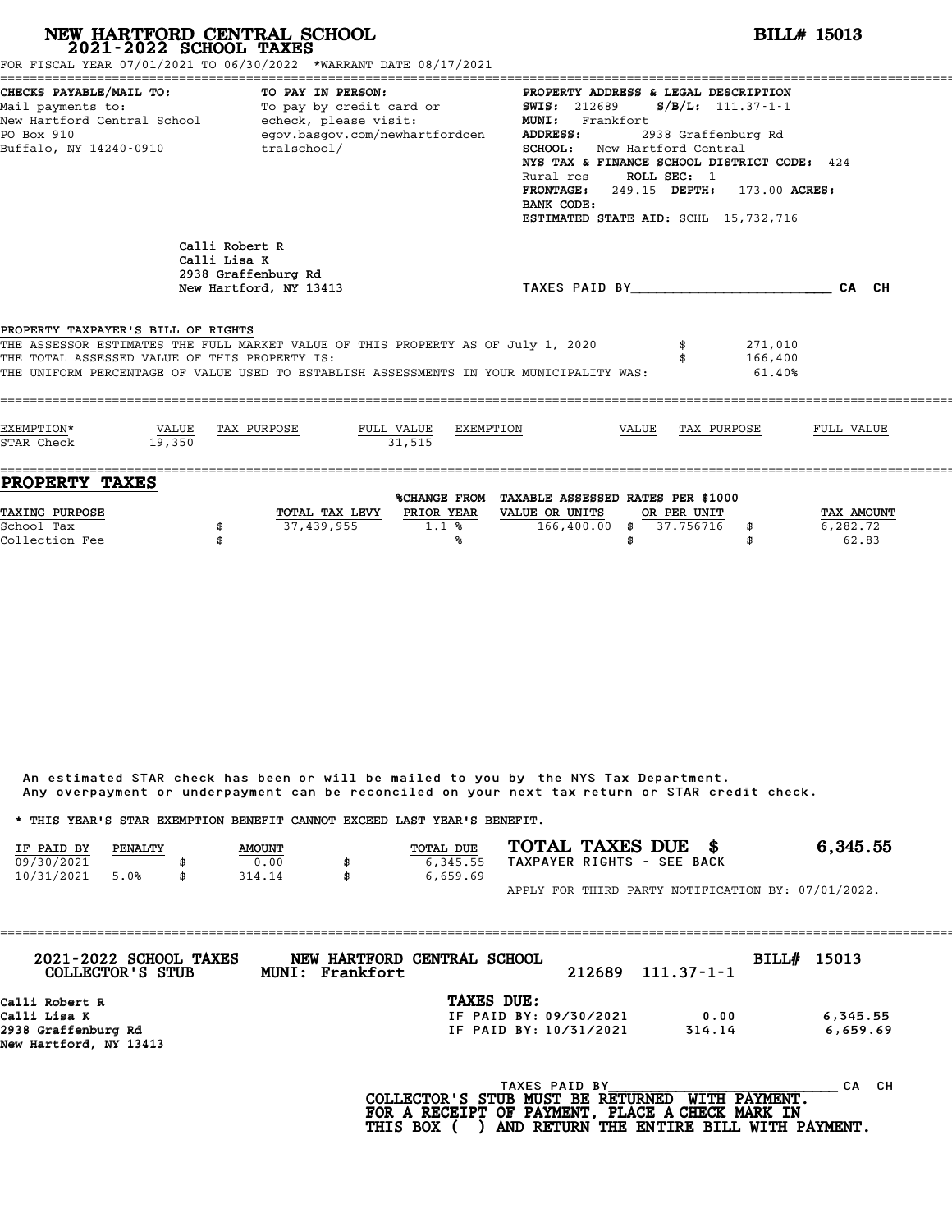# NEW HARTFORD CENTRAL SCHOOL
## 2021-2022 SCHOOL TAXES

**BILL# 15013**

FOR FISCAL YEAR 07/01/2021 TO 06/30/2022 *WARRANT DATE 08/17/2021

**CHECKS PAYABLE/MAIL TO:**
Mail payments to:
New Hartford Central School
PO Box 910
Buffalo, NY 14240-0910

**TO PAY IN PERSON:**
To pay by credit card or echeck, please visit:
egov.basgov.com/newhartfordcentralschool/

**PROPERTY ADDRESS & LEGAL DESCRIPTION**
**SWIS:** 212689 **S/B/L:** 111.37-1-1
**MUNI:** Frankfort
**ADDRESS:** 2938 Graffenburg Rd
**SCHOOL:** New Hartford Central
**NYS TAX & FINANCE SCHOOL DISTRICT CODE:** 424
Rural res **ROLL SEC:** 1
**FRONTAGE:** 249.15 **DEPTH:** 173.00 **ACRES:**
**BANK CODE:**
**ESTIMATED STATE AID:** SCHL 15,732,716

Calli Robert R
Calli Lisa K
2938 Graffenburg Rd
New Hartford, NY 13413

TAXES PAID BY________________________ CA CH

**PROPERTY TAXPAYER'S BILL OF RIGHTS**

THE ASSESSOR ESTIMATES THE FULL MARKET VALUE OF THIS PROPERTY AS OF July 1, 2020 $ 271,010
THE TOTAL ASSESSED VALUE OF THIS PROPERTY IS: $ 166,400
THE UNIFORM PERCENTAGE OF VALUE USED TO ESTABLISH ASSESSMENTS IN YOUR MUNICIPALITY WAS: 61.40%

| EXEMPTION* | VALUE | TAX PURPOSE | FULL VALUE | EXEMPTION | VALUE | TAX PURPOSE | FULL VALUE |
|---|---|---|---|---|---|---|---|
| STAR Check | 19,350 | | 31,515 | | | | |

## PROPERTY TAXES

| TAXING PURPOSE | | TOTAL TAX LEVY | %CHANGE FROM PRIOR YEAR | TAXABLE ASSESSED VALUE OR UNITS | RATES PER $1000 OR PER UNIT | | TAX AMOUNT |
|---|---|---|---|---|---|---|---|
| School Tax | $ | 37,439,955 | 1.1 % | 166,400.00 | $ 37.756716 | $ | 6,282.72 |
| Collection Fee | $ | | % | | $ | $ | 62.83 |

An estimated STAR check has been or will be mailed to you by the NYS Tax Department.
Any overpayment or underpayment can be reconciled on your next tax return or STAR credit check.

* THIS YEAR'S STAR EXEMPTION BENEFIT CANNOT EXCEED LAST YEAR'S BENEFIT.

| IF PAID BY | PENALTY | AMOUNT | TOTAL DUE |
|---|---|---|---|
| 09/30/2021 | | $ 0.00 | $ 6,345.55 |
| 10/31/2021 | 5.0% | $ 314.14 | $ 6,659.69 |

**TOTAL TAXES DUE $ 6,345.55**
TAXPAYER RIGHTS - SEE BACK

APPLY FOR THIRD PARTY NOTIFICATION BY: 07/01/2022.

---

**2021-2022 SCHOOL TAXES COLLECTOR'S STUB** — **NEW HARTFORD CENTRAL SCHOOL MUNI: Frankfort** — 212689 111.37-1-1 — **BILL# 15013**

Calli Robert R
Calli Lisa K
2938 Graffenburg Rd
New Hartford, NY 13413

**TAXES DUE:**

| | | |
|---|---|---|
| IF PAID BY: 09/30/2021 | 0.00 | 6,345.55 |
| IF PAID BY: 10/31/2021 | 314.14 | 6,659.69 |

TAXES PAID BY____________________________ CA CH

**COLLECTOR'S STUB MUST BE RETURNED WITH PAYMENT.
FOR A RECEIPT OF PAYMENT, PLACE A CHECK MARK IN
THIS BOX ( ) AND RETURN THE ENTIRE BILL WITH PAYMENT.**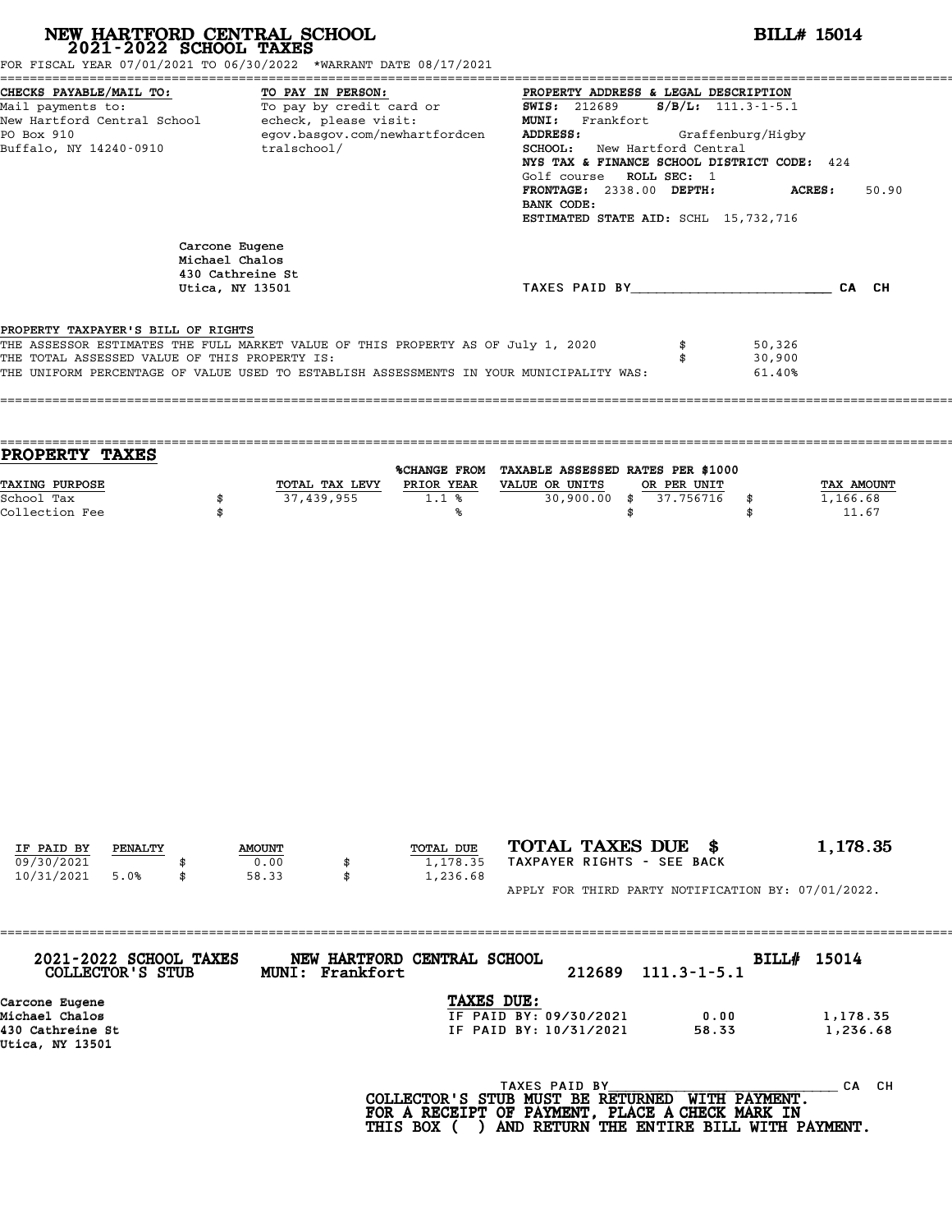# NEW HARTFORD CENTRAL SCHOOL
## 2021-2022 SCHOOL TAXES

**BILL# 15014**

FOR FISCAL YEAR 07/01/2021 TO 06/30/2022 *WARRANT DATE 08/17/2021

**CHECKS PAYABLE/MAIL TO:**
Mail payments to:
New Hartford Central School
PO Box 910
Buffalo, NY 14240-0910

**TO PAY IN PERSON:**
To pay by credit card or echeck, please visit:
egov.basgov.com/newhartfordcentralschool/

**PROPERTY ADDRESS & LEGAL DESCRIPTION**
**SWIS:** 212689 **S/B/L:** 111.3-1-5.1
**MUNI:** Frankfort
**ADDRESS:** Graffenburg/Higby
**SCHOOL:** New Hartford Central
**NYS TAX & FINANCE SCHOOL DISTRICT CODE:** 424
Golf course **ROLL SEC:** 1
**FRONTAGE:** 2338.00 **DEPTH:** **ACRES:** 50.90
**BANK CODE:**
**ESTIMATED STATE AID:** SCHL 15,732,716

Carcone Eugene
Michael Chalos
430 Cathreine St
Utica, NY 13501

TAXES PAID BY________________________ CA CH

PROPERTY TAXPAYER'S BILL OF RIGHTS

| | | |
|---|---|---|
| THE ASSESSOR ESTIMATES THE FULL MARKET VALUE OF THIS PROPERTY AS OF July 1, 2020 | $ | 50,326 |
| THE TOTAL ASSESSED VALUE OF THIS PROPERTY IS: | $ | 30,900 |
| THE UNIFORM PERCENTAGE OF VALUE USED TO ESTABLISH ASSESSMENTS IN YOUR MUNICIPALITY WAS: | | 61.40% |

## PROPERTY TAXES

| TAXING PURPOSE | TOTAL TAX LEVY | %CHANGE FROM PRIOR YEAR | TAXABLE ASSESSED VALUE OR UNITS | RATES PER $1000 OR PER UNIT | TAX AMOUNT |
|---|---|---|---|---|---|
| School Tax | $ 37,439,955 | 1.1 % | 30,900.00 | $ 37.756716 | $ 1,166.68 |
| Collection Fee | $ | % | | $ | $ 11.67 |

| IF PAID BY | PENALTY | AMOUNT | TOTAL DUE |
|---|---|---|---|
| 09/30/2021 | | $ 0.00 | $ 1,178.35 |
| 10/31/2021 | 5.0% | $ 58.33 | $ 1,236.68 |

**TOTAL TAXES DUE $ 1,178.35**
TAXPAYER RIGHTS - SEE BACK

APPLY FOR THIRD PARTY NOTIFICATION BY: 07/01/2022.

**2021-2022 SCHOOL TAXES COLLECTOR'S STUB** **NEW HARTFORD CENTRAL SCHOOL** **MUNI: Frankfort** 212689 111.3-1-5.1 **BILL# 15014**

Carcone Eugene
Michael Chalos
430 Cathreine St
Utica, NY 13501

**TAXES DUE:**

| | | |
|---|---|---|
| IF PAID BY: 09/30/2021 | 0.00 | 1,178.35 |
| IF PAID BY: 10/31/2021 | 58.33 | 1,236.68 |

TAXES PAID BY____________________________ CA CH

**COLLECTOR'S STUB MUST BE RETURNED WITH PAYMENT. FOR A RECEIPT OF PAYMENT, PLACE A CHECK MARK IN THIS BOX ( ) AND RETURN THE ENTIRE BILL WITH PAYMENT.**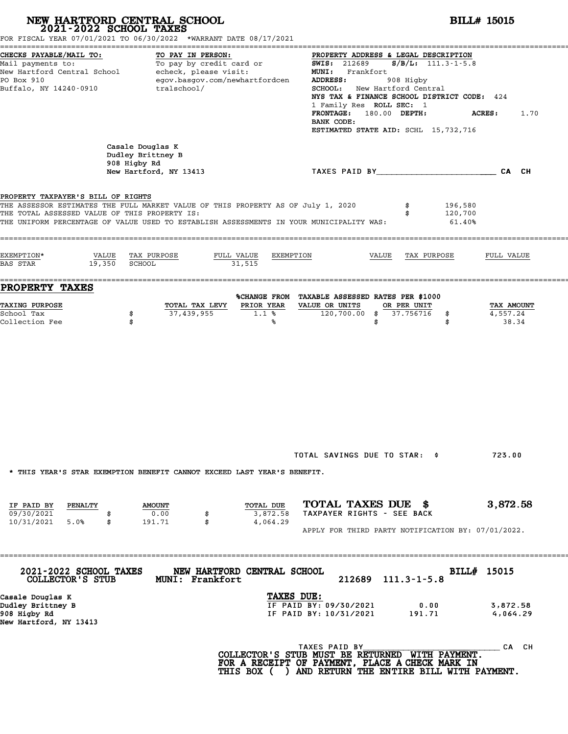# NEW HARTFORD CENTRAL SCHOOL
## 2021-2022 SCHOOL TAXES

**BILL# 15015**

FOR FISCAL YEAR 07/01/2021 TO 06/30/2022 *WARRANT DATE 08/17/2021

**CHECKS PAYABLE/MAIL TO:**
Mail payments to:
New Hartford Central School
PO Box 910
Buffalo, NY 14240-0910

**TO PAY IN PERSON:**
To pay by credit card or echeck, please visit:
egov.basgov.com/newhartfordcentralschool/

**PROPERTY ADDRESS & LEGAL DESCRIPTION**
**SWIS:** 212689 **S/B/L:** 111.3-1-5.8
**MUNI:** Frankfort
**ADDRESS:** 908 Higby
**SCHOOL:** New Hartford Central
**NYS TAX & FINANCE SCHOOL DISTRICT CODE:** 424
1 Family Res **ROLL SEC:** 1
**FRONTAGE:** 180.00 **DEPTH:** **ACRES:** 1.70
**BANK CODE:**
**ESTIMATED STATE AID:** SCHL 15,732,716

Casale Douglas K
Dudley Brittney B
908 Higby Rd
New Hartford, NY 13413

TAXES PAID BY________________________ CA CH

**PROPERTY TAXPAYER'S BILL OF RIGHTS**

THE ASSESSOR ESTIMATES THE FULL MARKET VALUE OF THIS PROPERTY AS OF July 1, 2020 $ 196,580
THE TOTAL ASSESSED VALUE OF THIS PROPERTY IS: $ 120,700
THE UNIFORM PERCENTAGE OF VALUE USED TO ESTABLISH ASSESSMENTS IN YOUR MUNICIPALITY WAS: 61.40%

| EXEMPTION* | VALUE | TAX PURPOSE | FULL VALUE | EXEMPTION | VALUE | TAX PURPOSE | FULL VALUE |
|---|---|---|---|---|---|---|---|
| BAS STAR | 19,350 | SCHOOL | 31,515 | | | | |

## PROPERTY TAXES

| TAXING PURPOSE | TOTAL TAX LEVY | %CHANGE FROM PRIOR YEAR | TAXABLE ASSESSED VALUE OR UNITS | RATES PER $1000 OR PER UNIT | TAX AMOUNT |
|---|---|---|---|---|---|
| School Tax | $ 37,439,955 | 1.1 % | 120,700.00 | $ 37.756716 | $ 4,557.24 |
| Collection Fee | $ | % | | $ | $ 38.34 |

TOTAL SAVINGS DUE TO STAR: $ 723.00

* THIS YEAR'S STAR EXEMPTION BENEFIT CANNOT EXCEED LAST YEAR'S BENEFIT.

| IF PAID BY | PENALTY | AMOUNT | TOTAL DUE |
|---|---|---|---|
| 09/30/2021 | | $ 0.00 | $ 3,872.58 |
| 10/31/2021 | 5.0% | $ 191.71 | $ 4,064.29 |

**TOTAL TAXES DUE $ 3,872.58**
TAXPAYER RIGHTS - SEE BACK

APPLY FOR THIRD PARTY NOTIFICATION BY: 07/01/2022.

---

**2021-2022 SCHOOL TAXES COLLECTOR'S STUB** **NEW HARTFORD CENTRAL SCHOOL MUNI: Frankfort** 212689 111.3-1-5.8 **BILL# 15015**

Casale Douglas K
Dudley Brittney B
908 Higby Rd
New Hartford, NY 13413

**TAXES DUE:**

| | | |
|---|---|---|
| IF PAID BY: 09/30/2021 | 0.00 | 3,872.58 |
| IF PAID BY: 10/31/2021 | 191.71 | 4,064.29 |

TAXES PAID BY________________________ CA CH

**COLLECTOR'S STUB MUST BE RETURNED WITH PAYMENT. FOR A RECEIPT OF PAYMENT, PLACE A CHECK MARK IN THIS BOX ( ) AND RETURN THE ENTIRE BILL WITH PAYMENT.**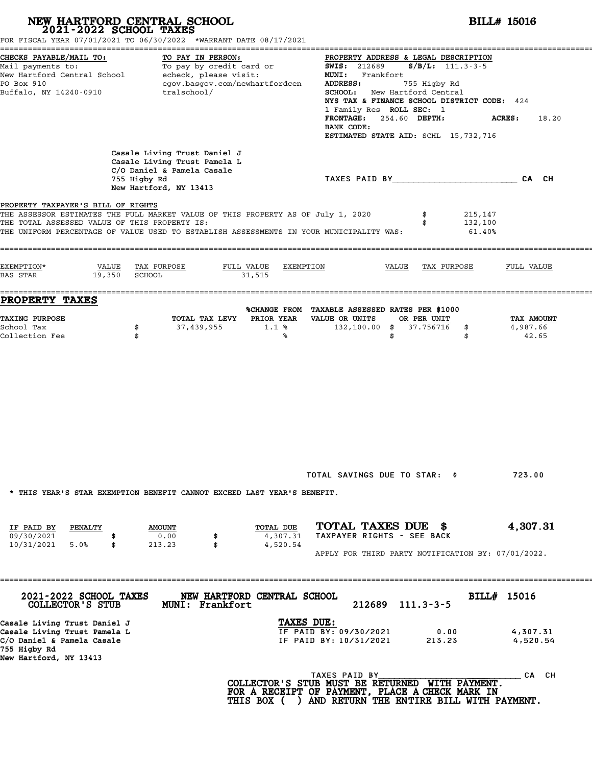# NEW HARTFORD CENTRAL SCHOOL
## 2021-2022 SCHOOL TAXES

**BILL# 15016**

FOR FISCAL YEAR 07/01/2021 TO 06/30/2022 *WARRANT DATE 08/17/2021

**CHECKS PAYABLE/MAIL TO:**
Mail payments to:
New Hartford Central School
PO Box 910
Buffalo, NY 14240-0910

**TO PAY IN PERSON:**
To pay by credit card or echeck, please visit:
egov.basgov.com/newhartfordcentralschool/

**PROPERTY ADDRESS & LEGAL DESCRIPTION**
**SWIS:** 212689 **S/B/L:** 111.3-3-5
**MUNI:** Frankfort
**ADDRESS:** 755 Higby Rd
**SCHOOL:** New Hartford Central
**NYS TAX & FINANCE SCHOOL DISTRICT CODE:** 424
1 Family Res **ROLL SEC:** 1
**FRONTAGE:** 254.60 **DEPTH:** **ACRES:** 18.20
**BANK CODE:**
**ESTIMATED STATE AID:** SCHL 15,732,716

Casale Living Trust Daniel J
Casale Living Trust Pamela L
C/O Daniel & Pamela Casale
755 Higby Rd
New Hartford, NY 13413

TAXES PAID BY________________________ CA CH

**PROPERTY TAXPAYER'S BILL OF RIGHTS**

THE ASSESSOR ESTIMATES THE FULL MARKET VALUE OF THIS PROPERTY AS OF July 1, 2020 $ 215,147
THE TOTAL ASSESSED VALUE OF THIS PROPERTY IS: $ 132,100
THE UNIFORM PERCENTAGE OF VALUE USED TO ESTABLISH ASSESSMENTS IN YOUR MUNICIPALITY WAS: 61.40%

| EXEMPTION* | VALUE | TAX PURPOSE | FULL VALUE | EXEMPTION | VALUE | TAX PURPOSE | FULL VALUE |
|---|---|---|---|---|---|---|---|
| BAS STAR | 19,350 | SCHOOL | 31,515 | | | | |

## PROPERTY TAXES

| TAXING PURPOSE | | TOTAL TAX LEVY | %CHANGE FROM PRIOR YEAR | TAXABLE ASSESSED VALUE OR UNITS | RATES PER $1000 OR PER UNIT | | TAX AMOUNT |
|---|---|---|---|---|---|---|---|
| School Tax | $ | 37,439,955 | 1.1 % | 132,100.00 | $ 37.756716 | $ | 4,987.66 |
| Collection Fee | $ | | % | | $ | $ | 42.65 |

TOTAL SAVINGS DUE TO STAR: $ 723.00

* THIS YEAR'S STAR EXEMPTION BENEFIT CANNOT EXCEED LAST YEAR'S BENEFIT.

| IF PAID BY | PENALTY | | AMOUNT | | TOTAL DUE |
|---|---|---|---|---|---|
| 09/30/2021 | | $ | 0.00 | $ | 4,307.31 |
| 10/31/2021 | 5.0% | $ | 213.23 | $ | 4,520.54 |

**TOTAL TAXES DUE $ 4,307.31**
TAXPAYER RIGHTS - SEE BACK

APPLY FOR THIRD PARTY NOTIFICATION BY: 07/01/2022.

---

**2021-2022 SCHOOL TAXES** **NEW HARTFORD CENTRAL SCHOOL** **BILL# 15016**
**COLLECTOR'S STUB** **MUNI: Frankfort** 212689 111.3-3-5

Casale Living Trust Daniel J
Casale Living Trust Pamela L
C/O Daniel & Pamela Casale
755 Higby Rd
New Hartford, NY 13413

**TAXES DUE:**

| | | |
|---|---|---|
| IF PAID BY: 09/30/2021 | 0.00 | 4,307.31 |
| IF PAID BY: 10/31/2021 | 213.23 | 4,520.54 |

TAXES PAID BY____________________________ CA CH

**COLLECTOR'S STUB MUST BE RETURNED WITH PAYMENT.**
**FOR A RECEIPT OF PAYMENT, PLACE A CHECK MARK IN THIS BOX ( ) AND RETURN THE ENTIRE BILL WITH PAYMENT.**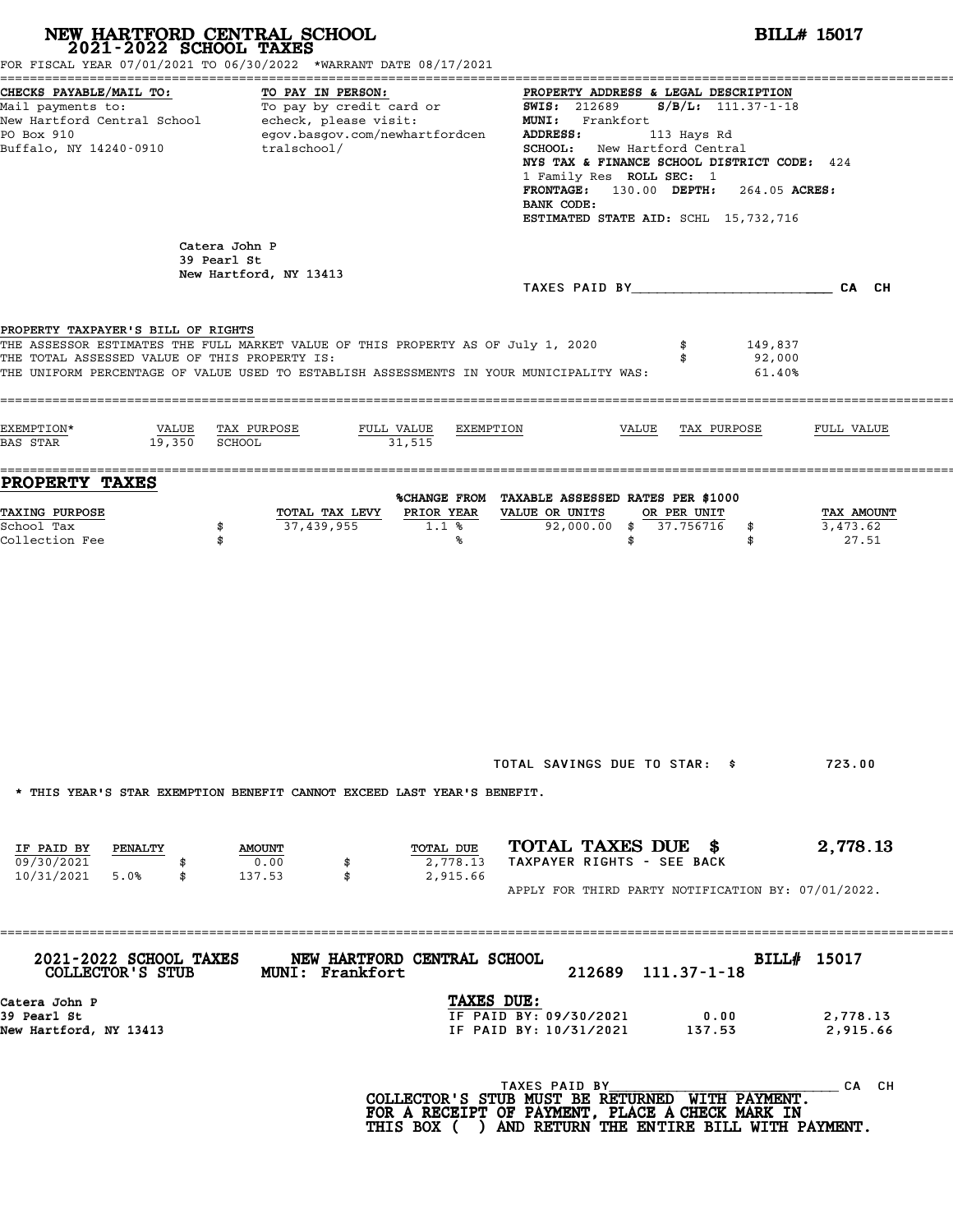# NEW HARTFORD CENTRAL SCHOOL
## 2021-2022 SCHOOL TAXES

**BILL# 15017**

FOR FISCAL YEAR 07/01/2021 TO 06/30/2022 *WARRANT DATE 08/17/2021

**CHECKS PAYABLE/MAIL TO:**
Mail payments to:
New Hartford Central School
PO Box 910
Buffalo, NY 14240-0910

**TO PAY IN PERSON:**
To pay by credit card or echeck, please visit:
egov.basgov.com/newhartfordcentralschool/

**PROPERTY ADDRESS & LEGAL DESCRIPTION**
**SWIS:** 212689 **S/B/L:** 111.37-1-18
**MUNI:** Frankfort
**ADDRESS:** 113 Hays Rd
**SCHOOL:** New Hartford Central
**NYS TAX & FINANCE SCHOOL DISTRICT CODE:** 424
1 Family Res **ROLL SEC:** 1
**FRONTAGE:** 130.00 **DEPTH:** 264.05 **ACRES:**
**BANK CODE:**
**ESTIMATED STATE AID:** SCHL 15,732,716

Catera John P
39 Pearl St
New Hartford, NY 13413

TAXES PAID BY_______________________ CA CH

**PROPERTY TAXPAYER'S BILL OF RIGHTS**

THE ASSESSOR ESTIMATES THE FULL MARKET VALUE OF THIS PROPERTY AS OF July 1, 2020 $ 149,837
THE TOTAL ASSESSED VALUE OF THIS PROPERTY IS: $ 92,000
THE UNIFORM PERCENTAGE OF VALUE USED TO ESTABLISH ASSESSMENTS IN YOUR MUNICIPALITY WAS: 61.40%

| EXEMPTION* | VALUE | TAX PURPOSE | FULL VALUE | EXEMPTION | VALUE | TAX PURPOSE | FULL VALUE |
|---|---|---|---|---|---|---|---|
| BAS STAR | 19,350 | SCHOOL | 31,515 | | | | |

## PROPERTY TAXES

| TAXING PURPOSE | | TOTAL TAX LEVY | %CHANGE FROM PRIOR YEAR | TAXABLE ASSESSED VALUE OR UNITS | RATES PER $1000 OR PER UNIT | | TAX AMOUNT |
|---|---|---|---|---|---|---|---|
| School Tax | $ | 37,439,955 | 1.1 % | 92,000.00 | $ 37.756716 | $ | 3,473.62 |
| Collection Fee | $ | | % | | $ | $ | 27.51 |

TOTAL SAVINGS DUE TO STAR: $ 723.00

* THIS YEAR'S STAR EXEMPTION BENEFIT CANNOT EXCEED LAST YEAR'S BENEFIT.

| IF PAID BY | PENALTY | | AMOUNT | | TOTAL DUE |
|---|---|---|---|---|---|
| 09/30/2021 | | $ | 0.00 | $ | 2,778.13 |
| 10/31/2021 | 5.0% | $ | 137.53 | $ | 2,915.66 |

**TOTAL TAXES DUE $ 2,778.13**
TAXPAYER RIGHTS - SEE BACK

APPLY FOR THIRD PARTY NOTIFICATION BY: 07/01/2022.

---

**2021-2022 SCHOOL TAXES COLLECTOR'S STUB** NEW HARTFORD CENTRAL SCHOOL MUNI: Frankfort 212689 111.37-1-18 **BILL# 15017**

Catera John P
39 Pearl St
New Hartford, NY 13413

**TAXES DUE:**

| | | |
|---|---|---|
| IF PAID BY: 09/30/2021 | 0.00 | 2,778.13 |
| IF PAID BY: 10/31/2021 | 137.53 | 2,915.66 |

TAXES PAID BY___________________________ CA CH

**COLLECTOR'S STUB MUST BE RETURNED WITH PAYMENT. FOR A RECEIPT OF PAYMENT, PLACE A CHECK MARK IN THIS BOX ( ) AND RETURN THE ENTIRE BILL WITH PAYMENT.**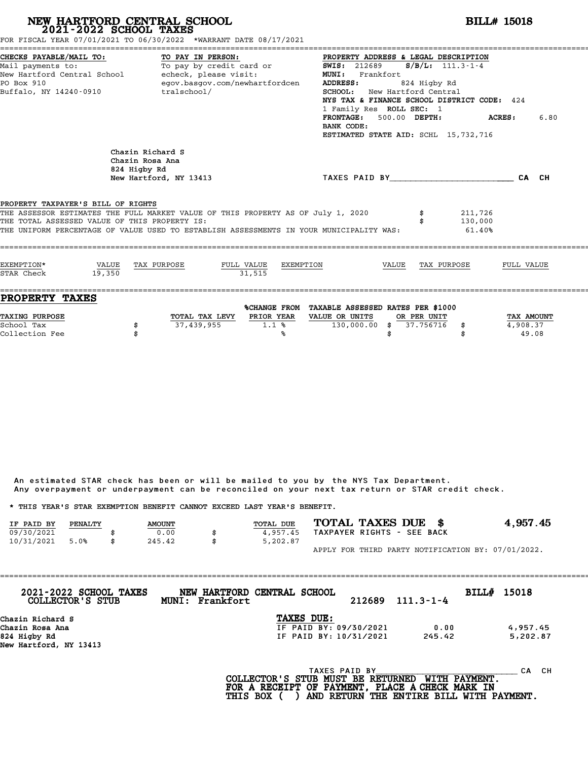# NEW HARTFORD CENTRAL SCHOOL
## 2021-2022 SCHOOL TAXES

**BILL# 15018**

FOR FISCAL YEAR 07/01/2021 TO 06/30/2022 *WARRANT DATE 08/17/2021

**CHECKS PAYABLE/MAIL TO:**
Mail payments to:
New Hartford Central School
PO Box 910
Buffalo, NY 14240-0910

**TO PAY IN PERSON:**
To pay by credit card or echeck, please visit:
egov.basgov.com/newhartfordcentralschool/

**PROPERTY ADDRESS & LEGAL DESCRIPTION**
**SWIS:** 212689 **S/B/L:** 111.3-1-4
**MUNI:** Frankfort
**ADDRESS:** 824 Higby Rd
**SCHOOL:** New Hartford Central
**NYS TAX & FINANCE SCHOOL DISTRICT CODE:** 424
1 Family Res **ROLL SEC:** 1
**FRONTAGE:** 500.00 **DEPTH:** **ACRES:** 6.80
**BANK CODE:**
**ESTIMATED STATE AID:** SCHL 15,732,716

Chazin Richard S
Chazin Rosa Ana
824 Higby Rd
New Hartford, NY 13413

TAXES PAID BY________________________ CA CH

**PROPERTY TAXPAYER'S BILL OF RIGHTS**

THE ASSESSOR ESTIMATES THE FULL MARKET VALUE OF THIS PROPERTY AS OF July 1, 2020 $ 211,726
THE TOTAL ASSESSED VALUE OF THIS PROPERTY IS: $ 130,000
THE UNIFORM PERCENTAGE OF VALUE USED TO ESTABLISH ASSESSMENTS IN YOUR MUNICIPALITY WAS: 61.40%

| EXEMPTION* | VALUE | TAX PURPOSE | FULL VALUE | EXEMPTION | VALUE | TAX PURPOSE | FULL VALUE |
|---|---|---|---|---|---|---|---|
| STAR Check | 19,350 | | 31,515 | | | | |

## PROPERTY TAXES

| TAXING PURPOSE | TOTAL TAX LEVY | %CHANGE FROM PRIOR YEAR | TAXABLE ASSESSED VALUE OR UNITS | RATES PER $1000 OR PER UNIT | TAX AMOUNT |
|---|---|---|---|---|---|
| School Tax | $ 37,439,955 | 1.1 % | 130,000.00 | $ 37.756716 | $ 4,908.37 |
| Collection Fee | $ | % | | $ | $ 49.08 |

An estimated STAR check has been or will be mailed to you by the NYS Tax Department.
Any overpayment or underpayment can be reconciled on your next tax return or STAR credit check.

* THIS YEAR'S STAR EXEMPTION BENEFIT CANNOT EXCEED LAST YEAR'S BENEFIT.

| IF PAID BY | PENALTY | AMOUNT | TOTAL DUE |
|---|---|---|---|
| 09/30/2021 | | $ 0.00 | $ 4,957.45 |
| 10/31/2021 | 5.0% | $ 245.42 | $ 5,202.87 |

**TOTAL TAXES DUE $ 4,957.45**
TAXPAYER RIGHTS - SEE BACK

APPLY FOR THIRD PARTY NOTIFICATION BY: 07/01/2022.

---

**2021-2022 SCHOOL TAXES** **NEW HARTFORD CENTRAL SCHOOL** **BILL# 15018**
**COLLECTOR'S STUB** **MUNI: Frankfort** 212689 111.3-1-4

Chazin Richard S
Chazin Rosa Ana
824 Higby Rd
New Hartford, NY 13413

**TAXES DUE:**

| | | |
|---|---|---|
| IF PAID BY: 09/30/2021 | 0.00 | 4,957.45 |
| IF PAID BY: 10/31/2021 | 245.42 | 5,202.87 |

TAXES PAID BY______________________________ CA CH

**COLLECTOR'S STUB MUST BE RETURNED WITH PAYMENT.**
**FOR A RECEIPT OF PAYMENT, PLACE A CHECK MARK IN THIS BOX ( ) AND RETURN THE ENTIRE BILL WITH PAYMENT.**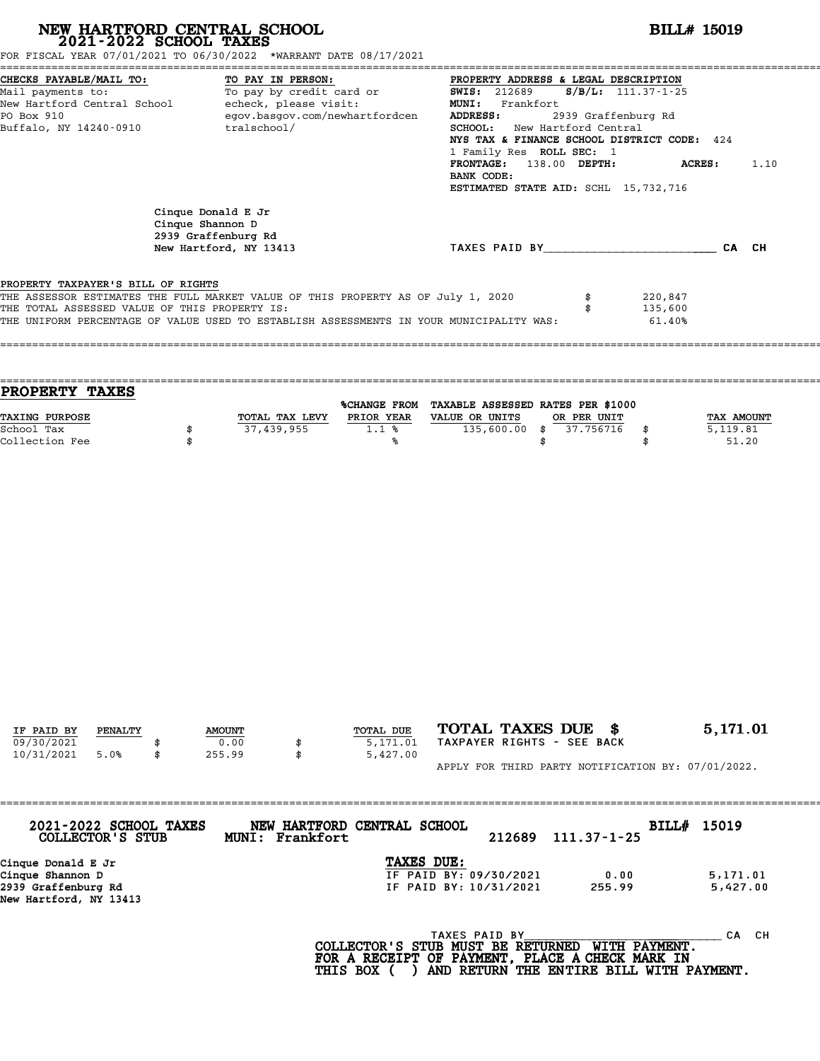# NEW HARTFORD CENTRAL SCHOOL
## 2021-2022 SCHOOL TAXES

**BILL# 15019**

FOR FISCAL YEAR 07/01/2021 TO 06/30/2022 *WARRANT DATE 08/17/2021

**CHECKS PAYABLE/MAIL TO:**
Mail payments to:
New Hartford Central School
PO Box 910
Buffalo, NY 14240-0910

**TO PAY IN PERSON:**
To pay by credit card or echeck, please visit:
egov.basgov.com/newhartfordcentralschool/

**PROPERTY ADDRESS & LEGAL DESCRIPTION**
**SWIS:** 212689 **S/B/L:** 111.37-1-25
**MUNI:** Frankfort
**ADDRESS:** 2939 Graffenburg Rd
**SCHOOL:** New Hartford Central
**NYS TAX & FINANCE SCHOOL DISTRICT CODE:** 424
1 Family Res **ROLL SEC:** 1
**FRONTAGE:** 138.00 **DEPTH:** **ACRES:** 1.10
**BANK CODE:**
**ESTIMATED STATE AID:** SCHL 15,732,716

Cinque Donald E Jr
Cinque Shannon D
2939 Graffenburg Rd
New Hartford, NY 13413

TAXES PAID BY________________________ CA CH

PROPERTY TAXPAYER'S BILL OF RIGHTS

| | | |
|---|---|---|
| THE ASSESSOR ESTIMATES THE FULL MARKET VALUE OF THIS PROPERTY AS OF July 1, 2020 | $ | 220,847 |
| THE TOTAL ASSESSED VALUE OF THIS PROPERTY IS: | $ | 135,600 |
| THE UNIFORM PERCENTAGE OF VALUE USED TO ESTABLISH ASSESSMENTS IN YOUR MUNICIPALITY WAS: | | 61.40% |

## PROPERTY TAXES

| TAXING PURPOSE | TOTAL TAX LEVY | %CHANGE FROM PRIOR YEAR | TAXABLE ASSESSED VALUE OR UNITS | RATES PER $1000 OR PER UNIT | TAX AMOUNT |
|---|---|---|---|---|---|
| School Tax | $ 37,439,955 | 1.1 % | 135,600.00 | $ 37.756716 | $ 5,119.81 |
| Collection Fee | $ | % | | $ | $ 51.20 |

| IF PAID BY | PENALTY | AMOUNT | TOTAL DUE |
|---|---|---|---|
| 09/30/2021 | | $ 0.00 | $ 5,171.01 |
| 10/31/2021 | 5.0% | $ 255.99 | $ 5,427.00 |

**TOTAL TAXES DUE $ 5,171.01**
TAXPAYER RIGHTS - SEE BACK

APPLY FOR THIRD PARTY NOTIFICATION BY: 07/01/2022.

---

**2021-2022 SCHOOL TAXES COLLECTOR'S STUB** — **NEW HARTFORD CENTRAL SCHOOL** MUNI: Frankfort — 212689 111.37-1-25 — **BILL# 15019**

Cinque Donald E Jr
Cinque Shannon D
2939 Graffenburg Rd
New Hartford, NY 13413

**TAXES DUE:**

| | | |
|---|---|---|
| IF PAID BY: 09/30/2021 | 0.00 | 5,171.01 |
| IF PAID BY: 10/31/2021 | 255.99 | 5,427.00 |

TAXES PAID BY______________________________ CA CH

**COLLECTOR'S STUB MUST BE RETURNED WITH PAYMENT.
FOR A RECEIPT OF PAYMENT, PLACE A CHECK MARK IN
THIS BOX ( ) AND RETURN THE ENTIRE BILL WITH PAYMENT.**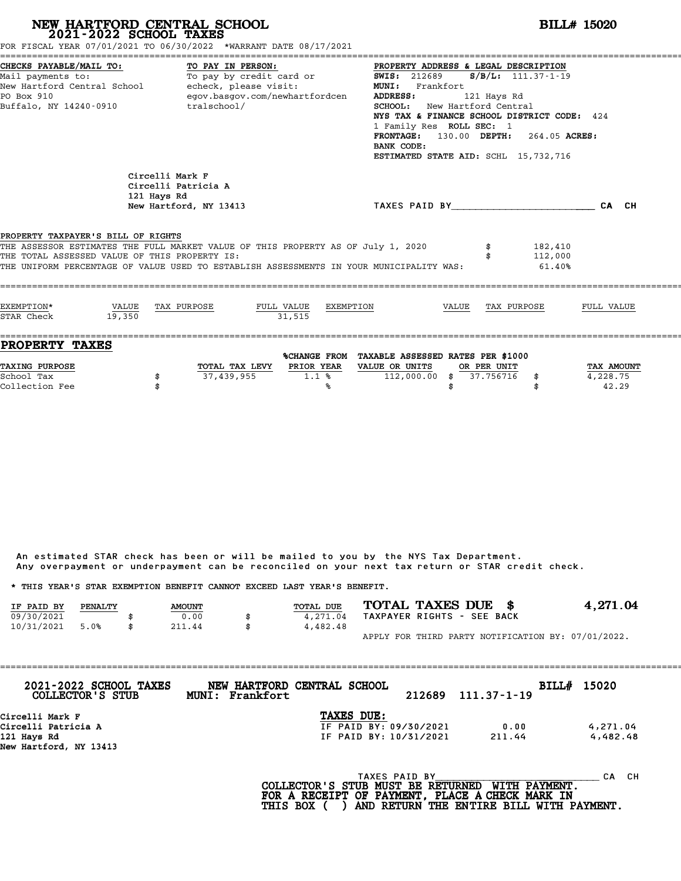# NEW HARTFORD CENTRAL SCHOOL

## 2021-2022 SCHOOL TAXES

**BILL# 15020**

FOR FISCAL YEAR 07/01/2021 TO 06/30/2022 *WARRANT DATE 08/17/2021

**CHECKS PAYABLE/MAIL TO:**
Mail payments to:
New Hartford Central School
PO Box 910
Buffalo, NY 14240-0910

**TO PAY IN PERSON:**
To pay by credit card or echeck, please visit:
egov.basgov.com/newhartfordcentralschool/

**PROPERTY ADDRESS & LEGAL DESCRIPTION**
**SWIS:** 212689 **S/B/L:** 111.37-1-19
**MUNI:** Frankfort
**ADDRESS:** 121 Hays Rd
**SCHOOL:** New Hartford Central
**NYS TAX & FINANCE SCHOOL DISTRICT CODE:** 424
1 Family Res **ROLL SEC:** 1
**FRONTAGE:** 130.00 **DEPTH:** 264.05 **ACRES:**
**BANK CODE:**
**ESTIMATED STATE AID:** SCHL 15,732,716

Circelli Mark F
Circelli Patricia A
121 Hays Rd
New Hartford, NY 13413

TAXES PAID BY________________________ CA CH

**PROPERTY TAXPAYER'S BILL OF RIGHTS**

| | | |
|---|---|---|
| THE ASSESSOR ESTIMATES THE FULL MARKET VALUE OF THIS PROPERTY AS OF July 1, 2020 | $ | 182,410 |
| THE TOTAL ASSESSED VALUE OF THIS PROPERTY IS: | $ | 112,000 |
| THE UNIFORM PERCENTAGE OF VALUE USED TO ESTABLISH ASSESSMENTS IN YOUR MUNICIPALITY WAS: | | 61.40% |

| EXEMPTION* | VALUE | TAX PURPOSE | FULL VALUE | EXEMPTION | VALUE | TAX PURPOSE | FULL VALUE |
|---|---|---|---|---|---|---|---|
| STAR Check | 19,350 | | 31,515 | | | | |

## PROPERTY TAXES

| TAXING PURPOSE | | TOTAL TAX LEVY | %CHANGE FROM PRIOR YEAR | TAXABLE ASSESSED VALUE OR UNITS | RATES PER $1000 OR PER UNIT | | TAX AMOUNT |
|---|---|---|---|---|---|---|---|
| School Tax | $ | 37,439,955 | 1.1 % | 112,000.00 | $ 37.756716 | $ | 4,228.75 |
| Collection Fee | $ | | % | | $ | $ | 42.29 |

An estimated STAR check has been or will be mailed to you by the NYS Tax Department.
Any overpayment or underpayment can be reconciled on your next tax return or STAR credit check.

* THIS YEAR'S STAR EXEMPTION BENEFIT CANNOT EXCEED LAST YEAR'S BENEFIT.

| IF PAID BY | PENALTY | | AMOUNT | | TOTAL DUE |
|---|---|---|---|---|---|
| 09/30/2021 | | $ | 0.00 | $ | 4,271.04 |
| 10/31/2021 | 5.0% | $ | 211.44 | $ | 4,482.48 |

**TOTAL TAXES DUE $ 4,271.04**
TAXPAYER RIGHTS - SEE BACK

APPLY FOR THIRD PARTY NOTIFICATION BY: 07/01/2022.

---

**2021-2022 SCHOOL TAXES** **NEW HARTFORD CENTRAL SCHOOL** **BILL# 15020**
**COLLECTOR'S STUB** **MUNI: Frankfort** 212689 111.37-1-19

Circelli Mark F
Circelli Patricia A
121 Hays Rd
New Hartford, NY 13413

**TAXES DUE:**

| | | |
|---|---|---|
| IF PAID BY: 09/30/2021 | 0.00 | 4,271.04 |
| IF PAID BY: 10/31/2021 | 211.44 | 4,482.48 |

TAXES PAID BY____________________________ CA CH

**COLLECTOR'S STUB MUST BE RETURNED WITH PAYMENT.**
**FOR A RECEIPT OF PAYMENT, PLACE A CHECK MARK IN**
**THIS BOX ( ) AND RETURN THE ENTIRE BILL WITH PAYMENT.**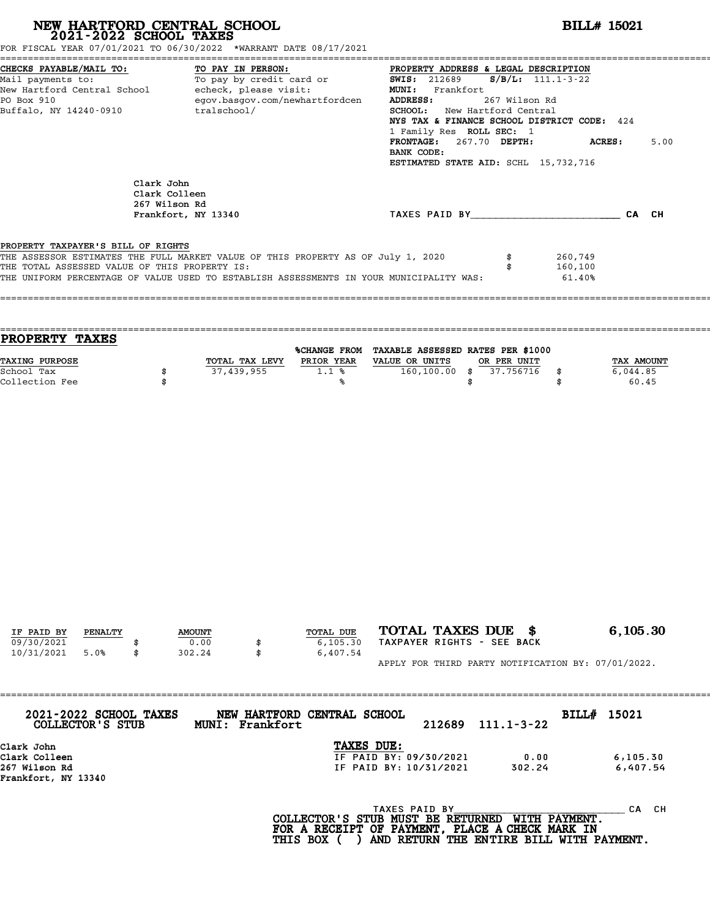# NEW HARTFORD CENTRAL SCHOOL
## 2021-2022 SCHOOL TAXES

**BILL# 15021**

FOR FISCAL YEAR 07/01/2021 TO 06/30/2022 *WARRANT DATE 08/17/2021

**CHECKS PAYABLE/MAIL TO:**
Mail payments to:
New Hartford Central School
PO Box 910
Buffalo, NY 14240-0910

**TO PAY IN PERSON:**
To pay by credit card or echeck, please visit:
egov.basgov.com/newhartfordcentralschool/

**PROPERTY ADDRESS & LEGAL DESCRIPTION**
**SWIS:** 212689 **S/B/L:** 111.1-3-22
**MUNI:** Frankfort
**ADDRESS:** 267 Wilson Rd
**SCHOOL:** New Hartford Central
**NYS TAX & FINANCE SCHOOL DISTRICT CODE:** 424
1 Family Res **ROLL SEC:** 1
**FRONTAGE:** 267.70 **DEPTH:** **ACRES:** 5.00
**BANK CODE:**
**ESTIMATED STATE AID:** SCHL 15,732,716

Clark John
Clark Colleen
267 Wilson Rd
Frankfort, NY 13340

TAXES PAID BY________________________ CA CH

PROPERTY TAXPAYER'S BILL OF RIGHTS

| | |
|---|---|
| THE ASSESSOR ESTIMATES THE FULL MARKET VALUE OF THIS PROPERTY AS OF July 1, 2020 | $ 260,749 |
| THE TOTAL ASSESSED VALUE OF THIS PROPERTY IS: | $ 160,100 |
| THE UNIFORM PERCENTAGE OF VALUE USED TO ESTABLISH ASSESSMENTS IN YOUR MUNICIPALITY WAS: | 61.40% |

## PROPERTY TAXES

| TAXING PURPOSE | TOTAL TAX LEVY | %CHANGE FROM PRIOR YEAR | TAXABLE ASSESSED VALUE OR UNITS | RATES PER $1000 OR PER UNIT | TAX AMOUNT |
|---|---|---|---|---|---|
| School Tax | $ 37,439,955 | 1.1 % | 160,100.00 | $ 37.756716 | $ 6,044.85 |
| Collection Fee | $ | % | | $ | $ 60.45 |

| IF PAID BY | PENALTY | AMOUNT | TOTAL DUE |
|---|---|---|---|
| 09/30/2021 | | $ 0.00 | $ 6,105.30 |
| 10/31/2021 | 5.0% | $ 302.24 | $ 6,407.54 |

**TOTAL TAXES DUE $ 6,105.30**
TAXPAYER RIGHTS - SEE BACK

APPLY FOR THIRD PARTY NOTIFICATION BY: 07/01/2022.

---

**2021-2022 SCHOOL TAXES COLLECTOR'S STUB** **NEW HARTFORD CENTRAL SCHOOL MUNI: Frankfort** 212689 111.1-3-22 **BILL# 15021**

Clark John
Clark Colleen
267 Wilson Rd
Frankfort, NY 13340

**TAXES DUE:**

| | | |
|---|---|---|
| IF PAID BY: 09/30/2021 | 0.00 | 6,105.30 |
| IF PAID BY: 10/31/2021 | 302.24 | 6,407.54 |

TAXES PAID BY______________________________ CA CH

**COLLECTOR'S STUB MUST BE RETURNED WITH PAYMENT.
FOR A RECEIPT OF PAYMENT, PLACE A CHECK MARK IN
THIS BOX ( ) AND RETURN THE ENTIRE BILL WITH PAYMENT.**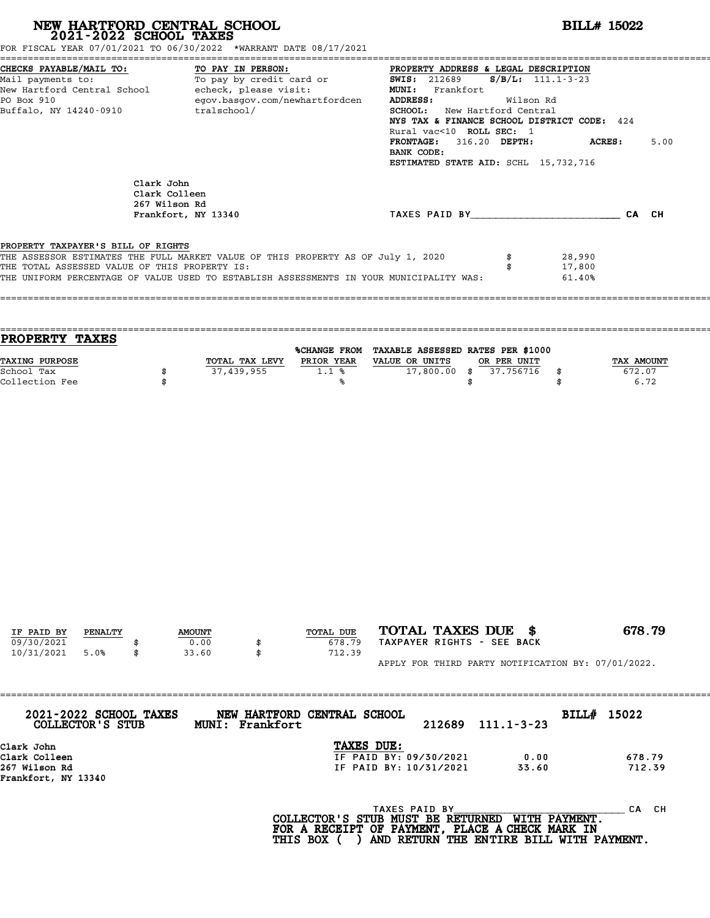# NEW HARTFORD CENTRAL SCHOOL
## 2021-2022 SCHOOL TAXES

**BILL# 15022**

FOR FISCAL YEAR 07/01/2021 TO 06/30/2022 *WARRANT DATE 08/17/2021

**CHECKS PAYABLE/MAIL TO:**
Mail payments to:
New Hartford Central School
PO Box 910
Buffalo, NY 14240-0910

**TO PAY IN PERSON:**
To pay by credit card or echeck, please visit:
egov.basgov.com/newhartfordcentralschool/

**PROPERTY ADDRESS & LEGAL DESCRIPTION**
**SWIS:** 212689 **S/B/L:** 111.1-3-23
**MUNI:** Frankfort
**ADDRESS:** Wilson Rd
**SCHOOL:** New Hartford Central
**NYS TAX & FINANCE SCHOOL DISTRICT CODE:** 424
Rural vac<10 **ROLL SEC:** 1
**FRONTAGE:** 316.20 **DEPTH:** **ACRES:** 5.00
**BANK CODE:**
**ESTIMATED STATE AID:** SCHL 15,732,716

Clark John
Clark Colleen
267 Wilson Rd
Frankfort, NY 13340

TAXES PAID BY________________________ CA CH

PROPERTY TAXPAYER'S BILL OF RIGHTS

| | | |
|---|---|---|
| THE ASSESSOR ESTIMATES THE FULL MARKET VALUE OF THIS PROPERTY AS OF July 1, 2020 | $ | 28,990 |
| THE TOTAL ASSESSED VALUE OF THIS PROPERTY IS: | $ | 17,800 |
| THE UNIFORM PERCENTAGE OF VALUE USED TO ESTABLISH ASSESSMENTS IN YOUR MUNICIPALITY WAS: | | 61.40% |

## PROPERTY TAXES

| TAXING PURPOSE | TOTAL TAX LEVY | %CHANGE FROM PRIOR YEAR | TAXABLE ASSESSED VALUE OR UNITS | RATES PER $1000 OR PER UNIT | TAX AMOUNT |
|---|---|---|---|---|---|
| School Tax | $ 37,439,955 | 1.1 % | 17,800.00 | $ 37.756716 | $ 672.07 |
| Collection Fee | $ | % | | $ | $ 6.72 |

| IF PAID BY | PENALTY | AMOUNT | TOTAL DUE |
|---|---|---|---|
| 09/30/2021 | | $ 0.00 | $ 678.79 |
| 10/31/2021 | 5.0% | $ 33.60 | $ 712.39 |

**TOTAL TAXES DUE $ 678.79**

TAXPAYER RIGHTS - SEE BACK

APPLY FOR THIRD PARTY NOTIFICATION BY: 07/01/2022.

---

**2021-2022 SCHOOL TAXES COLLECTOR'S STUB** — **NEW HARTFORD CENTRAL SCHOOL MUNI: Frankfort** — 212689 111.1-3-23 — **BILL# 15022**

Clark John
Clark Colleen
267 Wilson Rd
Frankfort, NY 13340

**TAXES DUE:**

| | | |
|---|---|---|
| IF PAID BY: 09/30/2021 | 0.00 | 678.79 |
| IF PAID BY: 10/31/2021 | 33.60 | 712.39 |

TAXES PAID BY____________________________ CA CH

**COLLECTOR'S STUB MUST BE RETURNED WITH PAYMENT. FOR A RECEIPT OF PAYMENT, PLACE A CHECK MARK IN THIS BOX ( ) AND RETURN THE ENTIRE BILL WITH PAYMENT.**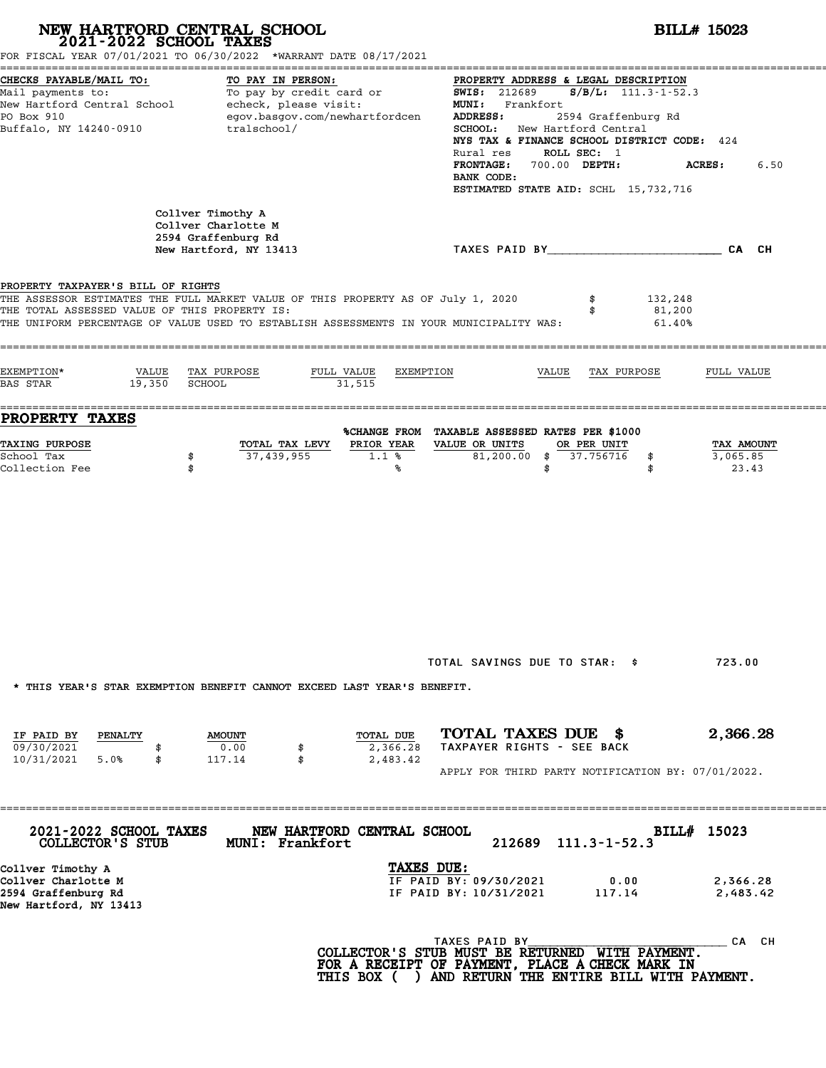# NEW HARTFORD CENTRAL SCHOOL
## 2021-2022 SCHOOL TAXES

**BILL# 15023**

FOR FISCAL YEAR 07/01/2021 TO 06/30/2022 *WARRANT DATE 08/17/2021

**CHECKS PAYABLE/MAIL TO:**
Mail payments to:
New Hartford Central School
PO Box 910
Buffalo, NY 14240-0910

**TO PAY IN PERSON:**
To pay by credit card or echeck, please visit:
egov.basgov.com/newhartfordcentralschool/

**PROPERTY ADDRESS & LEGAL DESCRIPTION**
**SWIS:** 212689 **S/B/L:** 111.3-1-52.3
**MUNI:** Frankfort
**ADDRESS:** 2594 Graffenburg Rd
**SCHOOL:** New Hartford Central
**NYS TAX & FINANCE SCHOOL DISTRICT CODE:** 424
Rural res **ROLL SEC:** 1
**FRONTAGE:** 700.00 **DEPTH:** **ACRES:** 6.50
**BANK CODE:**
**ESTIMATED STATE AID:** SCHL 15,732,716

Collver Timothy A
Collver Charlotte M
2594 Graffenburg Rd
New Hartford, NY 13413

TAXES PAID BY________________________ CA CH

**PROPERTY TAXPAYER'S BILL OF RIGHTS**

| | | |
|---|---|---|
| THE ASSESSOR ESTIMATES THE FULL MARKET VALUE OF THIS PROPERTY AS OF July 1, 2020 | $ | 132,248 |
| THE TOTAL ASSESSED VALUE OF THIS PROPERTY IS: | $ | 81,200 |
| THE UNIFORM PERCENTAGE OF VALUE USED TO ESTABLISH ASSESSMENTS IN YOUR MUNICIPALITY WAS: | | 61.40% |

| EXEMPTION* | VALUE | TAX PURPOSE | FULL VALUE | EXEMPTION | VALUE | TAX PURPOSE | FULL VALUE |
|---|---|---|---|---|---|---|---|
| BAS STAR | 19,350 | SCHOOL | 31,515 | | | | |

## PROPERTY TAXES

| TAXING PURPOSE | | TOTAL TAX LEVY | %CHANGE FROM PRIOR YEAR | TAXABLE ASSESSED VALUE OR UNITS | RATES PER $1000 OR PER UNIT | | TAX AMOUNT |
|---|---|---|---|---|---|---|---|
| School Tax | $ | 37,439,955 | 1.1 % | 81,200.00 | $ 37.756716 | $ | 3,065.85 |
| Collection Fee | $ | | % | | $ | $ | 23.43 |

TOTAL SAVINGS DUE TO STAR: $ 723.00

* THIS YEAR'S STAR EXEMPTION BENEFIT CANNOT EXCEED LAST YEAR'S BENEFIT.

| IF PAID BY | PENALTY | | AMOUNT | | TOTAL DUE |
|---|---|---|---|---|---|
| 09/30/2021 | | $ | 0.00 | $ | 2,366.28 |
| 10/31/2021 | 5.0% | $ | 117.14 | $ | 2,483.42 |

**TOTAL TAXES DUE $ 2,366.28**
TAXPAYER RIGHTS - SEE BACK

APPLY FOR THIRD PARTY NOTIFICATION BY: 07/01/2022.

---

**2021-2022 SCHOOL TAXES COLLECTOR'S STUB** **NEW HARTFORD CENTRAL SCHOOL MUNI: Frankfort** 212689 111.3-1-52.3 **BILL# 15023**

Collver Timothy A
Collver Charlotte M
2594 Graffenburg Rd
New Hartford, NY 13413

**TAXES DUE:**

| | | |
|---|---|---|
| IF PAID BY: 09/30/2021 | 0.00 | 2,366.28 |
| IF PAID BY: 10/31/2021 | 117.14 | 2,483.42 |

TAXES PAID BY______________________________ CA CH

**COLLECTOR'S STUB MUST BE RETURNED WITH PAYMENT. FOR A RECEIPT OF PAYMENT, PLACE A CHECK MARK IN THIS BOX ( ) AND RETURN THE ENTIRE BILL WITH PAYMENT.**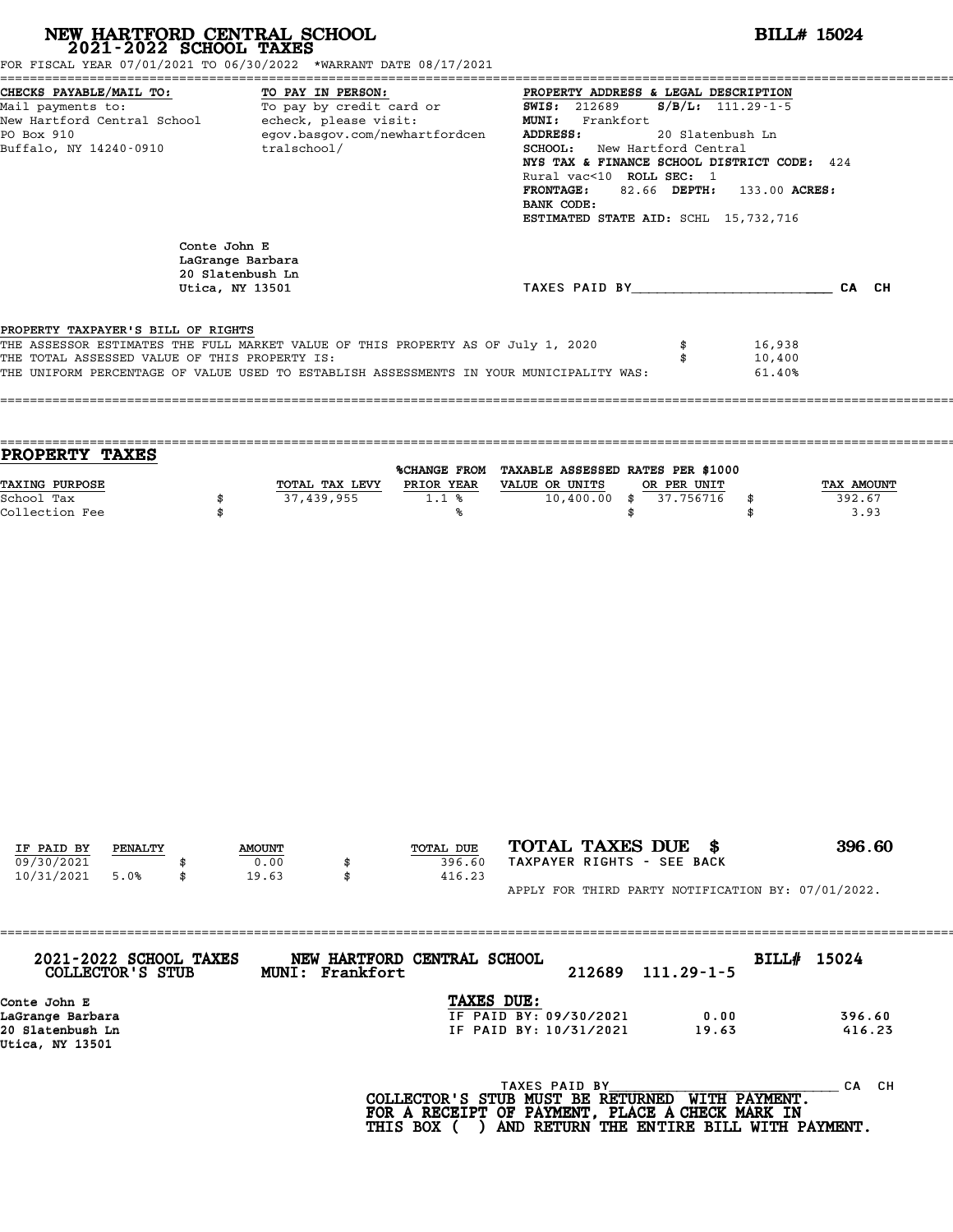# NEW HARTFORD CENTRAL SCHOOL

## 2021-2022 SCHOOL TAXES

**BILL# 15024**

FOR FISCAL YEAR 07/01/2021 TO 06/30/2022 *WARRANT DATE 08/17/2021

**CHECKS PAYABLE/MAIL TO:**
Mail payments to:
New Hartford Central School
PO Box 910
Buffalo, NY 14240-0910

**TO PAY IN PERSON:**
To pay by credit card or echeck, please visit:
egov.basgov.com/newhartfordcentralschool/

**PROPERTY ADDRESS & LEGAL DESCRIPTION**
**SWIS:** 212689 **S/B/L:** 111.29-1-5
**MUNI:** Frankfort
**ADDRESS:** 20 Slatenbush Ln
**SCHOOL:** New Hartford Central
**NYS TAX & FINANCE SCHOOL DISTRICT CODE:** 424
Rural vac<10 **ROLL SEC:** 1
**FRONTAGE:** 82.66 **DEPTH:** 133.00 **ACRES:**
**BANK CODE:**
**ESTIMATED STATE AID:** SCHL 15,732,716

Conte John E
LaGrange Barbara
20 Slatenbush Ln
Utica, NY 13501

TAXES PAID BY________________________ CA CH

PROPERTY TAXPAYER'S BILL OF RIGHTS

| | | |
|---|---|---|
| THE ASSESSOR ESTIMATES THE FULL MARKET VALUE OF THIS PROPERTY AS OF July 1, 2020 | $ | 16,938 |
| THE TOTAL ASSESSED VALUE OF THIS PROPERTY IS: | $ | 10,400 |
| THE UNIFORM PERCENTAGE OF VALUE USED TO ESTABLISH ASSESSMENTS IN YOUR MUNICIPALITY WAS: | | 61.40% |

## PROPERTY TAXES

| TAXING PURPOSE | | TOTAL TAX LEVY | %CHANGE FROM PRIOR YEAR | TAXABLE ASSESSED VALUE OR UNITS | | RATES PER $1000 OR PER UNIT | | TAX AMOUNT |
|---|---|---|---|---|---|---|---|---|
| School Tax | $ | 37,439,955 | 1.1 % | 10,400.00 | $ | 37.756716 | $ | 392.67 |
| Collection Fee | $ | | % | | $ | | $ | 3.93 |

| IF PAID BY | PENALTY | | AMOUNT | | TOTAL DUE |
|---|---|---|---|---|---|
| 09/30/2021 | | $ | 0.00 | $ | 396.60 |
| 10/31/2021 | 5.0% | $ | 19.63 | $ | 416.23 |

**TOTAL TAXES DUE $ 396.60**

TAXPAYER RIGHTS - SEE BACK

APPLY FOR THIRD PARTY NOTIFICATION BY: 07/01/2022.

**2021-2022 SCHOOL TAXES COLLECTOR'S STUB** **NEW HARTFORD CENTRAL SCHOOL MUNI: Frankfort** 212689 111.29-1-5 **BILL# 15024**

Conte John E
LaGrange Barbara
20 Slatenbush Ln
Utica, NY 13501

**TAXES DUE:**

| | | |
|---|---|---|
| IF PAID BY: 09/30/2021 | 0.00 | 396.60 |
| IF PAID BY: 10/31/2021 | 19.63 | 416.23 |

TAXES PAID BY____________________________ CA CH

**COLLECTOR'S STUB MUST BE RETURNED WITH PAYMENT. FOR A RECEIPT OF PAYMENT, PLACE A CHECK MARK IN THIS BOX ( ) AND RETURN THE ENTIRE BILL WITH PAYMENT.**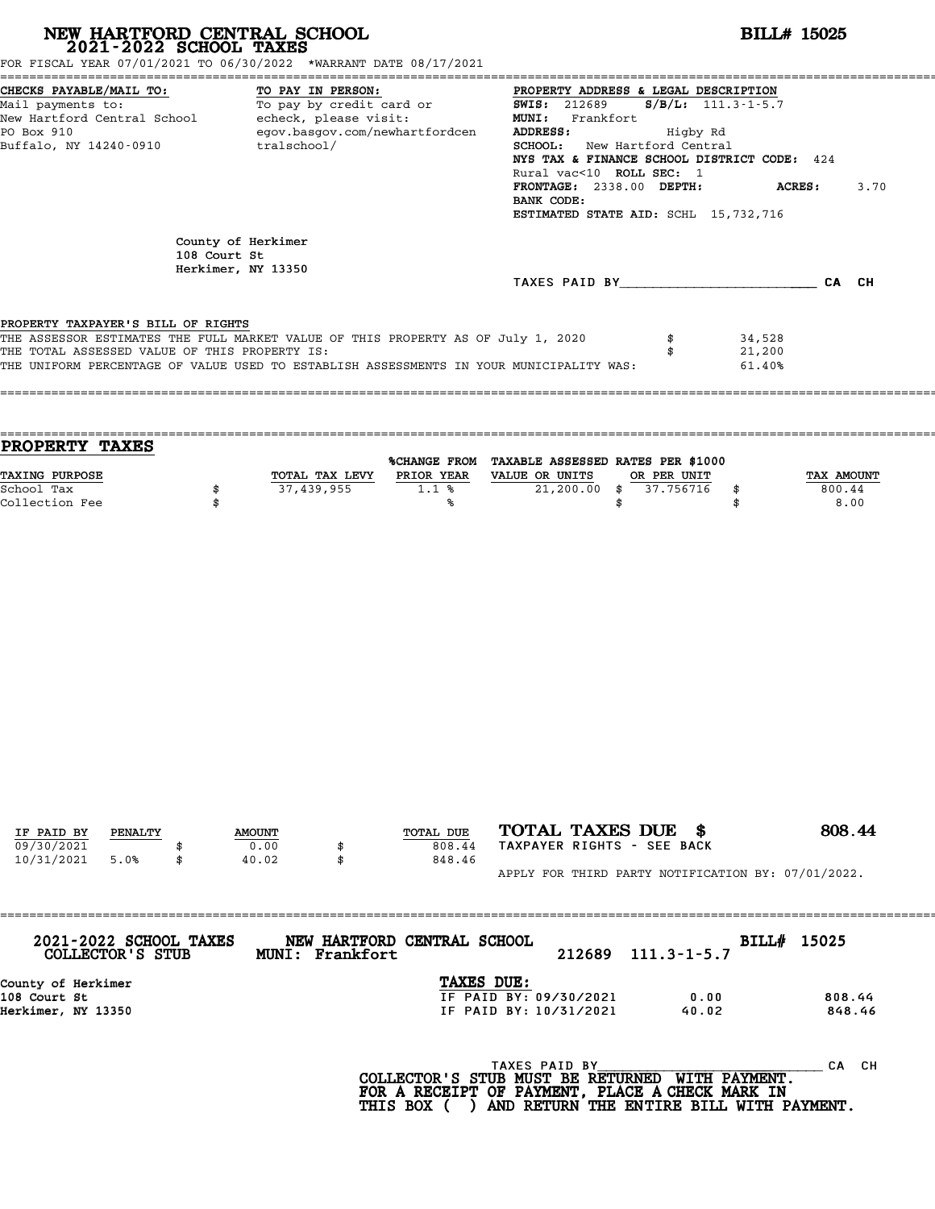# NEW HARTFORD CENTRAL SCHOOL
## 2021-2022 SCHOOL TAXES

**BILL# 15025**

FOR FISCAL YEAR 07/01/2021 TO 06/30/2022 *WARRANT DATE 08/17/2021

**CHECKS PAYABLE/MAIL TO:**
Mail payments to:
New Hartford Central School
PO Box 910
Buffalo, NY 14240-0910

**TO PAY IN PERSON:**
To pay by credit card or echeck, please visit:
egov.basgov.com/newhartfordcentralschool/

**PROPERTY ADDRESS & LEGAL DESCRIPTION**
**SWIS:** 212689 **S/B/L:** 111.3-1-5.7
**MUNI:** Frankfort
**ADDRESS:** Higby Rd
**SCHOOL:** New Hartford Central
**NYS TAX & FINANCE SCHOOL DISTRICT CODE:** 424
Rural vac<10 **ROLL SEC:** 1
**FRONTAGE:** 2338.00 **DEPTH:** **ACRES:** 3.70
**BANK CODE:**
**ESTIMATED STATE AID:** SCHL 15,732,716

County of Herkimer
108 Court St
Herkimer, NY 13350

TAXES PAID BY________________________ CA CH

PROPERTY TAXPAYER'S BILL OF RIGHTS

| | | |
|---|---|---|
| THE ASSESSOR ESTIMATES THE FULL MARKET VALUE OF THIS PROPERTY AS OF July 1, 2020 | $ | 34,528 |
| THE TOTAL ASSESSED VALUE OF THIS PROPERTY IS: | $ | 21,200 |
| THE UNIFORM PERCENTAGE OF VALUE USED TO ESTABLISH ASSESSMENTS IN YOUR MUNICIPALITY WAS: | | 61.40% |

## PROPERTY TAXES

| TAXING PURPOSE | | TOTAL TAX LEVY | %CHANGE FROM PRIOR YEAR | TAXABLE ASSESSED VALUE OR UNITS | | RATES PER $1000 OR PER UNIT | | TAX AMOUNT |
|---|---|---|---|---|---|---|---|---|
| School Tax | $ | 37,439,955 | 1.1 % | 21,200.00 | $ | 37.756716 | $ | 800.44 |
| Collection Fee | $ | | % | | $ | | $ | 8.00 |

| IF PAID BY | PENALTY | | AMOUNT | | TOTAL DUE |
|---|---|---|---|---|---|
| 09/30/2021 | | $ | 0.00 | $ | 808.44 |
| 10/31/2021 | 5.0% | $ | 40.02 | $ | 848.46 |

**TOTAL TAXES DUE $ 808.44**

TAXPAYER RIGHTS - SEE BACK

APPLY FOR THIRD PARTY NOTIFICATION BY: 07/01/2022.

**2021-2022 SCHOOL TAXES COLLECTOR'S STUB** — **NEW HARTFORD CENTRAL SCHOOL MUNI: Frankfort** — 212689 111.3-1-5.7 — **BILL# 15025**

County of Herkimer
108 Court St
Herkimer, NY 13350

**TAXES DUE:**

| | | |
|---|---|---|
| IF PAID BY: 09/30/2021 | 0.00 | 808.44 |
| IF PAID BY: 10/31/2021 | 40.02 | 848.46 |

TAXES PAID BY________________________ CA CH

**COLLECTOR'S STUB MUST BE RETURNED WITH PAYMENT. FOR A RECEIPT OF PAYMENT, PLACE A CHECK MARK IN THIS BOX ( ) AND RETURN THE ENTIRE BILL WITH PAYMENT.**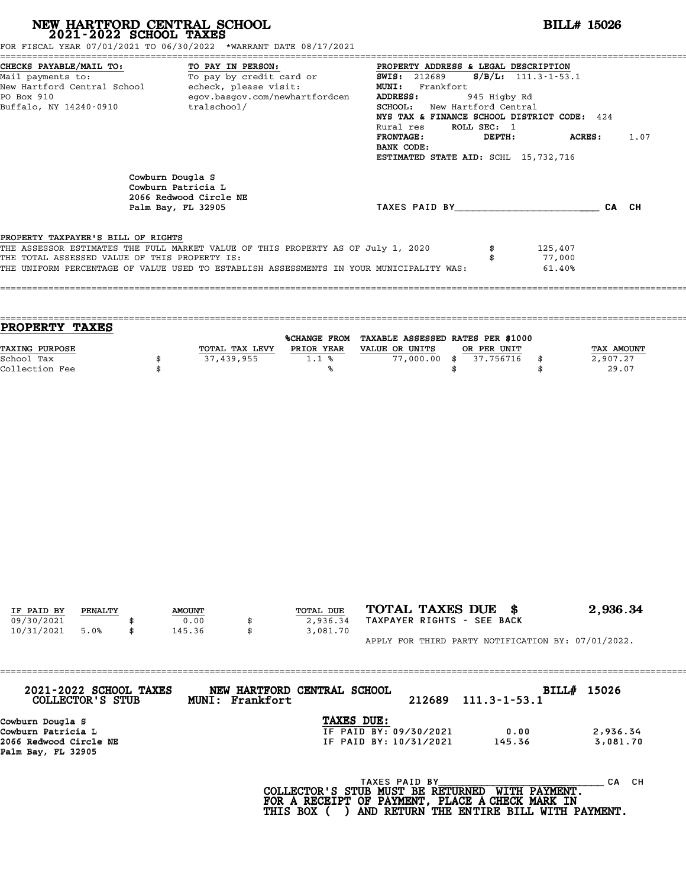# NEW HARTFORD CENTRAL SCHOOL
## 2021-2022 SCHOOL TAXES

**BILL# 15026**

FOR FISCAL YEAR 07/01/2021 TO 06/30/2022 *WARRANT DATE 08/17/2021

**CHECKS PAYABLE/MAIL TO:**
Mail payments to:
New Hartford Central School
PO Box 910
Buffalo, NY 14240-0910

**TO PAY IN PERSON:**
To pay by credit card or echeck, please visit:
egov.basgov.com/newhartfordcentralschool/

**PROPERTY ADDRESS & LEGAL DESCRIPTION**
**SWIS:** 212689 **S/B/L:** 111.3-1-53.1
**MUNI:** Frankfort
**ADDRESS:** 945 Higby Rd
**SCHOOL:** New Hartford Central
**NYS TAX & FINANCE SCHOOL DISTRICT CODE:** 424
Rural res **ROLL SEC:** 1
**FRONTAGE:** **DEPTH:** **ACRES:** 1.07
**BANK CODE:**
**ESTIMATED STATE AID:** SCHL 15,732,716

Cowburn Dougla S
Cowburn Patricia L
2066 Redwood Circle NE
Palm Bay, FL 32905

TAXES PAID BY________________________ CA CH

PROPERTY TAXPAYER'S BILL OF RIGHTS

| | | |
|---|---|---|
| THE ASSESSOR ESTIMATES THE FULL MARKET VALUE OF THIS PROPERTY AS OF July 1, 2020 | $ | 125,407 |
| THE TOTAL ASSESSED VALUE OF THIS PROPERTY IS: | $ | 77,000 |
| THE UNIFORM PERCENTAGE OF VALUE USED TO ESTABLISH ASSESSMENTS IN YOUR MUNICIPALITY WAS: | | 61.40% |

## PROPERTY TAXES

| TAXING PURPOSE | | TOTAL TAX LEVY | %CHANGE FROM PRIOR YEAR | TAXABLE ASSESSED VALUE OR UNITS | | RATES PER $1000 OR PER UNIT | | TAX AMOUNT |
|---|---|---|---|---|---|---|---|---|
| School Tax | $ | 37,439,955 | 1.1 % | 77,000.00 | $ | 37.756716 | $ | 2,907.27 |
| Collection Fee | $ | | % | | $ | | $ | 29.07 |

| IF PAID BY | PENALTY | | AMOUNT | | TOTAL DUE |
|---|---|---|---|---|---|
| 09/30/2021 | | $ | 0.00 | $ | 2,936.34 |
| 10/31/2021 | 5.0% | $ | 145.36 | $ | 3,081.70 |

**TOTAL TAXES DUE $ 2,936.34**
TAXPAYER RIGHTS - SEE BACK

APPLY FOR THIRD PARTY NOTIFICATION BY: 07/01/2022.

**2021-2022 SCHOOL TAXES COLLECTOR'S STUB** — **NEW HARTFORD CENTRAL SCHOOL MUNI: Frankfort** — 212689 111.3-1-53.1 — **BILL# 15026**

Cowburn Dougla S
Cowburn Patricia L
2066 Redwood Circle NE
Palm Bay, FL 32905

**TAXES DUE:**

| | | |
|---|---|---|
| IF PAID BY: 09/30/2021 | 0.00 | 2,936.34 |
| IF PAID BY: 10/31/2021 | 145.36 | 3,081.70 |

TAXES PAID BY____________________________ CA CH

**COLLECTOR'S STUB MUST BE RETURNED WITH PAYMENT.**
**FOR A RECEIPT OF PAYMENT, PLACE A CHECK MARK IN THIS BOX ( ) AND RETURN THE ENTIRE BILL WITH PAYMENT.**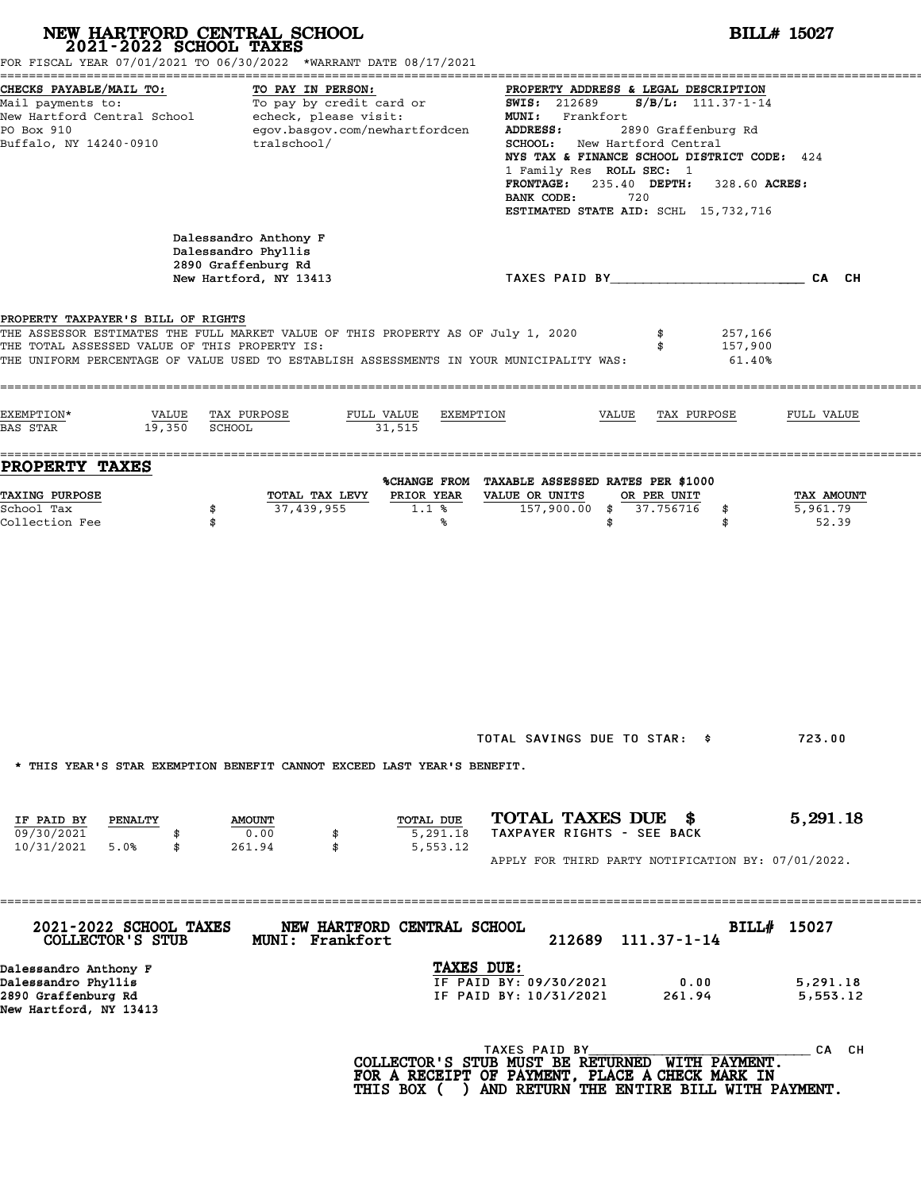# NEW HARTFORD CENTRAL SCHOOL
## 2021-2022 SCHOOL TAXES

**BILL# 15027**

FOR FISCAL YEAR 07/01/2021 TO 06/30/2022 *WARRANT DATE 08/17/2021

**CHECKS PAYABLE/MAIL TO:**
Mail payments to:
New Hartford Central School
PO Box 910
Buffalo, NY 14240-0910

**TO PAY IN PERSON:**
To pay by credit card or echeck, please visit:
egov.basgov.com/newhartfordcentralschool/

**PROPERTY ADDRESS & LEGAL DESCRIPTION**
**SWIS:** 212689 **S/B/L:** 111.37-1-14
**MUNI:** Frankfort
**ADDRESS:** 2890 Graffenburg Rd
**SCHOOL:** New Hartford Central
**NYS TAX & FINANCE SCHOOL DISTRICT CODE:** 424
1 Family Res **ROLL SEC:** 1
**FRONTAGE:** 235.40 **DEPTH:** 328.60 **ACRES:**
**BANK CODE:** 720
**ESTIMATED STATE AID:** SCHL 15,732,716

Dalessandro Anthony F
Dalessandro Phyllis
2890 Graffenburg Rd
New Hartford, NY 13413

TAXES PAID BY________________________ CA CH

**PROPERTY TAXPAYER'S BILL OF RIGHTS**

THE ASSESSOR ESTIMATES THE FULL MARKET VALUE OF THIS PROPERTY AS OF July 1, 2020 $ 257,166
THE TOTAL ASSESSED VALUE OF THIS PROPERTY IS: $ 157,900
THE UNIFORM PERCENTAGE OF VALUE USED TO ESTABLISH ASSESSMENTS IN YOUR MUNICIPALITY WAS: 61.40%

| EXEMPTION* | VALUE | TAX PURPOSE | FULL VALUE | EXEMPTION | VALUE | TAX PURPOSE | FULL VALUE |
|---|---|---|---|---|---|---|---|
| BAS STAR | 19,350 | SCHOOL | 31,515 | | | | |

## PROPERTY TAXES

| TAXING PURPOSE | | TOTAL TAX LEVY | %CHANGE FROM PRIOR YEAR | TAXABLE ASSESSED VALUE OR UNITS | RATES PER $1000 OR PER UNIT | | TAX AMOUNT |
|---|---|---|---|---|---|---|---|
| School Tax | $ | 37,439,955 | 1.1 % | 157,900.00 | $ 37.756716 | $ | 5,961.79 |
| Collection Fee | $ | | % | | $ | $ | 52.39 |

TOTAL SAVINGS DUE TO STAR: $ 723.00

* THIS YEAR'S STAR EXEMPTION BENEFIT CANNOT EXCEED LAST YEAR'S BENEFIT.

| IF PAID BY | PENALTY | | AMOUNT | | TOTAL DUE |
|---|---|---|---|---|---|
| 09/30/2021 | | $ | 0.00 | $ | 5,291.18 |
| 10/31/2021 | 5.0% | $ | 261.94 | $ | 5,553.12 |

**TOTAL TAXES DUE $ 5,291.18**
TAXPAYER RIGHTS - SEE BACK

APPLY FOR THIRD PARTY NOTIFICATION BY: 07/01/2022.

---

**2021-2022 SCHOOL TAXES COLLECTOR'S STUB** — **NEW HARTFORD CENTRAL SCHOOL** MUNI: Frankfort — 212689 111.37-1-14 — **BILL# 15027**

Dalessandro Anthony F
Dalessandro Phyllis
2890 Graffenburg Rd
New Hartford, NY 13413

**TAXES DUE:**

| | | |
|---|---|---|
| IF PAID BY: 09/30/2021 | 0.00 | 5,291.18 |
| IF PAID BY: 10/31/2021 | 261.94 | 5,553.12 |

TAXES PAID BY______________________________ CA CH

**COLLECTOR'S STUB MUST BE RETURNED WITH PAYMENT.
FOR A RECEIPT OF PAYMENT, PLACE A CHECK MARK IN
THIS BOX ( ) AND RETURN THE ENTIRE BILL WITH PAYMENT.**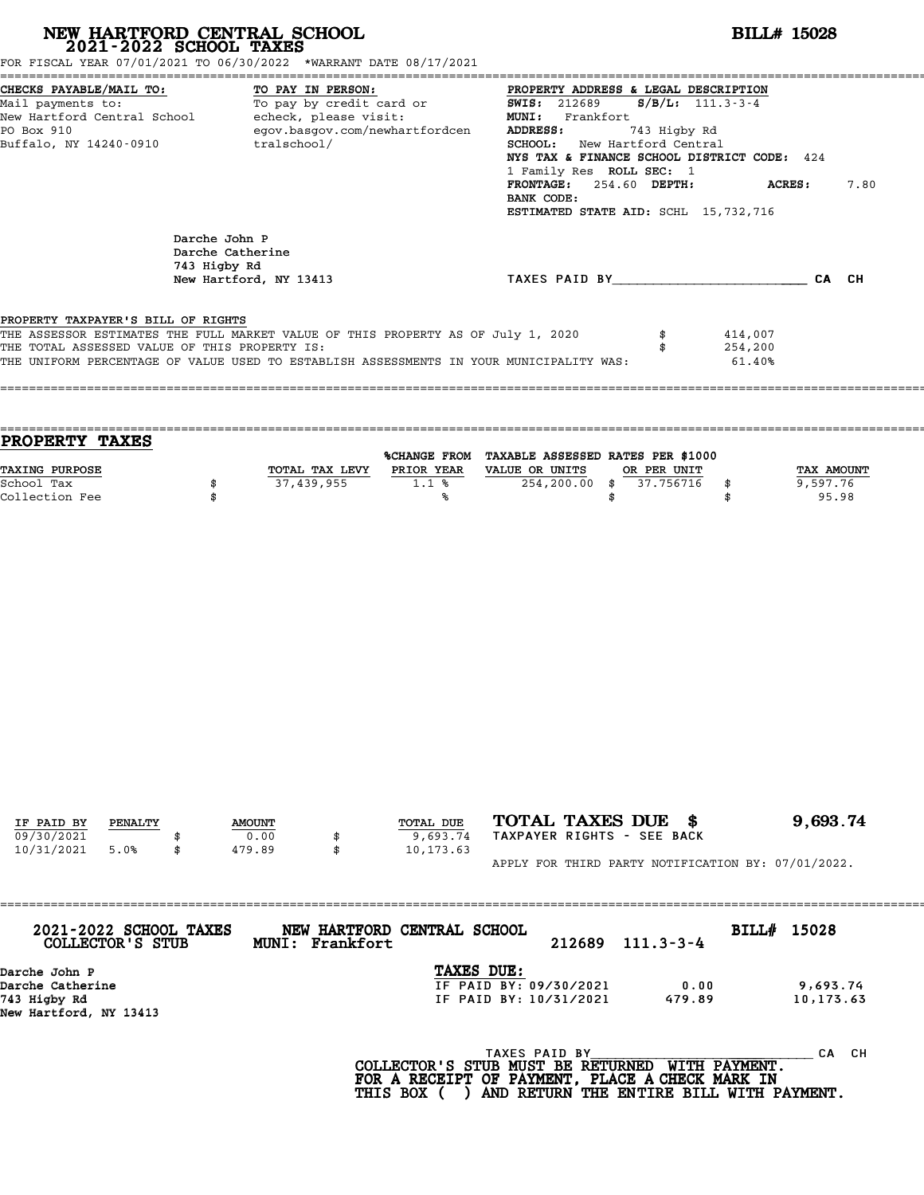# NEW HARTFORD CENTRAL SCHOOL
## 2021-2022 SCHOOL TAXES

**BILL# 15028**

FOR FISCAL YEAR 07/01/2021 TO 06/30/2022 *WARRANT DATE 08/17/2021

**CHECKS PAYABLE/MAIL TO:**
Mail payments to:
New Hartford Central School
PO Box 910
Buffalo, NY 14240-0910

**TO PAY IN PERSON:**
To pay by credit card or
echeck, please visit:
egov.basgov.com/newhartfordcentralschool/

**PROPERTY ADDRESS & LEGAL DESCRIPTION**
**SWIS:** 212689 **S/B/L:** 111.3-3-4
**MUNI:** Frankfort
**ADDRESS:** 743 Higby Rd
**SCHOOL:** New Hartford Central
**NYS TAX & FINANCE SCHOOL DISTRICT CODE:** 424
1 Family Res **ROLL SEC:** 1
**FRONTAGE:** 254.60 **DEPTH:** **ACRES:** 7.80
**BANK CODE:**
**ESTIMATED STATE AID:** SCHL 15,732,716

Darche John P
Darche Catherine
743 Higby Rd
New Hartford, NY 13413

TAXES PAID BY________________________ CA CH

PROPERTY TAXPAYER'S BILL OF RIGHTS

THE ASSESSOR ESTIMATES THE FULL MARKET VALUE OF THIS PROPERTY AS OF July 1, 2020 $ 414,007
THE TOTAL ASSESSED VALUE OF THIS PROPERTY IS: $ 254,200
THE UNIFORM PERCENTAGE OF VALUE USED TO ESTABLISH ASSESSMENTS IN YOUR MUNICIPALITY WAS: 61.40%

## PROPERTY TAXES

| TAXING PURPOSE | TOTAL TAX LEVY | %CHANGE FROM PRIOR YEAR | TAXABLE ASSESSED VALUE OR UNITS | RATES PER $1000 OR PER UNIT | TAX AMOUNT |
|---|---|---|---|---|---|
| School Tax | $ 37,439,955 | 1.1 % | 254,200.00 | $ 37.756716 | $ 9,597.76 |
| Collection Fee | $ | % | | $ | $ 95.98 |

| IF PAID BY | PENALTY | AMOUNT | TOTAL DUE |
|---|---|---|---|
| 09/30/2021 | | $ 0.00 | $ 9,693.74 |
| 10/31/2021 | 5.0% | $ 479.89 | $ 10,173.63 |

**TOTAL TAXES DUE $ 9,693.74**
TAXPAYER RIGHTS - SEE BACK

APPLY FOR THIRD PARTY NOTIFICATION BY: 07/01/2022.

**2021-2022 SCHOOL TAXES COLLECTOR'S STUB** **NEW HARTFORD CENTRAL SCHOOL MUNI: Frankfort** 212689 111.3-3-4 **BILL# 15028**

Darche John P
Darche Catherine
743 Higby Rd
New Hartford, NY 13413

**TAXES DUE:**

| | | |
|---|---|---|
| IF PAID BY: 09/30/2021 | 0.00 | 9,693.74 |
| IF PAID BY: 10/31/2021 | 479.89 | 10,173.63 |

TAXES PAID BY________________________ CA CH

**COLLECTOR'S STUB MUST BE RETURNED WITH PAYMENT. FOR A RECEIPT OF PAYMENT, PLACE A CHECK MARK IN THIS BOX ( ) AND RETURN THE ENTIRE BILL WITH PAYMENT.**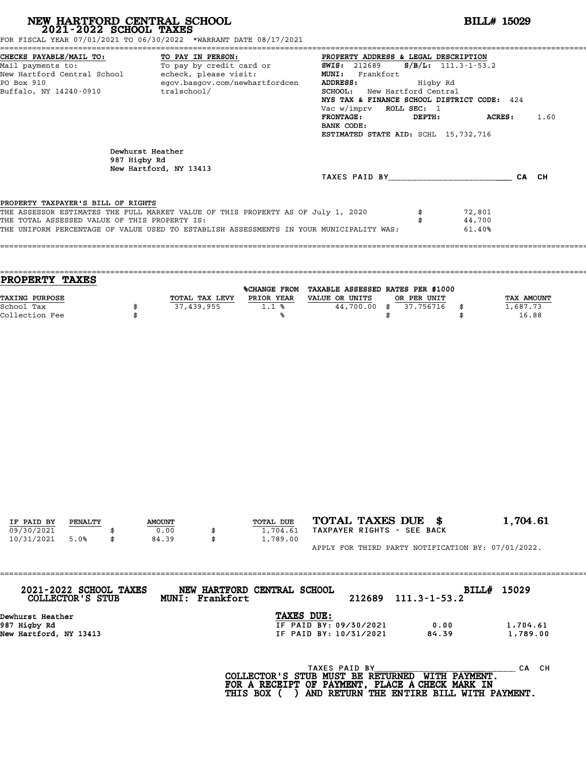# NEW HARTFORD CENTRAL SCHOOL
## 2021-2022 SCHOOL TAXES

**BILL# 15029**

FOR FISCAL YEAR 07/01/2021 TO 06/30/2022 *WARRANT DATE 08/17/2021

**CHECKS PAYABLE/MAIL TO:**
Mail payments to:
New Hartford Central School
PO Box 910
Buffalo, NY 14240-0910

**TO PAY IN PERSON:**
To pay by credit card or echeck, please visit:
egov.basgov.com/newhartfordcentralschool/

**PROPERTY ADDRESS & LEGAL DESCRIPTION**
**SWIS:** 212689 **S/B/L:** 111.3-1-53.2
**MUNI:** Frankfort
**ADDRESS:** Higby Rd
**SCHOOL:** New Hartford Central
**NYS TAX & FINANCE SCHOOL DISTRICT CODE:** 424
Vac w/imprv **ROLL SEC:** 1
**FRONTAGE:** **DEPTH:** **ACRES:** 1.60
**BANK CODE:**
**ESTIMATED STATE AID:** SCHL 15,732,716

Dewhurst Heather
987 Higby Rd
New Hartford, NY 13413

TAXES PAID BY________________________ CA CH

PROPERTY TAXPAYER'S BILL OF RIGHTS

| | | |
|---|---|---|
| THE ASSESSOR ESTIMATES THE FULL MARKET VALUE OF THIS PROPERTY AS OF July 1, 2020 | $ | 72,801 |
| THE TOTAL ASSESSED VALUE OF THIS PROPERTY IS: | $ | 44,700 |
| THE UNIFORM PERCENTAGE OF VALUE USED TO ESTABLISH ASSESSMENTS IN YOUR MUNICIPALITY WAS: | | 61.40% |

## PROPERTY TAXES

| TAXING PURPOSE | | TOTAL TAX LEVY | %CHANGE FROM PRIOR YEAR | TAXABLE ASSESSED VALUE OR UNITS | | RATES PER $1000 OR PER UNIT | | TAX AMOUNT |
|---|---|---|---|---|---|---|---|---|
| School Tax | $ | 37,439,955 | 1.1 % | 44,700.00 | $ | 37.756716 | $ | 1,687.73 |
| Collection Fee | $ | | % | | $ | | $ | 16.88 |

| IF PAID BY | PENALTY | | AMOUNT | | TOTAL DUE |
|---|---|---|---|---|---|
| 09/30/2021 | | $ | 0.00 | $ | 1,704.61 |
| 10/31/2021 | 5.0% | $ | 84.39 | $ | 1,789.00 |

**TOTAL TAXES DUE $ 1,704.61**
TAXPAYER RIGHTS - SEE BACK

APPLY FOR THIRD PARTY NOTIFICATION BY: 07/01/2022.

**2021-2022 SCHOOL TAXES COLLECTOR'S STUB** **NEW HARTFORD CENTRAL SCHOOL MUNI: Frankfort** 212689 111.3-1-53.2 **BILL# 15029**

Dewhurst Heather
987 Higby Rd
New Hartford, NY 13413

**TAXES DUE:**

| | | |
|---|---|---|
| IF PAID BY: 09/30/2021 | 0.00 | 1,704.61 |
| IF PAID BY: 10/31/2021 | 84.39 | 1,789.00 |

TAXES PAID BY____________________________ CA CH

**COLLECTOR'S STUB MUST BE RETURNED WITH PAYMENT. FOR A RECEIPT OF PAYMENT, PLACE A CHECK MARK IN THIS BOX ( ) AND RETURN THE ENTIRE BILL WITH PAYMENT.**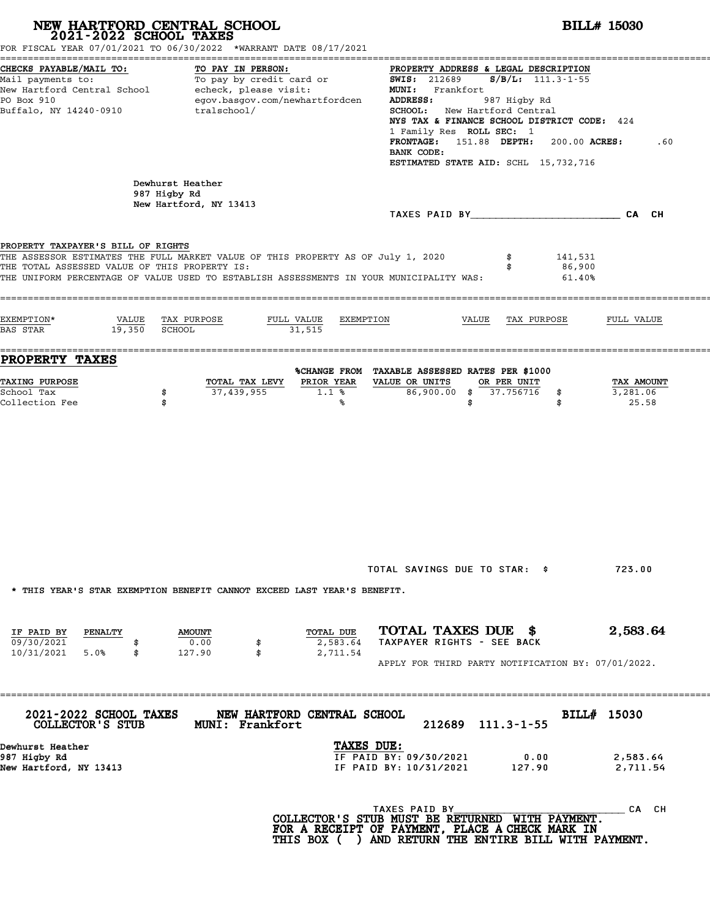# NEW HARTFORD CENTRAL SCHOOL
## 2021-2022 SCHOOL TAXES

**BILL# 15030**

FOR FISCAL YEAR 07/01/2021 TO 06/30/2022 *WARRANT DATE 08/17/2021

**CHECKS PAYABLE/MAIL TO:**
Mail payments to:
New Hartford Central School
PO Box 910
Buffalo, NY 14240-0910

**TO PAY IN PERSON:**
To pay by credit card or echeck, please visit:
egov.basgov.com/newhartfordcentralschool/

**PROPERTY ADDRESS & LEGAL DESCRIPTION**
**SWIS:** 212689 **S/B/L:** 111.3-1-55
**MUNI:** Frankfort
**ADDRESS:** 987 Higby Rd
**SCHOOL:** New Hartford Central
**NYS TAX & FINANCE SCHOOL DISTRICT CODE:** 424
1 Family Res **ROLL SEC:** 1
**FRONTAGE:** 151.88 **DEPTH:** 200.00 **ACRES:** .60
**BANK CODE:**
**ESTIMATED STATE AID:** SCHL 15,732,716

Dewhurst Heather
987 Higby Rd
New Hartford, NY 13413

TAXES PAID BY________________________ CA CH

**PROPERTY TAXPAYER'S BILL OF RIGHTS**

THE ASSESSOR ESTIMATES THE FULL MARKET VALUE OF THIS PROPERTY AS OF July 1, 2020 $ 141,531
THE TOTAL ASSESSED VALUE OF THIS PROPERTY IS: $ 86,900
THE UNIFORM PERCENTAGE OF VALUE USED TO ESTABLISH ASSESSMENTS IN YOUR MUNICIPALITY WAS: 61.40%

| EXEMPTION* | VALUE | TAX PURPOSE | FULL VALUE | EXEMPTION | VALUE | TAX PURPOSE | FULL VALUE |
|---|---|---|---|---|---|---|---|
| BAS STAR | 19,350 | SCHOOL | 31,515 | | | | |

## PROPERTY TAXES

| TAXING PURPOSE | TOTAL TAX LEVY | %CHANGE FROM PRIOR YEAR | TAXABLE ASSESSED VALUE OR UNITS | RATES PER $1000 OR PER UNIT | TAX AMOUNT |
|---|---|---|---|---|---|
| School Tax | $ 37,439,955 | 1.1 % | 86,900.00 | $ 37.756716 | $ 3,281.06 |
| Collection Fee | $ | % | | $ | $ 25.58 |

TOTAL SAVINGS DUE TO STAR: $ 723.00

* THIS YEAR'S STAR EXEMPTION BENEFIT CANNOT EXCEED LAST YEAR'S BENEFIT.

| IF PAID BY | PENALTY | AMOUNT | TOTAL DUE |
|---|---|---|---|
| 09/30/2021 | | $ 0.00 | $ 2,583.64 |
| 10/31/2021 | 5.0% | $ 127.90 | $ 2,711.54 |

**TOTAL TAXES DUE $ 2,583.64**
TAXPAYER RIGHTS - SEE BACK

APPLY FOR THIRD PARTY NOTIFICATION BY: 07/01/2022.

---

**2021-2022 SCHOOL TAXES** — COLLECTOR'S STUB — **NEW HARTFORD CENTRAL SCHOOL** — MUNI: Frankfort — 212689 111.3-1-55 — **BILL# 15030**

Dewhurst Heather
987 Higby Rd
New Hartford, NY 13413

**TAXES DUE:**

| | | |
|---|---|---|
| IF PAID BY: 09/30/2021 | 0.00 | 2,583.64 |
| IF PAID BY: 10/31/2021 | 127.90 | 2,711.54 |

TAXES PAID BY____________________________ CA CH

**COLLECTOR'S STUB MUST BE RETURNED WITH PAYMENT.**
**FOR A RECEIPT OF PAYMENT, PLACE A CHECK MARK IN THIS BOX ( ) AND RETURN THE ENTIRE BILL WITH PAYMENT.**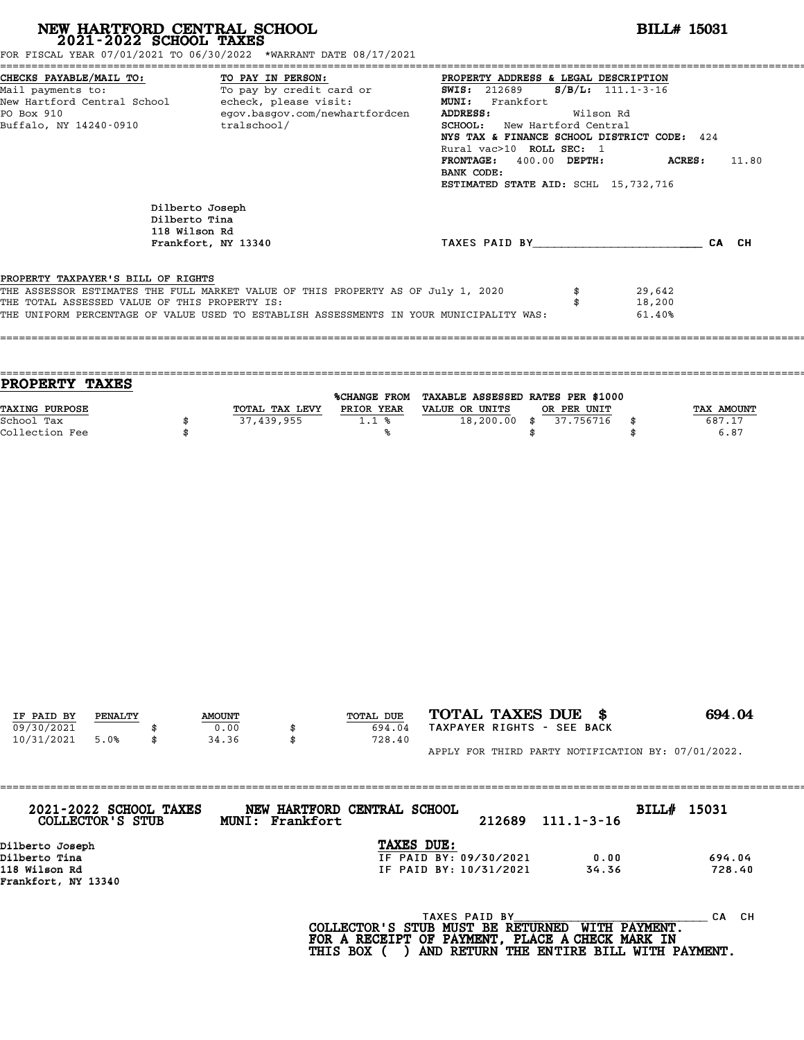# NEW HARTFORD CENTRAL SCHOOL
## 2021-2022 SCHOOL TAXES

**BILL# 15031**

FOR FISCAL YEAR 07/01/2021 TO 06/30/2022 *WARRANT DATE 08/17/2021

**CHECKS PAYABLE/MAIL TO:**
Mail payments to:
New Hartford Central School
PO Box 910
Buffalo, NY 14240-0910

**TO PAY IN PERSON:**
To pay by credit card or echeck, please visit:
egov.basgov.com/newhartfordcentralschool/

**PROPERTY ADDRESS & LEGAL DESCRIPTION**
**SWIS:** 212689 **S/B/L:** 111.1-3-16
**MUNI:** Frankfort
**ADDRESS:** Wilson Rd
**SCHOOL:** New Hartford Central
**NYS TAX & FINANCE SCHOOL DISTRICT CODE:** 424
Rural vac>10 **ROLL SEC:** 1
**FRONTAGE:** 400.00 **DEPTH:** **ACRES:** 11.80
**BANK CODE:**
**ESTIMATED STATE AID:** SCHL 15,732,716

Dilberto Joseph
Dilberto Tina
118 Wilson Rd
Frankfort, NY 13340

TAXES PAID BY________________________ CA CH

PROPERTY TAXPAYER'S BILL OF RIGHTS

| | | |
|---|---|---|
| THE ASSESSOR ESTIMATES THE FULL MARKET VALUE OF THIS PROPERTY AS OF July 1, 2020 | $ | 29,642 |
| THE TOTAL ASSESSED VALUE OF THIS PROPERTY IS: | $ | 18,200 |
| THE UNIFORM PERCENTAGE OF VALUE USED TO ESTABLISH ASSESSMENTS IN YOUR MUNICIPALITY WAS: | | 61.40% |

## PROPERTY TAXES

| TAXING PURPOSE | | TOTAL TAX LEVY | %CHANGE FROM PRIOR YEAR | TAXABLE ASSESSED VALUE OR UNITS | | RATES PER $1000 OR PER UNIT | | TAX AMOUNT |
|---|---|---|---|---|---|---|---|---|
| School Tax | $ | 37,439,955 | 1.1 % | 18,200.00 | $ | 37.756716 | $ | 687.17 |
| Collection Fee | $ | | % | | $ | | $ | 6.87 |

| IF PAID BY | PENALTY | | AMOUNT | | TOTAL DUE |
|---|---|---|---|---|---|
| 09/30/2021 | | $ | 0.00 | $ | 694.04 |
| 10/31/2021 | 5.0% | $ | 34.36 | $ | 728.40 |

**TOTAL TAXES DUE $ 694.04**
TAXPAYER RIGHTS - SEE BACK

APPLY FOR THIRD PARTY NOTIFICATION BY: 07/01/2022.

**2021-2022 SCHOOL TAXES COLLECTOR'S STUB** — **NEW HARTFORD CENTRAL SCHOOL** — **MUNI: Frankfort** — 212689 111.1-3-16 — **BILL# 15031**

Dilberto Joseph
Dilberto Tina
118 Wilson Rd
Frankfort, NY 13340

**TAXES DUE:**

| | | |
|---|---|---|
| IF PAID BY: 09/30/2021 | 0.00 | 694.04 |
| IF PAID BY: 10/31/2021 | 34.36 | 728.40 |

TAXES PAID BY____________________________ CA CH

**COLLECTOR'S STUB MUST BE RETURNED WITH PAYMENT.**
**FOR A RECEIPT OF PAYMENT, PLACE A CHECK MARK IN THIS BOX ( ) AND RETURN THE ENTIRE BILL WITH PAYMENT.**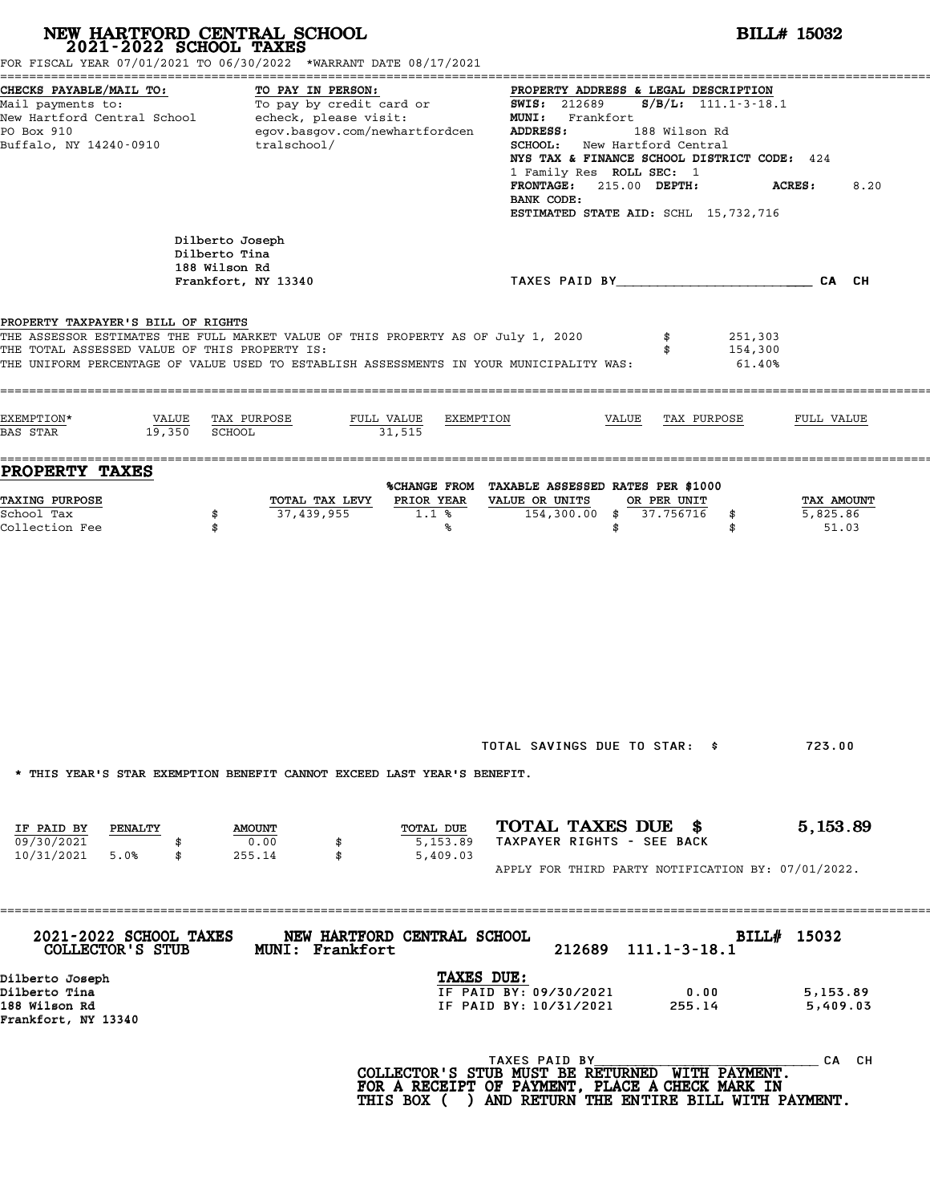# NEW HARTFORD CENTRAL SCHOOL
## 2021-2022 SCHOOL TAXES

**BILL# 15032**

FOR FISCAL YEAR 07/01/2021 TO 06/30/2022 *WARRANT DATE 08/17/2021

**CHECKS PAYABLE/MAIL TO:**
Mail payments to:
New Hartford Central School
PO Box 910
Buffalo, NY 14240-0910

**TO PAY IN PERSON:**
To pay by credit card or echeck, please visit:
egov.basgov.com/newhartfordcentralschool/

**PROPERTY ADDRESS & LEGAL DESCRIPTION**
**SWIS:** 212689 **S/B/L:** 111.1-3-18.1
**MUNI:** Frankfort
**ADDRESS:** 188 Wilson Rd
**SCHOOL:** New Hartford Central
**NYS TAX & FINANCE SCHOOL DISTRICT CODE:** 424
1 Family Res **ROLL SEC:** 1
**FRONTAGE:** 215.00 **DEPTH:** **ACRES:** 8.20
**BANK CODE:**
**ESTIMATED STATE AID:** SCHL 15,732,716

Dilberto Joseph
Dilberto Tina
188 Wilson Rd
Frankfort, NY 13340

TAXES PAID BY_______________________ CA CH

**PROPERTY TAXPAYER'S BILL OF RIGHTS**

THE ASSESSOR ESTIMATES THE FULL MARKET VALUE OF THIS PROPERTY AS OF July 1, 2020 $ 251,303
THE TOTAL ASSESSED VALUE OF THIS PROPERTY IS: $ 154,300
THE UNIFORM PERCENTAGE OF VALUE USED TO ESTABLISH ASSESSMENTS IN YOUR MUNICIPALITY WAS: 61.40%

| EXEMPTION* | VALUE | TAX PURPOSE | FULL VALUE | EXEMPTION | VALUE | TAX PURPOSE | FULL VALUE |
|---|---|---|---|---|---|---|---|
| BAS STAR | 19,350 | SCHOOL | 31,515 | | | | |

## PROPERTY TAXES

| TAXING PURPOSE | | TOTAL TAX LEVY | %CHANGE FROM PRIOR YEAR | TAXABLE ASSESSED VALUE OR UNITS | RATES PER $1000 OR PER UNIT | | TAX AMOUNT |
|---|---|---|---|---|---|---|---|
| School Tax | $ | 37,439,955 | 1.1 % | 154,300.00 | $ 37.756716 | $ | 5,825.86 |
| Collection Fee | $ | | % | | $ | $ | 51.03 |

TOTAL SAVINGS DUE TO STAR: $ 723.00

* THIS YEAR'S STAR EXEMPTION BENEFIT CANNOT EXCEED LAST YEAR'S BENEFIT.

| IF PAID BY | PENALTY | | AMOUNT | | TOTAL DUE |
|---|---|---|---|---|---|
| 09/30/2021 | | $ | 0.00 | $ | 5,153.89 |
| 10/31/2021 | 5.0% | $ | 255.14 | $ | 5,409.03 |

**TOTAL TAXES DUE $ 5,153.89**
TAXPAYER RIGHTS - SEE BACK

APPLY FOR THIRD PARTY NOTIFICATION BY: 07/01/2022.

---

**2021-2022 SCHOOL TAXES COLLECTOR'S STUB** — **NEW HARTFORD CENTRAL SCHOOL** MUNI: Frankfort — 212689 111.1-3-18.1 — **BILL# 15032**

Dilberto Joseph
Dilberto Tina
188 Wilson Rd
Frankfort, NY 13340

**TAXES DUE:**

| | | |
|---|---|---|
| IF PAID BY: 09/30/2021 | 0.00 | 5,153.89 |
| IF PAID BY: 10/31/2021 | 255.14 | 5,409.03 |

TAXES PAID BY_______________________ CA CH

**COLLECTOR'S STUB MUST BE RETURNED WITH PAYMENT.**
**FOR A RECEIPT OF PAYMENT, PLACE A CHECK MARK IN THIS BOX ( ) AND RETURN THE ENTIRE BILL WITH PAYMENT.**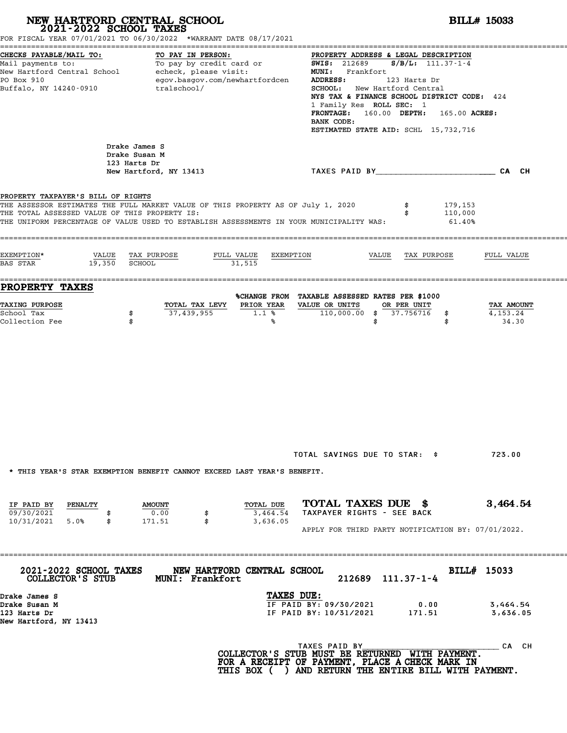# NEW HARTFORD CENTRAL SCHOOL
## 2021-2022 SCHOOL TAXES

**BILL# 15033**

FOR FISCAL YEAR 07/01/2021 TO 06/30/2022 *WARRANT DATE 08/17/2021

**CHECKS PAYABLE/MAIL TO:**
Mail payments to:
New Hartford Central School
PO Box 910
Buffalo, NY 14240-0910

**TO PAY IN PERSON:**
To pay by credit card or echeck, please visit:
egov.basgov.com/newhartfordcentralschool/

**PROPERTY ADDRESS & LEGAL DESCRIPTION**
**SWIS:** 212689 **S/B/L:** 111.37-1-4
**MUNI:** Frankfort
**ADDRESS:** 123 Harts Dr
**SCHOOL:** New Hartford Central
**NYS TAX & FINANCE SCHOOL DISTRICT CODE:** 424
1 Family Res **ROLL SEC:** 1
**FRONTAGE:** 160.00 **DEPTH:** 165.00 **ACRES:**
**BANK CODE:**
**ESTIMATED STATE AID:** SCHL 15,732,716

Drake James S
Drake Susan M
123 Harts Dr
New Hartford, NY 13413

TAXES PAID BY________________________ CA CH

**PROPERTY TAXPAYER'S BILL OF RIGHTS**

THE ASSESSOR ESTIMATES THE FULL MARKET VALUE OF THIS PROPERTY AS OF July 1, 2020 $ 179,153
THE TOTAL ASSESSED VALUE OF THIS PROPERTY IS: $ 110,000
THE UNIFORM PERCENTAGE OF VALUE USED TO ESTABLISH ASSESSMENTS IN YOUR MUNICIPALITY WAS: 61.40%

| EXEMPTION* | VALUE | TAX PURPOSE | FULL VALUE | EXEMPTION | VALUE | TAX PURPOSE | FULL VALUE |
|---|---|---|---|---|---|---|---|
| BAS STAR | 19,350 | SCHOOL | 31,515 | | | | |

## PROPERTY TAXES

| TAXING PURPOSE | | TOTAL TAX LEVY | %CHANGE FROM PRIOR YEAR | TAXABLE ASSESSED VALUE OR UNITS | RATES PER $1000 OR PER UNIT | | TAX AMOUNT |
|---|---|---|---|---|---|---|---|
| School Tax | $ | 37,439,955 | 1.1 % | 110,000.00 | $ 37.756716 | $ | 4,153.24 |
| Collection Fee | $ | | % | | $ | $ | 34.30 |

TOTAL SAVINGS DUE TO STAR: $ 723.00

* THIS YEAR'S STAR EXEMPTION BENEFIT CANNOT EXCEED LAST YEAR'S BENEFIT.

| IF PAID BY | PENALTY | | AMOUNT | | TOTAL DUE |
|---|---|---|---|---|---|
| 09/30/2021 | | $ | 0.00 | $ | 3,464.54 |
| 10/31/2021 | 5.0% | $ | 171.51 | $ | 3,636.05 |

**TOTAL TAXES DUE $ 3,464.54**
TAXPAYER RIGHTS - SEE BACK

APPLY FOR THIRD PARTY NOTIFICATION BY: 07/01/2022.

---

**2021-2022 SCHOOL TAXES COLLECTOR'S STUB** **NEW HARTFORD CENTRAL SCHOOL MUNI: Frankfort** 212689 111.37-1-4 **BILL# 15033**

Drake James S
Drake Susan M
123 Harts Dr
New Hartford, NY 13413

**TAXES DUE:**

| | | |
|---|---|---|
| IF PAID BY: 09/30/2021 | 0.00 | 3,464.54 |
| IF PAID BY: 10/31/2021 | 171.51 | 3,636.05 |

TAXES PAID BY______________________________ CA CH

**COLLECTOR'S STUB MUST BE RETURNED WITH PAYMENT. FOR A RECEIPT OF PAYMENT, PLACE A CHECK MARK IN THIS BOX ( ) AND RETURN THE ENTIRE BILL WITH PAYMENT.**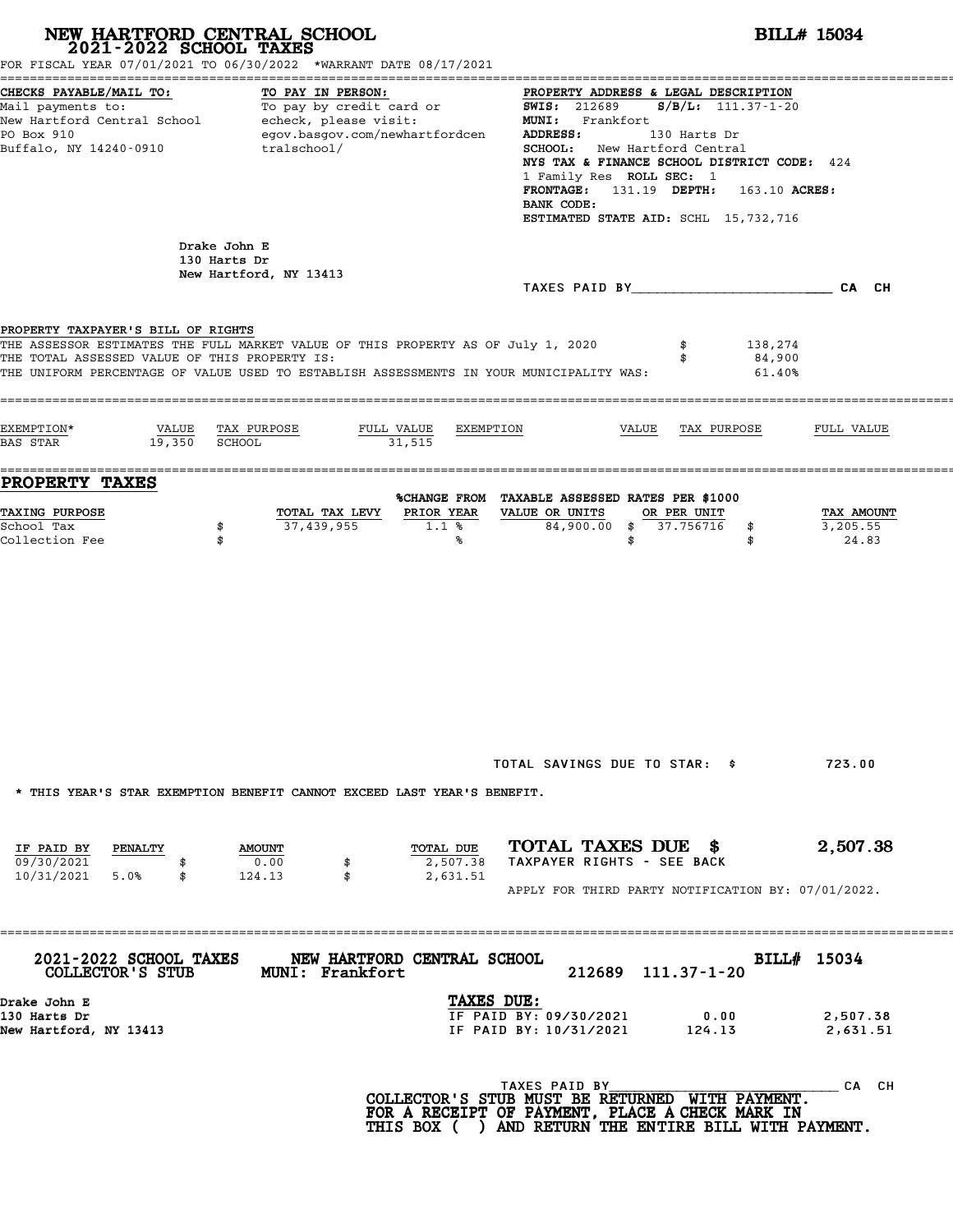# NEW HARTFORD CENTRAL SCHOOL
## 2021-2022 SCHOOL TAXES

**BILL# 15034**

FOR FISCAL YEAR 07/01/2021 TO 06/30/2022 *WARRANT DATE 08/17/2021

**CHECKS PAYABLE/MAIL TO:**
Mail payments to:
New Hartford Central School
PO Box 910
Buffalo, NY 14240-0910

**TO PAY IN PERSON:**
To pay by credit card or echeck, please visit:
egov.basgov.com/newhartfordcentralschool/

**PROPERTY ADDRESS & LEGAL DESCRIPTION**
**SWIS:** 212689 **S/B/L:** 111.37-1-20
**MUNI:** Frankfort
**ADDRESS:** 130 Harts Dr
**SCHOOL:** New Hartford Central
**NYS TAX & FINANCE SCHOOL DISTRICT CODE:** 424
1 Family Res **ROLL SEC:** 1
**FRONTAGE:** 131.19 **DEPTH:** 163.10 **ACRES:**
**BANK CODE:**
**ESTIMATED STATE AID:** SCHL 15,732,716

Drake John E
130 Harts Dr
New Hartford, NY 13413

TAXES PAID BY________________________ CA CH

**PROPERTY TAXPAYER'S BILL OF RIGHTS**

| | | |
|---|---|---|
| THE ASSESSOR ESTIMATES THE FULL MARKET VALUE OF THIS PROPERTY AS OF July 1, 2020 | $ | 138,274 |
| THE TOTAL ASSESSED VALUE OF THIS PROPERTY IS: | $ | 84,900 |
| THE UNIFORM PERCENTAGE OF VALUE USED TO ESTABLISH ASSESSMENTS IN YOUR MUNICIPALITY WAS: | | 61.40% |

| EXEMPTION* | VALUE | TAX PURPOSE | FULL VALUE | EXEMPTION | VALUE | TAX PURPOSE | FULL VALUE |
|---|---|---|---|---|---|---|---|
| BAS STAR | 19,350 | SCHOOL | 31,515 | | | | |

## PROPERTY TAXES

| TAXING PURPOSE | TOTAL TAX LEVY | %CHANGE FROM PRIOR YEAR | TAXABLE ASSESSED VALUE OR UNITS | RATES PER $1000 OR PER UNIT | TAX AMOUNT |
|---|---|---|---|---|---|
| School Tax | $ 37,439,955 | 1.1 % | 84,900.00 | $ 37.756716 | $ 3,205.55 |
| Collection Fee | $ | % | | $ | $ 24.83 |

TOTAL SAVINGS DUE TO STAR: $ 723.00

* THIS YEAR'S STAR EXEMPTION BENEFIT CANNOT EXCEED LAST YEAR'S BENEFIT.

| IF PAID BY | PENALTY | AMOUNT | TOTAL DUE |
|---|---|---|---|
| 09/30/2021 | | $ 0.00 | $ 2,507.38 |
| 10/31/2021 | 5.0% | $ 124.13 | $ 2,631.51 |

**TOTAL TAXES DUE $ 2,507.38**
TAXPAYER RIGHTS - SEE BACK

APPLY FOR THIRD PARTY NOTIFICATION BY: 07/01/2022.

---

**2021-2022 SCHOOL TAXES COLLECTOR'S STUB** **NEW HARTFORD CENTRAL SCHOOL** **MUNI: Frankfort** 212689 111.37-1-20 **BILL# 15034**

Drake John E
130 Harts Dr
New Hartford, NY 13413

**TAXES DUE:**

| | | |
|---|---|---|
| IF PAID BY: 09/30/2021 | 0.00 | 2,507.38 |
| IF PAID BY: 10/31/2021 | 124.13 | 2,631.51 |

TAXES PAID BY____________________________ CA CH

**COLLECTOR'S STUB MUST BE RETURNED WITH PAYMENT. FOR A RECEIPT OF PAYMENT, PLACE A CHECK MARK IN THIS BOX ( ) AND RETURN THE ENTIRE BILL WITH PAYMENT.**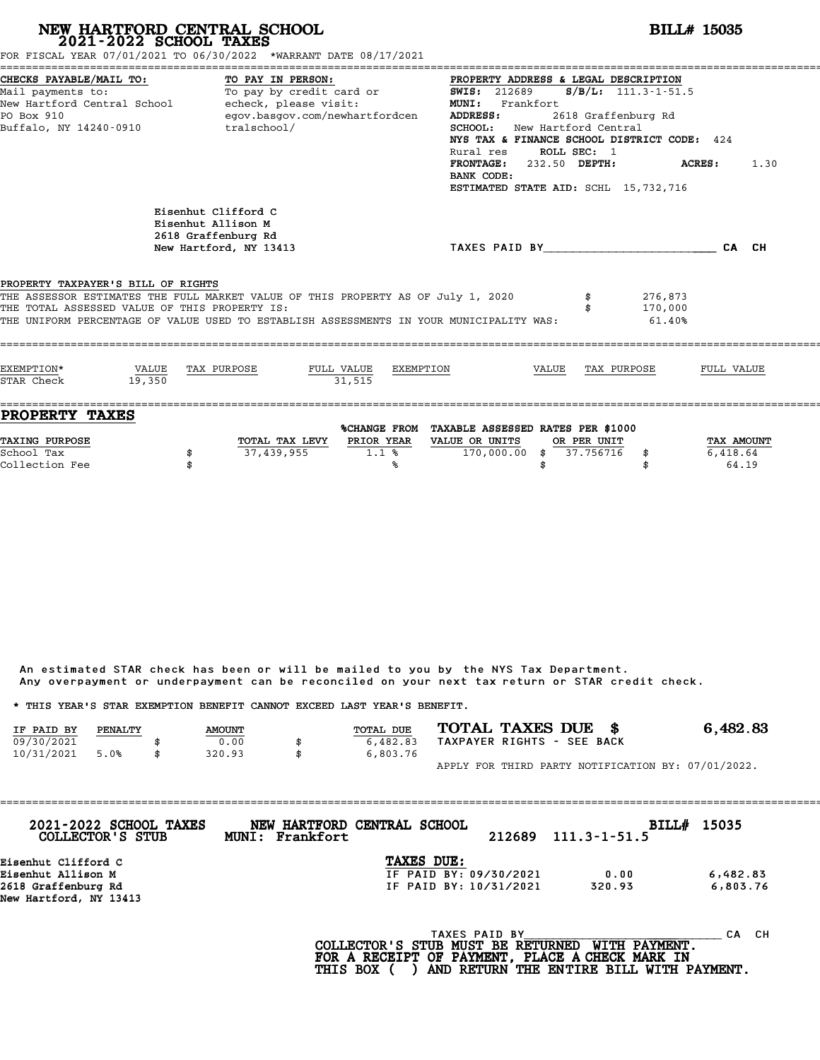# NEW HARTFORD CENTRAL SCHOOL

## 2021-2022 SCHOOL TAXES

**BILL# 15035**

FOR FISCAL YEAR 07/01/2021 TO 06/30/2022 *WARRANT DATE 08/17/2021

**CHECKS PAYABLE/MAIL TO:**
Mail payments to:
New Hartford Central School
PO Box 910
Buffalo, NY 14240-0910

**TO PAY IN PERSON:**
To pay by credit card or echeck, please visit:
egov.basgov.com/newhartfordcentralschool/

**PROPERTY ADDRESS & LEGAL DESCRIPTION**
**SWIS:** 212689 **S/B/L:** 111.3-1-51.5
**MUNI:** Frankfort
**ADDRESS:** 2618 Graffenburg Rd
**SCHOOL:** New Hartford Central
**NYS TAX & FINANCE SCHOOL DISTRICT CODE:** 424
Rural res **ROLL SEC:** 1
**FRONTAGE:** 232.50 **DEPTH:** **ACRES:** 1.30
**BANK CODE:**
**ESTIMATED STATE AID:** SCHL 15,732,716

Eisenhut Clifford C
Eisenhut Allison M
2618 Graffenburg Rd
New Hartford, NY 13413

TAXES PAID BY________________________ CA CH

**PROPERTY TAXPAYER'S BILL OF RIGHTS**

THE ASSESSOR ESTIMATES THE FULL MARKET VALUE OF THIS PROPERTY AS OF July 1, 2020 $ 276,873
THE TOTAL ASSESSED VALUE OF THIS PROPERTY IS: $ 170,000
THE UNIFORM PERCENTAGE OF VALUE USED TO ESTABLISH ASSESSMENTS IN YOUR MUNICIPALITY WAS: 61.40%

| EXEMPTION* | VALUE | TAX PURPOSE | FULL VALUE | EXEMPTION | VALUE | TAX PURPOSE | FULL VALUE |
|---|---|---|---|---|---|---|---|
| STAR Check | 19,350 | | 31,515 | | | | |

## PROPERTY TAXES

| TAXING PURPOSE | | TOTAL TAX LEVY | %CHANGE FROM PRIOR YEAR | TAXABLE ASSESSED VALUE OR UNITS | RATES PER $1000 OR PER UNIT | | TAX AMOUNT |
|---|---|---|---|---|---|---|---|
| School Tax | $ | 37,439,955 | 1.1 % | 170,000.00 | $ 37.756716 | $ | 6,418.64 |
| Collection Fee | $ | | % | | $ | $ | 64.19 |

An estimated STAR check has been or will be mailed to you by the NYS Tax Department.
Any overpayment or underpayment can be reconciled on your next tax return or STAR credit check.

* THIS YEAR'S STAR EXEMPTION BENEFIT CANNOT EXCEED LAST YEAR'S BENEFIT.

| IF PAID BY | PENALTY | AMOUNT | TOTAL DUE |
|---|---|---|---|
| 09/30/2021 | | $ 0.00 | $ 6,482.83 |
| 10/31/2021 | 5.0% | $ 320.93 | $ 6,803.76 |

**TOTAL TAXES DUE $ 6,482.83**
TAXPAYER RIGHTS - SEE BACK

APPLY FOR THIRD PARTY NOTIFICATION BY: 07/01/2022.

---

**2021-2022 SCHOOL TAXES COLLECTOR'S STUB** **NEW HARTFORD CENTRAL SCHOOL MUNI: Frankfort** 212689 111.3-1-51.5 **BILL# 15035**

Eisenhut Clifford C
Eisenhut Allison M
2618 Graffenburg Rd
New Hartford, NY 13413

**TAXES DUE:**

| | | |
|---|---|---|
| IF PAID BY: 09/30/2021 | 0.00 | 6,482.83 |
| IF PAID BY: 10/31/2021 | 320.93 | 6,803.76 |

TAXES PAID BY____________________________ CA CH

**COLLECTOR'S STUB MUST BE RETURNED WITH PAYMENT.**
**FOR A RECEIPT OF PAYMENT, PLACE A CHECK MARK IN THIS BOX ( ) AND RETURN THE ENTIRE BILL WITH PAYMENT.**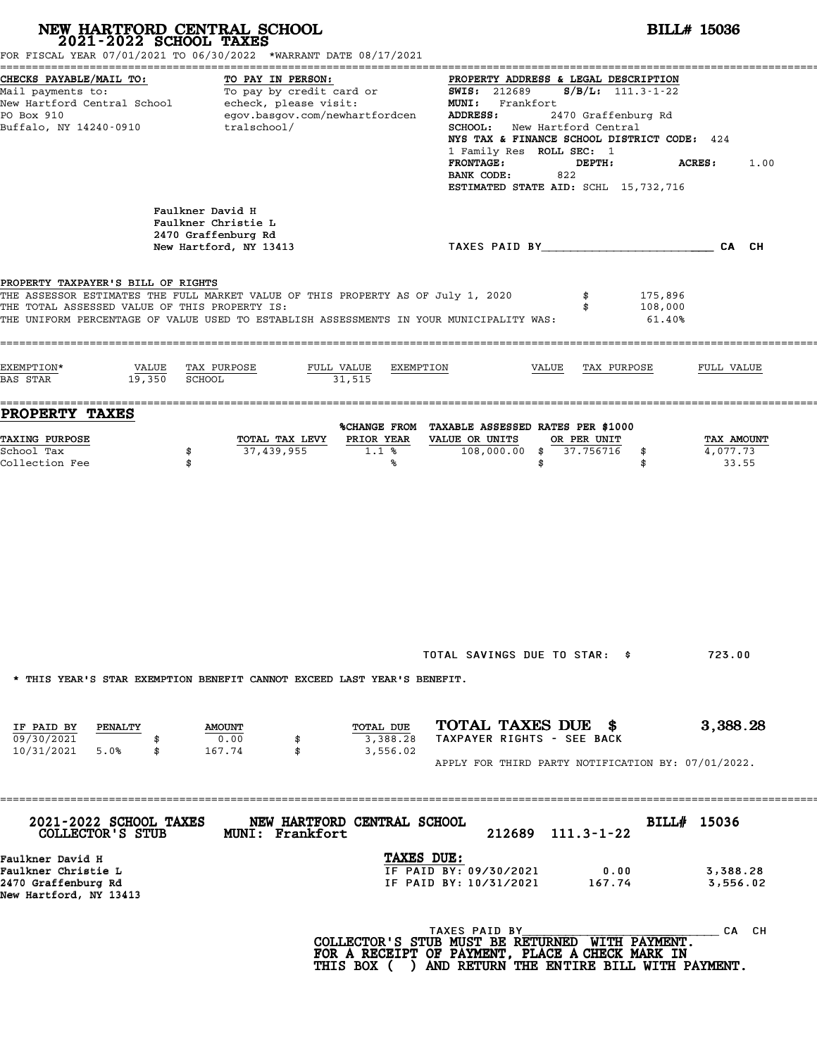# NEW HARTFORD CENTRAL SCHOOL
## 2021-2022 SCHOOL TAXES

**BILL# 15036**

FOR FISCAL YEAR 07/01/2021 TO 06/30/2022 *WARRANT DATE 08/17/2021

**CHECKS PAYABLE/MAIL TO:**
Mail payments to:
New Hartford Central School
PO Box 910
Buffalo, NY 14240-0910

**TO PAY IN PERSON:**
To pay by credit card or echeck, please visit:
egov.basgov.com/newhartfordcentralschool/

**PROPERTY ADDRESS & LEGAL DESCRIPTION**
**SWIS:** 212689 **S/B/L:** 111.3-1-22
**MUNI:** Frankfort
**ADDRESS:** 2470 Graffenburg Rd
**SCHOOL:** New Hartford Central
**NYS TAX & FINANCE SCHOOL DISTRICT CODE:** 424
1 Family Res **ROLL SEC:** 1
**FRONTAGE:** **DEPTH:** **ACRES:** 1.00
**BANK CODE:** 822
**ESTIMATED STATE AID:** SCHL 15,732,716

Faulkner David H
Faulkner Christie L
2470 Graffenburg Rd
New Hartford, NY 13413

TAXES PAID BY________________________ CA CH

**PROPERTY TAXPAYER'S BILL OF RIGHTS**

| | | |
|---|---|---|
| THE ASSESSOR ESTIMATES THE FULL MARKET VALUE OF THIS PROPERTY AS OF July 1, 2020 | $ | 175,896 |
| THE TOTAL ASSESSED VALUE OF THIS PROPERTY IS: | $ | 108,000 |
| THE UNIFORM PERCENTAGE OF VALUE USED TO ESTABLISH ASSESSMENTS IN YOUR MUNICIPALITY WAS: | | 61.40% |

| EXEMPTION* | VALUE | TAX PURPOSE | FULL VALUE | EXEMPTION | VALUE | TAX PURPOSE | FULL VALUE |
|---|---|---|---|---|---|---|---|
| BAS STAR | 19,350 | SCHOOL | 31,515 | | | | |

## PROPERTY TAXES

| TAXING PURPOSE | | TOTAL TAX LEVY | %CHANGE FROM PRIOR YEAR | TAXABLE ASSESSED VALUE OR UNITS | RATES PER $1000 OR PER UNIT | | TAX AMOUNT |
|---|---|---|---|---|---|---|---|
| School Tax | $ | 37,439,955 | 1.1 % | 108,000.00 | $ 37.756716 | $ | 4,077.73 |
| Collection Fee | $ | | % | | $ | $ | 33.55 |

TOTAL SAVINGS DUE TO STAR: $ 723.00

* THIS YEAR'S STAR EXEMPTION BENEFIT CANNOT EXCEED LAST YEAR'S BENEFIT.

| IF PAID BY | PENALTY | | AMOUNT | | TOTAL DUE |
|---|---|---|---|---|---|
| 09/30/2021 | | $ | 0.00 | $ | 3,388.28 |
| 10/31/2021 | 5.0% | $ | 167.74 | $ | 3,556.02 |

**TOTAL TAXES DUE $ 3,388.28**
TAXPAYER RIGHTS - SEE BACK

APPLY FOR THIRD PARTY NOTIFICATION BY: 07/01/2022.

---

**2021-2022 SCHOOL TAXES** **NEW HARTFORD CENTRAL SCHOOL** **BILL# 15036**
**COLLECTOR'S STUB** **MUNI: Frankfort** 212689 111.3-1-22

Faulkner David H
Faulkner Christie L
2470 Graffenburg Rd
New Hartford, NY 13413

**TAXES DUE:**

| | | |
|---|---|---|
| IF PAID BY: 09/30/2021 | 0.00 | 3,388.28 |
| IF PAID BY: 10/31/2021 | 167.74 | 3,556.02 |

TAXES PAID BY______________________________ CA CH

**COLLECTOR'S STUB MUST BE RETURNED WITH PAYMENT.**
**FOR A RECEIPT OF PAYMENT, PLACE A CHECK MARK IN THIS BOX ( ) AND RETURN THE ENTIRE BILL WITH PAYMENT.**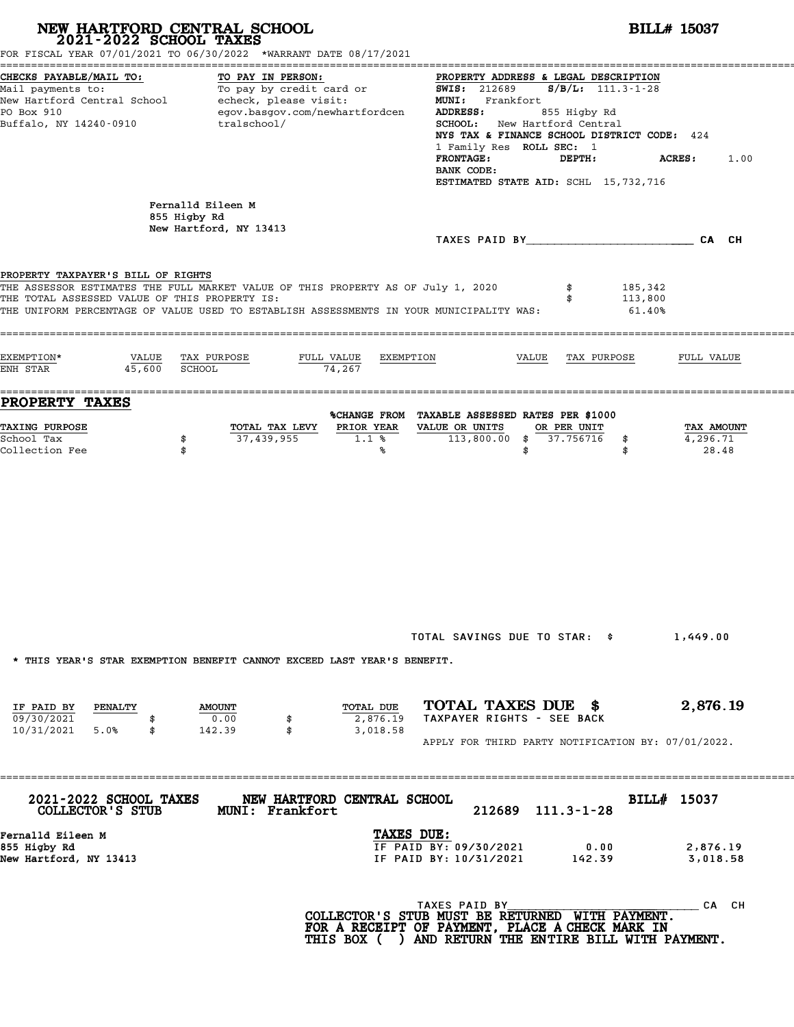# NEW HARTFORD CENTRAL SCHOOL
## 2021-2022 SCHOOL TAXES

**BILL# 15037**

FOR FISCAL YEAR 07/01/2021 TO 06/30/2022 *WARRANT DATE 08/17/2021

**CHECKS PAYABLE/MAIL TO:**
Mail payments to:
New Hartford Central School
PO Box 910
Buffalo, NY 14240-0910

**TO PAY IN PERSON:**
To pay by credit card or echeck, please visit:
egov.basgov.com/newhartfordcentralschool/

**PROPERTY ADDRESS & LEGAL DESCRIPTION**
**SWIS:** 212689 **S/B/L:** 111.3-1-28
**MUNI:** Frankfort
**ADDRESS:** 855 Higby Rd
**SCHOOL:** New Hartford Central
**NYS TAX & FINANCE SCHOOL DISTRICT CODE:** 424
1 Family Res **ROLL SEC:** 1
**FRONTAGE:** **DEPTH:** **ACRES:** 1.00
**BANK CODE:**
**ESTIMATED STATE AID:** SCHL 15,732,716

Fernalld Eileen M
855 Higby Rd
New Hartford, NY 13413

TAXES PAID BY________________________ CA CH

**PROPERTY TAXPAYER'S BILL OF RIGHTS**

THE ASSESSOR ESTIMATES THE FULL MARKET VALUE OF THIS PROPERTY AS OF July 1, 2020 $ 185,342
THE TOTAL ASSESSED VALUE OF THIS PROPERTY IS: $ 113,800
THE UNIFORM PERCENTAGE OF VALUE USED TO ESTABLISH ASSESSMENTS IN YOUR MUNICIPALITY WAS: 61.40%

| EXEMPTION* | VALUE | TAX PURPOSE | FULL VALUE | EXEMPTION | VALUE | TAX PURPOSE | FULL VALUE |
|---|---|---|---|---|---|---|---|
| ENH STAR | 45,600 | SCHOOL | 74,267 | | | | |

## PROPERTY TAXES

| TAXING PURPOSE | TOTAL TAX LEVY | %CHANGE FROM PRIOR YEAR | TAXABLE ASSESSED VALUE OR UNITS | RATES PER $1000 OR PER UNIT | TAX AMOUNT |
|---|---|---|---|---|---|
| School Tax | $ 37,439,955 | 1.1 % | 113,800.00 | $ 37.756716 | $ 4,296.71 |
| Collection Fee | $ | % | | $ | $ 28.48 |

TOTAL SAVINGS DUE TO STAR: $ 1,449.00

* THIS YEAR'S STAR EXEMPTION BENEFIT CANNOT EXCEED LAST YEAR'S BENEFIT.

| IF PAID BY | PENALTY | AMOUNT | TOTAL DUE |
|---|---|---|---|
| 09/30/2021 | | $ 0.00 | $ 2,876.19 |
| 10/31/2021 | 5.0% | $ 142.39 | $ 3,018.58 |

**TOTAL TAXES DUE $ 2,876.19**
TAXPAYER RIGHTS - SEE BACK

APPLY FOR THIRD PARTY NOTIFICATION BY: 07/01/2022.

**2021-2022 SCHOOL TAXES** **NEW HARTFORD CENTRAL SCHOOL** **BILL# 15037**
**COLLECTOR'S STUB** **MUNI: Frankfort** 212689 111.3-1-28

Fernalld Eileen M
855 Higby Rd
New Hartford, NY 13413

**TAXES DUE:**

| | | |
|---|---|---|
| IF PAID BY: 09/30/2021 | 0.00 | 2,876.19 |
| IF PAID BY: 10/31/2021 | 142.39 | 3,018.58 |

TAXES PAID BY______________________________ CA CH

**COLLECTOR'S STUB MUST BE RETURNED WITH PAYMENT.**
**FOR A RECEIPT OF PAYMENT, PLACE A CHECK MARK IN THIS BOX ( ) AND RETURN THE ENTIRE BILL WITH PAYMENT.**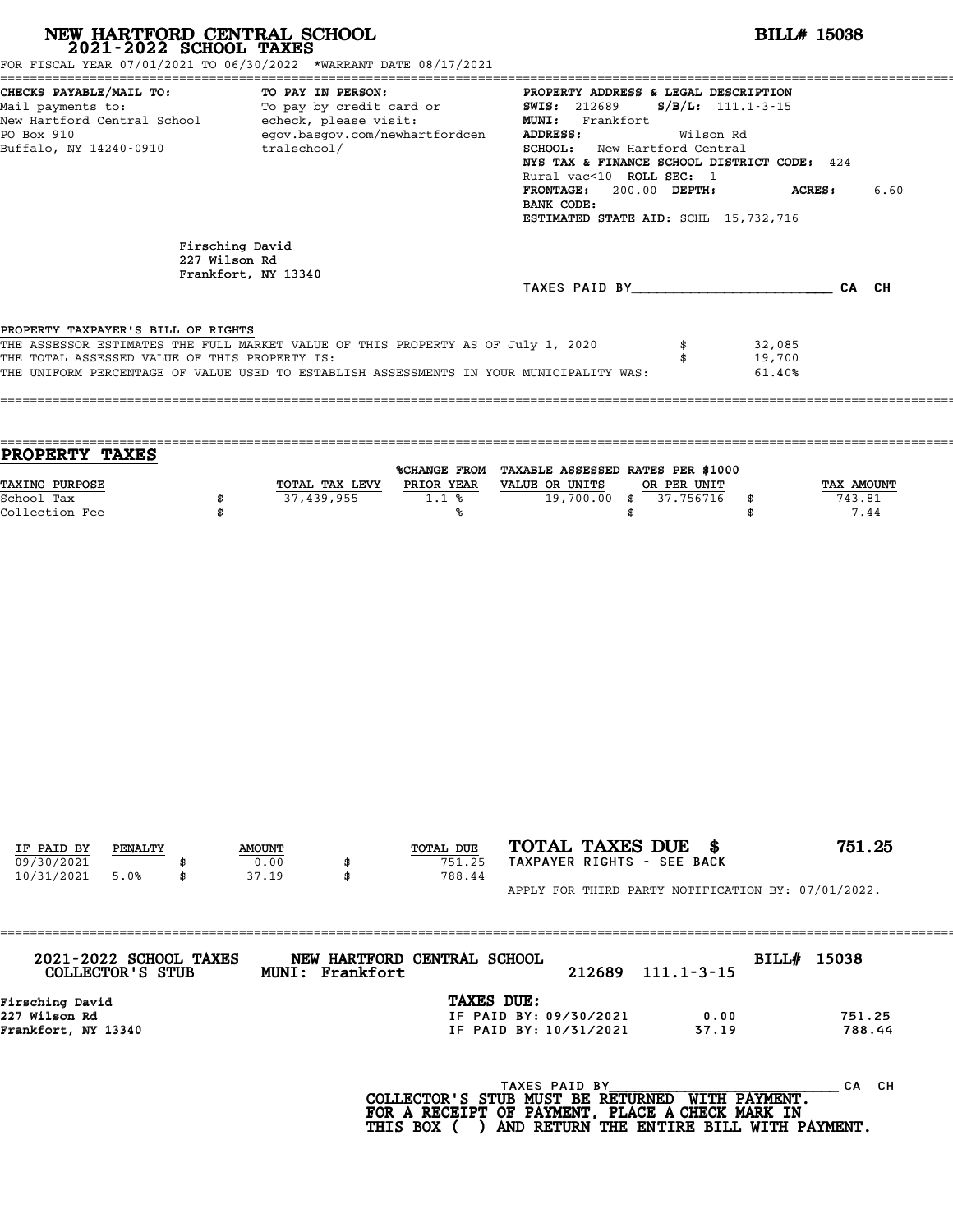# NEW HARTFORD CENTRAL SCHOOL
## 2021-2022 SCHOOL TAXES

**BILL# 15038**

FOR FISCAL YEAR 07/01/2021 TO 06/30/2022 *WARRANT DATE 08/17/2021

**CHECKS PAYABLE/MAIL TO:**
Mail payments to:
New Hartford Central School
PO Box 910
Buffalo, NY 14240-0910

**TO PAY IN PERSON:**
To pay by credit card or echeck, please visit:
egov.basgov.com/newhartfordcentralschool/

**PROPERTY ADDRESS & LEGAL DESCRIPTION**
**SWIS:** 212689 **S/B/L:** 111.1-3-15
**MUNI:** Frankfort
**ADDRESS:** Wilson Rd
**SCHOOL:** New Hartford Central
**NYS TAX & FINANCE SCHOOL DISTRICT CODE:** 424
Rural vac<10 **ROLL SEC:** 1
**FRONTAGE:** 200.00 **DEPTH:** **ACRES:** 6.60
**BANK CODE:**
**ESTIMATED STATE AID:** SCHL 15,732,716

Firsching David
227 Wilson Rd
Frankfort, NY 13340

TAXES PAID BY________________________ CA CH

PROPERTY TAXPAYER'S BILL OF RIGHTS

| | | |
|---|---|---|
| THE ASSESSOR ESTIMATES THE FULL MARKET VALUE OF THIS PROPERTY AS OF July 1, 2020 | $ | 32,085 |
| THE TOTAL ASSESSED VALUE OF THIS PROPERTY IS: | $ | 19,700 |
| THE UNIFORM PERCENTAGE OF VALUE USED TO ESTABLISH ASSESSMENTS IN YOUR MUNICIPALITY WAS: | | 61.40% |

## PROPERTY TAXES

| TAXING PURPOSE | | TOTAL TAX LEVY | %CHANGE FROM PRIOR YEAR | TAXABLE ASSESSED VALUE OR UNITS | | RATES PER $1000 OR PER UNIT | | TAX AMOUNT |
|---|---|---|---|---|---|---|---|---|
| School Tax | $ | 37,439,955 | 1.1 % | 19,700.00 | $ | 37.756716 | $ | 743.81 |
| Collection Fee | $ | | % | | $ | | $ | 7.44 |

| IF PAID BY | PENALTY | | AMOUNT | | TOTAL DUE |
|---|---|---|---|---|---|
| 09/30/2021 | | $ | 0.00 | $ | 751.25 |
| 10/31/2021 | 5.0% | $ | 37.19 | $ | 788.44 |

**TOTAL TAXES DUE $ 751.25**
TAXPAYER RIGHTS - SEE BACK

APPLY FOR THIRD PARTY NOTIFICATION BY: 07/01/2022.

**2021-2022 SCHOOL TAXES COLLECTOR'S STUB** **NEW HARTFORD CENTRAL SCHOOL** **MUNI: Frankfort** 212689 111.1-3-15 **BILL# 15038**

Firsching David
227 Wilson Rd
Frankfort, NY 13340

**TAXES DUE:**

| | | |
|---|---|---|
| IF PAID BY: 09/30/2021 | 0.00 | 751.25 |
| IF PAID BY: 10/31/2021 | 37.19 | 788.44 |

TAXES PAID BY____________________________ CA CH

**COLLECTOR'S STUB MUST BE RETURNED WITH PAYMENT. FOR A RECEIPT OF PAYMENT, PLACE A CHECK MARK IN THIS BOX ( ) AND RETURN THE ENTIRE BILL WITH PAYMENT.**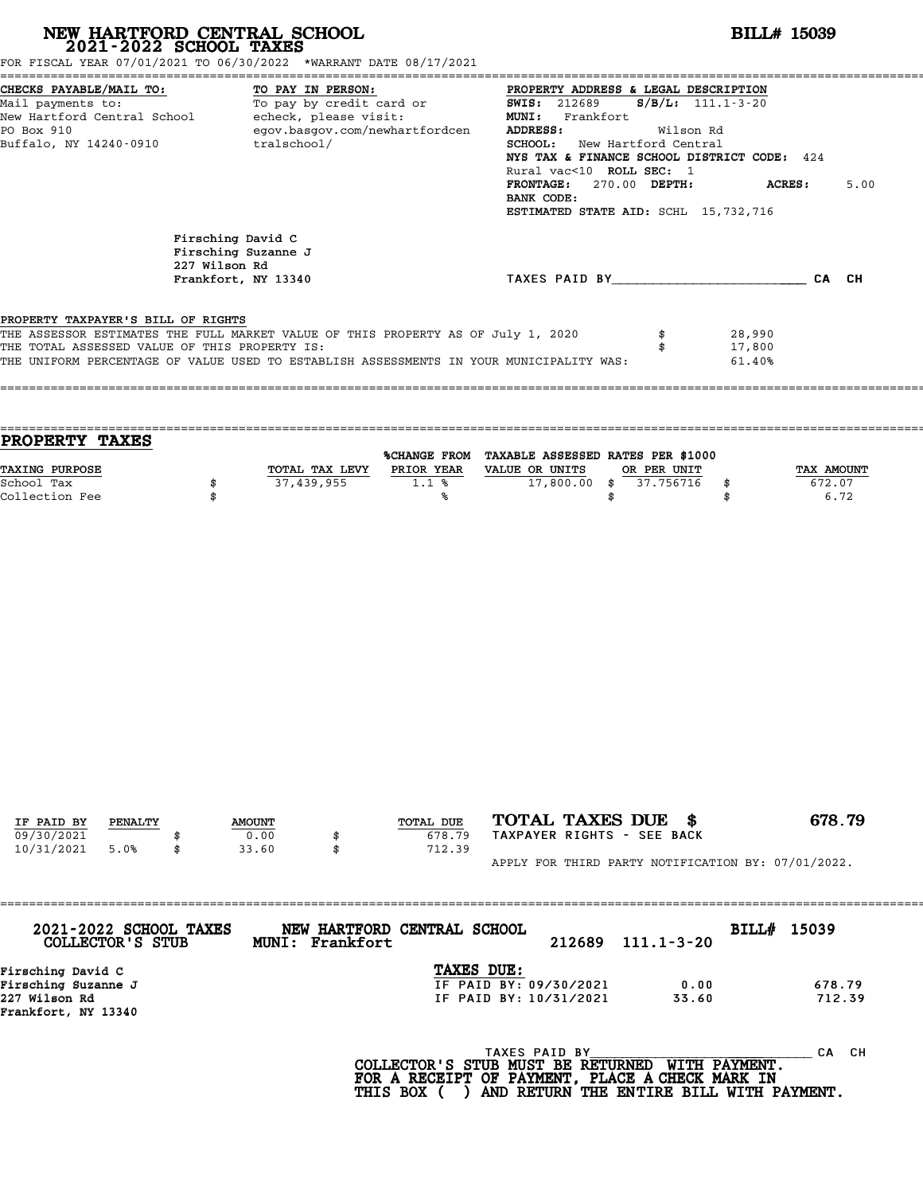# NEW HARTFORD CENTRAL SCHOOL
## 2021-2022 SCHOOL TAXES

**BILL# 15039**

FOR FISCAL YEAR 07/01/2021 TO 06/30/2022 *WARRANT DATE 08/17/2021

**CHECKS PAYABLE/MAIL TO:**
Mail payments to:
New Hartford Central School
PO Box 910
Buffalo, NY 14240-0910

**TO PAY IN PERSON:**
To pay by credit card or echeck, please visit:
egov.basgov.com/newhartfordcentralschool/

**PROPERTY ADDRESS & LEGAL DESCRIPTION**
**SWIS:** 212689 **S/B/L:** 111.1-3-20
**MUNI:** Frankfort
**ADDRESS:** Wilson Rd
**SCHOOL:** New Hartford Central
**NYS TAX & FINANCE SCHOOL DISTRICT CODE:** 424
Rural vac<10 **ROLL SEC:** 1
**FRONTAGE:** 270.00 **DEPTH:** **ACRES:** 5.00
**BANK CODE:**
**ESTIMATED STATE AID:** SCHL 15,732,716

Firsching David C
Firsching Suzanne J
227 Wilson Rd
Frankfort, NY 13340

TAXES PAID BY________________________ CA CH

PROPERTY TAXPAYER'S BILL OF RIGHTS

THE ASSESSOR ESTIMATES THE FULL MARKET VALUE OF THIS PROPERTY AS OF July 1, 2020 $ 28,990
THE TOTAL ASSESSED VALUE OF THIS PROPERTY IS: $ 17,800
THE UNIFORM PERCENTAGE OF VALUE USED TO ESTABLISH ASSESSMENTS IN YOUR MUNICIPALITY WAS: 61.40%

## PROPERTY TAXES

| TAXING PURPOSE | TOTAL TAX LEVY | %CHANGE FROM PRIOR YEAR | TAXABLE ASSESSED VALUE OR UNITS | RATES PER $1000 OR PER UNIT | TAX AMOUNT |
|---|---|---|---|---|---|
| School Tax | $ 37,439,955 | 1.1 % | 17,800.00 | $ 37.756716 | $ 672.07 |
| Collection Fee | $ | % | | $ | $ 6.72 |

| IF PAID BY | PENALTY | AMOUNT | TOTAL DUE |
|---|---|---|---|
| 09/30/2021 | | $ 0.00 | $ 678.79 |
| 10/31/2021 | 5.0% | $ 33.60 | $ 712.39 |

**TOTAL TAXES DUE $ 678.79**
TAXPAYER RIGHTS - SEE BACK

APPLY FOR THIRD PARTY NOTIFICATION BY: 07/01/2022.

---

**2021-2022 SCHOOL TAXES COLLECTOR'S STUB** — **NEW HARTFORD CENTRAL SCHOOL MUNI: Frankfort** — 212689 111.1-3-20 — **BILL# 15039**

Firsching David C
Firsching Suzanne J
227 Wilson Rd
Frankfort, NY 13340

**TAXES DUE:**

| | | |
|---|---|---|
| IF PAID BY: 09/30/2021 | 0.00 | 678.79 |
| IF PAID BY: 10/31/2021 | 33.60 | 712.39 |

TAXES PAID BY______________________________ CA CH

**COLLECTOR'S STUB MUST BE RETURNED WITH PAYMENT. FOR A RECEIPT OF PAYMENT, PLACE A CHECK MARK IN THIS BOX ( ) AND RETURN THE ENTIRE BILL WITH PAYMENT.**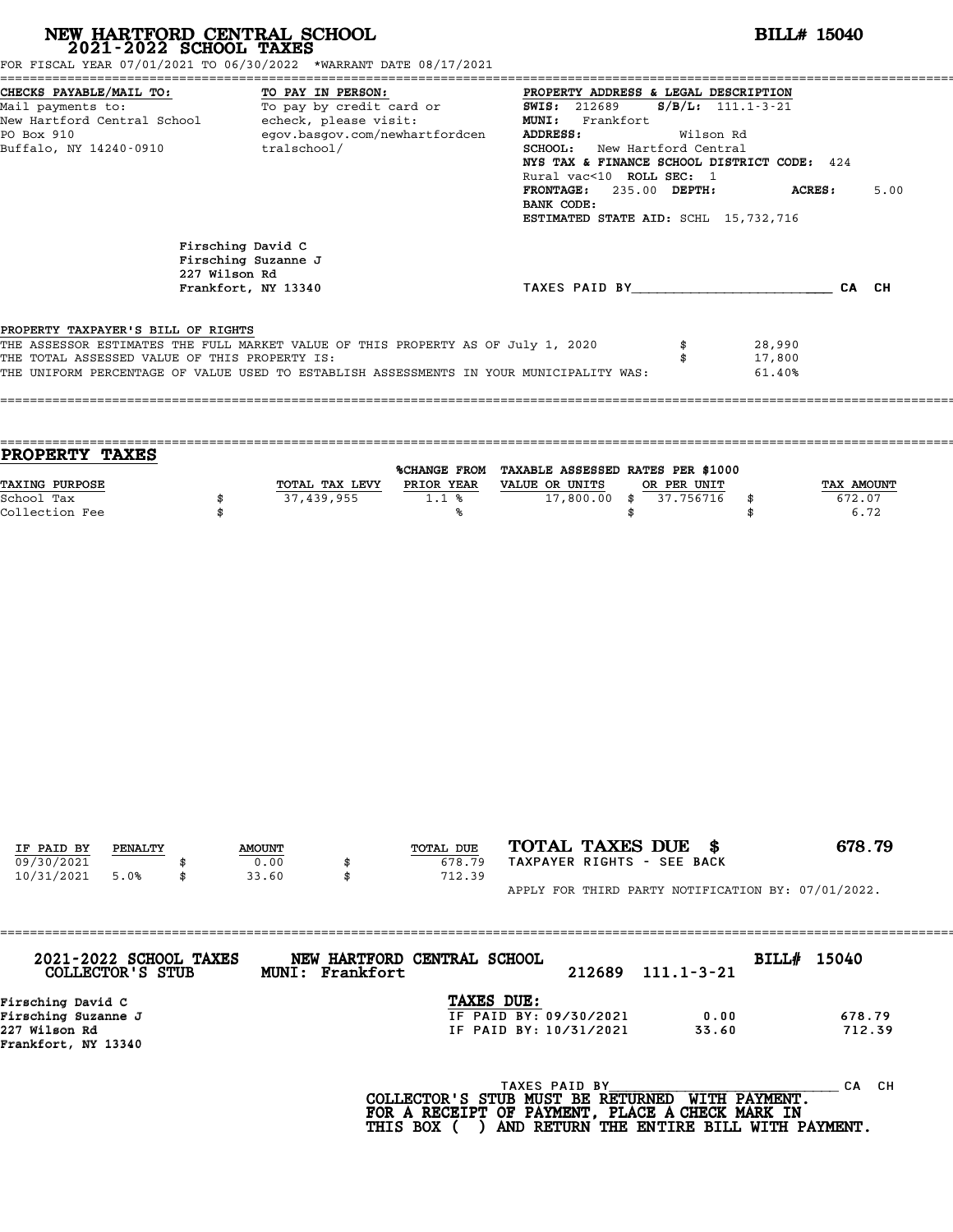# NEW HARTFORD CENTRAL SCHOOL
## 2021-2022 SCHOOL TAXES

**BILL# 15040**

FOR FISCAL YEAR 07/01/2021 TO 06/30/2022 *WARRANT DATE 08/17/2021

**CHECKS PAYABLE/MAIL TO:**
Mail payments to:
New Hartford Central School
PO Box 910
Buffalo, NY 14240-0910

**TO PAY IN PERSON:**
To pay by credit card or echeck, please visit:
egov.basgov.com/newhartfordcentralschool/

**PROPERTY ADDRESS & LEGAL DESCRIPTION**
**SWIS:** 212689 **S/B/L:** 111.1-3-21
**MUNI:** Frankfort
**ADDRESS:** Wilson Rd
**SCHOOL:** New Hartford Central
**NYS TAX & FINANCE SCHOOL DISTRICT CODE:** 424
Rural vac<10 **ROLL SEC:** 1
**FRONTAGE:** 235.00 **DEPTH:** **ACRES:** 5.00
**BANK CODE:**
**ESTIMATED STATE AID:** SCHL 15,732,716

Firsching David C
Firsching Suzanne J
227 Wilson Rd
Frankfort, NY 13340

TAXES PAID BY________________________ CA CH

PROPERTY TAXPAYER'S BILL OF RIGHTS

| | | |
|---|---|---|
| THE ASSESSOR ESTIMATES THE FULL MARKET VALUE OF THIS PROPERTY AS OF July 1, 2020 | $ | 28,990 |
| THE TOTAL ASSESSED VALUE OF THIS PROPERTY IS: | $ | 17,800 |
| THE UNIFORM PERCENTAGE OF VALUE USED TO ESTABLISH ASSESSMENTS IN YOUR MUNICIPALITY WAS: | | 61.40% |

## PROPERTY TAXES

| TAXING PURPOSE | | TOTAL TAX LEVY | %CHANGE FROM PRIOR YEAR | TAXABLE ASSESSED VALUE OR UNITS | | RATES PER $1000 OR PER UNIT | | TAX AMOUNT |
|---|---|---|---|---|---|---|---|---|
| School Tax | $ | 37,439,955 | 1.1 % | 17,800.00 | $ | 37.756716 | $ | 672.07 |
| Collection Fee | $ | | % | | $ | | $ | 6.72 |

| IF PAID BY | PENALTY | | AMOUNT | | TOTAL DUE |
|---|---|---|---|---|---|
| 09/30/2021 | | $ | 0.00 | $ | 678.79 |
| 10/31/2021 | 5.0% | $ | 33.60 | $ | 712.39 |

**TOTAL TAXES DUE $ 678.79**
TAXPAYER RIGHTS - SEE BACK

APPLY FOR THIRD PARTY NOTIFICATION BY: 07/01/2022.

---

**2021-2022 SCHOOL TAXES** **NEW HARTFORD CENTRAL SCHOOL** **BILL# 15040**
**COLLECTOR'S STUB** **MUNI: Frankfort** 212689 111.1-3-21

Firsching David C
Firsching Suzanne J
227 Wilson Rd
Frankfort, NY 13340

**TAXES DUE:**

| | | |
|---|---|---|
| IF PAID BY: 09/30/2021 | 0.00 | 678.79 |
| IF PAID BY: 10/31/2021 | 33.60 | 712.39 |

TAXES PAID BY____________________________ CA CH

**COLLECTOR'S STUB MUST BE RETURNED WITH PAYMENT.
FOR A RECEIPT OF PAYMENT, PLACE A CHECK MARK IN
THIS BOX ( ) AND RETURN THE ENTIRE BILL WITH PAYMENT.**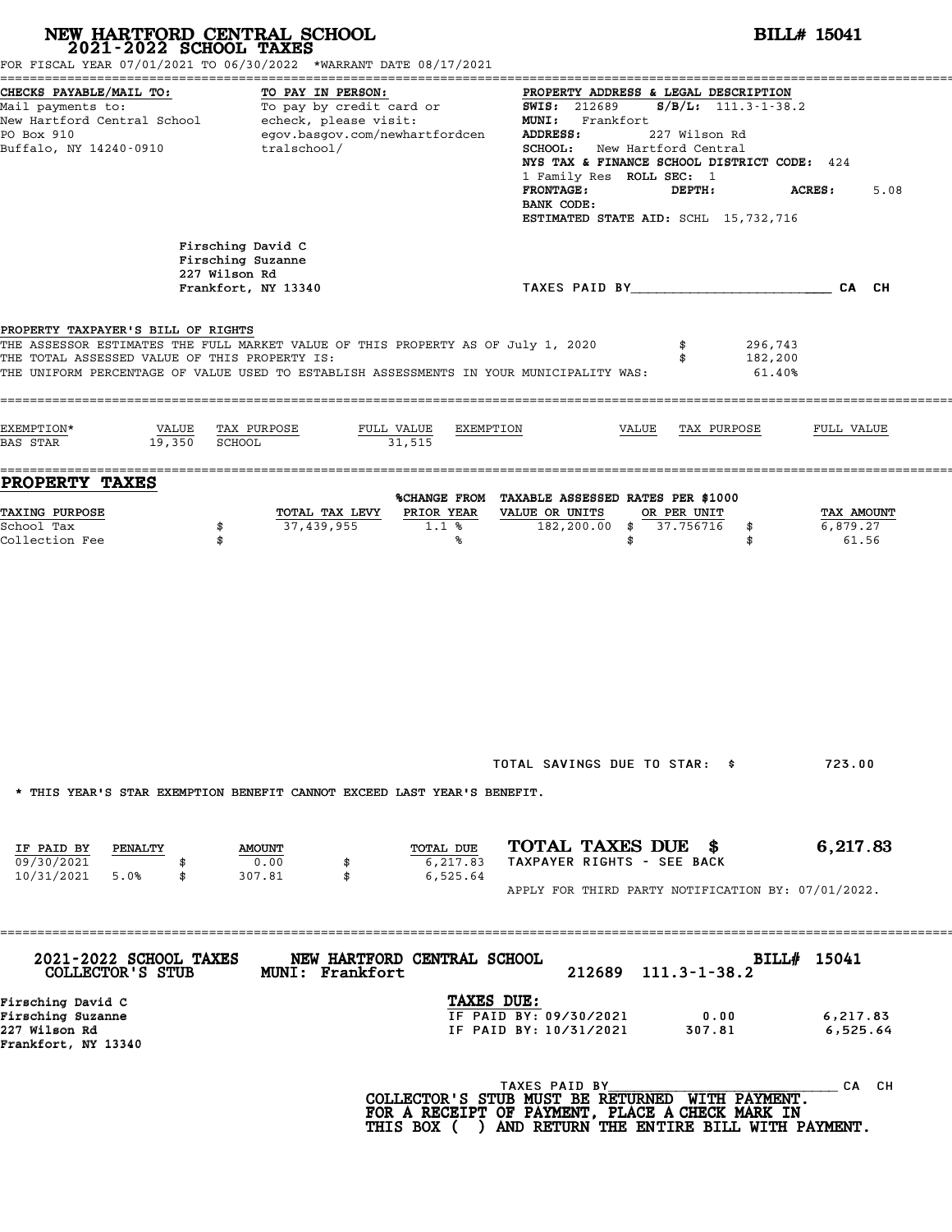# NEW HARTFORD CENTRAL SCHOOL
## 2021-2022 SCHOOL TAXES

**BILL# 15041**

FOR FISCAL YEAR 07/01/2021 TO 06/30/2022 *WARRANT DATE 08/17/2021

**CHECKS PAYABLE/MAIL TO:**
Mail payments to:
New Hartford Central School
PO Box 910
Buffalo, NY 14240-0910

**TO PAY IN PERSON:**
To pay by credit card or echeck, please visit:
egov.basgov.com/newhartfordcentralschool/

**PROPERTY ADDRESS & LEGAL DESCRIPTION**
**SWIS:** 212689 **S/B/L:** 111.3-1-38.2
**MUNI:** Frankfort
**ADDRESS:** 227 Wilson Rd
**SCHOOL:** New Hartford Central
**NYS TAX & FINANCE SCHOOL DISTRICT CODE:** 424
1 Family Res **ROLL SEC:** 1
**FRONTAGE:** **DEPTH:** **ACRES:** 5.08
**BANK CODE:**
**ESTIMATED STATE AID:** SCHL 15,732,716

Firsching David C
Firsching Suzanne
227 Wilson Rd
Frankfort, NY 13340

TAXES PAID BY\_\_\_\_\_\_\_\_\_\_\_\_\_\_\_\_\_\_\_\_\_\_\_\_ CA CH

**PROPERTY TAXPAYER'S BILL OF RIGHTS**

| | | |
|---|---|---|
| THE ASSESSOR ESTIMATES THE FULL MARKET VALUE OF THIS PROPERTY AS OF July 1, 2020 | $ | 296,743 |
| THE TOTAL ASSESSED VALUE OF THIS PROPERTY IS: | $ | 182,200 |
| THE UNIFORM PERCENTAGE OF VALUE USED TO ESTABLISH ASSESSMENTS IN YOUR MUNICIPALITY WAS: | | 61.40% |

| EXEMPTION* | VALUE | TAX PURPOSE | FULL VALUE | EXEMPTION | VALUE | TAX PURPOSE | FULL VALUE |
|---|---|---|---|---|---|---|---|
| BAS STAR | 19,350 | SCHOOL | 31,515 | | | | |

## PROPERTY TAXES

| TAXING PURPOSE | TOTAL TAX LEVY | %CHANGE FROM PRIOR YEAR | TAXABLE ASSESSED VALUE OR UNITS | RATES PER $1000 OR PER UNIT | TAX AMOUNT |
|---|---|---|---|---|---|
| School Tax | $ 37,439,955 | 1.1 % | 182,200.00 | $ 37.756716 | $ 6,879.27 |
| Collection Fee | $ | % | | $ | $ 61.56 |

TOTAL SAVINGS DUE TO STAR: $ 723.00

* THIS YEAR'S STAR EXEMPTION BENEFIT CANNOT EXCEED LAST YEAR'S BENEFIT.

| IF PAID BY | PENALTY | AMOUNT | TOTAL DUE |
|---|---|---|---|
| 09/30/2021 | | $ 0.00 | $ 6,217.83 |
| 10/31/2021 | 5.0% | $ 307.81 | $ 6,525.64 |

**TOTAL TAXES DUE $ 6,217.83**
TAXPAYER RIGHTS - SEE BACK

APPLY FOR THIRD PARTY NOTIFICATION BY: 07/01/2022.

---

**2021-2022 SCHOOL TAXES COLLECTOR'S STUB** — **NEW HARTFORD CENTRAL SCHOOL** MUNI: Frankfort — 212689 111.3-1-38.2 — **BILL# 15041**

Firsching David C
Firsching Suzanne
227 Wilson Rd
Frankfort, NY 13340

**TAXES DUE:**

| | | |
|---|---|---|
| IF PAID BY: 09/30/2021 | 0.00 | 6,217.83 |
| IF PAID BY: 10/31/2021 | 307.81 | 6,525.64 |

TAXES PAID BY\_\_\_\_\_\_\_\_\_\_\_\_\_\_\_\_\_\_\_\_\_\_\_\_ CA CH

**COLLECTOR'S STUB MUST BE RETURNED WITH PAYMENT. FOR A RECEIPT OF PAYMENT, PLACE A CHECK MARK IN THIS BOX ( ) AND RETURN THE ENTIRE BILL WITH PAYMENT.**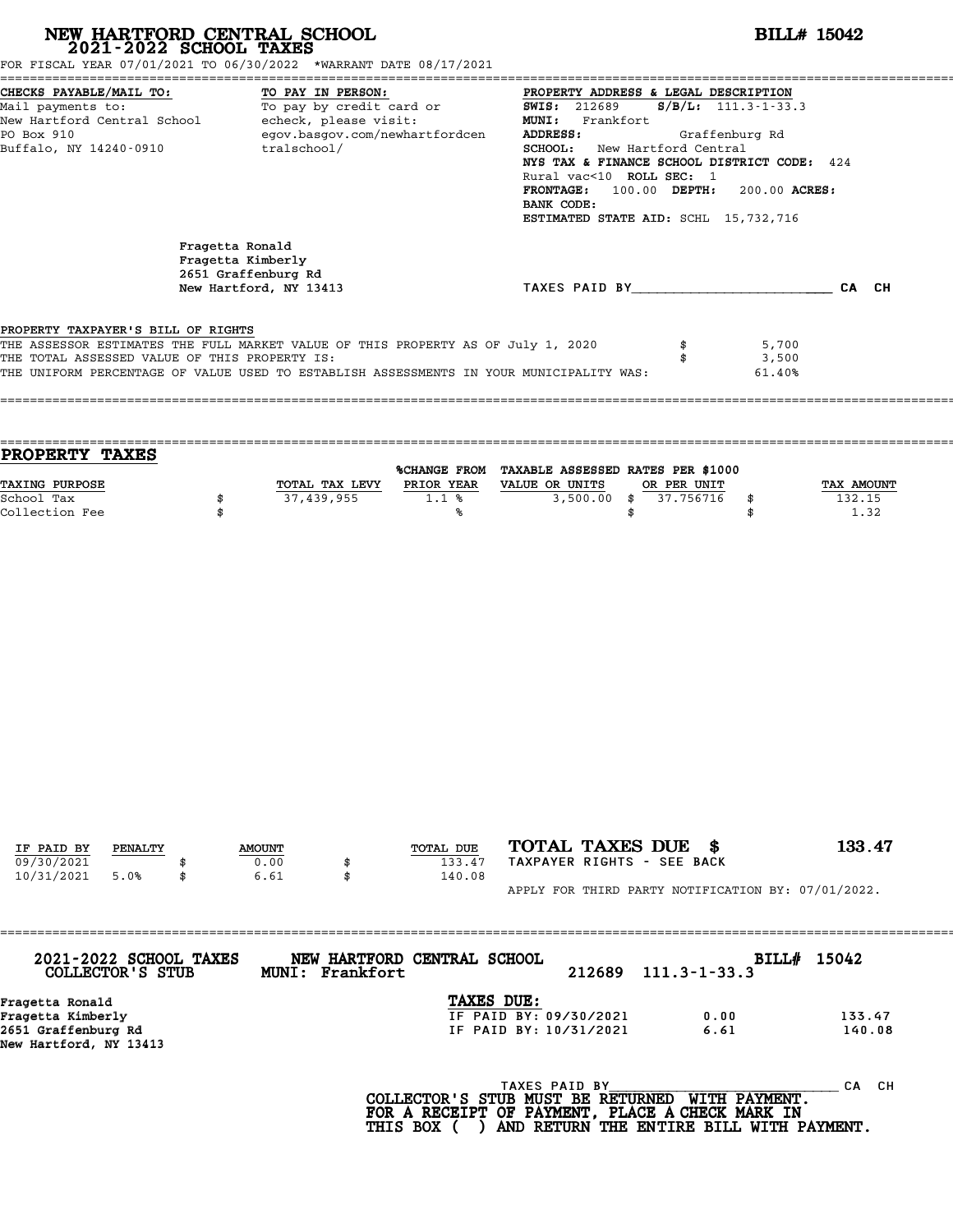# NEW HARTFORD CENTRAL SCHOOL
## 2021-2022 SCHOOL TAXES

**BILL# 15042**

FOR FISCAL YEAR 07/01/2021 TO 06/30/2022 *WARRANT DATE 08/17/2021

**CHECKS PAYABLE/MAIL TO:**
Mail payments to:
New Hartford Central School
PO Box 910
Buffalo, NY 14240-0910

**TO PAY IN PERSON:**
To pay by credit card or
echeck, please visit:
egov.basgov.com/newhartfordcentralschool/

**PROPERTY ADDRESS & LEGAL DESCRIPTION**
**SWIS:** 212689 **S/B/L:** 111.3-1-33.3
**MUNI:** Frankfort
**ADDRESS:** Graffenburg Rd
**SCHOOL:** New Hartford Central
**NYS TAX & FINANCE SCHOOL DISTRICT CODE:** 424
Rural vac<10 **ROLL SEC:** 1
**FRONTAGE:** 100.00 **DEPTH:** 200.00 **ACRES:**
**BANK CODE:**
**ESTIMATED STATE AID:** SCHL 15,732,716

Fragetta Ronald
Fragetta Kimberly
2651 Graffenburg Rd
New Hartford, NY 13413

TAXES PAID BY________________________ CA CH

PROPERTY TAXPAYER'S BILL OF RIGHTS

| | | |
|---|---|---|
| THE ASSESSOR ESTIMATES THE FULL MARKET VALUE OF THIS PROPERTY AS OF July 1, 2020 | $ | 5,700 |
| THE TOTAL ASSESSED VALUE OF THIS PROPERTY IS: | $ | 3,500 |
| THE UNIFORM PERCENTAGE OF VALUE USED TO ESTABLISH ASSESSMENTS IN YOUR MUNICIPALITY WAS: | | 61.40% |

## PROPERTY TAXES

| TAXING PURPOSE | | TOTAL TAX LEVY | %CHANGE FROM PRIOR YEAR | TAXABLE ASSESSED VALUE OR UNITS | | RATES PER $1000 OR PER UNIT | | TAX AMOUNT |
|---|---|---|---|---|---|---|---|---|
| School Tax | $ | 37,439,955 | 1.1 % | 3,500.00 | $ | 37.756716 | $ | 132.15 |
| Collection Fee | $ | | % | | $ | | $ | 1.32 |

| IF PAID BY | PENALTY | | AMOUNT | | TOTAL DUE |
|---|---|---|---|---|---|
| 09/30/2021 | | $ | 0.00 | $ | 133.47 |
| 10/31/2021 | 5.0% | $ | 6.61 | $ | 140.08 |

**TOTAL TAXES DUE $ 133.47**

TAXPAYER RIGHTS - SEE BACK

APPLY FOR THIRD PARTY NOTIFICATION BY: 07/01/2022.

---

**2021-2022 SCHOOL TAXES COLLECTOR'S STUB** — **NEW HARTFORD CENTRAL SCHOOL MUNI: Frankfort** — 212689 111.3-1-33.3 — **BILL# 15042**

Fragetta Ronald
Fragetta Kimberly
2651 Graffenburg Rd
New Hartford, NY 13413

**TAXES DUE:**

| | | |
|---|---|---|
| IF PAID BY: 09/30/2021 | 0.00 | 133.47 |
| IF PAID BY: 10/31/2021 | 6.61 | 140.08 |

TAXES PAID BY____________________________ CA CH

**COLLECTOR'S STUB MUST BE RETURNED WITH PAYMENT. FOR A RECEIPT OF PAYMENT, PLACE A CHECK MARK IN THIS BOX ( ) AND RETURN THE ENTIRE BILL WITH PAYMENT.**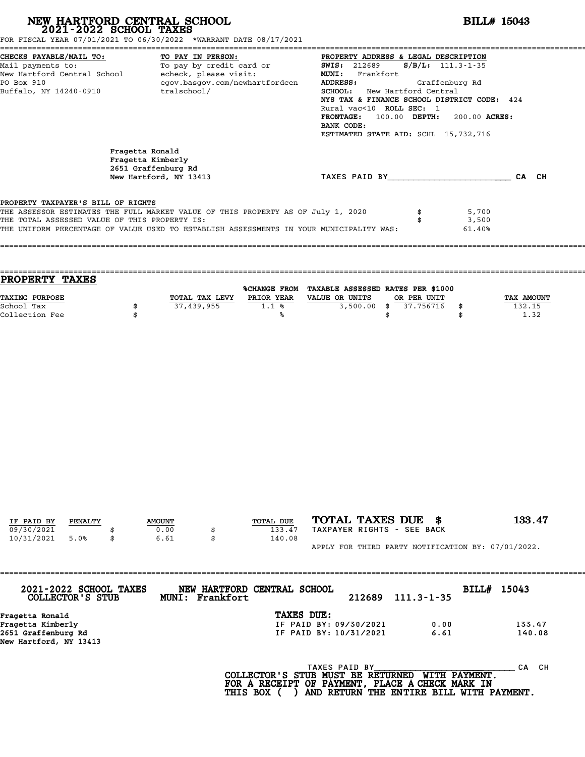# NEW HARTFORD CENTRAL SCHOOL

## 2021-2022 SCHOOL TAXES

**BILL# 15043**

FOR FISCAL YEAR 07/01/2021 TO 06/30/2022 *WARRANT DATE 08/17/2021

**CHECKS PAYABLE/MAIL TO:**
Mail payments to:
New Hartford Central School
PO Box 910
Buffalo, NY 14240-0910

**TO PAY IN PERSON:**
To pay by credit card or echeck, please visit:
egov.basgov.com/newhartfordcentralschool/

**PROPERTY ADDRESS & LEGAL DESCRIPTION**
**SWIS:** 212689 **S/B/L:** 111.3-1-35
**MUNI:** Frankfort
**ADDRESS:** Graffenburg Rd
**SCHOOL:** New Hartford Central
**NYS TAX & FINANCE SCHOOL DISTRICT CODE:** 424
Rural vac<10 **ROLL SEC:** 1
**FRONTAGE:** 100.00 **DEPTH:** 200.00 **ACRES:**
**BANK CODE:**
**ESTIMATED STATE AID:** SCHL 15,732,716

Fragetta Ronald
Fragetta Kimberly
2651 Graffenburg Rd
New Hartford, NY 13413

TAXES PAID BY________________________ CA CH

PROPERTY TAXPAYER'S BILL OF RIGHTS

THE ASSESSOR ESTIMATES THE FULL MARKET VALUE OF THIS PROPERTY AS OF July 1, 2020 $ 5,700
THE TOTAL ASSESSED VALUE OF THIS PROPERTY IS: $ 3,500
THE UNIFORM PERCENTAGE OF VALUE USED TO ESTABLISH ASSESSMENTS IN YOUR MUNICIPALITY WAS: 61.40%

## PROPERTY TAXES

| TAXING PURPOSE | | TOTAL TAX LEVY | %CHANGE FROM PRIOR YEAR | TAXABLE ASSESSED VALUE OR UNITS | | RATES PER $1000 OR PER UNIT | | TAX AMOUNT |
|---|---|---|---|---|---|---|---|---|
| School Tax | $ | 37,439,955 | 1.1 % | 3,500.00 | $ | 37.756716 | $ | 132.15 |
| Collection Fee | $ | | % | | $ | | $ | 1.32 |

| IF PAID BY | PENALTY | | AMOUNT | | TOTAL DUE |
|---|---|---|---|---|---|
| 09/30/2021 | | $ | 0.00 | $ | 133.47 |
| 10/31/2021 | 5.0% | $ | 6.61 | $ | 140.08 |

**TOTAL TAXES DUE $ 133.47**

TAXPAYER RIGHTS - SEE BACK

APPLY FOR THIRD PARTY NOTIFICATION BY: 07/01/2022.

---

**2021-2022 SCHOOL TAXES** **NEW HARTFORD CENTRAL SCHOOL** **BILL# 15043**
**COLLECTOR'S STUB** **MUNI: Frankfort** 212689 111.3-1-35

Fragetta Ronald
Fragetta Kimberly
2651 Graffenburg Rd
New Hartford, NY 13413

**TAXES DUE:**

| | | |
|---|---|---|
| IF PAID BY: 09/30/2021 | 0.00 | 133.47 |
| IF PAID BY: 10/31/2021 | 6.61 | 140.08 |

TAXES PAID BY________________________ CA CH

**COLLECTOR'S STUB MUST BE RETURNED WITH PAYMENT.**
**FOR A RECEIPT OF PAYMENT, PLACE A CHECK MARK IN THIS BOX ( ) AND RETURN THE ENTIRE BILL WITH PAYMENT.**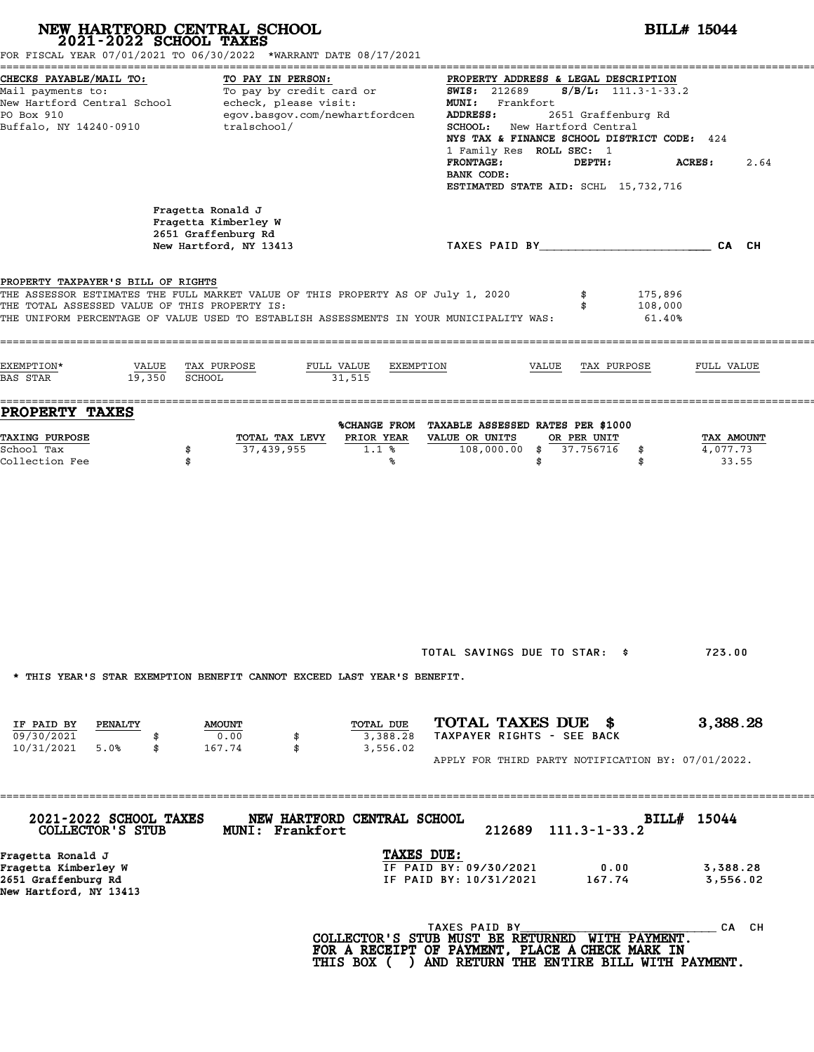# NEW HARTFORD CENTRAL SCHOOL
## 2021-2022 SCHOOL TAXES

**BILL# 15044**

FOR FISCAL YEAR 07/01/2021 TO 06/30/2022 *WARRANT DATE 08/17/2021

**CHECKS PAYABLE/MAIL TO:**
Mail payments to:
New Hartford Central School
PO Box 910
Buffalo, NY 14240-0910

**TO PAY IN PERSON:**
To pay by credit card or
echeck, please visit:
egov.basgov.com/newhartfordcentralschool/

**PROPERTY ADDRESS & LEGAL DESCRIPTION**
**SWIS:** 212689 **S/B/L:** 111.3-1-33.2
**MUNI:** Frankfort
**ADDRESS:** 2651 Graffenburg Rd
**SCHOOL:** New Hartford Central
**NYS TAX & FINANCE SCHOOL DISTRICT CODE:** 424
1 Family Res **ROLL SEC:** 1
**FRONTAGE:** **DEPTH:** **ACRES:** 2.64
**BANK CODE:**
**ESTIMATED STATE AID:** SCHL 15,732,716

Fragetta Ronald J
Fragetta Kimberley W
2651 Graffenburg Rd
New Hartford, NY 13413

TAXES PAID BY________________________ CA CH

**PROPERTY TAXPAYER'S BILL OF RIGHTS**

THE ASSESSOR ESTIMATES THE FULL MARKET VALUE OF THIS PROPERTY AS OF July 1, 2020 $ 175,896
THE TOTAL ASSESSED VALUE OF THIS PROPERTY IS: $ 108,000
THE UNIFORM PERCENTAGE OF VALUE USED TO ESTABLISH ASSESSMENTS IN YOUR MUNICIPALITY WAS: 61.40%

| EXEMPTION* | VALUE | TAX PURPOSE | FULL VALUE | EXEMPTION | VALUE | TAX PURPOSE | FULL VALUE |
|---|---|---|---|---|---|---|---|
| BAS STAR | 19,350 | SCHOOL | 31,515 | | | | |

## PROPERTY TAXES

| TAXING PURPOSE | TOTAL TAX LEVY | %CHANGE FROM PRIOR YEAR | TAXABLE ASSESSED VALUE OR UNITS | RATES PER $1000 OR PER UNIT | TAX AMOUNT |
|---|---|---|---|---|---|
| School Tax | $ 37,439,955 | 1.1 % | 108,000.00 | $ 37.756716 | $ 4,077.73 |
| Collection Fee | $ | % | | $ | $ 33.55 |

TOTAL SAVINGS DUE TO STAR: $ 723.00

* THIS YEAR'S STAR EXEMPTION BENEFIT CANNOT EXCEED LAST YEAR'S BENEFIT.

| IF PAID BY | PENALTY | AMOUNT | TOTAL DUE |
|---|---|---|---|
| 09/30/2021 | | $ 0.00 | $ 3,388.28 |
| 10/31/2021 | 5.0% | $ 167.74 | $ 3,556.02 |

**TOTAL TAXES DUE $ 3,388.28**
TAXPAYER RIGHTS - SEE BACK

APPLY FOR THIRD PARTY NOTIFICATION BY: 07/01/2022.

---

**2021-2022 SCHOOL TAXES** **NEW HARTFORD CENTRAL SCHOOL** **BILL# 15044**
**COLLECTOR'S STUB** **MUNI: Frankfort** 212689 111.3-1-33.2

Fragetta Ronald J
Fragetta Kimberley W
2651 Graffenburg Rd
New Hartford, NY 13413

**TAXES DUE:**

| | | |
|---|---|---|
| IF PAID BY: 09/30/2021 | 0.00 | 3,388.28 |
| IF PAID BY: 10/31/2021 | 167.74 | 3,556.02 |

TAXES PAID BY______________________________ CA CH

**COLLECTOR'S STUB MUST BE RETURNED WITH PAYMENT.**
**FOR A RECEIPT OF PAYMENT, PLACE A CHECK MARK IN**
**THIS BOX ( ) AND RETURN THE ENTIRE BILL WITH PAYMENT.**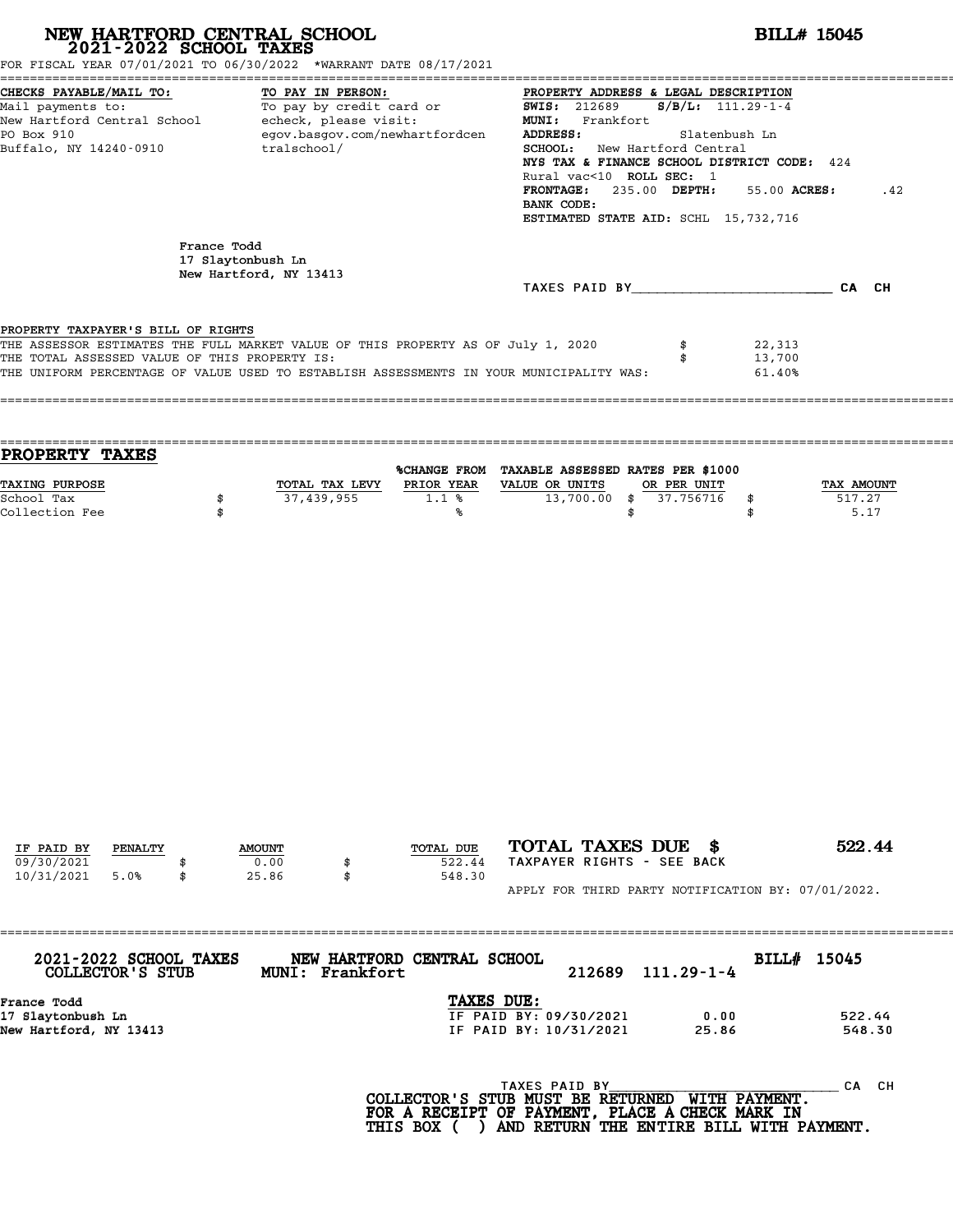# NEW HARTFORD CENTRAL SCHOOL

## 2021-2022 SCHOOL TAXES

**BILL# 15045**

FOR FISCAL YEAR 07/01/2021 TO 06/30/2022 *WARRANT DATE 08/17/2021

**CHECKS PAYABLE/MAIL TO:**
Mail payments to:
New Hartford Central School
PO Box 910
Buffalo, NY 14240-0910

**TO PAY IN PERSON:**
To pay by credit card or
echeck, please visit:
egov.basgov.com/newhartfordcentralschool/

**PROPERTY ADDRESS & LEGAL DESCRIPTION**
**SWIS:** 212689 **S/B/L:** 111.29-1-4
**MUNI:** Frankfort
**ADDRESS:** Slatenbush Ln
**SCHOOL:** New Hartford Central
**NYS TAX & FINANCE SCHOOL DISTRICT CODE:** 424
Rural vac<10 **ROLL SEC:** 1
**FRONTAGE:** 235.00 **DEPTH:** 55.00 **ACRES:** .42
**BANK CODE:**
**ESTIMATED STATE AID:** SCHL 15,732,716

France Todd
17 Slaytonbush Ln
New Hartford, NY 13413

TAXES PAID BY________________________ CA CH

PROPERTY TAXPAYER'S BILL OF RIGHTS

| | | |
|---|---|---|
| THE ASSESSOR ESTIMATES THE FULL MARKET VALUE OF THIS PROPERTY AS OF July 1, 2020 | $ | 22,313 |
| THE TOTAL ASSESSED VALUE OF THIS PROPERTY IS: | $ | 13,700 |
| THE UNIFORM PERCENTAGE OF VALUE USED TO ESTABLISH ASSESSMENTS IN YOUR MUNICIPALITY WAS: | | 61.40% |

## PROPERTY TAXES

| TAXING PURPOSE | | TOTAL TAX LEVY | %CHANGE FROM PRIOR YEAR | TAXABLE ASSESSED VALUE OR UNITS | | RATES PER $1000 OR PER UNIT | | TAX AMOUNT |
|---|---|---|---|---|---|---|---|---|
| School Tax | $ | 37,439,955 | 1.1 % | 13,700.00 | $ | 37.756716 | $ | 517.27 |
| Collection Fee | $ | | % | | $ | | $ | 5.17 |

| IF PAID BY | PENALTY | | AMOUNT | | TOTAL DUE |
|---|---|---|---|---|---|
| 09/30/2021 | | $ | 0.00 | $ | 522.44 |
| 10/31/2021 | 5.0% | $ | 25.86 | $ | 548.30 |

**TOTAL TAXES DUE $ 522.44**
TAXPAYER RIGHTS - SEE BACK

APPLY FOR THIRD PARTY NOTIFICATION BY: 07/01/2022.

**2021-2022 SCHOOL TAXES COLLECTOR'S STUB** **NEW HARTFORD CENTRAL SCHOOL MUNI: Frankfort** 212689 111.29-1-4 **BILL# 15045**

France Todd
17 Slaytonbush Ln
New Hartford, NY 13413

**TAXES DUE:**

| | | |
|---|---|---|
| IF PAID BY: 09/30/2021 | 0.00 | 522.44 |
| IF PAID BY: 10/31/2021 | 25.86 | 548.30 |

TAXES PAID BY____________________________ CA CH

**COLLECTOR'S STUB MUST BE RETURNED WITH PAYMENT. FOR A RECEIPT OF PAYMENT, PLACE A CHECK MARK IN THIS BOX ( ) AND RETURN THE ENTIRE BILL WITH PAYMENT.**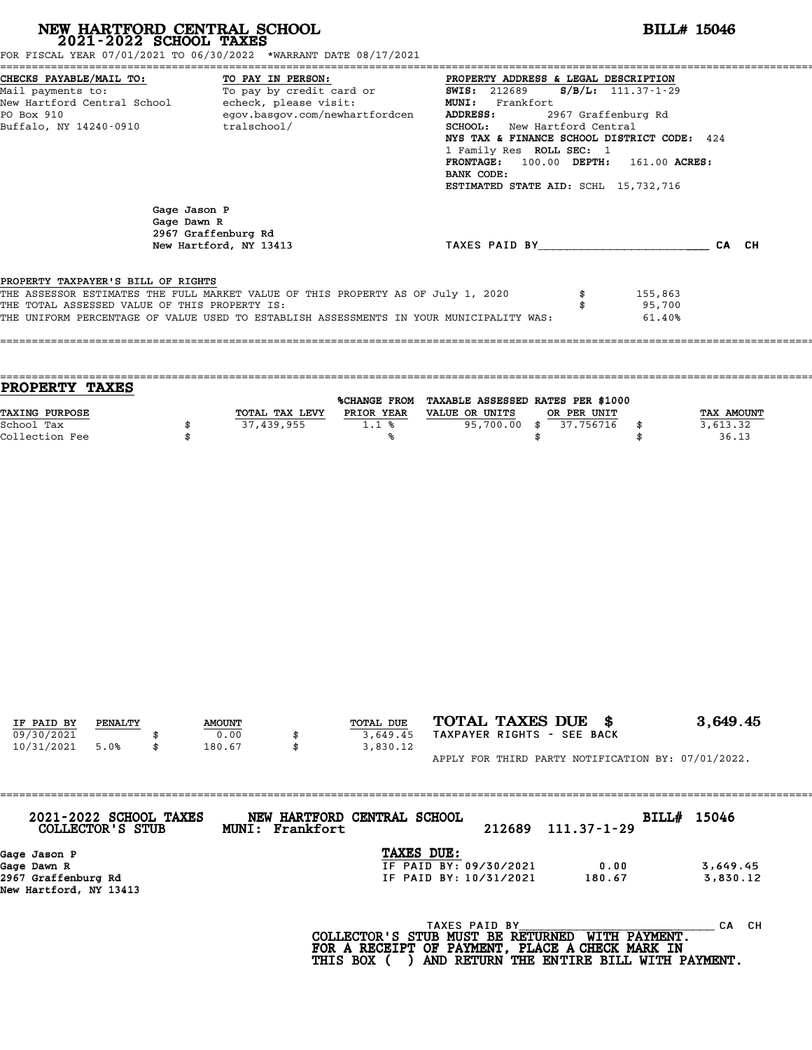# NEW HARTFORD CENTRAL SCHOOL
## 2021-2022 SCHOOL TAXES

**BILL# 15046**

FOR FISCAL YEAR 07/01/2021 TO 06/30/2022 *WARRANT DATE 08/17/2021

**CHECKS PAYABLE/MAIL TO:**
Mail payments to:
New Hartford Central School
PO Box 910
Buffalo, NY 14240-0910

**TO PAY IN PERSON:**
To pay by credit card or echeck, please visit:
egov.basgov.com/newhartfordcentralschool/

**PROPERTY ADDRESS & LEGAL DESCRIPTION**
**SWIS:** 212689 **S/B/L:** 111.37-1-29
**MUNI:** Frankfort
**ADDRESS:** 2967 Graffenburg Rd
**SCHOOL:** New Hartford Central
**NYS TAX & FINANCE SCHOOL DISTRICT CODE:** 424
1 Family Res **ROLL SEC:** 1
**FRONTAGE:** 100.00 **DEPTH:** 161.00 **ACRES:**
**BANK CODE:**
**ESTIMATED STATE AID:** SCHL 15,732,716

Gage Jason P
Gage Dawn R
2967 Graffenburg Rd
New Hartford, NY 13413

TAXES PAID BY________________________ CA CH

PROPERTY TAXPAYER'S BILL OF RIGHTS

| | | |
|---|---|---|
| THE ASSESSOR ESTIMATES THE FULL MARKET VALUE OF THIS PROPERTY AS OF July 1, 2020 | $ | 155,863 |
| THE TOTAL ASSESSED VALUE OF THIS PROPERTY IS: | $ | 95,700 |
| THE UNIFORM PERCENTAGE OF VALUE USED TO ESTABLISH ASSESSMENTS IN YOUR MUNICIPALITY WAS: | | 61.40% |

## PROPERTY TAXES

| TAXING PURPOSE | | TOTAL TAX LEVY | %CHANGE FROM PRIOR YEAR | TAXABLE ASSESSED VALUE OR UNITS | | RATES PER $1000 OR PER UNIT | | TAX AMOUNT |
|---|---|---|---|---|---|---|---|---|
| School Tax | $ | 37,439,955 | 1.1 % | 95,700.00 | $ | 37.756716 | $ | 3,613.32 |
| Collection Fee | $ | | % | | $ | | $ | 36.13 |

| IF PAID BY | PENALTY | | AMOUNT | | TOTAL DUE |
|---|---|---|---|---|---|
| 09/30/2021 | | $ | 0.00 | $ | 3,649.45 |
| 10/31/2021 | 5.0% | $ | 180.67 | $ | 3,830.12 |

**TOTAL TAXES DUE $ 3,649.45**
TAXPAYER RIGHTS - SEE BACK

APPLY FOR THIRD PARTY NOTIFICATION BY: 07/01/2022.

**2021-2022 SCHOOL TAXES COLLECTOR'S STUB** — **NEW HARTFORD CENTRAL SCHOOL MUNI: Frankfort** — 212689 111.37-1-29 — **BILL# 15046**

Gage Jason P
Gage Dawn R
2967 Graffenburg Rd
New Hartford, NY 13413

**TAXES DUE:**

| | | |
|---|---|---|
| IF PAID BY: 09/30/2021 | 0.00 | 3,649.45 |
| IF PAID BY: 10/31/2021 | 180.67 | 3,830.12 |

TAXES PAID BY____________________________ CA CH

**COLLECTOR'S STUB MUST BE RETURNED WITH PAYMENT. FOR A RECEIPT OF PAYMENT, PLACE A CHECK MARK IN THIS BOX ( ) AND RETURN THE ENTIRE BILL WITH PAYMENT.**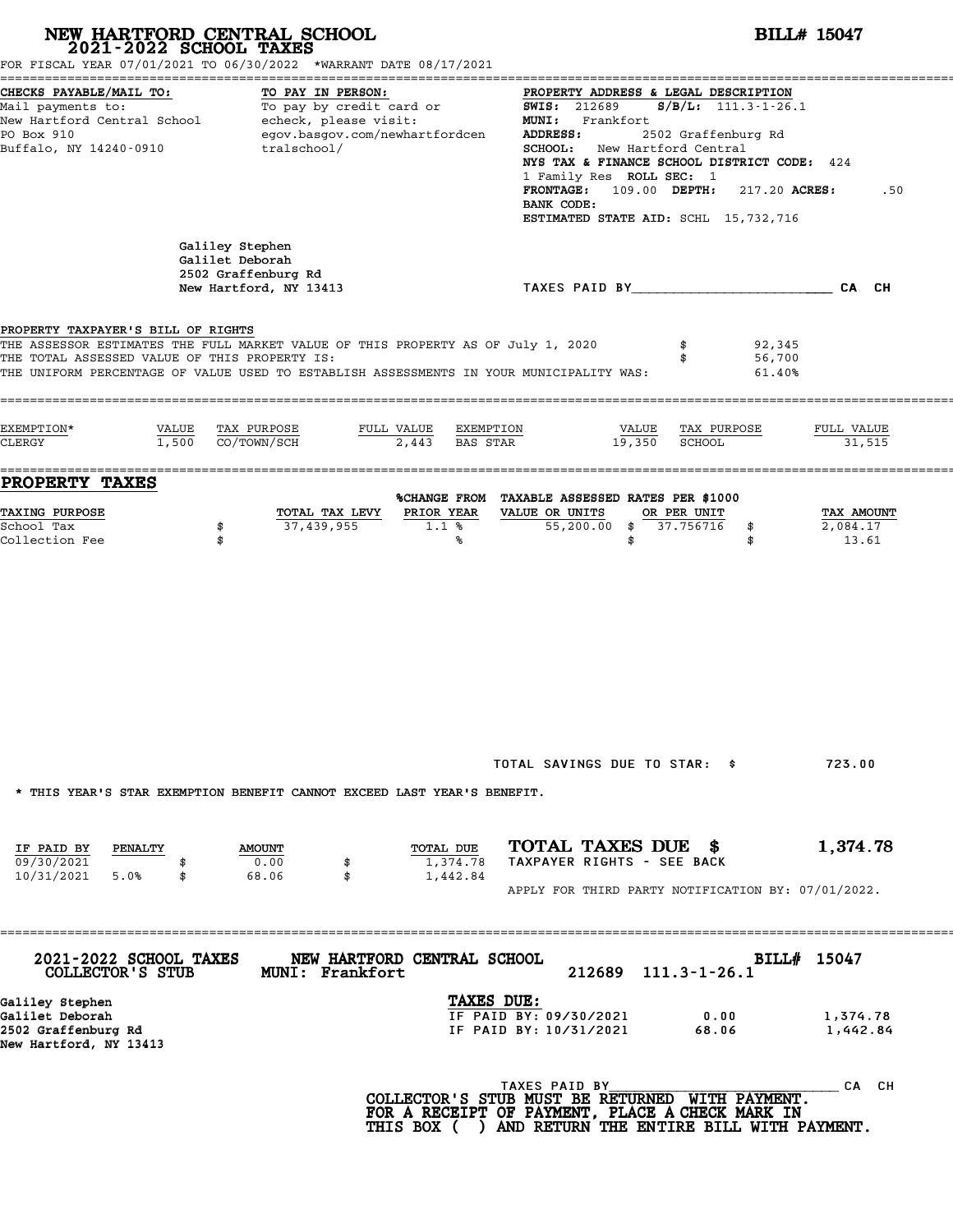# NEW HARTFORD CENTRAL SCHOOL

## 2021-2022 SCHOOL TAXES

**BILL# 15047**

FOR FISCAL YEAR 07/01/2021 TO 06/30/2022 *WARRANT DATE 08/17/2021

**CHECKS PAYABLE/MAIL TO:**
Mail payments to:
New Hartford Central School
PO Box 910
Buffalo, NY 14240-0910

**TO PAY IN PERSON:**
To pay by credit card or echeck, please visit:
egov.basgov.com/newhartfordcentralschool/

**PROPERTY ADDRESS & LEGAL DESCRIPTION**
**SWIS:** 212689 **S/B/L:** 111.3-1-26.1
**MUNI:** Frankfort
**ADDRESS:** 2502 Graffenburg Rd
**SCHOOL:** New Hartford Central
**NYS TAX & FINANCE SCHOOL DISTRICT CODE:** 424
1 Family Res **ROLL SEC:** 1
**FRONTAGE:** 109.00 **DEPTH:** 217.20 **ACRES:** .50
**BANK CODE:**
**ESTIMATED STATE AID:** SCHL 15,732,716

Galiley Stephen
Galilet Deborah
2502 Graffenburg Rd
New Hartford, NY 13413

TAXES PAID BY________________________ CA CH

**PROPERTY TAXPAYER'S BILL OF RIGHTS**

THE ASSESSOR ESTIMATES THE FULL MARKET VALUE OF THIS PROPERTY AS OF July 1, 2020 $ 92,345
THE TOTAL ASSESSED VALUE OF THIS PROPERTY IS: $ 56,700
THE UNIFORM PERCENTAGE OF VALUE USED TO ESTABLISH ASSESSMENTS IN YOUR MUNICIPALITY WAS: 61.40%

| EXEMPTION* | VALUE | TAX PURPOSE | FULL VALUE | EXEMPTION | VALUE | TAX PURPOSE | FULL VALUE |
|---|---|---|---|---|---|---|---|
| CLERGY | 1,500 | CO/TOWN/SCH | 2,443 | BAS STAR | 19,350 | SCHOOL | 31,515 |

## PROPERTY TAXES

| TAXING PURPOSE | TOTAL TAX LEVY | %CHANGE FROM PRIOR YEAR | TAXABLE ASSESSED VALUE OR UNITS | RATES PER $1000 OR PER UNIT | TAX AMOUNT |
|---|---|---|---|---|---|
| School Tax | $ 37,439,955 | 1.1 % | 55,200.00 | $ 37.756716 | $ 2,084.17 |
| Collection Fee | $ | % | | $ | $ 13.61 |

TOTAL SAVINGS DUE TO STAR: $ 723.00

* THIS YEAR'S STAR EXEMPTION BENEFIT CANNOT EXCEED LAST YEAR'S BENEFIT.

| IF PAID BY | PENALTY | AMOUNT | TOTAL DUE |
|---|---|---|---|
| 09/30/2021 | | $ 0.00 | $ 1,374.78 |
| 10/31/2021 | 5.0% | $ 68.06 | $ 1,442.84 |

**TOTAL TAXES DUE $ 1,374.78**
TAXPAYER RIGHTS - SEE BACK

APPLY FOR THIRD PARTY NOTIFICATION BY: 07/01/2022.

---

**2021-2022 SCHOOL TAXES** **NEW HARTFORD CENTRAL SCHOOL** **BILL# 15047**
**COLLECTOR'S STUB** **MUNI: Frankfort** 212689 111.3-1-26.1

Galiley Stephen
Galilet Deborah
2502 Graffenburg Rd
New Hartford, NY 13413

**TAXES DUE:**

| | | |
|---|---|---|
| IF PAID BY: 09/30/2021 | 0.00 | 1,374.78 |
| IF PAID BY: 10/31/2021 | 68.06 | 1,442.84 |

TAXES PAID BY____________________________ CA CH

**COLLECTOR'S STUB MUST BE RETURNED WITH PAYMENT.**
**FOR A RECEIPT OF PAYMENT, PLACE A CHECK MARK IN THIS BOX ( ) AND RETURN THE ENTIRE BILL WITH PAYMENT.**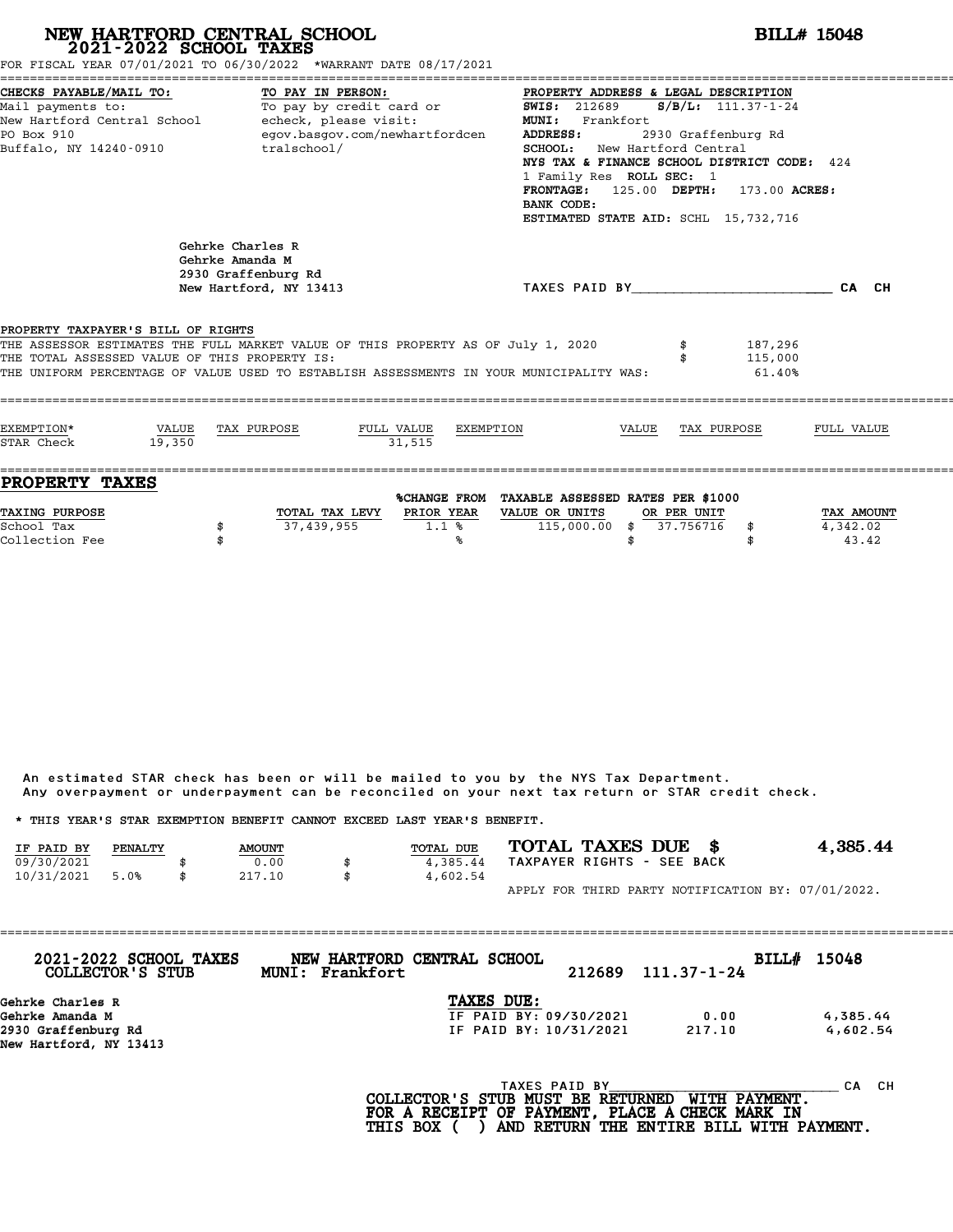# NEW HARTFORD CENTRAL SCHOOL
## 2021-2022 SCHOOL TAXES

**BILL# 15048**

FOR FISCAL YEAR 07/01/2021 TO 06/30/2022 *WARRANT DATE 08/17/2021

**CHECKS PAYABLE/MAIL TO:**
Mail payments to:
New Hartford Central School
PO Box 910
Buffalo, NY 14240-0910

**TO PAY IN PERSON:**
To pay by credit card or
echeck, please visit:
egov.basgov.com/newhartfordcentralschool/

**PROPERTY ADDRESS & LEGAL DESCRIPTION**
**SWIS:** 212689 **S/B/L:** 111.37-1-24
**MUNI:** Frankfort
**ADDRESS:** 2930 Graffenburg Rd
**SCHOOL:** New Hartford Central
**NYS TAX & FINANCE SCHOOL DISTRICT CODE:** 424
1 Family Res **ROLL SEC:** 1
**FRONTAGE:** 125.00 **DEPTH:** 173.00 **ACRES:**
**BANK CODE:**
**ESTIMATED STATE AID:** SCHL 15,732,716

Gehrke Charles R
Gehrke Amanda M
2930 Graffenburg Rd
New Hartford, NY 13413

TAXES PAID BY________________________ CA CH

**PROPERTY TAXPAYER'S BILL OF RIGHTS**

THE ASSESSOR ESTIMATES THE FULL MARKET VALUE OF THIS PROPERTY AS OF July 1, 2020 $ 187,296
THE TOTAL ASSESSED VALUE OF THIS PROPERTY IS: $ 115,000
THE UNIFORM PERCENTAGE OF VALUE USED TO ESTABLISH ASSESSMENTS IN YOUR MUNICIPALITY WAS: 61.40%

| EXEMPTION* | VALUE | TAX PURPOSE | FULL VALUE | EXEMPTION | VALUE | TAX PURPOSE | FULL VALUE |
|---|---|---|---|---|---|---|---|
| STAR Check | 19,350 | | 31,515 | | | | |

## PROPERTY TAXES

| TAXING PURPOSE | | TOTAL TAX LEVY | %CHANGE FROM PRIOR YEAR | TAXABLE ASSESSED VALUE OR UNITS | RATES PER $1000 OR PER UNIT | | TAX AMOUNT |
|---|---|---|---|---|---|---|---|
| School Tax | $ | 37,439,955 | 1.1 % | 115,000.00 | $ 37.756716 | $ | 4,342.02 |
| Collection Fee | $ | | % | | $ | $ | 43.42 |

An estimated STAR check has been or will be mailed to you by the NYS Tax Department.
Any overpayment or underpayment can be reconciled on your next tax return or STAR credit check.

* THIS YEAR'S STAR EXEMPTION BENEFIT CANNOT EXCEED LAST YEAR'S BENEFIT.

| IF PAID BY | PENALTY | AMOUNT | TOTAL DUE |
|---|---|---|---|
| 09/30/2021 | | $ 0.00 | $ 4,385.44 |
| 10/31/2021 | 5.0% | $ 217.10 | $ 4,602.54 |

**TOTAL TAXES DUE $ 4,385.44**
TAXPAYER RIGHTS - SEE BACK

APPLY FOR THIRD PARTY NOTIFICATION BY: 07/01/2022.

---

**2021-2022 SCHOOL TAXES** **NEW HARTFORD CENTRAL SCHOOL** **BILL# 15048**
**COLLECTOR'S STUB** **MUNI: Frankfort** 212689 111.37-1-24

Gehrke Charles R
Gehrke Amanda M
2930 Graffenburg Rd
New Hartford, NY 13413

**TAXES DUE:**

| | | |
|---|---|---|
| IF PAID BY: 09/30/2021 | 0.00 | 4,385.44 |
| IF PAID BY: 10/31/2021 | 217.10 | 4,602.54 |

TAXES PAID BY________________________ CA CH

**COLLECTOR'S STUB MUST BE RETURNED WITH PAYMENT.**
**FOR A RECEIPT OF PAYMENT, PLACE A CHECK MARK IN**
**THIS BOX ( ) AND RETURN THE ENTIRE BILL WITH PAYMENT.**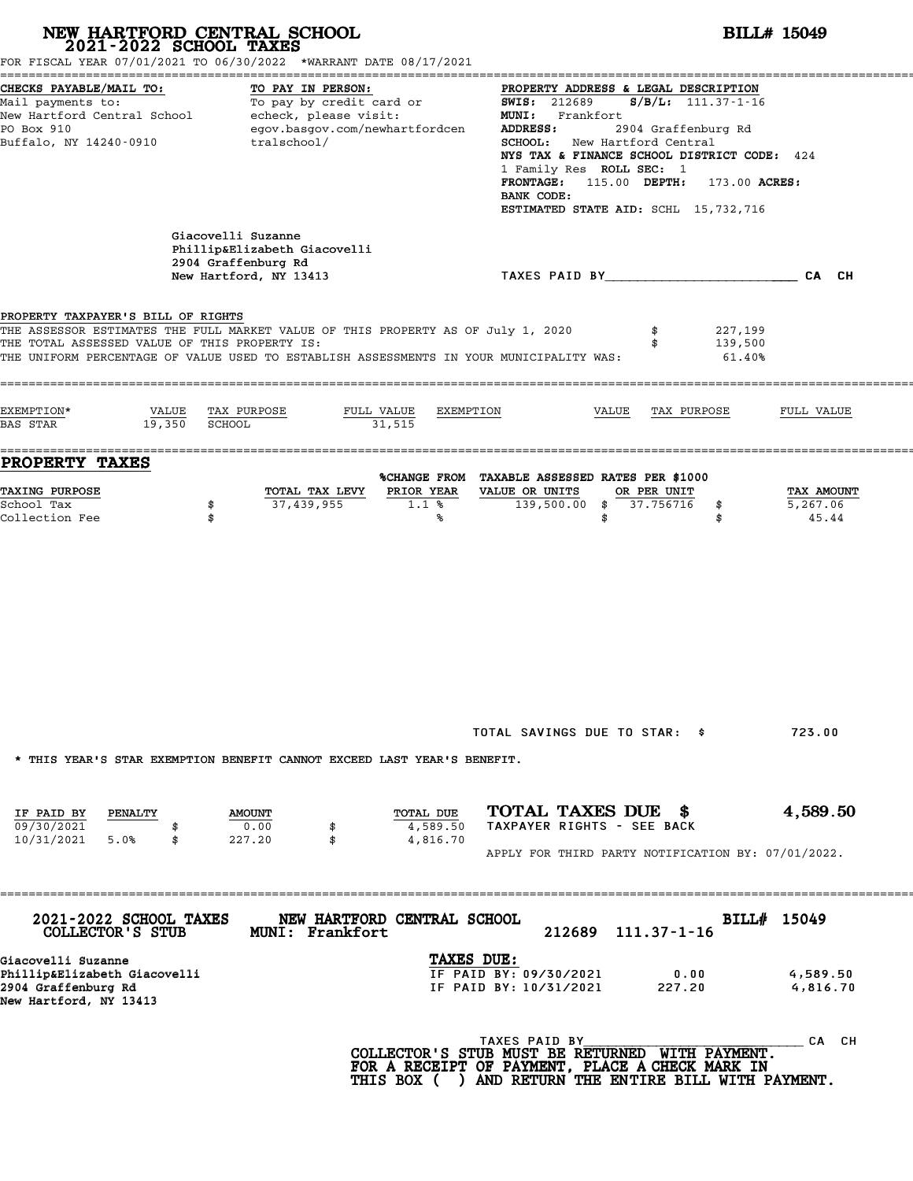# NEW HARTFORD CENTRAL SCHOOL
## 2021-2022 SCHOOL TAXES

**BILL# 15049**

FOR FISCAL YEAR 07/01/2021 TO 06/30/2022 *WARRANT DATE 08/17/2021

**CHECKS PAYABLE/MAIL TO:**
Mail payments to:
New Hartford Central School
PO Box 910
Buffalo, NY 14240-0910

**TO PAY IN PERSON:**
To pay by credit card or echeck, please visit:
egov.basgov.com/newhartfordcentralschool/

**PROPERTY ADDRESS & LEGAL DESCRIPTION**
**SWIS:** 212689 **S/B/L:** 111.37-1-16
**MUNI:** Frankfort
**ADDRESS:** 2904 Graffenburg Rd
**SCHOOL:** New Hartford Central
**NYS TAX & FINANCE SCHOOL DISTRICT CODE:** 424
1 Family Res **ROLL SEC:** 1
**FRONTAGE:** 115.00 **DEPTH:** 173.00 **ACRES:**
**BANK CODE:**
**ESTIMATED STATE AID:** SCHL 15,732,716

Giacovelli Suzanne
Phillip&Elizabeth Giacovelli
2904 Graffenburg Rd
New Hartford, NY 13413

TAXES PAID BY________________________ CA CH

**PROPERTY TAXPAYER'S BILL OF RIGHTS**

| | |
|---|---|
| THE ASSESSOR ESTIMATES THE FULL MARKET VALUE OF THIS PROPERTY AS OF July 1, 2020 | $ 227,199 |
| THE TOTAL ASSESSED VALUE OF THIS PROPERTY IS: | $ 139,500 |
| THE UNIFORM PERCENTAGE OF VALUE USED TO ESTABLISH ASSESSMENTS IN YOUR MUNICIPALITY WAS: | 61.40% |

| EXEMPTION* | VALUE | TAX PURPOSE | FULL VALUE | EXEMPTION | VALUE | TAX PURPOSE | FULL VALUE |
|---|---|---|---|---|---|---|---|
| BAS STAR | 19,350 | SCHOOL | 31,515 | | | | |

## PROPERTY TAXES

| TAXING PURPOSE | | TOTAL TAX LEVY | %CHANGE FROM PRIOR YEAR | TAXABLE ASSESSED VALUE OR UNITS | RATES PER $1000 OR PER UNIT | | TAX AMOUNT |
|---|---|---|---|---|---|---|---|
| School Tax | $ | 37,439,955 | 1.1 % | 139,500.00 | $ 37.756716 | $ | 5,267.06 |
| Collection Fee | $ | | % | | $ | $ | 45.44 |

TOTAL SAVINGS DUE TO STAR: $ 723.00

* THIS YEAR'S STAR EXEMPTION BENEFIT CANNOT EXCEED LAST YEAR'S BENEFIT.

| IF PAID BY | PENALTY | | AMOUNT | | TOTAL DUE |
|---|---|---|---|---|---|
| 09/30/2021 | | $ | 0.00 | $ | 4,589.50 |
| 10/31/2021 | 5.0% | $ | 227.20 | $ | 4,816.70 |

**TOTAL TAXES DUE $ 4,589.50**
TAXPAYER RIGHTS - SEE BACK

APPLY FOR THIRD PARTY NOTIFICATION BY: 07/01/2022.

---

**2021-2022 SCHOOL TAXES COLLECTOR'S STUB** **NEW HARTFORD CENTRAL SCHOOL MUNI: Frankfort** 212689 111.37-1-16 **BILL# 15049**

Giacovelli Suzanne
Phillip&Elizabeth Giacovelli
2904 Graffenburg Rd
New Hartford, NY 13413

**TAXES DUE:**

| | | |
|---|---|---|
| IF PAID BY: 09/30/2021 | 0.00 | 4,589.50 |
| IF PAID BY: 10/31/2021 | 227.20 | 4,816.70 |

TAXES PAID BY____________________________ CA CH

**COLLECTOR'S STUB MUST BE RETURNED WITH PAYMENT. FOR A RECEIPT OF PAYMENT, PLACE A CHECK MARK IN THIS BOX ( ) AND RETURN THE ENTIRE BILL WITH PAYMENT.**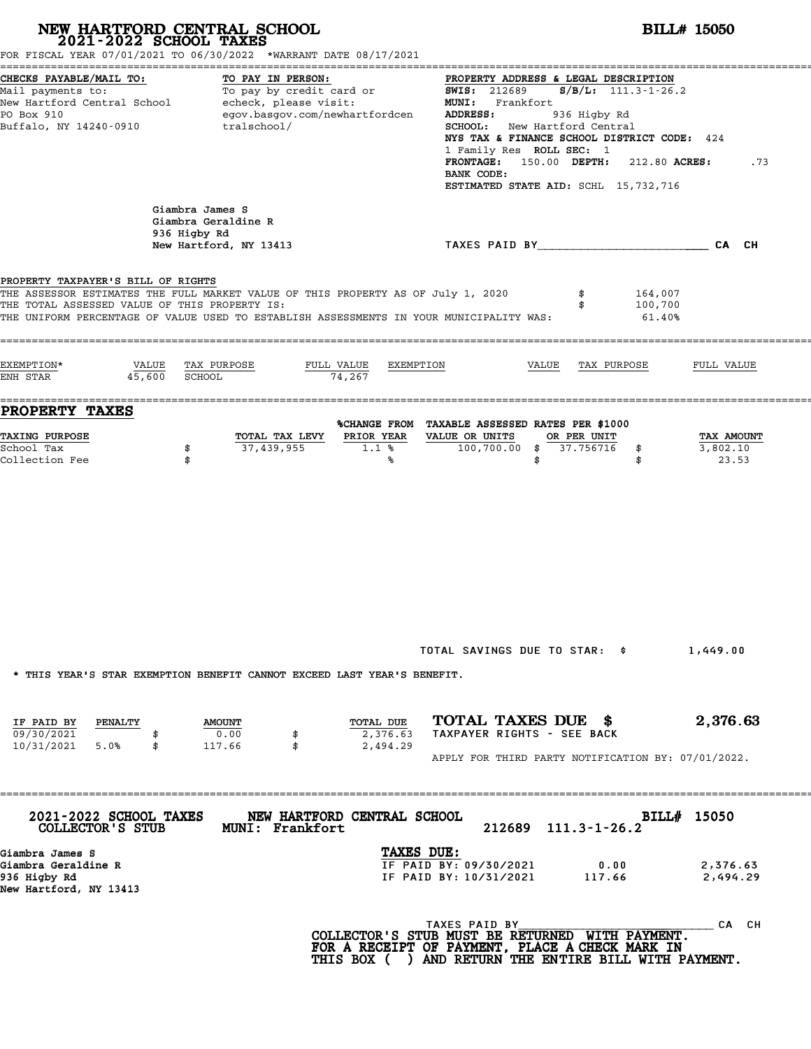# NEW HARTFORD CENTRAL SCHOOL
## 2021-2022 SCHOOL TAXES

**BILL# 15050**

FOR FISCAL YEAR 07/01/2021 TO 06/30/2022 *WARRANT DATE 08/17/2021

**CHECKS PAYABLE/MAIL TO:**
Mail payments to:
New Hartford Central School
PO Box 910
Buffalo, NY 14240-0910

**TO PAY IN PERSON:**
To pay by credit card or echeck, please visit:
egov.basgov.com/newhartfordcentralschool/

**PROPERTY ADDRESS & LEGAL DESCRIPTION**
**SWIS:** 212689 **S/B/L:** 111.3-1-26.2
**MUNI:** Frankfort
**ADDRESS:** 936 Higby Rd
**SCHOOL:** New Hartford Central
**NYS TAX & FINANCE SCHOOL DISTRICT CODE:** 424
1 Family Res **ROLL SEC:** 1
**FRONTAGE:** 150.00 **DEPTH:** 212.80 **ACRES:** .73
**BANK CODE:**
**ESTIMATED STATE AID:** SCHL 15,732,716

Giambra James S
Giambra Geraldine R
936 Higby Rd
New Hartford, NY 13413

TAXES PAID BY________________________ CA CH

**PROPERTY TAXPAYER'S BILL OF RIGHTS**

THE ASSESSOR ESTIMATES THE FULL MARKET VALUE OF THIS PROPERTY AS OF July 1, 2020 $ 164,007
THE TOTAL ASSESSED VALUE OF THIS PROPERTY IS: $ 100,700
THE UNIFORM PERCENTAGE OF VALUE USED TO ESTABLISH ASSESSMENTS IN YOUR MUNICIPALITY WAS: 61.40%

| EXEMPTION* | VALUE | TAX PURPOSE | FULL VALUE | EXEMPTION | VALUE | TAX PURPOSE | FULL VALUE |
|---|---|---|---|---|---|---|---|
| ENH STAR | 45,600 | SCHOOL | 74,267 | | | | |

## PROPERTY TAXES

| TAXING PURPOSE | | TOTAL TAX LEVY | %CHANGE FROM PRIOR YEAR | TAXABLE ASSESSED VALUE OR UNITS | RATES PER $1000 OR PER UNIT | | TAX AMOUNT |
|---|---|---|---|---|---|---|---|
| School Tax | $ | 37,439,955 | 1.1 % | 100,700.00 | $ 37.756716 | $ | 3,802.10 |
| Collection Fee | $ | | % | | $ | $ | 23.53 |

TOTAL SAVINGS DUE TO STAR: $ 1,449.00

* THIS YEAR'S STAR EXEMPTION BENEFIT CANNOT EXCEED LAST YEAR'S BENEFIT.

| IF PAID BY | PENALTY | | AMOUNT | | TOTAL DUE |
|---|---|---|---|---|---|
| 09/30/2021 | | $ | 0.00 | $ | 2,376.63 |
| 10/31/2021 | 5.0% | $ | 117.66 | $ | 2,494.29 |

**TOTAL TAXES DUE $ 2,376.63**
TAXPAYER RIGHTS - SEE BACK

APPLY FOR THIRD PARTY NOTIFICATION BY: 07/01/2022.

---

**2021-2022 SCHOOL TAXES COLLECTOR'S STUB** **NEW HARTFORD CENTRAL SCHOOL MUNI: Frankfort** 212689 111.3-1-26.2 **BILL# 15050**

Giambra James S
Giambra Geraldine R
936 Higby Rd
New Hartford, NY 13413

**TAXES DUE:**

| | | |
|---|---|---|
| IF PAID BY: 09/30/2021 | 0.00 | 2,376.63 |
| IF PAID BY: 10/31/2021 | 117.66 | 2,494.29 |

TAXES PAID BY______________________________ CA CH

**COLLECTOR'S STUB MUST BE RETURNED WITH PAYMENT. FOR A RECEIPT OF PAYMENT, PLACE A CHECK MARK IN THIS BOX ( ) AND RETURN THE ENTIRE BILL WITH PAYMENT.**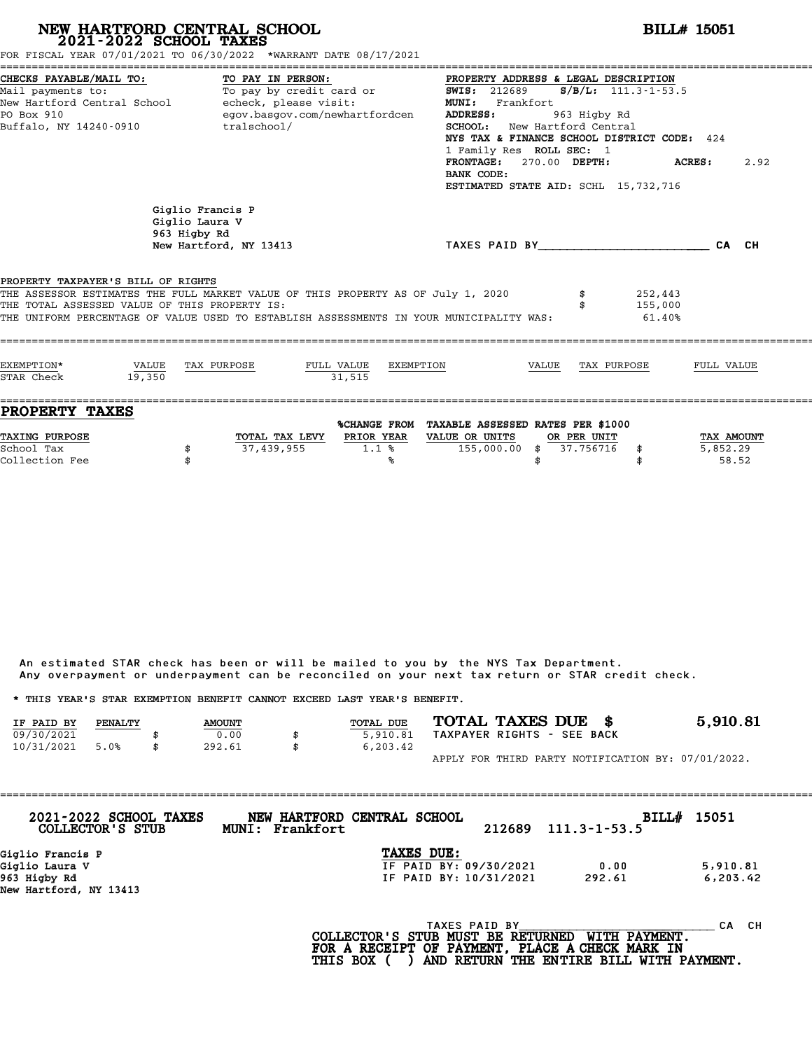# NEW HARTFORD CENTRAL SCHOOL
## 2021-2022 SCHOOL TAXES

**BILL# 15051**

FOR FISCAL YEAR 07/01/2021 TO 06/30/2022 *WARRANT DATE 08/17/2021

**CHECKS PAYABLE/MAIL TO:**
Mail payments to:
New Hartford Central School
PO Box 910
Buffalo, NY 14240-0910

**TO PAY IN PERSON:**
To pay by credit card or echeck, please visit:
egov.basgov.com/newhartfordcentralschool/

**PROPERTY ADDRESS & LEGAL DESCRIPTION**
**SWIS:** 212689 **S/B/L:** 111.3-1-53.5
**MUNI:** Frankfort
**ADDRESS:** 963 Higby Rd
**SCHOOL:** New Hartford Central
**NYS TAX & FINANCE SCHOOL DISTRICT CODE:** 424
1 Family Res **ROLL SEC:** 1
**FRONTAGE:** 270.00 **DEPTH:** **ACRES:** 2.92
**BANK CODE:**
**ESTIMATED STATE AID:** SCHL 15,732,716

Giglio Francis P
Giglio Laura V
963 Higby Rd
New Hartford, NY 13413

TAXES PAID BY________________________ CA CH

**PROPERTY TAXPAYER'S BILL OF RIGHTS**

THE ASSESSOR ESTIMATES THE FULL MARKET VALUE OF THIS PROPERTY AS OF July 1, 2020 $ 252,443
THE TOTAL ASSESSED VALUE OF THIS PROPERTY IS: $ 155,000
THE UNIFORM PERCENTAGE OF VALUE USED TO ESTABLISH ASSESSMENTS IN YOUR MUNICIPALITY WAS: 61.40%

| EXEMPTION* | VALUE | TAX PURPOSE | FULL VALUE | EXEMPTION | VALUE | TAX PURPOSE | FULL VALUE |
|---|---|---|---|---|---|---|---|
| STAR Check | 19,350 | | 31,515 | | | | |

## PROPERTY TAXES

| TAXING PURPOSE | TOTAL TAX LEVY | %CHANGE FROM PRIOR YEAR | TAXABLE ASSESSED VALUE OR UNITS | RATES PER $1000 OR PER UNIT | TAX AMOUNT |
|---|---|---|---|---|---|
| School Tax | $ 37,439,955 | 1.1 % | 155,000.00 | $ 37.756716 | $ 5,852.29 |
| Collection Fee | $ | % | | $ | $ 58.52 |

An estimated STAR check has been or will be mailed to you by the NYS Tax Department.
Any overpayment or underpayment can be reconciled on your next tax return or STAR credit check.

* THIS YEAR'S STAR EXEMPTION BENEFIT CANNOT EXCEED LAST YEAR'S BENEFIT.

| IF PAID BY | PENALTY | AMOUNT | TOTAL DUE |
|---|---|---|---|
| 09/30/2021 | | $ 0.00 | $ 5,910.81 |
| 10/31/2021 | 5.0% | $ 292.61 | $ 6,203.42 |

**TOTAL TAXES DUE $ 5,910.81**
TAXPAYER RIGHTS - SEE BACK

APPLY FOR THIRD PARTY NOTIFICATION BY: 07/01/2022.

---

**2021-2022 SCHOOL TAXES COLLECTOR'S STUB** — **NEW HARTFORD CENTRAL SCHOOL MUNI: Frankfort** — 212689 111.3-1-53.5 — **BILL# 15051**

Giglio Francis P
Giglio Laura V
963 Higby Rd
New Hartford, NY 13413

**TAXES DUE:**

| | | |
|---|---|---|
| IF PAID BY: 09/30/2021 | 0.00 | 5,910.81 |
| IF PAID BY: 10/31/2021 | 292.61 | 6,203.42 |

TAXES PAID BY____________________________ CA CH

**COLLECTOR'S STUB MUST BE RETURNED WITH PAYMENT.
FOR A RECEIPT OF PAYMENT, PLACE A CHECK MARK IN
THIS BOX ( ) AND RETURN THE ENTIRE BILL WITH PAYMENT.**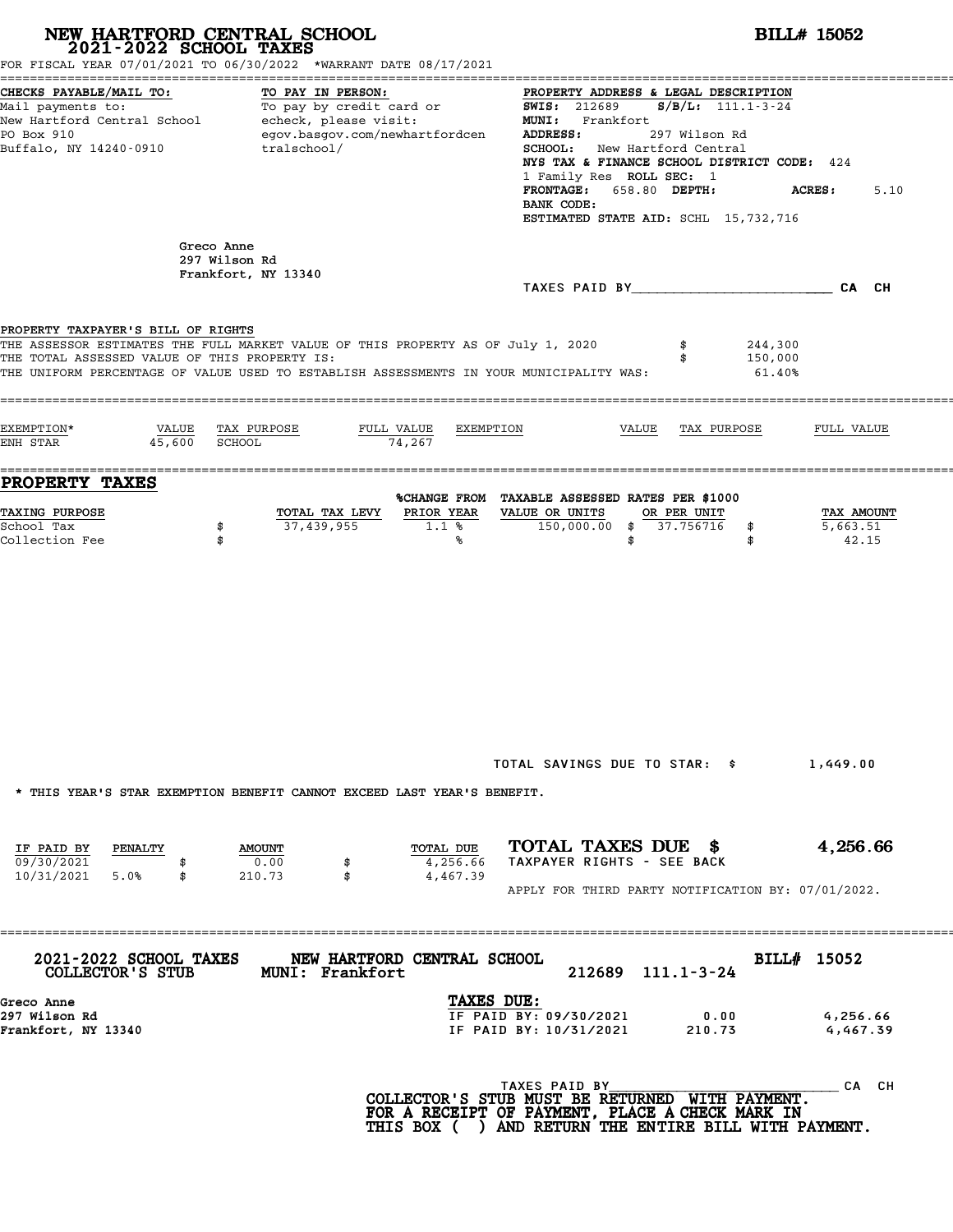# NEW HARTFORD CENTRAL SCHOOL

## 2021-2022 SCHOOL TAXES

**BILL# 15052**

FOR FISCAL YEAR 07/01/2021 TO 06/30/2022 *WARRANT DATE 08/17/2021

**CHECKS PAYABLE/MAIL TO:**
Mail payments to:
New Hartford Central School
PO Box 910
Buffalo, NY 14240-0910

**TO PAY IN PERSON:**
To pay by credit card or echeck, please visit:
egov.basgov.com/newhartfordcentralschool/

**PROPERTY ADDRESS & LEGAL DESCRIPTION**
**SWIS:** 212689 **S/B/L:** 111.1-3-24
**MUNI:** Frankfort
**ADDRESS:** 297 Wilson Rd
**SCHOOL:** New Hartford Central
**NYS TAX & FINANCE SCHOOL DISTRICT CODE:** 424
1 Family Res **ROLL SEC:** 1
**FRONTAGE:** 658.80 **DEPTH:** **ACRES:** 5.10
**BANK CODE:**
**ESTIMATED STATE AID:** SCHL 15,732,716

Greco Anne
297 Wilson Rd
Frankfort, NY 13340

TAXES PAID BY________________________ CA CH

**PROPERTY TAXPAYER'S BILL OF RIGHTS**

| | |
|---|---|
| THE ASSESSOR ESTIMATES THE FULL MARKET VALUE OF THIS PROPERTY AS OF July 1, 2020 | $ 244,300 |
| THE TOTAL ASSESSED VALUE OF THIS PROPERTY IS: | $ 150,000 |
| THE UNIFORM PERCENTAGE OF VALUE USED TO ESTABLISH ASSESSMENTS IN YOUR MUNICIPALITY WAS: | 61.40% |

| EXEMPTION* | VALUE | TAX PURPOSE | FULL VALUE | EXEMPTION | VALUE | TAX PURPOSE | FULL VALUE |
|---|---|---|---|---|---|---|---|
| ENH STAR | 45,600 | SCHOOL | 74,267 | | | | |

## PROPERTY TAXES

| TAXING PURPOSE | TOTAL TAX LEVY | %CHANGE FROM PRIOR YEAR | TAXABLE ASSESSED VALUE OR UNITS | RATES PER $1000 OR PER UNIT | TAX AMOUNT |
|---|---|---|---|---|---|
| School Tax | $ 37,439,955 | 1.1 % | 150,000.00 | $ 37.756716 | $ 5,663.51 |
| Collection Fee | $ | % | | $ | $ 42.15 |

TOTAL SAVINGS DUE TO STAR: $ 1,449.00

* THIS YEAR'S STAR EXEMPTION BENEFIT CANNOT EXCEED LAST YEAR'S BENEFIT.

| IF PAID BY | PENALTY | AMOUNT | TOTAL DUE |
|---|---|---|---|
| 09/30/2021 | | $ 0.00 | $ 4,256.66 |
| 10/31/2021 | 5.0% | $ 210.73 | $ 4,467.39 |

**TOTAL TAXES DUE $ 4,256.66**
TAXPAYER RIGHTS - SEE BACK

APPLY FOR THIRD PARTY NOTIFICATION BY: 07/01/2022.

---

**2021-2022 SCHOOL TAXES COLLECTOR'S STUB** NEW HARTFORD CENTRAL SCHOOL MUNI: Frankfort 212689 111.1-3-24 **BILL# 15052**

Greco Anne
297 Wilson Rd
Frankfort, NY 13340

**TAXES DUE:**

| | | |
|---|---|---|
| IF PAID BY: 09/30/2021 | 0.00 | 4,256.66 |
| IF PAID BY: 10/31/2021 | 210.73 | 4,467.39 |

TAXES PAID BY______________________________ CA CH

COLLECTOR'S STUB MUST BE RETURNED WITH PAYMENT.
FOR A RECEIPT OF PAYMENT, PLACE A CHECK MARK IN THIS BOX ( ) AND RETURN THE ENTIRE BILL WITH PAYMENT.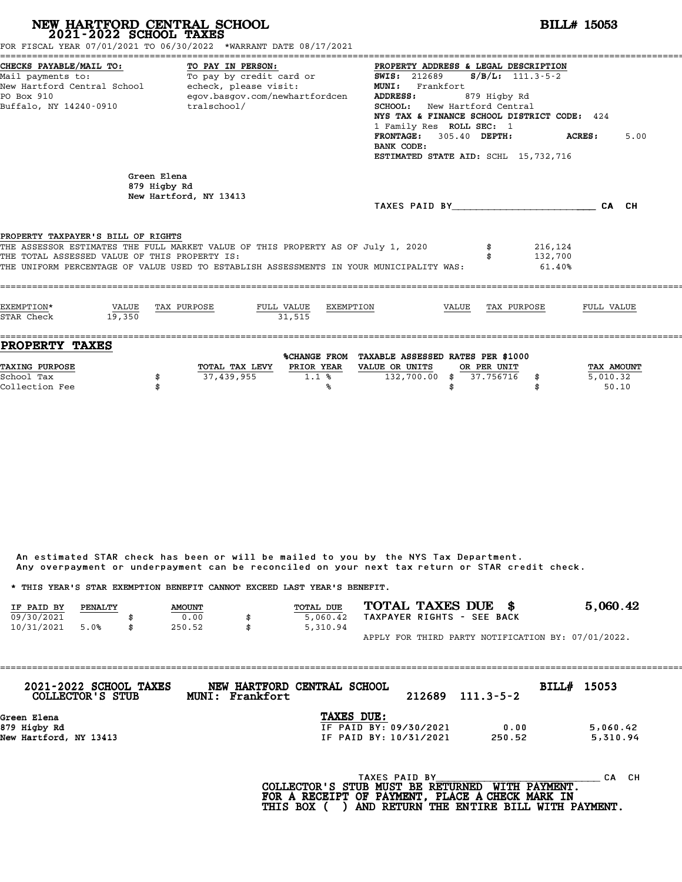# NEW HARTFORD CENTRAL SCHOOL
## 2021-2022 SCHOOL TAXES

**BILL# 15053**

FOR FISCAL YEAR 07/01/2021 TO 06/30/2022 *WARRANT DATE 08/17/2021

**CHECKS PAYABLE/MAIL TO:**
Mail payments to:
New Hartford Central School
PO Box 910
Buffalo, NY 14240-0910

**TO PAY IN PERSON:**
To pay by credit card or echeck, please visit:
egov.basgov.com/newhartfordcentralschool/

**PROPERTY ADDRESS & LEGAL DESCRIPTION**
**SWIS:** 212689 **S/B/L:** 111.3-5-2
**MUNI:** Frankfort
**ADDRESS:** 879 Higby Rd
**SCHOOL:** New Hartford Central
**NYS TAX & FINANCE SCHOOL DISTRICT CODE:** 424
1 Family Res **ROLL SEC:** 1
**FRONTAGE:** 305.40 **DEPTH:** **ACRES:** 5.00
**BANK CODE:**
**ESTIMATED STATE AID:** SCHL 15,732,716

Green Elena
879 Higby Rd
New Hartford, NY 13413

TAXES PAID BY________________________ CA CH

PROPERTY TAXPAYER'S BILL OF RIGHTS

THE ASSESSOR ESTIMATES THE FULL MARKET VALUE OF THIS PROPERTY AS OF July 1, 2020 $ 216,124
THE TOTAL ASSESSED VALUE OF THIS PROPERTY IS: $ 132,700
THE UNIFORM PERCENTAGE OF VALUE USED TO ESTABLISH ASSESSMENTS IN YOUR MUNICIPALITY WAS: 61.40%

| EXEMPTION* | VALUE | TAX PURPOSE | FULL VALUE | EXEMPTION | VALUE | TAX PURPOSE | FULL VALUE |
|---|---|---|---|---|---|---|---|
| STAR Check | 19,350 | | 31,515 | | | | |

## PROPERTY TAXES

| TAXING PURPOSE | | TOTAL TAX LEVY | %CHANGE FROM PRIOR YEAR | TAXABLE ASSESSED VALUE OR UNITS | RATES PER $1000 OR PER UNIT | | TAX AMOUNT |
|---|---|---|---|---|---|---|---|
| School Tax | $ | 37,439,955 | 1.1 % | 132,700.00 | $ 37.756716 | $ | 5,010.32 |
| Collection Fee | $ | | % | | $ | $ | 50.10 |

An estimated STAR check has been or will be mailed to you by the NYS Tax Department.
Any overpayment or underpayment can be reconciled on your next tax return or STAR credit check.

* THIS YEAR'S STAR EXEMPTION BENEFIT CANNOT EXCEED LAST YEAR'S BENEFIT.

| IF PAID BY | PENALTY | | AMOUNT | | TOTAL DUE |
|---|---|---|---|---|---|
| 09/30/2021 | | $ | 0.00 | $ | 5,060.42 |
| 10/31/2021 | 5.0% | $ | 250.52 | $ | 5,310.94 |

**TOTAL TAXES DUE $ 5,060.42**
TAXPAYER RIGHTS - SEE BACK

APPLY FOR THIRD PARTY NOTIFICATION BY: 07/01/2022.

---

**2021-2022 SCHOOL TAXES COLLECTOR'S STUB** **NEW HARTFORD CENTRAL SCHOOL MUNI: Frankfort** 212689 111.3-5-2 **BILL# 15053**

**Green Elena**
**879 Higby Rd**
**New Hartford, NY 13413**

**TAXES DUE:**

| | | |
|---|---|---|
| IF PAID BY: 09/30/2021 | 0.00 | 5,060.42 |
| IF PAID BY: 10/31/2021 | 250.52 | 5,310.94 |

TAXES PAID BY______________________________ CA CH

**COLLECTOR'S STUB MUST BE RETURNED WITH PAYMENT.**
**FOR A RECEIPT OF PAYMENT, PLACE A CHECK MARK IN THIS BOX ( ) AND RETURN THE ENTIRE BILL WITH PAYMENT.**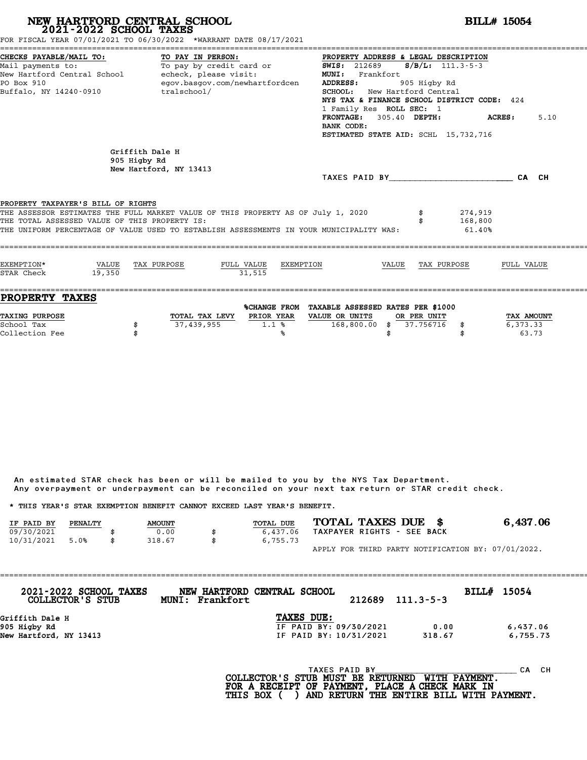# NEW HARTFORD CENTRAL SCHOOL
## 2021-2022 SCHOOL TAXES

**BILL# 15054**

FOR FISCAL YEAR 07/01/2021 TO 06/30/2022 *WARRANT DATE 08/17/2021

**CHECKS PAYABLE/MAIL TO:**
Mail payments to:
New Hartford Central School
PO Box 910
Buffalo, NY 14240-0910

**TO PAY IN PERSON:**
To pay by credit card or echeck, please visit:
egov.basgov.com/newhartfordcentralschool/

**PROPERTY ADDRESS & LEGAL DESCRIPTION**
**SWIS:** 212689 **S/B/L:** 111.3-5-3
**MUNI:** Frankfort
**ADDRESS:** 905 Higby Rd
**SCHOOL:** New Hartford Central
**NYS TAX & FINANCE SCHOOL DISTRICT CODE:** 424
1 Family Res **ROLL SEC:** 1
**FRONTAGE:** 305.40 **DEPTH:** **ACRES:** 5.10
**BANK CODE:**
**ESTIMATED STATE AID:** SCHL 15,732,716

Griffith Dale H
905 Higby Rd
New Hartford, NY 13413

TAXES PAID BY________________________ CA CH

**PROPERTY TAXPAYER'S BILL OF RIGHTS**

THE ASSESSOR ESTIMATES THE FULL MARKET VALUE OF THIS PROPERTY AS OF July 1, 2020 $ 274,919
THE TOTAL ASSESSED VALUE OF THIS PROPERTY IS: $ 168,800
THE UNIFORM PERCENTAGE OF VALUE USED TO ESTABLISH ASSESSMENTS IN YOUR MUNICIPALITY WAS: 61.40%

| EXEMPTION* | VALUE | TAX PURPOSE | FULL VALUE | EXEMPTION | VALUE | TAX PURPOSE | FULL VALUE |
|---|---|---|---|---|---|---|---|
| STAR Check | 19,350 | | 31,515 | | | | |

## PROPERTY TAXES

| TAXING PURPOSE | | TOTAL TAX LEVY | %CHANGE FROM PRIOR YEAR | TAXABLE ASSESSED VALUE OR UNITS | RATES PER $1000 OR PER UNIT | | TAX AMOUNT |
|---|---|---|---|---|---|---|---|
| School Tax | $ | 37,439,955 | 1.1 % | 168,800.00 | $ 37.756716 | $ | 6,373.33 |
| Collection Fee | $ | | % | | $ | $ | 63.73 |

An estimated STAR check has been or will be mailed to you by the NYS Tax Department.
Any overpayment or underpayment can be reconciled on your next tax return or STAR credit check.

* THIS YEAR'S STAR EXEMPTION BENEFIT CANNOT EXCEED LAST YEAR'S BENEFIT.

| IF PAID BY | PENALTY | | AMOUNT | | TOTAL DUE |
|---|---|---|---|---|---|
| 09/30/2021 | | $ | 0.00 | $ | 6,437.06 |
| 10/31/2021 | 5.0% | $ | 318.67 | $ | 6,755.73 |

**TOTAL TAXES DUE $ 6,437.06**
TAXPAYER RIGHTS - SEE BACK

APPLY FOR THIRD PARTY NOTIFICATION BY: 07/01/2022.

---

**2021-2022 SCHOOL TAXES COLLECTOR'S STUB** — **NEW HARTFORD CENTRAL SCHOOL** MUNI: Frankfort — 212689 111.3-5-3 — **BILL# 15054**

Griffith Dale H
905 Higby Rd
New Hartford, NY 13413

**TAXES DUE:**

| | | |
|---|---|---|
| IF PAID BY: 09/30/2021 | 0.00 | 6,437.06 |
| IF PAID BY: 10/31/2021 | 318.67 | 6,755.73 |

TAXES PAID BY____________________________ CA CH

**COLLECTOR'S STUB MUST BE RETURNED WITH PAYMENT.
FOR A RECEIPT OF PAYMENT, PLACE A CHECK MARK IN
THIS BOX ( ) AND RETURN THE ENTIRE BILL WITH PAYMENT.**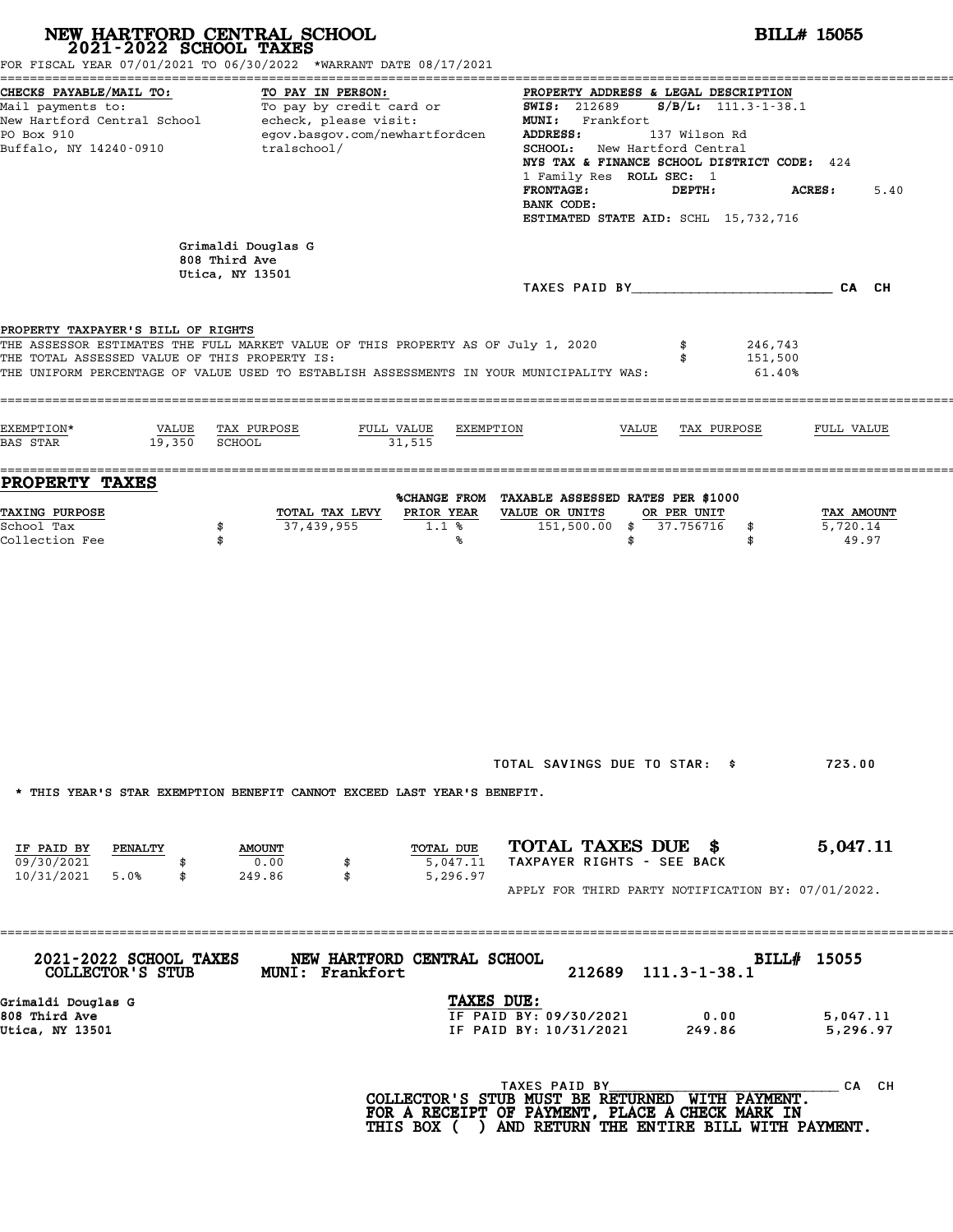# NEW HARTFORD CENTRAL SCHOOL
## 2021-2022 SCHOOL TAXES

**BILL# 15055**

FOR FISCAL YEAR 07/01/2021 TO 06/30/2022 *WARRANT DATE 08/17/2021

**CHECKS PAYABLE/MAIL TO:**
Mail payments to:
New Hartford Central School
PO Box 910
Buffalo, NY 14240-0910

**TO PAY IN PERSON:**
To pay by credit card or echeck, please visit:
egov.basgov.com/newhartfordcentralschool/

**PROPERTY ADDRESS & LEGAL DESCRIPTION**
**SWIS:** 212689 **S/B/L:** 111.3-1-38.1
**MUNI:** Frankfort
**ADDRESS:** 137 Wilson Rd
**SCHOOL:** New Hartford Central
**NYS TAX & FINANCE SCHOOL DISTRICT CODE:** 424
1 Family Res **ROLL SEC:** 1
**FRONTAGE:** **DEPTH:** **ACRES:** 5.40
**BANK CODE:**
**ESTIMATED STATE AID:** SCHL 15,732,716

Grimaldi Douglas G
808 Third Ave
Utica, NY 13501

TAXES PAID BY________________________ CA CH

**PROPERTY TAXPAYER'S BILL OF RIGHTS**

THE ASSESSOR ESTIMATES THE FULL MARKET VALUE OF THIS PROPERTY AS OF July 1, 2020 $ 246,743
THE TOTAL ASSESSED VALUE OF THIS PROPERTY IS: $ 151,500
THE UNIFORM PERCENTAGE OF VALUE USED TO ESTABLISH ASSESSMENTS IN YOUR MUNICIPALITY WAS: 61.40%

| EXEMPTION* | VALUE | TAX PURPOSE | FULL VALUE | EXEMPTION | VALUE | TAX PURPOSE | FULL VALUE |
|---|---|---|---|---|---|---|---|
| BAS STAR | 19,350 | SCHOOL | 31,515 | | | | |

## PROPERTY TAXES

| TAXING PURPOSE | TOTAL TAX LEVY | %CHANGE FROM PRIOR YEAR | TAXABLE ASSESSED VALUE OR UNITS | RATES PER $1000 OR PER UNIT | TAX AMOUNT |
|---|---|---|---|---|---|
| School Tax | $ 37,439,955 | 1.1 % | 151,500.00 | $ 37.756716 | $ 5,720.14 |
| Collection Fee | $ | % | | $ | $ 49.97 |

TOTAL SAVINGS DUE TO STAR: $ 723.00

* THIS YEAR'S STAR EXEMPTION BENEFIT CANNOT EXCEED LAST YEAR'S BENEFIT.

| IF PAID BY | PENALTY | AMOUNT | TOTAL DUE |
|---|---|---|---|
| 09/30/2021 | | $ 0.00 | $ 5,047.11 |
| 10/31/2021 | 5.0% | $ 249.86 | $ 5,296.97 |

**TOTAL TAXES DUE $ 5,047.11**
TAXPAYER RIGHTS - SEE BACK

APPLY FOR THIRD PARTY NOTIFICATION BY: 07/01/2022.

---

**2021-2022 SCHOOL TAXES COLLECTOR'S STUB** **NEW HARTFORD CENTRAL SCHOOL MUNI: Frankfort** 212689 111.3-1-38.1 **BILL# 15055**

Grimaldi Douglas G
808 Third Ave
Utica, NY 13501

**TAXES DUE:**

| | | |
|---|---|---|
| IF PAID BY: 09/30/2021 | 0.00 | 5,047.11 |
| IF PAID BY: 10/31/2021 | 249.86 | 5,296.97 |

TAXES PAID BY______________________________ CA CH

**COLLECTOR'S STUB MUST BE RETURNED WITH PAYMENT. FOR A RECEIPT OF PAYMENT, PLACE A CHECK MARK IN THIS BOX ( ) AND RETURN THE ENTIRE BILL WITH PAYMENT.**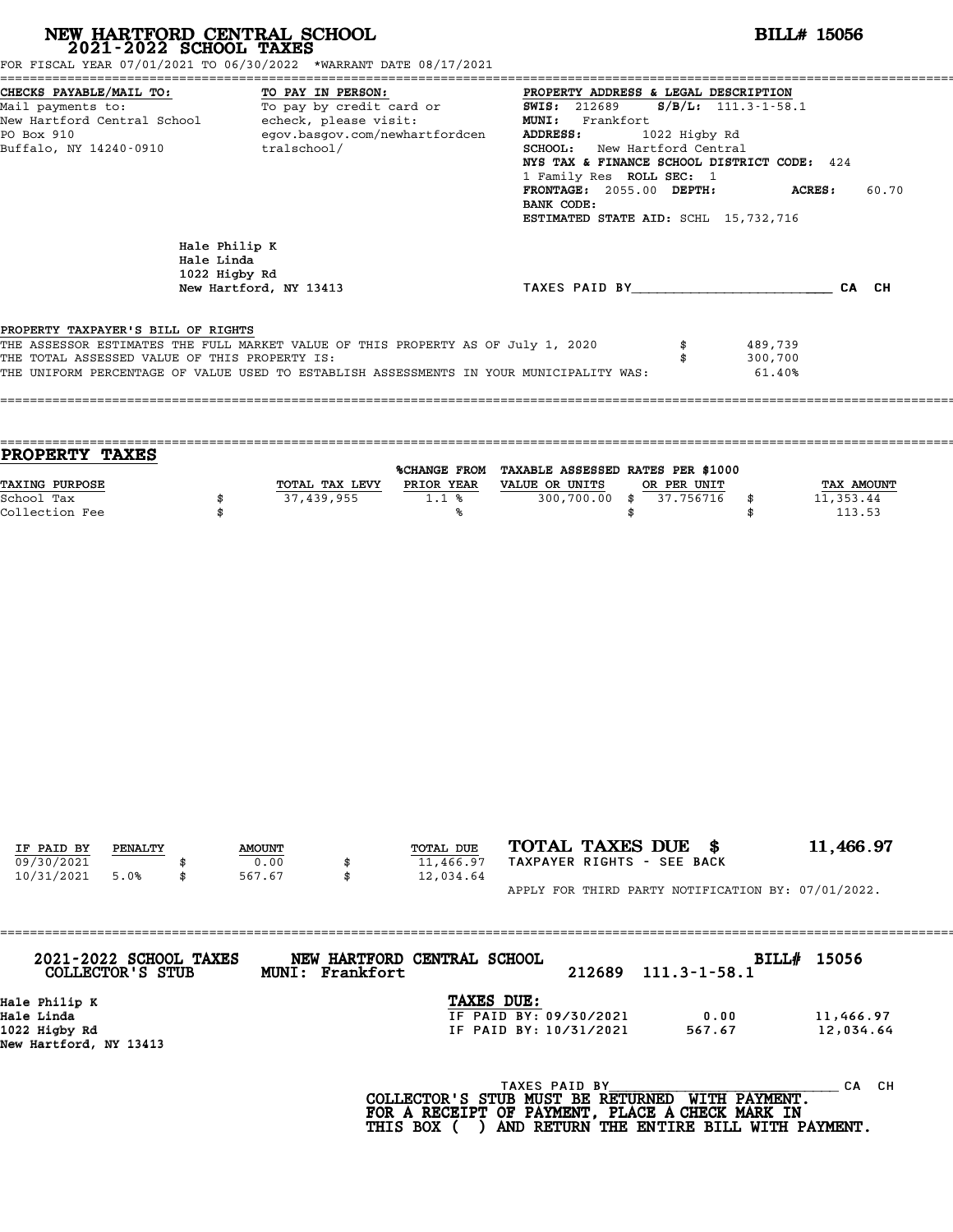# NEW HARTFORD CENTRAL SCHOOL
## 2021-2022 SCHOOL TAXES

**BILL# 15056**

FOR FISCAL YEAR 07/01/2021 TO 06/30/2022 *WARRANT DATE 08/17/2021

**CHECKS PAYABLE/MAIL TO:**
Mail payments to:
New Hartford Central School
PO Box 910
Buffalo, NY 14240-0910

**TO PAY IN PERSON:**
To pay by credit card or echeck, please visit:
egov.basgov.com/newhartfordcentralschool/

**PROPERTY ADDRESS & LEGAL DESCRIPTION**
**SWIS:** 212689 **S/B/L:** 111.3-1-58.1
**MUNI:** Frankfort
**ADDRESS:** 1022 Higby Rd
**SCHOOL:** New Hartford Central
**NYS TAX & FINANCE SCHOOL DISTRICT CODE:** 424
1 Family Res **ROLL SEC:** 1
**FRONTAGE:** 2055.00 **DEPTH:** **ACRES:** 60.70
**BANK CODE:**
**ESTIMATED STATE AID:** SCHL 15,732,716

Hale Philip K
Hale Linda
1022 Higby Rd
New Hartford, NY 13413

TAXES PAID BY________________________ CA CH

PROPERTY TAXPAYER'S BILL OF RIGHTS

| | | |
|---|---|---|
| THE ASSESSOR ESTIMATES THE FULL MARKET VALUE OF THIS PROPERTY AS OF July 1, 2020 | $ | 489,739 |
| THE TOTAL ASSESSED VALUE OF THIS PROPERTY IS: | $ | 300,700 |
| THE UNIFORM PERCENTAGE OF VALUE USED TO ESTABLISH ASSESSMENTS IN YOUR MUNICIPALITY WAS: | | 61.40% |

## PROPERTY TAXES

| TAXING PURPOSE | | TOTAL TAX LEVY | %CHANGE FROM PRIOR YEAR | TAXABLE ASSESSED VALUE OR UNITS | | RATES PER $1000 OR PER UNIT | | TAX AMOUNT |
|---|---|---|---|---|---|---|---|---|
| School Tax | $ | 37,439,955 | 1.1 % | 300,700.00 | $ | 37.756716 | $ | 11,353.44 |
| Collection Fee | $ | | % | | $ | | $ | 113.53 |

| IF PAID BY | PENALTY | | AMOUNT | | TOTAL DUE |
|---|---|---|---|---|---|
| 09/30/2021 | | $ | 0.00 | $ | 11,466.97 |
| 10/31/2021 | 5.0% | $ | 567.67 | $ | 12,034.64 |

**TOTAL TAXES DUE $ 11,466.97**
TAXPAYER RIGHTS - SEE BACK

APPLY FOR THIRD PARTY NOTIFICATION BY: 07/01/2022.

---

**2021-2022 SCHOOL TAXES COLLECTOR'S STUB** **NEW HARTFORD CENTRAL SCHOOL MUNI: Frankfort** 212689 111.3-1-58.1 **BILL# 15056**

Hale Philip K
Hale Linda
1022 Higby Rd
New Hartford, NY 13413

**TAXES DUE:**

| | | |
|---|---|---|
| IF PAID BY: 09/30/2021 | 0.00 | 11,466.97 |
| IF PAID BY: 10/31/2021 | 567.67 | 12,034.64 |

TAXES PAID BY______________________________ CA CH

**COLLECTOR'S STUB MUST BE RETURNED WITH PAYMENT.
FOR A RECEIPT OF PAYMENT, PLACE A CHECK MARK IN
THIS BOX ( ) AND RETURN THE ENTIRE BILL WITH PAYMENT.**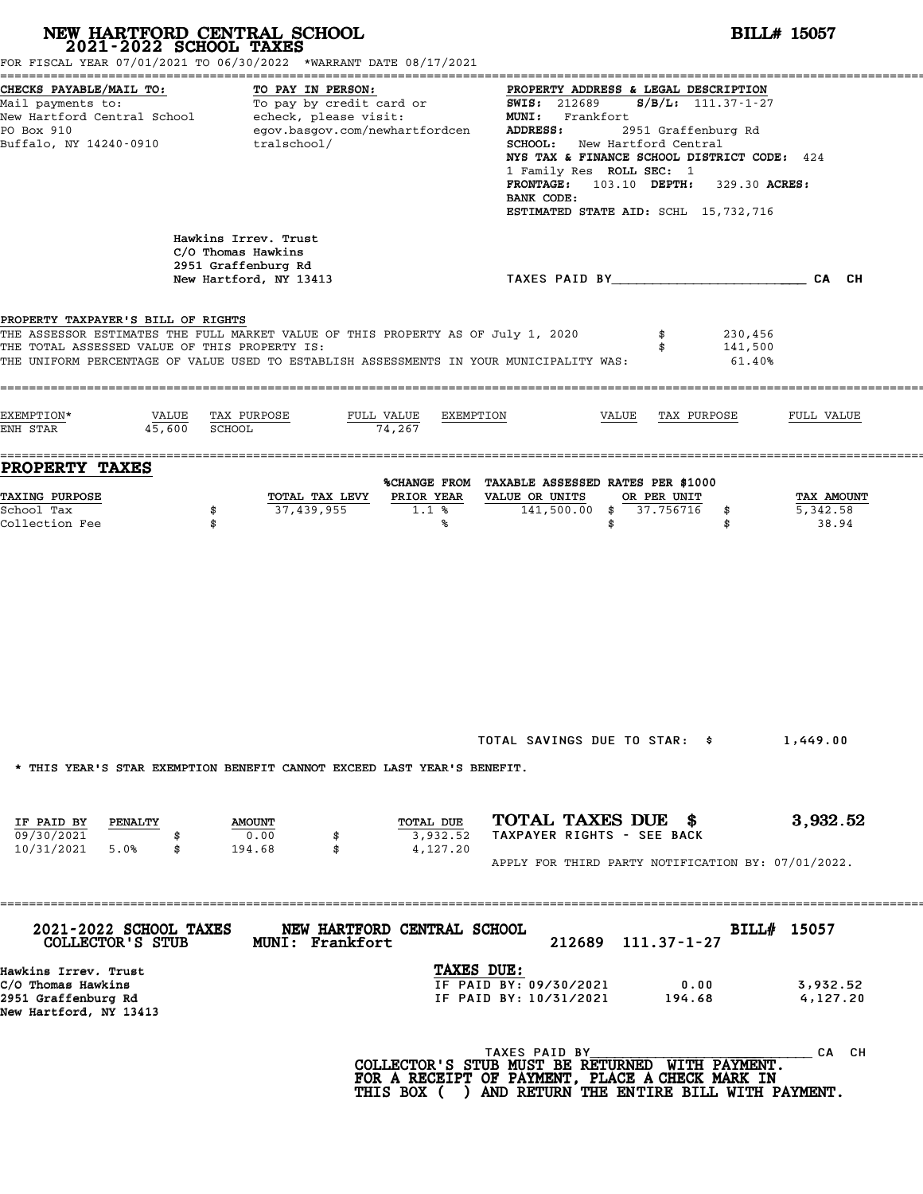# NEW HARTFORD CENTRAL SCHOOL
## 2021-2022 SCHOOL TAXES

**BILL# 15057**

FOR FISCAL YEAR 07/01/2021 TO 06/30/2022 *WARRANT DATE 08/17/2021

**CHECKS PAYABLE/MAIL TO:**
Mail payments to:
New Hartford Central School
PO Box 910
Buffalo, NY 14240-0910

**TO PAY IN PERSON:**
To pay by credit card or echeck, please visit:
egov.basgov.com/newhartfordcentralschool/

**PROPERTY ADDRESS & LEGAL DESCRIPTION**
**SWIS:** 212689 **S/B/L:** 111.37-1-27
**MUNI:** Frankfort
**ADDRESS:** 2951 Graffenburg Rd
**SCHOOL:** New Hartford Central
**NYS TAX & FINANCE SCHOOL DISTRICT CODE:** 424
1 Family Res **ROLL SEC:** 1
**FRONTAGE:** 103.10 **DEPTH:** 329.30 **ACRES:**
**BANK CODE:**
**ESTIMATED STATE AID:** SCHL 15,732,716

Hawkins Irrev. Trust
C/O Thomas Hawkins
2951 Graffenburg Rd
New Hartford, NY 13413

TAXES PAID BY________________________ CA CH

**PROPERTY TAXPAYER'S BILL OF RIGHTS**

THE ASSESSOR ESTIMATES THE FULL MARKET VALUE OF THIS PROPERTY AS OF July 1, 2020 $ 230,456
THE TOTAL ASSESSED VALUE OF THIS PROPERTY IS: $ 141,500
THE UNIFORM PERCENTAGE OF VALUE USED TO ESTABLISH ASSESSMENTS IN YOUR MUNICIPALITY WAS: 61.40%

| EXEMPTION* | VALUE | TAX PURPOSE | FULL VALUE | EXEMPTION | VALUE | TAX PURPOSE | FULL VALUE |
|---|---|---|---|---|---|---|---|
| ENH STAR | 45,600 | SCHOOL | 74,267 | | | | |

## PROPERTY TAXES

| TAXING PURPOSE | | TOTAL TAX LEVY | %CHANGE FROM PRIOR YEAR | TAXABLE ASSESSED VALUE OR UNITS | RATES PER $1000 OR PER UNIT | | TAX AMOUNT |
|---|---|---|---|---|---|---|---|
| School Tax | $ | 37,439,955 | 1.1 % | 141,500.00 | $ 37.756716 | $ | 5,342.58 |
| Collection Fee | $ | | % | | $ | $ | 38.94 |

TOTAL SAVINGS DUE TO STAR: $ 1,449.00

* THIS YEAR'S STAR EXEMPTION BENEFIT CANNOT EXCEED LAST YEAR'S BENEFIT.

| IF PAID BY | PENALTY | | AMOUNT | | TOTAL DUE |
|---|---|---|---|---|---|
| 09/30/2021 | | $ | 0.00 | $ | 3,932.52 |
| 10/31/2021 | 5.0% | $ | 194.68 | $ | 4,127.20 |

**TOTAL TAXES DUE $ 3,932.52**
TAXPAYER RIGHTS - SEE BACK

APPLY FOR THIRD PARTY NOTIFICATION BY: 07/01/2022.

---

**2021-2022 SCHOOL TAXES** **NEW HARTFORD CENTRAL SCHOOL** **BILL# 15057**
**COLLECTOR'S STUB** **MUNI: Frankfort** 212689 111.37-1-27

Hawkins Irrev. Trust
C/O Thomas Hawkins
2951 Graffenburg Rd
New Hartford, NY 13413

**TAXES DUE:**

| | | |
|---|---|---|
| IF PAID BY: 09/30/2021 | 0.00 | 3,932.52 |
| IF PAID BY: 10/31/2021 | 194.68 | 4,127.20 |

TAXES PAID BY____________________________ CA CH

**COLLECTOR'S STUB MUST BE RETURNED WITH PAYMENT.**
**FOR A RECEIPT OF PAYMENT, PLACE A CHECK MARK IN THIS BOX ( ) AND RETURN THE ENTIRE BILL WITH PAYMENT.**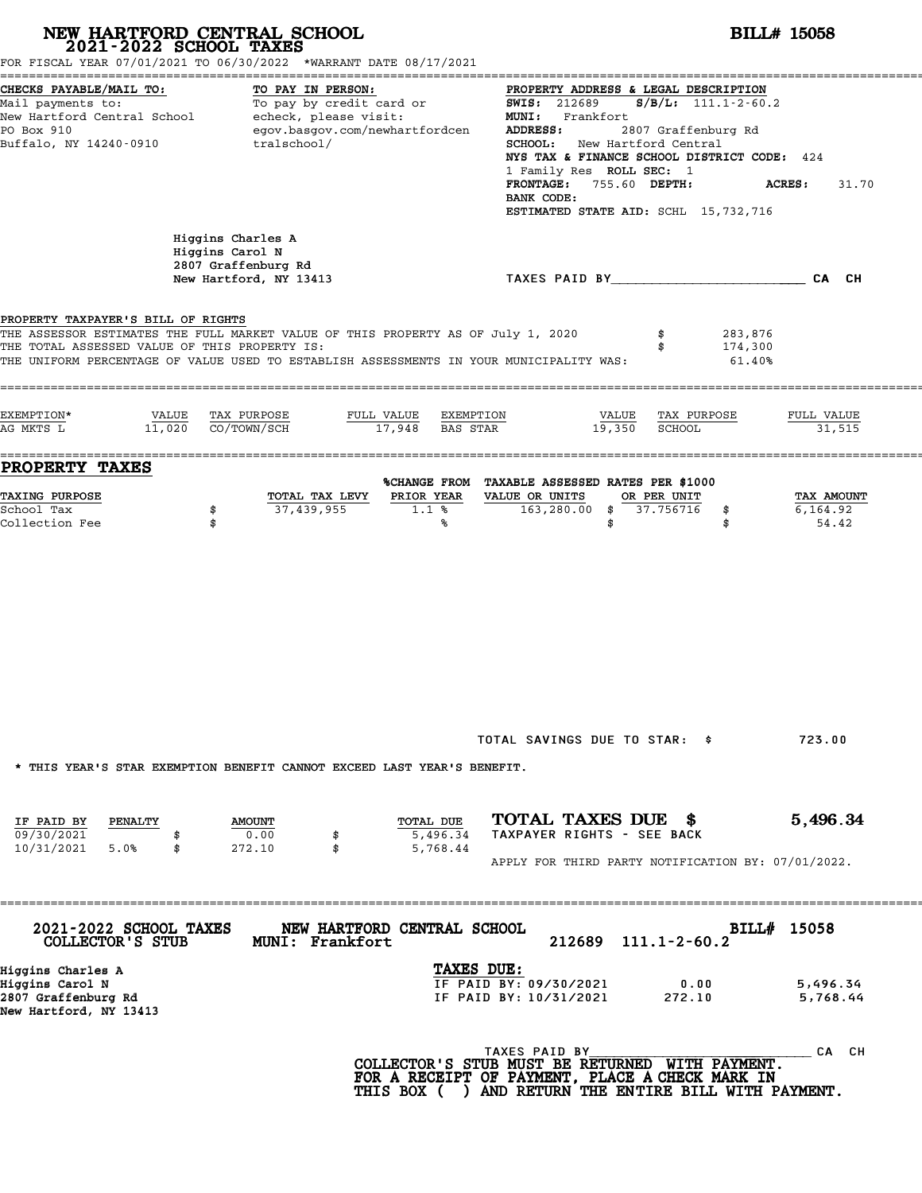# NEW HARTFORD CENTRAL SCHOOL
## 2021-2022 SCHOOL TAXES

**BILL# 15058**

FOR FISCAL YEAR 07/01/2021 TO 06/30/2022 *WARRANT DATE 08/17/2021

**CHECKS PAYABLE/MAIL TO:**
Mail payments to:
New Hartford Central School
PO Box 910
Buffalo, NY 14240-0910

**TO PAY IN PERSON:**
To pay by credit card or echeck, please visit:
egov.basgov.com/newhartfordcentralschool/

**PROPERTY ADDRESS & LEGAL DESCRIPTION**
**SWIS:** 212689 **S/B/L:** 111.1-2-60.2
**MUNI:** Frankfort
**ADDRESS:** 2807 Graffenburg Rd
**SCHOOL:** New Hartford Central
**NYS TAX & FINANCE SCHOOL DISTRICT CODE:** 424
1 Family Res **ROLL SEC:** 1
**FRONTAGE:** 755.60 **DEPTH:** **ACRES:** 31.70
**BANK CODE:**
**ESTIMATED STATE AID:** SCHL 15,732,716

Higgins Charles A
Higgins Carol N
2807 Graffenburg Rd
New Hartford, NY 13413

TAXES PAID BY________________________ CA CH

**PROPERTY TAXPAYER'S BILL OF RIGHTS**

THE ASSESSOR ESTIMATES THE FULL MARKET VALUE OF THIS PROPERTY AS OF July 1, 2020 $ 283,876
THE TOTAL ASSESSED VALUE OF THIS PROPERTY IS: $ 174,300
THE UNIFORM PERCENTAGE OF VALUE USED TO ESTABLISH ASSESSMENTS IN YOUR MUNICIPALITY WAS: 61.40%

| EXEMPTION* | VALUE | TAX PURPOSE | FULL VALUE | EXEMPTION | VALUE | TAX PURPOSE | FULL VALUE |
|---|---|---|---|---|---|---|---|
| AG MKTS L | 11,020 | CO/TOWN/SCH | 17,948 | BAS STAR | 19,350 | SCHOOL | 31,515 |

## PROPERTY TAXES

| TAXING PURPOSE | | TOTAL TAX LEVY | %CHANGE FROM PRIOR YEAR | TAXABLE ASSESSED VALUE OR UNITS | RATES PER $1000 OR PER UNIT | | TAX AMOUNT |
|---|---|---|---|---|---|---|---|
| School Tax | $ | 37,439,955 | 1.1 % | 163,280.00 | $ 37.756716 | $ | 6,164.92 |
| Collection Fee | $ | | % | | $ | $ | 54.42 |

TOTAL SAVINGS DUE TO STAR: $ 723.00

* THIS YEAR'S STAR EXEMPTION BENEFIT CANNOT EXCEED LAST YEAR'S BENEFIT.

| IF PAID BY | PENALTY | | AMOUNT | | TOTAL DUE |
|---|---|---|---|---|---|
| 09/30/2021 | | $ | 0.00 | $ | 5,496.34 |
| 10/31/2021 | 5.0% | $ | 272.10 | $ | 5,768.44 |

**TOTAL TAXES DUE $ 5,496.34**
TAXPAYER RIGHTS - SEE BACK

APPLY FOR THIRD PARTY NOTIFICATION BY: 07/01/2022.

---

**2021-2022 SCHOOL TAXES** **NEW HARTFORD CENTRAL SCHOOL** **BILL# 15058**
**COLLECTOR'S STUB** **MUNI: Frankfort** 212689 111.1-2-60.2

Higgins Charles A
Higgins Carol N
2807 Graffenburg Rd
New Hartford, NY 13413

**TAXES DUE:**

| | | |
|---|---|---|
| IF PAID BY: 09/30/2021 | 0.00 | 5,496.34 |
| IF PAID BY: 10/31/2021 | 272.10 | 5,768.44 |

TAXES PAID BY______________________________ CA CH

**COLLECTOR'S STUB MUST BE RETURNED WITH PAYMENT.**
**FOR A RECEIPT OF PAYMENT, PLACE A CHECK MARK IN**
**THIS BOX ( ) AND RETURN THE ENTIRE BILL WITH PAYMENT.**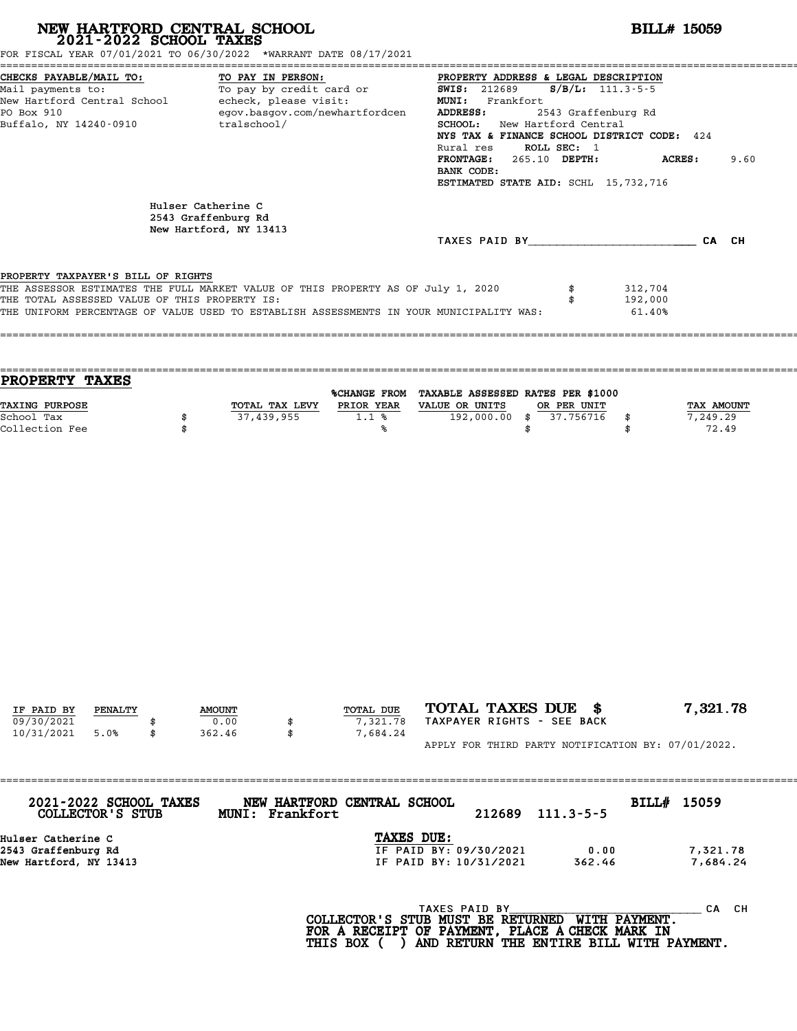# NEW HARTFORD CENTRAL SCHOOL
## 2021-2022 SCHOOL TAXES

**BILL# 15059**

FOR FISCAL YEAR 07/01/2021 TO 06/30/2022 *WARRANT DATE 08/17/2021

**CHECKS PAYABLE/MAIL TO:**
Mail payments to:
New Hartford Central School
PO Box 910
Buffalo, NY 14240-0910

**TO PAY IN PERSON:**
To pay by credit card or echeck, please visit:
egov.basgov.com/newhartfordcentralschool/

**PROPERTY ADDRESS & LEGAL DESCRIPTION**
**SWIS:** 212689 **S/B/L:** 111.3-5-5
**MUNI:** Frankfort
**ADDRESS:** 2543 Graffenburg Rd
**SCHOOL:** New Hartford Central
**NYS TAX & FINANCE SCHOOL DISTRICT CODE:** 424
Rural res **ROLL SEC:** 1
**FRONTAGE:** 265.10 **DEPTH:** **ACRES:** 9.60
**BANK CODE:**
**ESTIMATED STATE AID:** SCHL 15,732,716

Hulser Catherine C
2543 Graffenburg Rd
New Hartford, NY 13413

TAXES PAID BY________________________ CA CH

PROPERTY TAXPAYER'S BILL OF RIGHTS

THE ASSESSOR ESTIMATES THE FULL MARKET VALUE OF THIS PROPERTY AS OF July 1, 2020 $ 312,704
THE TOTAL ASSESSED VALUE OF THIS PROPERTY IS: $ 192,000
THE UNIFORM PERCENTAGE OF VALUE USED TO ESTABLISH ASSESSMENTS IN YOUR MUNICIPALITY WAS: 61.40%

## PROPERTY TAXES

| TAXING PURPOSE | | TOTAL TAX LEVY | %CHANGE FROM PRIOR YEAR | TAXABLE ASSESSED VALUE OR UNITS | | RATES PER $1000 OR PER UNIT | | TAX AMOUNT |
|---|---|---|---|---|---|---|---|---|
| School Tax | $ | 37,439,955 | 1.1 % | 192,000.00 | $ | 37.756716 | $ | 7,249.29 |
| Collection Fee | $ | | % | | $ | | $ | 72.49 |

| IF PAID BY | PENALTY | | AMOUNT | | TOTAL DUE |
|---|---|---|---|---|---|
| 09/30/2021 | | $ | 0.00 | $ | 7,321.78 |
| 10/31/2021 | 5.0% | $ | 362.46 | $ | 7,684.24 |

**TOTAL TAXES DUE $ 7,321.78**
TAXPAYER RIGHTS - SEE BACK

APPLY FOR THIRD PARTY NOTIFICATION BY: 07/01/2022.

---

**2021-2022 SCHOOL TAXES** **NEW HARTFORD CENTRAL SCHOOL** **BILL# 15059**
**COLLECTOR'S STUB** **MUNI: Frankfort** 212689 111.3-5-5

Hulser Catherine C
2543 Graffenburg Rd
New Hartford, NY 13413

**TAXES DUE:**

| | | |
|---|---|---|
| IF PAID BY: 09/30/2021 | 0.00 | 7,321.78 |
| IF PAID BY: 10/31/2021 | 362.46 | 7,684.24 |

TAXES PAID BY____________________________ CA CH

**COLLECTOR'S STUB MUST BE RETURNED WITH PAYMENT.
FOR A RECEIPT OF PAYMENT, PLACE A CHECK MARK IN
THIS BOX ( ) AND RETURN THE ENTIRE BILL WITH PAYMENT.**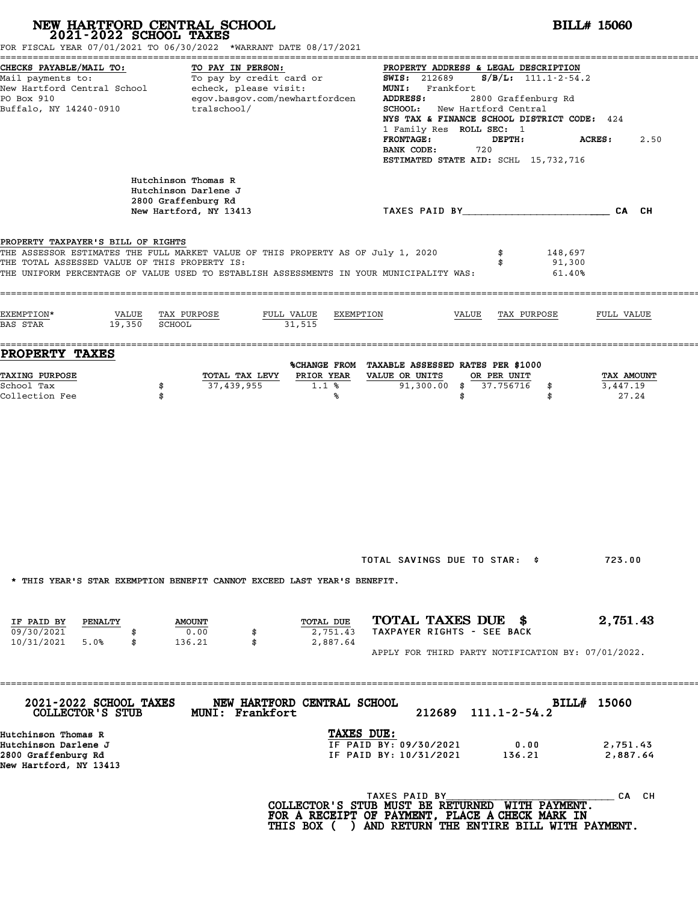# NEW HARTFORD CENTRAL SCHOOL
## 2021-2022 SCHOOL TAXES

**BILL# 15060**

FOR FISCAL YEAR 07/01/2021 TO 06/30/2022 *WARRANT DATE 08/17/2021

**CHECKS PAYABLE/MAIL TO:**
Mail payments to:
New Hartford Central School
PO Box 910
Buffalo, NY 14240-0910

**TO PAY IN PERSON:**
To pay by credit card or echeck, please visit:
egov.basgov.com/newhartfordcentralschool/

**PROPERTY ADDRESS & LEGAL DESCRIPTION**
**SWIS:** 212689 **S/B/L:** 111.1-2-54.2
**MUNI:** Frankfort
**ADDRESS:** 2800 Graffenburg Rd
**SCHOOL:** New Hartford Central
**NYS TAX & FINANCE SCHOOL DISTRICT CODE:** 424
1 Family Res **ROLL SEC:** 1
**FRONTAGE:** **DEPTH:** **ACRES:** 2.50
**BANK CODE:** 720
**ESTIMATED STATE AID:** SCHL 15,732,716

Hutchinson Thomas R
Hutchinson Darlene J
2800 Graffenburg Rd
New Hartford, NY 13413

TAXES PAID BY________________________ CA CH

**PROPERTY TAXPAYER'S BILL OF RIGHTS**

| | | |
|---|---|---|
| THE ASSESSOR ESTIMATES THE FULL MARKET VALUE OF THIS PROPERTY AS OF July 1, 2020 | $ | 148,697 |
| THE TOTAL ASSESSED VALUE OF THIS PROPERTY IS: | $ | 91,300 |
| THE UNIFORM PERCENTAGE OF VALUE USED TO ESTABLISH ASSESSMENTS IN YOUR MUNICIPALITY WAS: | | 61.40% |

| EXEMPTION* | VALUE | TAX PURPOSE | FULL VALUE | EXEMPTION | VALUE | TAX PURPOSE | FULL VALUE |
|---|---|---|---|---|---|---|---|
| BAS STAR | 19,350 | SCHOOL | 31,515 | | | | |

## PROPERTY TAXES

| TAXING PURPOSE | | TOTAL TAX LEVY | %CHANGE FROM PRIOR YEAR | TAXABLE ASSESSED VALUE OR UNITS | RATES PER $1000 OR PER UNIT | | TAX AMOUNT |
|---|---|---|---|---|---|---|---|
| School Tax | $ | 37,439,955 | 1.1 % | 91,300.00 | $ 37.756716 | $ | 3,447.19 |
| Collection Fee | $ | | % | | $ | $ | 27.24 |

TOTAL SAVINGS DUE TO STAR: $ 723.00

* THIS YEAR'S STAR EXEMPTION BENEFIT CANNOT EXCEED LAST YEAR'S BENEFIT.

| IF PAID BY | PENALTY | | AMOUNT | | TOTAL DUE |
|---|---|---|---|---|---|
| 09/30/2021 | | $ | 0.00 | $ | 2,751.43 |
| 10/31/2021 | 5.0% | $ | 136.21 | $ | 2,887.64 |

**TOTAL TAXES DUE $ 2,751.43**
TAXPAYER RIGHTS - SEE BACK

APPLY FOR THIRD PARTY NOTIFICATION BY: 07/01/2022.

---

**2021-2022 SCHOOL TAXES** **NEW HARTFORD CENTRAL SCHOOL** **BILL# 15060**
**COLLECTOR'S STUB** **MUNI: Frankfort** 212689 111.1-2-54.2

Hutchinson Thomas R
Hutchinson Darlene J
2800 Graffenburg Rd
New Hartford, NY 13413

**TAXES DUE:**

| | | |
|---|---|---|
| IF PAID BY: 09/30/2021 | 0.00 | 2,751.43 |
| IF PAID BY: 10/31/2021 | 136.21 | 2,887.64 |

TAXES PAID BY______________________________ CA CH

**COLLECTOR'S STUB MUST BE RETURNED WITH PAYMENT.**
**FOR A RECEIPT OF PAYMENT, PLACE A CHECK MARK IN THIS BOX ( ) AND RETURN THE ENTIRE BILL WITH PAYMENT.**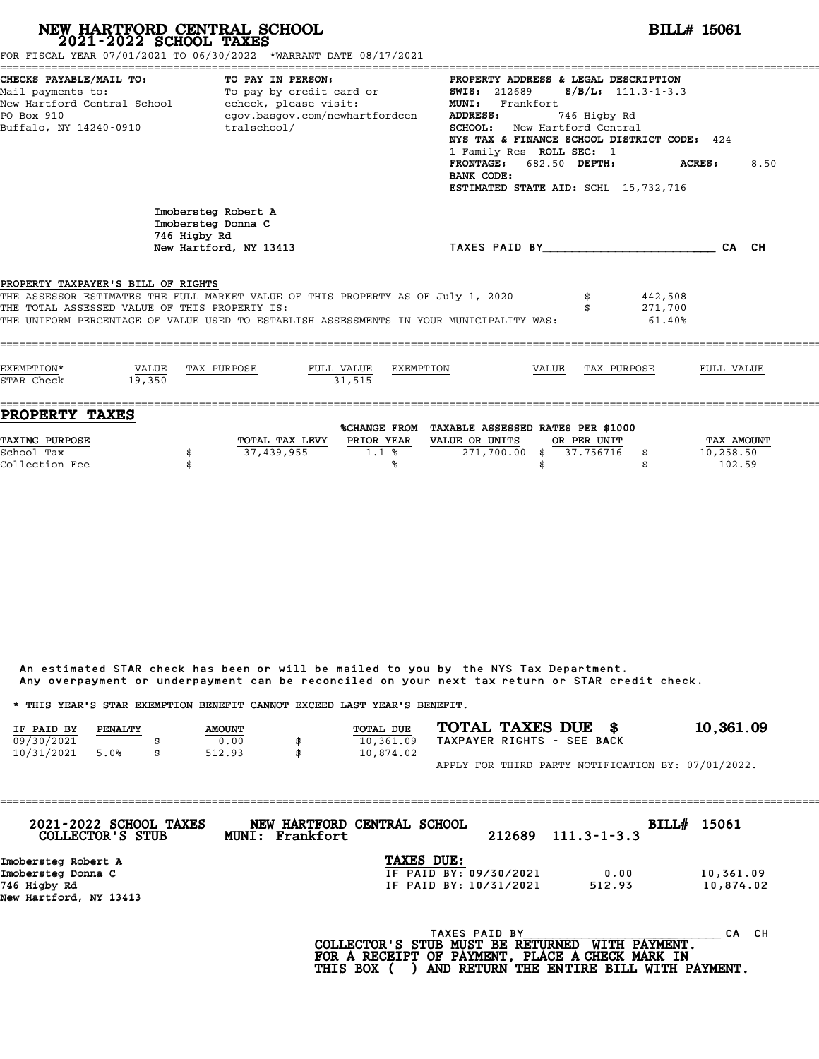# NEW HARTFORD CENTRAL SCHOOL
## 2021-2022 SCHOOL TAXES

**BILL# 15061**

FOR FISCAL YEAR 07/01/2021 TO 06/30/2022 *WARRANT DATE 08/17/2021

**CHECKS PAYABLE/MAIL TO:**
Mail payments to:
New Hartford Central School
PO Box 910
Buffalo, NY 14240-0910

**TO PAY IN PERSON:**
To pay by credit card or echeck, please visit:
egov.basgov.com/newhartfordcentralschool/

**PROPERTY ADDRESS & LEGAL DESCRIPTION**
**SWIS:** 212689 **S/B/L:** 111.3-1-3.3
**MUNI:** Frankfort
**ADDRESS:** 746 Higby Rd
**SCHOOL:** New Hartford Central
**NYS TAX & FINANCE SCHOOL DISTRICT CODE:** 424
1 Family Res **ROLL SEC:** 1
**FRONTAGE:** 682.50 **DEPTH:** **ACRES:** 8.50
**BANK CODE:**
**ESTIMATED STATE AID:** SCHL 15,732,716

Imobersteg Robert A
Imobersteg Donna C
746 Higby Rd
New Hartford, NY 13413

TAXES PAID BY________________________ CA CH

**PROPERTY TAXPAYER'S BILL OF RIGHTS**

| | |
|---|---|
| THE ASSESSOR ESTIMATES THE FULL MARKET VALUE OF THIS PROPERTY AS OF July 1, 2020 | $ 442,508 |
| THE TOTAL ASSESSED VALUE OF THIS PROPERTY IS: | $ 271,700 |
| THE UNIFORM PERCENTAGE OF VALUE USED TO ESTABLISH ASSESSMENTS IN YOUR MUNICIPALITY WAS: | 61.40% |

| EXEMPTION* | VALUE | TAX PURPOSE | FULL VALUE | EXEMPTION | VALUE | TAX PURPOSE | FULL VALUE |
|---|---|---|---|---|---|---|---|
| STAR Check | 19,350 | | 31,515 | | | | |

## PROPERTY TAXES

| TAXING PURPOSE | | TOTAL TAX LEVY | %CHANGE FROM PRIOR YEAR | TAXABLE ASSESSED VALUE OR UNITS | RATES PER $1000 OR PER UNIT | | TAX AMOUNT |
|---|---|---|---|---|---|---|---|
| School Tax | $ | 37,439,955 | 1.1 % | 271,700.00 | $ 37.756716 | $ | 10,258.50 |
| Collection Fee | $ | | % | | $ | $ | 102.59 |

An estimated STAR check has been or will be mailed to you by the NYS Tax Department.
Any overpayment or underpayment can be reconciled on your next tax return or STAR credit check.

* THIS YEAR'S STAR EXEMPTION BENEFIT CANNOT EXCEED LAST YEAR'S BENEFIT.

| IF PAID BY | PENALTY | AMOUNT | TOTAL DUE |
|---|---|---|---|
| 09/30/2021 | | $ 0.00 | $ 10,361.09 |
| 10/31/2021 | 5.0% | $ 512.93 | $ 10,874.02 |

**TOTAL TAXES DUE $ 10,361.09**
TAXPAYER RIGHTS - SEE BACK

APPLY FOR THIRD PARTY NOTIFICATION BY: 07/01/2022.

---

**2021-2022 SCHOOL TAXES COLLECTOR'S STUB** **NEW HARTFORD CENTRAL SCHOOL MUNI: Frankfort** 212689 111.3-1-3.3 **BILL# 15061**

Imobersteg Robert A
Imobersteg Donna C
746 Higby Rd
New Hartford, NY 13413

**TAXES DUE:**

| | | |
|---|---|---|
| IF PAID BY: 09/30/2021 | 0.00 | 10,361.09 |
| IF PAID BY: 10/31/2021 | 512.93 | 10,874.02 |

TAXES PAID BY________________________ CA CH

**COLLECTOR'S STUB MUST BE RETURNED WITH PAYMENT.
FOR A RECEIPT OF PAYMENT, PLACE A CHECK MARK IN THIS BOX ( ) AND RETURN THE ENTIRE BILL WITH PAYMENT.**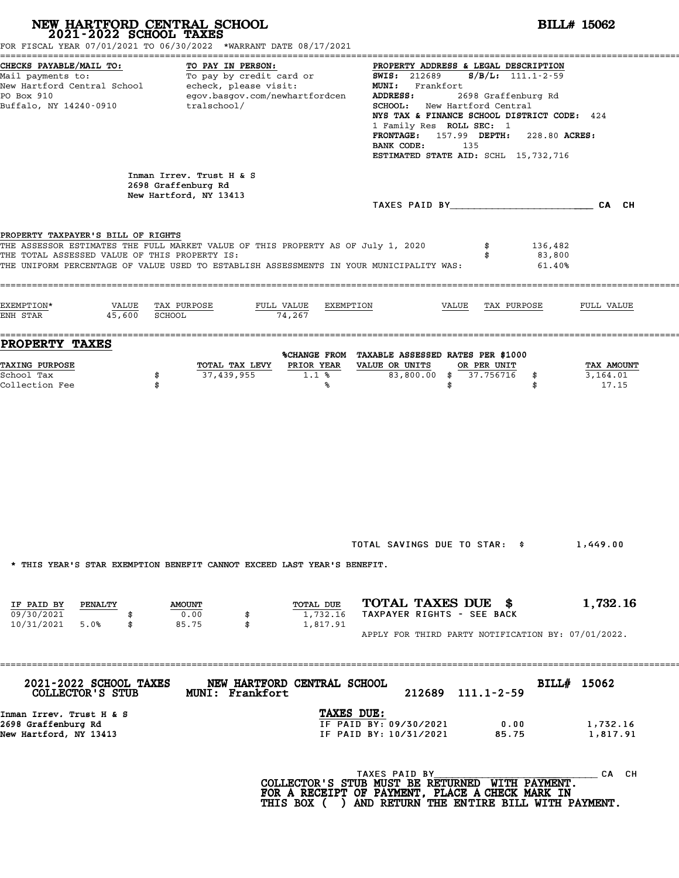# NEW HARTFORD CENTRAL SCHOOL
## 2021-2022 SCHOOL TAXES

**BILL# 15062**

FOR FISCAL YEAR 07/01/2021 TO 06/30/2022 *WARRANT DATE 08/17/2021

**CHECKS PAYABLE/MAIL TO:**
Mail payments to:
New Hartford Central School
PO Box 910
Buffalo, NY 14240-0910

**TO PAY IN PERSON:**
To pay by credit card or echeck, please visit:
egov.basgov.com/newhartfordcentralschool/

**PROPERTY ADDRESS & LEGAL DESCRIPTION**
**SWIS:** 212689 **S/B/L:** 111.1-2-59
**MUNI:** Frankfort
**ADDRESS:** 2698 Graffenburg Rd
**SCHOOL:** New Hartford Central
**NYS TAX & FINANCE SCHOOL DISTRICT CODE:** 424
1 Family Res **ROLL SEC:** 1
**FRONTAGE:** 157.99 **DEPTH:** 228.80 **ACRES:**
**BANK CODE:** 135
**ESTIMATED STATE AID:** SCHL 15,732,716

Inman Irrev. Trust H & S
2698 Graffenburg Rd
New Hartford, NY 13413

TAXES PAID BY________________________ CA CH

**PROPERTY TAXPAYER'S BILL OF RIGHTS**

| | | |
|---|---|---|
| THE ASSESSOR ESTIMATES THE FULL MARKET VALUE OF THIS PROPERTY AS OF July 1, 2020 | $ | 136,482 |
| THE TOTAL ASSESSED VALUE OF THIS PROPERTY IS: | $ | 83,800 |
| THE UNIFORM PERCENTAGE OF VALUE USED TO ESTABLISH ASSESSMENTS IN YOUR MUNICIPALITY WAS: | | 61.40% |

| EXEMPTION* | VALUE | TAX PURPOSE | FULL VALUE | EXEMPTION | VALUE | TAX PURPOSE | FULL VALUE |
|---|---|---|---|---|---|---|---|
| ENH STAR | 45,600 | SCHOOL | 74,267 | | | | |

## PROPERTY TAXES

| TAXING PURPOSE | | TOTAL TAX LEVY | %CHANGE FROM PRIOR YEAR | TAXABLE ASSESSED VALUE OR UNITS | RATES PER $1000 OR PER UNIT | | TAX AMOUNT |
|---|---|---|---|---|---|---|---|
| School Tax | $ | 37,439,955 | 1.1 % | 83,800.00 | $ 37.756716 | $ | 3,164.01 |
| Collection Fee | $ | | % | | $ | $ | 17.15 |

TOTAL SAVINGS DUE TO STAR: $ 1,449.00

* THIS YEAR'S STAR EXEMPTION BENEFIT CANNOT EXCEED LAST YEAR'S BENEFIT.

| IF PAID BY | PENALTY | | AMOUNT | | TOTAL DUE |
|---|---|---|---|---|---|
| 09/30/2021 | | $ | 0.00 | $ | 1,732.16 |
| 10/31/2021 | 5.0% | $ | 85.75 | $ | 1,817.91 |

**TOTAL TAXES DUE $ 1,732.16**
TAXPAYER RIGHTS - SEE BACK

APPLY FOR THIRD PARTY NOTIFICATION BY: 07/01/2022.

---

**2021-2022 SCHOOL TAXES** — **NEW HARTFORD CENTRAL SCHOOL** — **BILL# 15062**
COLLECTOR'S STUB — MUNI: Frankfort — 212689 111.1-2-59

Inman Irrev. Trust H & S
2698 Graffenburg Rd
New Hartford, NY 13413

**TAXES DUE:**

| | | |
|---|---|---|
| IF PAID BY: 09/30/2021 | 0.00 | 1,732.16 |
| IF PAID BY: 10/31/2021 | 85.75 | 1,817.91 |

TAXES PAID BY______________________________ CA CH

**COLLECTOR'S STUB MUST BE RETURNED WITH PAYMENT. FOR A RECEIPT OF PAYMENT, PLACE A CHECK MARK IN THIS BOX ( ) AND RETURN THE ENTIRE BILL WITH PAYMENT.**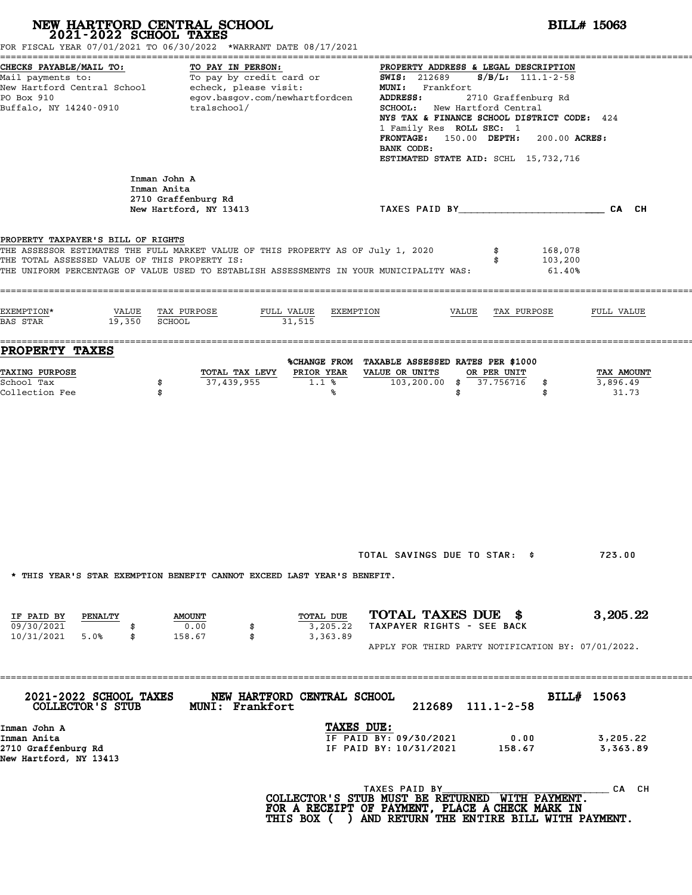# NEW HARTFORD CENTRAL SCHOOL
## 2021-2022 SCHOOL TAXES

**BILL# 15063**

FOR FISCAL YEAR 07/01/2021 TO 06/30/2022 *WARRANT DATE 08/17/2021

**CHECKS PAYABLE/MAIL TO:**
Mail payments to:
New Hartford Central School
PO Box 910
Buffalo, NY 14240-0910

**TO PAY IN PERSON:**
To pay by credit card or echeck, please visit:
egov.basgov.com/newhartfordcentralschool/

**PROPERTY ADDRESS & LEGAL DESCRIPTION**
**SWIS:** 212689 **S/B/L:** 111.1-2-58
**MUNI:** Frankfort
**ADDRESS:** 2710 Graffenburg Rd
**SCHOOL:** New Hartford Central
**NYS TAX & FINANCE SCHOOL DISTRICT CODE:** 424
1 Family Res **ROLL SEC:** 1
**FRONTAGE:** 150.00 **DEPTH:** 200.00 **ACRES:**
**BANK CODE:**
**ESTIMATED STATE AID:** SCHL 15,732,716

Inman John A
Inman Anita
2710 Graffenburg Rd
New Hartford, NY 13413

TAXES PAID BY________________________ CA CH

**PROPERTY TAXPAYER'S BILL OF RIGHTS**

THE ASSESSOR ESTIMATES THE FULL MARKET VALUE OF THIS PROPERTY AS OF July 1, 2020 $ 168,078
THE TOTAL ASSESSED VALUE OF THIS PROPERTY IS: $ 103,200
THE UNIFORM PERCENTAGE OF VALUE USED TO ESTABLISH ASSESSMENTS IN YOUR MUNICIPALITY WAS: 61.40%

| EXEMPTION* | VALUE | TAX PURPOSE | FULL VALUE | EXEMPTION | VALUE | TAX PURPOSE | FULL VALUE |
|---|---|---|---|---|---|---|---|
| BAS STAR | 19,350 | SCHOOL | 31,515 | | | | |

## PROPERTY TAXES

| TAXING PURPOSE | | TOTAL TAX LEVY | %CHANGE FROM PRIOR YEAR | TAXABLE ASSESSED VALUE OR UNITS | RATES PER $1000 OR PER UNIT | | TAX AMOUNT |
|---|---|---|---|---|---|---|---|
| School Tax | $ | 37,439,955 | 1.1 % | 103,200.00 | $ 37.756716 | $ | 3,896.49 |
| Collection Fee | $ | | % | | $ | $ | 31.73 |

TOTAL SAVINGS DUE TO STAR: $ 723.00

* THIS YEAR'S STAR EXEMPTION BENEFIT CANNOT EXCEED LAST YEAR'S BENEFIT.

| IF PAID BY | PENALTY | | AMOUNT | | TOTAL DUE |
|---|---|---|---|---|---|
| 09/30/2021 | | $ | 0.00 | $ | 3,205.22 |
| 10/31/2021 | 5.0% | $ | 158.67 | $ | 3,363.89 |

**TOTAL TAXES DUE $ 3,205.22**
TAXPAYER RIGHTS - SEE BACK

APPLY FOR THIRD PARTY NOTIFICATION BY: 07/01/2022.

---

**2021-2022 SCHOOL TAXES** **NEW HARTFORD CENTRAL SCHOOL** **BILL# 15063**
**COLLECTOR'S STUB** **MUNI: Frankfort** 212689 111.1-2-58

Inman John A
Inman Anita
2710 Graffenburg Rd
New Hartford, NY 13413

**TAXES DUE:**

| | | |
|---|---|---|
| IF PAID BY: 09/30/2021 | 0.00 | 3,205.22 |
| IF PAID BY: 10/31/2021 | 158.67 | 3,363.89 |

TAXES PAID BY______________________________ CA CH

**COLLECTOR'S STUB MUST BE RETURNED WITH PAYMENT.
FOR A RECEIPT OF PAYMENT, PLACE A CHECK MARK IN
THIS BOX ( ) AND RETURN THE ENTIRE BILL WITH PAYMENT.**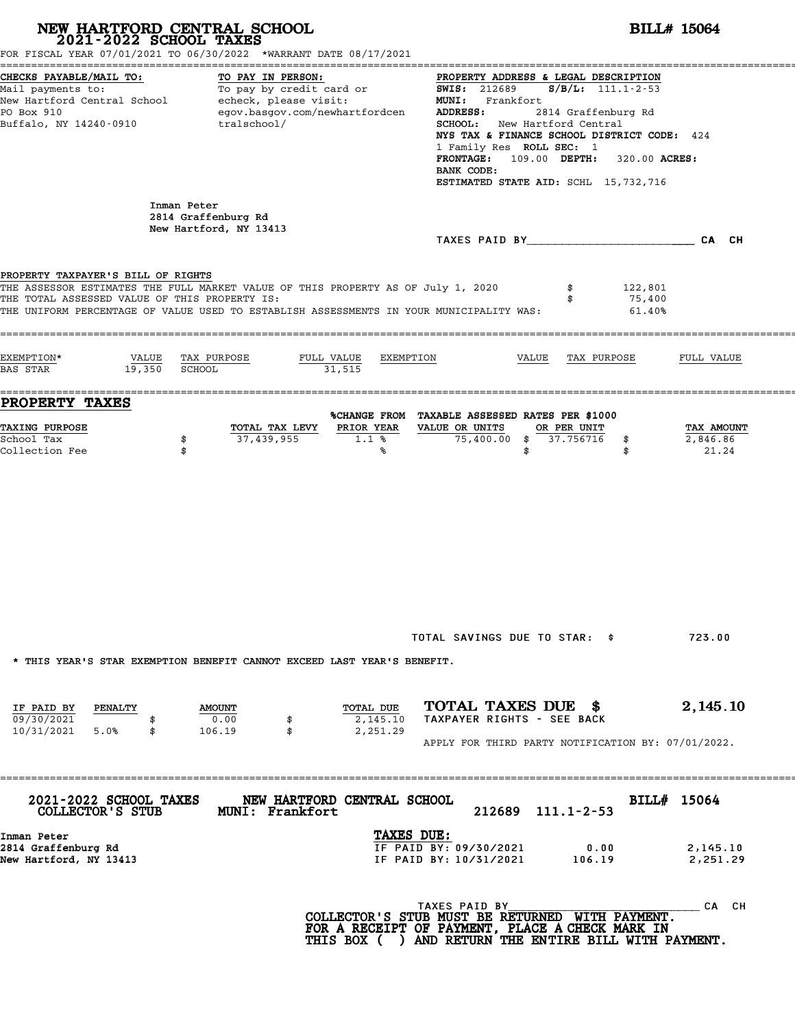# NEW HARTFORD CENTRAL SCHOOL

## 2021-2022 SCHOOL TAXES

**BILL# 15064**

FOR FISCAL YEAR 07/01/2021 TO 06/30/2022 *WARRANT DATE 08/17/2021

**CHECKS PAYABLE/MAIL TO:**
Mail payments to:
New Hartford Central School
PO Box 910
Buffalo, NY 14240-0910

**TO PAY IN PERSON:**
To pay by credit card or echeck, please visit:
egov.basgov.com/newhartfordcentralschool/

**PROPERTY ADDRESS & LEGAL DESCRIPTION**
**SWIS:** 212689 **S/B/L:** 111.1-2-53
**MUNI:** Frankfort
**ADDRESS:** 2814 Graffenburg Rd
**SCHOOL:** New Hartford Central
**NYS TAX & FINANCE SCHOOL DISTRICT CODE:** 424
1 Family Res **ROLL SEC:** 1
**FRONTAGE:** 109.00 **DEPTH:** 320.00 **ACRES:**
**BANK CODE:**
**ESTIMATED STATE AID:** SCHL 15,732,716

Inman Peter
2814 Graffenburg Rd
New Hartford, NY 13413

TAXES PAID BY________________________ CA CH

**PROPERTY TAXPAYER'S BILL OF RIGHTS**

| | | |
|---|---|---|
| THE ASSESSOR ESTIMATES THE FULL MARKET VALUE OF THIS PROPERTY AS OF July 1, 2020 | $ | 122,801 |
| THE TOTAL ASSESSED VALUE OF THIS PROPERTY IS: | $ | 75,400 |
| THE UNIFORM PERCENTAGE OF VALUE USED TO ESTABLISH ASSESSMENTS IN YOUR MUNICIPALITY WAS: | | 61.40% |

| EXEMPTION* | VALUE | TAX PURPOSE | FULL VALUE | EXEMPTION | VALUE | TAX PURPOSE | FULL VALUE |
|---|---|---|---|---|---|---|---|
| BAS STAR | 19,350 | SCHOOL | 31,515 | | | | |

## PROPERTY TAXES

| TAXING PURPOSE | | TOTAL TAX LEVY | %CHANGE FROM PRIOR YEAR | TAXABLE ASSESSED VALUE OR UNITS | RATES PER $1000 OR PER UNIT | | TAX AMOUNT |
|---|---|---|---|---|---|---|---|
| School Tax | $ | 37,439,955 | 1.1 % | 75,400.00 | $ 37.756716 | $ | 2,846.86 |
| Collection Fee | $ | | % | | $ | $ | 21.24 |

TOTAL SAVINGS DUE TO STAR: $ 723.00

* THIS YEAR'S STAR EXEMPTION BENEFIT CANNOT EXCEED LAST YEAR'S BENEFIT.

| IF PAID BY | PENALTY | | AMOUNT | | TOTAL DUE |
|---|---|---|---|---|---|
| 09/30/2021 | | $ | 0.00 | $ | 2,145.10 |
| 10/31/2021 | 5.0% | $ | 106.19 | $ | 2,251.29 |

**TOTAL TAXES DUE $ 2,145.10**
TAXPAYER RIGHTS - SEE BACK

APPLY FOR THIRD PARTY NOTIFICATION BY: 07/01/2022.

---

**2021-2022 SCHOOL TAXES** **NEW HARTFORD CENTRAL SCHOOL** **BILL# 15064**
**COLLECTOR'S STUB** **MUNI: Frankfort** 212689 111.1-2-53

Inman Peter
2814 Graffenburg Rd
New Hartford, NY 13413

**TAXES DUE:**

| | | |
|---|---|---|
| IF PAID BY: 09/30/2021 | 0.00 | 2,145.10 |
| IF PAID BY: 10/31/2021 | 106.19 | 2,251.29 |

TAXES PAID BY______________________________ CA CH

**COLLECTOR'S STUB MUST BE RETURNED WITH PAYMENT.**
**FOR A RECEIPT OF PAYMENT, PLACE A CHECK MARK IN**
**THIS BOX ( ) AND RETURN THE ENTIRE BILL WITH PAYMENT.**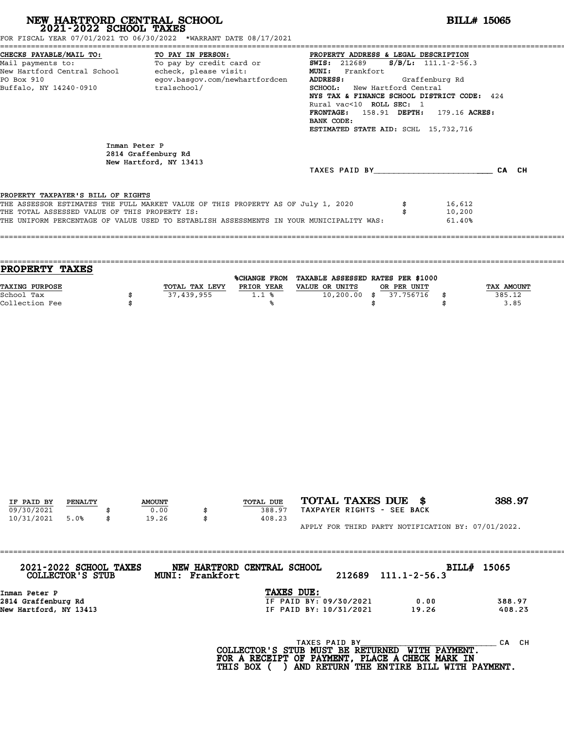# NEW HARTFORD CENTRAL SCHOOL
## 2021-2022 SCHOOL TAXES

**BILL# 15065**

FOR FISCAL YEAR 07/01/2021 TO 06/30/2022 *WARRANT DATE 08/17/2021

**CHECKS PAYABLE/MAIL TO:**
Mail payments to:
New Hartford Central School
PO Box 910
Buffalo, NY 14240-0910

**TO PAY IN PERSON:**
To pay by credit card or
echeck, please visit:
egov.basgov.com/newhartfordcentralschool/

**PROPERTY ADDRESS & LEGAL DESCRIPTION**
**SWIS:** 212689 **S/B/L:** 111.1-2-56.3
**MUNI:** Frankfort
**ADDRESS:** Graffenburg Rd
**SCHOOL:** New Hartford Central
**NYS TAX & FINANCE SCHOOL DISTRICT CODE:** 424
Rural vac<10 **ROLL SEC:** 1
**FRONTAGE:** 158.91 **DEPTH:** 179.16 **ACRES:**
**BANK CODE:**
**ESTIMATED STATE AID:** SCHL 15,732,716

Inman Peter P
2814 Graffenburg Rd
New Hartford, NY 13413

TAXES PAID BY________________________ CA CH

PROPERTY TAXPAYER'S BILL OF RIGHTS

| | | |
|---|---|---|
| THE ASSESSOR ESTIMATES THE FULL MARKET VALUE OF THIS PROPERTY AS OF July 1, 2020 | $ | 16,612 |
| THE TOTAL ASSESSED VALUE OF THIS PROPERTY IS: | $ | 10,200 |
| THE UNIFORM PERCENTAGE OF VALUE USED TO ESTABLISH ASSESSMENTS IN YOUR MUNICIPALITY WAS: | | 61.40% |

## PROPERTY TAXES

| TAXING PURPOSE | | TOTAL TAX LEVY | %CHANGE FROM PRIOR YEAR | TAXABLE ASSESSED VALUE OR UNITS | | RATES PER $1000 OR PER UNIT | | TAX AMOUNT |
|---|---|---|---|---|---|---|---|---|
| School Tax | $ | 37,439,955 | 1.1 % | 10,200.00 | $ | 37.756716 | $ | 385.12 |
| Collection Fee | $ | | % | | $ | | $ | 3.85 |

| IF PAID BY | PENALTY | | AMOUNT | | TOTAL DUE |
|---|---|---|---|---|---|
| 09/30/2021 | | $ | 0.00 | $ | 388.97 |
| 10/31/2021 | 5.0% | $ | 19.26 | $ | 408.23 |

**TOTAL TAXES DUE $ 388.97**
TAXPAYER RIGHTS - SEE BACK

APPLY FOR THIRD PARTY NOTIFICATION BY: 07/01/2022.

---

**2021-2022 SCHOOL TAXES** **NEW HARTFORD CENTRAL SCHOOL** **BILL# 15065**
**COLLECTOR'S STUB** **MUNI: Frankfort** 212689 111.1-2-56.3

**Inman Peter P**
**2814 Graffenburg Rd**
**New Hartford, NY 13413**

**TAXES DUE:**

| | | |
|---|---|---|
| IF PAID BY: 09/30/2021 | 0.00 | 388.97 |
| IF PAID BY: 10/31/2021 | 19.26 | 408.23 |

TAXES PAID BY____________________________ CA CH

**COLLECTOR'S STUB MUST BE RETURNED WITH PAYMENT.**
**FOR A RECEIPT OF PAYMENT, PLACE A CHECK MARK IN**
**THIS BOX ( ) AND RETURN THE ENTIRE BILL WITH PAYMENT.**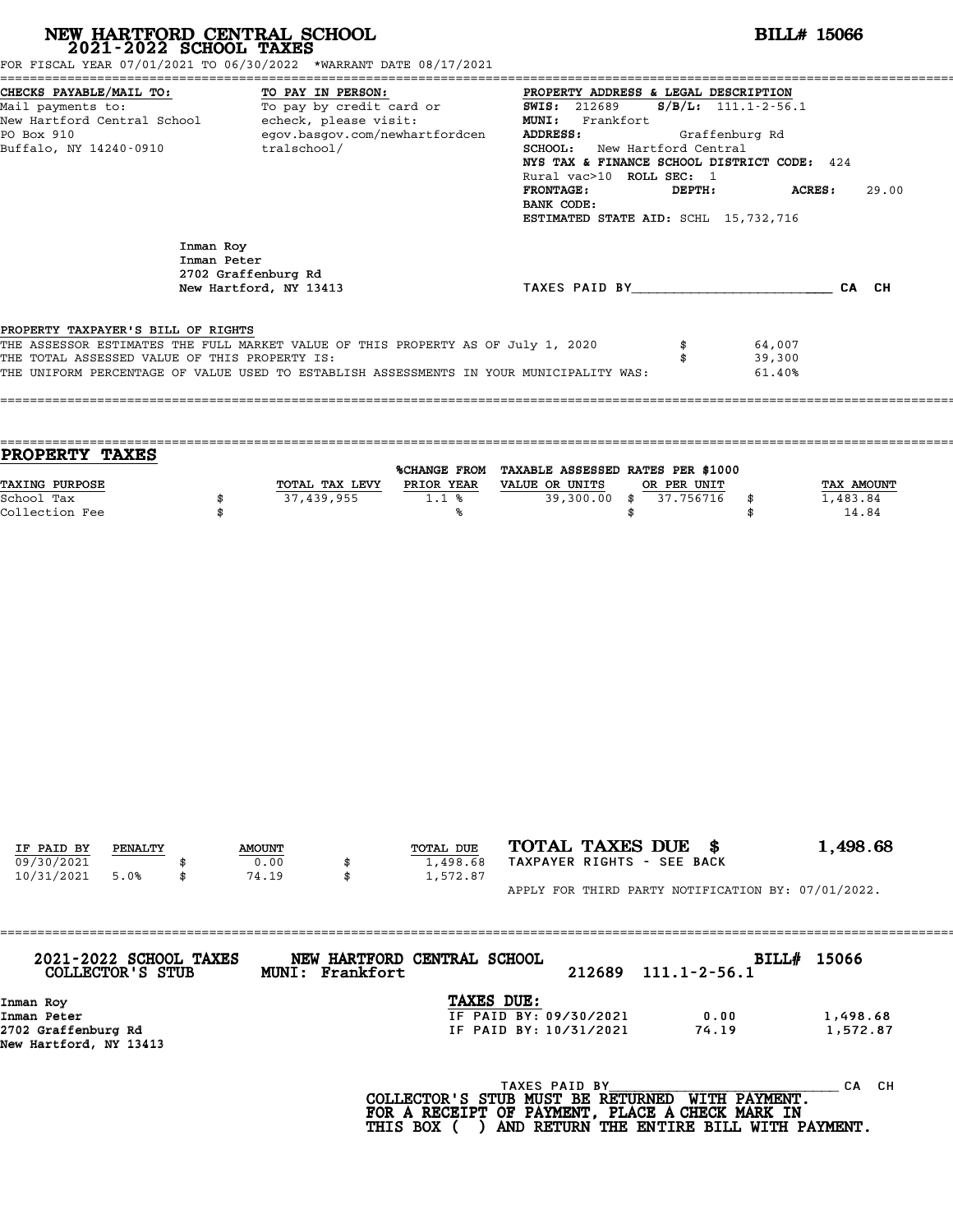# NEW HARTFORD CENTRAL SCHOOL
## 2021-2022 SCHOOL TAXES

**BILL# 15066**

FOR FISCAL YEAR 07/01/2021 TO 06/30/2022 *WARRANT DATE 08/17/2021

**CHECKS PAYABLE/MAIL TO:**
Mail payments to:
New Hartford Central School
PO Box 910
Buffalo, NY 14240-0910

**TO PAY IN PERSON:**
To pay by credit card or
echeck, please visit:
egov.basgov.com/newhartfordcentralschool/

**PROPERTY ADDRESS & LEGAL DESCRIPTION**
**SWIS:** 212689 **S/B/L:** 111.1-2-56.1
**MUNI:** Frankfort
**ADDRESS:** Graffenburg Rd
**SCHOOL:** New Hartford Central
**NYS TAX & FINANCE SCHOOL DISTRICT CODE:** 424
Rural vac>10 **ROLL SEC:** 1
**FRONTAGE:** **DEPTH:** **ACRES:** 29.00
**BANK CODE:**
**ESTIMATED STATE AID:** SCHL 15,732,716

Inman Roy
Inman Peter
2702 Graffenburg Rd
New Hartford, NY 13413

TAXES PAID BY________________________ CA CH

PROPERTY TAXPAYER'S BILL OF RIGHTS

| | | |
|---|---|---|
| THE ASSESSOR ESTIMATES THE FULL MARKET VALUE OF THIS PROPERTY AS OF July 1, 2020 | $ | 64,007 |
| THE TOTAL ASSESSED VALUE OF THIS PROPERTY IS: | $ | 39,300 |
| THE UNIFORM PERCENTAGE OF VALUE USED TO ESTABLISH ASSESSMENTS IN YOUR MUNICIPALITY WAS: | | 61.40% |

## PROPERTY TAXES

| TAXING PURPOSE | | TOTAL TAX LEVY | %CHANGE FROM PRIOR YEAR | TAXABLE ASSESSED VALUE OR UNITS | | RATES PER $1000 OR PER UNIT | | TAX AMOUNT |
|---|---|---|---|---|---|---|---|---|
| School Tax | $ | 37,439,955 | 1.1 % | 39,300.00 | $ | 37.756716 | $ | 1,483.84 |
| Collection Fee | $ | | % | | $ | | $ | 14.84 |

| IF PAID BY | PENALTY | | AMOUNT | | TOTAL DUE |
|---|---|---|---|---|---|
| 09/30/2021 | | $ | 0.00 | $ | 1,498.68 |
| 10/31/2021 | 5.0% | $ | 74.19 | $ | 1,572.87 |

**TOTAL TAXES DUE $ 1,498.68**
TAXPAYER RIGHTS - SEE BACK

APPLY FOR THIRD PARTY NOTIFICATION BY: 07/01/2022.

---

**2021-2022 SCHOOL TAXES** **NEW HARTFORD CENTRAL SCHOOL** **BILL# 15066**
**COLLECTOR'S STUB** **MUNI: Frankfort** 212689 111.1-2-56.1

Inman Roy
Inman Peter
2702 Graffenburg Rd
New Hartford, NY 13413

**TAXES DUE:**

| | | |
|---|---|---|
| IF PAID BY: 09/30/2021 | 0.00 | 1,498.68 |
| IF PAID BY: 10/31/2021 | 74.19 | 1,572.87 |

TAXES PAID BY____________________________ CA CH

**COLLECTOR'S STUB MUST BE RETURNED WITH PAYMENT.**
**FOR A RECEIPT OF PAYMENT, PLACE A CHECK MARK IN**
**THIS BOX ( ) AND RETURN THE ENTIRE BILL WITH PAYMENT.**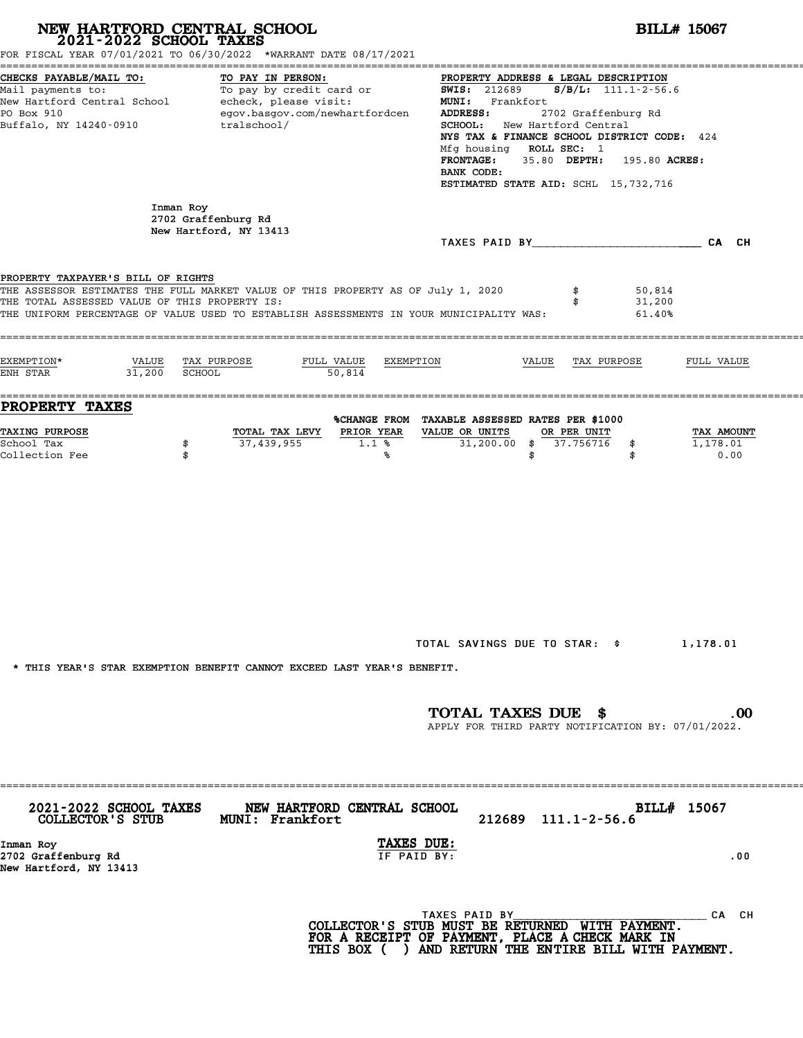# NEW HARTFORD CENTRAL SCHOOL
## 2021-2022 SCHOOL TAXES

**BILL# 15067**

FOR FISCAL YEAR 07/01/2021 TO 06/30/2022 *WARRANT DATE 08/17/2021

**CHECKS PAYABLE/MAIL TO:**
Mail payments to:
New Hartford Central School
PO Box 910
Buffalo, NY 14240-0910

**TO PAY IN PERSON:**
To pay by credit card or echeck, please visit:
egov.basgov.com/newhartfordcentralschool/

**PROPERTY ADDRESS & LEGAL DESCRIPTION**
**SWIS:** 212689 **S/B/L:** 111.1-2-56.6
**MUNI:** Frankfort
**ADDRESS:** 2702 Graffenburg Rd
**SCHOOL:** New Hartford Central
**NYS TAX & FINANCE SCHOOL DISTRICT CODE:** 424
Mfg housing **ROLL SEC:** 1
**FRONTAGE:** 35.80 **DEPTH:** 195.80 **ACRES:**
**BANK CODE:**
**ESTIMATED STATE AID:** SCHL 15,732,716

Inman Roy
2702 Graffenburg Rd
New Hartford, NY 13413

TAXES PAID BY________________________ CA CH

PROPERTY TAXPAYER'S BILL OF RIGHTS

| | | |
|---|---|---|
| THE ASSESSOR ESTIMATES THE FULL MARKET VALUE OF THIS PROPERTY AS OF July 1, 2020 | $ | 50,814 |
| THE TOTAL ASSESSED VALUE OF THIS PROPERTY IS: | $ | 31,200 |
| THE UNIFORM PERCENTAGE OF VALUE USED TO ESTABLISH ASSESSMENTS IN YOUR MUNICIPALITY WAS: | | 61.40% |

| EXEMPTION* | VALUE | TAX PURPOSE | FULL VALUE | EXEMPTION | VALUE | TAX PURPOSE | FULL VALUE |
|---|---|---|---|---|---|---|---|
| ENH STAR | 31,200 | SCHOOL | 50,814 | | | | |

## PROPERTY TAXES

| TAXING PURPOSE | | TOTAL TAX LEVY | %CHANGE FROM PRIOR YEAR | TAXABLE ASSESSED VALUE OR UNITS | RATES PER $1000 OR PER UNIT | | TAX AMOUNT |
|---|---|---|---|---|---|---|---|
| School Tax | $ | 37,439,955 | 1.1 % | 31,200.00 | $ 37.756716 | $ | 1,178.01 |
| Collection Fee | $ | | % | | $ | $ | 0.00 |

TOTAL SAVINGS DUE TO STAR: $ 1,178.01

* THIS YEAR'S STAR EXEMPTION BENEFIT CANNOT EXCEED LAST YEAR'S BENEFIT.

**TOTAL TAXES DUE $ .00**
APPLY FOR THIRD PARTY NOTIFICATION BY: 07/01/2022.

---

**2021-2022 SCHOOL TAXES COLLECTOR'S STUB** **NEW HARTFORD CENTRAL SCHOOL** **MUNI: Frankfort** 212689 111.1-2-56.6 **BILL# 15067**

Inman Roy
2702 Graffenburg Rd
New Hartford, NY 13413

**TAXES DUE:**
IF PAID BY: .00

TAXES PAID BY____________________________ CA CH

**COLLECTOR'S STUB MUST BE RETURNED WITH PAYMENT. FOR A RECEIPT OF PAYMENT, PLACE A CHECK MARK IN THIS BOX ( ) AND RETURN THE ENTIRE BILL WITH PAYMENT.**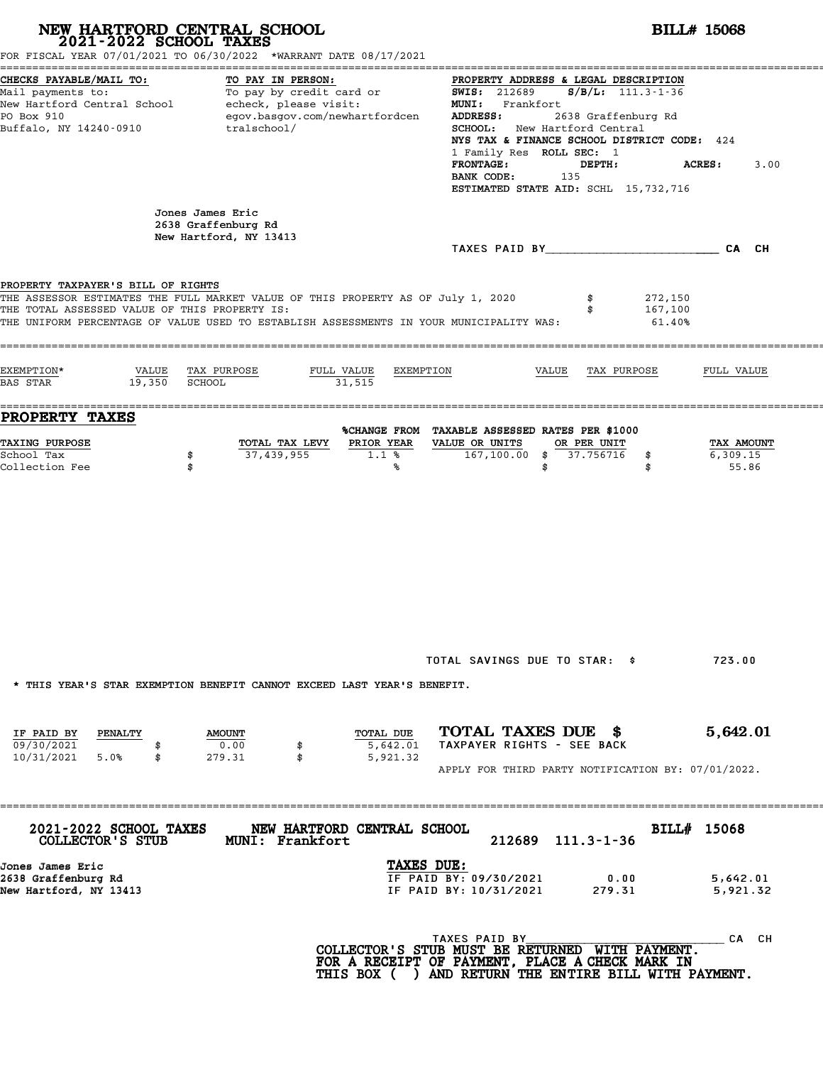# NEW HARTFORD CENTRAL SCHOOL
## 2021-2022 SCHOOL TAXES

**BILL# 15068**

FOR FISCAL YEAR 07/01/2021 TO 06/30/2022 *WARRANT DATE 08/17/2021

**CHECKS PAYABLE/MAIL TO:**
Mail payments to:
New Hartford Central School
PO Box 910
Buffalo, NY 14240-0910

**TO PAY IN PERSON:**
To pay by credit card or echeck, please visit:
egov.basgov.com/newhartfordcentralschool/

**PROPERTY ADDRESS & LEGAL DESCRIPTION**
**SWIS:** 212689 **S/B/L:** 111.3-1-36
**MUNI:** Frankfort
**ADDRESS:** 2638 Graffenburg Rd
**SCHOOL:** New Hartford Central
**NYS TAX & FINANCE SCHOOL DISTRICT CODE:** 424
1 Family Res **ROLL SEC:** 1
**FRONTAGE:** **DEPTH:** **ACRES:** 3.00
**BANK CODE:** 135
**ESTIMATED STATE AID:** SCHL 15,732,716

Jones James Eric
2638 Graffenburg Rd
New Hartford, NY 13413

TAXES PAID BY________________________ CA CH

PROPERTY TAXPAYER'S BILL OF RIGHTS

| | | |
|---|---|---|
| THE ASSESSOR ESTIMATES THE FULL MARKET VALUE OF THIS PROPERTY AS OF July 1, 2020 | $ | 272,150 |
| THE TOTAL ASSESSED VALUE OF THIS PROPERTY IS: | $ | 167,100 |
| THE UNIFORM PERCENTAGE OF VALUE USED TO ESTABLISH ASSESSMENTS IN YOUR MUNICIPALITY WAS: | | 61.40% |

| EXEMPTION* | VALUE | TAX PURPOSE | FULL VALUE | EXEMPTION | VALUE | TAX PURPOSE | FULL VALUE |
|---|---|---|---|---|---|---|---|
| BAS STAR | 19,350 | SCHOOL | 31,515 | | | | |

## PROPERTY TAXES

| TAXING PURPOSE | | TOTAL TAX LEVY | %CHANGE FROM PRIOR YEAR | TAXABLE ASSESSED VALUE OR UNITS | RATES PER $1000 OR PER UNIT | | TAX AMOUNT |
|---|---|---|---|---|---|---|---|
| School Tax | $ | 37,439,955 | 1.1 % | 167,100.00 | $ 37.756716 | $ | 6,309.15 |
| Collection Fee | $ | | % | | $ | $ | 55.86 |

TOTAL SAVINGS DUE TO STAR: $ 723.00

* THIS YEAR'S STAR EXEMPTION BENEFIT CANNOT EXCEED LAST YEAR'S BENEFIT.

| IF PAID BY | PENALTY | | AMOUNT | | TOTAL DUE |
|---|---|---|---|---|---|
| 09/30/2021 | | $ | 0.00 | $ | 5,642.01 |
| 10/31/2021 | 5.0% | $ | 279.31 | $ | 5,921.32 |

**TOTAL TAXES DUE $ 5,642.01**
TAXPAYER RIGHTS - SEE BACK

APPLY FOR THIRD PARTY NOTIFICATION BY: 07/01/2022.

---

**2021-2022 SCHOOL TAXES** **NEW HARTFORD CENTRAL SCHOOL** **BILL# 15068**
**COLLECTOR'S STUB** **MUNI: Frankfort** 212689 111.3-1-36

Jones James Eric
2638 Graffenburg Rd
New Hartford, NY 13413

**TAXES DUE:**

| | | |
|---|---|---|
| IF PAID BY: 09/30/2021 | 0.00 | 5,642.01 |
| IF PAID BY: 10/31/2021 | 279.31 | 5,921.32 |

TAXES PAID BY____________________________ CA CH

**COLLECTOR'S STUB MUST BE RETURNED WITH PAYMENT.**
**FOR A RECEIPT OF PAYMENT, PLACE A CHECK MARK IN THIS BOX ( ) AND RETURN THE ENTIRE BILL WITH PAYMENT.**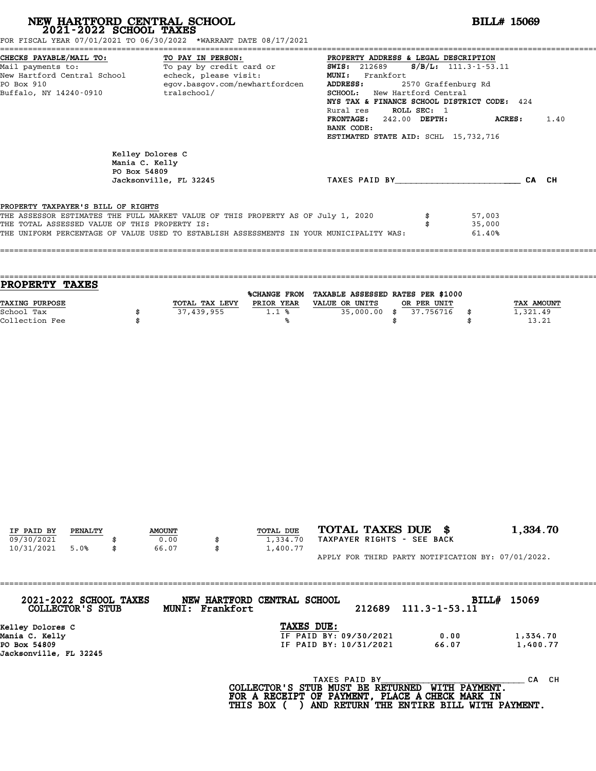# NEW HARTFORD CENTRAL SCHOOL
## 2021-2022 SCHOOL TAXES

**BILL# 15069**

FOR FISCAL YEAR 07/01/2021 TO 06/30/2022 *WARRANT DATE 08/17/2021

**CHECKS PAYABLE/MAIL TO:**
Mail payments to:
New Hartford Central School
PO Box 910
Buffalo, NY 14240-0910

**TO PAY IN PERSON:**
To pay by credit card or echeck, please visit:
egov.basgov.com/newhartfordcentralschool/

**PROPERTY ADDRESS & LEGAL DESCRIPTION**
**SWIS:** 212689 **S/B/L:** 111.3-1-53.11
**MUNI:** Frankfort
**ADDRESS:** 2570 Graffenburg Rd
**SCHOOL:** New Hartford Central
**NYS TAX & FINANCE SCHOOL DISTRICT CODE:** 424
Rural res **ROLL SEC:** 1
**FRONTAGE:** 242.00 **DEPTH:** **ACRES:** 1.40
**BANK CODE:**
**ESTIMATED STATE AID:** SCHL 15,732,716

Kelley Dolores C
Mania C. Kelly
PO Box 54809
Jacksonville, FL 32245

TAXES PAID BY________________________ CA CH

PROPERTY TAXPAYER'S BILL OF RIGHTS

| | | |
|---|---|---|
| THE ASSESSOR ESTIMATES THE FULL MARKET VALUE OF THIS PROPERTY AS OF July 1, 2020 | $ | 57,003 |
| THE TOTAL ASSESSED VALUE OF THIS PROPERTY IS: | $ | 35,000 |
| THE UNIFORM PERCENTAGE OF VALUE USED TO ESTABLISH ASSESSMENTS IN YOUR MUNICIPALITY WAS: | | 61.40% |

## PROPERTY TAXES

| TAXING PURPOSE | | TOTAL TAX LEVY | %CHANGE FROM PRIOR YEAR | TAXABLE ASSESSED VALUE OR UNITS | | RATES PER $1000 OR PER UNIT | | TAX AMOUNT |
|---|---|---|---|---|---|---|---|---|
| School Tax | $ | 37,439,955 | 1.1 % | 35,000.00 | $ | 37.756716 | $ | 1,321.49 |
| Collection Fee | $ | | % | | $ | | $ | 13.21 |

| IF PAID BY | PENALTY | | AMOUNT | | TOTAL DUE |
|---|---|---|---|---|---|
| 09/30/2021 | | $ | 0.00 | $ | 1,334.70 |
| 10/31/2021 | 5.0% | $ | 66.07 | $ | 1,400.77 |

**TOTAL TAXES DUE $ 1,334.70**
TAXPAYER RIGHTS - SEE BACK

APPLY FOR THIRD PARTY NOTIFICATION BY: 07/01/2022.

---

**2021-2022 SCHOOL TAXES COLLECTOR'S STUB** **NEW HARTFORD CENTRAL SCHOOL MUNI: Frankfort** 212689 111.3-1-53.11 **BILL# 15069**

Kelley Dolores C
Mania C. Kelly
PO Box 54809
Jacksonville, FL 32245

**TAXES DUE:**

| | | |
|---|---|---|
| IF PAID BY: 09/30/2021 | 0.00 | 1,334.70 |
| IF PAID BY: 10/31/2021 | 66.07 | 1,400.77 |

TAXES PAID BY____________________________ CA CH

**COLLECTOR'S STUB MUST BE RETURNED WITH PAYMENT. FOR A RECEIPT OF PAYMENT, PLACE A CHECK MARK IN THIS BOX ( ) AND RETURN THE ENTIRE BILL WITH PAYMENT.**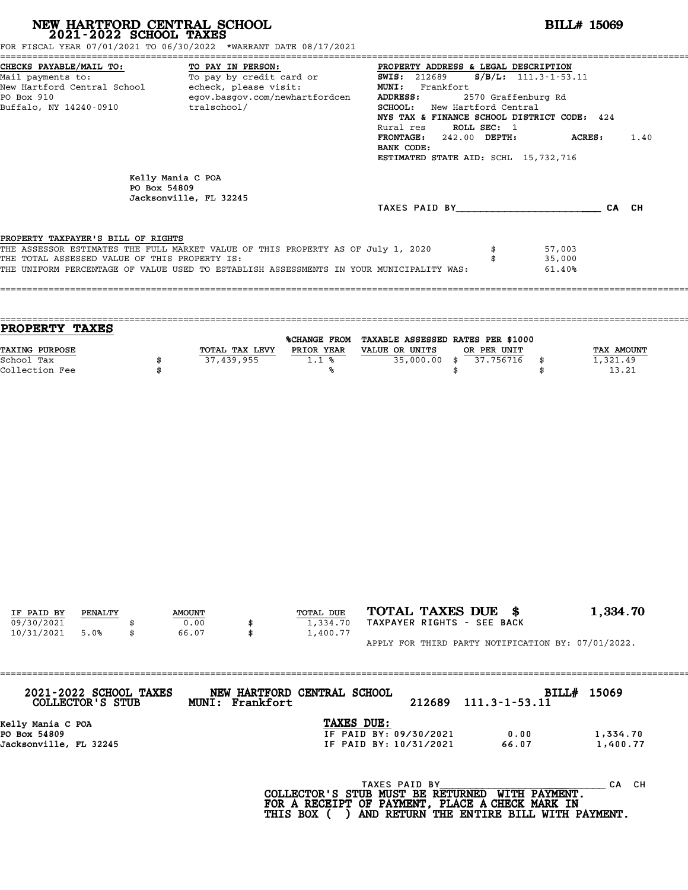# NEW HARTFORD CENTRAL SCHOOL
## 2021-2022 SCHOOL TAXES

**BILL# 15069**

FOR FISCAL YEAR 07/01/2021 TO 06/30/2022 *WARRANT DATE 08/17/2021

**CHECKS PAYABLE/MAIL TO:**
Mail payments to:
New Hartford Central School
PO Box 910
Buffalo, NY 14240-0910

**TO PAY IN PERSON:**
To pay by credit card or echeck, please visit:
egov.basgov.com/newhartfordcentralschool/

**PROPERTY ADDRESS & LEGAL DESCRIPTION**
**SWIS:** 212689 **S/B/L:** 111.3-1-53.11
**MUNI:** Frankfort
**ADDRESS:** 2570 Graffenburg Rd
**SCHOOL:** New Hartford Central
**NYS TAX & FINANCE SCHOOL DISTRICT CODE:** 424
Rural res **ROLL SEC:** 1
**FRONTAGE:** 242.00 **DEPTH:** **ACRES:** 1.40
**BANK CODE:**
**ESTIMATED STATE AID:** SCHL 15,732,716

Kelly Mania C POA
PO Box 54809
Jacksonville, FL 32245

TAXES PAID BY________________________ CA CH

PROPERTY TAXPAYER'S BILL OF RIGHTS

| | | |
|---|---|---|
| THE ASSESSOR ESTIMATES THE FULL MARKET VALUE OF THIS PROPERTY AS OF July 1, 2020 | $ | 57,003 |
| THE TOTAL ASSESSED VALUE OF THIS PROPERTY IS: | $ | 35,000 |
| THE UNIFORM PERCENTAGE OF VALUE USED TO ESTABLISH ASSESSMENTS IN YOUR MUNICIPALITY WAS: | | 61.40% |

## PROPERTY TAXES

| TAXING PURPOSE | | TOTAL TAX LEVY | %CHANGE FROM PRIOR YEAR | TAXABLE ASSESSED VALUE OR UNITS | | RATES PER $1000 OR PER UNIT | | TAX AMOUNT |
|---|---|---|---|---|---|---|---|---|
| School Tax | $ | 37,439,955 | 1.1 % | 35,000.00 | $ | 37.756716 | $ | 1,321.49 |
| Collection Fee | $ | | % | | $ | | $ | 13.21 |

| IF PAID BY | PENALTY | | AMOUNT | | TOTAL DUE |
|---|---|---|---|---|---|
| 09/30/2021 | | $ | 0.00 | $ | 1,334.70 |
| 10/31/2021 | 5.0% | $ | 66.07 | $ | 1,400.77 |

**TOTAL TAXES DUE $ 1,334.70**
TAXPAYER RIGHTS - SEE BACK

APPLY FOR THIRD PARTY NOTIFICATION BY: 07/01/2022.

---

**2021-2022 SCHOOL TAXES** **NEW HARTFORD CENTRAL SCHOOL** **BILL# 15069**
**COLLECTOR'S STUB** **MUNI: Frankfort** 212689 111.3-1-53.11

Kelly Mania C POA
PO Box 54809
Jacksonville, FL 32245

**TAXES DUE:**

| | | |
|---|---|---|
| IF PAID BY: 09/30/2021 | 0.00 | 1,334.70 |
| IF PAID BY: 10/31/2021 | 66.07 | 1,400.77 |

TAXES PAID BY________________________ CA CH

**COLLECTOR'S STUB MUST BE RETURNED WITH PAYMENT.**
**FOR A RECEIPT OF PAYMENT, PLACE A CHECK MARK IN THIS BOX ( ) AND RETURN THE ENTIRE BILL WITH PAYMENT.**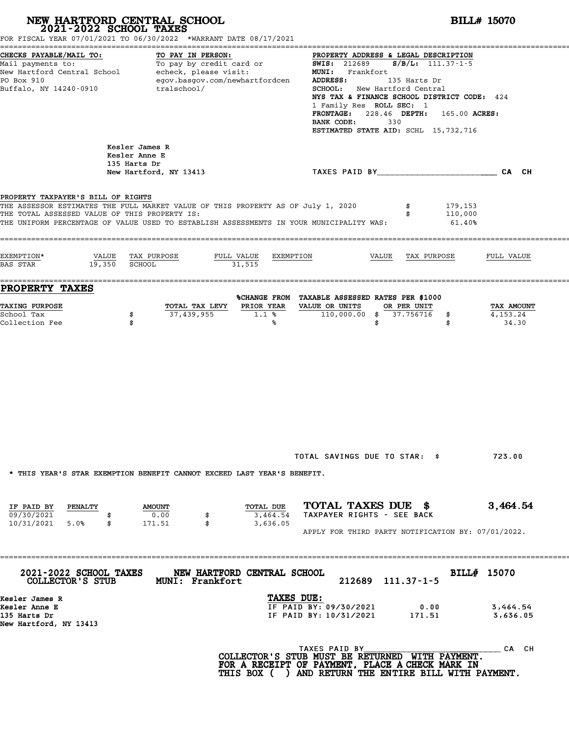# NEW HARTFORD CENTRAL SCHOOL
## 2021-2022 SCHOOL TAXES

**BILL# 15070**

FOR FISCAL YEAR 07/01/2021 TO 06/30/2022 *WARRANT DATE 08/17/2021

**CHECKS PAYABLE/MAIL TO:**
Mail payments to:
New Hartford Central School
PO Box 910
Buffalo, NY 14240-0910

**TO PAY IN PERSON:**
To pay by credit card or echeck, please visit:
egov.basgov.com/newhartfordcentralschool/

**PROPERTY ADDRESS & LEGAL DESCRIPTION**
**SWIS:** 212689 **S/B/L:** 111.37-1-5
**MUNI:** Frankfort
**ADDRESS:** 135 Harts Dr
**SCHOOL:** New Hartford Central
**NYS TAX & FINANCE SCHOOL DISTRICT CODE:** 424
1 Family Res **ROLL SEC:** 1
**FRONTAGE:** 228.46 **DEPTH:** 165.00 **ACRES:**
**BANK CODE:** 330
**ESTIMATED STATE AID:** SCHL 15,732,716

Kesler James R
Kesler Anne E
135 Harts Dr
New Hartford, NY 13413

TAXES PAID BY________________________ CA CH

**PROPERTY TAXPAYER'S BILL OF RIGHTS**

THE ASSESSOR ESTIMATES THE FULL MARKET VALUE OF THIS PROPERTY AS OF July 1, 2020 $ 179,153
THE TOTAL ASSESSED VALUE OF THIS PROPERTY IS: $ 110,000
THE UNIFORM PERCENTAGE OF VALUE USED TO ESTABLISH ASSESSMENTS IN YOUR MUNICIPALITY WAS: 61.40%

| EXEMPTION* | VALUE | TAX PURPOSE | FULL VALUE | EXEMPTION | VALUE | TAX PURPOSE | FULL VALUE |
|---|---|---|---|---|---|---|---|
| BAS STAR | 19,350 | SCHOOL | 31,515 | | | | |

## PROPERTY TAXES

| TAXING PURPOSE | TOTAL TAX LEVY | %CHANGE FROM PRIOR YEAR | TAXABLE ASSESSED VALUE OR UNITS | RATES PER $1000 OR PER UNIT | TAX AMOUNT |
|---|---|---|---|---|---|
| School Tax | $ 37,439,955 | 1.1 % | 110,000.00 | $ 37.756716 | $ 4,153.24 |
| Collection Fee | $ | % | | $ | $ 34.30 |

TOTAL SAVINGS DUE TO STAR: $ 723.00

* THIS YEAR'S STAR EXEMPTION BENEFIT CANNOT EXCEED LAST YEAR'S BENEFIT.

| IF PAID BY | PENALTY | AMOUNT | TOTAL DUE |
|---|---|---|---|
| 09/30/2021 | | $ 0.00 | $ 3,464.54 |
| 10/31/2021 | 5.0% | $ 171.51 | $ 3,636.05 |

**TOTAL TAXES DUE $ 3,464.54**
TAXPAYER RIGHTS - SEE BACK

APPLY FOR THIRD PARTY NOTIFICATION BY: 07/01/2022.

---

**2021-2022 SCHOOL TAXES COLLECTOR'S STUB** — **NEW HARTFORD CENTRAL SCHOOL** MUNI: Frankfort — 212689 111.37-1-5 — **BILL# 15070**

Kesler James R
Kesler Anne E
135 Harts Dr
New Hartford, NY 13413

**TAXES DUE:**

| | | |
|---|---|---|
| IF PAID BY: 09/30/2021 | 0.00 | 3,464.54 |
| IF PAID BY: 10/31/2021 | 171.51 | 3,636.05 |

TAXES PAID BY____________________________ CA CH

**COLLECTOR'S STUB MUST BE RETURNED WITH PAYMENT. FOR A RECEIPT OF PAYMENT, PLACE A CHECK MARK IN THIS BOX ( ) AND RETURN THE ENTIRE BILL WITH PAYMENT.**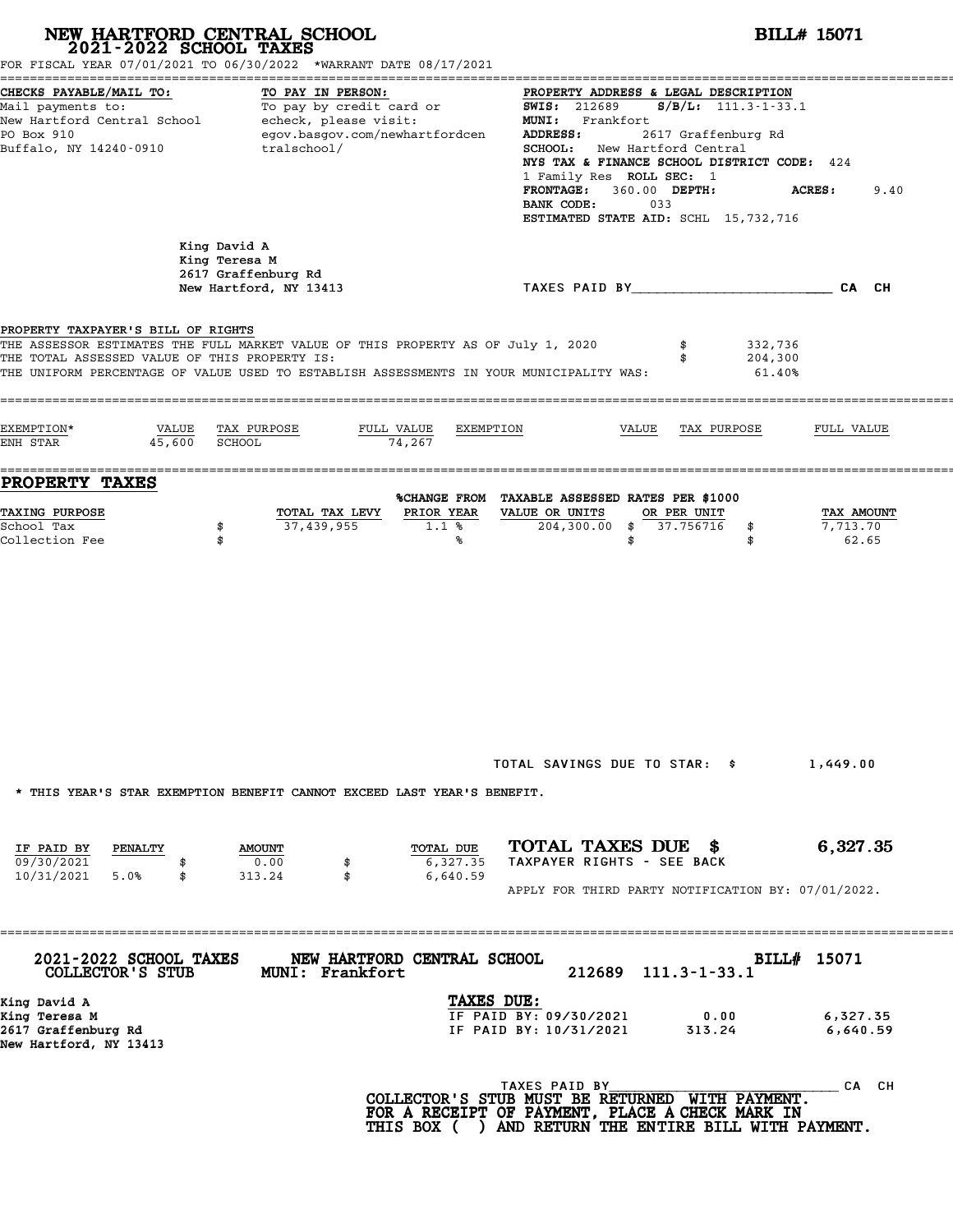# NEW HARTFORD CENTRAL SCHOOL
## 2021-2022 SCHOOL TAXES

**BILL# 15071**

FOR FISCAL YEAR 07/01/2021 TO 06/30/2022 *WARRANT DATE 08/17/2021

**CHECKS PAYABLE/MAIL TO:**
Mail payments to:
New Hartford Central School
PO Box 910
Buffalo, NY 14240-0910

**TO PAY IN PERSON:**
To pay by credit card or
echeck, please visit:
egov.basgov.com/newhartfordcentralschool/

**PROPERTY ADDRESS & LEGAL DESCRIPTION**
**SWIS:** 212689 **S/B/L:** 111.3-1-33.1
**MUNI:** Frankfort
**ADDRESS:** 2617 Graffenburg Rd
**SCHOOL:** New Hartford Central
**NYS TAX & FINANCE SCHOOL DISTRICT CODE:** 424
1 Family Res **ROLL SEC:** 1
**FRONTAGE:** 360.00 **DEPTH:** **ACRES:** 9.40
**BANK CODE:** 033
**ESTIMATED STATE AID:** SCHL 15,732,716

King David A
King Teresa M
2617 Graffenburg Rd
New Hartford, NY 13413

TAXES PAID BY________________________ CA CH

**PROPERTY TAXPAYER'S BILL OF RIGHTS**

THE ASSESSOR ESTIMATES THE FULL MARKET VALUE OF THIS PROPERTY AS OF July 1, 2020 $ 332,736
THE TOTAL ASSESSED VALUE OF THIS PROPERTY IS: $ 204,300
THE UNIFORM PERCENTAGE OF VALUE USED TO ESTABLISH ASSESSMENTS IN YOUR MUNICIPALITY WAS: 61.40%

| EXEMPTION* | VALUE | TAX PURPOSE | FULL VALUE | EXEMPTION | VALUE | TAX PURPOSE | FULL VALUE |
|---|---|---|---|---|---|---|---|
| ENH STAR | 45,600 | SCHOOL | 74,267 | | | | |

## PROPERTY TAXES

| TAXING PURPOSE | TOTAL TAX LEVY | %CHANGE FROM PRIOR YEAR | TAXABLE ASSESSED VALUE OR UNITS | RATES PER $1000 OR PER UNIT | TAX AMOUNT |
|---|---|---|---|---|---|
| School Tax | $ 37,439,955 | 1.1 % | 204,300.00 | $ 37.756716 | $ 7,713.70 |
| Collection Fee | $ | % | | $ | $ 62.65 |

TOTAL SAVINGS DUE TO STAR: $ 1,449.00

* THIS YEAR'S STAR EXEMPTION BENEFIT CANNOT EXCEED LAST YEAR'S BENEFIT.

| IF PAID BY | PENALTY | AMOUNT | TOTAL DUE |
|---|---|---|---|
| 09/30/2021 | | $ 0.00 | $ 6,327.35 |
| 10/31/2021 | 5.0% | $ 313.24 | $ 6,640.59 |

**TOTAL TAXES DUE $ 6,327.35**

TAXPAYER RIGHTS - SEE BACK

APPLY FOR THIRD PARTY NOTIFICATION BY: 07/01/2022.

---

**2021-2022 SCHOOL TAXES** **NEW HARTFORD CENTRAL SCHOOL** **BILL# 15071**
**COLLECTOR'S STUB** **MUNI: Frankfort** 212689 111.3-1-33.1

King David A
King Teresa M
2617 Graffenburg Rd
New Hartford, NY 13413

**TAXES DUE:**

| | | |
|---|---|---|
| IF PAID BY: 09/30/2021 | 0.00 | 6,327.35 |
| IF PAID BY: 10/31/2021 | 313.24 | 6,640.59 |

TAXES PAID BY______________________________ CA CH

**COLLECTOR'S STUB MUST BE RETURNED WITH PAYMENT.**
**FOR A RECEIPT OF PAYMENT, PLACE A CHECK MARK IN**
**THIS BOX ( ) AND RETURN THE ENTIRE BILL WITH PAYMENT.**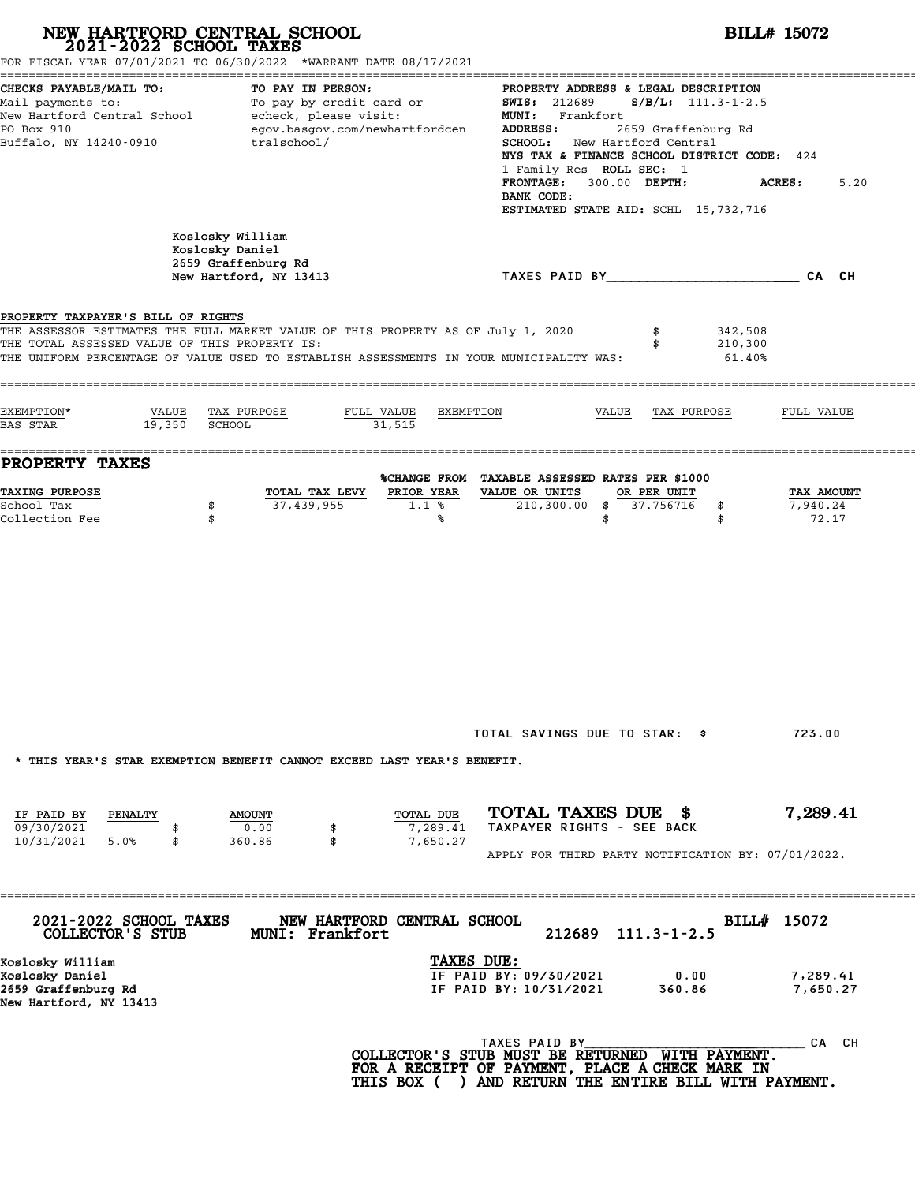# NEW HARTFORD CENTRAL SCHOOL
## 2021-2022 SCHOOL TAXES

**BILL# 15072**

FOR FISCAL YEAR 07/01/2021 TO 06/30/2022 *WARRANT DATE 08/17/2021

**CHECKS PAYABLE/MAIL TO:**
Mail payments to:
New Hartford Central School
PO Box 910
Buffalo, NY 14240-0910

**TO PAY IN PERSON:**
To pay by credit card or echeck, please visit:
egov.basgov.com/newhartfordcentralschool/

**PROPERTY ADDRESS & LEGAL DESCRIPTION**
**SWIS:** 212689 **S/B/L:** 111.3-1-2.5
**MUNI:** Frankfort
**ADDRESS:** 2659 Graffenburg Rd
**SCHOOL:** New Hartford Central
**NYS TAX & FINANCE SCHOOL DISTRICT CODE:** 424
1 Family Res **ROLL SEC:** 1
**FRONTAGE:** 300.00 **DEPTH:** **ACRES:** 5.20
**BANK CODE:**
**ESTIMATED STATE AID:** SCHL 15,732,716

Koslosky William
Koslosky Daniel
2659 Graffenburg Rd
New Hartford, NY 13413

TAXES PAID BY________________________ CA CH

**PROPERTY TAXPAYER'S BILL OF RIGHTS**

| | | |
|---|---|---|
| THE ASSESSOR ESTIMATES THE FULL MARKET VALUE OF THIS PROPERTY AS OF July 1, 2020 | $ | 342,508 |
| THE TOTAL ASSESSED VALUE OF THIS PROPERTY IS: | $ | 210,300 |
| THE UNIFORM PERCENTAGE OF VALUE USED TO ESTABLISH ASSESSMENTS IN YOUR MUNICIPALITY WAS: | | 61.40% |

| EXEMPTION* | VALUE | TAX PURPOSE | FULL VALUE | EXEMPTION | VALUE | TAX PURPOSE | FULL VALUE |
|---|---|---|---|---|---|---|---|
| BAS STAR | 19,350 | SCHOOL | 31,515 | | | | |

## PROPERTY TAXES

| TAXING PURPOSE | | TOTAL TAX LEVY | %CHANGE FROM PRIOR YEAR | TAXABLE ASSESSED VALUE OR UNITS | RATES PER $1000 OR PER UNIT | | TAX AMOUNT |
|---|---|---|---|---|---|---|---|
| School Tax | $ | 37,439,955 | 1.1 % | 210,300.00 | $ 37.756716 | $ | 7,940.24 |
| Collection Fee | $ | | % | | $ | $ | 72.17 |

TOTAL SAVINGS DUE TO STAR: $ 723.00

* THIS YEAR'S STAR EXEMPTION BENEFIT CANNOT EXCEED LAST YEAR'S BENEFIT.

| IF PAID BY | PENALTY | | AMOUNT | | TOTAL DUE |
|---|---|---|---|---|---|
| 09/30/2021 | | $ | 0.00 | $ | 7,289.41 |
| 10/31/2021 | 5.0% | $ | 360.86 | $ | 7,650.27 |

**TOTAL TAXES DUE $ 7,289.41**
TAXPAYER RIGHTS - SEE BACK

APPLY FOR THIRD PARTY NOTIFICATION BY: 07/01/2022.

**2021-2022 SCHOOL TAXES COLLECTOR'S STUB** — **NEW HARTFORD CENTRAL SCHOOL MUNI: Frankfort** — 212689 111.3-1-2.5 — **BILL# 15072**

Koslosky William
Koslosky Daniel
2659 Graffenburg Rd
New Hartford, NY 13413

**TAXES DUE:**

| | | |
|---|---|---|
| IF PAID BY: 09/30/2021 | 0.00 | 7,289.41 |
| IF PAID BY: 10/31/2021 | 360.86 | 7,650.27 |

TAXES PAID BY______________________________ CA CH

**COLLECTOR'S STUB MUST BE RETURNED WITH PAYMENT. FOR A RECEIPT OF PAYMENT, PLACE A CHECK MARK IN THIS BOX ( ) AND RETURN THE ENTIRE BILL WITH PAYMENT.**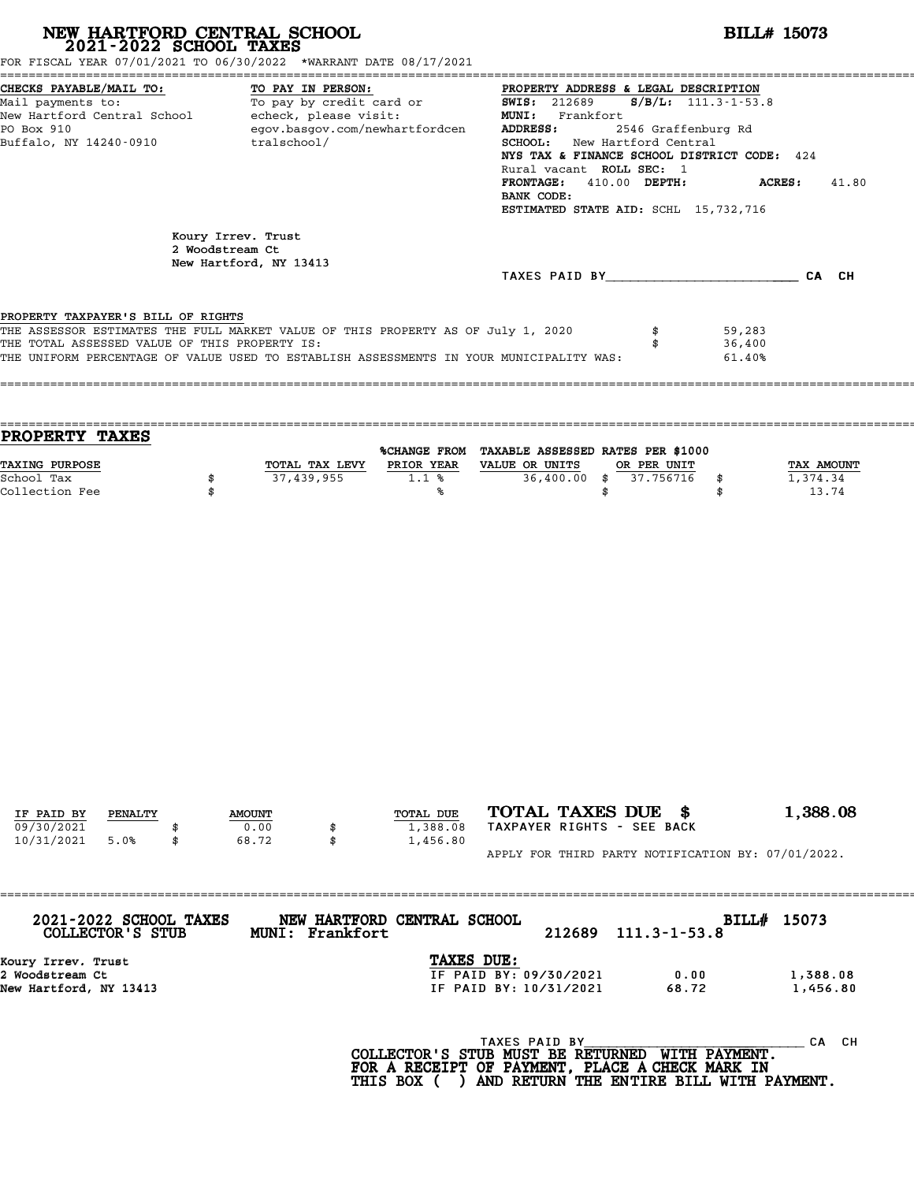# NEW HARTFORD CENTRAL SCHOOL
## 2021-2022 SCHOOL TAXES

**BILL# 15073**

FOR FISCAL YEAR 07/01/2021 TO 06/30/2022 *WARRANT DATE 08/17/2021

**CHECKS PAYABLE/MAIL TO:**
Mail payments to:
New Hartford Central School
PO Box 910
Buffalo, NY 14240-0910

**TO PAY IN PERSON:**
To pay by credit card or echeck, please visit:
egov.basgov.com/newhartfordcentralschool/

**PROPERTY ADDRESS & LEGAL DESCRIPTION**
**SWIS:** 212689 **S/B/L:** 111.3-1-53.8
**MUNI:** Frankfort
**ADDRESS:** 2546 Graffenburg Rd
**SCHOOL:** New Hartford Central
**NYS TAX & FINANCE SCHOOL DISTRICT CODE:** 424
Rural vacant **ROLL SEC:** 1
**FRONTAGE:** 410.00 **DEPTH:** **ACRES:** 41.80
**BANK CODE:**
**ESTIMATED STATE AID:** SCHL 15,732,716

Koury Irrev. Trust
2 Woodstream Ct
New Hartford, NY 13413

TAXES PAID BY________________________ CA CH

PROPERTY TAXPAYER'S BILL OF RIGHTS

THE ASSESSOR ESTIMATES THE FULL MARKET VALUE OF THIS PROPERTY AS OF July 1, 2020 $ 59,283
THE TOTAL ASSESSED VALUE OF THIS PROPERTY IS: $ 36,400
THE UNIFORM PERCENTAGE OF VALUE USED TO ESTABLISH ASSESSMENTS IN YOUR MUNICIPALITY WAS: 61.40%

## PROPERTY TAXES

| TAXING PURPOSE | TOTAL TAX LEVY | %CHANGE FROM PRIOR YEAR | TAXABLE ASSESSED VALUE OR UNITS | RATES PER $1000 OR PER UNIT | TAX AMOUNT |
|---|---|---|---|---|---|
| School Tax | $ 37,439,955 | 1.1 % | 36,400.00 | $ 37.756716 | $ 1,374.34 |
| Collection Fee | $ | % | | $ | $ 13.74 |

| IF PAID BY | PENALTY | AMOUNT | TOTAL DUE |
|---|---|---|---|
| 09/30/2021 | | $ 0.00 | $ 1,388.08 |
| 10/31/2021 | 5.0% | $ 68.72 | $ 1,456.80 |

**TOTAL TAXES DUE $ 1,388.08**

TAXPAYER RIGHTS - SEE BACK

APPLY FOR THIRD PARTY NOTIFICATION BY: 07/01/2022.

---

**2021-2022 SCHOOL TAXES COLLECTOR'S STUB** **NEW HARTFORD CENTRAL SCHOOL MUNI: Frankfort** 212689 111.3-1-53.8 **BILL# 15073**

Koury Irrev. Trust
2 Woodstream Ct
New Hartford, NY 13413

**TAXES DUE:**

| | | |
|---|---|---|
| IF PAID BY: 09/30/2021 | 0.00 | 1,388.08 |
| IF PAID BY: 10/31/2021 | 68.72 | 1,456.80 |

TAXES PAID BY____________________________ CA CH

**COLLECTOR'S STUB MUST BE RETURNED WITH PAYMENT.
FOR A RECEIPT OF PAYMENT, PLACE A CHECK MARK IN
THIS BOX ( ) AND RETURN THE ENTIRE BILL WITH PAYMENT.**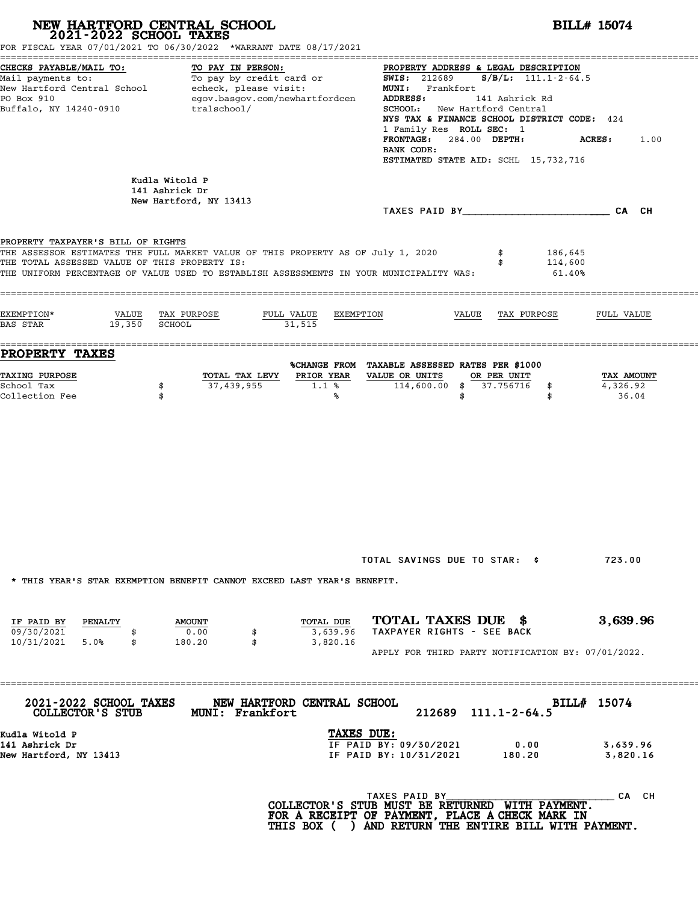# NEW HARTFORD CENTRAL SCHOOL
## 2021-2022 SCHOOL TAXES

**BILL# 15074**

FOR FISCAL YEAR 07/01/2021 TO 06/30/2022 *WARRANT DATE 08/17/2021

**CHECKS PAYABLE/MAIL TO:**
Mail payments to:
New Hartford Central School
PO Box 910
Buffalo, NY 14240-0910

**TO PAY IN PERSON:**
To pay by credit card or echeck, please visit:
egov.basgov.com/newhartfordcentralschool/

**PROPERTY ADDRESS & LEGAL DESCRIPTION**
**SWIS:** 212689 **S/B/L:** 111.1-2-64.5
**MUNI:** Frankfort
**ADDRESS:** 141 Ashrick Rd
**SCHOOL:** New Hartford Central
**NYS TAX & FINANCE SCHOOL DISTRICT CODE:** 424
1 Family Res **ROLL SEC:** 1
**FRONTAGE:** 284.00 **DEPTH:** **ACRES:** 1.00
**BANK CODE:**
**ESTIMATED STATE AID:** SCHL 15,732,716

Kudla Witold P
141 Ashrick Dr
New Hartford, NY 13413

TAXES PAID BY________________________ CA CH

**PROPERTY TAXPAYER'S BILL OF RIGHTS**

| | |
|---|---|
| THE ASSESSOR ESTIMATES THE FULL MARKET VALUE OF THIS PROPERTY AS OF July 1, 2020 | $ 186,645 |
| THE TOTAL ASSESSED VALUE OF THIS PROPERTY IS: | $ 114,600 |
| THE UNIFORM PERCENTAGE OF VALUE USED TO ESTABLISH ASSESSMENTS IN YOUR MUNICIPALITY WAS: | 61.40% |

| EXEMPTION* | VALUE | TAX PURPOSE | FULL VALUE | EXEMPTION | VALUE | TAX PURPOSE | FULL VALUE |
|---|---|---|---|---|---|---|---|
| BAS STAR | 19,350 | SCHOOL | 31,515 | | | | |

## PROPERTY TAXES

| TAXING PURPOSE | TOTAL TAX LEVY | %CHANGE FROM PRIOR YEAR | TAXABLE ASSESSED VALUE OR UNITS | RATES PER $1000 OR PER UNIT | TAX AMOUNT |
|---|---|---|---|---|---|
| School Tax | $ 37,439,955 | 1.1 % | 114,600.00 | $ 37.756716 | $ 4,326.92 |
| Collection Fee | $ | % | | $ | $ 36.04 |

TOTAL SAVINGS DUE TO STAR: $ 723.00

* THIS YEAR'S STAR EXEMPTION BENEFIT CANNOT EXCEED LAST YEAR'S BENEFIT.

| IF PAID BY | PENALTY | AMOUNT | TOTAL DUE |
|---|---|---|---|
| 09/30/2021 | | $ 0.00 | $ 3,639.96 |
| 10/31/2021 | 5.0% | $ 180.20 | $ 3,820.16 |

**TOTAL TAXES DUE $ 3,639.96**
TAXPAYER RIGHTS - SEE BACK

APPLY FOR THIRD PARTY NOTIFICATION BY: 07/01/2022.

---

**2021-2022 SCHOOL TAXES COLLECTOR'S STUB** **NEW HARTFORD CENTRAL SCHOOL** **MUNI: Frankfort** 212689 111.1-2-64.5 **BILL# 15074**

Kudla Witold P
141 Ashrick Dr
New Hartford, NY 13413

**TAXES DUE:**

| | | |
|---|---|---|
| IF PAID BY: 09/30/2021 | 0.00 | 3,639.96 |
| IF PAID BY: 10/31/2021 | 180.20 | 3,820.16 |

TAXES PAID BY______________________________ CA CH

**COLLECTOR'S STUB MUST BE RETURNED WITH PAYMENT. FOR A RECEIPT OF PAYMENT, PLACE A CHECK MARK IN THIS BOX ( ) AND RETURN THE ENTIRE BILL WITH PAYMENT.**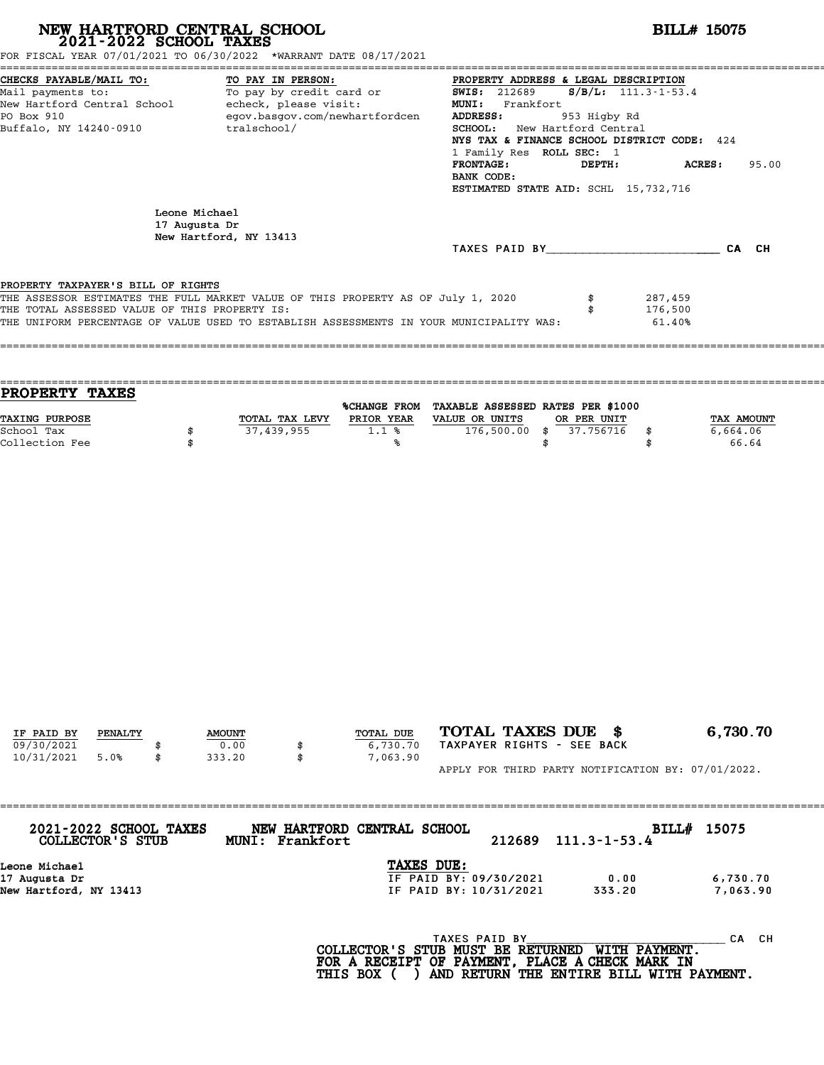# NEW HARTFORD CENTRAL SCHOOL
## 2021-2022 SCHOOL TAXES

**BILL# 15075**

FOR FISCAL YEAR 07/01/2021 TO 06/30/2022 *WARRANT DATE 08/17/2021

**CHECKS PAYABLE/MAIL TO:**
Mail payments to:
New Hartford Central School
PO Box 910
Buffalo, NY 14240-0910

**TO PAY IN PERSON:**
To pay by credit card or echeck, please visit:
egov.basgov.com/newhartfordcentralschool/

**PROPERTY ADDRESS & LEGAL DESCRIPTION**
**SWIS:** 212689 **S/B/L:** 111.3-1-53.4
**MUNI:** Frankfort
**ADDRESS:** 953 Higby Rd
**SCHOOL:** New Hartford Central
**NYS TAX & FINANCE SCHOOL DISTRICT CODE:** 424
1 Family Res **ROLL SEC:** 1
**FRONTAGE:** **DEPTH:** **ACRES:** 95.00
**BANK CODE:**
**ESTIMATED STATE AID:** SCHL 15,732,716

Leone Michael
17 Augusta Dr
New Hartford, NY 13413

TAXES PAID BY________________________ CA CH

PROPERTY TAXPAYER'S BILL OF RIGHTS

| | | |
|---|---|---|
| THE ASSESSOR ESTIMATES THE FULL MARKET VALUE OF THIS PROPERTY AS OF July 1, 2020 | $ | 287,459 |
| THE TOTAL ASSESSED VALUE OF THIS PROPERTY IS: | $ | 176,500 |
| THE UNIFORM PERCENTAGE OF VALUE USED TO ESTABLISH ASSESSMENTS IN YOUR MUNICIPALITY WAS: | | 61.40% |

## PROPERTY TAXES

| TAXING PURPOSE | | TOTAL TAX LEVY | %CHANGE FROM PRIOR YEAR | TAXABLE ASSESSED VALUE OR UNITS | | RATES PER $1000 OR PER UNIT | | TAX AMOUNT |
|---|---|---|---|---|---|---|---|---|
| School Tax | $ | 37,439,955 | 1.1 % | 176,500.00 | $ | 37.756716 | $ | 6,664.06 |
| Collection Fee | $ | | % | | $ | | $ | 66.64 |

| IF PAID BY | PENALTY | | AMOUNT | | TOTAL DUE |
|---|---|---|---|---|---|
| 09/30/2021 | | $ | 0.00 | $ | 6,730.70 |
| 10/31/2021 | 5.0% | $ | 333.20 | $ | 7,063.90 |

**TOTAL TAXES DUE $ 6,730.70**
TAXPAYER RIGHTS - SEE BACK

APPLY FOR THIRD PARTY NOTIFICATION BY: 07/01/2022.

---

**2021-2022 SCHOOL TAXES COLLECTOR'S STUB** — **NEW HARTFORD CENTRAL SCHOOL MUNI: Frankfort** — 212689 111.3-1-53.4 — **BILL# 15075**

Leone Michael
17 Augusta Dr
New Hartford, NY 13413

**TAXES DUE:**

| | | |
|---|---|---|
| IF PAID BY: 09/30/2021 | 0.00 | 6,730.70 |
| IF PAID BY: 10/31/2021 | 333.20 | 7,063.90 |

TAXES PAID BY____________________________ CA CH

**COLLECTOR'S STUB MUST BE RETURNED WITH PAYMENT. FOR A RECEIPT OF PAYMENT, PLACE A CHECK MARK IN THIS BOX ( ) AND RETURN THE ENTIRE BILL WITH PAYMENT.**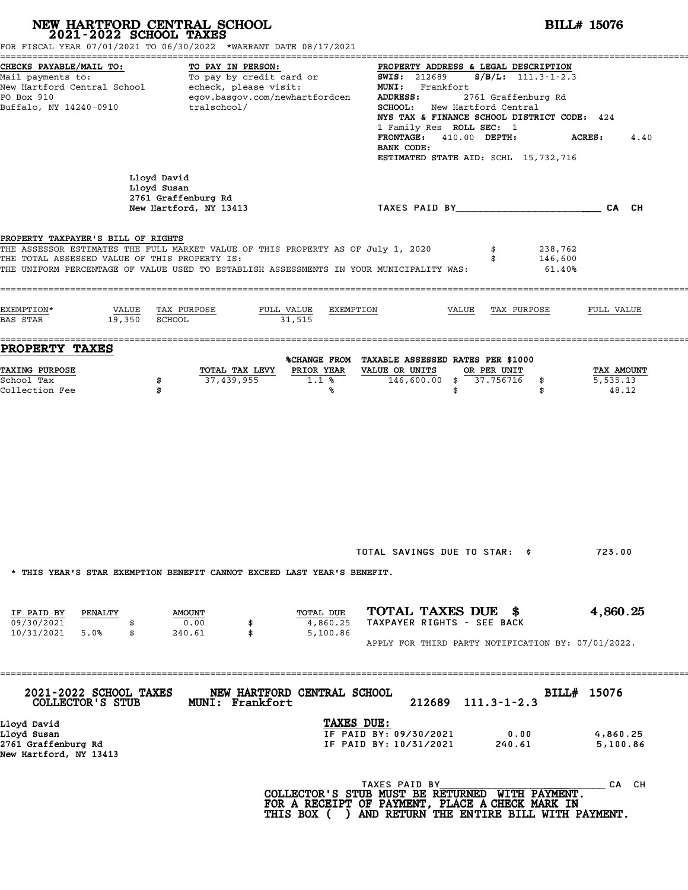# NEW HARTFORD CENTRAL SCHOOL
## 2021-2022 SCHOOL TAXES

**BILL# 15076**

FOR FISCAL YEAR 07/01/2021 TO 06/30/2022 *WARRANT DATE 08/17/2021

**CHECKS PAYABLE/MAIL TO:**
Mail payments to:
New Hartford Central School
PO Box 910
Buffalo, NY 14240-0910

**TO PAY IN PERSON:**
To pay by credit card or
echeck, please visit:
egov.basgov.com/newhartfordcentralschool/

**PROPERTY ADDRESS & LEGAL DESCRIPTION**
**SWIS:** 212689 **S/B/L:** 111.3-1-2.3
**MUNI:** Frankfort
**ADDRESS:** 2761 Graffenburg Rd
**SCHOOL:** New Hartford Central
**NYS TAX & FINANCE SCHOOL DISTRICT CODE:** 424
1 Family Res **ROLL SEC:** 1
**FRONTAGE:** 410.00 **DEPTH:** **ACRES:** 4.40
**BANK CODE:**
**ESTIMATED STATE AID:** SCHL 15,732,716

Lloyd David
Lloyd Susan
2761 Graffenburg Rd
New Hartford, NY 13413

TAXES PAID BY________________________ CA CH

**PROPERTY TAXPAYER'S BILL OF RIGHTS**

THE ASSESSOR ESTIMATES THE FULL MARKET VALUE OF THIS PROPERTY AS OF July 1, 2020 $ 238,762
THE TOTAL ASSESSED VALUE OF THIS PROPERTY IS: $ 146,600
THE UNIFORM PERCENTAGE OF VALUE USED TO ESTABLISH ASSESSMENTS IN YOUR MUNICIPALITY WAS: 61.40%

| EXEMPTION* | VALUE | TAX PURPOSE | FULL VALUE | EXEMPTION | VALUE | TAX PURPOSE | FULL VALUE |
|---|---|---|---|---|---|---|---|
| BAS STAR | 19,350 | SCHOOL | 31,515 | | | | |

## PROPERTY TAXES

| TAXING PURPOSE | TOTAL TAX LEVY | %CHANGE FROM PRIOR YEAR | TAXABLE ASSESSED VALUE OR UNITS | RATES PER $1000 OR PER UNIT | TAX AMOUNT |
|---|---|---|---|---|---|
| School Tax | $ 37,439,955 | 1.1 % | 146,600.00 | $ 37.756716 | $ 5,535.13 |
| Collection Fee | $ | % | | $ | $ 48.12 |

TOTAL SAVINGS DUE TO STAR: $ 723.00

* THIS YEAR'S STAR EXEMPTION BENEFIT CANNOT EXCEED LAST YEAR'S BENEFIT.

| IF PAID BY | PENALTY | AMOUNT | TOTAL DUE |
|---|---|---|---|
| 09/30/2021 | | $ 0.00 | $ 4,860.25 |
| 10/31/2021 | 5.0% | $ 240.61 | $ 5,100.86 |

**TOTAL TAXES DUE $ 4,860.25**
TAXPAYER RIGHTS - SEE BACK

APPLY FOR THIRD PARTY NOTIFICATION BY: 07/01/2022.

---

**2021-2022 SCHOOL TAXES** **NEW HARTFORD CENTRAL SCHOOL** **BILL# 15076**
**COLLECTOR'S STUB** **MUNI: Frankfort** 212689 111.3-1-2.3

Lloyd David
Lloyd Susan
2761 Graffenburg Rd
New Hartford, NY 13413

**TAXES DUE:**

| | | |
|---|---|---|
| IF PAID BY: 09/30/2021 | 0.00 | 4,860.25 |
| IF PAID BY: 10/31/2021 | 240.61 | 5,100.86 |

TAXES PAID BY____________________________ CA CH

**COLLECTOR'S STUB MUST BE RETURNED WITH PAYMENT.**
**FOR A RECEIPT OF PAYMENT, PLACE A CHECK MARK IN**
**THIS BOX ( ) AND RETURN THE ENTIRE BILL WITH PAYMENT.**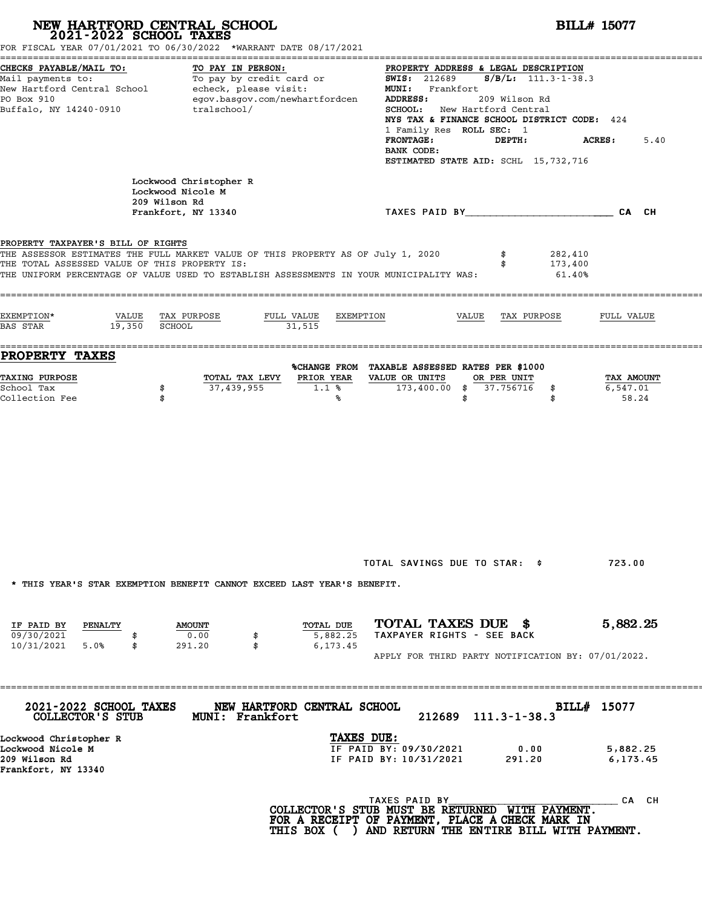# NEW HARTFORD CENTRAL SCHOOL
## 2021-2022 SCHOOL TAXES

**BILL# 15077**

FOR FISCAL YEAR 07/01/2021 TO 06/30/2022 *WARRANT DATE 08/17/2021

**CHECKS PAYABLE/MAIL TO:**
Mail payments to:
New Hartford Central School
PO Box 910
Buffalo, NY 14240-0910

**TO PAY IN PERSON:**
To pay by credit card or echeck, please visit:
egov.basgov.com/newhartfordcentralschool/

**PROPERTY ADDRESS & LEGAL DESCRIPTION**
**SWIS:** 212689 **S/B/L:** 111.3-1-38.3
**MUNI:** Frankfort
**ADDRESS:** 209 Wilson Rd
**SCHOOL:** New Hartford Central
**NYS TAX & FINANCE SCHOOL DISTRICT CODE:** 424
1 Family Res **ROLL SEC:** 1
**FRONTAGE:** **DEPTH:** **ACRES:** 5.40
**BANK CODE:**
**ESTIMATED STATE AID:** SCHL 15,732,716

Lockwood Christopher R
Lockwood Nicole M
209 Wilson Rd
Frankfort, NY 13340

TAXES PAID BY________________________ CA CH

**PROPERTY TAXPAYER'S BILL OF RIGHTS**

THE ASSESSOR ESTIMATES THE FULL MARKET VALUE OF THIS PROPERTY AS OF July 1, 2020 $ 282,410
THE TOTAL ASSESSED VALUE OF THIS PROPERTY IS: $ 173,400
THE UNIFORM PERCENTAGE OF VALUE USED TO ESTABLISH ASSESSMENTS IN YOUR MUNICIPALITY WAS: 61.40%

| EXEMPTION* | VALUE | TAX PURPOSE | FULL VALUE | EXEMPTION | VALUE | TAX PURPOSE | FULL VALUE |
|---|---|---|---|---|---|---|---|
| BAS STAR | 19,350 | SCHOOL | 31,515 | | | | |

## PROPERTY TAXES

| TAXING PURPOSE | | TOTAL TAX LEVY | %CHANGE FROM PRIOR YEAR | TAXABLE ASSESSED VALUE OR UNITS | RATES PER $1000 OR PER UNIT | | TAX AMOUNT |
|---|---|---|---|---|---|---|---|
| School Tax | $ | 37,439,955 | 1.1 % | 173,400.00 | $ 37.756716 | $ | 6,547.01 |
| Collection Fee | $ | | % | | $ | $ | 58.24 |

TOTAL SAVINGS DUE TO STAR: $ 723.00

* THIS YEAR'S STAR EXEMPTION BENEFIT CANNOT EXCEED LAST YEAR'S BENEFIT.

| IF PAID BY | PENALTY | | AMOUNT | | TOTAL DUE |
|---|---|---|---|---|---|
| 09/30/2021 | | $ | 0.00 | $ | 5,882.25 |
| 10/31/2021 | 5.0% | $ | 291.20 | $ | 6,173.45 |

**TOTAL TAXES DUE $ 5,882.25**
TAXPAYER RIGHTS - SEE BACK

APPLY FOR THIRD PARTY NOTIFICATION BY: 07/01/2022.

---

**2021-2022 SCHOOL TAXES** **NEW HARTFORD CENTRAL SCHOOL** **BILL# 15077**
**COLLECTOR'S STUB** **MUNI: Frankfort** 212689 111.3-1-38.3

Lockwood Christopher R
Lockwood Nicole M
209 Wilson Rd
Frankfort, NY 13340

**TAXES DUE:**

| | | |
|---|---|---|
| IF PAID BY: 09/30/2021 | 0.00 | 5,882.25 |
| IF PAID BY: 10/31/2021 | 291.20 | 6,173.45 |

TAXES PAID BY______________________________ CA CH

**COLLECTOR'S STUB MUST BE RETURNED WITH PAYMENT.**
**FOR A RECEIPT OF PAYMENT, PLACE A CHECK MARK IN THIS BOX ( ) AND RETURN THE ENTIRE BILL WITH PAYMENT.**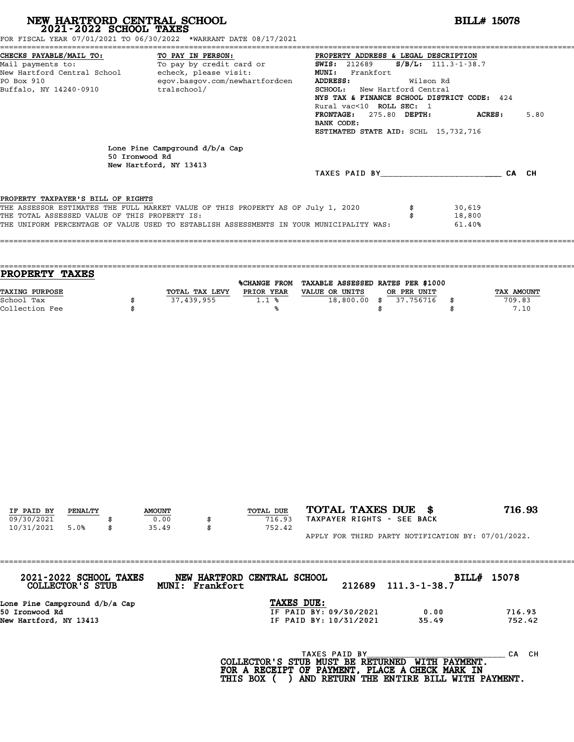# NEW HARTFORD CENTRAL SCHOOL
## 2021-2022 SCHOOL TAXES

**BILL# 15078**

FOR FISCAL YEAR 07/01/2021 TO 06/30/2022 *WARRANT DATE 08/17/2021

**CHECKS PAYABLE/MAIL TO:**
Mail payments to:
New Hartford Central School
PO Box 910
Buffalo, NY 14240-0910

**TO PAY IN PERSON:**
To pay by credit card or echeck, please visit:
egov.basgov.com/newhartfordcentralschool/

**PROPERTY ADDRESS & LEGAL DESCRIPTION**
**SWIS:** 212689 **S/B/L:** 111.3-1-38.7
**MUNI:** Frankfort
**ADDRESS:** Wilson Rd
**SCHOOL:** New Hartford Central
**NYS TAX & FINANCE SCHOOL DISTRICT CODE:** 424
Rural vac<10 **ROLL SEC:** 1
**FRONTAGE:** 275.80 **DEPTH:** **ACRES:** 5.80
**BANK CODE:**
**ESTIMATED STATE AID:** SCHL 15,732,716

Lone Pine Campground d/b/a Cap
50 Ironwood Rd
New Hartford, NY 13413

TAXES PAID BY________________________ CA CH

PROPERTY TAXPAYER'S BILL OF RIGHTS

| | | |
|---|---|---|
| THE ASSESSOR ESTIMATES THE FULL MARKET VALUE OF THIS PROPERTY AS OF July 1, 2020 | $ | 30,619 |
| THE TOTAL ASSESSED VALUE OF THIS PROPERTY IS: | $ | 18,800 |
| THE UNIFORM PERCENTAGE OF VALUE USED TO ESTABLISH ASSESSMENTS IN YOUR MUNICIPALITY WAS: | | 61.40% |

## PROPERTY TAXES

| TAXING PURPOSE | | TOTAL TAX LEVY | %CHANGE FROM PRIOR YEAR | TAXABLE ASSESSED VALUE OR UNITS | | RATES PER $1000 OR PER UNIT | | TAX AMOUNT |
|---|---|---|---|---|---|---|---|---|
| School Tax | $ | 37,439,955 | 1.1 % | 18,800.00 | $ | 37.756716 | $ | 709.83 |
| Collection Fee | $ | | % | | $ | | $ | 7.10 |

| IF PAID BY | PENALTY | | AMOUNT | | TOTAL DUE |
|---|---|---|---|---|---|
| 09/30/2021 | | $ | 0.00 | $ | 716.93 |
| 10/31/2021 | 5.0% | $ | 35.49 | $ | 752.42 |

**TOTAL TAXES DUE $ 716.93**

TAXPAYER RIGHTS - SEE BACK

APPLY FOR THIRD PARTY NOTIFICATION BY: 07/01/2022.

---

**2021-2022 SCHOOL TAXES COLLECTOR'S STUB** — **NEW HARTFORD CENTRAL SCHOOL MUNI: Frankfort** — 212689 111.3-1-38.7 — **BILL# 15078**

Lone Pine Campground d/b/a Cap
50 Ironwood Rd
New Hartford, NY 13413

**TAXES DUE:**

| | | |
|---|---|---|
| IF PAID BY: 09/30/2021 | 0.00 | 716.93 |
| IF PAID BY: 10/31/2021 | 35.49 | 752.42 |

TAXES PAID BY____________________________ CA CH

**COLLECTOR'S STUB MUST BE RETURNED WITH PAYMENT. FOR A RECEIPT OF PAYMENT, PLACE A CHECK MARK IN THIS BOX ( ) AND RETURN THE ENTIRE BILL WITH PAYMENT.**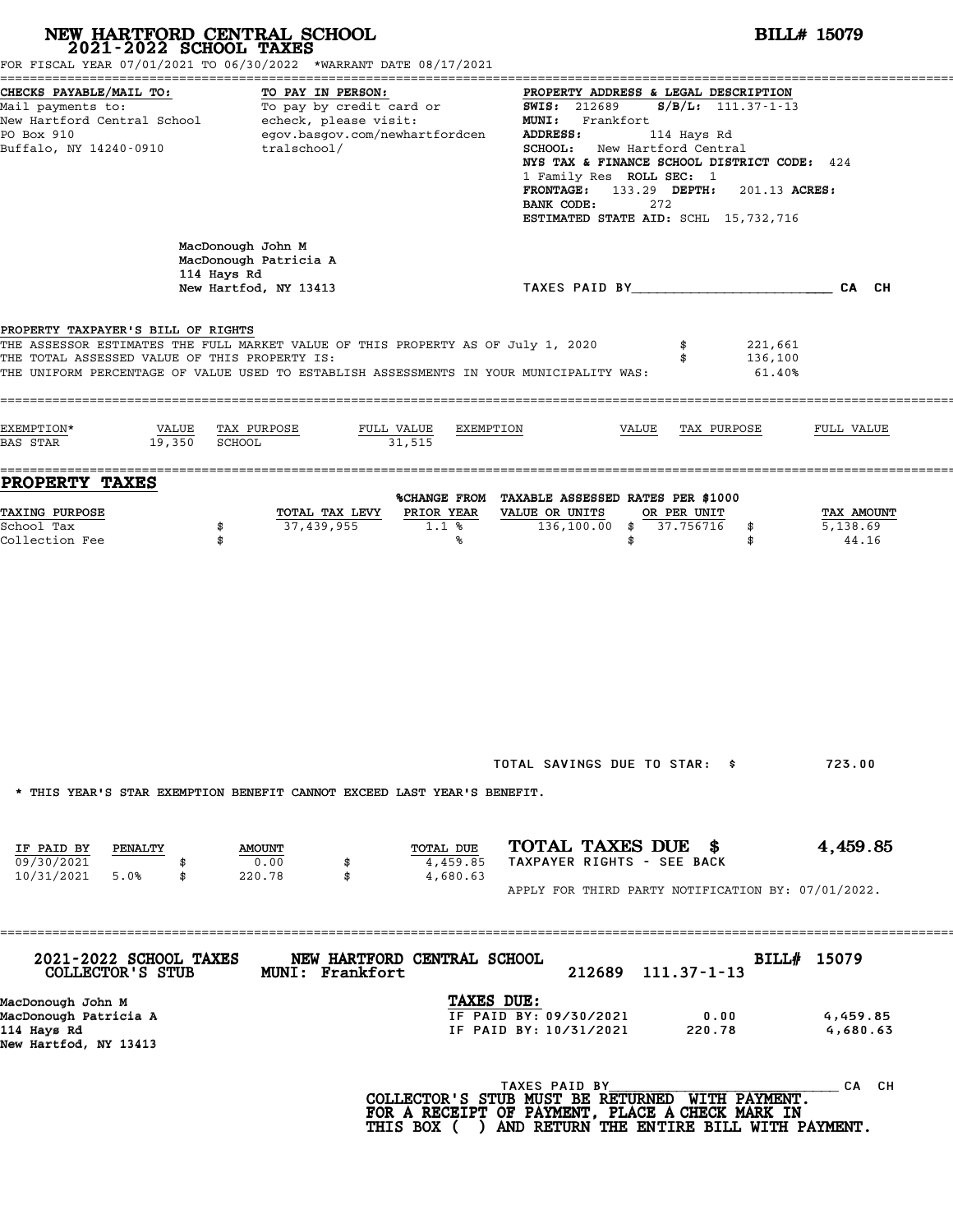# NEW HARTFORD CENTRAL SCHOOL
## 2021-2022 SCHOOL TAXES

**BILL# 15079**

FOR FISCAL YEAR 07/01/2021 TO 06/30/2022 *WARRANT DATE 08/17/2021

**CHECKS PAYABLE/MAIL TO:**
Mail payments to:
New Hartford Central School
PO Box 910
Buffalo, NY 14240-0910

**TO PAY IN PERSON:**
To pay by credit card or echeck, please visit:
egov.basgov.com/newhartfordcentralschool/

**PROPERTY ADDRESS & LEGAL DESCRIPTION**
**SWIS:** 212689 **S/B/L:** 111.37-1-13
**MUNI:** Frankfort
**ADDRESS:** 114 Hays Rd
**SCHOOL:** New Hartford Central
**NYS TAX & FINANCE SCHOOL DISTRICT CODE:** 424
1 Family Res **ROLL SEC:** 1
**FRONTAGE:** 133.29 **DEPTH:** 201.13 **ACRES:**
**BANK CODE:** 272
**ESTIMATED STATE AID:** SCHL 15,732,716

MacDonough John M
MacDonough Patricia A
114 Hays Rd
New Hartfod, NY 13413

TAXES PAID BY________________________ CA CH

**PROPERTY TAXPAYER'S BILL OF RIGHTS**

| | | |
|---|---|---|
| THE ASSESSOR ESTIMATES THE FULL MARKET VALUE OF THIS PROPERTY AS OF July 1, 2020 | $ | 221,661 |
| THE TOTAL ASSESSED VALUE OF THIS PROPERTY IS: | $ | 136,100 |
| THE UNIFORM PERCENTAGE OF VALUE USED TO ESTABLISH ASSESSMENTS IN YOUR MUNICIPALITY WAS: | | 61.40% |

| EXEMPTION* | VALUE | TAX PURPOSE | FULL VALUE | EXEMPTION | VALUE | TAX PURPOSE | FULL VALUE |
|---|---|---|---|---|---|---|---|
| BAS STAR | 19,350 | SCHOOL | 31,515 | | | | |

## PROPERTY TAXES

| TAXING PURPOSE | | TOTAL TAX LEVY | %CHANGE FROM PRIOR YEAR | TAXABLE ASSESSED VALUE OR UNITS | RATES PER $1000 OR PER UNIT | | TAX AMOUNT |
|---|---|---|---|---|---|---|---|
| School Tax | $ | 37,439,955 | 1.1 % | 136,100.00 | $ 37.756716 | $ | 5,138.69 |
| Collection Fee | $ | | % | | $ | $ | 44.16 |

TOTAL SAVINGS DUE TO STAR: $ 723.00

* THIS YEAR'S STAR EXEMPTION BENEFIT CANNOT EXCEED LAST YEAR'S BENEFIT.

| IF PAID BY | PENALTY | | AMOUNT | | TOTAL DUE |
|---|---|---|---|---|---|
| 09/30/2021 | | $ | 0.00 | $ | 4,459.85 |
| 10/31/2021 | 5.0% | $ | 220.78 | $ | 4,680.63 |

**TOTAL TAXES DUE $ 4,459.85**
TAXPAYER RIGHTS - SEE BACK

APPLY FOR THIRD PARTY NOTIFICATION BY: 07/01/2022.

---

**2021-2022 SCHOOL TAXES** — **NEW HARTFORD CENTRAL SCHOOL** — **BILL# 15079**
**COLLECTOR'S STUB** — **MUNI: Frankfort** — 212689 111.37-1-13

MacDonough John M
MacDonough Patricia A
114 Hays Rd
New Hartfod, NY 13413

**TAXES DUE:**

| | | |
|---|---|---|
| IF PAID BY: 09/30/2021 | 0.00 | 4,459.85 |
| IF PAID BY: 10/31/2021 | 220.78 | 4,680.63 |

TAXES PAID BY______________________________ CA CH

**COLLECTOR'S STUB MUST BE RETURNED WITH PAYMENT.**
**FOR A RECEIPT OF PAYMENT, PLACE A CHECK MARK IN THIS BOX ( ) AND RETURN THE ENTIRE BILL WITH PAYMENT.**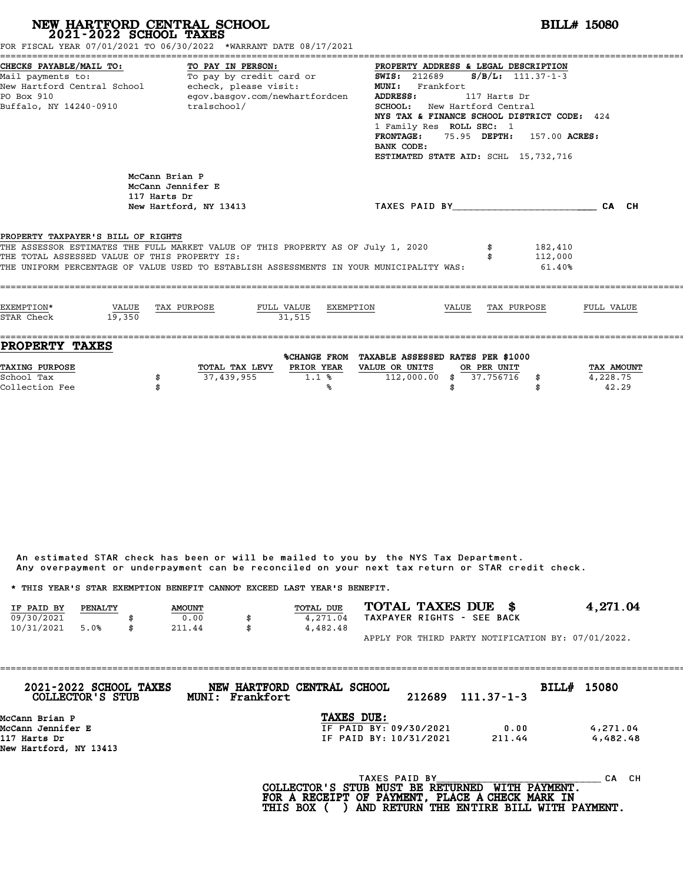# NEW HARTFORD CENTRAL SCHOOL
## 2021-2022 SCHOOL TAXES

**BILL# 15080**

FOR FISCAL YEAR 07/01/2021 TO 06/30/2022 *WARRANT DATE 08/17/2021

**CHECKS PAYABLE/MAIL TO:**
Mail payments to:
New Hartford Central School
PO Box 910
Buffalo, NY 14240-0910

**TO PAY IN PERSON:**
To pay by credit card or echeck, please visit:
egov.basgov.com/newhartfordcentralschool/

**PROPERTY ADDRESS & LEGAL DESCRIPTION**
**SWIS:** 212689 **S/B/L:** 111.37-1-3
**MUNI:** Frankfort
**ADDRESS:** 117 Harts Dr
**SCHOOL:** New Hartford Central
**NYS TAX & FINANCE SCHOOL DISTRICT CODE:** 424
1 Family Res **ROLL SEC:** 1
**FRONTAGE:** 75.95 **DEPTH:** 157.00 **ACRES:**
**BANK CODE:**
**ESTIMATED STATE AID:** SCHL 15,732,716

McCann Brian P
McCann Jennifer E
117 Harts Dr
New Hartford, NY 13413

TAXES PAID BY________________________ CA CH

**PROPERTY TAXPAYER'S BILL OF RIGHTS**

THE ASSESSOR ESTIMATES THE FULL MARKET VALUE OF THIS PROPERTY AS OF July 1, 2020 $ 182,410
THE TOTAL ASSESSED VALUE OF THIS PROPERTY IS: $ 112,000
THE UNIFORM PERCENTAGE OF VALUE USED TO ESTABLISH ASSESSMENTS IN YOUR MUNICIPALITY WAS: 61.40%

| EXEMPTION* | VALUE | TAX PURPOSE | FULL VALUE | EXEMPTION | VALUE | TAX PURPOSE | FULL VALUE |
|---|---|---|---|---|---|---|---|
| STAR Check | 19,350 | | 31,515 | | | | |

## PROPERTY TAXES

| TAXING PURPOSE | TOTAL TAX LEVY | %CHANGE FROM PRIOR YEAR | TAXABLE ASSESSED VALUE OR UNITS | RATES PER $1000 OR PER UNIT | TAX AMOUNT |
|---|---|---|---|---|---|
| School Tax | $ 37,439,955 | 1.1 % | 112,000.00 | $ 37.756716 | $ 4,228.75 |
| Collection Fee | $ | % | | $ | $ 42.29 |

An estimated STAR check has been or will be mailed to you by the NYS Tax Department.
Any overpayment or underpayment can be reconciled on your next tax return or STAR credit check.

* THIS YEAR'S STAR EXEMPTION BENEFIT CANNOT EXCEED LAST YEAR'S BENEFIT.

| IF PAID BY | PENALTY | AMOUNT | TOTAL DUE |
|---|---|---|---|
| 09/30/2021 | | $ 0.00 | $ 4,271.04 |
| 10/31/2021 | 5.0% | $ 211.44 | $ 4,482.48 |

**TOTAL TAXES DUE $ 4,271.04**
TAXPAYER RIGHTS - SEE BACK

APPLY FOR THIRD PARTY NOTIFICATION BY: 07/01/2022.

---

**2021-2022 SCHOOL TAXES COLLECTOR'S STUB** — **NEW HARTFORD CENTRAL SCHOOL MUNI: Frankfort** — 212689 111.37-1-3 — **BILL# 15080**

McCann Brian P
McCann Jennifer E
117 Harts Dr
New Hartford, NY 13413

**TAXES DUE:**

| | | |
|---|---|---|
| IF PAID BY: 09/30/2021 | 0.00 | 4,271.04 |
| IF PAID BY: 10/31/2021 | 211.44 | 4,482.48 |

TAXES PAID BY________________________ CA CH

**COLLECTOR'S STUB MUST BE RETURNED WITH PAYMENT.**
**FOR A RECEIPT OF PAYMENT, PLACE A CHECK MARK IN THIS BOX ( ) AND RETURN THE ENTIRE BILL WITH PAYMENT.**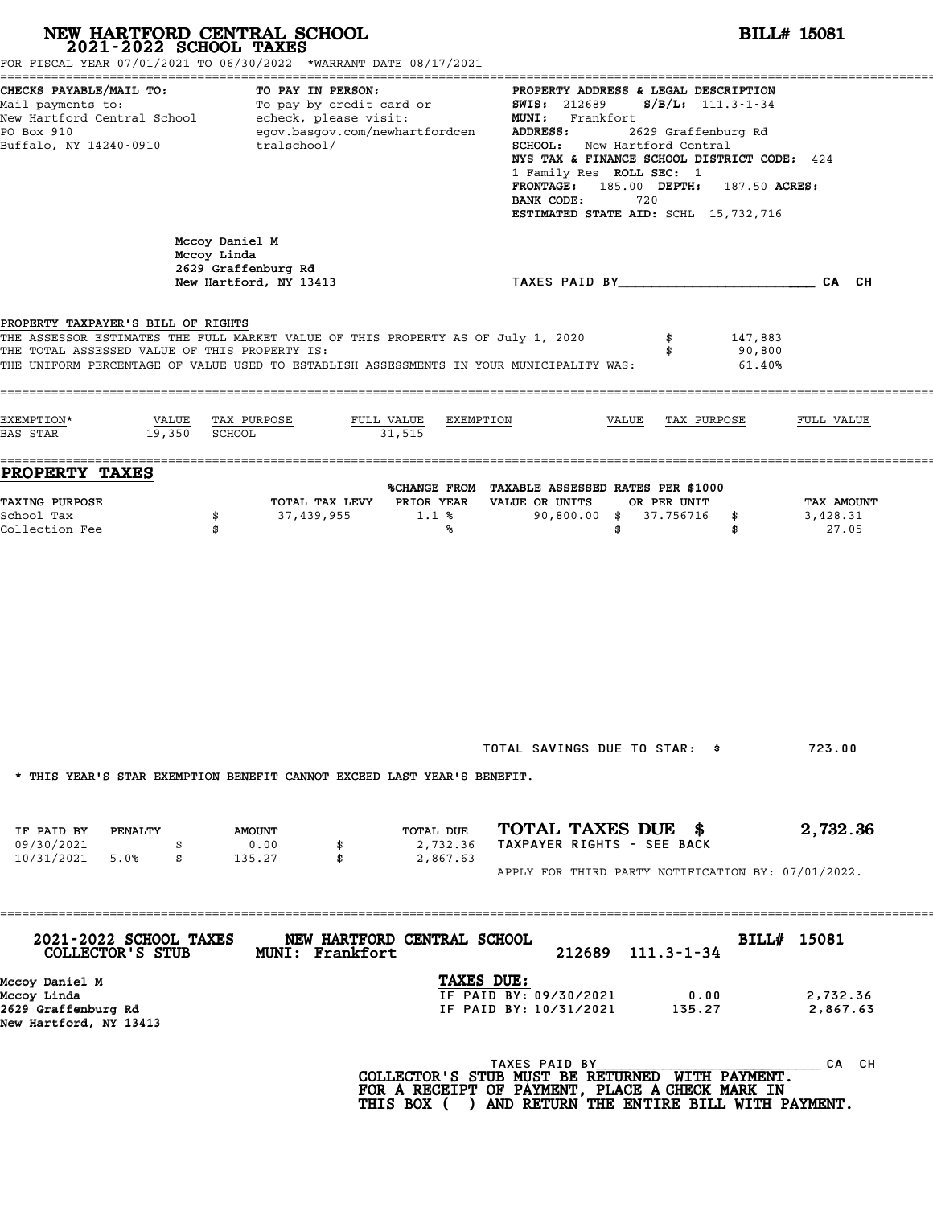# NEW HARTFORD CENTRAL SCHOOL
## 2021-2022 SCHOOL TAXES

**BILL# 15081**

FOR FISCAL YEAR 07/01/2021 TO 06/30/2022 *WARRANT DATE 08/17/2021

**CHECKS PAYABLE/MAIL TO:**
Mail payments to:
New Hartford Central School
PO Box 910
Buffalo, NY 14240-0910

**TO PAY IN PERSON:**
To pay by credit card or echeck, please visit:
egov.basgov.com/newhartfordcentralschool/

**PROPERTY ADDRESS & LEGAL DESCRIPTION**
**SWIS:** 212689 **S/B/L:** 111.3-1-34
**MUNI:** Frankfort
**ADDRESS:** 2629 Graffenburg Rd
**SCHOOL:** New Hartford Central
**NYS TAX & FINANCE SCHOOL DISTRICT CODE:** 424
1 Family Res **ROLL SEC:** 1
**FRONTAGE:** 185.00 **DEPTH:** 187.50 **ACRES:**
**BANK CODE:** 720
**ESTIMATED STATE AID:** SCHL 15,732,716

Mccoy Daniel M
Mccoy Linda
2629 Graffenburg Rd
New Hartford, NY 13413

TAXES PAID BY________________________ CA CH

**PROPERTY TAXPAYER'S BILL OF RIGHTS**

THE ASSESSOR ESTIMATES THE FULL MARKET VALUE OF THIS PROPERTY AS OF July 1, 2020 $ 147,883
THE TOTAL ASSESSED VALUE OF THIS PROPERTY IS: $ 90,800
THE UNIFORM PERCENTAGE OF VALUE USED TO ESTABLISH ASSESSMENTS IN YOUR MUNICIPALITY WAS: 61.40%

| EXEMPTION* | VALUE | TAX PURPOSE | FULL VALUE | EXEMPTION | VALUE | TAX PURPOSE | FULL VALUE |
|---|---|---|---|---|---|---|---|
| BAS STAR | 19,350 | SCHOOL | 31,515 | | | | |

## PROPERTY TAXES

| TAXING PURPOSE | | TOTAL TAX LEVY | %CHANGE FROM PRIOR YEAR | TAXABLE ASSESSED VALUE OR UNITS | RATES PER $1000 OR PER UNIT | | TAX AMOUNT |
|---|---|---|---|---|---|---|---|
| School Tax | $ | 37,439,955 | 1.1 % | 90,800.00 | $ 37.756716 | $ | 3,428.31 |
| Collection Fee | $ | | % | | $ | $ | 27.05 |

TOTAL SAVINGS DUE TO STAR: $ 723.00

* THIS YEAR'S STAR EXEMPTION BENEFIT CANNOT EXCEED LAST YEAR'S BENEFIT.

| IF PAID BY | PENALTY | | AMOUNT | | TOTAL DUE |
|---|---|---|---|---|---|
| 09/30/2021 | | $ | 0.00 | $ | 2,732.36 |
| 10/31/2021 | 5.0% | $ | 135.27 | $ | 2,867.63 |

**TOTAL TAXES DUE $ 2,732.36**
TAXPAYER RIGHTS - SEE BACK

APPLY FOR THIRD PARTY NOTIFICATION BY: 07/01/2022.

---

**2021-2022 SCHOOL TAXES** **NEW HARTFORD CENTRAL SCHOOL** **BILL# 15081**
**COLLECTOR'S STUB** **MUNI: Frankfort** 212689 111.3-1-34

Mccoy Daniel M
Mccoy Linda
2629 Graffenburg Rd
New Hartford, NY 13413

**TAXES DUE:**

| | | |
|---|---|---|
| IF PAID BY: 09/30/2021 | 0.00 | 2,732.36 |
| IF PAID BY: 10/31/2021 | 135.27 | 2,867.63 |

TAXES PAID BY____________________________ CA CH

**COLLECTOR'S STUB MUST BE RETURNED WITH PAYMENT.**
**FOR A RECEIPT OF PAYMENT, PLACE A CHECK MARK IN THIS BOX ( ) AND RETURN THE ENTIRE BILL WITH PAYMENT.**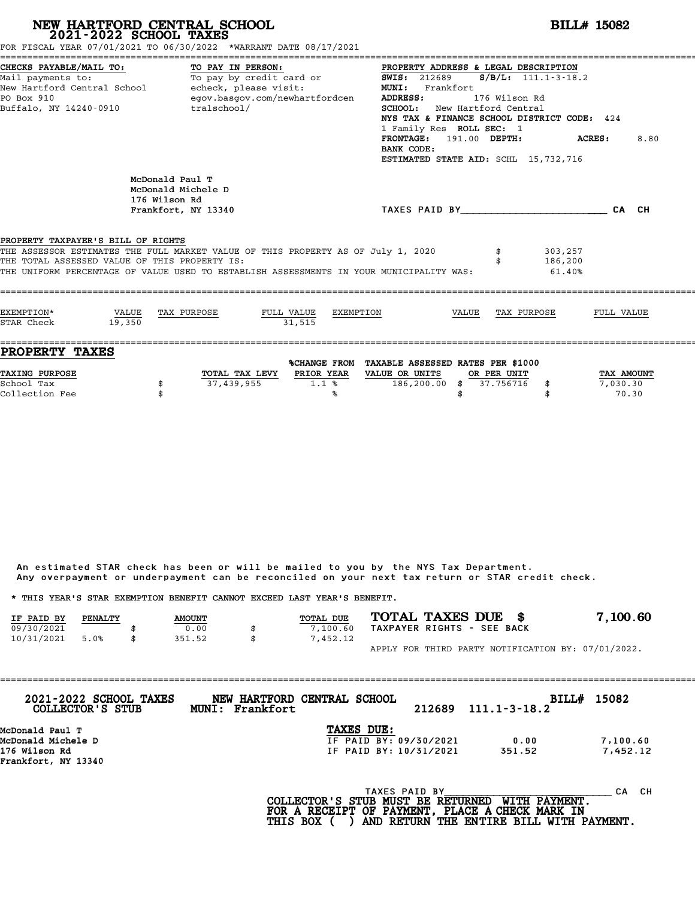# NEW HARTFORD CENTRAL SCHOOL
## 2021-2022 SCHOOL TAXES

**BILL# 15082**

FOR FISCAL YEAR 07/01/2021 TO 06/30/2022 *WARRANT DATE 08/17/2021

**CHECKS PAYABLE/MAIL TO:**
Mail payments to:
New Hartford Central School
PO Box 910
Buffalo, NY 14240-0910

**TO PAY IN PERSON:**
To pay by credit card or echeck, please visit:
egov.basgov.com/newhartfordcentralschool/

**PROPERTY ADDRESS & LEGAL DESCRIPTION**
**SWIS:** 212689 **S/B/L:** 111.1-3-18.2
**MUNI:** Frankfort
**ADDRESS:** 176 Wilson Rd
**SCHOOL:** New Hartford Central
**NYS TAX & FINANCE SCHOOL DISTRICT CODE:** 424
1 Family Res **ROLL SEC:** 1
**FRONTAGE:** 191.00 **DEPTH:** **ACRES:** 8.80
**BANK CODE:**
**ESTIMATED STATE AID:** SCHL 15,732,716

McDonald Paul T
McDonald Michele D
176 Wilson Rd
Frankfort, NY 13340

TAXES PAID BY________________________ CA CH

**PROPERTY TAXPAYER'S BILL OF RIGHTS**

| | |
|---|---|
| THE ASSESSOR ESTIMATES THE FULL MARKET VALUE OF THIS PROPERTY AS OF July 1, 2020 | $ 303,257 |
| THE TOTAL ASSESSED VALUE OF THIS PROPERTY IS: | $ 186,200 |
| THE UNIFORM PERCENTAGE OF VALUE USED TO ESTABLISH ASSESSMENTS IN YOUR MUNICIPALITY WAS: | 61.40% |

| EXEMPTION* | VALUE | TAX PURPOSE | FULL VALUE | EXEMPTION | VALUE | TAX PURPOSE | FULL VALUE |
|---|---|---|---|---|---|---|---|
| STAR Check | 19,350 | | 31,515 | | | | |

## PROPERTY TAXES

| TAXING PURPOSE | | TOTAL TAX LEVY | %CHANGE FROM PRIOR YEAR | TAXABLE ASSESSED VALUE OR UNITS | RATES PER $1000 OR PER UNIT | | TAX AMOUNT |
|---|---|---|---|---|---|---|---|
| School Tax | $ | 37,439,955 | 1.1 % | 186,200.00 | $ 37.756716 | $ | 7,030.30 |
| Collection Fee | $ | | % | | $ | $ | 70.30 |

An estimated STAR check has been or will be mailed to you by the NYS Tax Department.
Any overpayment or underpayment can be reconciled on your next tax return or STAR credit check.

* THIS YEAR'S STAR EXEMPTION BENEFIT CANNOT EXCEED LAST YEAR'S BENEFIT.

| IF PAID BY | PENALTY | AMOUNT | TOTAL DUE |
|---|---|---|---|
| 09/30/2021 | | $ 0.00 | $ 7,100.60 |
| 10/31/2021 | 5.0% | $ 351.52 | $ 7,452.12 |

**TOTAL TAXES DUE $ 7,100.60**
TAXPAYER RIGHTS - SEE BACK

APPLY FOR THIRD PARTY NOTIFICATION BY: 07/01/2022.

---

**2021-2022 SCHOOL TAXES COLLECTOR'S STUB** **NEW HARTFORD CENTRAL SCHOOL** **MUNI: Frankfort** 212689 111.1-3-18.2 **BILL# 15082**

McDonald Paul T
McDonald Michele D
176 Wilson Rd
Frankfort, NY 13340

**TAXES DUE:**

| | | |
|---|---|---|
| IF PAID BY: 09/30/2021 | 0.00 | 7,100.60 |
| IF PAID BY: 10/31/2021 | 351.52 | 7,452.12 |

TAXES PAID BY____________________________ CA CH

**COLLECTOR'S STUB MUST BE RETURNED WITH PAYMENT. FOR A RECEIPT OF PAYMENT, PLACE A CHECK MARK IN THIS BOX ( ) AND RETURN THE ENTIRE BILL WITH PAYMENT.**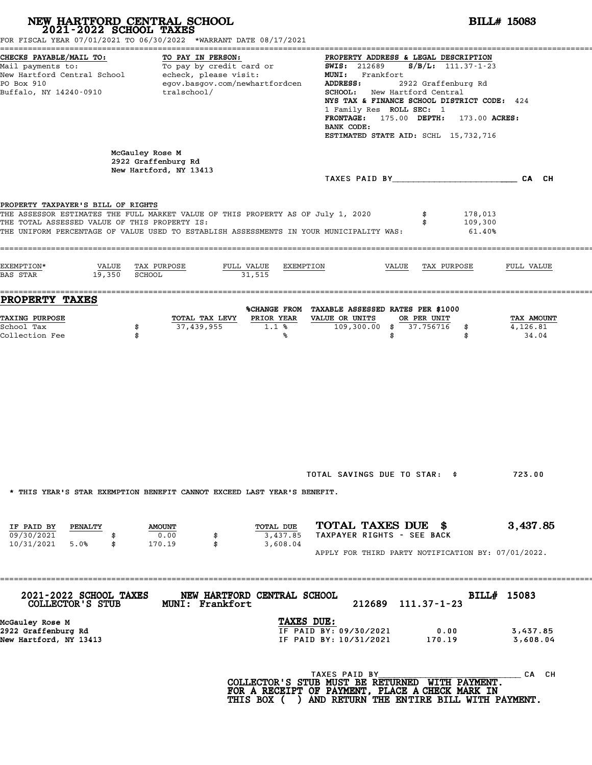# NEW HARTFORD CENTRAL SCHOOL
## 2021-2022 SCHOOL TAXES

**BILL# 15083**

FOR FISCAL YEAR 07/01/2021 TO 06/30/2022 *WARRANT DATE 08/17/2021

**CHECKS PAYABLE/MAIL TO:**
Mail payments to:
New Hartford Central School
PO Box 910
Buffalo, NY 14240-0910

**TO PAY IN PERSON:**
To pay by credit card or echeck, please visit:
egov.basgov.com/newhartfordcentralschool/

**PROPERTY ADDRESS & LEGAL DESCRIPTION**
**SWIS:** 212689 **S/B/L:** 111.37-1-23
**MUNI:** Frankfort
**ADDRESS:** 2922 Graffenburg Rd
**SCHOOL:** New Hartford Central
**NYS TAX & FINANCE SCHOOL DISTRICT CODE:** 424
1 Family Res **ROLL SEC:** 1
**FRONTAGE:** 175.00 **DEPTH:** 173.00 **ACRES:**
**BANK CODE:**
**ESTIMATED STATE AID:** SCHL 15,732,716

McGauley Rose M
2922 Graffenburg Rd
New Hartford, NY 13413

TAXES PAID BY________________________ CA CH

**PROPERTY TAXPAYER'S BILL OF RIGHTS**

THE ASSESSOR ESTIMATES THE FULL MARKET VALUE OF THIS PROPERTY AS OF July 1, 2020 $ 178,013
THE TOTAL ASSESSED VALUE OF THIS PROPERTY IS: $ 109,300
THE UNIFORM PERCENTAGE OF VALUE USED TO ESTABLISH ASSESSMENTS IN YOUR MUNICIPALITY WAS: 61.40%

| EXEMPTION* | VALUE | TAX PURPOSE | FULL VALUE | EXEMPTION | VALUE | TAX PURPOSE | FULL VALUE |
|---|---|---|---|---|---|---|---|
| BAS STAR | 19,350 | SCHOOL | 31,515 | | | | |

## PROPERTY TAXES

| TAXING PURPOSE | TOTAL TAX LEVY | %CHANGE FROM PRIOR YEAR | TAXABLE ASSESSED VALUE OR UNITS | RATES PER $1000 OR PER UNIT | TAX AMOUNT |
|---|---|---|---|---|---|
| School Tax | $ 37,439,955 | 1.1 % | 109,300.00 | $ 37.756716 | $ 4,126.81 |
| Collection Fee | $ | % | | $ | $ 34.04 |

TOTAL SAVINGS DUE TO STAR: $ 723.00

* THIS YEAR'S STAR EXEMPTION BENEFIT CANNOT EXCEED LAST YEAR'S BENEFIT.

| IF PAID BY | PENALTY | AMOUNT | TOTAL DUE |
|---|---|---|---|
| 09/30/2021 | | $ 0.00 | $ 3,437.85 |
| 10/31/2021 | 5.0% | $ 170.19 | $ 3,608.04 |

**TOTAL TAXES DUE $ 3,437.85**

TAXPAYER RIGHTS - SEE BACK

APPLY FOR THIRD PARTY NOTIFICATION BY: 07/01/2022.

---

**2021-2022 SCHOOL TAXES COLLECTOR'S STUB** — **NEW HARTFORD CENTRAL SCHOOL MUNI: Frankfort** — 212689 111.37-1-23 — **BILL# 15083**

McGauley Rose M
2922 Graffenburg Rd
New Hartford, NY 13413

**TAXES DUE:**

| | | |
|---|---|---|
| IF PAID BY: 09/30/2021 | 0.00 | 3,437.85 |
| IF PAID BY: 10/31/2021 | 170.19 | 3,608.04 |

TAXES PAID BY______________________________ CA CH

**COLLECTOR'S STUB MUST BE RETURNED WITH PAYMENT. FOR A RECEIPT OF PAYMENT, PLACE A CHECK MARK IN THIS BOX ( ) AND RETURN THE ENTIRE BILL WITH PAYMENT.**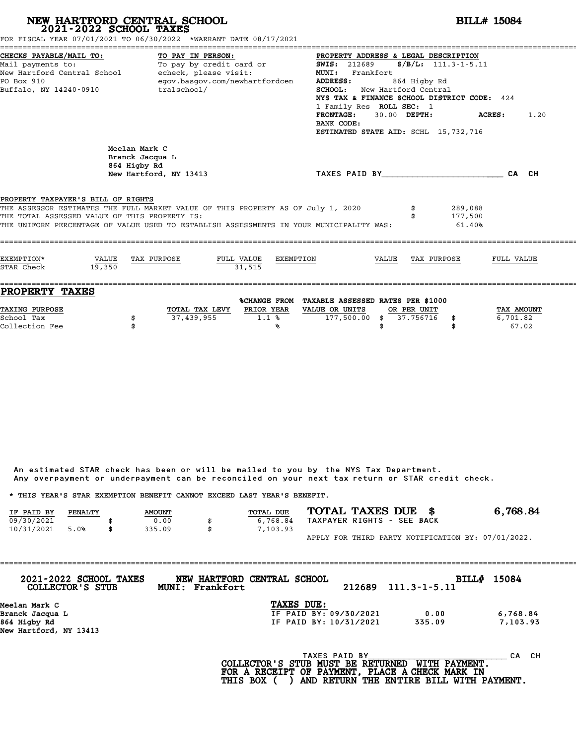# NEW HARTFORD CENTRAL SCHOOL
## 2021-2022 SCHOOL TAXES

**BILL# 15084**

FOR FISCAL YEAR 07/01/2021 TO 06/30/2022 *WARRANT DATE 08/17/2021

**CHECKS PAYABLE/MAIL TO:**
Mail payments to:
New Hartford Central School
PO Box 910
Buffalo, NY 14240-0910

**TO PAY IN PERSON:**
To pay by credit card or echeck, please visit:
egov.basgov.com/newhartfordcentralschool/

**PROPERTY ADDRESS & LEGAL DESCRIPTION**
**SWIS:** 212689 **S/B/L:** 111.3-1-5.11
**MUNI:** Frankfort
**ADDRESS:** 864 Higby Rd
**SCHOOL:** New Hartford Central
**NYS TAX & FINANCE SCHOOL DISTRICT CODE:** 424
1 Family Res **ROLL SEC:** 1
**FRONTAGE:** 30.00 **DEPTH:** **ACRES:** 1.20
**BANK CODE:**
**ESTIMATED STATE AID:** SCHL 15,732,716

Meelan Mark C
Branck Jacqua L
864 Higby Rd
New Hartford, NY 13413

TAXES PAID BY________________________ CA CH

**PROPERTY TAXPAYER'S BILL OF RIGHTS**

THE ASSESSOR ESTIMATES THE FULL MARKET VALUE OF THIS PROPERTY AS OF July 1, 2020 $ 289,088
THE TOTAL ASSESSED VALUE OF THIS PROPERTY IS: $ 177,500
THE UNIFORM PERCENTAGE OF VALUE USED TO ESTABLISH ASSESSMENTS IN YOUR MUNICIPALITY WAS: 61.40%

| EXEMPTION* | VALUE | TAX PURPOSE | FULL VALUE | EXEMPTION | VALUE | TAX PURPOSE | FULL VALUE |
|---|---|---|---|---|---|---|---|
| STAR Check | 19,350 | | 31,515 | | | | |

## PROPERTY TAXES

| TAXING PURPOSE | | TOTAL TAX LEVY | %CHANGE FROM PRIOR YEAR | TAXABLE ASSESSED VALUE OR UNITS | RATES PER $1000 OR PER UNIT | | TAX AMOUNT |
|---|---|---|---|---|---|---|---|
| School Tax | $ | 37,439,955 | 1.1 % | 177,500.00 | $ 37.756716 | $ | 6,701.82 |
| Collection Fee | $ | | % | | $ | $ | 67.02 |

An estimated STAR check has been or will be mailed to you by the NYS Tax Department.
Any overpayment or underpayment can be reconciled on your next tax return or STAR credit check.

* THIS YEAR'S STAR EXEMPTION BENEFIT CANNOT EXCEED LAST YEAR'S BENEFIT.

| IF PAID BY | PENALTY | | AMOUNT | | TOTAL DUE |
|---|---|---|---|---|---|
| 09/30/2021 | | $ | 0.00 | $ | 6,768.84 |
| 10/31/2021 | 5.0% | $ | 335.09 | $ | 7,103.93 |

**TOTAL TAXES DUE $ 6,768.84**
TAXPAYER RIGHTS - SEE BACK

APPLY FOR THIRD PARTY NOTIFICATION BY: 07/01/2022.

---

**2021-2022 SCHOOL TAXES COLLECTOR'S STUB** **NEW HARTFORD CENTRAL SCHOOL MUNI: Frankfort** 212689 111.3-1-5.11 **BILL# 15084**

Meelan Mark C
Branck Jacqua L
864 Higby Rd
New Hartford, NY 13413

**TAXES DUE:**

| | | |
|---|---|---|
| IF PAID BY: 09/30/2021 | 0.00 | 6,768.84 |
| IF PAID BY: 10/31/2021 | 335.09 | 7,103.93 |

TAXES PAID BY____________________________ CA CH

**COLLECTOR'S STUB MUST BE RETURNED WITH PAYMENT.
FOR A RECEIPT OF PAYMENT, PLACE A CHECK MARK IN
THIS BOX ( ) AND RETURN THE ENTIRE BILL WITH PAYMENT.**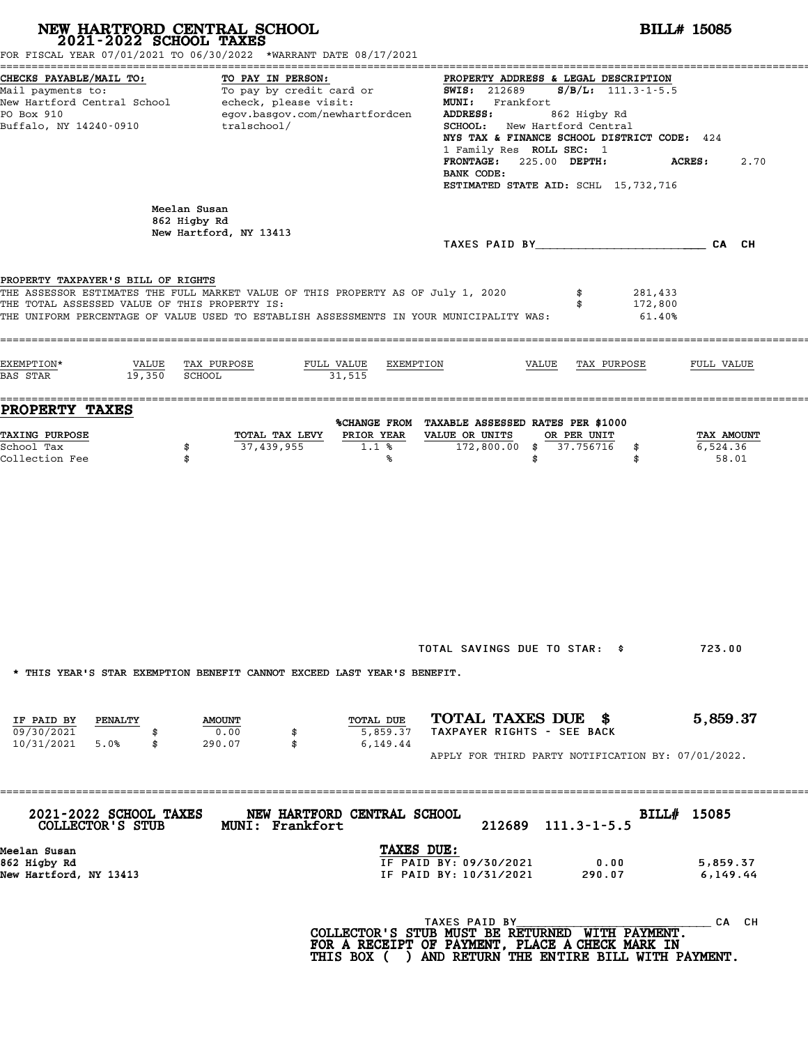# NEW HARTFORD CENTRAL SCHOOL
## 2021-2022 SCHOOL TAXES

**BILL# 15085**

FOR FISCAL YEAR 07/01/2021 TO 06/30/2022 *WARRANT DATE 08/17/2021

**CHECKS PAYABLE/MAIL TO:**
Mail payments to:
New Hartford Central School
PO Box 910
Buffalo, NY 14240-0910

**TO PAY IN PERSON:**
To pay by credit card or echeck, please visit:
egov.basgov.com/newhartfordcentralschool/

**PROPERTY ADDRESS & LEGAL DESCRIPTION**
**SWIS:** 212689 **S/B/L:** 111.3-1-5.5
**MUNI:** Frankfort
**ADDRESS:** 862 Higby Rd
**SCHOOL:** New Hartford Central
**NYS TAX & FINANCE SCHOOL DISTRICT CODE:** 424
1 Family Res **ROLL SEC:** 1
**FRONTAGE:** 225.00 **DEPTH:** **ACRES:** 2.70
**BANK CODE:**
**ESTIMATED STATE AID:** SCHL 15,732,716

Meelan Susan
862 Higby Rd
New Hartford, NY 13413

TAXES PAID BY________________________ CA CH

**PROPERTY TAXPAYER'S BILL OF RIGHTS**

THE ASSESSOR ESTIMATES THE FULL MARKET VALUE OF THIS PROPERTY AS OF July 1, 2020 $ 281,433
THE TOTAL ASSESSED VALUE OF THIS PROPERTY IS: $ 172,800
THE UNIFORM PERCENTAGE OF VALUE USED TO ESTABLISH ASSESSMENTS IN YOUR MUNICIPALITY WAS: 61.40%

| EXEMPTION* | VALUE | TAX PURPOSE | FULL VALUE | EXEMPTION | VALUE | TAX PURPOSE | FULL VALUE |
|---|---|---|---|---|---|---|---|
| BAS STAR | 19,350 | SCHOOL | 31,515 | | | | |

## PROPERTY TAXES

| TAXING PURPOSE | | TOTAL TAX LEVY | %CHANGE FROM PRIOR YEAR | TAXABLE ASSESSED VALUE OR UNITS | RATES PER $1000 OR PER UNIT | | TAX AMOUNT |
|---|---|---|---|---|---|---|---|
| School Tax | $ | 37,439,955 | 1.1 % | 172,800.00 | $ 37.756716 | $ | 6,524.36 |
| Collection Fee | $ | | % | | $ | $ | 58.01 |

TOTAL SAVINGS DUE TO STAR: $ 723.00

* THIS YEAR'S STAR EXEMPTION BENEFIT CANNOT EXCEED LAST YEAR'S BENEFIT.

| IF PAID BY | PENALTY | | AMOUNT | | TOTAL DUE |
|---|---|---|---|---|---|
| 09/30/2021 | | $ | 0.00 | $ | 5,859.37 |
| 10/31/2021 | 5.0% | $ | 290.07 | $ | 6,149.44 |

**TOTAL TAXES DUE $ 5,859.37**
TAXPAYER RIGHTS - SEE BACK

APPLY FOR THIRD PARTY NOTIFICATION BY: 07/01/2022.

---

**2021-2022 SCHOOL TAXES COLLECTOR'S STUB** — **NEW HARTFORD CENTRAL SCHOOL** MUNI: Frankfort — 212689 111.3-1-5.5 — **BILL# 15085**

Meelan Susan
862 Higby Rd
New Hartford, NY 13413

**TAXES DUE:**

| | | |
|---|---|---|
| IF PAID BY: 09/30/2021 | 0.00 | 5,859.37 |
| IF PAID BY: 10/31/2021 | 290.07 | 6,149.44 |

TAXES PAID BY______________________________ CA CH

**COLLECTOR'S STUB MUST BE RETURNED WITH PAYMENT. FOR A RECEIPT OF PAYMENT, PLACE A CHECK MARK IN THIS BOX ( ) AND RETURN THE ENTIRE BILL WITH PAYMENT.**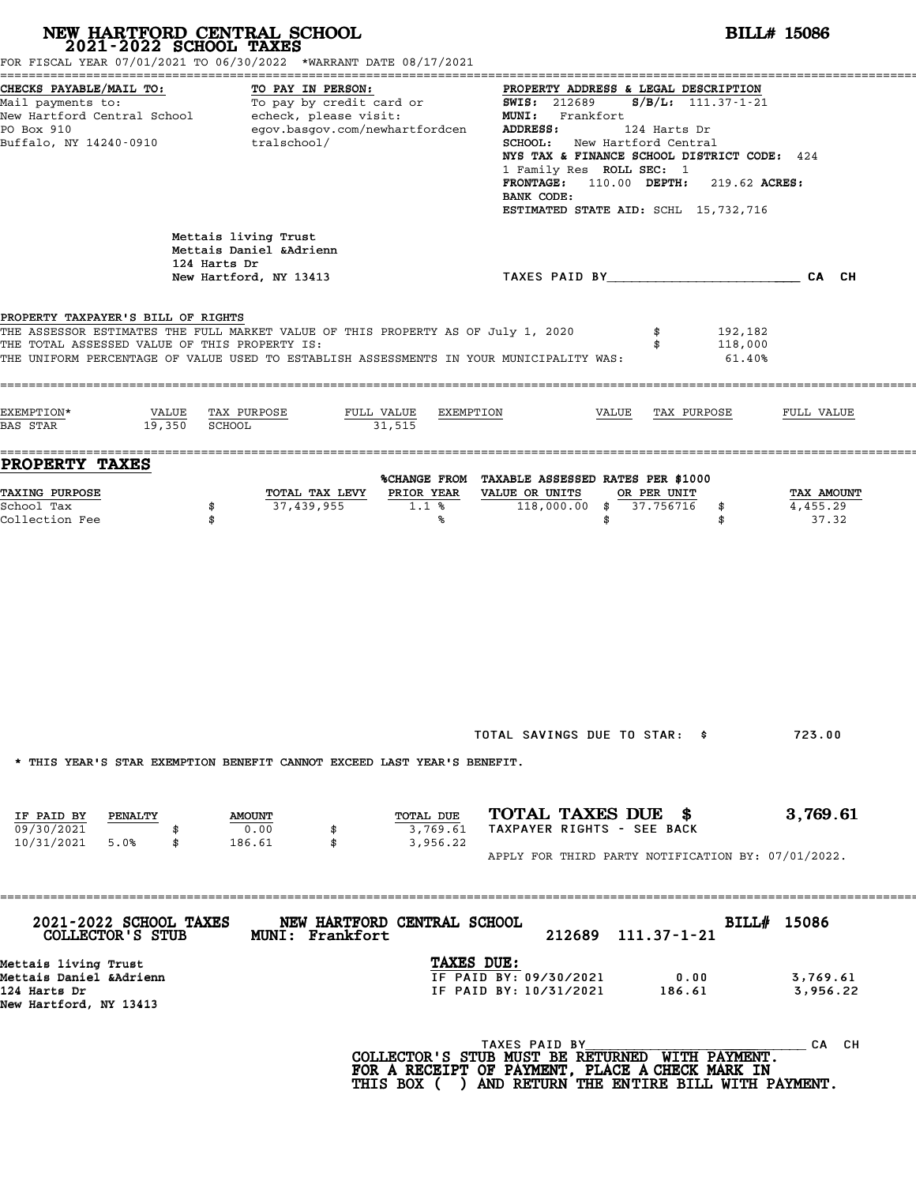# NEW HARTFORD CENTRAL SCHOOL
## 2021-2022 SCHOOL TAXES

**BILL# 15086**

FOR FISCAL YEAR 07/01/2021 TO 06/30/2022 *WARRANT DATE 08/17/2021

**CHECKS PAYABLE/MAIL TO:**
Mail payments to:
New Hartford Central School
PO Box 910
Buffalo, NY 14240-0910

**TO PAY IN PERSON:**
To pay by credit card or echeck, please visit:
egov.basgov.com/newhartfordcentralschool/

**PROPERTY ADDRESS & LEGAL DESCRIPTION**
**SWIS:** 212689 **S/B/L:** 111.37-1-21
**MUNI:** Frankfort
**ADDRESS:** 124 Harts Dr
**SCHOOL:** New Hartford Central
**NYS TAX & FINANCE SCHOOL DISTRICT CODE:** 424
1 Family Res **ROLL SEC:** 1
**FRONTAGE:** 110.00 **DEPTH:** 219.62 **ACRES:**
**BANK CODE:**
**ESTIMATED STATE AID:** SCHL 15,732,716

Mettais living Trust
Mettais Daniel &Adrienn
124 Harts Dr
New Hartford, NY 13413

TAXES PAID BY________________________ CA CH

**PROPERTY TAXPAYER'S BILL OF RIGHTS**

THE ASSESSOR ESTIMATES THE FULL MARKET VALUE OF THIS PROPERTY AS OF July 1, 2020 $ 192,182
THE TOTAL ASSESSED VALUE OF THIS PROPERTY IS: $ 118,000
THE UNIFORM PERCENTAGE OF VALUE USED TO ESTABLISH ASSESSMENTS IN YOUR MUNICIPALITY WAS: 61.40%

| EXEMPTION* | VALUE | TAX PURPOSE | FULL VALUE | EXEMPTION | VALUE | TAX PURPOSE | FULL VALUE |
|---|---|---|---|---|---|---|---|
| BAS STAR | 19,350 | SCHOOL | 31,515 | | | | |

## PROPERTY TAXES

| TAXING PURPOSE | TOTAL TAX LEVY | %CHANGE FROM PRIOR YEAR | TAXABLE ASSESSED VALUE OR UNITS | RATES PER $1000 OR PER UNIT | TAX AMOUNT |
|---|---|---|---|---|---|
| School Tax | $ 37,439,955 | 1.1 % | 118,000.00 | $ 37.756716 | $ 4,455.29 |
| Collection Fee | $ | % | | $ | $ 37.32 |

TOTAL SAVINGS DUE TO STAR: $ 723.00

* THIS YEAR'S STAR EXEMPTION BENEFIT CANNOT EXCEED LAST YEAR'S BENEFIT.

| IF PAID BY | PENALTY | AMOUNT | TOTAL DUE |
|---|---|---|---|
| 09/30/2021 | | $ 0.00 | $ 3,769.61 |
| 10/31/2021 | 5.0% | $ 186.61 | $ 3,956.22 |

**TOTAL TAXES DUE $ 3,769.61**
TAXPAYER RIGHTS - SEE BACK

APPLY FOR THIRD PARTY NOTIFICATION BY: 07/01/2022.

---

**2021-2022 SCHOOL TAXES** **NEW HARTFORD CENTRAL SCHOOL** **BILL# 15086**
**COLLECTOR'S STUB** **MUNI: Frankfort** 212689 111.37-1-21

Mettais living Trust
Mettais Daniel &Adrienn
124 Harts Dr
New Hartford, NY 13413

**TAXES DUE:**

| | | |
|---|---|---|
| IF PAID BY: 09/30/2021 | 0.00 | 3,769.61 |
| IF PAID BY: 10/31/2021 | 186.61 | 3,956.22 |

TAXES PAID BY______________________________ CA CH

**COLLECTOR'S STUB MUST BE RETURNED WITH PAYMENT.**
**FOR A RECEIPT OF PAYMENT, PLACE A CHECK MARK IN THIS BOX ( ) AND RETURN THE ENTIRE BILL WITH PAYMENT.**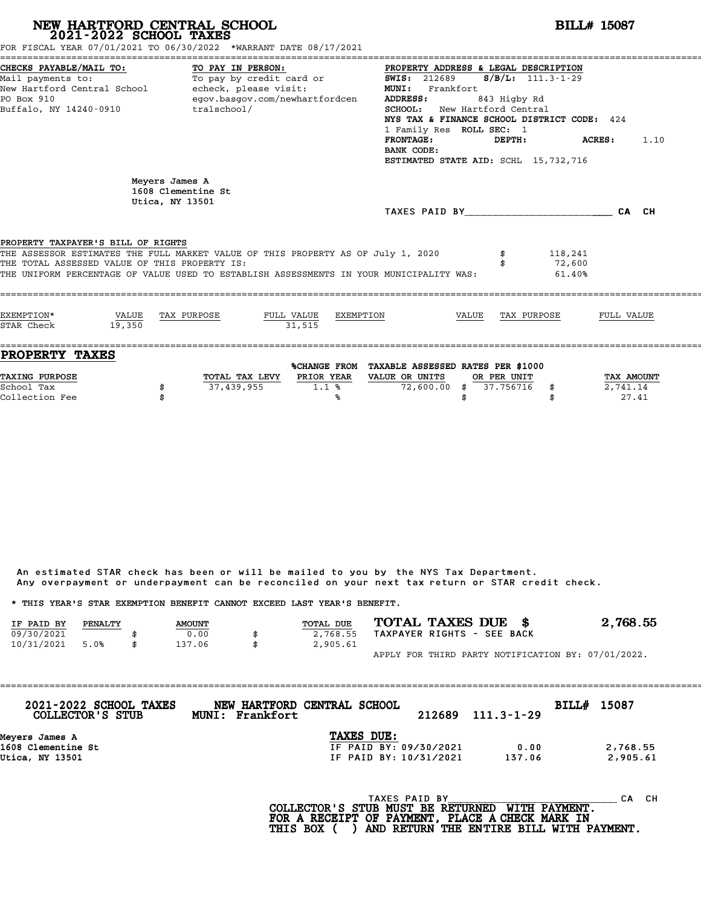# NEW HARTFORD CENTRAL SCHOOL

## 2021-2022 SCHOOL TAXES

**BILL# 15087**

FOR FISCAL YEAR 07/01/2021 TO 06/30/2022 *WARRANT DATE 08/17/2021

**CHECKS PAYABLE/MAIL TO:**
Mail payments to:
New Hartford Central School
PO Box 910
Buffalo, NY 14240-0910

**TO PAY IN PERSON:**
To pay by credit card or echeck, please visit:
egov.basgov.com/newhartfordcentralschool/

**PROPERTY ADDRESS & LEGAL DESCRIPTION**
SWIS: 212689 S/B/L: 111.3-1-29
MUNI: Frankfort
ADDRESS: 843 Higby Rd
SCHOOL: New Hartford Central
NYS TAX & FINANCE SCHOOL DISTRICT CODE: 424
1 Family Res ROLL SEC: 1
FRONTAGE: DEPTH: ACRES: 1.10
BANK CODE:
ESTIMATED STATE AID: SCHL 15,732,716

Meyers James A
1608 Clementine St
Utica, NY 13501

TAXES PAID BY________________________ CA CH

**PROPERTY TAXPAYER'S BILL OF RIGHTS**

| | | |
|---|---|---|
| THE ASSESSOR ESTIMATES THE FULL MARKET VALUE OF THIS PROPERTY AS OF July 1, 2020 | $ | 118,241 |
| THE TOTAL ASSESSED VALUE OF THIS PROPERTY IS: | $ | 72,600 |
| THE UNIFORM PERCENTAGE OF VALUE USED TO ESTABLISH ASSESSMENTS IN YOUR MUNICIPALITY WAS: | | 61.40% |

| EXEMPTION* | VALUE | TAX PURPOSE | FULL VALUE | EXEMPTION | VALUE | TAX PURPOSE | FULL VALUE |
|---|---|---|---|---|---|---|---|
| STAR Check | 19,350 | | 31,515 | | | | |

## PROPERTY TAXES

| TAXING PURPOSE | | TOTAL TAX LEVY | %CHANGE FROM PRIOR YEAR | TAXABLE ASSESSED VALUE OR UNITS | RATES PER $1000 OR PER UNIT | | TAX AMOUNT |
|---|---|---|---|---|---|---|---|
| School Tax | $ | 37,439,955 | 1.1 % | 72,600.00 | $ 37.756716 | $ | 2,741.14 |
| Collection Fee | $ | | % | | $ | $ | 27.41 |

An estimated STAR check has been or will be mailed to you by the NYS Tax Department.
Any overpayment or underpayment can be reconciled on your next tax return or STAR credit check.

* THIS YEAR'S STAR EXEMPTION BENEFIT CANNOT EXCEED LAST YEAR'S BENEFIT.

| IF PAID BY | PENALTY | | AMOUNT | | TOTAL DUE |
|---|---|---|---|---|---|
| 09/30/2021 | | $ | 0.00 | $ | 2,768.55 |
| 10/31/2021 | 5.0% | $ | 137.06 | $ | 2,905.61 |

**TOTAL TAXES DUE $ 2,768.55**
TAXPAYER RIGHTS - SEE BACK

APPLY FOR THIRD PARTY NOTIFICATION BY: 07/01/2022.

---

**2021-2022 SCHOOL TAXES COLLECTOR'S STUB** — **NEW HARTFORD CENTRAL SCHOOL MUNI: Frankfort** — 212689 111.3-1-29 — **BILL# 15087**

Meyers James A
1608 Clementine St
Utica, NY 13501

**TAXES DUE:**

| | | |
|---|---|---|
| IF PAID BY: 09/30/2021 | 0.00 | 2,768.55 |
| IF PAID BY: 10/31/2021 | 137.06 | 2,905.61 |

TAXES PAID BY______________________________ CA CH

**COLLECTOR'S STUB MUST BE RETURNED WITH PAYMENT. FOR A RECEIPT OF PAYMENT, PLACE A CHECK MARK IN THIS BOX ( ) AND RETURN THE ENTIRE BILL WITH PAYMENT.**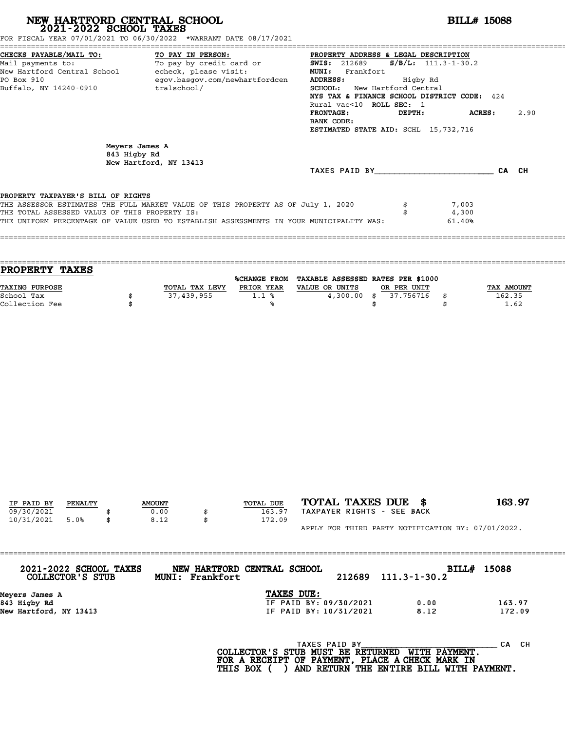# NEW HARTFORD CENTRAL SCHOOL
## 2021-2022 SCHOOL TAXES

**BILL# 15088**

FOR FISCAL YEAR 07/01/2021 TO 06/30/2022 *WARRANT DATE 08/17/2021

**CHECKS PAYABLE/MAIL TO:**
Mail payments to:
New Hartford Central School
PO Box 910
Buffalo, NY 14240-0910

**TO PAY IN PERSON:**
To pay by credit card or echeck, please visit:
egov.basgov.com/newhartfordcentralschool/

**PROPERTY ADDRESS & LEGAL DESCRIPTION**
**SWIS:** 212689 **S/B/L:** 111.3-1-30.2
**MUNI:** Frankfort
**ADDRESS:** Higby Rd
**SCHOOL:** New Hartford Central
**NYS TAX & FINANCE SCHOOL DISTRICT CODE:** 424
Rural vac<10 **ROLL SEC:** 1
**FRONTAGE:** **DEPTH:** **ACRES:** 2.90
**BANK CODE:**
**ESTIMATED STATE AID:** SCHL 15,732,716

Meyers James A
843 Higby Rd
New Hartford, NY 13413

TAXES PAID BY________________________ CA CH

PROPERTY TAXPAYER'S BILL OF RIGHTS

THE ASSESSOR ESTIMATES THE FULL MARKET VALUE OF THIS PROPERTY AS OF July 1, 2020 $ 7,003
THE TOTAL ASSESSED VALUE OF THIS PROPERTY IS: $ 4,300
THE UNIFORM PERCENTAGE OF VALUE USED TO ESTABLISH ASSESSMENTS IN YOUR MUNICIPALITY WAS: 61.40%

## PROPERTY TAXES

| TAXING PURPOSE | TOTAL TAX LEVY | %CHANGE FROM PRIOR YEAR | TAXABLE ASSESSED VALUE OR UNITS | RATES PER $1000 OR PER UNIT | TAX AMOUNT |
|---|---|---|---|---|---|
| School Tax | $ 37,439,955 | 1.1 % | 4,300.00 | $ 37.756716 | $ 162.35 |
| Collection Fee | $ | % | | $ | $ 1.62 |

| IF PAID BY | PENALTY | AMOUNT | TOTAL DUE |
|---|---|---|---|
| 09/30/2021 | | $ 0.00 | $ 163.97 |
| 10/31/2021 | 5.0% | $ 8.12 | $ 172.09 |

**TOTAL TAXES DUE $ 163.97**

TAXPAYER RIGHTS - SEE BACK

APPLY FOR THIRD PARTY NOTIFICATION BY: 07/01/2022.

---

**2021-2022 SCHOOL TAXES COLLECTOR'S STUB** **NEW HARTFORD CENTRAL SCHOOL MUNI: Frankfort** 212689 111.3-1-30.2 **BILL# 15088**

Meyers James A
843 Higby Rd
New Hartford, NY 13413

**TAXES DUE:**

| | | |
|---|---|---|
| IF PAID BY: 09/30/2021 | 0.00 | 163.97 |
| IF PAID BY: 10/31/2021 | 8.12 | 172.09 |

TAXES PAID BY____________________________ CA CH

**COLLECTOR'S STUB MUST BE RETURNED WITH PAYMENT.
FOR A RECEIPT OF PAYMENT, PLACE A CHECK MARK IN
THIS BOX ( ) AND RETURN THE ENTIRE BILL WITH PAYMENT.**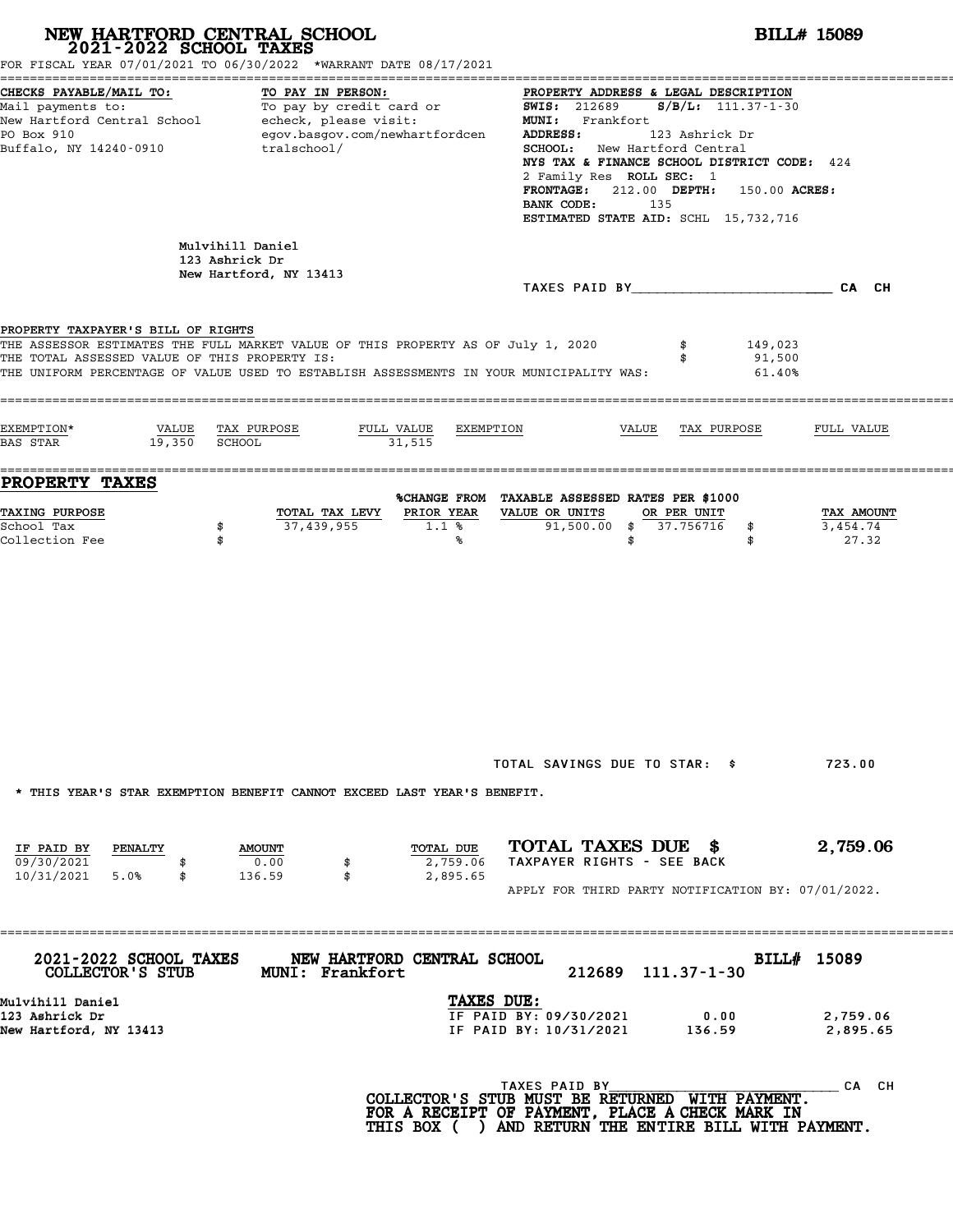# NEW HARTFORD CENTRAL SCHOOL
## 2021-2022 SCHOOL TAXES

**BILL# 15089**

FOR FISCAL YEAR 07/01/2021 TO 06/30/2022 *WARRANT DATE 08/17/2021

**CHECKS PAYABLE/MAIL TO:**
Mail payments to:
New Hartford Central School
PO Box 910
Buffalo, NY 14240-0910

**TO PAY IN PERSON:**
To pay by credit card or echeck, please visit:
egov.basgov.com/newhartfordcentralschool/

**PROPERTY ADDRESS & LEGAL DESCRIPTION**
**SWIS:** 212689 **S/B/L:** 111.37-1-30
**MUNI:** Frankfort
**ADDRESS:** 123 Ashrick Dr
**SCHOOL:** New Hartford Central
**NYS TAX & FINANCE SCHOOL DISTRICT CODE:** 424
2 Family Res **ROLL SEC:** 1
**FRONTAGE:** 212.00 **DEPTH:** 150.00 **ACRES:**
**BANK CODE:** 135
**ESTIMATED STATE AID:** SCHL 15,732,716

Mulvihill Daniel
123 Ashrick Dr
New Hartford, NY 13413

TAXES PAID BY_______________________ CA CH

**PROPERTY TAXPAYER'S BILL OF RIGHTS**

THE ASSESSOR ESTIMATES THE FULL MARKET VALUE OF THIS PROPERTY AS OF July 1, 2020 $ 149,023
THE TOTAL ASSESSED VALUE OF THIS PROPERTY IS: $ 91,500
THE UNIFORM PERCENTAGE OF VALUE USED TO ESTABLISH ASSESSMENTS IN YOUR MUNICIPALITY WAS: 61.40%

| EXEMPTION* | VALUE | TAX PURPOSE | FULL VALUE | EXEMPTION | VALUE | TAX PURPOSE | FULL VALUE |
|---|---|---|---|---|---|---|---|
| BAS STAR | 19,350 | SCHOOL | 31,515 | | | | |

## PROPERTY TAXES

| TAXING PURPOSE | TOTAL TAX LEVY | %CHANGE FROM PRIOR YEAR | TAXABLE ASSESSED VALUE OR UNITS | RATES PER $1000 OR PER UNIT | TAX AMOUNT |
|---|---|---|---|---|---|
| School Tax | $ 37,439,955 | 1.1 % | 91,500.00 | $ 37.756716 | $ 3,454.74 |
| Collection Fee | $ | % | | $ | $ 27.32 |

TOTAL SAVINGS DUE TO STAR: $ 723.00

* THIS YEAR'S STAR EXEMPTION BENEFIT CANNOT EXCEED LAST YEAR'S BENEFIT.

| IF PAID BY | PENALTY | AMOUNT | TOTAL DUE |
|---|---|---|---|
| 09/30/2021 | | $ 0.00 | $ 2,759.06 |
| 10/31/2021 | 5.0% | $ 136.59 | $ 2,895.65 |

**TOTAL TAXES DUE $ 2,759.06**
TAXPAYER RIGHTS - SEE BACK

APPLY FOR THIRD PARTY NOTIFICATION BY: 07/01/2022.

---

**2021-2022 SCHOOL TAXES** **NEW HARTFORD CENTRAL SCHOOL** **BILL# 15089**
**COLLECTOR'S STUB** **MUNI: Frankfort** 212689 111.37-1-30

Mulvihill Daniel
123 Ashrick Dr
New Hartford, NY 13413

**TAXES DUE:**

| | | |
|---|---|---|
| IF PAID BY: 09/30/2021 | 0.00 | 2,759.06 |
| IF PAID BY: 10/31/2021 | 136.59 | 2,895.65 |

TAXES PAID BY_______________________ CA CH

**COLLECTOR'S STUB MUST BE RETURNED WITH PAYMENT.**
**FOR A RECEIPT OF PAYMENT, PLACE A CHECK MARK IN THIS BOX ( ) AND RETURN THE ENTIRE BILL WITH PAYMENT.**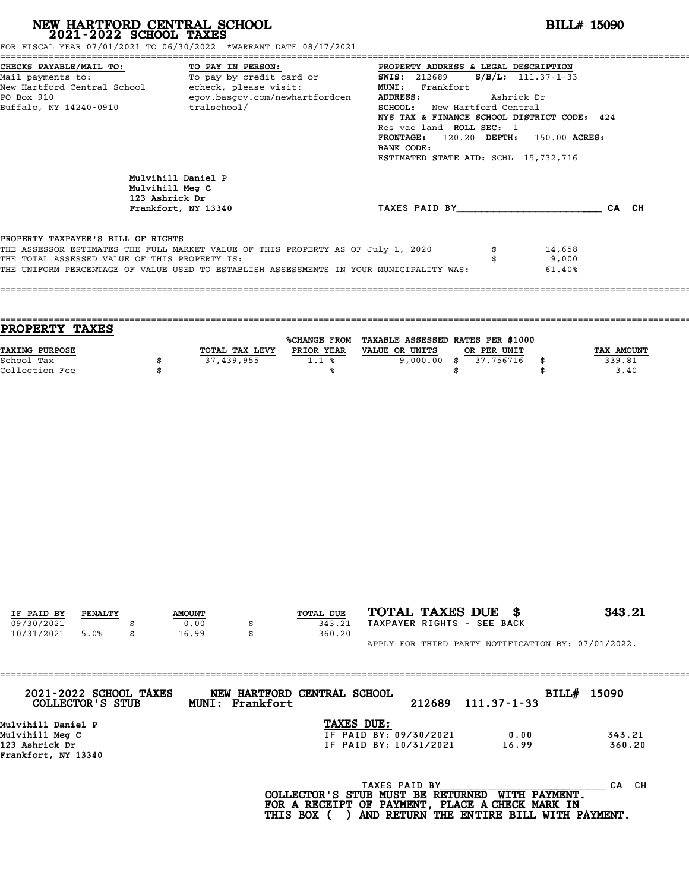# NEW HARTFORD CENTRAL SCHOOL
## 2021-2022 SCHOOL TAXES

**BILL# 15090**

FOR FISCAL YEAR 07/01/2021 TO 06/30/2022 *WARRANT DATE 08/17/2021

**CHECKS PAYABLE/MAIL TO:**
Mail payments to:
New Hartford Central School
PO Box 910
Buffalo, NY 14240-0910

**TO PAY IN PERSON:**
To pay by credit card or
echeck, please visit:
egov.basgov.com/newhartfordcentralschool/

**PROPERTY ADDRESS & LEGAL DESCRIPTION**
**SWIS:** 212689 **S/B/L:** 111.37-1-33
**MUNI:** Frankfort
**ADDRESS:** Ashrick Dr
**SCHOOL:** New Hartford Central
**NYS TAX & FINANCE SCHOOL DISTRICT CODE:** 424
Res vac land **ROLL SEC:** 1
**FRONTAGE:** 120.20 **DEPTH:** 150.00 **ACRES:**
**BANK CODE:**
**ESTIMATED STATE AID:** SCHL 15,732,716

Mulvihill Daniel P
Mulvihill Meg C
123 Ashrick Dr
Frankfort, NY 13340

TAXES PAID BY________________________ CA CH

PROPERTY TAXPAYER'S BILL OF RIGHTS

| | | |
|---|---|---|
| THE ASSESSOR ESTIMATES THE FULL MARKET VALUE OF THIS PROPERTY AS OF July 1, 2020 | $ | 14,658 |
| THE TOTAL ASSESSED VALUE OF THIS PROPERTY IS: | $ | 9,000 |
| THE UNIFORM PERCENTAGE OF VALUE USED TO ESTABLISH ASSESSMENTS IN YOUR MUNICIPALITY WAS: | | 61.40% |

## PROPERTY TAXES

| TAXING PURPOSE | | TOTAL TAX LEVY | %CHANGE FROM PRIOR YEAR | TAXABLE ASSESSED VALUE OR UNITS | | RATES PER $1000 OR PER UNIT | | TAX AMOUNT |
|---|---|---|---|---|---|---|---|---|
| School Tax | $ | 37,439,955 | 1.1 % | 9,000.00 | $ | 37.756716 | $ | 339.81 |
| Collection Fee | $ | | % | | $ | | $ | 3.40 |

| IF PAID BY | PENALTY | | AMOUNT | | TOTAL DUE |
|---|---|---|---|---|---|
| 09/30/2021 | | $ | 0.00 | $ | 343.21 |
| 10/31/2021 | 5.0% | $ | 16.99 | $ | 360.20 |

**TOTAL TAXES DUE $ 343.21**

TAXPAYER RIGHTS - SEE BACK

APPLY FOR THIRD PARTY NOTIFICATION BY: 07/01/2022.

---

**2021-2022 SCHOOL TAXES** **NEW HARTFORD CENTRAL SCHOOL** **BILL# 15090**
**COLLECTOR'S STUB** **MUNI: Frankfort** 212689 111.37-1-33

Mulvihill Daniel P
Mulvihill Meg C
123 Ashrick Dr
Frankfort, NY 13340

**TAXES DUE:**

| | | |
|---|---|---|
| IF PAID BY: 09/30/2021 | 0.00 | 343.21 |
| IF PAID BY: 10/31/2021 | 16.99 | 360.20 |

TAXES PAID BY____________________________ CA CH

**COLLECTOR'S STUB MUST BE RETURNED WITH PAYMENT.**
**FOR A RECEIPT OF PAYMENT, PLACE A CHECK MARK IN**
**THIS BOX ( ) AND RETURN THE ENTIRE BILL WITH PAYMENT.**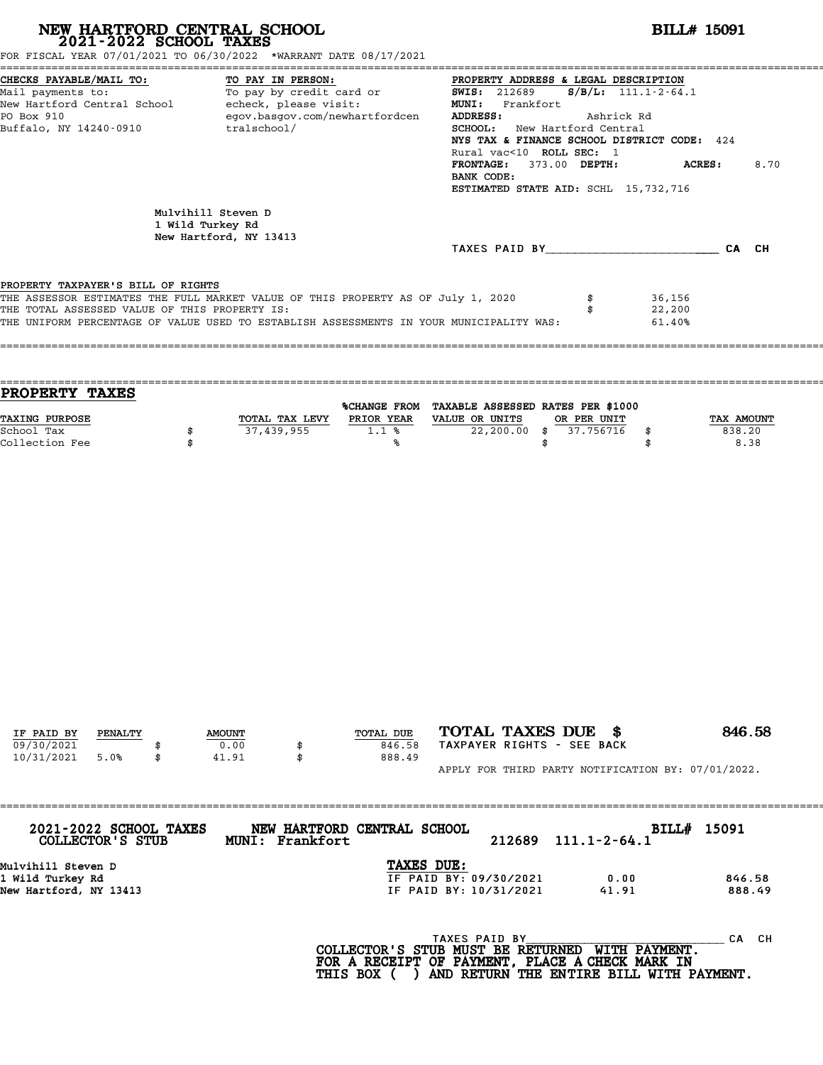# NEW HARTFORD CENTRAL SCHOOL
## 2021-2022 SCHOOL TAXES

**BILL# 15091**

FOR FISCAL YEAR 07/01/2021 TO 06/30/2022 *WARRANT DATE 08/17/2021

**CHECKS PAYABLE/MAIL TO:**
Mail payments to:
New Hartford Central School
PO Box 910
Buffalo, NY 14240-0910

**TO PAY IN PERSON:**
To pay by credit card or echeck, please visit:
egov.basgov.com/newhartfordcentralschool/

**PROPERTY ADDRESS & LEGAL DESCRIPTION**
**SWIS:** 212689 **S/B/L:** 111.1-2-64.1
**MUNI:** Frankfort
**ADDRESS:** Ashrick Rd
**SCHOOL:** New Hartford Central
**NYS TAX & FINANCE SCHOOL DISTRICT CODE:** 424
Rural vac<10 **ROLL SEC:** 1
**FRONTAGE:** 373.00 **DEPTH:** **ACRES:** 8.70
**BANK CODE:**
**ESTIMATED STATE AID:** SCHL 15,732,716

Mulvihill Steven D
1 Wild Turkey Rd
New Hartford, NY 13413

TAXES PAID BY________________________ CA CH

PROPERTY TAXPAYER'S BILL OF RIGHTS

| | | |
|---|---|---|
| THE ASSESSOR ESTIMATES THE FULL MARKET VALUE OF THIS PROPERTY AS OF July 1, 2020 | $ | 36,156 |
| THE TOTAL ASSESSED VALUE OF THIS PROPERTY IS: | $ | 22,200 |
| THE UNIFORM PERCENTAGE OF VALUE USED TO ESTABLISH ASSESSMENTS IN YOUR MUNICIPALITY WAS: | | 61.40% |

## PROPERTY TAXES

| TAXING PURPOSE | | TOTAL TAX LEVY | %CHANGE FROM PRIOR YEAR | TAXABLE ASSESSED VALUE OR UNITS | | RATES PER $1000 OR PER UNIT | | TAX AMOUNT |
|---|---|---|---|---|---|---|---|---|
| School Tax | $ | 37,439,955 | 1.1 % | 22,200.00 | $ | 37.756716 | $ | 838.20 |
| Collection Fee | $ | | % | | $ | | $ | 8.38 |

| IF PAID BY | PENALTY | | AMOUNT | | TOTAL DUE |
|---|---|---|---|---|---|
| 09/30/2021 | | $ | 0.00 | $ | 846.58 |
| 10/31/2021 | 5.0% | $ | 41.91 | $ | 888.49 |

**TOTAL TAXES DUE $ 846.58**
TAXPAYER RIGHTS - SEE BACK

APPLY FOR THIRD PARTY NOTIFICATION BY: 07/01/2022.

**2021-2022 SCHOOL TAXES COLLECTOR'S STUB** **NEW HARTFORD CENTRAL SCHOOL MUNI: Frankfort** 212689 111.1-2-64.1 **BILL# 15091**

Mulvihill Steven D
1 Wild Turkey Rd
New Hartford, NY 13413

**TAXES DUE:**

| | | |
|---|---|---|
| IF PAID BY: 09/30/2021 | 0.00 | 846.58 |
| IF PAID BY: 10/31/2021 | 41.91 | 888.49 |

TAXES PAID BY______________________________ CA CH

**COLLECTOR'S STUB MUST BE RETURNED WITH PAYMENT. FOR A RECEIPT OF PAYMENT, PLACE A CHECK MARK IN THIS BOX ( ) AND RETURN THE ENTIRE BILL WITH PAYMENT.**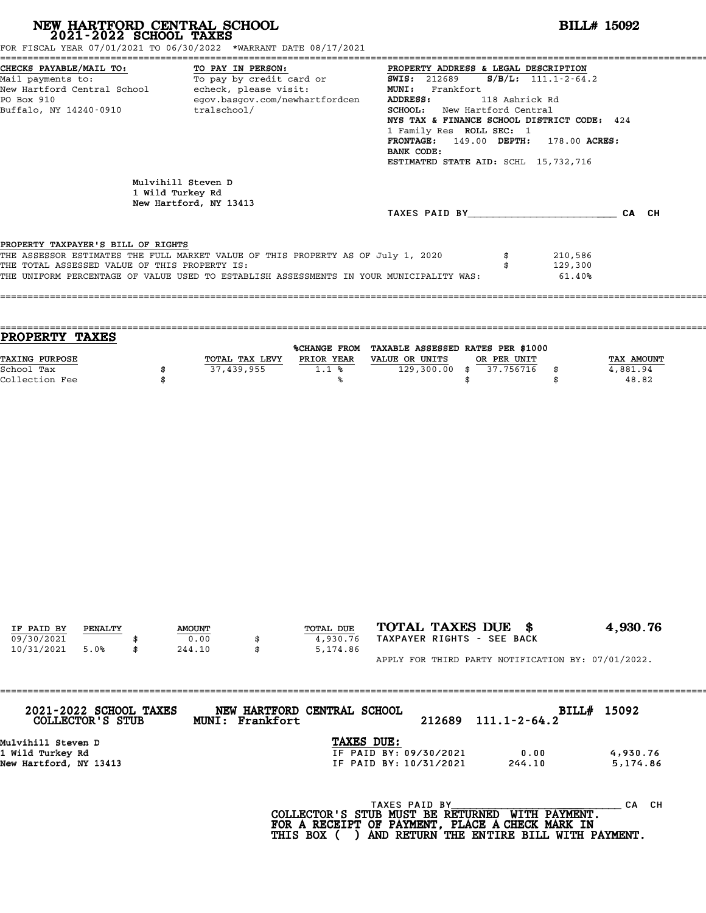# NEW HARTFORD CENTRAL SCHOOL
## 2021-2022 SCHOOL TAXES

**BILL# 15092**

FOR FISCAL YEAR 07/01/2021 TO 06/30/2022 *WARRANT DATE 08/17/2021

**CHECKS PAYABLE/MAIL TO:**
Mail payments to:
New Hartford Central School
PO Box 910
Buffalo, NY 14240-0910

**TO PAY IN PERSON:**
To pay by credit card or
echeck, please visit:
egov.basgov.com/newhartfordcentralschool/

**PROPERTY ADDRESS & LEGAL DESCRIPTION**
**SWIS:** 212689 **S/B/L:** 111.1-2-64.2
**MUNI:** Frankfort
**ADDRESS:** 118 Ashrick Rd
**SCHOOL:** New Hartford Central
**NYS TAX & FINANCE SCHOOL DISTRICT CODE:** 424
1 Family Res **ROLL SEC:** 1
**FRONTAGE:** 149.00 **DEPTH:** 178.00 **ACRES:**
**BANK CODE:**
**ESTIMATED STATE AID:** SCHL 15,732,716

Mulvihill Steven D
1 Wild Turkey Rd
New Hartford, NY 13413

TAXES PAID BY_________________________ CA CH

PROPERTY TAXPAYER'S BILL OF RIGHTS

| | | |
|---|---|---|
| THE ASSESSOR ESTIMATES THE FULL MARKET VALUE OF THIS PROPERTY AS OF July 1, 2020 | $ | 210,586 |
| THE TOTAL ASSESSED VALUE OF THIS PROPERTY IS: | $ | 129,300 |
| THE UNIFORM PERCENTAGE OF VALUE USED TO ESTABLISH ASSESSMENTS IN YOUR MUNICIPALITY WAS: | | 61.40% |

## PROPERTY TAXES

| TAXING PURPOSE | | TOTAL TAX LEVY | %CHANGE FROM PRIOR YEAR | TAXABLE ASSESSED VALUE OR UNITS | | RATES PER $1000 OR PER UNIT | | TAX AMOUNT |
|---|---|---|---|---|---|---|---|---|
| School Tax | $ | 37,439,955 | 1.1 % | 129,300.00 | $ | 37.756716 | $ | 4,881.94 |
| Collection Fee | $ | | % | | $ | | $ | 48.82 |

| IF PAID BY | PENALTY | | AMOUNT | | TOTAL DUE |
|---|---|---|---|---|---|
| 09/30/2021 | | $ | 0.00 | $ | 4,930.76 |
| 10/31/2021 | 5.0% | $ | 244.10 | $ | 5,174.86 |

**TOTAL TAXES DUE $ 4,930.76**
TAXPAYER RIGHTS - SEE BACK

APPLY FOR THIRD PARTY NOTIFICATION BY: 07/01/2022.

---

**2021-2022 SCHOOL TAXES COLLECTOR'S STUB** — **NEW HARTFORD CENTRAL SCHOOL MUNI: Frankfort** — 212689 111.1-2-64.2 — **BILL# 15092**

Mulvihill Steven D
1 Wild Turkey Rd
New Hartford, NY 13413

**TAXES DUE:**

| | | |
|---|---|---|
| IF PAID BY: 09/30/2021 | 0.00 | 4,930.76 |
| IF PAID BY: 10/31/2021 | 244.10 | 5,174.86 |

TAXES PAID BY_____________________________ CA CH

**COLLECTOR'S STUB MUST BE RETURNED WITH PAYMENT.
FOR A RECEIPT OF PAYMENT, PLACE A CHECK MARK IN
THIS BOX ( ) AND RETURN THE ENTIRE BILL WITH PAYMENT.**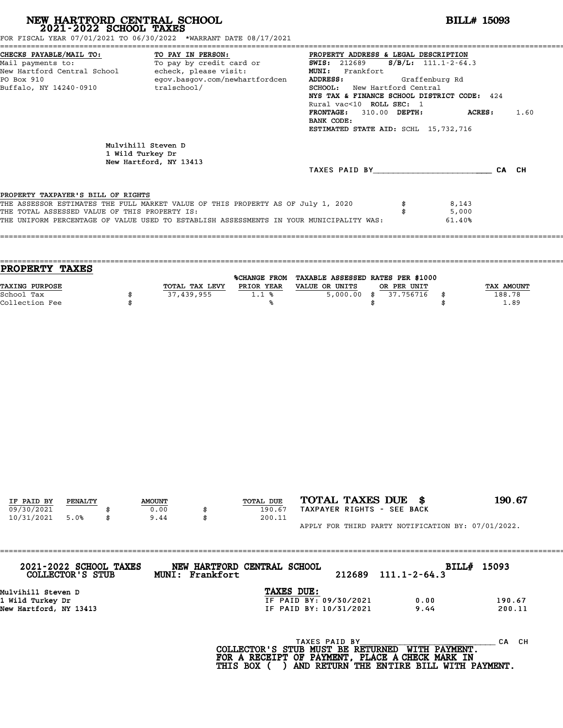# NEW HARTFORD CENTRAL SCHOOL
## 2021-2022 SCHOOL TAXES

**BILL# 15093**

FOR FISCAL YEAR 07/01/2021 TO 06/30/2022 *WARRANT DATE 08/17/2021

**CHECKS PAYABLE/MAIL TO:**
Mail payments to:
New Hartford Central School
PO Box 910
Buffalo, NY 14240-0910

**TO PAY IN PERSON:**
To pay by credit card or echeck, please visit:
egov.basgov.com/newhartfordcentralschool/

**PROPERTY ADDRESS & LEGAL DESCRIPTION**
**SWIS:** 212689 **S/B/L:** 111.1-2-64.3
**MUNI:** Frankfort
**ADDRESS:** Graffenburg Rd
**SCHOOL:** New Hartford Central
**NYS TAX & FINANCE SCHOOL DISTRICT CODE:** 424
Rural vac<10 **ROLL SEC:** 1
**FRONTAGE:** 310.00 **DEPTH:** **ACRES:** 1.60
**BANK CODE:**
**ESTIMATED STATE AID:** SCHL 15,732,716

Mulvihill Steven D
1 Wild Turkey Dr
New Hartford, NY 13413

TAXES PAID BY________________________ CA CH

PROPERTY TAXPAYER'S BILL OF RIGHTS

| | | |
|---|---|---|
| THE ASSESSOR ESTIMATES THE FULL MARKET VALUE OF THIS PROPERTY AS OF July 1, 2020 | $ | 8,143 |
| THE TOTAL ASSESSED VALUE OF THIS PROPERTY IS: | $ | 5,000 |
| THE UNIFORM PERCENTAGE OF VALUE USED TO ESTABLISH ASSESSMENTS IN YOUR MUNICIPALITY WAS: | | 61.40% |

## PROPERTY TAXES

| TAXING PURPOSE | | TOTAL TAX LEVY | %CHANGE FROM PRIOR YEAR | TAXABLE ASSESSED VALUE OR UNITS | | RATES PER $1000 OR PER UNIT | | TAX AMOUNT |
|---|---|---|---|---|---|---|---|---|
| School Tax | $ | 37,439,955 | 1.1 % | 5,000.00 | $ | 37.756716 | $ | 188.78 |
| Collection Fee | $ | | % | | $ | | $ | 1.89 |

| IF PAID BY | PENALTY | | AMOUNT | | TOTAL DUE |
|---|---|---|---|---|---|
| 09/30/2021 | | $ | 0.00 | $ | 190.67 |
| 10/31/2021 | 5.0% | $ | 9.44 | $ | 200.11 |

**TOTAL TAXES DUE $ 190.67**
TAXPAYER RIGHTS - SEE BACK

APPLY FOR THIRD PARTY NOTIFICATION BY: 07/01/2022.

**2021-2022 SCHOOL TAXES COLLECTOR'S STUB** — **NEW HARTFORD CENTRAL SCHOOL MUNI: Frankfort** — 212689 111.1-2-64.3 — **BILL# 15093**

Mulvihill Steven D
1 Wild Turkey Dr
New Hartford, NY 13413

**TAXES DUE:**

| | | |
|---|---|---|
| IF PAID BY: 09/30/2021 | 0.00 | 190.67 |
| IF PAID BY: 10/31/2021 | 9.44 | 200.11 |

TAXES PAID BY____________________________ CA CH

**COLLECTOR'S STUB MUST BE RETURNED WITH PAYMENT.**
**FOR A RECEIPT OF PAYMENT, PLACE A CHECK MARK IN THIS BOX ( ) AND RETURN THE ENTIRE BILL WITH PAYMENT.**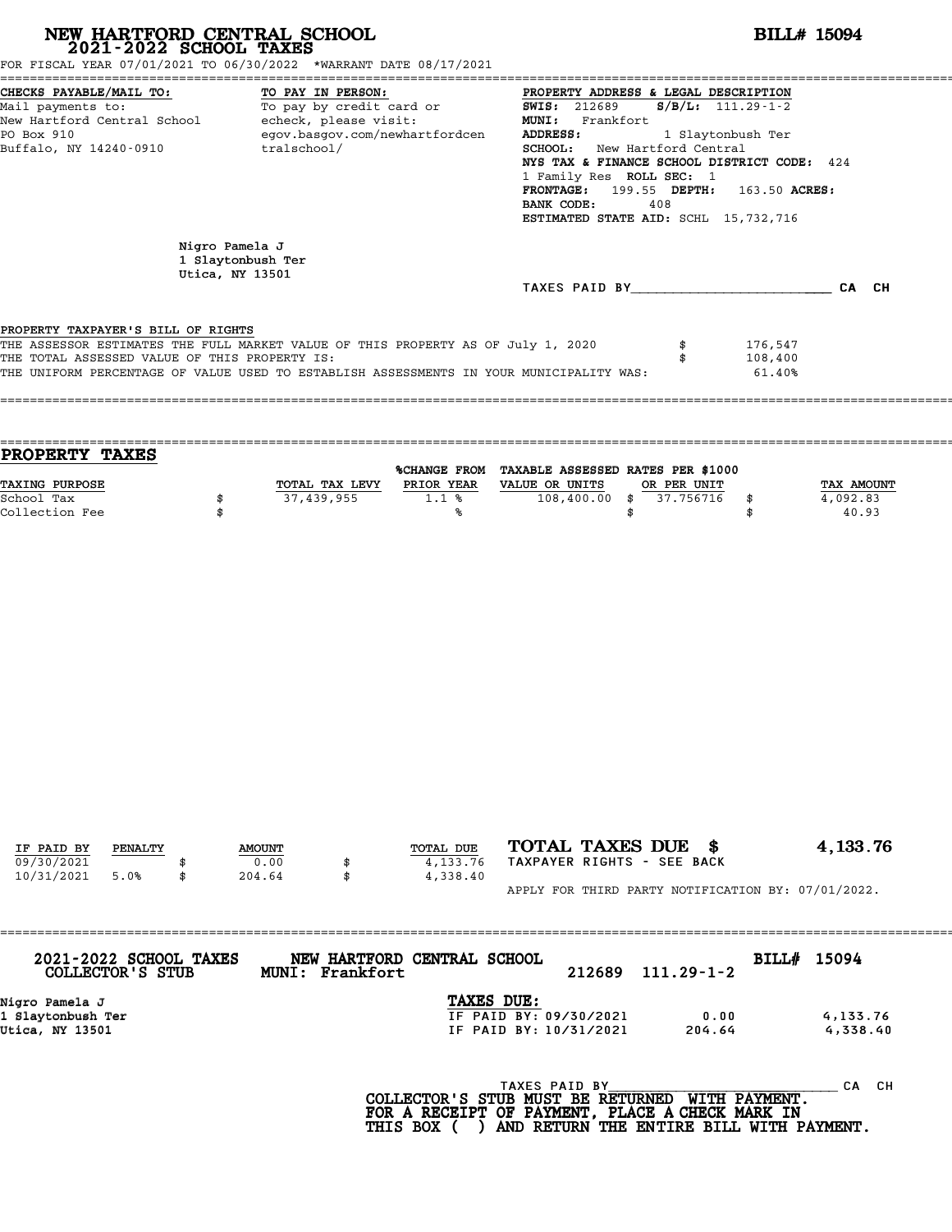# NEW HARTFORD CENTRAL SCHOOL
## 2021-2022 SCHOOL TAXES

**BILL# 15094**

FOR FISCAL YEAR 07/01/2021 TO 06/30/2022 \*WARRANT DATE 08/17/2021

**CHECKS PAYABLE/MAIL TO:**
Mail payments to:
New Hartford Central School
PO Box 910
Buffalo, NY 14240-0910

**TO PAY IN PERSON:**
To pay by credit card or echeck, please visit:
egov.basgov.com/newhartfordcentralschool/

**PROPERTY ADDRESS & LEGAL DESCRIPTION**
**SWIS:** 212689 **S/B/L:** 111.29-1-2
**MUNI:** Frankfort
**ADDRESS:** 1 Slaytonbush Ter
**SCHOOL:** New Hartford Central
**NYS TAX & FINANCE SCHOOL DISTRICT CODE:** 424
1 Family Res **ROLL SEC:** 1
**FRONTAGE:** 199.55 **DEPTH:** 163.50 **ACRES:**
**BANK CODE:** 408
**ESTIMATED STATE AID:** SCHL 15,732,716

Nigro Pamela J
1 Slaytonbush Ter
Utica, NY 13501

TAXES PAID BY________________________ CA CH

PROPERTY TAXPAYER'S BILL OF RIGHTS

| | |
|---|---|
| THE ASSESSOR ESTIMATES THE FULL MARKET VALUE OF THIS PROPERTY AS OF July 1, 2020 | $ 176,547 |
| THE TOTAL ASSESSED VALUE OF THIS PROPERTY IS: | $ 108,400 |
| THE UNIFORM PERCENTAGE OF VALUE USED TO ESTABLISH ASSESSMENTS IN YOUR MUNICIPALITY WAS: | 61.40% |

## PROPERTY TAXES

| TAXING PURPOSE | TOTAL TAX LEVY | %CHANGE FROM PRIOR YEAR | TAXABLE ASSESSED VALUE OR UNITS | RATES PER $1000 OR PER UNIT | TAX AMOUNT |
|---|---|---|---|---|---|
| School Tax | $ 37,439,955 | 1.1 % | 108,400.00 | $ 37.756716 | $ 4,092.83 |
| Collection Fee | $ | % | | $ | $ 40.93 |

| IF PAID BY | PENALTY | AMOUNT | TOTAL DUE |
|---|---|---|---|
| 09/30/2021 | | $ 0.00 | $ 4,133.76 |
| 10/31/2021 | 5.0% | $ 204.64 | $ 4,338.40 |

**TOTAL TAXES DUE $ 4,133.76**
TAXPAYER RIGHTS - SEE BACK

APPLY FOR THIRD PARTY NOTIFICATION BY: 07/01/2022.

---

**2021-2022 SCHOOL TAXES COLLECTOR'S STUB** — **NEW HARTFORD CENTRAL SCHOOL MUNI: Frankfort** — 212689 111.29-1-2 — **BILL# 15094**

Nigro Pamela J
1 Slaytonbush Ter
Utica, NY 13501

**TAXES DUE:**

| | | |
|---|---|---|
| IF PAID BY: 09/30/2021 | 0.00 | 4,133.76 |
| IF PAID BY: 10/31/2021 | 204.64 | 4,338.40 |

TAXES PAID BY____________________________ CA CH

**COLLECTOR'S STUB MUST BE RETURNED WITH PAYMENT.**
**FOR A RECEIPT OF PAYMENT, PLACE A CHECK MARK IN THIS BOX ( ) AND RETURN THE ENTIRE BILL WITH PAYMENT.**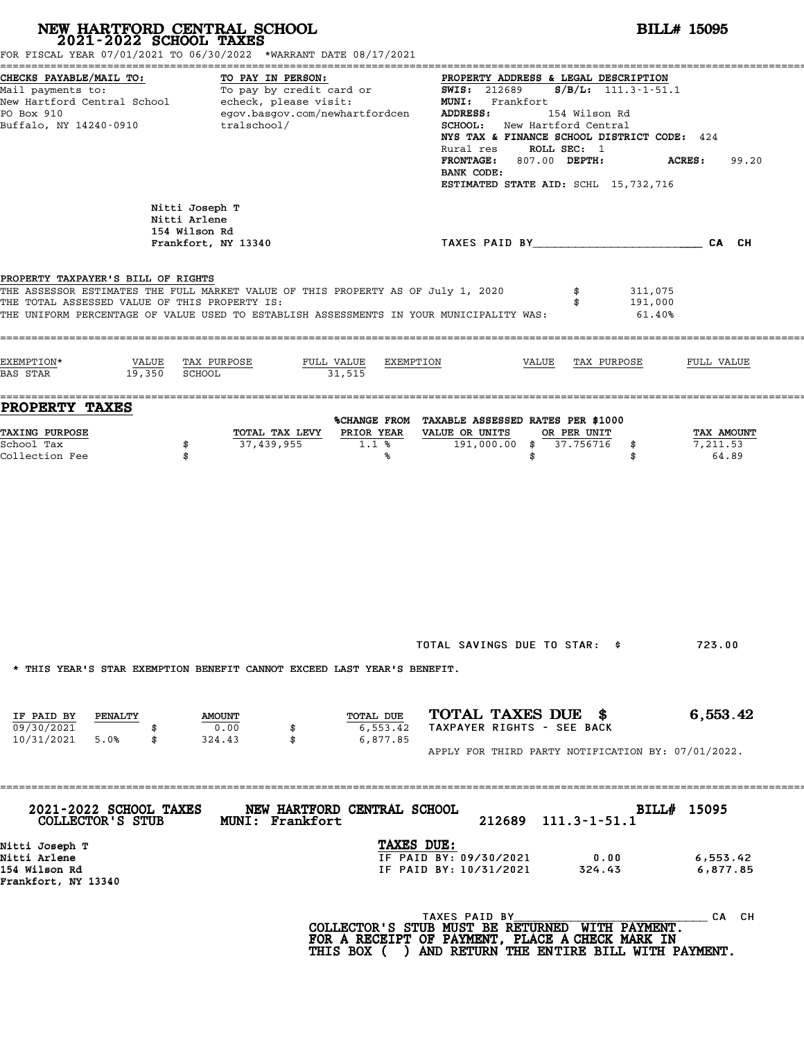# NEW HARTFORD CENTRAL SCHOOL
## 2021-2022 SCHOOL TAXES

**BILL# 15095**

FOR FISCAL YEAR 07/01/2021 TO 06/30/2022 *WARRANT DATE 08/17/2021

**CHECKS PAYABLE/MAIL TO:**
Mail payments to:
New Hartford Central School
PO Box 910
Buffalo, NY 14240-0910

**TO PAY IN PERSON:**
To pay by credit card or echeck, please visit:
egov.basgov.com/newhartfordcentralschool/

**PROPERTY ADDRESS & LEGAL DESCRIPTION**
**SWIS:** 212689 **S/B/L:** 111.3-1-51.1
**MUNI:** Frankfort
**ADDRESS:** 154 Wilson Rd
**SCHOOL:** New Hartford Central
**NYS TAX & FINANCE SCHOOL DISTRICT CODE:** 424
Rural res **ROLL SEC:** 1
**FRONTAGE:** 807.00 **DEPTH:** **ACRES:** 99.20
**BANK CODE:**
**ESTIMATED STATE AID:** SCHL 15,732,716

Nitti Joseph T
Nitti Arlene
154 Wilson Rd
Frankfort, NY 13340

TAXES PAID BY________________________ CA CH

**PROPERTY TAXPAYER'S BILL OF RIGHTS**

THE ASSESSOR ESTIMATES THE FULL MARKET VALUE OF THIS PROPERTY AS OF July 1, 2020 $ 311,075
THE TOTAL ASSESSED VALUE OF THIS PROPERTY IS: $ 191,000
THE UNIFORM PERCENTAGE OF VALUE USED TO ESTABLISH ASSESSMENTS IN YOUR MUNICIPALITY WAS: 61.40%

| EXEMPTION* | VALUE | TAX PURPOSE | FULL VALUE | EXEMPTION | VALUE | TAX PURPOSE | FULL VALUE |
|---|---|---|---|---|---|---|---|
| BAS STAR | 19,350 | SCHOOL | 31,515 | | | | |

## PROPERTY TAXES

| TAXING PURPOSE | TOTAL TAX LEVY | %CHANGE FROM PRIOR YEAR | TAXABLE ASSESSED VALUE OR UNITS | RATES PER $1000 OR PER UNIT | TAX AMOUNT |
|---|---|---|---|---|---|
| School Tax | $ 37,439,955 | 1.1 % | 191,000.00 | $ 37.756716 | $ 7,211.53 |
| Collection Fee | $ | % | | $ | $ 64.89 |

TOTAL SAVINGS DUE TO STAR: $ 723.00

* THIS YEAR'S STAR EXEMPTION BENEFIT CANNOT EXCEED LAST YEAR'S BENEFIT.

| IF PAID BY | PENALTY | AMOUNT | TOTAL DUE |
|---|---|---|---|
| 09/30/2021 | | $ 0.00 | $ 6,553.42 |
| 10/31/2021 | 5.0% | $ 324.43 | $ 6,877.85 |

**TOTAL TAXES DUE $ 6,553.42**
TAXPAYER RIGHTS - SEE BACK

APPLY FOR THIRD PARTY NOTIFICATION BY: 07/01/2022.

---

**2021-2022 SCHOOL TAXES COLLECTOR'S STUB** **NEW HARTFORD CENTRAL SCHOOL MUNI: Frankfort** 212689 111.3-1-51.1 **BILL# 15095**

Nitti Joseph T
Nitti Arlene
154 Wilson Rd
Frankfort, NY 13340

**TAXES DUE:**

| | | |
|---|---|---|
| IF PAID BY: 09/30/2021 | 0.00 | 6,553.42 |
| IF PAID BY: 10/31/2021 | 324.43 | 6,877.85 |

TAXES PAID BY______________________________ CA CH

**COLLECTOR'S STUB MUST BE RETURNED WITH PAYMENT. FOR A RECEIPT OF PAYMENT, PLACE A CHECK MARK IN THIS BOX ( ) AND RETURN THE ENTIRE BILL WITH PAYMENT.**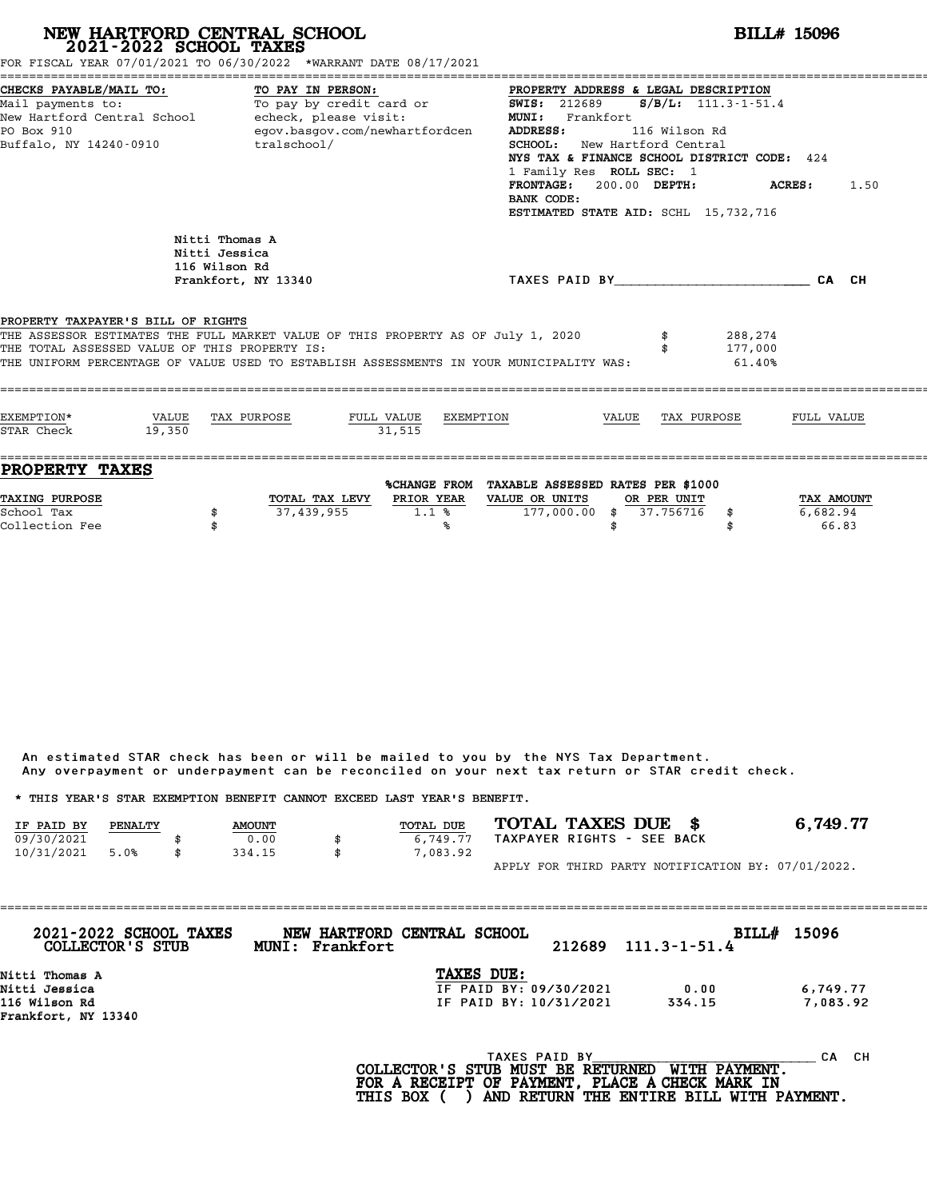# NEW HARTFORD CENTRAL SCHOOL
## 2021-2022 SCHOOL TAXES

**BILL# 15096**

FOR FISCAL YEAR 07/01/2021 TO 06/30/2022 *WARRANT DATE 08/17/2021

**CHECKS PAYABLE/MAIL TO:**
Mail payments to:
New Hartford Central School
PO Box 910
Buffalo, NY 14240-0910

**TO PAY IN PERSON:**
To pay by credit card or echeck, please visit:
egov.basgov.com/newhartfordcentralschool/

**PROPERTY ADDRESS & LEGAL DESCRIPTION**
**SWIS:** 212689 **S/B/L:** 111.3-1-51.4
**MUNI:** Frankfort
**ADDRESS:** 116 Wilson Rd
**SCHOOL:** New Hartford Central
**NYS TAX & FINANCE SCHOOL DISTRICT CODE:** 424
1 Family Res **ROLL SEC:** 1
**FRONTAGE:** 200.00 **DEPTH:** **ACRES:** 1.50
**BANK CODE:**
**ESTIMATED STATE AID:** SCHL 15,732,716

Nitti Thomas A
Nitti Jessica
116 Wilson Rd
Frankfort, NY 13340

TAXES PAID BY________________________ CA CH

**PROPERTY TAXPAYER'S BILL OF RIGHTS**

THE ASSESSOR ESTIMATES THE FULL MARKET VALUE OF THIS PROPERTY AS OF July 1, 2020 $ 288,274
THE TOTAL ASSESSED VALUE OF THIS PROPERTY IS: $ 177,000
THE UNIFORM PERCENTAGE OF VALUE USED TO ESTABLISH ASSESSMENTS IN YOUR MUNICIPALITY WAS: 61.40%

| EXEMPTION* | VALUE | TAX PURPOSE | FULL VALUE | EXEMPTION | VALUE | TAX PURPOSE | FULL VALUE |
|---|---|---|---|---|---|---|---|
| STAR Check | 19,350 | | 31,515 | | | | |

## PROPERTY TAXES

| TAXING PURPOSE | | TOTAL TAX LEVY | %CHANGE FROM PRIOR YEAR | TAXABLE ASSESSED VALUE OR UNITS | RATES PER $1000 OR PER UNIT | | TAX AMOUNT |
|---|---|---|---|---|---|---|---|
| School Tax | $ | 37,439,955 | 1.1 % | 177,000.00 | $ 37.756716 | $ | 6,682.94 |
| Collection Fee | $ | | % | | $ | $ | 66.83 |

An estimated STAR check has been or will be mailed to you by the NYS Tax Department.
Any overpayment or underpayment can be reconciled on your next tax return or STAR credit check.

* THIS YEAR'S STAR EXEMPTION BENEFIT CANNOT EXCEED LAST YEAR'S BENEFIT.

| IF PAID BY | PENALTY | | AMOUNT | | TOTAL DUE |
|---|---|---|---|---|---|
| 09/30/2021 | | $ | 0.00 | $ | 6,749.77 |
| 10/31/2021 | 5.0% | $ | 334.15 | $ | 7,083.92 |

**TOTAL TAXES DUE $ 6,749.77**
TAXPAYER RIGHTS - SEE BACK

APPLY FOR THIRD PARTY NOTIFICATION BY: 07/01/2022.

---

**2021-2022 SCHOOL TAXES COLLECTOR'S STUB** **NEW HARTFORD CENTRAL SCHOOL MUNI: Frankfort** 212689 111.3-1-51.4 **BILL# 15096**

Nitti Thomas A
Nitti Jessica
116 Wilson Rd
Frankfort, NY 13340

**TAXES DUE:**

| | | |
|---|---|---|
| IF PAID BY: 09/30/2021 | 0.00 | 6,749.77 |
| IF PAID BY: 10/31/2021 | 334.15 | 7,083.92 |

TAXES PAID BY________________________ CA CH

**COLLECTOR'S STUB MUST BE RETURNED WITH PAYMENT.**
**FOR A RECEIPT OF PAYMENT, PLACE A CHECK MARK IN THIS BOX ( ) AND RETURN THE ENTIRE BILL WITH PAYMENT.**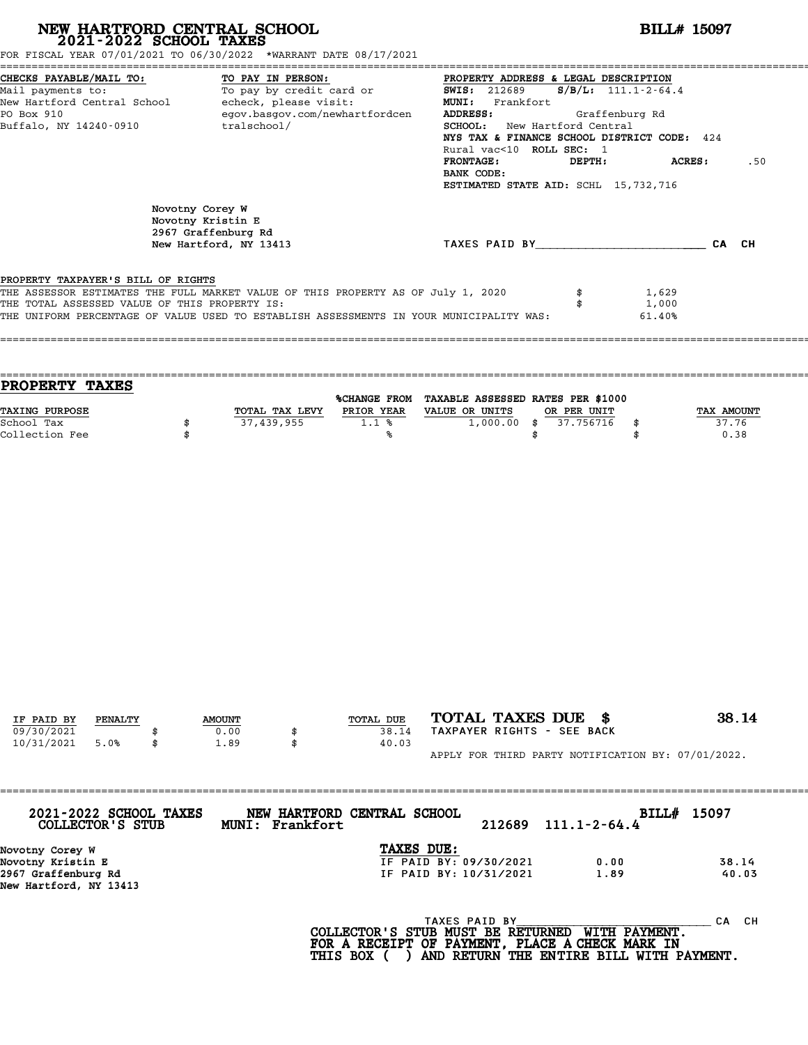# NEW HARTFORD CENTRAL SCHOOL
## 2021-2022 SCHOOL TAXES

**BILL# 15097**

FOR FISCAL YEAR 07/01/2021 TO 06/30/2022 *WARRANT DATE 08/17/2021

**CHECKS PAYABLE/MAIL TO:**
Mail payments to:
New Hartford Central School
PO Box 910
Buffalo, NY 14240-0910

**TO PAY IN PERSON:**
To pay by credit card or echeck, please visit:
egov.basgov.com/newhartfordcentralschool/

**PROPERTY ADDRESS & LEGAL DESCRIPTION**
**SWIS:** 212689 **S/B/L:** 111.1-2-64.4
**MUNI:** Frankfort
**ADDRESS:** Graffenburg Rd
**SCHOOL:** New Hartford Central
**NYS TAX & FINANCE SCHOOL DISTRICT CODE:** 424
Rural vac<10 **ROLL SEC:** 1
**FRONTAGE:** **DEPTH:** **ACRES:** .50
**BANK CODE:**
**ESTIMATED STATE AID:** SCHL 15,732,716

Novotny Corey W
Novotny Kristin E
2967 Graffenburg Rd
New Hartford, NY 13413

TAXES PAID BY________________________ CA CH

PROPERTY TAXPAYER'S BILL OF RIGHTS

THE ASSESSOR ESTIMATES THE FULL MARKET VALUE OF THIS PROPERTY AS OF July 1, 2020 $ 1,629
THE TOTAL ASSESSED VALUE OF THIS PROPERTY IS: $ 1,000
THE UNIFORM PERCENTAGE OF VALUE USED TO ESTABLISH ASSESSMENTS IN YOUR MUNICIPALITY WAS: 61.40%

## PROPERTY TAXES

| TAXING PURPOSE | TOTAL TAX LEVY | %CHANGE FROM PRIOR YEAR | TAXABLE ASSESSED VALUE OR UNITS | RATES PER $1000 OR PER UNIT | TAX AMOUNT |
|---|---|---|---|---|---|
| School Tax | $ 37,439,955 | 1.1 % | 1,000.00 | $ 37.756716 | $ 37.76 |
| Collection Fee | $ | % | | $ | $ 0.38 |

| IF PAID BY | PENALTY | AMOUNT | TOTAL DUE |
|---|---|---|---|
| 09/30/2021 | | $ 0.00 | $ 38.14 |
| 10/31/2021 | 5.0% | $ 1.89 | $ 40.03 |

**TOTAL TAXES DUE $ 38.14**

TAXPAYER RIGHTS - SEE BACK

APPLY FOR THIRD PARTY NOTIFICATION BY: 07/01/2022.

**2021-2022 SCHOOL TAXES COLLECTOR'S STUB** **NEW HARTFORD CENTRAL SCHOOL MUNI: Frankfort** 212689 111.1-2-64.4 **BILL# 15097**

Novotny Corey W
Novotny Kristin E
2967 Graffenburg Rd
New Hartford, NY 13413

**TAXES DUE:**

| | | |
|---|---|---|
| IF PAID BY: 09/30/2021 | 0.00 | 38.14 |
| IF PAID BY: 10/31/2021 | 1.89 | 40.03 |

TAXES PAID BY________________________ CA CH

**COLLECTOR'S STUB MUST BE RETURNED WITH PAYMENT. FOR A RECEIPT OF PAYMENT, PLACE A CHECK MARK IN THIS BOX ( ) AND RETURN THE ENTIRE BILL WITH PAYMENT.**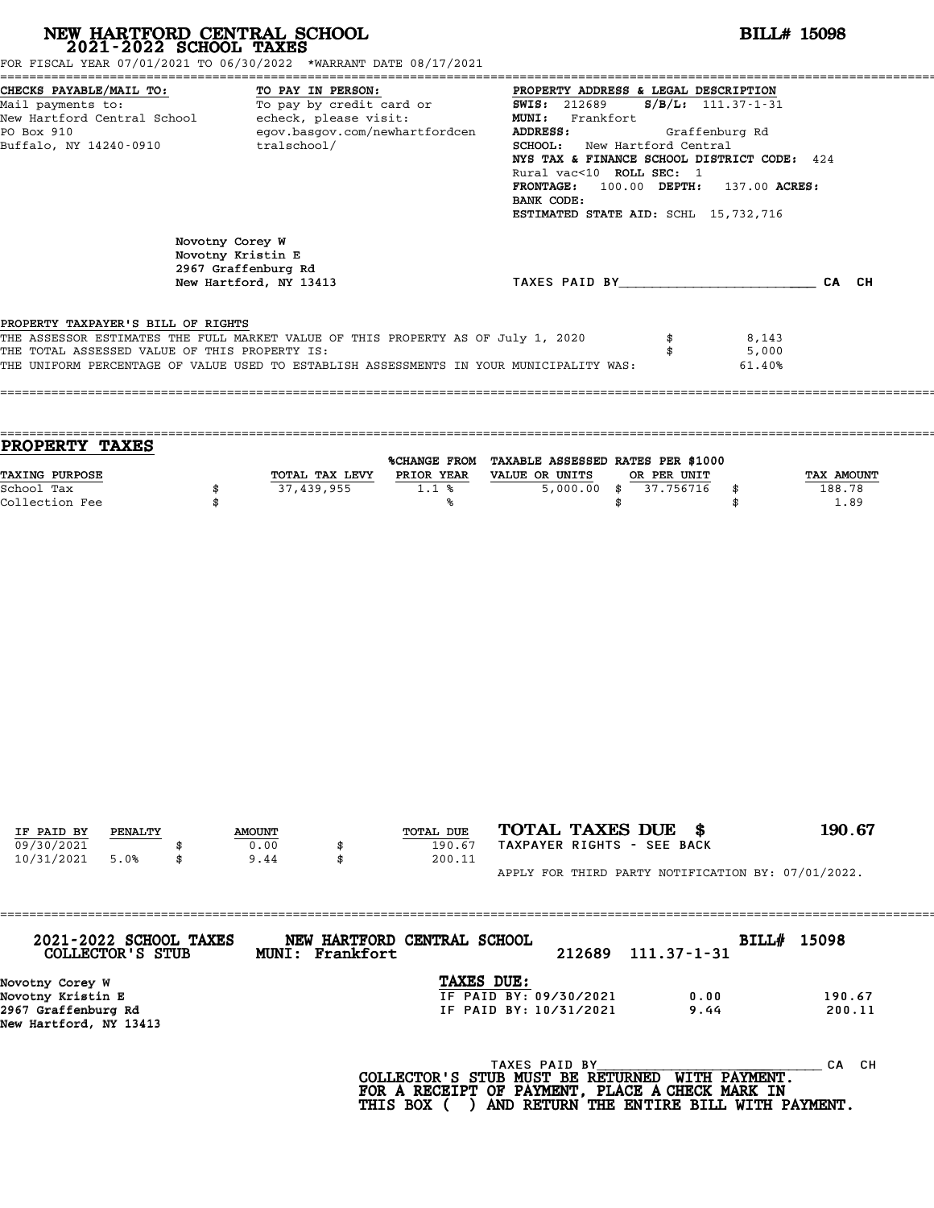# NEW HARTFORD CENTRAL SCHOOL
## 2021-2022 SCHOOL TAXES

**BILL# 15098**

FOR FISCAL YEAR 07/01/2021 TO 06/30/2022 *WARRANT DATE 08/17/2021

**CHECKS PAYABLE/MAIL TO:**
Mail payments to:
New Hartford Central School
PO Box 910
Buffalo, NY 14240-0910

**TO PAY IN PERSON:**
To pay by credit card or echeck, please visit:
egov.basgov.com/newhartfordcentralschool/

**PROPERTY ADDRESS & LEGAL DESCRIPTION**
**SWIS:** 212689 **S/B/L:** 111.37-1-31
**MUNI:** Frankfort
**ADDRESS:** Graffenburg Rd
**SCHOOL:** New Hartford Central
**NYS TAX & FINANCE SCHOOL DISTRICT CODE:** 424
Rural vac<10 **ROLL SEC:** 1
**FRONTAGE:** 100.00 **DEPTH:** 137.00 **ACRES:**
**BANK CODE:**
**ESTIMATED STATE AID:** SCHL 15,732,716

Novotny Corey W
Novotny Kristin E
2967 Graffenburg Rd
New Hartford, NY 13413

TAXES PAID BY________________________ CA CH

PROPERTY TAXPAYER'S BILL OF RIGHTS

| | | |
|---|---|---|
| THE ASSESSOR ESTIMATES THE FULL MARKET VALUE OF THIS PROPERTY AS OF July 1, 2020 | $ | 8,143 |
| THE TOTAL ASSESSED VALUE OF THIS PROPERTY IS: | $ | 5,000 |
| THE UNIFORM PERCENTAGE OF VALUE USED TO ESTABLISH ASSESSMENTS IN YOUR MUNICIPALITY WAS: | | 61.40% |

## PROPERTY TAXES

| TAXING PURPOSE | | TOTAL TAX LEVY | %CHANGE FROM PRIOR YEAR | TAXABLE ASSESSED VALUE OR UNITS | | RATES PER $1000 OR PER UNIT | | TAX AMOUNT |
|---|---|---|---|---|---|---|---|---|
| School Tax | $ | 37,439,955 | 1.1 % | 5,000.00 | $ | 37.756716 | $ | 188.78 |
| Collection Fee | $ | | % | | $ | | $ | 1.89 |

| IF PAID BY | PENALTY | | AMOUNT | | TOTAL DUE |
|---|---|---|---|---|---|
| 09/30/2021 | | $ | 0.00 | $ | 190.67 |
| 10/31/2021 | 5.0% | $ | 9.44 | $ | 200.11 |

**TOTAL TAXES DUE $ 190.67**
TAXPAYER RIGHTS - SEE BACK

APPLY FOR THIRD PARTY NOTIFICATION BY: 07/01/2022.

---

**2021-2022 SCHOOL TAXES COLLECTOR'S STUB** — **NEW HARTFORD CENTRAL SCHOOL** — **MUNI: Frankfort** — 212689 111.37-1-31 — **BILL# 15098**

Novotny Corey W
Novotny Kristin E
2967 Graffenburg Rd
New Hartford, NY 13413

**TAXES DUE:**

| | | |
|---|---|---|
| IF PAID BY: 09/30/2021 | 0.00 | 190.67 |
| IF PAID BY: 10/31/2021 | 9.44 | 200.11 |

TAXES PAID BY____________________________ CA CH

**COLLECTOR'S STUB MUST BE RETURNED WITH PAYMENT. FOR A RECEIPT OF PAYMENT, PLACE A CHECK MARK IN THIS BOX ( ) AND RETURN THE ENTIRE BILL WITH PAYMENT.**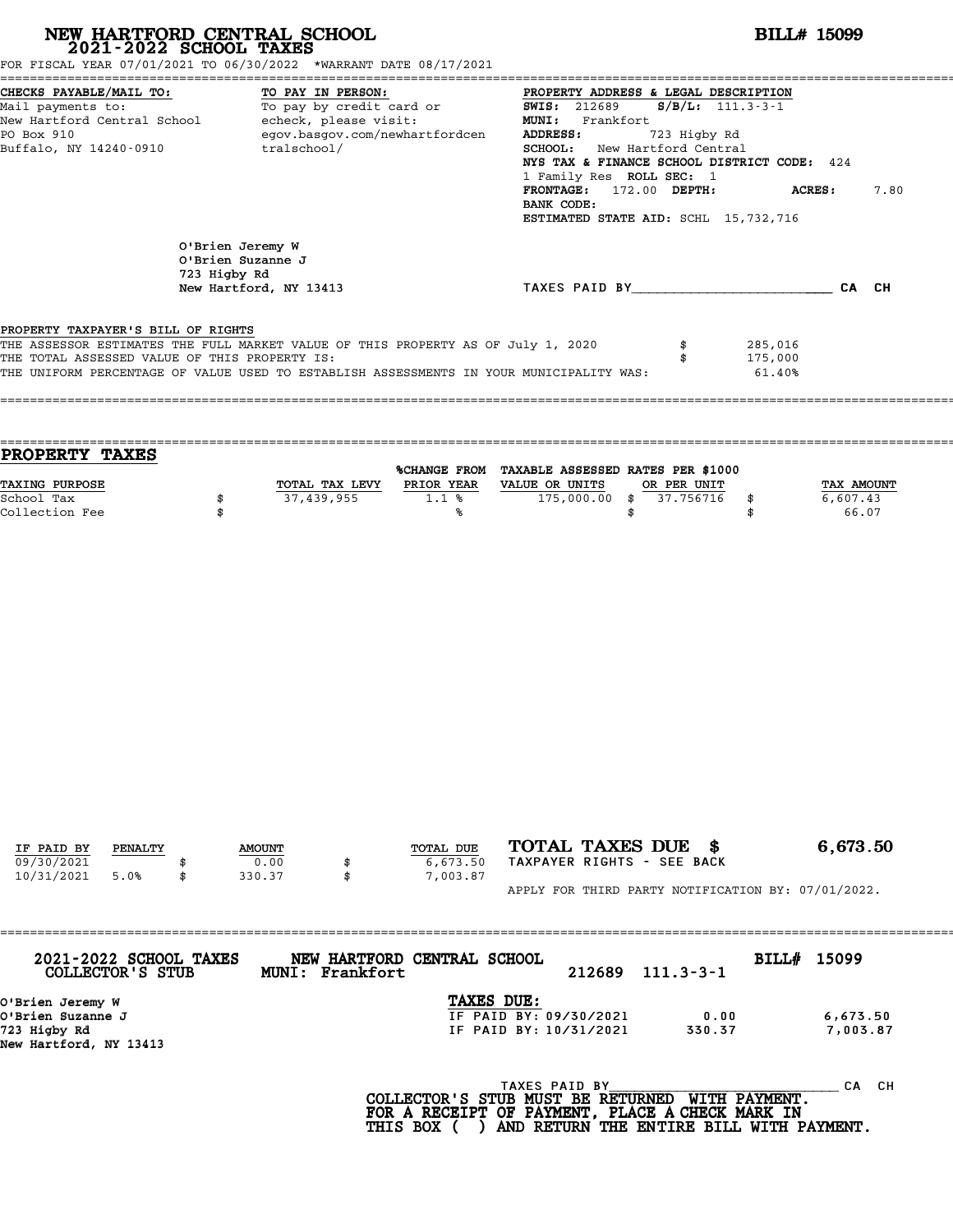# NEW HARTFORD CENTRAL SCHOOL
## 2021-2022 SCHOOL TAXES

**BILL# 15099**

FOR FISCAL YEAR 07/01/2021 TO 06/30/2022 *WARRANT DATE 08/17/2021

**CHECKS PAYABLE/MAIL TO:**
Mail payments to:
New Hartford Central School
PO Box 910
Buffalo, NY 14240-0910

**TO PAY IN PERSON:**
To pay by credit card or echeck, please visit:
egov.basgov.com/newhartfordcentralschool/

**PROPERTY ADDRESS & LEGAL DESCRIPTION**
**SWIS:** 212689 **S/B/L:** 111.3-3-1
**MUNI:** Frankfort
**ADDRESS:** 723 Higby Rd
**SCHOOL:** New Hartford Central
**NYS TAX & FINANCE SCHOOL DISTRICT CODE:** 424
1 Family Res **ROLL SEC:** 1
**FRONTAGE:** 172.00 **DEPTH:** **ACRES:** 7.80
**BANK CODE:**
**ESTIMATED STATE AID:** SCHL 15,732,716

O'Brien Jeremy W
O'Brien Suzanne J
723 Higby Rd
New Hartford, NY 13413

TAXES PAID BY________________________ CA CH

PROPERTY TAXPAYER'S BILL OF RIGHTS

THE ASSESSOR ESTIMATES THE FULL MARKET VALUE OF THIS PROPERTY AS OF July 1, 2020 $ 285,016
THE TOTAL ASSESSED VALUE OF THIS PROPERTY IS: $ 175,000
THE UNIFORM PERCENTAGE OF VALUE USED TO ESTABLISH ASSESSMENTS IN YOUR MUNICIPALITY WAS: 61.40%

## PROPERTY TAXES

| TAXING PURPOSE | | TOTAL TAX LEVY | %CHANGE FROM PRIOR YEAR | TAXABLE ASSESSED VALUE OR UNITS | | RATES PER $1000 OR PER UNIT | | TAX AMOUNT |
|---|---|---|---|---|---|---|---|---|
| School Tax | $ | 37,439,955 | 1.1 % | 175,000.00 | $ | 37.756716 | $ | 6,607.43 |
| Collection Fee | $ | | % | | $ | | $ | 66.07 |

| IF PAID BY | PENALTY | | AMOUNT | | TOTAL DUE |
|---|---|---|---|---|---|
| 09/30/2021 | | $ | 0.00 | $ | 6,673.50 |
| 10/31/2021 | 5.0% | $ | 330.37 | $ | 7,003.87 |

**TOTAL TAXES DUE $ 6,673.50**

TAXPAYER RIGHTS - SEE BACK

APPLY FOR THIRD PARTY NOTIFICATION BY: 07/01/2022.

---

**2021-2022 SCHOOL TAXES COLLECTOR'S STUB** **NEW HARTFORD CENTRAL SCHOOL MUNI: Frankfort** 212689 111.3-3-1 **BILL# 15099**

O'Brien Jeremy W
O'Brien Suzanne J
723 Higby Rd
New Hartford, NY 13413

**TAXES DUE:**

| | | |
|---|---|---|
| IF PAID BY: 09/30/2021 | 0.00 | 6,673.50 |
| IF PAID BY: 10/31/2021 | 330.37 | 7,003.87 |

TAXES PAID BY____________________________ CA CH

**COLLECTOR'S STUB MUST BE RETURNED WITH PAYMENT.**
**FOR A RECEIPT OF PAYMENT, PLACE A CHECK MARK IN THIS BOX ( ) AND RETURN THE ENTIRE BILL WITH PAYMENT.**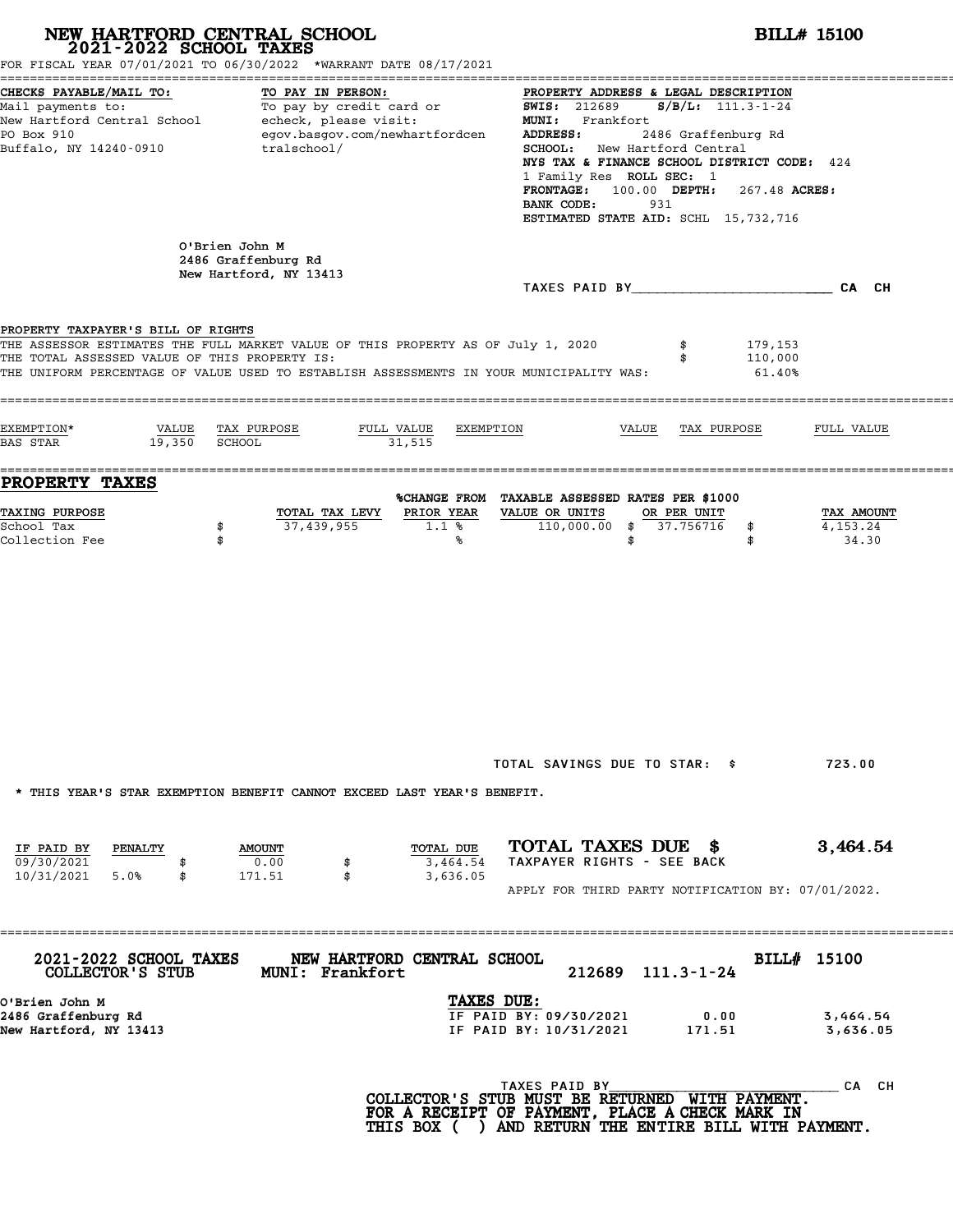# NEW HARTFORD CENTRAL SCHOOL
## 2021-2022 SCHOOL TAXES

**BILL# 15100**

FOR FISCAL YEAR 07/01/2021 TO 06/30/2022 *WARRANT DATE 08/17/2021

**CHECKS PAYABLE/MAIL TO:**
Mail payments to:
New Hartford Central School
PO Box 910
Buffalo, NY 14240-0910

**TO PAY IN PERSON:**
To pay by credit card or echeck, please visit:
egov.basgov.com/newhartfordcentralschool/

**PROPERTY ADDRESS & LEGAL DESCRIPTION**
**SWIS:** 212689 **S/B/L:** 111.3-1-24
**MUNI:** Frankfort
**ADDRESS:** 2486 Graffenburg Rd
**SCHOOL:** New Hartford Central
**NYS TAX & FINANCE SCHOOL DISTRICT CODE:** 424
1 Family Res **ROLL SEC:** 1
**FRONTAGE:** 100.00 **DEPTH:** 267.48 **ACRES:**
**BANK CODE:** 931
**ESTIMATED STATE AID:** SCHL 15,732,716

O'Brien John M
2486 Graffenburg Rd
New Hartford, NY 13413

TAXES PAID BY________________________ CA CH

**PROPERTY TAXPAYER'S BILL OF RIGHTS**

THE ASSESSOR ESTIMATES THE FULL MARKET VALUE OF THIS PROPERTY AS OF July 1, 2020 $ 179,153
THE TOTAL ASSESSED VALUE OF THIS PROPERTY IS: $ 110,000
THE UNIFORM PERCENTAGE OF VALUE USED TO ESTABLISH ASSESSMENTS IN YOUR MUNICIPALITY WAS: 61.40%

| EXEMPTION* | VALUE | TAX PURPOSE | FULL VALUE | EXEMPTION | VALUE | TAX PURPOSE | FULL VALUE |
|---|---|---|---|---|---|---|---|
| BAS STAR | 19,350 | SCHOOL | 31,515 | | | | |

## PROPERTY TAXES

| TAXING PURPOSE | TOTAL TAX LEVY | %CHANGE FROM PRIOR YEAR | TAXABLE ASSESSED VALUE OR UNITS | RATES PER $1000 OR PER UNIT | TAX AMOUNT |
|---|---|---|---|---|---|
| School Tax | $ 37,439,955 | 1.1 % | 110,000.00 | $ 37.756716 | $ 4,153.24 |
| Collection Fee | $ | % | | $ | $ 34.30 |

TOTAL SAVINGS DUE TO STAR: $ 723.00

* THIS YEAR'S STAR EXEMPTION BENEFIT CANNOT EXCEED LAST YEAR'S BENEFIT.

| IF PAID BY | PENALTY | AMOUNT | TOTAL DUE |
|---|---|---|---|
| 09/30/2021 | | $ 0.00 | $ 3,464.54 |
| 10/31/2021 | 5.0% | $ 171.51 | $ 3,636.05 |

**TOTAL TAXES DUE $ 3,464.54**
TAXPAYER RIGHTS - SEE BACK

APPLY FOR THIRD PARTY NOTIFICATION BY: 07/01/2022.

---

**2021-2022 SCHOOL TAXES** **NEW HARTFORD CENTRAL SCHOOL** **BILL# 15100**
**COLLECTOR'S STUB** **MUNI: Frankfort** 212689 111.3-1-24

O'Brien John M
2486 Graffenburg Rd
New Hartford, NY 13413

**TAXES DUE:**

| | | |
|---|---|---|
| IF PAID BY: 09/30/2021 | 0.00 | 3,464.54 |
| IF PAID BY: 10/31/2021 | 171.51 | 3,636.05 |

TAXES PAID BY______________________________ CA CH

**COLLECTOR'S STUB MUST BE RETURNED WITH PAYMENT. FOR A RECEIPT OF PAYMENT, PLACE A CHECK MARK IN THIS BOX ( ) AND RETURN THE ENTIRE BILL WITH PAYMENT.**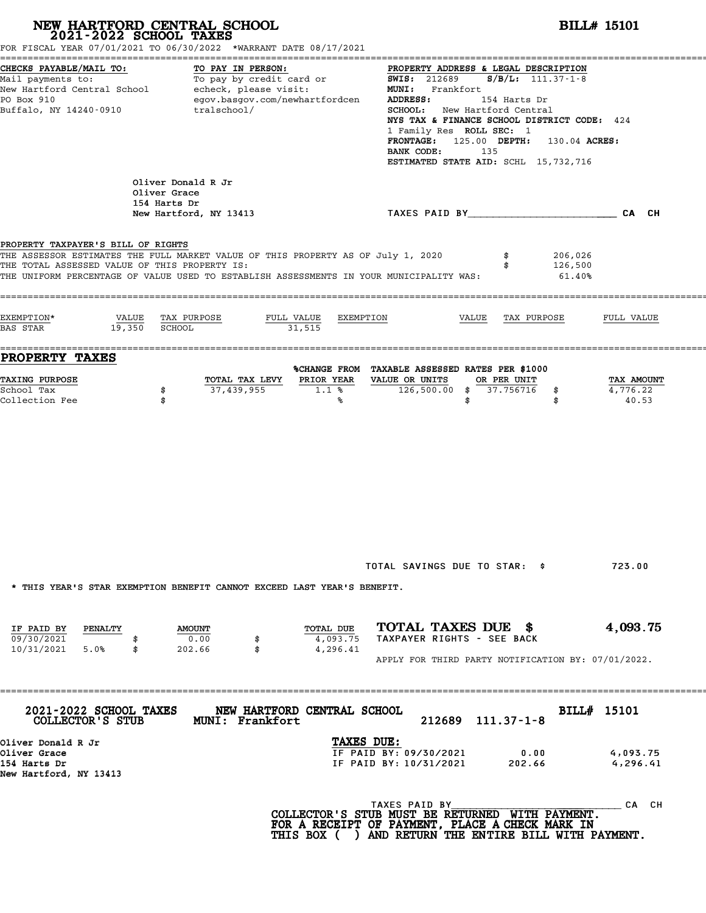# NEW HARTFORD CENTRAL SCHOOL
## 2021-2022 SCHOOL TAXES

**BILL# 15101**

FOR FISCAL YEAR 07/01/2021 TO 06/30/2022 *WARRANT DATE 08/17/2021

**CHECKS PAYABLE/MAIL TO:**
Mail payments to:
New Hartford Central School
PO Box 910
Buffalo, NY 14240-0910

**TO PAY IN PERSON:**
To pay by credit card or echeck, please visit:
egov.basgov.com/newhartfordcentralschool/

**PROPERTY ADDRESS & LEGAL DESCRIPTION**
**SWIS:** 212689 **S/B/L:** 111.37-1-8
**MUNI:** Frankfort
**ADDRESS:** 154 Harts Dr
**SCHOOL:** New Hartford Central
**NYS TAX & FINANCE SCHOOL DISTRICT CODE:** 424
1 Family Res **ROLL SEC:** 1
**FRONTAGE:** 125.00 **DEPTH:** 130.04 **ACRES:**
**BANK CODE:** 135
**ESTIMATED STATE AID:** SCHL 15,732,716

Oliver Donald R Jr
Oliver Grace
154 Harts Dr
New Hartford, NY 13413

TAXES PAID BY________________________ CA CH

**PROPERTY TAXPAYER'S BILL OF RIGHTS**

THE ASSESSOR ESTIMATES THE FULL MARKET VALUE OF THIS PROPERTY AS OF July 1, 2020 $ 206,026
THE TOTAL ASSESSED VALUE OF THIS PROPERTY IS: $ 126,500
THE UNIFORM PERCENTAGE OF VALUE USED TO ESTABLISH ASSESSMENTS IN YOUR MUNICIPALITY WAS: 61.40%

| EXEMPTION* | VALUE | TAX PURPOSE | FULL VALUE | EXEMPTION | VALUE | TAX PURPOSE | FULL VALUE |
|---|---|---|---|---|---|---|---|
| BAS STAR | 19,350 | SCHOOL | 31,515 | | | | |

## PROPERTY TAXES

| TAXING PURPOSE | | TOTAL TAX LEVY | %CHANGE FROM PRIOR YEAR | TAXABLE ASSESSED VALUE OR UNITS | RATES PER $1000 OR PER UNIT | | TAX AMOUNT |
|---|---|---|---|---|---|---|---|
| School Tax | $ | 37,439,955 | 1.1 % | 126,500.00 | $ 37.756716 | $ | 4,776.22 |
| Collection Fee | $ | | % | | $ | $ | 40.53 |

TOTAL SAVINGS DUE TO STAR: $ 723.00

* THIS YEAR'S STAR EXEMPTION BENEFIT CANNOT EXCEED LAST YEAR'S BENEFIT.

| IF PAID BY | PENALTY | | AMOUNT | | TOTAL DUE |
|---|---|---|---|---|---|
| 09/30/2021 | | $ | 0.00 | $ | 4,093.75 |
| 10/31/2021 | 5.0% | $ | 202.66 | $ | 4,296.41 |

**TOTAL TAXES DUE $ 4,093.75**
TAXPAYER RIGHTS - SEE BACK

APPLY FOR THIRD PARTY NOTIFICATION BY: 07/01/2022.

---

**2021-2022 SCHOOL TAXES COLLECTOR'S STUB** **NEW HARTFORD CENTRAL SCHOOL MUNI: Frankfort** 212689 111.37-1-8 **BILL# 15101**

Oliver Donald R Jr
Oliver Grace
154 Harts Dr
New Hartford, NY 13413

**TAXES DUE:**

| | | |
|---|---|---|
| IF PAID BY: 09/30/2021 | 0.00 | 4,093.75 |
| IF PAID BY: 10/31/2021 | 202.66 | 4,296.41 |

TAXES PAID BY______________________________ CA CH

**COLLECTOR'S STUB MUST BE RETURNED WITH PAYMENT.
FOR A RECEIPT OF PAYMENT, PLACE A CHECK MARK IN
THIS BOX ( ) AND RETURN THE ENTIRE BILL WITH PAYMENT.**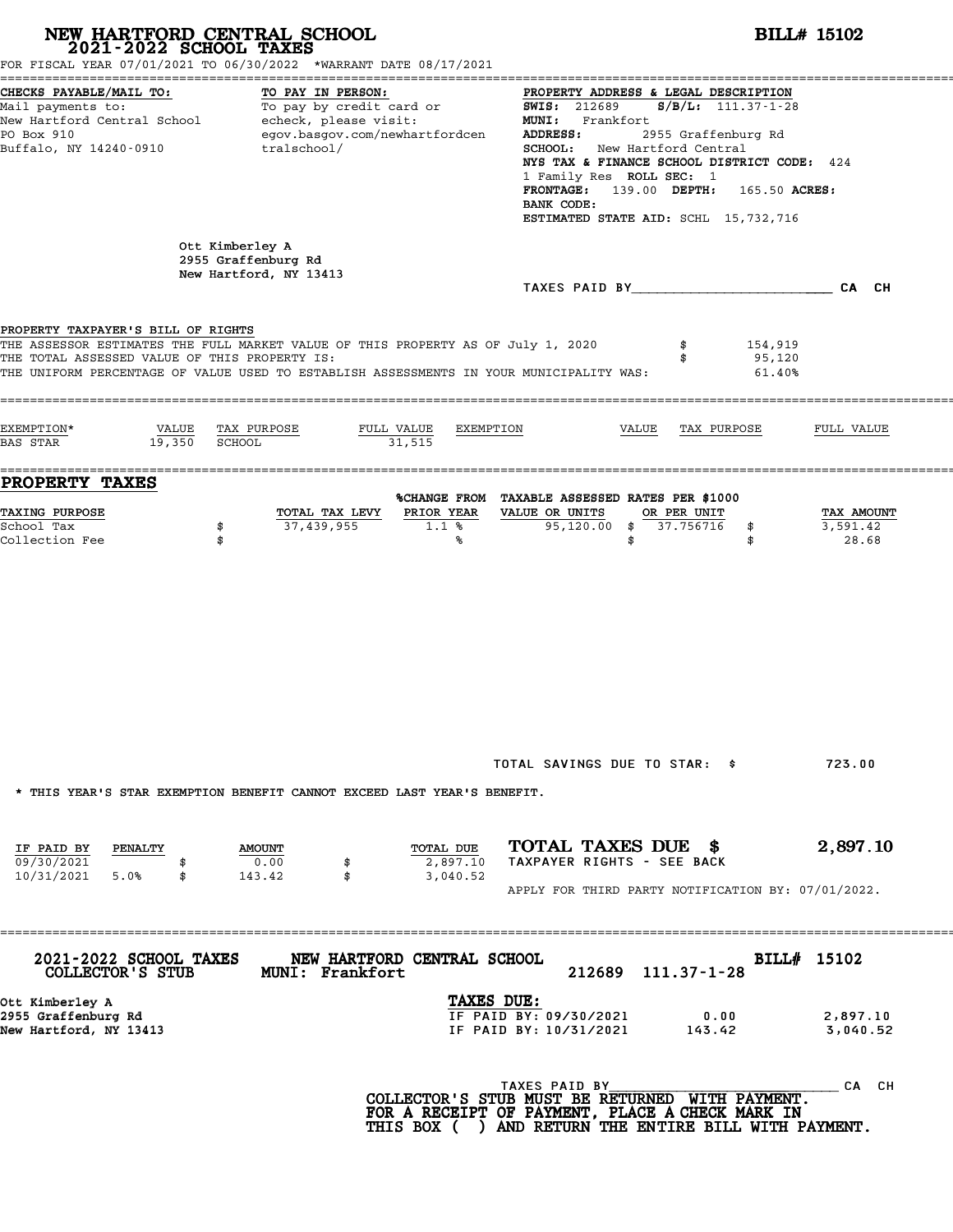# NEW HARTFORD CENTRAL SCHOOL
## 2021-2022 SCHOOL TAXES

**BILL# 15102**

FOR FISCAL YEAR 07/01/2021 TO 06/30/2022 *WARRANT DATE 08/17/2021

**CHECKS PAYABLE/MAIL TO:**
Mail payments to:
New Hartford Central School
PO Box 910
Buffalo, NY 14240-0910

**TO PAY IN PERSON:**
To pay by credit card or echeck, please visit:
egov.basgov.com/newhartfordcentralschool/

**PROPERTY ADDRESS & LEGAL DESCRIPTION**
**SWIS:** 212689 **S/B/L:** 111.37-1-28
**MUNI:** Frankfort
**ADDRESS:** 2955 Graffenburg Rd
**SCHOOL:** New Hartford Central
**NYS TAX & FINANCE SCHOOL DISTRICT CODE:** 424
1 Family Res **ROLL SEC:** 1
**FRONTAGE:** 139.00 **DEPTH:** 165.50 **ACRES:**
**BANK CODE:**
**ESTIMATED STATE AID:** SCHL 15,732,716

Ott Kimberley A
2955 Graffenburg Rd
New Hartford, NY 13413

TAXES PAID BY________________________ CA CH

**PROPERTY TAXPAYER'S BILL OF RIGHTS**

| | | |
|---|---|---|
| THE ASSESSOR ESTIMATES THE FULL MARKET VALUE OF THIS PROPERTY AS OF July 1, 2020 | $ | 154,919 |
| THE TOTAL ASSESSED VALUE OF THIS PROPERTY IS: | $ | 95,120 |
| THE UNIFORM PERCENTAGE OF VALUE USED TO ESTABLISH ASSESSMENTS IN YOUR MUNICIPALITY WAS: | | 61.40% |

| EXEMPTION* | VALUE | TAX PURPOSE | FULL VALUE | EXEMPTION | VALUE | TAX PURPOSE | FULL VALUE |
|---|---|---|---|---|---|---|---|
| BAS STAR | 19,350 | SCHOOL | 31,515 | | | | |

## PROPERTY TAXES

| TAXING PURPOSE | | TOTAL TAX LEVY | %CHANGE FROM PRIOR YEAR | TAXABLE ASSESSED VALUE OR UNITS | | RATES PER $1000 OR PER UNIT | | TAX AMOUNT |
|---|---|---|---|---|---|---|---|---|
| School Tax | $ | 37,439,955 | 1.1 % | 95,120.00 | $ | 37.756716 | $ | 3,591.42 |
| Collection Fee | $ | | % | | $ | | $ | 28.68 |

TOTAL SAVINGS DUE TO STAR: $ 723.00

* THIS YEAR'S STAR EXEMPTION BENEFIT CANNOT EXCEED LAST YEAR'S BENEFIT.

| IF PAID BY | PENALTY | | AMOUNT | | TOTAL DUE |
|---|---|---|---|---|---|
| 09/30/2021 | | $ | 0.00 | $ | 2,897.10 |
| 10/31/2021 | 5.0% | $ | 143.42 | $ | 3,040.52 |

**TOTAL TAXES DUE $ 2,897.10**
TAXPAYER RIGHTS - SEE BACK

APPLY FOR THIRD PARTY NOTIFICATION BY: 07/01/2022.

---

**2021-2022 SCHOOL TAXES** **NEW HARTFORD CENTRAL SCHOOL** **BILL# 15102**
**COLLECTOR'S STUB** **MUNI: Frankfort** 212689 111.37-1-28

Ott Kimberley A
2955 Graffenburg Rd
New Hartford, NY 13413

**TAXES DUE:**

| | | |
|---|---|---|
| IF PAID BY: 09/30/2021 | 0.00 | 2,897.10 |
| IF PAID BY: 10/31/2021 | 143.42 | 3,040.52 |

TAXES PAID BY______________________________ CA CH

**COLLECTOR'S STUB MUST BE RETURNED WITH PAYMENT.
FOR A RECEIPT OF PAYMENT, PLACE A CHECK MARK IN
THIS BOX ( ) AND RETURN THE ENTIRE BILL WITH PAYMENT.**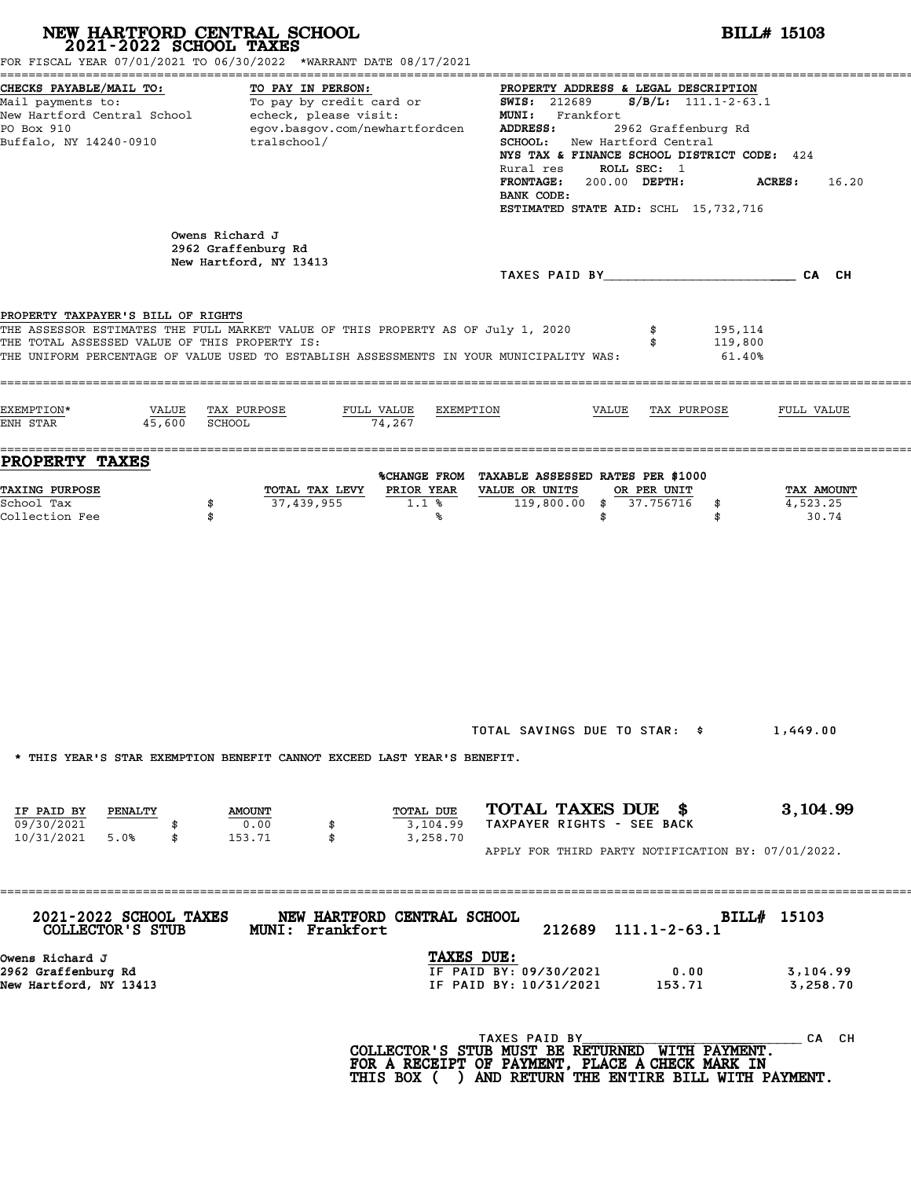# NEW HARTFORD CENTRAL SCHOOL
## 2021-2022 SCHOOL TAXES

**BILL# 15103**

FOR FISCAL YEAR 07/01/2021 TO 06/30/2022 *WARRANT DATE 08/17/2021

**CHECKS PAYABLE/MAIL TO:**
Mail payments to:
New Hartford Central School
PO Box 910
Buffalo, NY 14240-0910

**TO PAY IN PERSON:**
To pay by credit card or echeck, please visit:
egov.basgov.com/newhartfordcentralschool/

**PROPERTY ADDRESS & LEGAL DESCRIPTION**
**SWIS:** 212689 **S/B/L:** 111.1-2-63.1
**MUNI:** Frankfort
**ADDRESS:** 2962 Graffenburg Rd
**SCHOOL:** New Hartford Central
**NYS TAX & FINANCE SCHOOL DISTRICT CODE:** 424
Rural res **ROLL SEC:** 1
**FRONTAGE:** 200.00 **DEPTH:** **ACRES:** 16.20
**BANK CODE:**
**ESTIMATED STATE AID:** SCHL 15,732,716

Owens Richard J
2962 Graffenburg Rd
New Hartford, NY 13413

TAXES PAID BY________________________ CA CH

**PROPERTY TAXPAYER'S BILL OF RIGHTS**

| | | |
|---|---|---|
| THE ASSESSOR ESTIMATES THE FULL MARKET VALUE OF THIS PROPERTY AS OF July 1, 2020 | $ | 195,114 |
| THE TOTAL ASSESSED VALUE OF THIS PROPERTY IS: | $ | 119,800 |
| THE UNIFORM PERCENTAGE OF VALUE USED TO ESTABLISH ASSESSMENTS IN YOUR MUNICIPALITY WAS: | | 61.40% |

| EXEMPTION* | VALUE | TAX PURPOSE | FULL VALUE | EXEMPTION | VALUE | TAX PURPOSE | FULL VALUE |
|---|---|---|---|---|---|---|---|
| ENH STAR | 45,600 | SCHOOL | 74,267 | | | | |

## PROPERTY TAXES

| TAXING PURPOSE | | TOTAL TAX LEVY | %CHANGE FROM PRIOR YEAR | TAXABLE ASSESSED VALUE OR UNITS | | RATES PER $1000 OR PER UNIT | | TAX AMOUNT |
|---|---|---|---|---|---|---|---|---|
| School Tax | $ | 37,439,955 | 1.1 % | 119,800.00 | $ | 37.756716 | $ | 4,523.25 |
| Collection Fee | $ | | % | | $ | | $ | 30.74 |

TOTAL SAVINGS DUE TO STAR: $ 1,449.00

* THIS YEAR'S STAR EXEMPTION BENEFIT CANNOT EXCEED LAST YEAR'S BENEFIT.

| IF PAID BY | PENALTY | | AMOUNT | | TOTAL DUE |
|---|---|---|---|---|---|
| 09/30/2021 | | $ | 0.00 | $ | 3,104.99 |
| 10/31/2021 | 5.0% | $ | 153.71 | $ | 3,258.70 |

**TOTAL TAXES DUE $ 3,104.99**
TAXPAYER RIGHTS - SEE BACK

APPLY FOR THIRD PARTY NOTIFICATION BY: 07/01/2022.

---

**2021-2022 SCHOOL TAXES COLLECTOR'S STUB** **NEW HARTFORD CENTRAL SCHOOL MUNI: Frankfort** 212689 111.1-2-63.1 **BILL# 15103**

Owens Richard J
2962 Graffenburg Rd
New Hartford, NY 13413

**TAXES DUE:**

| | | |
|---|---|---|
| IF PAID BY: 09/30/2021 | 0.00 | 3,104.99 |
| IF PAID BY: 10/31/2021 | 153.71 | 3,258.70 |

TAXES PAID BY____________________________ CA CH

**COLLECTOR'S STUB MUST BE RETURNED WITH PAYMENT.
FOR A RECEIPT OF PAYMENT, PLACE A CHECK MARK IN
THIS BOX ( ) AND RETURN THE ENTIRE BILL WITH PAYMENT.**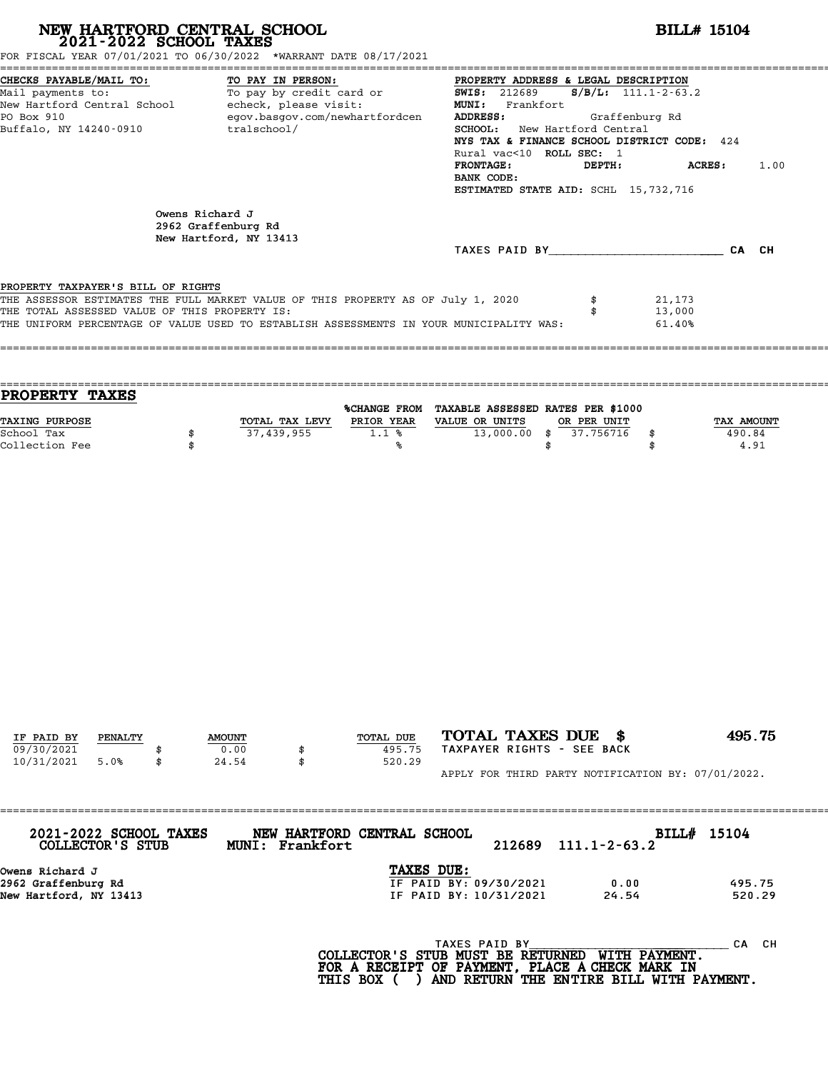# NEW HARTFORD CENTRAL SCHOOL
## 2021-2022 SCHOOL TAXES

**BILL# 15104**

FOR FISCAL YEAR 07/01/2021 TO 06/30/2022 *WARRANT DATE 08/17/2021

**CHECKS PAYABLE/MAIL TO:**
Mail payments to:
New Hartford Central School
PO Box 910
Buffalo, NY 14240-0910

**TO PAY IN PERSON:**
To pay by credit card or echeck, please visit:
egov.basgov.com/newhartfordcentralschool/

**PROPERTY ADDRESS & LEGAL DESCRIPTION**
**SWIS:** 212689 **S/B/L:** 111.1-2-63.2
**MUNI:** Frankfort
**ADDRESS:** Graffenburg Rd
**SCHOOL:** New Hartford Central
**NYS TAX & FINANCE SCHOOL DISTRICT CODE:** 424
Rural vac<10 **ROLL SEC:** 1
**FRONTAGE:** **DEPTH:** **ACRES:** 1.00
**BANK CODE:**
**ESTIMATED STATE AID:** SCHL 15,732,716

Owens Richard J
2962 Graffenburg Rd
New Hartford, NY 13413

TAXES PAID BY________________________ CA CH

PROPERTY TAXPAYER'S BILL OF RIGHTS

| | | |
|---|---|---|
| THE ASSESSOR ESTIMATES THE FULL MARKET VALUE OF THIS PROPERTY AS OF July 1, 2020 | $ | 21,173 |
| THE TOTAL ASSESSED VALUE OF THIS PROPERTY IS: | $ | 13,000 |
| THE UNIFORM PERCENTAGE OF VALUE USED TO ESTABLISH ASSESSMENTS IN YOUR MUNICIPALITY WAS: | | 61.40% |

## PROPERTY TAXES

| TAXING PURPOSE | | TOTAL TAX LEVY | %CHANGE FROM PRIOR YEAR | TAXABLE ASSESSED VALUE OR UNITS | | RATES PER $1000 OR PER UNIT | | TAX AMOUNT |
|---|---|---|---|---|---|---|---|---|
| School Tax | $ | 37,439,955 | 1.1 % | 13,000.00 | $ | 37.756716 | $ | 490.84 |
| Collection Fee | $ | | % | | $ | | $ | 4.91 |

| IF PAID BY | PENALTY | | AMOUNT | | TOTAL DUE |
|---|---|---|---|---|---|
| 09/30/2021 | | $ | 0.00 | $ | 495.75 |
| 10/31/2021 | 5.0% | $ | 24.54 | $ | 520.29 |

**TOTAL TAXES DUE $ 495.75**
TAXPAYER RIGHTS - SEE BACK

APPLY FOR THIRD PARTY NOTIFICATION BY: 07/01/2022.

---

**2021-2022 SCHOOL TAXES COLLECTOR'S STUB** **NEW HARTFORD CENTRAL SCHOOL MUNI: Frankfort** 212689 111.1-2-63.2 **BILL# 15104**

Owens Richard J
2962 Graffenburg Rd
New Hartford, NY 13413

**TAXES DUE:**

| | | |
|---|---|---|
| IF PAID BY: 09/30/2021 | 0.00 | 495.75 |
| IF PAID BY: 10/31/2021 | 24.54 | 520.29 |

TAXES PAID BY____________________________ CA CH

**COLLECTOR'S STUB MUST BE RETURNED WITH PAYMENT.
FOR A RECEIPT OF PAYMENT, PLACE A CHECK MARK IN
THIS BOX ( ) AND RETURN THE ENTIRE BILL WITH PAYMENT.**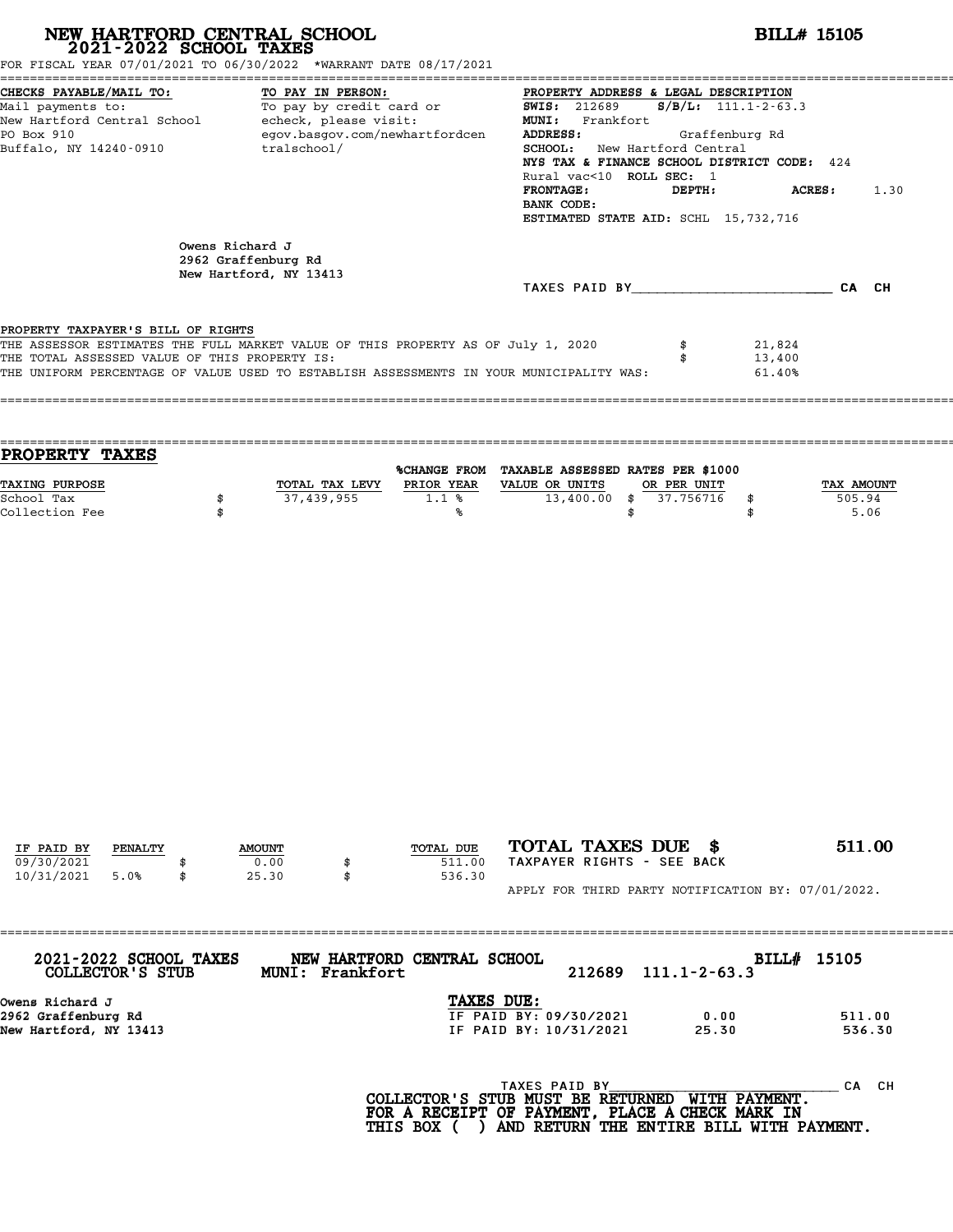# NEW HARTFORD CENTRAL SCHOOL
## 2021-2022 SCHOOL TAXES

**BILL# 15105**

FOR FISCAL YEAR 07/01/2021 TO 06/30/2022 *WARRANT DATE 08/17/2021

**CHECKS PAYABLE/MAIL TO:**
Mail payments to:
New Hartford Central School
PO Box 910
Buffalo, NY 14240-0910

**TO PAY IN PERSON:**
To pay by credit card or echeck, please visit:
egov.basgov.com/newhartfordcentralschool/

**PROPERTY ADDRESS & LEGAL DESCRIPTION**
**SWIS:** 212689 **S/B/L:** 111.1-2-63.3
**MUNI:** Frankfort
**ADDRESS:** Graffenburg Rd
**SCHOOL:** New Hartford Central
**NYS TAX & FINANCE SCHOOL DISTRICT CODE:** 424
Rural vac<10 **ROLL SEC:** 1
**FRONTAGE:** **DEPTH:** **ACRES:** 1.30
**BANK CODE:**
**ESTIMATED STATE AID:** SCHL 15,732,716

Owens Richard J
2962 Graffenburg Rd
New Hartford, NY 13413

TAXES PAID BY________________________ CA CH

PROPERTY TAXPAYER'S BILL OF RIGHTS

| | | |
|---|---|---|
| THE ASSESSOR ESTIMATES THE FULL MARKET VALUE OF THIS PROPERTY AS OF July 1, 2020 | $ | 21,824 |
| THE TOTAL ASSESSED VALUE OF THIS PROPERTY IS: | $ | 13,400 |
| THE UNIFORM PERCENTAGE OF VALUE USED TO ESTABLISH ASSESSMENTS IN YOUR MUNICIPALITY WAS: | | 61.40% |

## PROPERTY TAXES

| TAXING PURPOSE | | TOTAL TAX LEVY | %CHANGE FROM PRIOR YEAR | TAXABLE ASSESSED VALUE OR UNITS | | RATES PER $1000 OR PER UNIT | | TAX AMOUNT |
|---|---|---|---|---|---|---|---|---|
| School Tax | $ | 37,439,955 | 1.1 % | 13,400.00 | $ | 37.756716 | $ | 505.94 |
| Collection Fee | $ | | % | | $ | | $ | 5.06 |

| IF PAID BY | PENALTY | | AMOUNT | | TOTAL DUE |
|---|---|---|---|---|---|
| 09/30/2021 | | $ | 0.00 | $ | 511.00 |
| 10/31/2021 | 5.0% | $ | 25.30 | $ | 536.30 |

**TOTAL TAXES DUE $ 511.00**
TAXPAYER RIGHTS - SEE BACK

APPLY FOR THIRD PARTY NOTIFICATION BY: 07/01/2022.

**2021-2022 SCHOOL TAXES** **NEW HARTFORD CENTRAL SCHOOL** **BILL# 15105**
**COLLECTOR'S STUB** **MUNI: Frankfort** 212689 111.1-2-63.3

Owens Richard J
2962 Graffenburg Rd
New Hartford, NY 13413

**TAXES DUE:**

| | | |
|---|---|---|
| IF PAID BY: 09/30/2021 | 0.00 | 511.00 |
| IF PAID BY: 10/31/2021 | 25.30 | 536.30 |

TAXES PAID BY________________________ CA CH

**COLLECTOR'S STUB MUST BE RETURNED WITH PAYMENT.
FOR A RECEIPT OF PAYMENT, PLACE A CHECK MARK IN
THIS BOX ( ) AND RETURN THE ENTIRE BILL WITH PAYMENT.**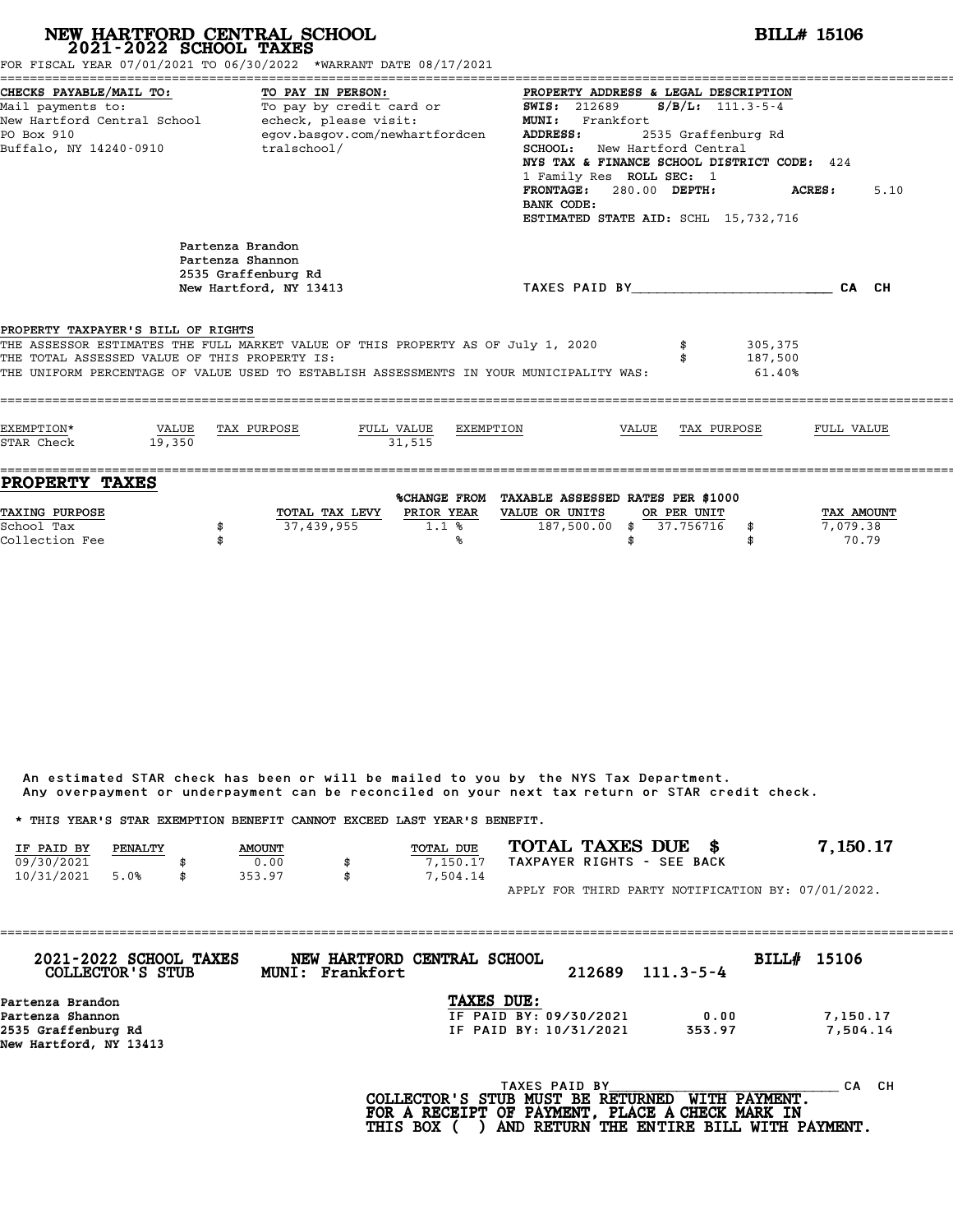# NEW HARTFORD CENTRAL SCHOOL
## 2021-2022 SCHOOL TAXES

**BILL# 15106**

FOR FISCAL YEAR 07/01/2021 TO 06/30/2022 *WARRANT DATE 08/17/2021

**CHECKS PAYABLE/MAIL TO:**
Mail payments to:
New Hartford Central School
PO Box 910
Buffalo, NY 14240-0910

**TO PAY IN PERSON:**
To pay by credit card or echeck, please visit:
egov.basgov.com/newhartfordcentralschool/

**PROPERTY ADDRESS & LEGAL DESCRIPTION**
**SWIS:** 212689 **S/B/L:** 111.3-5-4
**MUNI:** Frankfort
**ADDRESS:** 2535 Graffenburg Rd
**SCHOOL:** New Hartford Central
**NYS TAX & FINANCE SCHOOL DISTRICT CODE:** 424
1 Family Res **ROLL SEC:** 1
**FRONTAGE:** 280.00 **DEPTH:** **ACRES:** 5.10
**BANK CODE:**
**ESTIMATED STATE AID:** SCHL 15,732,716

Partenza Brandon
Partenza Shannon
2535 Graffenburg Rd
New Hartford, NY 13413

TAXES PAID BY________________________ CA CH

**PROPERTY TAXPAYER'S BILL OF RIGHTS**

THE ASSESSOR ESTIMATES THE FULL MARKET VALUE OF THIS PROPERTY AS OF July 1, 2020 $ 305,375
THE TOTAL ASSESSED VALUE OF THIS PROPERTY IS: $ 187,500
THE UNIFORM PERCENTAGE OF VALUE USED TO ESTABLISH ASSESSMENTS IN YOUR MUNICIPALITY WAS: 61.40%

| EXEMPTION* | VALUE | TAX PURPOSE | FULL VALUE | EXEMPTION | VALUE | TAX PURPOSE | FULL VALUE |
|---|---|---|---|---|---|---|---|
| STAR Check | 19,350 | | 31,515 | | | | |

## PROPERTY TAXES

| TAXING PURPOSE | | TOTAL TAX LEVY | %CHANGE FROM PRIOR YEAR | TAXABLE ASSESSED VALUE OR UNITS | RATES PER $1000 OR PER UNIT | | TAX AMOUNT |
|---|---|---|---|---|---|---|---|
| School Tax | $ | 37,439,955 | 1.1 % | 187,500.00 | $ 37.756716 | $ | 7,079.38 |
| Collection Fee | $ | | % | | $ | $ | 70.79 |

An estimated STAR check has been or will be mailed to you by the NYS Tax Department.
Any overpayment or underpayment can be reconciled on your next tax return or STAR credit check.

* THIS YEAR'S STAR EXEMPTION BENEFIT CANNOT EXCEED LAST YEAR'S BENEFIT.

| IF PAID BY | PENALTY | | AMOUNT | | TOTAL DUE |
|---|---|---|---|---|---|
| 09/30/2021 | | $ | 0.00 | $ | 7,150.17 |
| 10/31/2021 | 5.0% | $ | 353.97 | $ | 7,504.14 |

**TOTAL TAXES DUE $ 7,150.17**
TAXPAYER RIGHTS - SEE BACK

APPLY FOR THIRD PARTY NOTIFICATION BY: 07/01/2022.

---

**2021-2022 SCHOOL TAXES** **NEW HARTFORD CENTRAL SCHOOL** **BILL# 15106**
**COLLECTOR'S STUB** **MUNI: Frankfort** 212689 111.3-5-4

**Partenza Brandon**
**Partenza Shannon**
**2535 Graffenburg Rd**
**New Hartford, NY 13413**

**TAXES DUE:**

| | | |
|---|---|---|
| IF PAID BY: 09/30/2021 | 0.00 | 7,150.17 |
| IF PAID BY: 10/31/2021 | 353.97 | 7,504.14 |

TAXES PAID BY____________________________ CA CH

**COLLECTOR'S STUB MUST BE RETURNED WITH PAYMENT.**
**FOR A RECEIPT OF PAYMENT, PLACE A CHECK MARK IN THIS BOX ( ) AND RETURN THE ENTIRE BILL WITH PAYMENT.**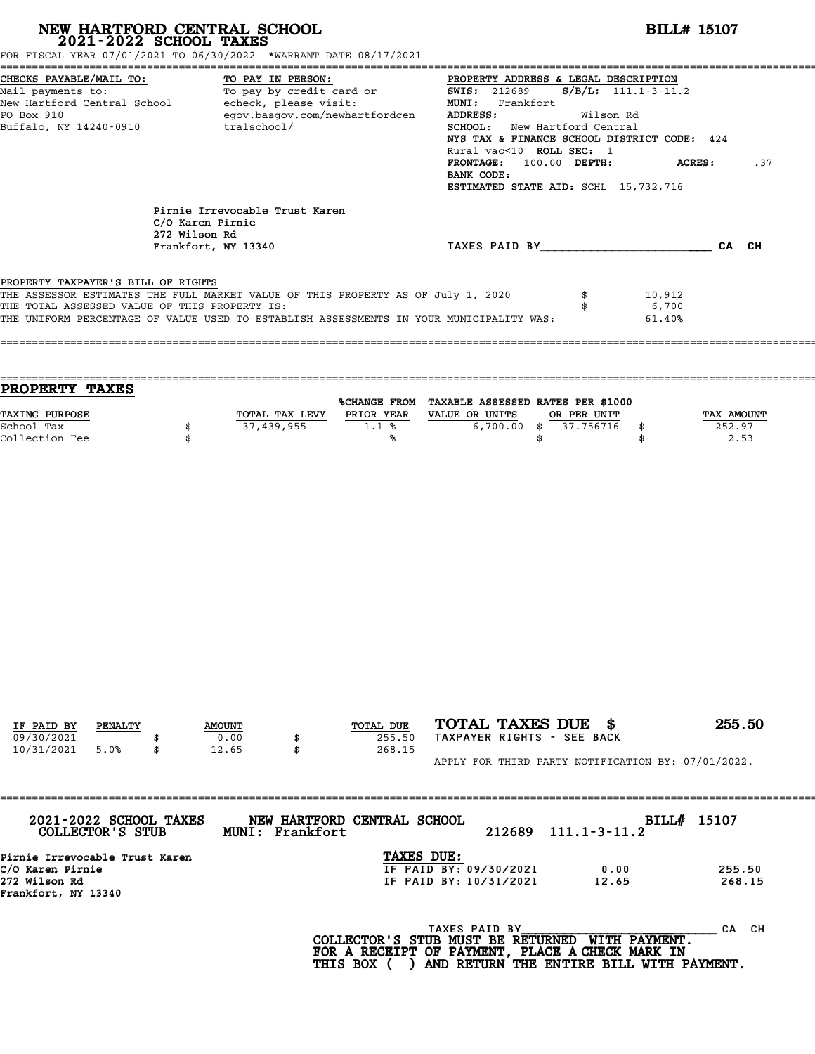# NEW HARTFORD CENTRAL SCHOOL
## 2021-2022 SCHOOL TAXES

**BILL# 15107**

FOR FISCAL YEAR 07/01/2021 TO 06/30/2022 *WARRANT DATE 08/17/2021

**CHECKS PAYABLE/MAIL TO:**
Mail payments to:
New Hartford Central School
PO Box 910
Buffalo, NY 14240-0910

**TO PAY IN PERSON:**
To pay by credit card or echeck, please visit:
egov.basgov.com/newhartfordcentralschool/

**PROPERTY ADDRESS & LEGAL DESCRIPTION**
**SWIS:** 212689 **S/B/L:** 111.1-3-11.2
**MUNI:** Frankfort
**ADDRESS:** Wilson Rd
**SCHOOL:** New Hartford Central
**NYS TAX & FINANCE SCHOOL DISTRICT CODE:** 424
Rural vac<10 **ROLL SEC:** 1
**FRONTAGE:** 100.00 **DEPTH:** **ACRES:** .37
**BANK CODE:**
**ESTIMATED STATE AID:** SCHL 15,732,716

Pirnie Irrevocable Trust Karen
C/O Karen Pirnie
272 Wilson Rd
Frankfort, NY 13340

TAXES PAID BY________________________ CA CH

PROPERTY TAXPAYER'S BILL OF RIGHTS

| | | |
|---|---|---|
| THE ASSESSOR ESTIMATES THE FULL MARKET VALUE OF THIS PROPERTY AS OF July 1, 2020 | $ | 10,912 |
| THE TOTAL ASSESSED VALUE OF THIS PROPERTY IS: | $ | 6,700 |
| THE UNIFORM PERCENTAGE OF VALUE USED TO ESTABLISH ASSESSMENTS IN YOUR MUNICIPALITY WAS: | | 61.40% |

## PROPERTY TAXES

| TAXING PURPOSE | | TOTAL TAX LEVY | %CHANGE FROM PRIOR YEAR | TAXABLE ASSESSED VALUE OR UNITS | | RATES PER $1000 OR PER UNIT | | TAX AMOUNT |
|---|---|---|---|---|---|---|---|---|
| School Tax | $ | 37,439,955 | 1.1 % | 6,700.00 | $ | 37.756716 | $ | 252.97 |
| Collection Fee | $ | | % | | $ | | $ | 2.53 |

| IF PAID BY | PENALTY | | AMOUNT | | TOTAL DUE |
|---|---|---|---|---|---|
| 09/30/2021 | | $ | 0.00 | $ | 255.50 |
| 10/31/2021 | 5.0% | $ | 12.65 | $ | 268.15 |

**TOTAL TAXES DUE $ 255.50**
TAXPAYER RIGHTS - SEE BACK

APPLY FOR THIRD PARTY NOTIFICATION BY: 07/01/2022.

---

**2021-2022 SCHOOL TAXES** **NEW HARTFORD CENTRAL SCHOOL** **BILL# 15107**
**COLLECTOR'S STUB** **MUNI: Frankfort** 212689 111.1-3-11.2

Pirnie Irrevocable Trust Karen
C/O Karen Pirnie
272 Wilson Rd
Frankfort, NY 13340

**TAXES DUE:**

| | | |
|---|---|---|
| IF PAID BY: 09/30/2021 | 0.00 | 255.50 |
| IF PAID BY: 10/31/2021 | 12.65 | 268.15 |

TAXES PAID BY____________________________ CA CH

**COLLECTOR'S STUB MUST BE RETURNED WITH PAYMENT.**
**FOR A RECEIPT OF PAYMENT, PLACE A CHECK MARK IN THIS BOX ( ) AND RETURN THE ENTIRE BILL WITH PAYMENT.**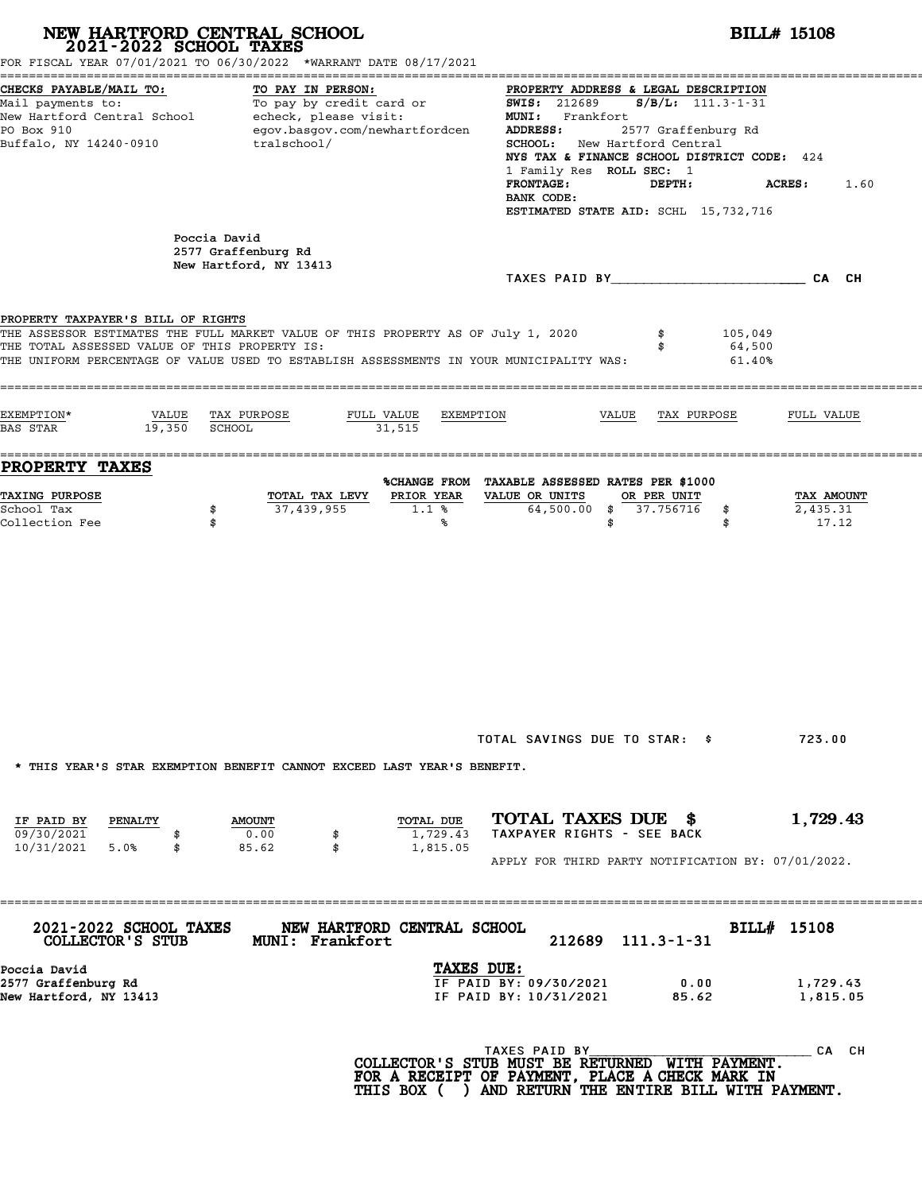# NEW HARTFORD CENTRAL SCHOOL
## 2021-2022 SCHOOL TAXES

**BILL# 15108**

FOR FISCAL YEAR 07/01/2021 TO 06/30/2022 *WARRANT DATE 08/17/2021

**CHECKS PAYABLE/MAIL TO:**
Mail payments to:
New Hartford Central School
PO Box 910
Buffalo, NY 14240-0910

**TO PAY IN PERSON:**
To pay by credit card or echeck, please visit:
egov.basgov.com/newhartfordcentralschool/

**PROPERTY ADDRESS & LEGAL DESCRIPTION**
**SWIS:** 212689 **S/B/L:** 111.3-1-31
**MUNI:** Frankfort
**ADDRESS:** 2577 Graffenburg Rd
**SCHOOL:** New Hartford Central
**NYS TAX & FINANCE SCHOOL DISTRICT CODE:** 424
1 Family Res **ROLL SEC:** 1
**FRONTAGE:** **DEPTH:** **ACRES:** 1.60
**BANK CODE:**
**ESTIMATED STATE AID:** SCHL 15,732,716

Poccia David
2577 Graffenburg Rd
New Hartford, NY 13413

TAXES PAID BY________________________ CA CH

**PROPERTY TAXPAYER'S BILL OF RIGHTS**

THE ASSESSOR ESTIMATES THE FULL MARKET VALUE OF THIS PROPERTY AS OF July 1, 2020 $ 105,049
THE TOTAL ASSESSED VALUE OF THIS PROPERTY IS: $ 64,500
THE UNIFORM PERCENTAGE OF VALUE USED TO ESTABLISH ASSESSMENTS IN YOUR MUNICIPALITY WAS: 61.40%

| EXEMPTION* | VALUE | TAX PURPOSE | FULL VALUE | EXEMPTION | VALUE | TAX PURPOSE | FULL VALUE |
|---|---|---|---|---|---|---|---|
| BAS STAR | 19,350 | SCHOOL | 31,515 | | | | |

## PROPERTY TAXES

| TAXING PURPOSE | | TOTAL TAX LEVY | %CHANGE FROM PRIOR YEAR | TAXABLE ASSESSED VALUE OR UNITS | RATES PER $1000 OR PER UNIT | | TAX AMOUNT |
|---|---|---|---|---|---|---|---|
| School Tax | $ | 37,439,955 | 1.1 % | 64,500.00 | $ 37.756716 | $ | 2,435.31 |
| Collection Fee | $ | | % | | $ | $ | 17.12 |

TOTAL SAVINGS DUE TO STAR: $ 723.00

* THIS YEAR'S STAR EXEMPTION BENEFIT CANNOT EXCEED LAST YEAR'S BENEFIT.

| IF PAID BY | PENALTY | | AMOUNT | | TOTAL DUE |
|---|---|---|---|---|---|
| 09/30/2021 | | $ | 0.00 | $ | 1,729.43 |
| 10/31/2021 | 5.0% | $ | 85.62 | $ | 1,815.05 |

**TOTAL TAXES DUE $ 1,729.43**
TAXPAYER RIGHTS - SEE BACK

APPLY FOR THIRD PARTY NOTIFICATION BY: 07/01/2022.

---

**2021-2022 SCHOOL TAXES** **NEW HARTFORD CENTRAL SCHOOL** **BILL# 15108**
**COLLECTOR'S STUB** **MUNI: Frankfort** 212689 111.3-1-31

**Poccia David**
**2577 Graffenburg Rd**
**New Hartford, NY 13413**

**TAXES DUE:**

| | | |
|---|---|---|
| IF PAID BY: 09/30/2021 | 0.00 | 1,729.43 |
| IF PAID BY: 10/31/2021 | 85.62 | 1,815.05 |

TAXES PAID BY______________________________ CA CH

**COLLECTOR'S STUB MUST BE RETURNED WITH PAYMENT.**
**FOR A RECEIPT OF PAYMENT, PLACE A CHECK MARK IN THIS BOX ( ) AND RETURN THE ENTIRE BILL WITH PAYMENT.**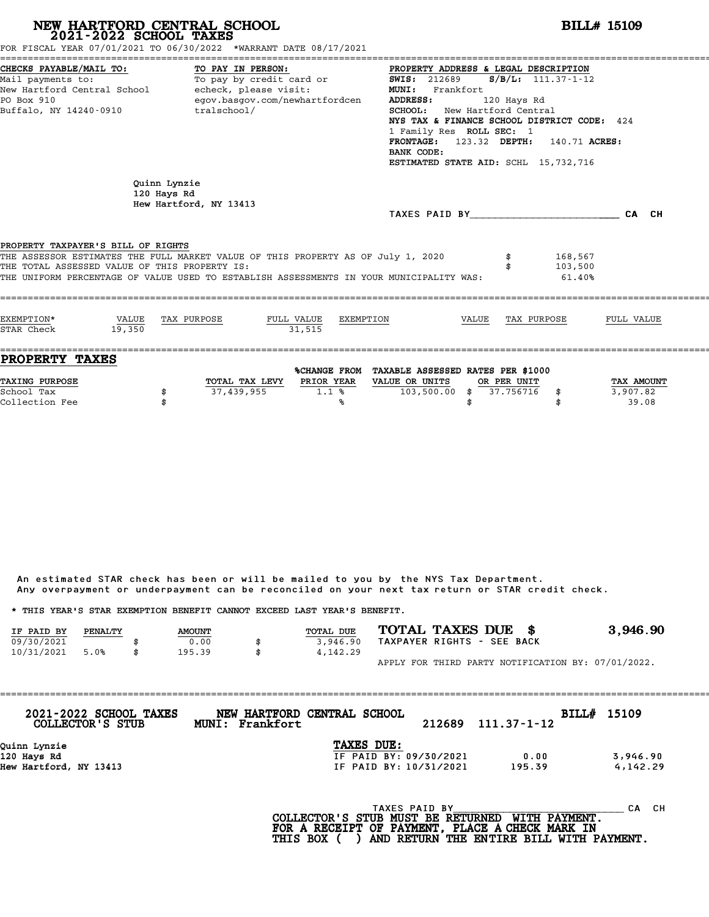# NEW HARTFORD CENTRAL SCHOOL

## 2021-2022 SCHOOL TAXES

**BILL# 15109**

FOR FISCAL YEAR 07/01/2021 TO 06/30/2022 *WARRANT DATE 08/17/2021

**CHECKS PAYABLE/MAIL TO:**
Mail payments to:
New Hartford Central School
PO Box 910
Buffalo, NY 14240-0910

**TO PAY IN PERSON:**
To pay by credit card or echeck, please visit:
egov.basgov.com/newhartfordcentralschool/

**PROPERTY ADDRESS & LEGAL DESCRIPTION**
**SWIS:** 212689 **S/B/L:** 111.37-1-12
**MUNI:** Frankfort
**ADDRESS:** 120 Hays Rd
**SCHOOL:** New Hartford Central
**NYS TAX & FINANCE SCHOOL DISTRICT CODE:** 424
1 Family Res **ROLL SEC:** 1
**FRONTAGE:** 123.32 **DEPTH:** 140.71 **ACRES:**
**BANK CODE:**
**ESTIMATED STATE AID:** SCHL 15,732,716

Quinn Lynzie
120 Hays Rd
Hew Hartford, NY 13413

TAXES PAID BY________________________ CA CH

**PROPERTY TAXPAYER'S BILL OF RIGHTS**

THE ASSESSOR ESTIMATES THE FULL MARKET VALUE OF THIS PROPERTY AS OF July 1, 2020 $ 168,567
THE TOTAL ASSESSED VALUE OF THIS PROPERTY IS: $ 103,500
THE UNIFORM PERCENTAGE OF VALUE USED TO ESTABLISH ASSESSMENTS IN YOUR MUNICIPALITY WAS: 61.40%

| EXEMPTION* | VALUE | TAX PURPOSE | FULL VALUE | EXEMPTION | VALUE | TAX PURPOSE | FULL VALUE |
|---|---|---|---|---|---|---|---|
| STAR Check | 19,350 | | 31,515 | | | | |

## PROPERTY TAXES

| TAXING PURPOSE | TOTAL TAX LEVY | %CHANGE FROM PRIOR YEAR | TAXABLE ASSESSED VALUE OR UNITS | RATES PER $1000 OR PER UNIT | TAX AMOUNT |
|---|---|---|---|---|---|
| School Tax | $ 37,439,955 | 1.1 % | 103,500.00 | $ 37.756716 | $ 3,907.82 |
| Collection Fee | $ | % | | $ | $ 39.08 |

An estimated STAR check has been or will be mailed to you by the NYS Tax Department.
Any overpayment or underpayment can be reconciled on your next tax return or STAR credit check.

* THIS YEAR'S STAR EXEMPTION BENEFIT CANNOT EXCEED LAST YEAR'S BENEFIT.

| IF PAID BY | PENALTY | AMOUNT | TOTAL DUE |
|---|---|---|---|
| 09/30/2021 | | $ 0.00 | $ 3,946.90 |
| 10/31/2021 | 5.0% | $ 195.39 | $ 4,142.29 |

**TOTAL TAXES DUE $ 3,946.90**
TAXPAYER RIGHTS - SEE BACK

APPLY FOR THIRD PARTY NOTIFICATION BY: 07/01/2022.

---

**2021-2022 SCHOOL TAXES COLLECTOR'S STUB** **NEW HARTFORD CENTRAL SCHOOL MUNI: Frankfort** 212689 111.37-1-12 **BILL# 15109**

Quinn Lynzie
120 Hays Rd
Hew Hartford, NY 13413

**TAXES DUE:**

| | | |
|---|---|---|
| IF PAID BY: 09/30/2021 | 0.00 | 3,946.90 |
| IF PAID BY: 10/31/2021 | 195.39 | 4,142.29 |

TAXES PAID BY________________________ CA CH

COLLECTOR'S STUB MUST BE RETURNED WITH PAYMENT.
FOR A RECEIPT OF PAYMENT, PLACE A CHECK MARK IN THIS BOX ( ) AND RETURN THE ENTIRE BILL WITH PAYMENT.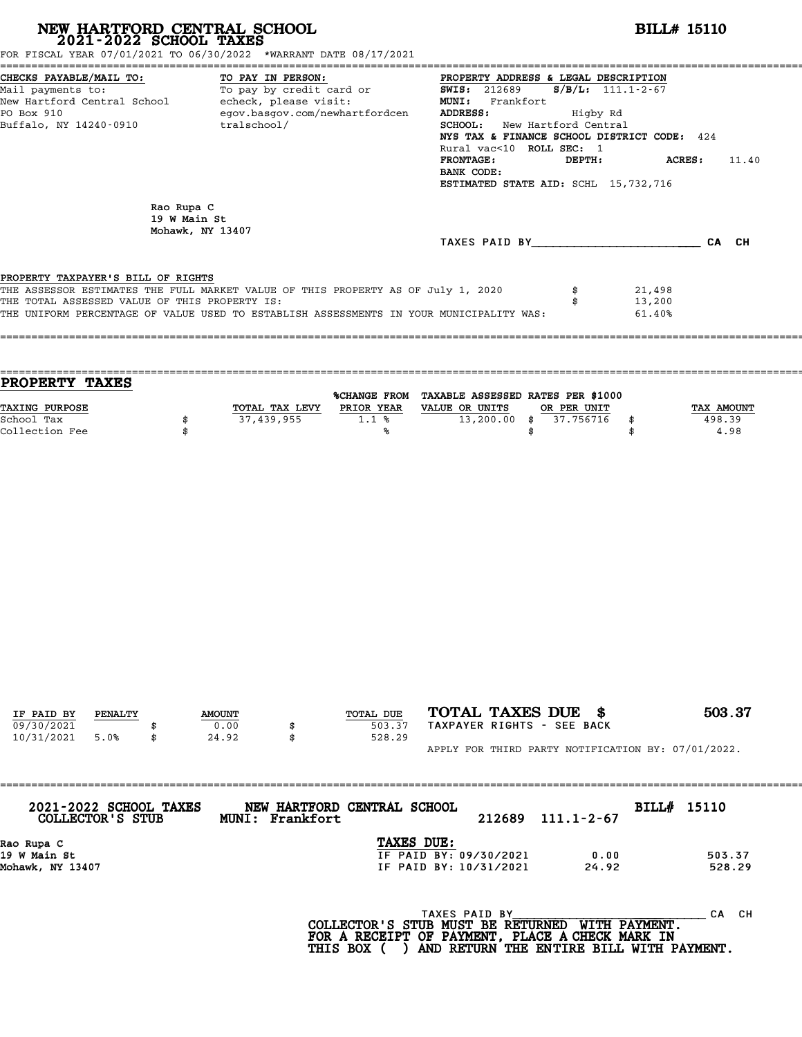# NEW HARTFORD CENTRAL SCHOOL
## 2021-2022 SCHOOL TAXES

**BILL# 15110**

FOR FISCAL YEAR 07/01/2021 TO 06/30/2022 *WARRANT DATE 08/17/2021

**CHECKS PAYABLE/MAIL TO:**
Mail payments to:
New Hartford Central School
PO Box 910
Buffalo, NY 14240-0910

**TO PAY IN PERSON:**
To pay by credit card or
echeck, please visit:
egov.basgov.com/newhartfordcentralschool/

**PROPERTY ADDRESS & LEGAL DESCRIPTION**
**SWIS:** 212689 **S/B/L:** 111.1-2-67
**MUNI:** Frankfort
**ADDRESS:** Higby Rd
**SCHOOL:** New Hartford Central
**NYS TAX & FINANCE SCHOOL DISTRICT CODE:** 424
Rural vac<10 **ROLL SEC:** 1
**FRONTAGE:** **DEPTH:** **ACRES:** 11.40
**BANK CODE:**
**ESTIMATED STATE AID:** SCHL 15,732,716

Rao Rupa C
19 W Main St
Mohawk, NY 13407

TAXES PAID BY________________________ CA CH

PROPERTY TAXPAYER'S BILL OF RIGHTS

| | | |
|---|---|---|
| THE ASSESSOR ESTIMATES THE FULL MARKET VALUE OF THIS PROPERTY AS OF July 1, 2020 | $ | 21,498 |
| THE TOTAL ASSESSED VALUE OF THIS PROPERTY IS: | $ | 13,200 |
| THE UNIFORM PERCENTAGE OF VALUE USED TO ESTABLISH ASSESSMENTS IN YOUR MUNICIPALITY WAS: | | 61.40% |

## PROPERTY TAXES

| TAXING PURPOSE | | TOTAL TAX LEVY | %CHANGE FROM PRIOR YEAR | TAXABLE ASSESSED VALUE OR UNITS | | RATES PER $1000 OR PER UNIT | | TAX AMOUNT |
|---|---|---|---|---|---|---|---|---|
| School Tax | $ | 37,439,955 | 1.1 % | 13,200.00 | $ | 37.756716 | $ | 498.39 |
| Collection Fee | $ | | % | | $ | | $ | 4.98 |

| IF PAID BY | PENALTY | | AMOUNT | | TOTAL DUE |
|---|---|---|---|---|---|
| 09/30/2021 | | $ | 0.00 | $ | 503.37 |
| 10/31/2021 | 5.0% | $ | 24.92 | $ | 528.29 |

**TOTAL TAXES DUE $ 503.37**
TAXPAYER RIGHTS - SEE BACK

APPLY FOR THIRD PARTY NOTIFICATION BY: 07/01/2022.

---

**2021-2022 SCHOOL TAXES COLLECTOR'S STUB** **NEW HARTFORD CENTRAL SCHOOL MUNI: Frankfort** 212689 111.1-2-67 **BILL# 15110**

Rao Rupa C
19 W Main St
Mohawk, NY 13407

**TAXES DUE:**

| | | |
|---|---|---|
| IF PAID BY: 09/30/2021 | 0.00 | 503.37 |
| IF PAID BY: 10/31/2021 | 24.92 | 528.29 |

TAXES PAID BY____________________________ CA CH

**COLLECTOR'S STUB MUST BE RETURNED WITH PAYMENT. FOR A RECEIPT OF PAYMENT, PLACE A CHECK MARK IN THIS BOX ( ) AND RETURN THE ENTIRE BILL WITH PAYMENT.**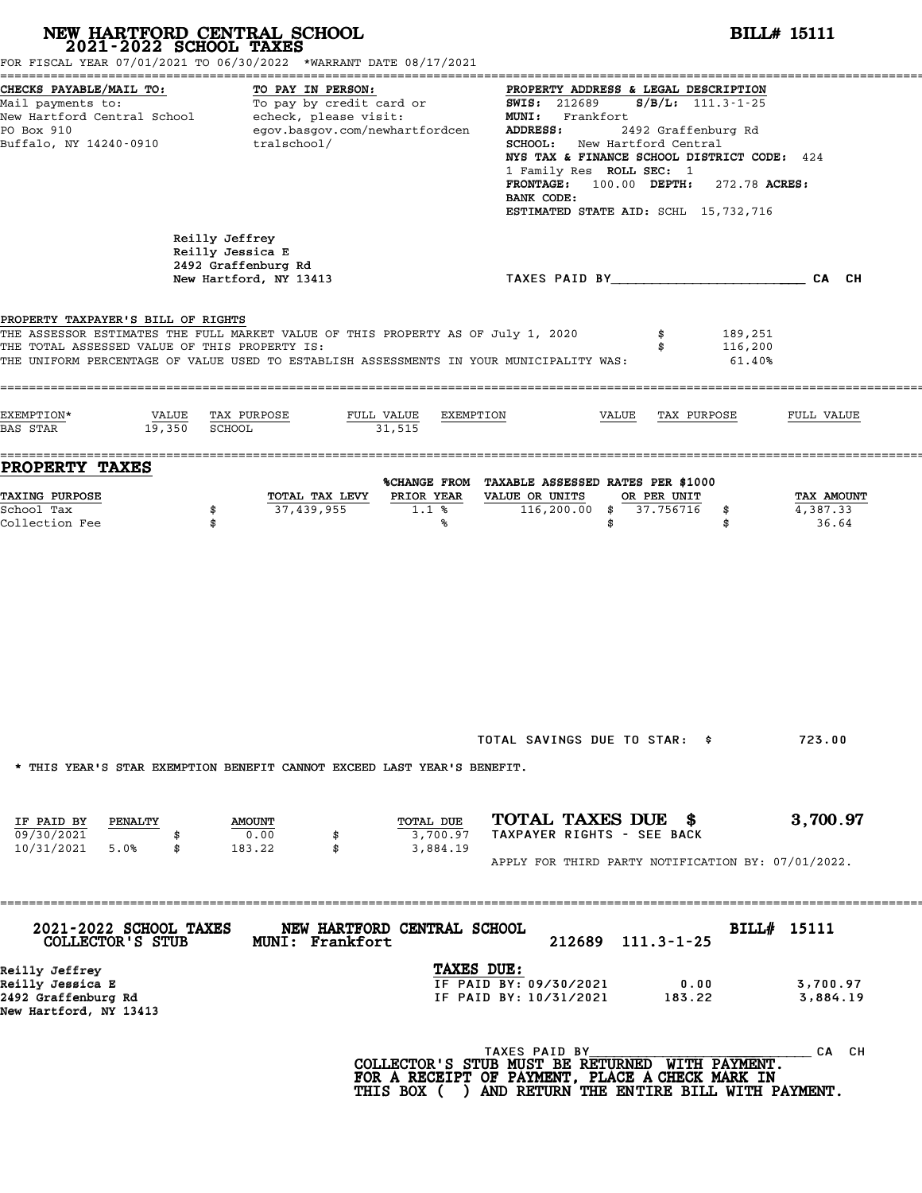# NEW HARTFORD CENTRAL SCHOOL
## 2021-2022 SCHOOL TAXES

**BILL# 15111**

FOR FISCAL YEAR 07/01/2021 TO 06/30/2022 *WARRANT DATE 08/17/2021

**CHECKS PAYABLE/MAIL TO:**
Mail payments to:
New Hartford Central School
PO Box 910
Buffalo, NY 14240-0910

**TO PAY IN PERSON:**
To pay by credit card or echeck, please visit:
egov.basgov.com/newhartfordcentralschool/

**PROPERTY ADDRESS & LEGAL DESCRIPTION**
**SWIS:** 212689 **S/B/L:** 111.3-1-25
**MUNI:** Frankfort
**ADDRESS:** 2492 Graffenburg Rd
**SCHOOL:** New Hartford Central
**NYS TAX & FINANCE SCHOOL DISTRICT CODE:** 424
1 Family Res **ROLL SEC:** 1
**FRONTAGE:** 100.00 **DEPTH:** 272.78 **ACRES:**
**BANK CODE:**
**ESTIMATED STATE AID:** SCHL 15,732,716

Reilly Jeffrey
Reilly Jessica E
2492 Graffenburg Rd
New Hartford, NY 13413

TAXES PAID BY\_\_\_\_\_\_\_\_\_\_\_\_\_\_\_\_\_\_\_\_\_\_\_\_ CA CH

**PROPERTY TAXPAYER'S BILL OF RIGHTS**

| | |
|---|---|
| THE ASSESSOR ESTIMATES THE FULL MARKET VALUE OF THIS PROPERTY AS OF July 1, 2020 | $ 189,251 |
| THE TOTAL ASSESSED VALUE OF THIS PROPERTY IS: | $ 116,200 |
| THE UNIFORM PERCENTAGE OF VALUE USED TO ESTABLISH ASSESSMENTS IN YOUR MUNICIPALITY WAS: | 61.40% |

| EXEMPTION* | VALUE | TAX PURPOSE | FULL VALUE | EXEMPTION | VALUE | TAX PURPOSE | FULL VALUE |
|---|---|---|---|---|---|---|---|
| BAS STAR | 19,350 | SCHOOL | 31,515 | | | | |

## PROPERTY TAXES

| TAXING PURPOSE | TOTAL TAX LEVY | %CHANGE FROM PRIOR YEAR | TAXABLE ASSESSED VALUE OR UNITS | RATES PER $1000 OR PER UNIT | TAX AMOUNT |
|---|---|---|---|---|---|
| School Tax | $ 37,439,955 | 1.1 % | 116,200.00 | $ 37.756716 | $ 4,387.33 |
| Collection Fee | $ | % | | $ | $ 36.64 |

TOTAL SAVINGS DUE TO STAR: $ 723.00

* THIS YEAR'S STAR EXEMPTION BENEFIT CANNOT EXCEED LAST YEAR'S BENEFIT.

| IF PAID BY | PENALTY | AMOUNT | TOTAL DUE |
|---|---|---|---|
| 09/30/2021 | | $ 0.00 | $ 3,700.97 |
| 10/31/2021 | 5.0% | $ 183.22 | $ 3,884.19 |

**TOTAL TAXES DUE $ 3,700.97**
TAXPAYER RIGHTS - SEE BACK

APPLY FOR THIRD PARTY NOTIFICATION BY: 07/01/2022.

---

**2021-2022 SCHOOL TAXES** **NEW HARTFORD CENTRAL SCHOOL** **BILL# 15111**
**COLLECTOR'S STUB** **MUNI: Frankfort** 212689 111.3-1-25

Reilly Jeffrey
Reilly Jessica E
2492 Graffenburg Rd
New Hartford, NY 13413

**TAXES DUE:**

| | | |
|---|---|---|
| IF PAID BY: 09/30/2021 | 0.00 | 3,700.97 |
| IF PAID BY: 10/31/2021 | 183.22 | 3,884.19 |

TAXES PAID BY\_\_\_\_\_\_\_\_\_\_\_\_\_\_\_\_\_\_\_\_\_\_\_\_ CA CH

**COLLECTOR'S STUB MUST BE RETURNED WITH PAYMENT.**
**FOR A RECEIPT OF PAYMENT, PLACE A CHECK MARK IN THIS BOX ( ) AND RETURN THE ENTIRE BILL WITH PAYMENT.**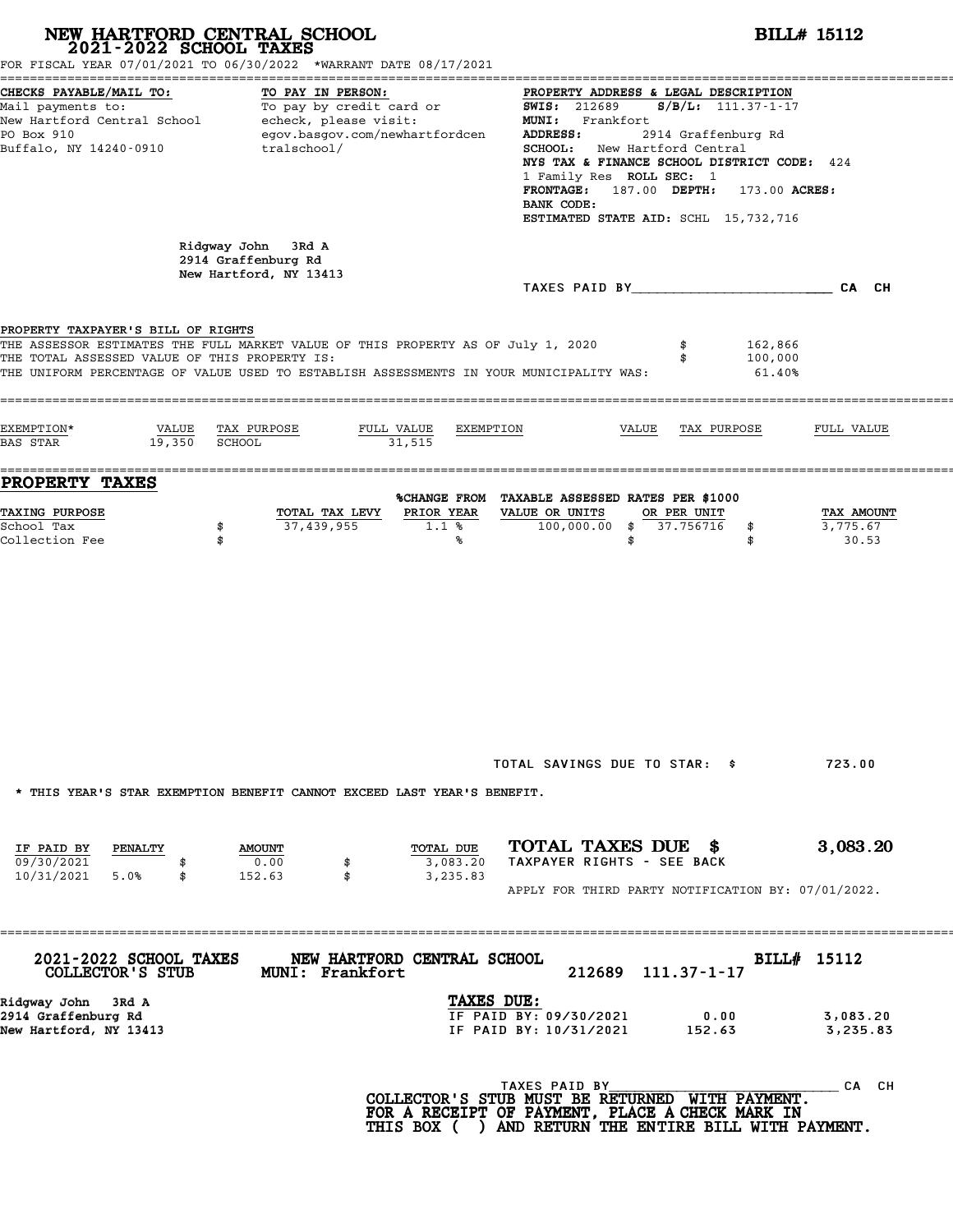# NEW HARTFORD CENTRAL SCHOOL
## 2021-2022 SCHOOL TAXES

**BILL# 15112**

FOR FISCAL YEAR 07/01/2021 TO 06/30/2022 *WARRANT DATE 08/17/2021

**CHECKS PAYABLE/MAIL TO:**
Mail payments to:
New Hartford Central School
PO Box 910
Buffalo, NY 14240-0910

**TO PAY IN PERSON:**
To pay by credit card or echeck, please visit:
egov.basgov.com/newhartfordcentralschool/

**PROPERTY ADDRESS & LEGAL DESCRIPTION**
**SWIS:** 212689 **S/B/L:** 111.37-1-17
**MUNI:** Frankfort
**ADDRESS:** 2914 Graffenburg Rd
**SCHOOL:** New Hartford Central
**NYS TAX & FINANCE SCHOOL DISTRICT CODE:** 424
1 Family Res **ROLL SEC:** 1
**FRONTAGE:** 187.00 **DEPTH:** 173.00 **ACRES:**
**BANK CODE:**
**ESTIMATED STATE AID:** SCHL 15,732,716

Ridgway John 3Rd A
2914 Graffenburg Rd
New Hartford, NY 13413

TAXES PAID BY________________________ CA CH

**PROPERTY TAXPAYER'S BILL OF RIGHTS**

THE ASSESSOR ESTIMATES THE FULL MARKET VALUE OF THIS PROPERTY AS OF July 1, 2020 $ 162,866
THE TOTAL ASSESSED VALUE OF THIS PROPERTY IS: $ 100,000
THE UNIFORM PERCENTAGE OF VALUE USED TO ESTABLISH ASSESSMENTS IN YOUR MUNICIPALITY WAS: 61.40%

| EXEMPTION* | VALUE | TAX PURPOSE | FULL VALUE | EXEMPTION | VALUE | TAX PURPOSE | FULL VALUE |
|---|---|---|---|---|---|---|---|
| BAS STAR | 19,350 | SCHOOL | 31,515 | | | | |

## PROPERTY TAXES

| TAXING PURPOSE | TOTAL TAX LEVY | %CHANGE FROM PRIOR YEAR | TAXABLE ASSESSED VALUE OR UNITS | RATES PER $1000 OR PER UNIT | TAX AMOUNT |
|---|---|---|---|---|---|
| School Tax | $ 37,439,955 | 1.1 % | 100,000.00 | $ 37.756716 | $ 3,775.67 |
| Collection Fee | $ | % | | $ | $ 30.53 |

TOTAL SAVINGS DUE TO STAR: $ 723.00

* THIS YEAR'S STAR EXEMPTION BENEFIT CANNOT EXCEED LAST YEAR'S BENEFIT.

| IF PAID BY | PENALTY | AMOUNT | TOTAL DUE |
|---|---|---|---|
| 09/30/2021 | | $ 0.00 | $ 3,083.20 |
| 10/31/2021 | 5.0% | $ 152.63 | $ 3,235.83 |

**TOTAL TAXES DUE $ 3,083.20**
TAXPAYER RIGHTS - SEE BACK

APPLY FOR THIRD PARTY NOTIFICATION BY: 07/01/2022.

---

**2021-2022 SCHOOL TAXES** **NEW HARTFORD CENTRAL SCHOOL** **BILL# 15112**
**COLLECTOR'S STUB** **MUNI: Frankfort** 212689 111.37-1-17

Ridgway John 3Rd A
2914 Graffenburg Rd
New Hartford, NY 13413

**TAXES DUE:**

| | | |
|---|---|---|
| IF PAID BY: 09/30/2021 | 0.00 | 3,083.20 |
| IF PAID BY: 10/31/2021 | 152.63 | 3,235.83 |

TAXES PAID BY______________________________ CA CH

**COLLECTOR'S STUB MUST BE RETURNED WITH PAYMENT. FOR A RECEIPT OF PAYMENT, PLACE A CHECK MARK IN THIS BOX ( ) AND RETURN THE ENTIRE BILL WITH PAYMENT.**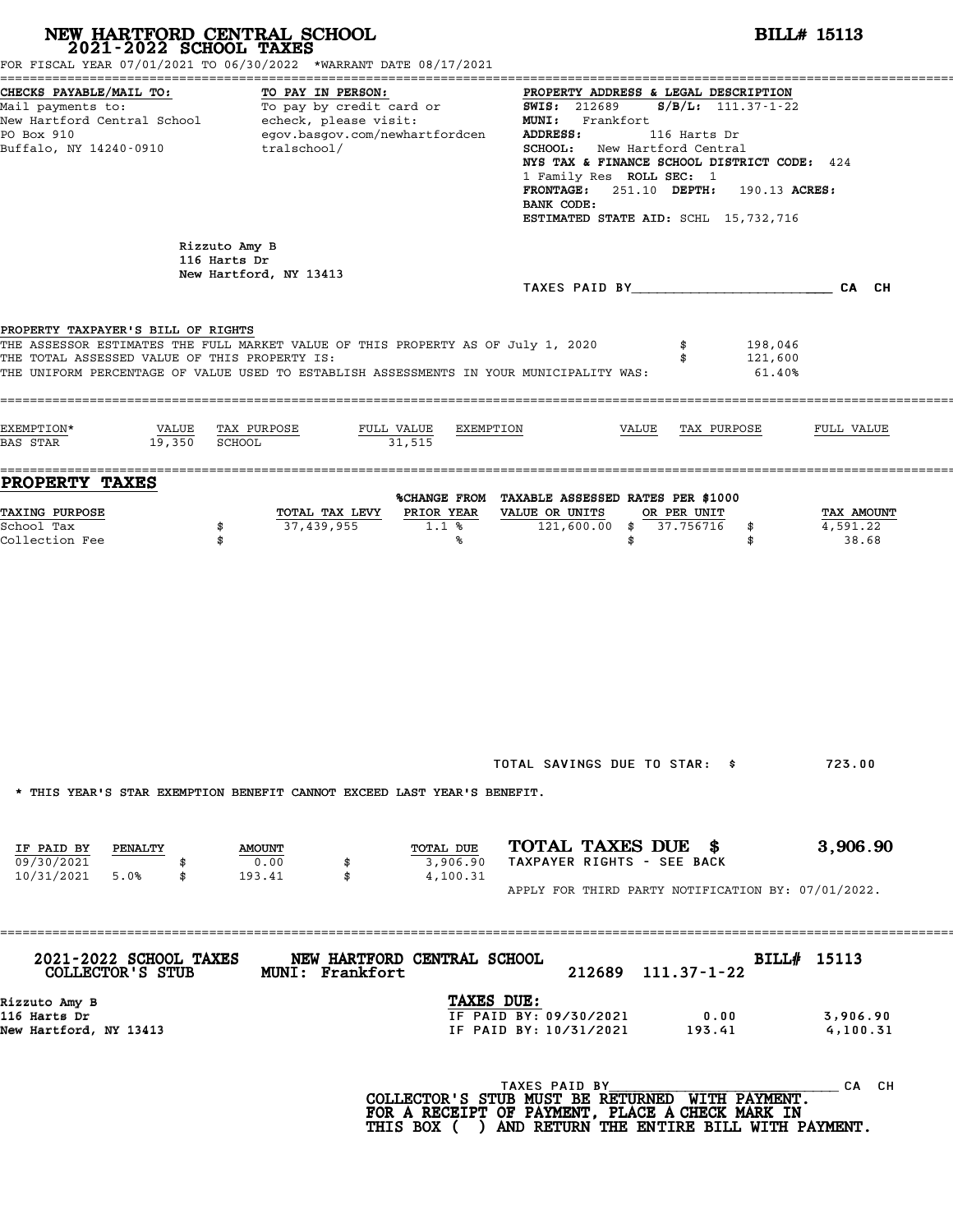# NEW HARTFORD CENTRAL SCHOOL
## 2021-2022 SCHOOL TAXES

**BILL# 15113**

FOR FISCAL YEAR 07/01/2021 TO 06/30/2022 *WARRANT DATE 08/17/2021

**CHECKS PAYABLE/MAIL TO:**
Mail payments to:
New Hartford Central School
PO Box 910
Buffalo, NY 14240-0910

**TO PAY IN PERSON:**
To pay by credit card or echeck, please visit:
egov.basgov.com/newhartfordcentralschool/

**PROPERTY ADDRESS & LEGAL DESCRIPTION**
**SWIS:** 212689 **S/B/L:** 111.37-1-22
**MUNI:** Frankfort
**ADDRESS:** 116 Harts Dr
**SCHOOL:** New Hartford Central
**NYS TAX & FINANCE SCHOOL DISTRICT CODE:** 424
1 Family Res **ROLL SEC:** 1
**FRONTAGE:** 251.10 **DEPTH:** 190.13 **ACRES:**
**BANK CODE:**
**ESTIMATED STATE AID:** SCHL 15,732,716

Rizzuto Amy B
116 Harts Dr
New Hartford, NY 13413

TAXES PAID BY________________________ CA CH

**PROPERTY TAXPAYER'S BILL OF RIGHTS**

| | |
|---|---|
| THE ASSESSOR ESTIMATES THE FULL MARKET VALUE OF THIS PROPERTY AS OF July 1, 2020 | $ 198,046 |
| THE TOTAL ASSESSED VALUE OF THIS PROPERTY IS: | $ 121,600 |
| THE UNIFORM PERCENTAGE OF VALUE USED TO ESTABLISH ASSESSMENTS IN YOUR MUNICIPALITY WAS: | 61.40% |

| EXEMPTION* | VALUE | TAX PURPOSE | FULL VALUE | EXEMPTION | VALUE | TAX PURPOSE | FULL VALUE |
|---|---|---|---|---|---|---|---|
| BAS STAR | 19,350 | SCHOOL | 31,515 | | | | |

## PROPERTY TAXES

| TAXING PURPOSE | TOTAL TAX LEVY | %CHANGE FROM PRIOR YEAR | TAXABLE ASSESSED VALUE OR UNITS | RATES PER $1000 OR PER UNIT | TAX AMOUNT |
|---|---|---|---|---|---|
| School Tax | $ 37,439,955 | 1.1 % | 121,600.00 | $ 37.756716 | $ 4,591.22 |
| Collection Fee | $ | % | | $ | $ 38.68 |

TOTAL SAVINGS DUE TO STAR: $ 723.00

* THIS YEAR'S STAR EXEMPTION BENEFIT CANNOT EXCEED LAST YEAR'S BENEFIT.

| IF PAID BY | PENALTY | AMOUNT | TOTAL DUE |
|---|---|---|---|
| 09/30/2021 | | $ 0.00 | $ 3,906.90 |
| 10/31/2021 | 5.0% | $ 193.41 | $ 4,100.31 |

**TOTAL TAXES DUE $ 3,906.90**
TAXPAYER RIGHTS - SEE BACK

APPLY FOR THIRD PARTY NOTIFICATION BY: 07/01/2022.

---

**2021-2022 SCHOOL TAXES COLLECTOR'S STUB** — **NEW HARTFORD CENTRAL SCHOOL** MUNI: Frankfort — 212689 111.37-1-22 — **BILL# 15113**

Rizzuto Amy B
116 Harts Dr
New Hartford, NY 13413

**TAXES DUE:**

| | | |
|---|---|---|
| IF PAID BY: 09/30/2021 | 0.00 | 3,906.90 |
| IF PAID BY: 10/31/2021 | 193.41 | 4,100.31 |

TAXES PAID BY______________________________ CA CH

**COLLECTOR'S STUB MUST BE RETURNED WITH PAYMENT. FOR A RECEIPT OF PAYMENT, PLACE A CHECK MARK IN THIS BOX ( ) AND RETURN THE ENTIRE BILL WITH PAYMENT.**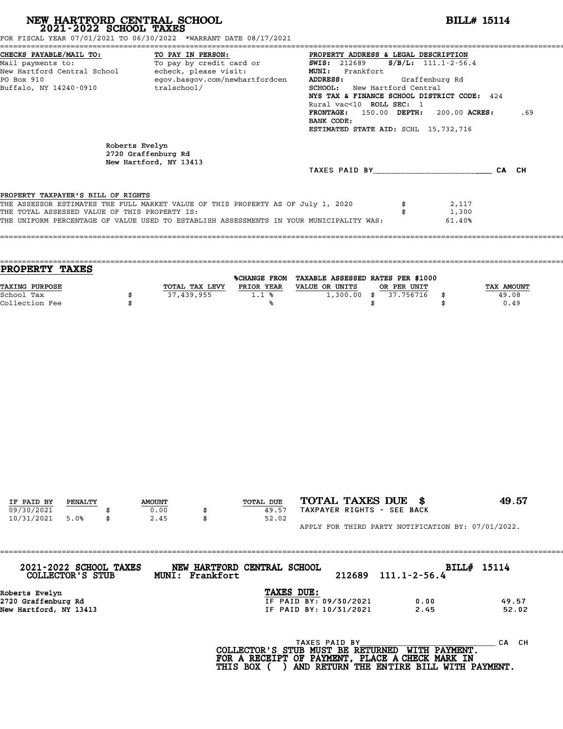# NEW HARTFORD CENTRAL SCHOOL
## 2021-2022 SCHOOL TAXES

**BILL# 15114**

FOR FISCAL YEAR 07/01/2021 TO 06/30/2022 *WARRANT DATE 08/17/2021

**CHECKS PAYABLE/MAIL TO:**
Mail payments to:
New Hartford Central School
PO Box 910
Buffalo, NY 14240-0910

**TO PAY IN PERSON:**
To pay by credit card or
echeck, please visit:
egov.basgov.com/newhartfordcentralschool/

**PROPERTY ADDRESS & LEGAL DESCRIPTION**
**SWIS:** 212689 **S/B/L:** 111.1-2-56.4
**MUNI:** Frankfort
**ADDRESS:** Graffenburg Rd
**SCHOOL:** New Hartford Central
**NYS TAX & FINANCE SCHOOL DISTRICT CODE:** 424
Rural vac<10 **ROLL SEC:** 1
**FRONTAGE:** 150.00 **DEPTH:** 200.00 **ACRES:** .69
**BANK CODE:**
**ESTIMATED STATE AID:** SCHL 15,732,716

Roberts Evelyn
2720 Graffenburg Rd
New Hartford, NY 13413

TAXES PAID BY________________________ CA CH

PROPERTY TAXPAYER'S BILL OF RIGHTS

THE ASSESSOR ESTIMATES THE FULL MARKET VALUE OF THIS PROPERTY AS OF July 1, 2020 $ 2,117
THE TOTAL ASSESSED VALUE OF THIS PROPERTY IS: $ 1,300
THE UNIFORM PERCENTAGE OF VALUE USED TO ESTABLISH ASSESSMENTS IN YOUR MUNICIPALITY WAS: 61.40%

## PROPERTY TAXES

| TAXING PURPOSE | TOTAL TAX LEVY | %CHANGE FROM PRIOR YEAR | TAXABLE ASSESSED VALUE OR UNITS | RATES PER $1000 OR PER UNIT | TAX AMOUNT |
|---|---|---|---|---|---|
| School Tax | $ 37,439,955 | 1.1 % | 1,300.00 | $ 37.756716 | $ 49.08 |
| Collection Fee | $ | % | | $ | $ 0.49 |

| IF PAID BY | PENALTY | AMOUNT | TOTAL DUE |
|---|---|---|---|
| 09/30/2021 | | $ 0.00 | $ 49.57 |
| 10/31/2021 | 5.0% | $ 2.45 | $ 52.02 |

**TOTAL TAXES DUE $ 49.57**
TAXPAYER RIGHTS - SEE BACK

APPLY FOR THIRD PARTY NOTIFICATION BY: 07/01/2022.

---

**2021-2022 SCHOOL TAXES COLLECTOR'S STUB** | **NEW HARTFORD CENTRAL SCHOOL MUNI: Frankfort** | 212689 111.1-2-56.4 | **BILL# 15114**

Roberts Evelyn
2720 Graffenburg Rd
New Hartford, NY 13413

**TAXES DUE:**

| | | |
|---|---|---|
| IF PAID BY: 09/30/2021 | 0.00 | 49.57 |
| IF PAID BY: 10/31/2021 | 2.45 | 52.02 |

TAXES PAID BY________________________ CA CH

**COLLECTOR'S STUB MUST BE RETURNED WITH PAYMENT.**
**FOR A RECEIPT OF PAYMENT, PLACE A CHECK MARK IN THIS BOX ( ) AND RETURN THE ENTIRE BILL WITH PAYMENT.**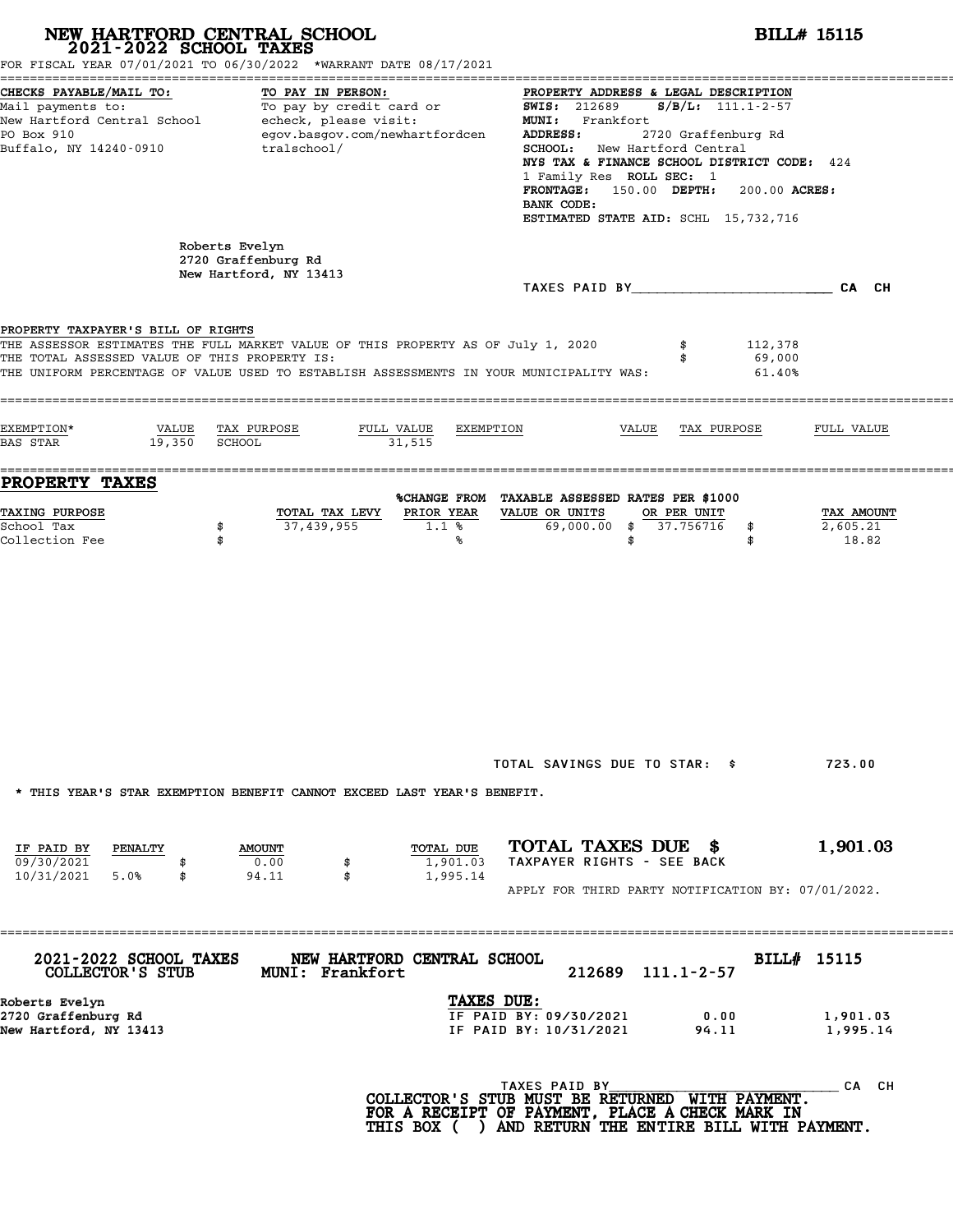# NEW HARTFORD CENTRAL SCHOOL
## 2021-2022 SCHOOL TAXES

**BILL# 15115**

FOR FISCAL YEAR 07/01/2021 TO 06/30/2022 *WARRANT DATE 08/17/2021

**CHECKS PAYABLE/MAIL TO:**
Mail payments to:
New Hartford Central School
PO Box 910
Buffalo, NY 14240-0910

**TO PAY IN PERSON:**
To pay by credit card or echeck, please visit:
egov.basgov.com/newhartfordcentralschool/

**PROPERTY ADDRESS & LEGAL DESCRIPTION**
**SWIS:** 212689 **S/B/L:** 111.1-2-57
**MUNI:** Frankfort
**ADDRESS:** 2720 Graffenburg Rd
**SCHOOL:** New Hartford Central
**NYS TAX & FINANCE SCHOOL DISTRICT CODE:** 424
1 Family Res **ROLL SEC:** 1
**FRONTAGE:** 150.00 **DEPTH:** 200.00 **ACRES:**
**BANK CODE:**
**ESTIMATED STATE AID:** SCHL 15,732,716

Roberts Evelyn
2720 Graffenburg Rd
New Hartford, NY 13413

TAXES PAID BY________________________ CA CH

**PROPERTY TAXPAYER'S BILL OF RIGHTS**

| | | |
|---|---|---|
| THE ASSESSOR ESTIMATES THE FULL MARKET VALUE OF THIS PROPERTY AS OF July 1, 2020 | $ | 112,378 |
| THE TOTAL ASSESSED VALUE OF THIS PROPERTY IS: | $ | 69,000 |
| THE UNIFORM PERCENTAGE OF VALUE USED TO ESTABLISH ASSESSMENTS IN YOUR MUNICIPALITY WAS: | | 61.40% |

| EXEMPTION* | VALUE | TAX PURPOSE | FULL VALUE | EXEMPTION | VALUE | TAX PURPOSE | FULL VALUE |
|---|---|---|---|---|---|---|---|
| BAS STAR | 19,350 | SCHOOL | 31,515 | | | | |

## PROPERTY TAXES

| TAXING PURPOSE | TOTAL TAX LEVY | %CHANGE FROM PRIOR YEAR | TAXABLE ASSESSED VALUE OR UNITS | RATES PER $1000 OR PER UNIT | TAX AMOUNT |
|---|---|---|---|---|---|
| School Tax | $ 37,439,955 | 1.1 % | 69,000.00 | $ 37.756716 | $ 2,605.21 |
| Collection Fee | $ | % | | $ | $ 18.82 |

TOTAL SAVINGS DUE TO STAR: $ 723.00

* THIS YEAR'S STAR EXEMPTION BENEFIT CANNOT EXCEED LAST YEAR'S BENEFIT.

| IF PAID BY | PENALTY | AMOUNT | TOTAL DUE |
|---|---|---|---|
| 09/30/2021 | | $ 0.00 | $ 1,901.03 |
| 10/31/2021 | 5.0% | $ 94.11 | $ 1,995.14 |

**TOTAL TAXES DUE $ 1,901.03**
TAXPAYER RIGHTS - SEE BACK

APPLY FOR THIRD PARTY NOTIFICATION BY: 07/01/2022.

---

**2021-2022 SCHOOL TAXES** — **COLLECTOR'S STUB**
**NEW HARTFORD CENTRAL SCHOOL** — **MUNI: Frankfort**
212689 111.1-2-57
**BILL# 15115**

Roberts Evelyn
2720 Graffenburg Rd
New Hartford, NY 13413

**TAXES DUE:**

| | | |
|---|---|---|
| IF PAID BY: 09/30/2021 | 0.00 | 1,901.03 |
| IF PAID BY: 10/31/2021 | 94.11 | 1,995.14 |

TAXES PAID BY______________________________ CA CH

**COLLECTOR'S STUB MUST BE RETURNED WITH PAYMENT. FOR A RECEIPT OF PAYMENT, PLACE A CHECK MARK IN THIS BOX ( ) AND RETURN THE ENTIRE BILL WITH PAYMENT.**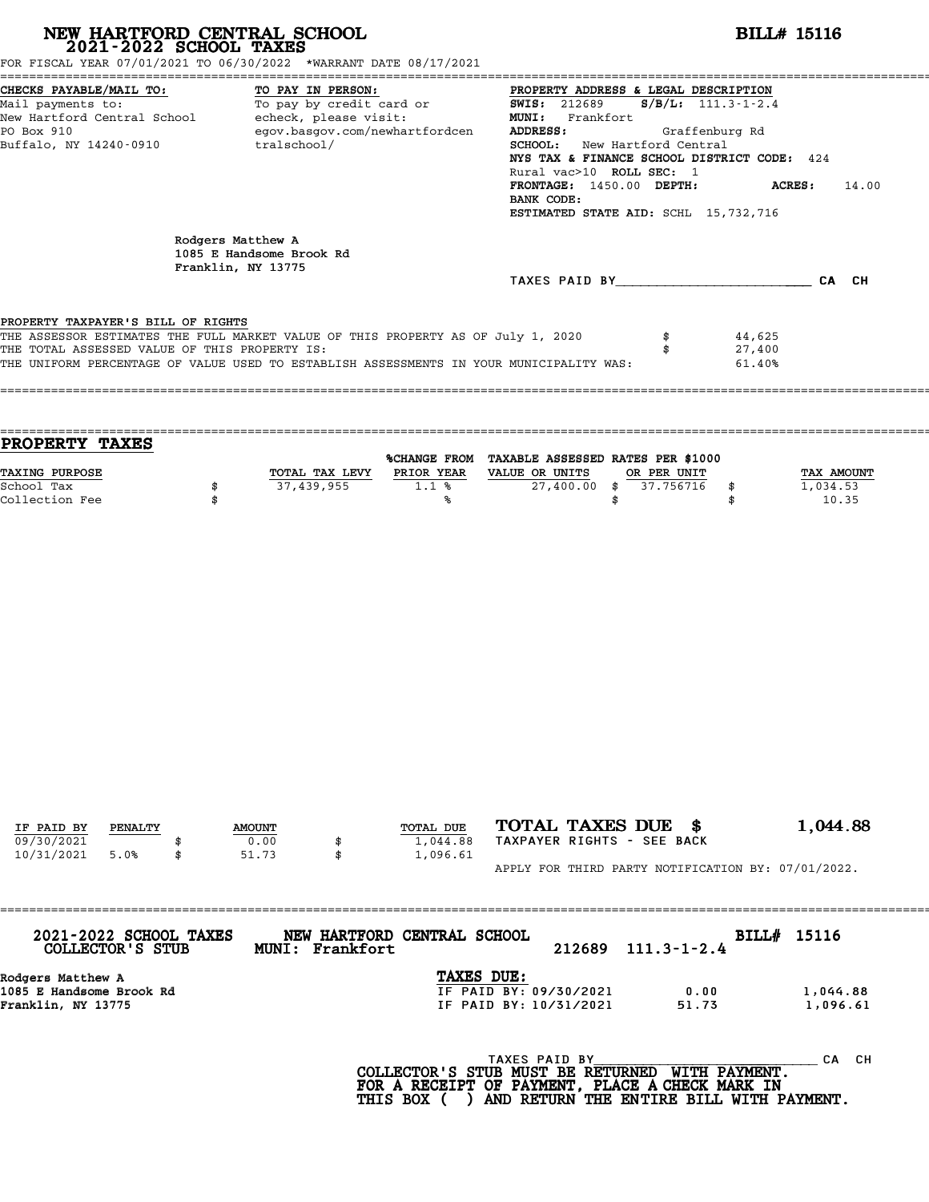# NEW HARTFORD CENTRAL SCHOOL
## 2021-2022 SCHOOL TAXES

**BILL# 15116**

FOR FISCAL YEAR 07/01/2021 TO 06/30/2022 *WARRANT DATE 08/17/2021

**CHECKS PAYABLE/MAIL TO:**
Mail payments to:
New Hartford Central School
PO Box 910
Buffalo, NY 14240-0910

**TO PAY IN PERSON:**
To pay by credit card or echeck, please visit:
egov.basgov.com/newhartfordcentralschool/

**PROPERTY ADDRESS & LEGAL DESCRIPTION**
**SWIS:** 212689 **S/B/L:** 111.3-1-2.4
**MUNI:** Frankfort
**ADDRESS:** Graffenburg Rd
**SCHOOL:** New Hartford Central
**NYS TAX & FINANCE SCHOOL DISTRICT CODE:** 424
Rural vac>10 **ROLL SEC:** 1
**FRONTAGE:** 1450.00 **DEPTH:** **ACRES:** 14.00
**BANK CODE:**
**ESTIMATED STATE AID:** SCHL 15,732,716

Rodgers Matthew A
1085 E Handsome Brook Rd
Franklin, NY 13775

TAXES PAID BY______________________ CA CH

PROPERTY TAXPAYER'S BILL OF RIGHTS

| | | |
|---|---|---|
| THE ASSESSOR ESTIMATES THE FULL MARKET VALUE OF THIS PROPERTY AS OF July 1, 2020 | $ | 44,625 |
| THE TOTAL ASSESSED VALUE OF THIS PROPERTY IS: | $ | 27,400 |
| THE UNIFORM PERCENTAGE OF VALUE USED TO ESTABLISH ASSESSMENTS IN YOUR MUNICIPALITY WAS: | | 61.40% |

## PROPERTY TAXES

| TAXING PURPOSE | | TOTAL TAX LEVY | %CHANGE FROM PRIOR YEAR | TAXABLE ASSESSED VALUE OR UNITS | | RATES PER $1000 OR PER UNIT | | TAX AMOUNT |
|---|---|---|---|---|---|---|---|---|
| School Tax | $ | 37,439,955 | 1.1 % | 27,400.00 | $ | 37.756716 | $ | 1,034.53 |
| Collection Fee | $ | | % | | $ | | $ | 10.35 |

| IF PAID BY | PENALTY | | AMOUNT | | TOTAL DUE |
|---|---|---|---|---|---|
| 09/30/2021 | | $ | 0.00 | $ | 1,044.88 |
| 10/31/2021 | 5.0% | $ | 51.73 | $ | 1,096.61 |

**TOTAL TAXES DUE $ 1,044.88**
TAXPAYER RIGHTS - SEE BACK

APPLY FOR THIRD PARTY NOTIFICATION BY: 07/01/2022.

---

**2021-2022 SCHOOL TAXES COLLECTOR'S STUB** **NEW HARTFORD CENTRAL SCHOOL MUNI: Frankfort** 212689 111.3-1-2.4 **BILL# 15116**

Rodgers Matthew A
1085 E Handsome Brook Rd
Franklin, NY 13775

**TAXES DUE:**

| | | |
|---|---|---|
| IF PAID BY: 09/30/2021 | 0.00 | 1,044.88 |
| IF PAID BY: 10/31/2021 | 51.73 | 1,096.61 |

TAXES PAID BY______________________ CA CH

**COLLECTOR'S STUB MUST BE RETURNED WITH PAYMENT. FOR A RECEIPT OF PAYMENT, PLACE A CHECK MARK IN THIS BOX ( ) AND RETURN THE ENTIRE BILL WITH PAYMENT.**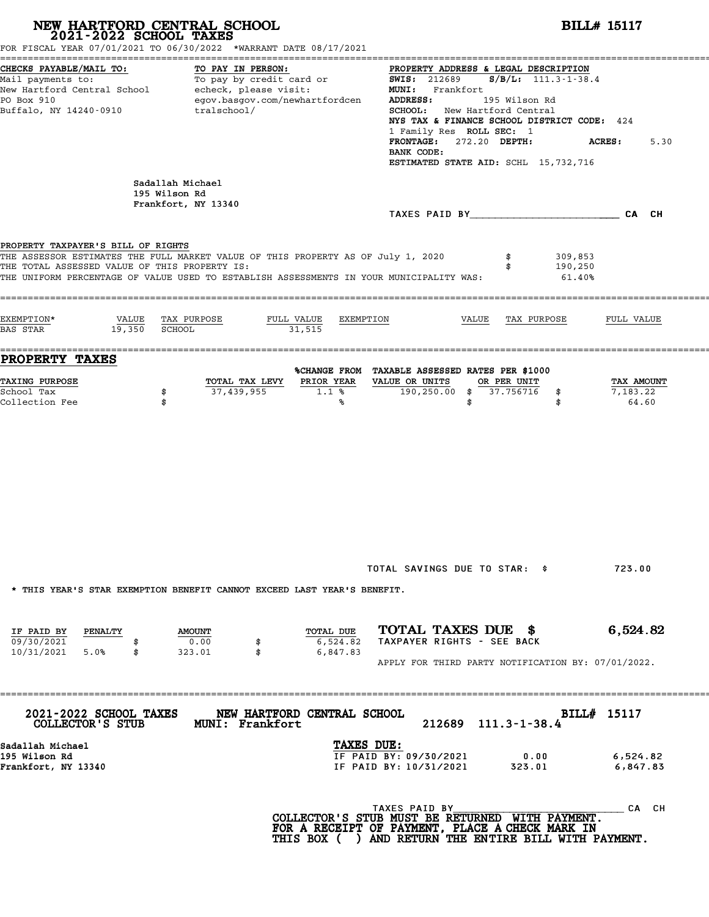# NEW HARTFORD CENTRAL SCHOOL
## 2021-2022 SCHOOL TAXES

**BILL# 15117**

FOR FISCAL YEAR 07/01/2021 TO 06/30/2022 *WARRANT DATE 08/17/2021

**CHECKS PAYABLE/MAIL TO:**
Mail payments to:
New Hartford Central School
PO Box 910
Buffalo, NY 14240-0910

**TO PAY IN PERSON:**
To pay by credit card or
echeck, please visit:
egov.basgov.com/newhartfordcentralschool/

**PROPERTY ADDRESS & LEGAL DESCRIPTION**
**SWIS:** 212689 **S/B/L:** 111.3-1-38.4
**MUNI:** Frankfort
**ADDRESS:** 195 Wilson Rd
**SCHOOL:** New Hartford Central
**NYS TAX & FINANCE SCHOOL DISTRICT CODE:** 424
1 Family Res **ROLL SEC:** 1
**FRONTAGE:** 272.20 **DEPTH:** **ACRES:** 5.30
**BANK CODE:**
**ESTIMATED STATE AID:** SCHL 15,732,716

Sadallah Michael
195 Wilson Rd
Frankfort, NY 13340

TAXES PAID BY________________________ CA CH

**PROPERTY TAXPAYER'S BILL OF RIGHTS**

THE ASSESSOR ESTIMATES THE FULL MARKET VALUE OF THIS PROPERTY AS OF July 1, 2020 $ 309,853
THE TOTAL ASSESSED VALUE OF THIS PROPERTY IS: $ 190,250
THE UNIFORM PERCENTAGE OF VALUE USED TO ESTABLISH ASSESSMENTS IN YOUR MUNICIPALITY WAS: 61.40%

| EXEMPTION* | VALUE | TAX PURPOSE | FULL VALUE | EXEMPTION | VALUE | TAX PURPOSE | FULL VALUE |
|---|---|---|---|---|---|---|---|
| BAS STAR | 19,350 | SCHOOL | 31,515 | | | | |

## PROPERTY TAXES

| TAXING PURPOSE | TOTAL TAX LEVY | %CHANGE FROM PRIOR YEAR | TAXABLE ASSESSED VALUE OR UNITS | RATES PER $1000 OR PER UNIT | TAX AMOUNT |
|---|---|---|---|---|---|
| School Tax | $ 37,439,955 | 1.1 % | 190,250.00 | $ 37.756716 | $ 7,183.22 |
| Collection Fee | $ | % | | $ | $ 64.60 |

TOTAL SAVINGS DUE TO STAR: $ 723.00

* THIS YEAR'S STAR EXEMPTION BENEFIT CANNOT EXCEED LAST YEAR'S BENEFIT.

| IF PAID BY | PENALTY | AMOUNT | TOTAL DUE |
|---|---|---|---|
| 09/30/2021 | | $ 0.00 | $ 6,524.82 |
| 10/31/2021 | 5.0% | $ 323.01 | $ 6,847.83 |

**TOTAL TAXES DUE $ 6,524.82**
TAXPAYER RIGHTS - SEE BACK

APPLY FOR THIRD PARTY NOTIFICATION BY: 07/01/2022.

---

**2021-2022 SCHOOL TAXES** **NEW HARTFORD CENTRAL SCHOOL** **BILL# 15117**
**COLLECTOR'S STUB** **MUNI: Frankfort** 212689 111.3-1-38.4

Sadallah Michael
195 Wilson Rd
Frankfort, NY 13340

**TAXES DUE:**

| | | |
|---|---|---|
| IF PAID BY: 09/30/2021 | 0.00 | 6,524.82 |
| IF PAID BY: 10/31/2021 | 323.01 | 6,847.83 |

TAXES PAID BY____________________________ CA CH

**COLLECTOR'S STUB MUST BE RETURNED WITH PAYMENT.**
**FOR A RECEIPT OF PAYMENT, PLACE A CHECK MARK IN**
**THIS BOX ( ) AND RETURN THE ENTIRE BILL WITH PAYMENT.**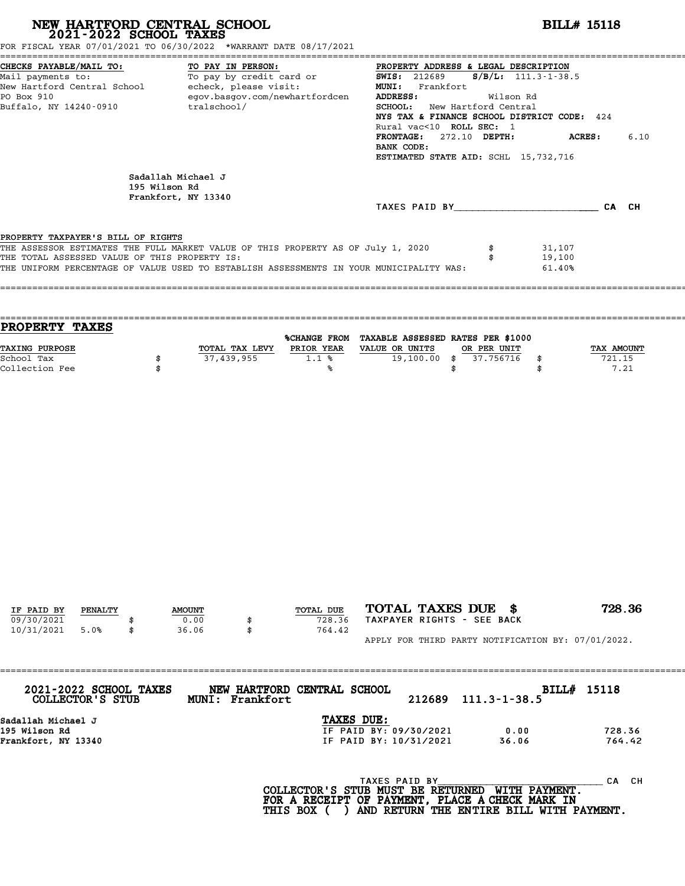# NEW HARTFORD CENTRAL SCHOOL
## 2021-2022 SCHOOL TAXES

**BILL# 15118**

FOR FISCAL YEAR 07/01/2021 TO 06/30/2022 *WARRANT DATE 08/17/2021

**CHECKS PAYABLE/MAIL TO:**
Mail payments to:
New Hartford Central School
PO Box 910
Buffalo, NY 14240-0910

**TO PAY IN PERSON:**
To pay by credit card or echeck, please visit:
egov.basgov.com/newhartfordcentralschool/

**PROPERTY ADDRESS & LEGAL DESCRIPTION**
**SWIS:** 212689 **S/B/L:** 111.3-1-38.5
**MUNI:** Frankfort
**ADDRESS:** Wilson Rd
**SCHOOL:** New Hartford Central
**NYS TAX & FINANCE SCHOOL DISTRICT CODE:** 424
Rural vac<10 **ROLL SEC:** 1
**FRONTAGE:** 272.10 **DEPTH:** **ACRES:** 6.10
**BANK CODE:**
**ESTIMATED STATE AID:** SCHL 15,732,716

Sadallah Michael J
195 Wilson Rd
Frankfort, NY 13340

TAXES PAID BY________________________ CA CH

PROPERTY TAXPAYER'S BILL OF RIGHTS
THE ASSESSOR ESTIMATES THE FULL MARKET VALUE OF THIS PROPERTY AS OF July 1, 2020 $ 31,107
THE TOTAL ASSESSED VALUE OF THIS PROPERTY IS: $ 19,100
THE UNIFORM PERCENTAGE OF VALUE USED TO ESTABLISH ASSESSMENTS IN YOUR MUNICIPALITY WAS: 61.40%

## PROPERTY TAXES

| TAXING PURPOSE | | TOTAL TAX LEVY | %CHANGE FROM PRIOR YEAR | TAXABLE ASSESSED VALUE OR UNITS | RATES PER $1000 OR PER UNIT | | TAX AMOUNT |
|---|---|---|---|---|---|---|---|
| School Tax | $ | 37,439,955 | 1.1 % | 19,100.00 | $ 37.756716 | $ | 721.15 |
| Collection Fee | $ | | % | | $ | $ | 7.21 |

| IF PAID BY | PENALTY | | AMOUNT | | TOTAL DUE |
|---|---|---|---|---|---|
| 09/30/2021 | | $ | 0.00 | $ | 728.36 |
| 10/31/2021 | 5.0% | $ | 36.06 | $ | 764.42 |

**TOTAL TAXES DUE $ 728.36**
TAXPAYER RIGHTS - SEE BACK

APPLY FOR THIRD PARTY NOTIFICATION BY: 07/01/2022.

**2021-2022 SCHOOL TAXES COLLECTOR'S STUB** **NEW HARTFORD CENTRAL SCHOOL MUNI: Frankfort** 212689 111.3-1-38.5 **BILL# 15118**

Sadallah Michael J
195 Wilson Rd
Frankfort, NY 13340

**TAXES DUE:**

| | | |
|---|---|---|
| IF PAID BY: 09/30/2021 | 0.00 | 728.36 |
| IF PAID BY: 10/31/2021 | 36.06 | 764.42 |

TAXES PAID BY____________________________ CA CH

**COLLECTOR'S STUB MUST BE RETURNED WITH PAYMENT.**
**FOR A RECEIPT OF PAYMENT, PLACE A CHECK MARK IN THIS BOX ( ) AND RETURN THE ENTIRE BILL WITH PAYMENT.**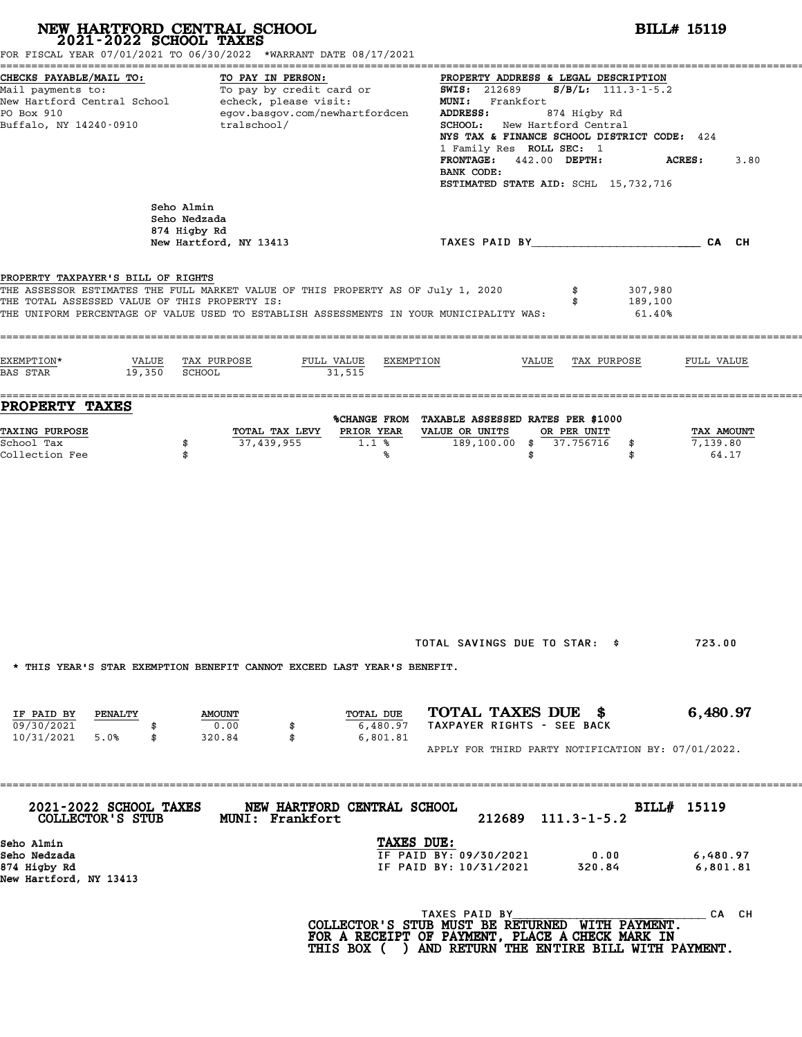# NEW HARTFORD CENTRAL SCHOOL
## 2021-2022 SCHOOL TAXES

**BILL# 15119**

FOR FISCAL YEAR 07/01/2021 TO 06/30/2022 *WARRANT DATE 08/17/2021

**CHECKS PAYABLE/MAIL TO:**
Mail payments to:
New Hartford Central School
PO Box 910
Buffalo, NY 14240-0910

**TO PAY IN PERSON:**
To pay by credit card or echeck, please visit:
egov.basgov.com/newhartfordcentralschool/

**PROPERTY ADDRESS & LEGAL DESCRIPTION**
**SWIS:** 212689 **S/B/L:** 111.3-1-5.2
**MUNI:** Frankfort
**ADDRESS:** 874 Higby Rd
**SCHOOL:** New Hartford Central
**NYS TAX & FINANCE SCHOOL DISTRICT CODE:** 424
1 Family Res **ROLL SEC:** 1
**FRONTAGE:** 442.00 **DEPTH:** **ACRES:** 3.80
**BANK CODE:**
**ESTIMATED STATE AID:** SCHL 15,732,716

Seho Almin
Seho Nedzada
874 Higby Rd
New Hartford, NY 13413

TAXES PAID BY________________________ CA CH

**PROPERTY TAXPAYER'S BILL OF RIGHTS**

THE ASSESSOR ESTIMATES THE FULL MARKET VALUE OF THIS PROPERTY AS OF July 1, 2020 $ 307,980
THE TOTAL ASSESSED VALUE OF THIS PROPERTY IS: $ 189,100
THE UNIFORM PERCENTAGE OF VALUE USED TO ESTABLISH ASSESSMENTS IN YOUR MUNICIPALITY WAS: 61.40%

| EXEMPTION* | VALUE | TAX PURPOSE | FULL VALUE | EXEMPTION | VALUE | TAX PURPOSE | FULL VALUE |
|---|---|---|---|---|---|---|---|
| BAS STAR | 19,350 | SCHOOL | 31,515 | | | | |

## PROPERTY TAXES

| TAXING PURPOSE | | TOTAL TAX LEVY | %CHANGE FROM PRIOR YEAR | TAXABLE ASSESSED VALUE OR UNITS | RATES PER $1000 OR PER UNIT | | TAX AMOUNT |
|---|---|---|---|---|---|---|---|
| School Tax | $ | 37,439,955 | 1.1 % | 189,100.00 | $ 37.756716 | $ | 7,139.80 |
| Collection Fee | $ | | % | | $ | $ | 64.17 |

TOTAL SAVINGS DUE TO STAR: $ 723.00

* THIS YEAR'S STAR EXEMPTION BENEFIT CANNOT EXCEED LAST YEAR'S BENEFIT.

| IF PAID BY | PENALTY | | AMOUNT | | TOTAL DUE |
|---|---|---|---|---|---|
| 09/30/2021 | | $ | 0.00 | $ | 6,480.97 |
| 10/31/2021 | 5.0% | $ | 320.84 | $ | 6,801.81 |

**TOTAL TAXES DUE $ 6,480.97**
TAXPAYER RIGHTS - SEE BACK

APPLY FOR THIRD PARTY NOTIFICATION BY: 07/01/2022.

---

**2021-2022 SCHOOL TAXES** **NEW HARTFORD CENTRAL SCHOOL** **BILL# 15119**
**COLLECTOR'S STUB** **MUNI: Frankfort** 212689 111.3-1-5.2

Seho Almin
Seho Nedzada
874 Higby Rd
New Hartford, NY 13413

**TAXES DUE:**

| | | |
|---|---|---|
| IF PAID BY: 09/30/2021 | 0.00 | 6,480.97 |
| IF PAID BY: 10/31/2021 | 320.84 | 6,801.81 |

TAXES PAID BY______________________________ CA CH

**COLLECTOR'S STUB MUST BE RETURNED WITH PAYMENT. FOR A RECEIPT OF PAYMENT, PLACE A CHECK MARK IN THIS BOX ( ) AND RETURN THE ENTIRE BILL WITH PAYMENT.**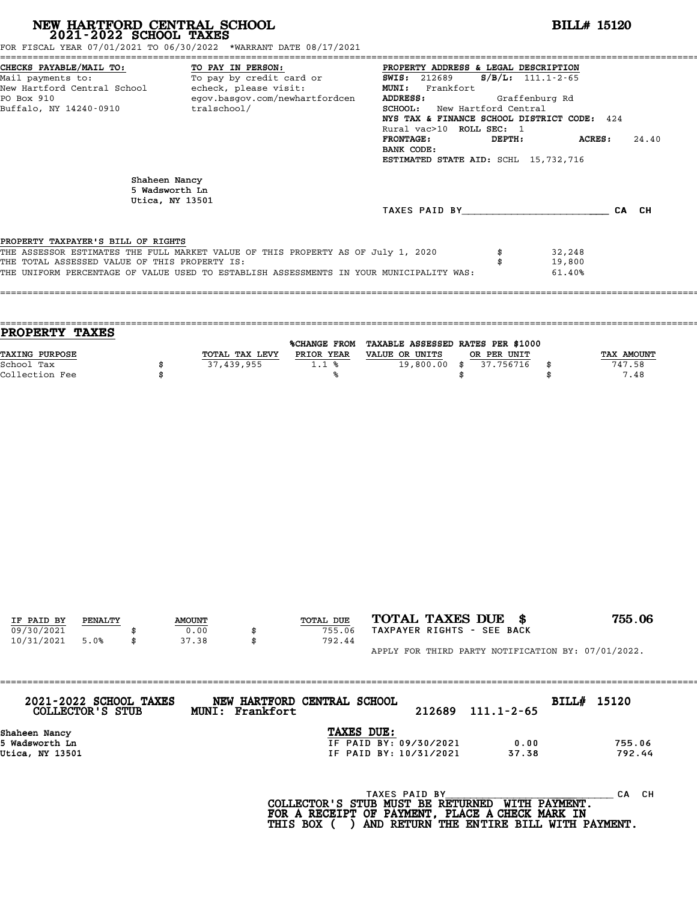# NEW HARTFORD CENTRAL SCHOOL
## 2021-2022 SCHOOL TAXES

**BILL# 15120**

FOR FISCAL YEAR 07/01/2021 TO 06/30/2022 *WARRANT DATE 08/17/2021

**CHECKS PAYABLE/MAIL TO:**
Mail payments to:
New Hartford Central School
PO Box 910
Buffalo, NY 14240-0910

**TO PAY IN PERSON:**
To pay by credit card or echeck, please visit:
egov.basgov.com/newhartfordcentralschool/

**PROPERTY ADDRESS & LEGAL DESCRIPTION**
**SWIS:** 212689 **S/B/L:** 111.1-2-65
**MUNI:** Frankfort
**ADDRESS:** Graffenburg Rd
**SCHOOL:** New Hartford Central
**NYS TAX & FINANCE SCHOOL DISTRICT CODE:** 424
Rural vac>10 **ROLL SEC:** 1
**FRONTAGE:** **DEPTH:** **ACRES:** 24.40
**BANK CODE:**
**ESTIMATED STATE AID:** SCHL 15,732,716

Shaheen Nancy
5 Wadsworth Ln
Utica, NY 13501

TAXES PAID BY________________________ CA CH

PROPERTY TAXPAYER'S BILL OF RIGHTS

| | | |
|---|---|---|
| THE ASSESSOR ESTIMATES THE FULL MARKET VALUE OF THIS PROPERTY AS OF July 1, 2020 | $ | 32,248 |
| THE TOTAL ASSESSED VALUE OF THIS PROPERTY IS: | $ | 19,800 |
| THE UNIFORM PERCENTAGE OF VALUE USED TO ESTABLISH ASSESSMENTS IN YOUR MUNICIPALITY WAS: | | 61.40% |

## PROPERTY TAXES

| TAXING PURPOSE | | TOTAL TAX LEVY | %CHANGE FROM PRIOR YEAR | TAXABLE ASSESSED VALUE OR UNITS | | RATES PER $1000 OR PER UNIT | | TAX AMOUNT |
|---|---|---|---|---|---|---|---|---|
| School Tax | $ | 37,439,955 | 1.1 % | 19,800.00 | $ | 37.756716 | $ | 747.58 |
| Collection Fee | $ | | % | | $ | | $ | 7.48 |

| IF PAID BY | PENALTY | | AMOUNT | | TOTAL DUE |
|---|---|---|---|---|---|
| 09/30/2021 | | $ | 0.00 | $ | 755.06 |
| 10/31/2021 | 5.0% | $ | 37.38 | $ | 792.44 |

**TOTAL TAXES DUE $ 755.06**
TAXPAYER RIGHTS - SEE BACK

APPLY FOR THIRD PARTY NOTIFICATION BY: 07/01/2022.

---

**2021-2022 SCHOOL TAXES COLLECTOR'S STUB** — **NEW HARTFORD CENTRAL SCHOOL** MUNI: Frankfort — 212689 111.1-2-65 — **BILL# 15120**

Shaheen Nancy
5 Wadsworth Ln
Utica, NY 13501

**TAXES DUE:**

| | | |
|---|---|---|
| IF PAID BY: 09/30/2021 | 0.00 | 755.06 |
| IF PAID BY: 10/31/2021 | 37.38 | 792.44 |

TAXES PAID BY____________________________ CA CH

COLLECTOR'S STUB MUST BE RETURNED WITH PAYMENT.
FOR A RECEIPT OF PAYMENT, PLACE A CHECK MARK IN THIS BOX ( ) AND RETURN THE ENTIRE BILL WITH PAYMENT.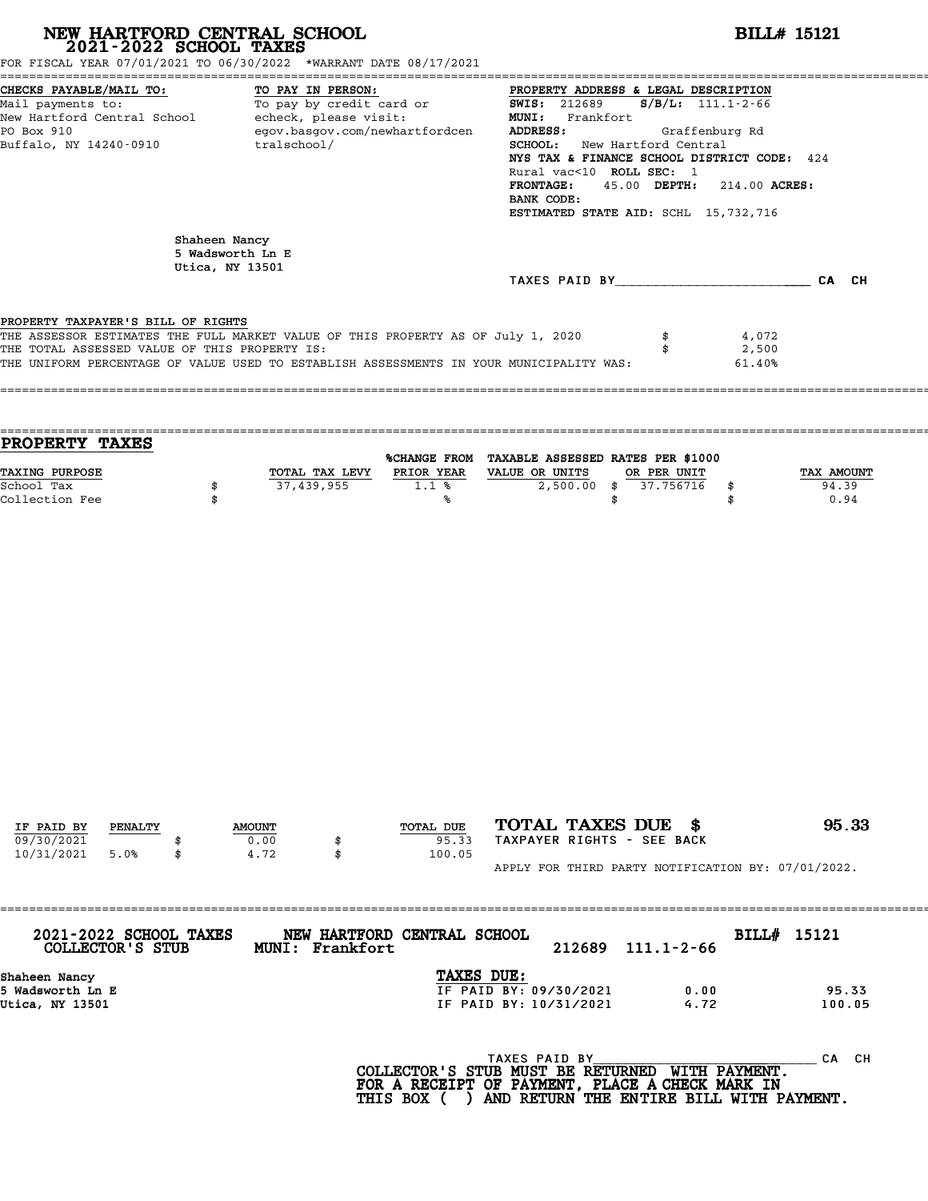# NEW HARTFORD CENTRAL SCHOOL
## 2021-2022 SCHOOL TAXES

**BILL# 15121**

FOR FISCAL YEAR 07/01/2021 TO 06/30/2022 *WARRANT DATE 08/17/2021

**CHECKS PAYABLE/MAIL TO:**
Mail payments to:
New Hartford Central School
PO Box 910
Buffalo, NY 14240-0910

**TO PAY IN PERSON:**
To pay by credit card or
echeck, please visit:
egov.basgov.com/newhartfordcentralschool/

**PROPERTY ADDRESS & LEGAL DESCRIPTION**
**SWIS:** 212689 **S/B/L:** 111.1-2-66
**MUNI:** Frankfort
**ADDRESS:** Graffenburg Rd
**SCHOOL:** New Hartford Central
**NYS TAX & FINANCE SCHOOL DISTRICT CODE:** 424
Rural vac<10 **ROLL SEC:** 1
**FRONTAGE:** 45.00 **DEPTH:** 214.00 **ACRES:**
**BANK CODE:**
**ESTIMATED STATE AID:** SCHL 15,732,716

Shaheen Nancy
5 Wadsworth Ln E
Utica, NY 13501

TAXES PAID BY________________________ CA CH

PROPERTY TAXPAYER'S BILL OF RIGHTS

| | |
|---|---|
| THE ASSESSOR ESTIMATES THE FULL MARKET VALUE OF THIS PROPERTY AS OF July 1, 2020 | $ 4,072 |
| THE TOTAL ASSESSED VALUE OF THIS PROPERTY IS: | $ 2,500 |
| THE UNIFORM PERCENTAGE OF VALUE USED TO ESTABLISH ASSESSMENTS IN YOUR MUNICIPALITY WAS: | 61.40% |

## PROPERTY TAXES

| TAXING PURPOSE | TOTAL TAX LEVY | %CHANGE FROM PRIOR YEAR | TAXABLE ASSESSED VALUE OR UNITS | RATES PER $1000 OR PER UNIT | TAX AMOUNT |
|---|---|---|---|---|---|
| School Tax | $ 37,439,955 | 1.1 % | 2,500.00 | $ 37.756716 | $ 94.39 |
| Collection Fee | $ | % | | $ | $ 0.94 |

| IF PAID BY | PENALTY | AMOUNT | TOTAL DUE |
|---|---|---|---|
| 09/30/2021 | | $ 0.00 | $ 95.33 |
| 10/31/2021 | 5.0% | $ 4.72 | $ 100.05 |

**TOTAL TAXES DUE $ 95.33**
TAXPAYER RIGHTS - SEE BACK

APPLY FOR THIRD PARTY NOTIFICATION BY: 07/01/2022.

---

**2021-2022 SCHOOL TAXES COLLECTOR'S STUB** — **NEW HARTFORD CENTRAL SCHOOL MUNI: Frankfort** — 212689 111.1-2-66 — **BILL# 15121**

Shaheen Nancy
5 Wadsworth Ln E
Utica, NY 13501

**TAXES DUE:**

| | | |
|---|---|---|
| IF PAID BY: 09/30/2021 | 0.00 | 95.33 |
| IF PAID BY: 10/31/2021 | 4.72 | 100.05 |

TAXES PAID BY____________________________ CA CH

**COLLECTOR'S STUB MUST BE RETURNED WITH PAYMENT.**
**FOR A RECEIPT OF PAYMENT, PLACE A CHECK MARK IN**
**THIS BOX ( ) AND RETURN THE ENTIRE BILL WITH PAYMENT.**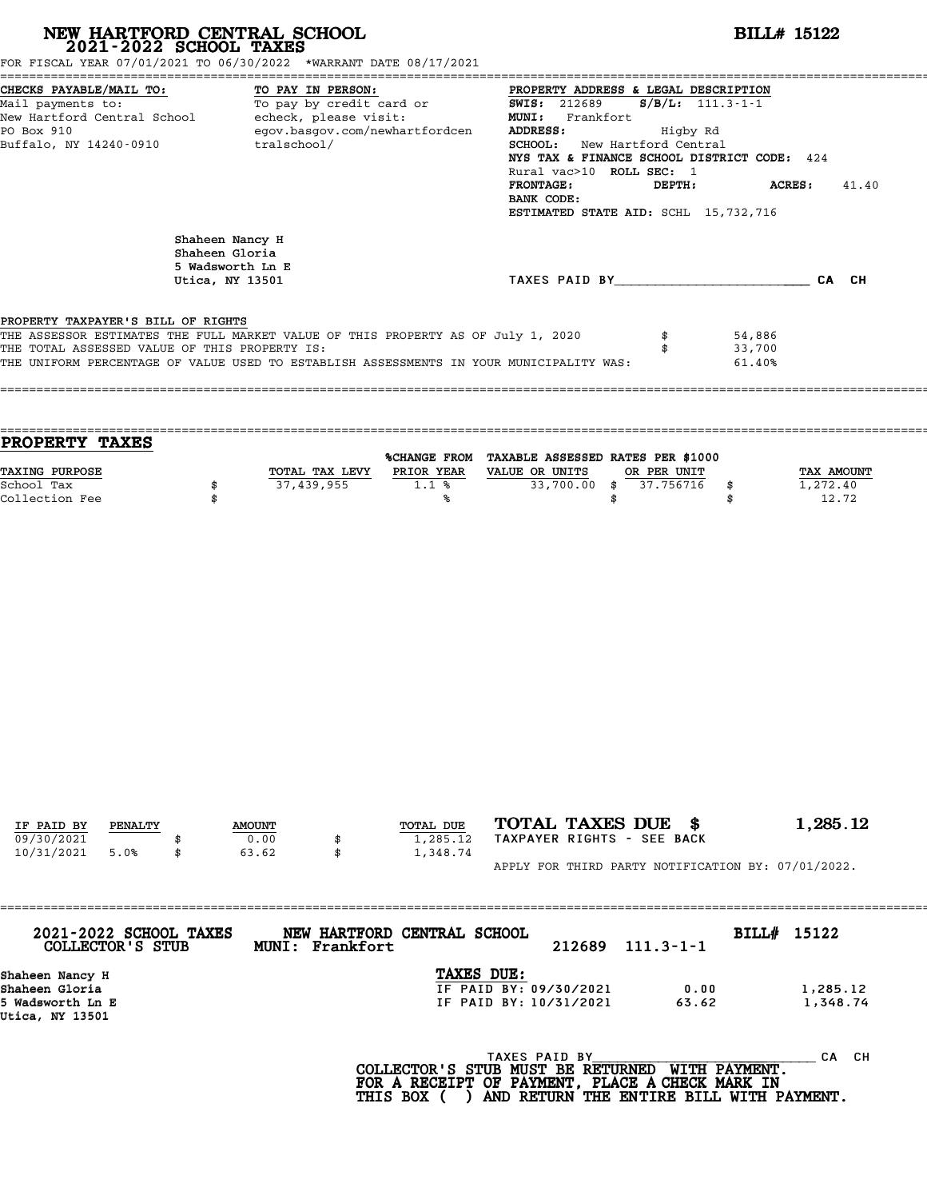# NEW HARTFORD CENTRAL SCHOOL
## 2021-2022 SCHOOL TAXES

**BILL# 15122**

FOR FISCAL YEAR 07/01/2021 TO 06/30/2022 *WARRANT DATE 08/17/2021

**CHECKS PAYABLE/MAIL TO:**
Mail payments to:
New Hartford Central School
PO Box 910
Buffalo, NY 14240-0910

**TO PAY IN PERSON:**
To pay by credit card or
echeck, please visit:
egov.basgov.com/newhartfordcentralschool/

**PROPERTY ADDRESS & LEGAL DESCRIPTION**
**SWIS:** 212689 **S/B/L:** 111.3-1-1
**MUNI:** Frankfort
**ADDRESS:** Higby Rd
**SCHOOL:** New Hartford Central
**NYS TAX & FINANCE SCHOOL DISTRICT CODE:** 424
Rural vac>10 **ROLL SEC:** 1
**FRONTAGE:** **DEPTH:** **ACRES:** 41.40
**BANK CODE:**
**ESTIMATED STATE AID:** SCHL 15,732,716

Shaheen Nancy H
Shaheen Gloria
5 Wadsworth Ln E
Utica, NY 13501

TAXES PAID BY________________________ CA CH

PROPERTY TAXPAYER'S BILL OF RIGHTS

| | | |
|---|---|---|
| THE ASSESSOR ESTIMATES THE FULL MARKET VALUE OF THIS PROPERTY AS OF July 1, 2020 | $ | 54,886 |
| THE TOTAL ASSESSED VALUE OF THIS PROPERTY IS: | $ | 33,700 |
| THE UNIFORM PERCENTAGE OF VALUE USED TO ESTABLISH ASSESSMENTS IN YOUR MUNICIPALITY WAS: | | 61.40% |

## PROPERTY TAXES

| TAXING PURPOSE | TOTAL TAX LEVY | %CHANGE FROM PRIOR YEAR | TAXABLE ASSESSED VALUE OR UNITS | RATES PER $1000 OR PER UNIT | TAX AMOUNT |
|---|---|---|---|---|---|
| School Tax | $ 37,439,955 | 1.1 % | 33,700.00 | $ 37.756716 | $ 1,272.40 |
| Collection Fee | $ | % | | $ | $ 12.72 |

| IF PAID BY | PENALTY | AMOUNT | TOTAL DUE |
|---|---|---|---|
| 09/30/2021 | | $ 0.00 | $ 1,285.12 |
| 10/31/2021 | 5.0% | $ 63.62 | $ 1,348.74 |

**TOTAL TAXES DUE $ 1,285.12**
TAXPAYER RIGHTS - SEE BACK

APPLY FOR THIRD PARTY NOTIFICATION BY: 07/01/2022.

**2021-2022 SCHOOL TAXES COLLECTOR'S STUB** — **NEW HARTFORD CENTRAL SCHOOL MUNI: Frankfort** — 212689 111.3-1-1 — **BILL# 15122**

Shaheen Nancy H
Shaheen Gloria
5 Wadsworth Ln E
Utica, NY 13501

**TAXES DUE:**

| | | |
|---|---|---|
| IF PAID BY: 09/30/2021 | 0.00 | 1,285.12 |
| IF PAID BY: 10/31/2021 | 63.62 | 1,348.74 |

TAXES PAID BY____________________________ CA CH

**COLLECTOR'S STUB MUST BE RETURNED WITH PAYMENT.**
**FOR A RECEIPT OF PAYMENT, PLACE A CHECK MARK IN THIS BOX ( ) AND RETURN THE ENTIRE BILL WITH PAYMENT.**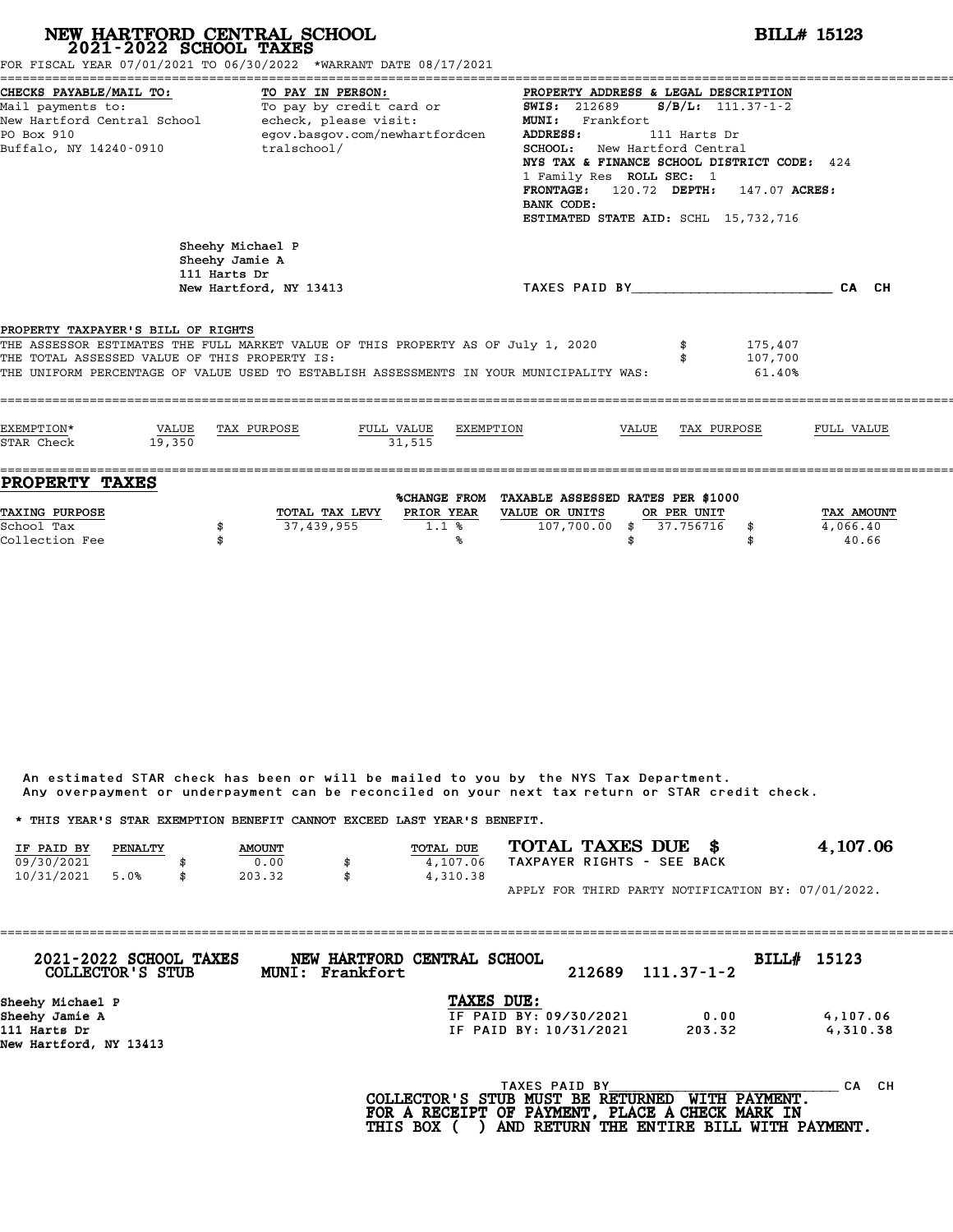# NEW HARTFORD CENTRAL SCHOOL
## 2021-2022 SCHOOL TAXES

**BILL# 15123**

FOR FISCAL YEAR 07/01/2021 TO 06/30/2022 *WARRANT DATE 08/17/2021

**CHECKS PAYABLE/MAIL TO:**
Mail payments to:
New Hartford Central School
PO Box 910
Buffalo, NY 14240-0910

**TO PAY IN PERSON:**
To pay by credit card or echeck, please visit:
egov.basgov.com/newhartfordcentralschool/

**PROPERTY ADDRESS & LEGAL DESCRIPTION**
**SWIS:** 212689 **S/B/L:** 111.37-1-2
**MUNI:** Frankfort
**ADDRESS:** 111 Harts Dr
**SCHOOL:** New Hartford Central
**NYS TAX & FINANCE SCHOOL DISTRICT CODE:** 424
1 Family Res **ROLL SEC:** 1
**FRONTAGE:** 120.72 **DEPTH:** 147.07 **ACRES:**
**BANK CODE:**
**ESTIMATED STATE AID:** SCHL 15,732,716

Sheehy Michael P
Sheehy Jamie A
111 Harts Dr
New Hartford, NY 13413

TAXES PAID BY________________________ CA CH

**PROPERTY TAXPAYER'S BILL OF RIGHTS**

THE ASSESSOR ESTIMATES THE FULL MARKET VALUE OF THIS PROPERTY AS OF July 1, 2020 $ 175,407
THE TOTAL ASSESSED VALUE OF THIS PROPERTY IS: $ 107,700
THE UNIFORM PERCENTAGE OF VALUE USED TO ESTABLISH ASSESSMENTS IN YOUR MUNICIPALITY WAS: 61.40%

| EXEMPTION* | VALUE | TAX PURPOSE | FULL VALUE | EXEMPTION | VALUE | TAX PURPOSE | FULL VALUE |
|---|---|---|---|---|---|---|---|
| STAR Check | 19,350 | | 31,515 | | | | |

## PROPERTY TAXES

| TAXING PURPOSE | | TOTAL TAX LEVY | %CHANGE FROM PRIOR YEAR | TAXABLE ASSESSED VALUE OR UNITS | RATES PER $1000 OR PER UNIT | | TAX AMOUNT |
|---|---|---|---|---|---|---|---|
| School Tax | $ | 37,439,955 | 1.1 % | 107,700.00 | $ 37.756716 | $ | 4,066.40 |
| Collection Fee | $ | | % | | $ | $ | 40.66 |

An estimated STAR check has been or will be mailed to you by the NYS Tax Department.
Any overpayment or underpayment can be reconciled on your next tax return or STAR credit check.

* THIS YEAR'S STAR EXEMPTION BENEFIT CANNOT EXCEED LAST YEAR'S BENEFIT.

| IF PAID BY | PENALTY | AMOUNT | TOTAL DUE |
|---|---|---|---|
| 09/30/2021 | | $ 0.00 | $ 4,107.06 |
| 10/31/2021 | 5.0% | $ 203.32 | $ 4,310.38 |

**TOTAL TAXES DUE $ 4,107.06**
TAXPAYER RIGHTS - SEE BACK

APPLY FOR THIRD PARTY NOTIFICATION BY: 07/01/2022.

---

**2021-2022 SCHOOL TAXES** **NEW HARTFORD CENTRAL SCHOOL** **BILL# 15123**
**COLLECTOR'S STUB** **MUNI: Frankfort** 212689 111.37-1-2

Sheehy Michael P
Sheehy Jamie A
111 Harts Dr
New Hartford, NY 13413

**TAXES DUE:**

| | | |
|---|---|---|
| IF PAID BY: 09/30/2021 | 0.00 | 4,107.06 |
| IF PAID BY: 10/31/2021 | 203.32 | 4,310.38 |

TAXES PAID BY____________________________ CA CH

**COLLECTOR'S STUB MUST BE RETURNED WITH PAYMENT.**
**FOR A RECEIPT OF PAYMENT, PLACE A CHECK MARK IN THIS BOX ( ) AND RETURN THE ENTIRE BILL WITH PAYMENT.**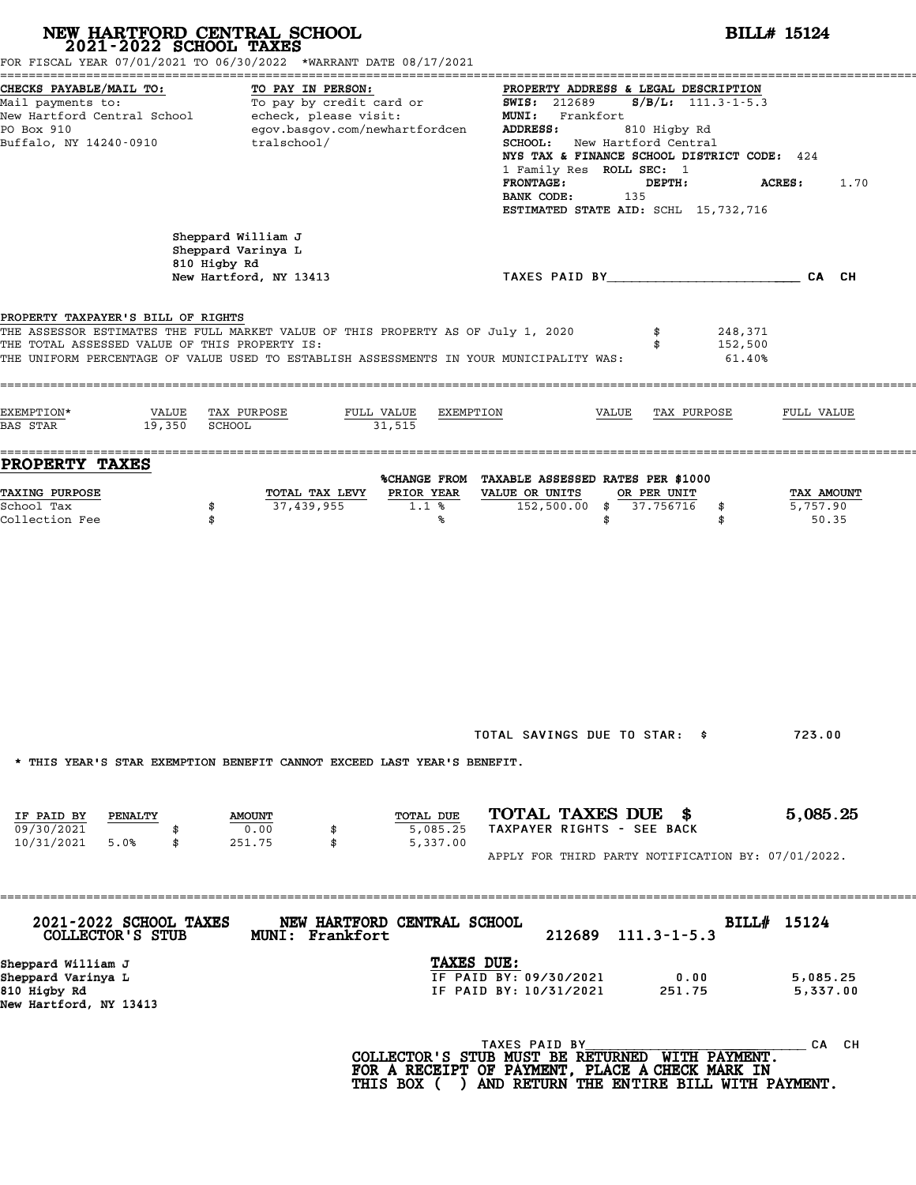# NEW HARTFORD CENTRAL SCHOOL
## 2021-2022 SCHOOL TAXES

**BILL# 15124**

FOR FISCAL YEAR 07/01/2021 TO 06/30/2022 *WARRANT DATE 08/17/2021

**CHECKS PAYABLE/MAIL TO:**
Mail payments to:
New Hartford Central School
PO Box 910
Buffalo, NY 14240-0910

**TO PAY IN PERSON:**
To pay by credit card or echeck, please visit:
egov.basgov.com/newhartfordcentralschool/

**PROPERTY ADDRESS & LEGAL DESCRIPTION**
**SWIS:** 212689 **S/B/L:** 111.3-1-5.3
**MUNI:** Frankfort
**ADDRESS:** 810 Higby Rd
**SCHOOL:** New Hartford Central
**NYS TAX & FINANCE SCHOOL DISTRICT CODE:** 424
1 Family Res **ROLL SEC:** 1
**FRONTAGE:** **DEPTH:** **ACRES:** 1.70
**BANK CODE:** 135
**ESTIMATED STATE AID:** SCHL 15,732,716

Sheppard William J
Sheppard Varinya L
810 Higby Rd
New Hartford, NY 13413

TAXES PAID BY________________________ CA CH

**PROPERTY TAXPAYER'S BILL OF RIGHTS**

THE ASSESSOR ESTIMATES THE FULL MARKET VALUE OF THIS PROPERTY AS OF July 1, 2020 $ 248,371
THE TOTAL ASSESSED VALUE OF THIS PROPERTY IS: $ 152,500
THE UNIFORM PERCENTAGE OF VALUE USED TO ESTABLISH ASSESSMENTS IN YOUR MUNICIPALITY WAS: 61.40%

| EXEMPTION* | VALUE | TAX PURPOSE | FULL VALUE | EXEMPTION | VALUE | TAX PURPOSE | FULL VALUE |
|---|---|---|---|---|---|---|---|
| BAS STAR | 19,350 | SCHOOL | 31,515 | | | | |

## PROPERTY TAXES

| TAXING PURPOSE | TOTAL TAX LEVY | %CHANGE FROM PRIOR YEAR | TAXABLE ASSESSED VALUE OR UNITS | RATES PER $1000 OR PER UNIT | TAX AMOUNT |
|---|---|---|---|---|---|
| School Tax | $ 37,439,955 | 1.1 % | 152,500.00 | $ 37.756716 | $ 5,757.90 |
| Collection Fee | $ | % | | $ | $ 50.35 |

TOTAL SAVINGS DUE TO STAR: $ 723.00

* THIS YEAR'S STAR EXEMPTION BENEFIT CANNOT EXCEED LAST YEAR'S BENEFIT.

| IF PAID BY | PENALTY | AMOUNT | TOTAL DUE |
|---|---|---|---|
| 09/30/2021 | | $ 0.00 | $ 5,085.25 |
| 10/31/2021 | 5.0% | $ 251.75 | $ 5,337.00 |

**TOTAL TAXES DUE $ 5,085.25**
TAXPAYER RIGHTS - SEE BACK

APPLY FOR THIRD PARTY NOTIFICATION BY: 07/01/2022.

---

**2021-2022 SCHOOL TAXES COLLECTOR'S STUB** — **NEW HARTFORD CENTRAL SCHOOL** MUNI: Frankfort — 212689 111.3-1-5.3 — **BILL# 15124**

Sheppard William J
Sheppard Varinya L
810 Higby Rd
New Hartford, NY 13413

**TAXES DUE:**

| | | |
|---|---|---|
| IF PAID BY: 09/30/2021 | 0.00 | 5,085.25 |
| IF PAID BY: 10/31/2021 | 251.75 | 5,337.00 |

TAXES PAID BY______________________________ CA CH

**COLLECTOR'S STUB MUST BE RETURNED WITH PAYMENT.**
**FOR A RECEIPT OF PAYMENT, PLACE A CHECK MARK IN THIS BOX ( ) AND RETURN THE ENTIRE BILL WITH PAYMENT.**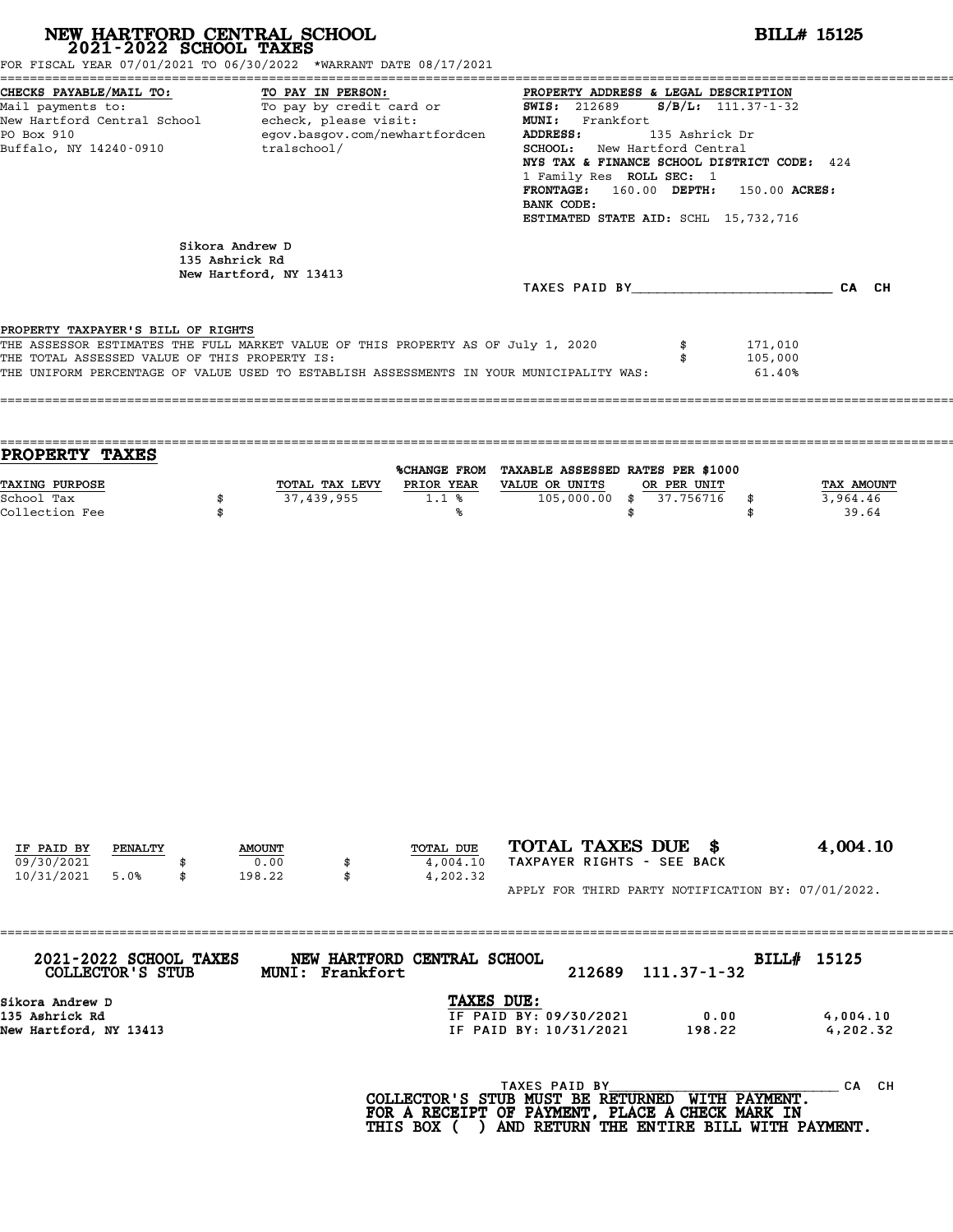# NEW HARTFORD CENTRAL SCHOOL
## 2021-2022 SCHOOL TAXES

**BILL# 15125**

FOR FISCAL YEAR 07/01/2021 TO 06/30/2022 *WARRANT DATE 08/17/2021

**CHECKS PAYABLE/MAIL TO:**
Mail payments to:
New Hartford Central School
PO Box 910
Buffalo, NY 14240-0910

**TO PAY IN PERSON:**
To pay by credit card or
echeck, please visit:
egov.basgov.com/newhartfordcentralschool/

**PROPERTY ADDRESS & LEGAL DESCRIPTION**
**SWIS:** 212689 **S/B/L:** 111.37-1-32
**MUNI:** Frankfort
**ADDRESS:** 135 Ashrick Dr
**SCHOOL:** New Hartford Central
**NYS TAX & FINANCE SCHOOL DISTRICT CODE:** 424
1 Family Res **ROLL SEC:** 1
**FRONTAGE:** 160.00 **DEPTH:** 150.00 **ACRES:**
**BANK CODE:**
**ESTIMATED STATE AID:** SCHL 15,732,716

Sikora Andrew D
135 Ashrick Rd
New Hartford, NY 13413

TAXES PAID BY________________________ CA CH

PROPERTY TAXPAYER'S BILL OF RIGHTS

| | | |
|---|---|---|
| THE ASSESSOR ESTIMATES THE FULL MARKET VALUE OF THIS PROPERTY AS OF July 1, 2020 | $ | 171,010 |
| THE TOTAL ASSESSED VALUE OF THIS PROPERTY IS: | $ | 105,000 |
| THE UNIFORM PERCENTAGE OF VALUE USED TO ESTABLISH ASSESSMENTS IN YOUR MUNICIPALITY WAS: | | 61.40% |

## PROPERTY TAXES

| TAXING PURPOSE | | TOTAL TAX LEVY | %CHANGE FROM PRIOR YEAR | TAXABLE ASSESSED VALUE OR UNITS | | RATES PER $1000 OR PER UNIT | | TAX AMOUNT |
|---|---|---|---|---|---|---|---|---|
| School Tax | $ | 37,439,955 | 1.1 % | 105,000.00 | $ | 37.756716 | $ | 3,964.46 |
| Collection Fee | $ | | % | | $ | | $ | 39.64 |

| IF PAID BY | PENALTY | | AMOUNT | | TOTAL DUE |
|---|---|---|---|---|---|
| 09/30/2021 | | $ | 0.00 | $ | 4,004.10 |
| 10/31/2021 | 5.0% | $ | 198.22 | $ | 4,202.32 |

**TOTAL TAXES DUE $ 4,004.10**
TAXPAYER RIGHTS - SEE BACK

APPLY FOR THIRD PARTY NOTIFICATION BY: 07/01/2022.

---

**2021-2022 SCHOOL TAXES** **NEW HARTFORD CENTRAL SCHOOL** **BILL# 15125**
**COLLECTOR'S STUB** **MUNI: Frankfort** 212689 111.37-1-32

Sikora Andrew D
135 Ashrick Rd
New Hartford, NY 13413

**TAXES DUE:**

| | | |
|---|---|---|
| IF PAID BY: 09/30/2021 | 0.00 | 4,004.10 |
| IF PAID BY: 10/31/2021 | 198.22 | 4,202.32 |

TAXES PAID BY____________________________ CA CH

**COLLECTOR'S STUB MUST BE RETURNED WITH PAYMENT.**
**FOR A RECEIPT OF PAYMENT, PLACE A CHECK MARK IN**
**THIS BOX ( ) AND RETURN THE ENTIRE BILL WITH PAYMENT.**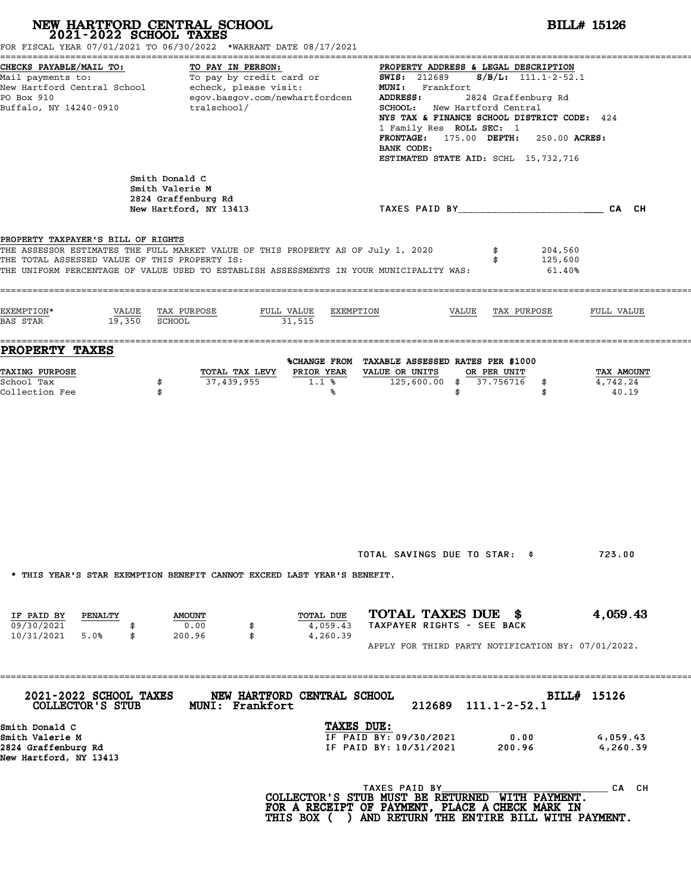# NEW HARTFORD CENTRAL SCHOOL
## 2021-2022 SCHOOL TAXES

**BILL# 15126**

FOR FISCAL YEAR 07/01/2021 TO 06/30/2022 *WARRANT DATE 08/17/2021

**CHECKS PAYABLE/MAIL TO:**
Mail payments to:
New Hartford Central School
PO Box 910
Buffalo, NY 14240-0910

**TO PAY IN PERSON:**
To pay by credit card or echeck, please visit:
egov.basgov.com/newhartfordcentralschool/

**PROPERTY ADDRESS & LEGAL DESCRIPTION**
**SWIS:** 212689 **S/B/L:** 111.1-2-52.1
**MUNI:** Frankfort
**ADDRESS:** 2824 Graffenburg Rd
**SCHOOL:** New Hartford Central
**NYS TAX & FINANCE SCHOOL DISTRICT CODE:** 424
1 Family Res **ROLL SEC:** 1
**FRONTAGE:** 175.00 **DEPTH:** 250.00 **ACRES:**
**BANK CODE:**
**ESTIMATED STATE AID:** SCHL 15,732,716

Smith Donald C
Smith Valerie M
2824 Graffenburg Rd
New Hartford, NY 13413

TAXES PAID BY________________________ CA CH

**PROPERTY TAXPAYER'S BILL OF RIGHTS**

| | | |
|---|---|---|
| THE ASSESSOR ESTIMATES THE FULL MARKET VALUE OF THIS PROPERTY AS OF July 1, 2020 | $ | 204,560 |
| THE TOTAL ASSESSED VALUE OF THIS PROPERTY IS: | $ | 125,600 |
| THE UNIFORM PERCENTAGE OF VALUE USED TO ESTABLISH ASSESSMENTS IN YOUR MUNICIPALITY WAS: | | 61.40% |

| EXEMPTION* | VALUE | TAX PURPOSE | FULL VALUE | EXEMPTION | VALUE | TAX PURPOSE | FULL VALUE |
|---|---|---|---|---|---|---|---|
| BAS STAR | 19,350 | SCHOOL | 31,515 | | | | |

## PROPERTY TAXES

| TAXING PURPOSE | TOTAL TAX LEVY | %CHANGE FROM PRIOR YEAR | TAXABLE ASSESSED VALUE OR UNITS | RATES PER $1000 OR PER UNIT | TAX AMOUNT |
|---|---|---|---|---|---|
| School Tax | $ 37,439,955 | 1.1 % | 125,600.00 | $ 37.756716 | $ 4,742.24 |
| Collection Fee | $ | % | | $ | $ 40.19 |

TOTAL SAVINGS DUE TO STAR: $ 723.00

* THIS YEAR'S STAR EXEMPTION BENEFIT CANNOT EXCEED LAST YEAR'S BENEFIT.

| IF PAID BY | PENALTY | AMOUNT | TOTAL DUE |
|---|---|---|---|
| 09/30/2021 | | $ 0.00 | $ 4,059.43 |
| 10/31/2021 | 5.0% | $ 200.96 | $ 4,260.39 |

**TOTAL TAXES DUE $ 4,059.43**
TAXPAYER RIGHTS - SEE BACK

APPLY FOR THIRD PARTY NOTIFICATION BY: 07/01/2022.

---

**2021-2022 SCHOOL TAXES COLLECTOR'S STUB** | **NEW HARTFORD CENTRAL SCHOOL MUNI: Frankfort** | 212689 111.1-2-52.1 | **BILL# 15126**

Smith Donald C
Smith Valerie M
2824 Graffenburg Rd
New Hartford, NY 13413

**TAXES DUE:**

| | | |
|---|---|---|
| IF PAID BY: 09/30/2021 | 0.00 | 4,059.43 |
| IF PAID BY: 10/31/2021 | 200.96 | 4,260.39 |

TAXES PAID BY______________________________ CA CH

**COLLECTOR'S STUB MUST BE RETURNED WITH PAYMENT. FOR A RECEIPT OF PAYMENT, PLACE A CHECK MARK IN THIS BOX ( ) AND RETURN THE ENTIRE BILL WITH PAYMENT.**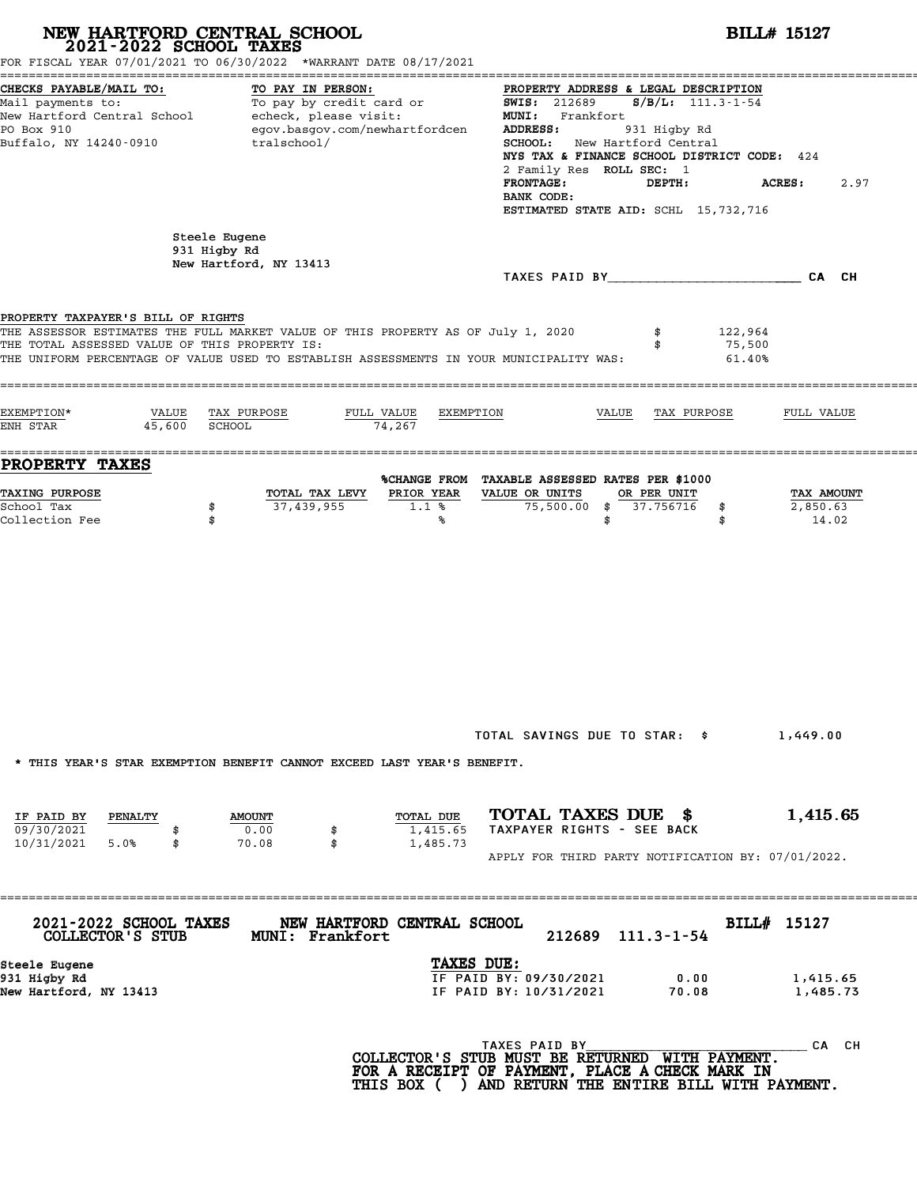# NEW HARTFORD CENTRAL SCHOOL
## 2021-2022 SCHOOL TAXES

**BILL# 15127**

FOR FISCAL YEAR 07/01/2021 TO 06/30/2022 *WARRANT DATE 08/17/2021

**CHECKS PAYABLE/MAIL TO:**
Mail payments to:
New Hartford Central School
PO Box 910
Buffalo, NY 14240-0910

**TO PAY IN PERSON:**
To pay by credit card or echeck, please visit:
egov.basgov.com/newhartfordcentralschool/

**PROPERTY ADDRESS & LEGAL DESCRIPTION**
**SWIS:** 212689 **S/B/L:** 111.3-1-54
**MUNI:** Frankfort
**ADDRESS:** 931 Higby Rd
**SCHOOL:** New Hartford Central
**NYS TAX & FINANCE SCHOOL DISTRICT CODE:** 424
2 Family Res **ROLL SEC:** 1
**FRONTAGE:** **DEPTH:** **ACRES:** 2.97
**BANK CODE:**
**ESTIMATED STATE AID:** SCHL 15,732,716

Steele Eugene
931 Higby Rd
New Hartford, NY 13413

TAXES PAID BY________________________ CA CH

**PROPERTY TAXPAYER'S BILL OF RIGHTS**
THE ASSESSOR ESTIMATES THE FULL MARKET VALUE OF THIS PROPERTY AS OF July 1, 2020 $ 122,964
THE TOTAL ASSESSED VALUE OF THIS PROPERTY IS: $ 75,500
THE UNIFORM PERCENTAGE OF VALUE USED TO ESTABLISH ASSESSMENTS IN YOUR MUNICIPALITY WAS: 61.40%

| EXEMPTION* | VALUE | TAX PURPOSE | FULL VALUE | EXEMPTION | VALUE | TAX PURPOSE | FULL VALUE |
|---|---|---|---|---|---|---|---|
| ENH STAR | 45,600 | SCHOOL | 74,267 | | | | |

## PROPERTY TAXES

| TAXING PURPOSE | TOTAL TAX LEVY | %CHANGE FROM PRIOR YEAR | TAXABLE ASSESSED VALUE OR UNITS | RATES PER $1000 OR PER UNIT | TAX AMOUNT |
|---|---|---|---|---|---|
| School Tax | $ 37,439,955 | 1.1 % | 75,500.00 | $ 37.756716 | $ 2,850.63 |
| Collection Fee | $ | % | | $ | $ 14.02 |

TOTAL SAVINGS DUE TO STAR: $ 1,449.00

* THIS YEAR'S STAR EXEMPTION BENEFIT CANNOT EXCEED LAST YEAR'S BENEFIT.

| IF PAID BY | PENALTY | AMOUNT | TOTAL DUE |
|---|---|---|---|
| 09/30/2021 | | $ 0.00 | $ 1,415.65 |
| 10/31/2021 | 5.0% | $ 70.08 | $ 1,485.73 |

**TOTAL TAXES DUE $ 1,415.65**
TAXPAYER RIGHTS - SEE BACK

APPLY FOR THIRD PARTY NOTIFICATION BY: 07/01/2022.

---

**2021-2022 SCHOOL TAXES** NEW HARTFORD CENTRAL SCHOOL **BILL# 15127**
COLLECTOR'S STUB MUNI: Frankfort 212689 111.3-1-54

Steele Eugene
931 Higby Rd
New Hartford, NY 13413

**TAXES DUE:**

| | | |
|---|---|---|
| IF PAID BY: 09/30/2021 | 0.00 | 1,415.65 |
| IF PAID BY: 10/31/2021 | 70.08 | 1,485.73 |

TAXES PAID BY____________________________ CA CH

**COLLECTOR'S STUB MUST BE RETURNED WITH PAYMENT. FOR A RECEIPT OF PAYMENT, PLACE A CHECK MARK IN THIS BOX ( ) AND RETURN THE ENTIRE BILL WITH PAYMENT.**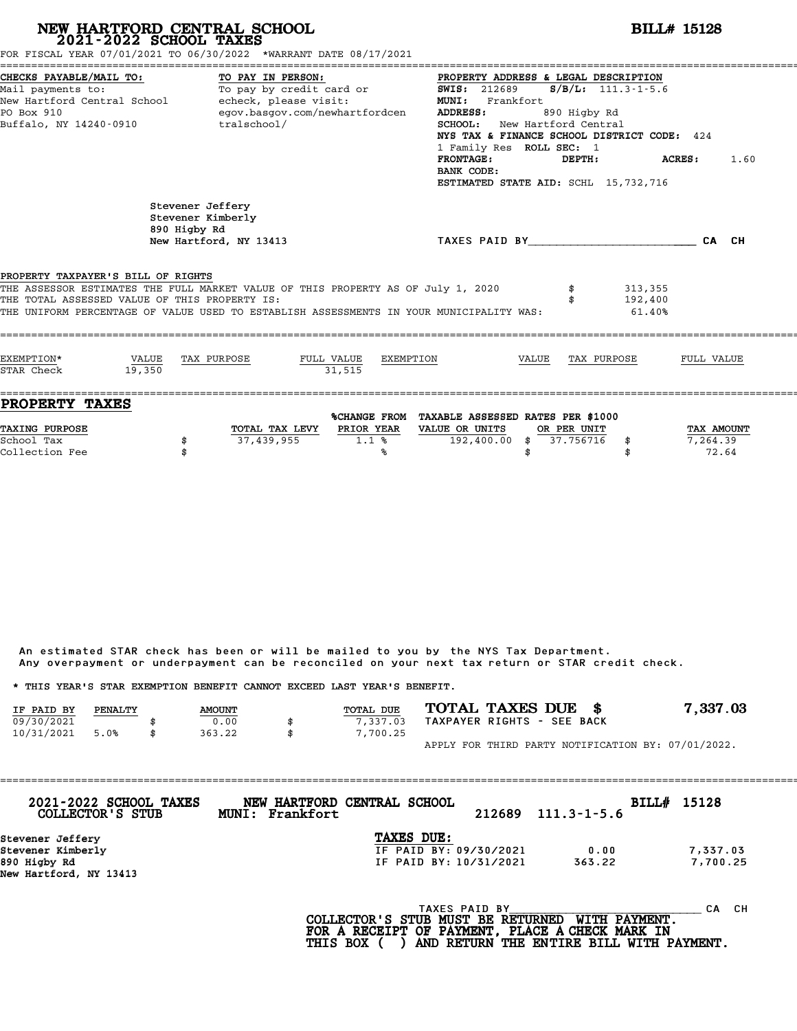# NEW HARTFORD CENTRAL SCHOOL
## 2021-2022 SCHOOL TAXES

**BILL# 15128**

FOR FISCAL YEAR 07/01/2021 TO 06/30/2022 *WARRANT DATE 08/17/2021

**CHECKS PAYABLE/MAIL TO:**
Mail payments to:
New Hartford Central School
PO Box 910
Buffalo, NY 14240-0910

**TO PAY IN PERSON:**
To pay by credit card or echeck, please visit:
egov.basgov.com/newhartfordcentralschool/

**PROPERTY ADDRESS & LEGAL DESCRIPTION**
**SWIS:** 212689 **S/B/L:** 111.3-1-5.6
**MUNI:** Frankfort
**ADDRESS:** 890 Higby Rd
**SCHOOL:** New Hartford Central
**NYS TAX & FINANCE SCHOOL DISTRICT CODE:** 424
1 Family Res **ROLL SEC:** 1
**FRONTAGE:** **DEPTH:** **ACRES:** 1.60
**BANK CODE:**
**ESTIMATED STATE AID:** SCHL 15,732,716

Stevener Jeffery
Stevener Kimberly
890 Higby Rd
New Hartford, NY 13413

TAXES PAID BY________________________ CA CH

**PROPERTY TAXPAYER'S BILL OF RIGHTS**

THE ASSESSOR ESTIMATES THE FULL MARKET VALUE OF THIS PROPERTY AS OF July 1, 2020 $ 313,355
THE TOTAL ASSESSED VALUE OF THIS PROPERTY IS: $ 192,400
THE UNIFORM PERCENTAGE OF VALUE USED TO ESTABLISH ASSESSMENTS IN YOUR MUNICIPALITY WAS: 61.40%

| EXEMPTION* | VALUE | TAX PURPOSE | FULL VALUE | EXEMPTION | VALUE | TAX PURPOSE | FULL VALUE |
|---|---|---|---|---|---|---|---|
| STAR Check | 19,350 | | 31,515 | | | | |

## PROPERTY TAXES

| TAXING PURPOSE | | TOTAL TAX LEVY | %CHANGE FROM PRIOR YEAR | TAXABLE ASSESSED VALUE OR UNITS | RATES PER $1000 OR PER UNIT | | TAX AMOUNT |
|---|---|---|---|---|---|---|---|
| School Tax | $ | 37,439,955 | 1.1 % | 192,400.00 | $ 37.756716 | $ | 7,264.39 |
| Collection Fee | $ | | % | | $ | $ | 72.64 |

An estimated STAR check has been or will be mailed to you by the NYS Tax Department.
Any overpayment or underpayment can be reconciled on your next tax return or STAR credit check.

* THIS YEAR'S STAR EXEMPTION BENEFIT CANNOT EXCEED LAST YEAR'S BENEFIT.

| IF PAID BY | PENALTY | | AMOUNT | | TOTAL DUE |
|---|---|---|---|---|---|
| 09/30/2021 | | $ | 0.00 | $ | 7,337.03 |
| 10/31/2021 | 5.0% | $ | 363.22 | $ | 7,700.25 |

**TOTAL TAXES DUE $ 7,337.03**
TAXPAYER RIGHTS - SEE BACK

APPLY FOR THIRD PARTY NOTIFICATION BY: 07/01/2022.

---

**2021-2022 SCHOOL TAXES COLLECTOR'S STUB** **NEW HARTFORD CENTRAL SCHOOL MUNI: Frankfort** 212689 111.3-1-5.6 **BILL# 15128**

Stevener Jeffery
Stevener Kimberly
890 Higby Rd
New Hartford, NY 13413

**TAXES DUE:**

| | | |
|---|---|---|
| IF PAID BY: 09/30/2021 | 0.00 | 7,337.03 |
| IF PAID BY: 10/31/2021 | 363.22 | 7,700.25 |

TAXES PAID BY____________________________ CA CH

**COLLECTOR'S STUB MUST BE RETURNED WITH PAYMENT.
FOR A RECEIPT OF PAYMENT, PLACE A CHECK MARK IN
THIS BOX ( ) AND RETURN THE ENTIRE BILL WITH PAYMENT.**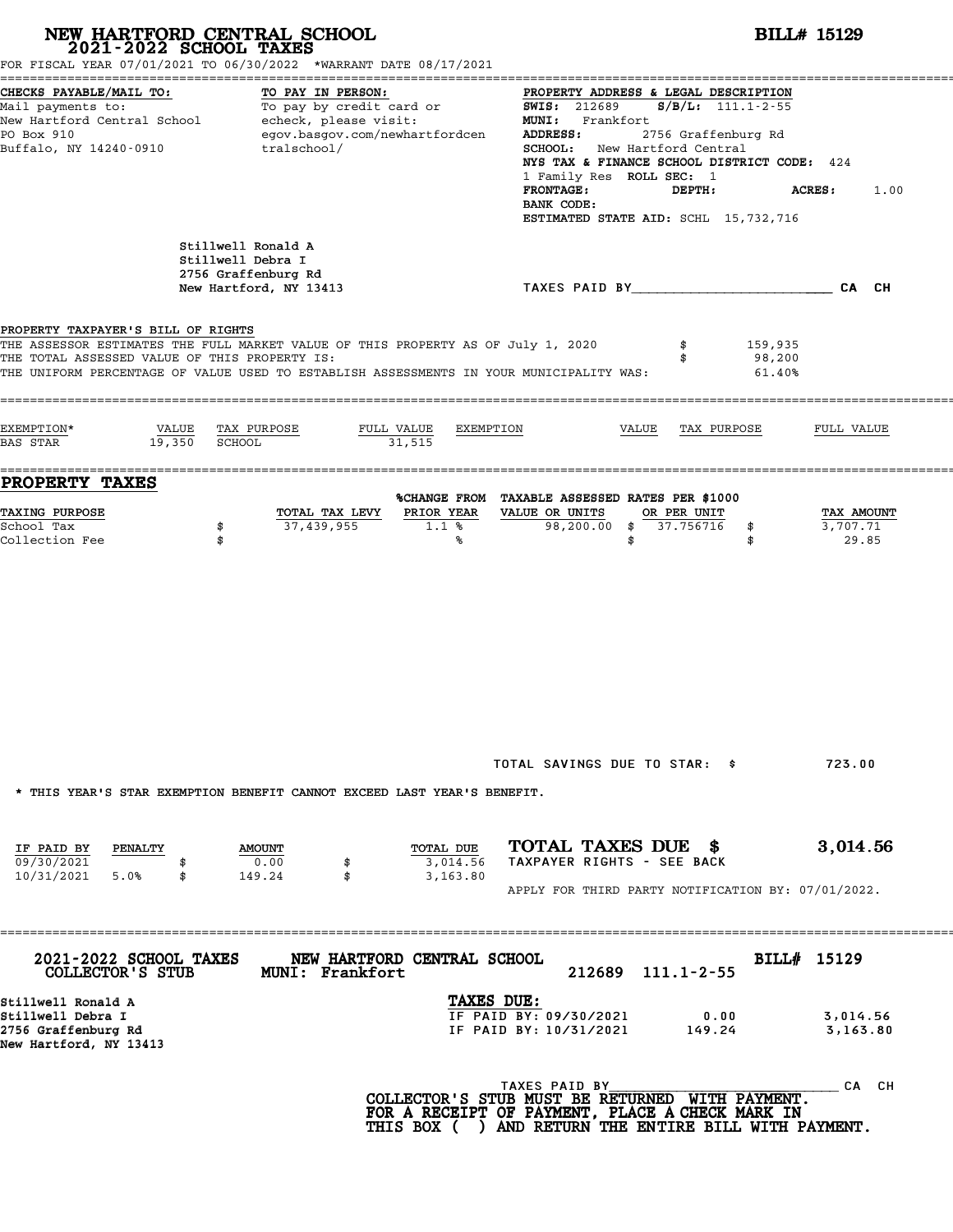# NEW HARTFORD CENTRAL SCHOOL
## 2021-2022 SCHOOL TAXES

**BILL# 15129**

FOR FISCAL YEAR 07/01/2021 TO 06/30/2022 *WARRANT DATE 08/17/2021

**CHECKS PAYABLE/MAIL TO:**
Mail payments to:
New Hartford Central School
PO Box 910
Buffalo, NY 14240-0910

**TO PAY IN PERSON:**
To pay by credit card or echeck, please visit:
egov.basgov.com/newhartfordcentralschool/

**PROPERTY ADDRESS & LEGAL DESCRIPTION**
**SWIS:** 212689 **S/B/L:** 111.1-2-55
**MUNI:** Frankfort
**ADDRESS:** 2756 Graffenburg Rd
**SCHOOL:** New Hartford Central
**NYS TAX & FINANCE SCHOOL DISTRICT CODE:** 424
1 Family Res **ROLL SEC:** 1
**FRONTAGE:** **DEPTH:** **ACRES:** 1.00
**BANK CODE:**
**ESTIMATED STATE AID:** SCHL 15,732,716

Stillwell Ronald A
Stillwell Debra I
2756 Graffenburg Rd
New Hartford, NY 13413

TAXES PAID BY\_\_\_\_\_\_\_\_\_\_\_\_\_\_\_\_\_\_\_\_\_\_\_\_ CA CH

**PROPERTY TAXPAYER'S BILL OF RIGHTS**

| | |
|---|---|
| THE ASSESSOR ESTIMATES THE FULL MARKET VALUE OF THIS PROPERTY AS OF July 1, 2020 | $ 159,935 |
| THE TOTAL ASSESSED VALUE OF THIS PROPERTY IS: | $ 98,200 |
| THE UNIFORM PERCENTAGE OF VALUE USED TO ESTABLISH ASSESSMENTS IN YOUR MUNICIPALITY WAS: | 61.40% |

| EXEMPTION* | VALUE | TAX PURPOSE | FULL VALUE | EXEMPTION | VALUE | TAX PURPOSE | FULL VALUE |
|---|---|---|---|---|---|---|---|
| BAS STAR | 19,350 | SCHOOL | 31,515 | | | | |

## PROPERTY TAXES

| TAXING PURPOSE | TOTAL TAX LEVY | %CHANGE FROM PRIOR YEAR | TAXABLE ASSESSED VALUE OR UNITS | RATES PER $1000 OR PER UNIT | TAX AMOUNT |
|---|---|---|---|---|---|
| School Tax | $ 37,439,955 | 1.1 % | 98,200.00 | $ 37.756716 | $ 3,707.71 |
| Collection Fee | $ | % | | $ | $ 29.85 |

TOTAL SAVINGS DUE TO STAR: $ 723.00

* THIS YEAR'S STAR EXEMPTION BENEFIT CANNOT EXCEED LAST YEAR'S BENEFIT.

| IF PAID BY | PENALTY | AMOUNT | TOTAL DUE |
|---|---|---|---|
| 09/30/2021 | | $ 0.00 | $ 3,014.56 |
| 10/31/2021 | 5.0% | $ 149.24 | $ 3,163.80 |

**TOTAL TAXES DUE $ 3,014.56**
TAXPAYER RIGHTS - SEE BACK

APPLY FOR THIRD PARTY NOTIFICATION BY: 07/01/2022.

---

**2021-2022 SCHOOL TAXES — COLLECTOR'S STUB**
**NEW HARTFORD CENTRAL SCHOOL — MUNI: Frankfort**
212689 111.1-2-55
**BILL# 15129**

Stillwell Ronald A
Stillwell Debra I
2756 Graffenburg Rd
New Hartford, NY 13413

**TAXES DUE:**

| | | |
|---|---|---|
| IF PAID BY: 09/30/2021 | 0.00 | 3,014.56 |
| IF PAID BY: 10/31/2021 | 149.24 | 3,163.80 |

TAXES PAID BY\_\_\_\_\_\_\_\_\_\_\_\_\_\_\_\_\_\_\_\_\_\_\_\_ CA CH

**COLLECTOR'S STUB MUST BE RETURNED WITH PAYMENT.**
**FOR A RECEIPT OF PAYMENT, PLACE A CHECK MARK IN THIS BOX ( ) AND RETURN THE ENTIRE BILL WITH PAYMENT.**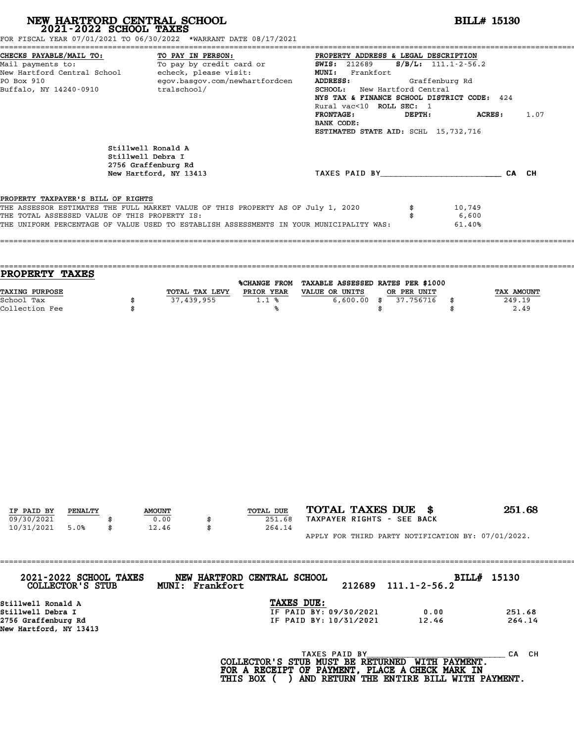# NEW HARTFORD CENTRAL SCHOOL
## 2021-2022 SCHOOL TAXES

**BILL# 15130**

FOR FISCAL YEAR 07/01/2021 TO 06/30/2022 *WARRANT DATE 08/17/2021

**CHECKS PAYABLE/MAIL TO:**
Mail payments to:
New Hartford Central School
PO Box 910
Buffalo, NY 14240-0910

**TO PAY IN PERSON:**
To pay by credit card or echeck, please visit:
egov.basgov.com/newhartfordcentralschool/

**PROPERTY ADDRESS & LEGAL DESCRIPTION**
**SWIS:** 212689 **S/B/L:** 111.1-2-56.2
**MUNI:** Frankfort
**ADDRESS:** Graffenburg Rd
**SCHOOL:** New Hartford Central
**NYS TAX & FINANCE SCHOOL DISTRICT CODE:** 424
Rural vac<10 **ROLL SEC:** 1
**FRONTAGE:** **DEPTH:** **ACRES:** 1.07
**BANK CODE:**
**ESTIMATED STATE AID:** SCHL 15,732,716

Stillwell Ronald A
Stillwell Debra I
2756 Graffenburg Rd
New Hartford, NY 13413

TAXES PAID BY________________________ CA CH

**PROPERTY TAXPAYER'S BILL OF RIGHTS**

THE ASSESSOR ESTIMATES THE FULL MARKET VALUE OF THIS PROPERTY AS OF July 1, 2020 $ 10,749
THE TOTAL ASSESSED VALUE OF THIS PROPERTY IS: $ 6,600
THE UNIFORM PERCENTAGE OF VALUE USED TO ESTABLISH ASSESSMENTS IN YOUR MUNICIPALITY WAS: 61.40%

## PROPERTY TAXES

| TAXING PURPOSE | TOTAL TAX LEVY | %CHANGE FROM PRIOR YEAR | TAXABLE ASSESSED VALUE OR UNITS | RATES PER $1000 OR PER UNIT | TAX AMOUNT |
|---|---|---|---|---|---|
| School Tax | $ 37,439,955 | 1.1 % | 6,600.00 | $ 37.756716 | $ 249.19 |
| Collection Fee | $ | % | | $ | $ 2.49 |

| IF PAID BY | PENALTY | AMOUNT | TOTAL DUE |
|---|---|---|---|
| 09/30/2021 | | $ 0.00 | $ 251.68 |
| 10/31/2021 | 5.0% | $ 12.46 | $ 264.14 |

**TOTAL TAXES DUE $ 251.68**
TAXPAYER RIGHTS - SEE BACK

APPLY FOR THIRD PARTY NOTIFICATION BY: 07/01/2022.

---

**2021-2022 SCHOOL TAXES COLLECTOR'S STUB** — **NEW HARTFORD CENTRAL SCHOOL MUNI: Frankfort** — 212689 111.1-2-56.2 — **BILL# 15130**

Stillwell Ronald A
Stillwell Debra I
2756 Graffenburg Rd
New Hartford, NY 13413

**TAXES DUE:**

| | | |
|---|---|---|
| IF PAID BY: 09/30/2021 | 0.00 | 251.68 |
| IF PAID BY: 10/31/2021 | 12.46 | 264.14 |

TAXES PAID BY____________________________ CA CH

**COLLECTOR'S STUB MUST BE RETURNED WITH PAYMENT.**
**FOR A RECEIPT OF PAYMENT, PLACE A CHECK MARK IN THIS BOX ( ) AND RETURN THE ENTIRE BILL WITH PAYMENT.**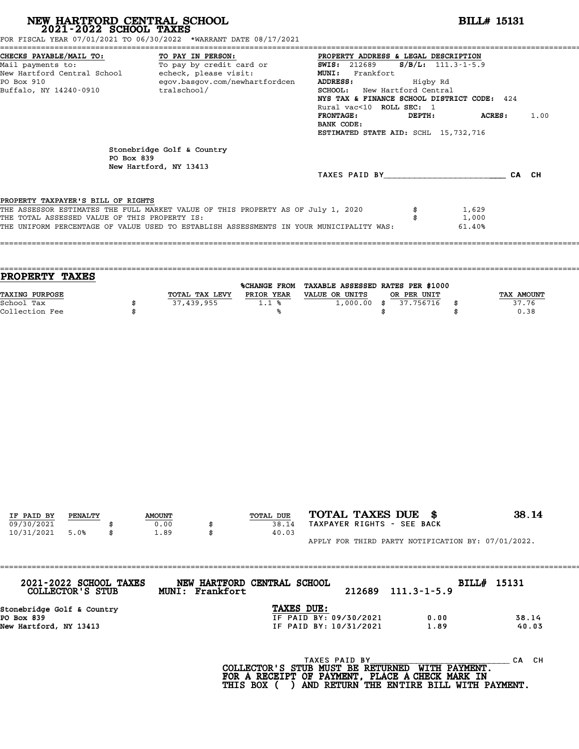# NEW HARTFORD CENTRAL SCHOOL
## 2021-2022 SCHOOL TAXES

**BILL# 15131**

FOR FISCAL YEAR 07/01/2021 TO 06/30/2022 *WARRANT DATE 08/17/2021

**CHECKS PAYABLE/MAIL TO:**
Mail payments to:
New Hartford Central School
PO Box 910
Buffalo, NY 14240-0910

**TO PAY IN PERSON:**
To pay by credit card or echeck, please visit:
egov.basgov.com/newhartfordcentralschool/

**PROPERTY ADDRESS & LEGAL DESCRIPTION**
**SWIS:** 212689 **S/B/L:** 111.3-1-5.9
**MUNI:** Frankfort
**ADDRESS:** Higby Rd
**SCHOOL:** New Hartford Central
**NYS TAX & FINANCE SCHOOL DISTRICT CODE:** 424
Rural vac<10 **ROLL SEC:** 1
**FRONTAGE:** **DEPTH:** **ACRES:** 1.00
**BANK CODE:**
**ESTIMATED STATE AID:** SCHL 15,732,716

Stonebridge Golf & Country
PO Box 839
New Hartford, NY 13413

TAXES PAID BY\_\_\_\_\_\_\_\_\_\_\_\_\_\_\_\_\_\_\_\_\_\_\_\_ CA CH

PROPERTY TAXPAYER'S BILL OF RIGHTS

THE ASSESSOR ESTIMATES THE FULL MARKET VALUE OF THIS PROPERTY AS OF July 1, 2020 $ 1,629
THE TOTAL ASSESSED VALUE OF THIS PROPERTY IS: $ 1,000
THE UNIFORM PERCENTAGE OF VALUE USED TO ESTABLISH ASSESSMENTS IN YOUR MUNICIPALITY WAS: 61.40%

## PROPERTY TAXES

| TAXING PURPOSE | TOTAL TAX LEVY | %CHANGE FROM PRIOR YEAR | TAXABLE ASSESSED VALUE OR UNITS | RATES PER $1000 OR PER UNIT | TAX AMOUNT |
|---|---|---|---|---|---|
| School Tax | $ 37,439,955 | 1.1 % | 1,000.00 | $ 37.756716 | $ 37.76 |
| Collection Fee | $ | % | | $ | $ 0.38 |

| IF PAID BY | PENALTY | AMOUNT | TOTAL DUE |
|---|---|---|---|
| 09/30/2021 | | $ 0.00 | $ 38.14 |
| 10/31/2021 | 5.0% | $ 1.89 | $ 40.03 |

**TOTAL TAXES DUE $ 38.14**
TAXPAYER RIGHTS - SEE BACK

APPLY FOR THIRD PARTY NOTIFICATION BY: 07/01/2022.

---

**2021-2022 SCHOOL TAXES COLLECTOR'S STUB** **NEW HARTFORD CENTRAL SCHOOL MUNI: Frankfort** 212689 111.3-1-5.9 **BILL# 15131**

Stonebridge Golf & Country
PO Box 839
New Hartford, NY 13413

**TAXES DUE:**

| | | |
|---|---|---|
| IF PAID BY: 09/30/2021 | 0.00 | 38.14 |
| IF PAID BY: 10/31/2021 | 1.89 | 40.03 |

TAXES PAID BY\_\_\_\_\_\_\_\_\_\_\_\_\_\_\_\_\_\_\_\_\_\_\_\_ CA CH

COLLECTOR'S STUB MUST BE RETURNED WITH PAYMENT.
FOR A RECEIPT OF PAYMENT, PLACE A CHECK MARK IN THIS BOX ( ) AND RETURN THE ENTIRE BILL WITH PAYMENT.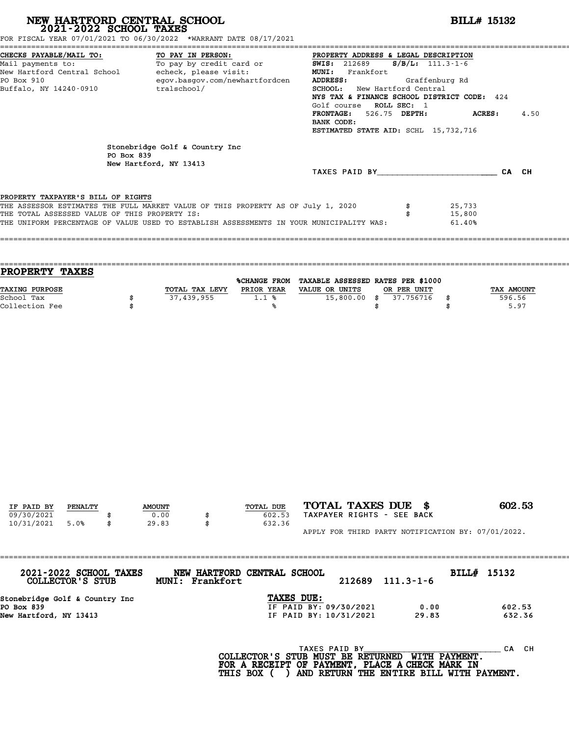# NEW HARTFORD CENTRAL SCHOOL
## 2021-2022 SCHOOL TAXES

**BILL# 15132**

FOR FISCAL YEAR 07/01/2021 TO 06/30/2022 *WARRANT DATE 08/17/2021

**CHECKS PAYABLE/MAIL TO:**
Mail payments to:
New Hartford Central School
PO Box 910
Buffalo, NY 14240-0910

**TO PAY IN PERSON:**
To pay by credit card or echeck, please visit:
egov.basgov.com/newhartfordcentralschool/

**PROPERTY ADDRESS & LEGAL DESCRIPTION**
**SWIS:** 212689 **S/B/L:** 111.3-1-6
**MUNI:** Frankfort
**ADDRESS:** Graffenburg Rd
**SCHOOL:** New Hartford Central
**NYS TAX & FINANCE SCHOOL DISTRICT CODE:** 424
Golf course **ROLL SEC:** 1
**FRONTAGE:** 526.75 **DEPTH:** **ACRES:** 4.50
**BANK CODE:**
**ESTIMATED STATE AID:** SCHL 15,732,716

Stonebridge Golf & Country Inc
PO Box 839
New Hartford, NY 13413

TAXES PAID BY________________________ CA CH

PROPERTY TAXPAYER'S BILL OF RIGHTS

| | | |
|---|---|---|
| THE ASSESSOR ESTIMATES THE FULL MARKET VALUE OF THIS PROPERTY AS OF July 1, 2020 | $ | 25,733 |
| THE TOTAL ASSESSED VALUE OF THIS PROPERTY IS: | $ | 15,800 |
| THE UNIFORM PERCENTAGE OF VALUE USED TO ESTABLISH ASSESSMENTS IN YOUR MUNICIPALITY WAS: | | 61.40% |

## PROPERTY TAXES

| TAXING PURPOSE | | TOTAL TAX LEVY | %CHANGE FROM PRIOR YEAR | TAXABLE ASSESSED VALUE OR UNITS | | RATES PER $1000 OR PER UNIT | | TAX AMOUNT |
|---|---|---|---|---|---|---|---|---|
| School Tax | $ | 37,439,955 | 1.1 % | 15,800.00 | $ | 37.756716 | $ | 596.56 |
| Collection Fee | $ | | % | | $ | | $ | 5.97 |

| IF PAID BY | PENALTY | | AMOUNT | | TOTAL DUE |
|---|---|---|---|---|---|
| 09/30/2021 | | $ | 0.00 | $ | 602.53 |
| 10/31/2021 | 5.0% | $ | 29.83 | $ | 632.36 |

**TOTAL TAXES DUE $ 602.53**
TAXPAYER RIGHTS - SEE BACK

APPLY FOR THIRD PARTY NOTIFICATION BY: 07/01/2022.

**2021-2022 SCHOOL TAXES COLLECTOR'S STUB** **NEW HARTFORD CENTRAL SCHOOL MUNI: Frankfort** 212689 111.3-1-6 **BILL# 15132**

Stonebridge Golf & Country Inc
PO Box 839
New Hartford, NY 13413

**TAXES DUE:**

| | | |
|---|---|---|
| IF PAID BY: 09/30/2021 | 0.00 | 602.53 |
| IF PAID BY: 10/31/2021 | 29.83 | 632.36 |

TAXES PAID BY_____________________________ CA CH

**COLLECTOR'S STUB MUST BE RETURNED WITH PAYMENT.**
**FOR A RECEIPT OF PAYMENT, PLACE A CHECK MARK IN THIS BOX ( ) AND RETURN THE ENTIRE BILL WITH PAYMENT.**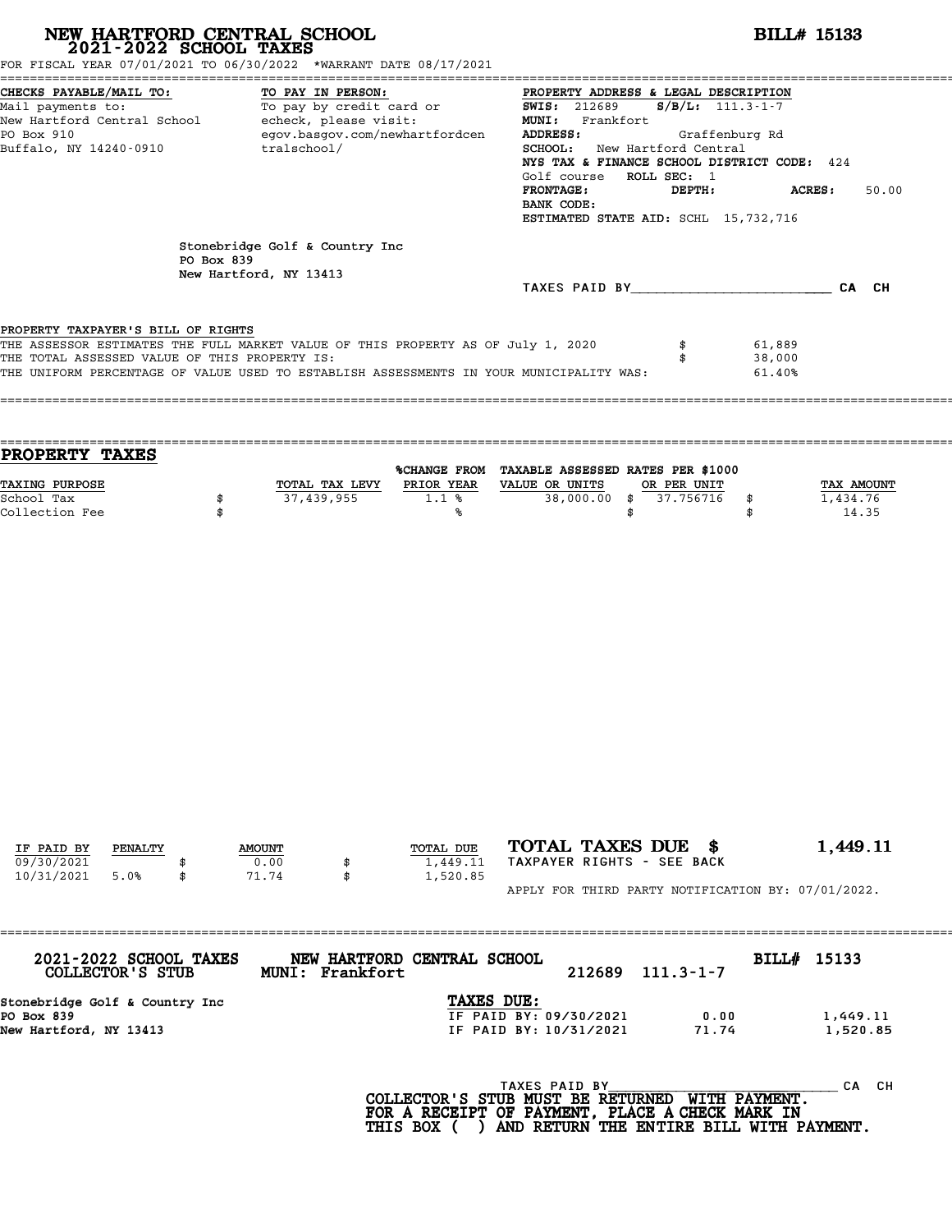# NEW HARTFORD CENTRAL SCHOOL
## 2021-2022 SCHOOL TAXES

**BILL# 15133**

FOR FISCAL YEAR 07/01/2021 TO 06/30/2022 *WARRANT DATE 08/17/2021

**CHECKS PAYABLE/MAIL TO:**
Mail payments to:
New Hartford Central School
PO Box 910
Buffalo, NY 14240-0910

**TO PAY IN PERSON:**
To pay by credit card or
echeck, please visit:
egov.basgov.com/newhartfordcentralschool/

**PROPERTY ADDRESS & LEGAL DESCRIPTION**
**SWIS:** 212689 **S/B/L:** 111.3-1-7
**MUNI:** Frankfort
**ADDRESS:** Graffenburg Rd
**SCHOOL:** New Hartford Central
**NYS TAX & FINANCE SCHOOL DISTRICT CODE:** 424
Golf course **ROLL SEC:** 1
**FRONTAGE:** **DEPTH:** **ACRES:** 50.00
**BANK CODE:**
**ESTIMATED STATE AID:** SCHL 15,732,716

Stonebridge Golf & Country Inc
PO Box 839
New Hartford, NY 13413

TAXES PAID BY________________________ CA CH

PROPERTY TAXPAYER'S BILL OF RIGHTS
THE ASSESSOR ESTIMATES THE FULL MARKET VALUE OF THIS PROPERTY AS OF July 1, 2020 $ 61,889
THE TOTAL ASSESSED VALUE OF THIS PROPERTY IS: $ 38,000
THE UNIFORM PERCENTAGE OF VALUE USED TO ESTABLISH ASSESSMENTS IN YOUR MUNICIPALITY WAS: 61.40%

## PROPERTY TAXES

| TAXING PURPOSE | | TOTAL TAX LEVY | %CHANGE FROM PRIOR YEAR | TAXABLE ASSESSED VALUE OR UNITS | | RATES PER $1000 OR PER UNIT | | TAX AMOUNT |
|---|---|---|---|---|---|---|---|---|
| School Tax | $ | 37,439,955 | 1.1 % | 38,000.00 | $ | 37.756716 | $ | 1,434.76 |
| Collection Fee | $ | | % | | $ | | $ | 14.35 |

| IF PAID BY | PENALTY | | AMOUNT | | TOTAL DUE |
|---|---|---|---|---|---|
| 09/30/2021 | | $ | 0.00 | $ | 1,449.11 |
| 10/31/2021 | 5.0% | $ | 71.74 | $ | 1,520.85 |

**TOTAL TAXES DUE $ 1,449.11**
TAXPAYER RIGHTS - SEE BACK

APPLY FOR THIRD PARTY NOTIFICATION BY: 07/01/2022.

---

**2021-2022 SCHOOL TAXES** **NEW HARTFORD CENTRAL SCHOOL** **BILL# 15133**
**COLLECTOR'S STUB** **MUNI: Frankfort** 212689 111.3-1-7

Stonebridge Golf & Country Inc
PO Box 839
New Hartford, NY 13413

**TAXES DUE:**

| | | |
|---|---|---|
| IF PAID BY: 09/30/2021 | 0.00 | 1,449.11 |
| IF PAID BY: 10/31/2021 | 71.74 | 1,520.85 |

TAXES PAID BY____________________________ CA CH

**COLLECTOR'S STUB MUST BE RETURNED WITH PAYMENT.**
**FOR A RECEIPT OF PAYMENT, PLACE A CHECK MARK IN**
**THIS BOX ( ) AND RETURN THE ENTIRE BILL WITH PAYMENT.**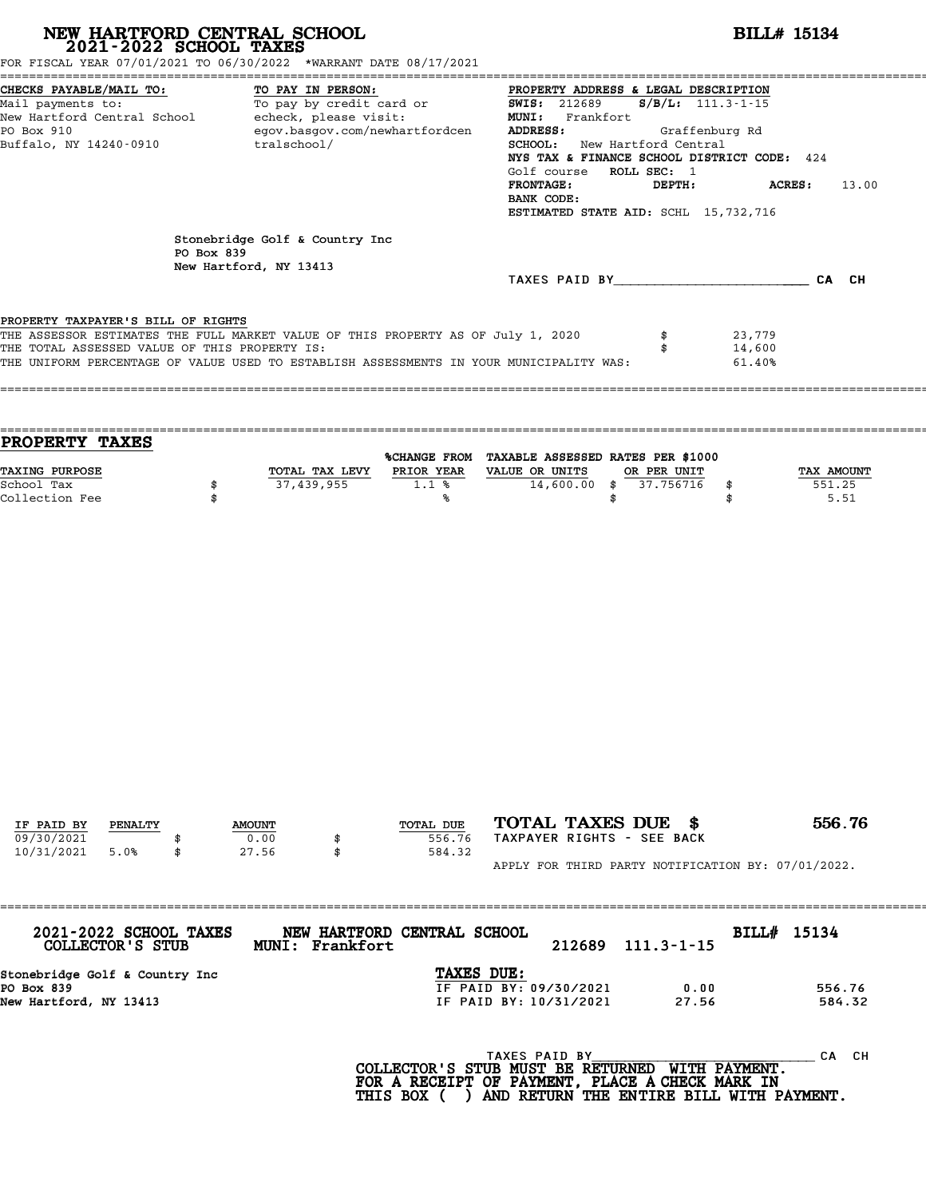# NEW HARTFORD CENTRAL SCHOOL
## 2021-2022 SCHOOL TAXES

**BILL# 15134**

FOR FISCAL YEAR 07/01/2021 TO 06/30/2022 *WARRANT DATE 08/17/2021

**CHECKS PAYABLE/MAIL TO:**
Mail payments to:
New Hartford Central School
PO Box 910
Buffalo, NY 14240-0910

**TO PAY IN PERSON:**
To pay by credit card or echeck, please visit:
egov.basgov.com/newhartfordcentralschool/

**PROPERTY ADDRESS & LEGAL DESCRIPTION**
**SWIS:** 212689 **S/B/L:** 111.3-1-15
**MUNI:** Frankfort
**ADDRESS:** Graffenburg Rd
**SCHOOL:** New Hartford Central
**NYS TAX & FINANCE SCHOOL DISTRICT CODE:** 424
Golf course **ROLL SEC:** 1
**FRONTAGE:** **DEPTH:** **ACRES:** 13.00
**BANK CODE:**
**ESTIMATED STATE AID:** SCHL 15,732,716

Stonebridge Golf & Country Inc
PO Box 839
New Hartford, NY 13413

TAXES PAID BY\_\_\_\_\_\_\_\_\_\_\_\_\_\_\_\_\_\_\_\_\_\_\_\_ CA CH

PROPERTY TAXPAYER'S BILL OF RIGHTS

| | | |
|---|---|---|
| THE ASSESSOR ESTIMATES THE FULL MARKET VALUE OF THIS PROPERTY AS OF July 1, 2020 | $ | 23,779 |
| THE TOTAL ASSESSED VALUE OF THIS PROPERTY IS: | $ | 14,600 |
| THE UNIFORM PERCENTAGE OF VALUE USED TO ESTABLISH ASSESSMENTS IN YOUR MUNICIPALITY WAS: | | 61.40% |

## PROPERTY TAXES

| TAXING PURPOSE | | TOTAL TAX LEVY | %CHANGE FROM PRIOR YEAR | TAXABLE ASSESSED VALUE OR UNITS | | RATES PER $1000 OR PER UNIT | | TAX AMOUNT |
|---|---|---|---|---|---|---|---|---|
| School Tax | $ | 37,439,955 | 1.1 % | 14,600.00 | $ | 37.756716 | $ | 551.25 |
| Collection Fee | $ | | % | | $ | | $ | 5.51 |

| IF PAID BY | PENALTY | | AMOUNT | | TOTAL DUE |
|---|---|---|---|---|---|
| 09/30/2021 | | $ | 0.00 | $ | 556.76 |
| 10/31/2021 | 5.0% | $ | 27.56 | $ | 584.32 |

**TOTAL TAXES DUE $ 556.76**
TAXPAYER RIGHTS - SEE BACK

APPLY FOR THIRD PARTY NOTIFICATION BY: 07/01/2022.

---

**2021-2022 SCHOOL TAXES** **NEW HARTFORD CENTRAL SCHOOL** **BILL# 15134**
**COLLECTOR'S STUB** **MUNI: Frankfort** 212689 111.3-1-15

Stonebridge Golf & Country Inc
PO Box 839
New Hartford, NY 13413

**TAXES DUE:**

| | | |
|---|---|---|
| IF PAID BY: 09/30/2021 | 0.00 | 556.76 |
| IF PAID BY: 10/31/2021 | 27.56 | 584.32 |

TAXES PAID BY\_\_\_\_\_\_\_\_\_\_\_\_\_\_\_\_\_\_\_\_\_\_\_\_\_\_\_\_ CA CH

**COLLECTOR'S STUB MUST BE RETURNED WITH PAYMENT. FOR A RECEIPT OF PAYMENT, PLACE A CHECK MARK IN THIS BOX ( ) AND RETURN THE ENTIRE BILL WITH PAYMENT.**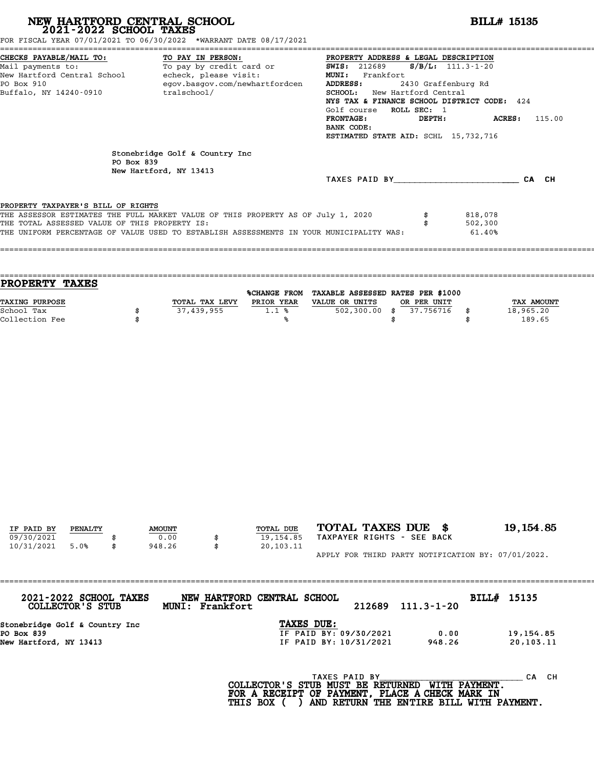# NEW HARTFORD CENTRAL SCHOOL

## 2021-2022 SCHOOL TAXES

**BILL# 15135**

FOR FISCAL YEAR 07/01/2021 TO 06/30/2022 *WARRANT DATE 08/17/2021

**CHECKS PAYABLE/MAIL TO:**
Mail payments to:
New Hartford Central School
PO Box 910
Buffalo, NY 14240-0910

**TO PAY IN PERSON:**
To pay by credit card or echeck, please visit:
egov.basgov.com/newhartfordcentralschool/

**PROPERTY ADDRESS & LEGAL DESCRIPTION**
**SWIS:** 212689 **S/B/L:** 111.3-1-20
**MUNI:** Frankfort
**ADDRESS:** 2430 Graffenburg Rd
**SCHOOL:** New Hartford Central
**NYS TAX & FINANCE SCHOOL DISTRICT CODE:** 424
Golf course **ROLL SEC:** 1
**FRONTAGE:** **DEPTH:** **ACRES:** 115.00
**BANK CODE:**
**ESTIMATED STATE AID:** SCHL 15,732,716

Stonebridge Golf & Country Inc
PO Box 839
New Hartford, NY 13413

TAXES PAID BY________________________ CA CH

PROPERTY TAXPAYER'S BILL OF RIGHTS

| | | |
|---|---|---|
| THE ASSESSOR ESTIMATES THE FULL MARKET VALUE OF THIS PROPERTY AS OF July 1, 2020 | $ | 818,078 |
| THE TOTAL ASSESSED VALUE OF THIS PROPERTY IS: | $ | 502,300 |
| THE UNIFORM PERCENTAGE OF VALUE USED TO ESTABLISH ASSESSMENTS IN YOUR MUNICIPALITY WAS: | | 61.40% |

## PROPERTY TAXES

| TAXING PURPOSE | | TOTAL TAX LEVY | %CHANGE FROM PRIOR YEAR | TAXABLE ASSESSED VALUE OR UNITS | | RATES PER $1000 OR PER UNIT | | TAX AMOUNT |
|---|---|---|---|---|---|---|---|---|
| School Tax | $ | 37,439,955 | 1.1 % | 502,300.00 | $ | 37.756716 | $ | 18,965.20 |
| Collection Fee | $ | | % | | $ | | $ | 189.65 |

| IF PAID BY | PENALTY | | AMOUNT | | TOTAL DUE |
|---|---|---|---|---|---|
| 09/30/2021 | | $ | 0.00 | $ | 19,154.85 |
| 10/31/2021 | 5.0% | $ | 948.26 | $ | 20,103.11 |

**TOTAL TAXES DUE $ 19,154.85**
TAXPAYER RIGHTS - SEE BACK

APPLY FOR THIRD PARTY NOTIFICATION BY: 07/01/2022.

---

**2021-2022 SCHOOL TAXES COLLECTOR'S STUB** **NEW HARTFORD CENTRAL SCHOOL MUNI: Frankfort** 212689 111.3-1-20 **BILL# 15135**

Stonebridge Golf & Country Inc
PO Box 839
New Hartford, NY 13413

**TAXES DUE:**

| | | |
|---|---|---|
| IF PAID BY: 09/30/2021 | 0.00 | 19,154.85 |
| IF PAID BY: 10/31/2021 | 948.26 | 20,103.11 |

TAXES PAID BY________________________ CA CH

**COLLECTOR'S STUB MUST BE RETURNED WITH PAYMENT.**
**FOR A RECEIPT OF PAYMENT, PLACE A CHECK MARK IN THIS BOX ( ) AND RETURN THE ENTIRE BILL WITH PAYMENT.**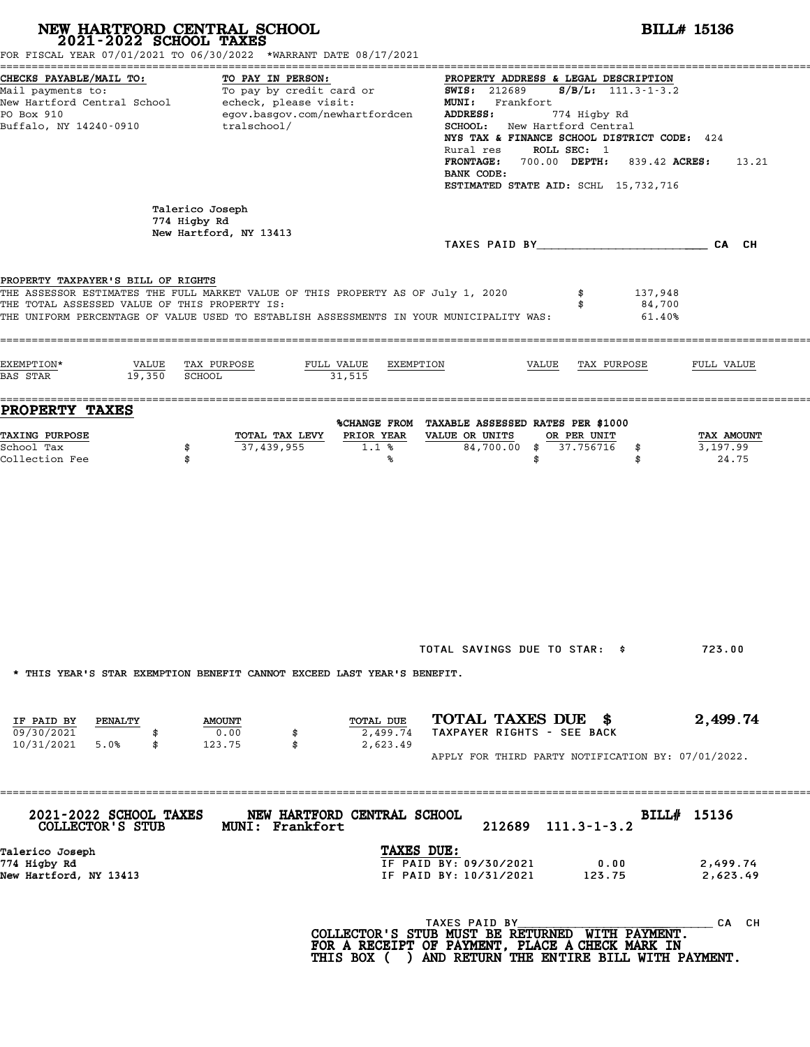# NEW HARTFORD CENTRAL SCHOOL
## 2021-2022 SCHOOL TAXES

**BILL# 15136**

FOR FISCAL YEAR 07/01/2021 TO 06/30/2022 *WARRANT DATE 08/17/2021

**CHECKS PAYABLE/MAIL TO:**
Mail payments to:
New Hartford Central School
PO Box 910
Buffalo, NY 14240-0910

**TO PAY IN PERSON:**
To pay by credit card or echeck, please visit:
egov.basgov.com/newhartfordcentralschool/

**PROPERTY ADDRESS & LEGAL DESCRIPTION**
**SWIS:** 212689 **S/B/L:** 111.3-1-3.2
**MUNI:** Frankfort
**ADDRESS:** 774 Higby Rd
**SCHOOL:** New Hartford Central
**NYS TAX & FINANCE SCHOOL DISTRICT CODE:** 424
Rural res **ROLL SEC:** 1
**FRONTAGE:** 700.00 **DEPTH:** 839.42 **ACRES:** 13.21
**BANK CODE:**
**ESTIMATED STATE AID:** SCHL 15,732,716

Talerico Joseph
774 Higby Rd
New Hartford, NY 13413

TAXES PAID BY________________________ CA CH

**PROPERTY TAXPAYER'S BILL OF RIGHTS**

| | | |
|---|---|---|
| THE ASSESSOR ESTIMATES THE FULL MARKET VALUE OF THIS PROPERTY AS OF July 1, 2020 | $ | 137,948 |
| THE TOTAL ASSESSED VALUE OF THIS PROPERTY IS: | $ | 84,700 |
| THE UNIFORM PERCENTAGE OF VALUE USED TO ESTABLISH ASSESSMENTS IN YOUR MUNICIPALITY WAS: | | 61.40% |

| EXEMPTION* | VALUE | TAX PURPOSE | FULL VALUE | EXEMPTION | VALUE | TAX PURPOSE | FULL VALUE |
|---|---|---|---|---|---|---|---|
| BAS STAR | 19,350 | SCHOOL | 31,515 | | | | |

## PROPERTY TAXES

| TAXING PURPOSE | TOTAL TAX LEVY | %CHANGE FROM PRIOR YEAR | TAXABLE ASSESSED VALUE OR UNITS | RATES PER $1000 OR PER UNIT | TAX AMOUNT |
|---|---|---|---|---|---|
| School Tax | $ 37,439,955 | 1.1 % | 84,700.00 | $ 37.756716 | $ 3,197.99 |
| Collection Fee | $ | % | | $ | $ 24.75 |

TOTAL SAVINGS DUE TO STAR: $ 723.00

* THIS YEAR'S STAR EXEMPTION BENEFIT CANNOT EXCEED LAST YEAR'S BENEFIT.

| IF PAID BY | PENALTY | AMOUNT | TOTAL DUE |
|---|---|---|---|
| 09/30/2021 | | $ 0.00 | $ 2,499.74 |
| 10/31/2021 | 5.0% | $ 123.75 | $ 2,623.49 |

**TOTAL TAXES DUE $ 2,499.74**
TAXPAYER RIGHTS - SEE BACK

APPLY FOR THIRD PARTY NOTIFICATION BY: 07/01/2022.

---

**2021-2022 SCHOOL TAXES COLLECTOR'S STUB** — **NEW HARTFORD CENTRAL SCHOOL** MUNI: Frankfort — 212689 111.3-1-3.2 — **BILL# 15136**

Talerico Joseph
774 Higby Rd
New Hartford, NY 13413

**TAXES DUE:**

| | | |
|---|---|---|
| IF PAID BY: 09/30/2021 | 0.00 | 2,499.74 |
| IF PAID BY: 10/31/2021 | 123.75 | 2,623.49 |

TAXES PAID BY____________________________ CA CH

**COLLECTOR'S STUB MUST BE RETURNED WITH PAYMENT. FOR A RECEIPT OF PAYMENT, PLACE A CHECK MARK IN THIS BOX ( ) AND RETURN THE ENTIRE BILL WITH PAYMENT.**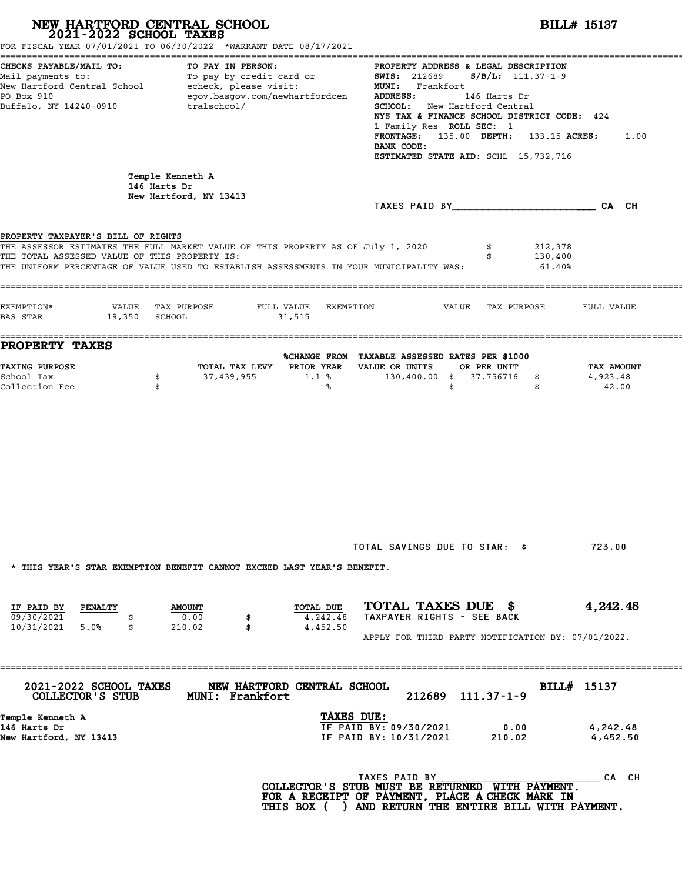# NEW HARTFORD CENTRAL SCHOOL

## 2021-2022 SCHOOL TAXES

**BILL# 15137**

FOR FISCAL YEAR 07/01/2021 TO 06/30/2022 *WARRANT DATE 08/17/2021

**CHECKS PAYABLE/MAIL TO:**
Mail payments to:
New Hartford Central School
PO Box 910
Buffalo, NY 14240-0910

**TO PAY IN PERSON:**
To pay by credit card or echeck, please visit:
egov.basgov.com/newhartfordcentralschool/

**PROPERTY ADDRESS & LEGAL DESCRIPTION**
**SWIS:** 212689 **S/B/L:** 111.37-1-9
**MUNI:** Frankfort
**ADDRESS:** 146 Harts Dr
**SCHOOL:** New Hartford Central
**NYS TAX & FINANCE SCHOOL DISTRICT CODE:** 424
1 Family Res **ROLL SEC:** 1
**FRONTAGE:** 135.00 **DEPTH:** 133.15 **ACRES:** 1.00
**BANK CODE:**
**ESTIMATED STATE AID:** SCHL 15,732,716

Temple Kenneth A
146 Harts Dr
New Hartford, NY 13413

TAXES PAID BY________________________ CA CH

**PROPERTY TAXPAYER'S BILL OF RIGHTS**

| | | |
|---|---|---|
| THE ASSESSOR ESTIMATES THE FULL MARKET VALUE OF THIS PROPERTY AS OF July 1, 2020 | $ | 212,378 |
| THE TOTAL ASSESSED VALUE OF THIS PROPERTY IS: | $ | 130,400 |
| THE UNIFORM PERCENTAGE OF VALUE USED TO ESTABLISH ASSESSMENTS IN YOUR MUNICIPALITY WAS: | | 61.40% |

| EXEMPTION* | VALUE | TAX PURPOSE | FULL VALUE | EXEMPTION | VALUE | TAX PURPOSE | FULL VALUE |
|---|---|---|---|---|---|---|---|
| BAS STAR | 19,350 | SCHOOL | 31,515 | | | | |

## PROPERTY TAXES

| TAXING PURPOSE | | TOTAL TAX LEVY | %CHANGE FROM PRIOR YEAR | TAXABLE ASSESSED VALUE OR UNITS | RATES PER $1000 OR PER UNIT | | TAX AMOUNT |
|---|---|---|---|---|---|---|---|
| School Tax | $ | 37,439,955 | 1.1 % | 130,400.00 | $ 37.756716 | $ | 4,923.48 |
| Collection Fee | $ | | % | | $ | $ | 42.00 |

TOTAL SAVINGS DUE TO STAR: $ 723.00

* THIS YEAR'S STAR EXEMPTION BENEFIT CANNOT EXCEED LAST YEAR'S BENEFIT.

| IF PAID BY | PENALTY | | AMOUNT | | TOTAL DUE |
|---|---|---|---|---|---|
| 09/30/2021 | | $ | 0.00 | $ | 4,242.48 |
| 10/31/2021 | 5.0% | $ | 210.02 | $ | 4,452.50 |

**TOTAL TAXES DUE $ 4,242.48**
TAXPAYER RIGHTS - SEE BACK

APPLY FOR THIRD PARTY NOTIFICATION BY: 07/01/2022.

---

**2021-2022 SCHOOL TAXES** **NEW HARTFORD CENTRAL SCHOOL** **BILL# 15137**
**COLLECTOR'S STUB** **MUNI: Frankfort** 212689 111.37-1-9

Temple Kenneth A
146 Harts Dr
New Hartford, NY 13413

**TAXES DUE:**

| | | |
|---|---|---|
| IF PAID BY: 09/30/2021 | 0.00 | 4,242.48 |
| IF PAID BY: 10/31/2021 | 210.02 | 4,452.50 |

TAXES PAID BY______________________________ CA CH

**COLLECTOR'S STUB MUST BE RETURNED WITH PAYMENT.**
**FOR A RECEIPT OF PAYMENT, PLACE A CHECK MARK IN**
**THIS BOX ( ) AND RETURN THE ENTIRE BILL WITH PAYMENT.**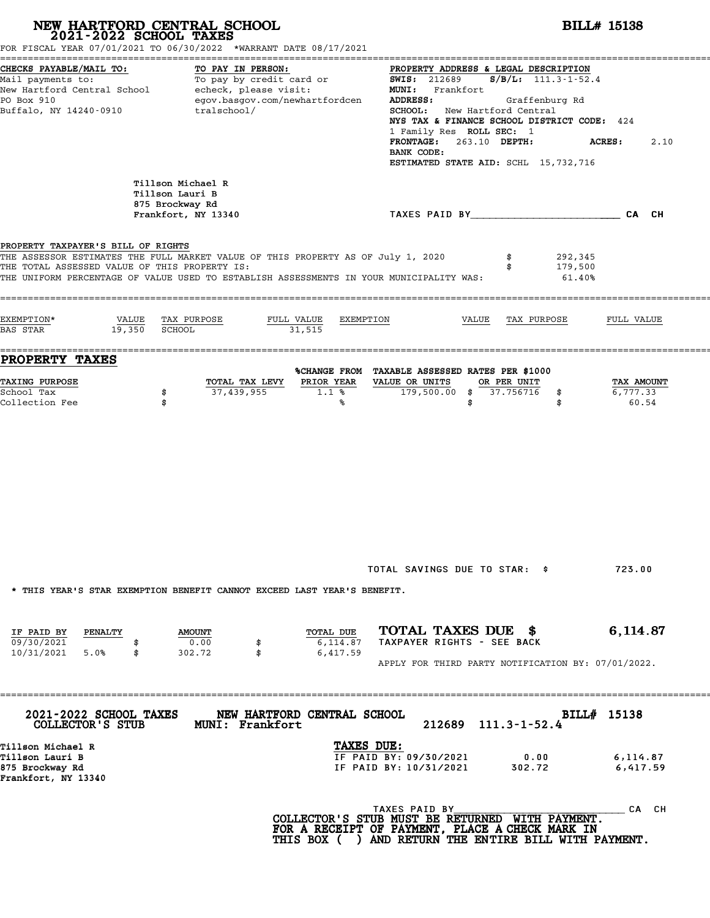# NEW HARTFORD CENTRAL SCHOOL
## 2021-2022 SCHOOL TAXES

**BILL# 15138**

FOR FISCAL YEAR 07/01/2021 TO 06/30/2022 *WARRANT DATE 08/17/2021

**CHECKS PAYABLE/MAIL TO:**
Mail payments to:
New Hartford Central School
PO Box 910
Buffalo, NY 14240-0910

**TO PAY IN PERSON:**
To pay by credit card or echeck, please visit:
egov.basgov.com/newhartfordcentralschool/

**PROPERTY ADDRESS & LEGAL DESCRIPTION**
**SWIS:** 212689 **S/B/L:** 111.3-1-52.4
**MUNI:** Frankfort
**ADDRESS:** Graffenburg Rd
**SCHOOL:** New Hartford Central
**NYS TAX & FINANCE SCHOOL DISTRICT CODE:** 424
1 Family Res **ROLL SEC:** 1
**FRONTAGE:** 263.10 **DEPTH:** **ACRES:** 2.10
**BANK CODE:**
**ESTIMATED STATE AID:** SCHL 15,732,716

Tillson Michael R
Tillson Lauri B
875 Brockway Rd
Frankfort, NY 13340

TAXES PAID BY________________________ CA CH

**PROPERTY TAXPAYER'S BILL OF RIGHTS**

THE ASSESSOR ESTIMATES THE FULL MARKET VALUE OF THIS PROPERTY AS OF July 1, 2020 $ 292,345
THE TOTAL ASSESSED VALUE OF THIS PROPERTY IS: $ 179,500
THE UNIFORM PERCENTAGE OF VALUE USED TO ESTABLISH ASSESSMENTS IN YOUR MUNICIPALITY WAS: 61.40%

| EXEMPTION* | VALUE | TAX PURPOSE | FULL VALUE | EXEMPTION | VALUE | TAX PURPOSE | FULL VALUE |
|---|---|---|---|---|---|---|---|
| BAS STAR | 19,350 | SCHOOL | 31,515 | | | | |

## PROPERTY TAXES

| TAXING PURPOSE | TOTAL TAX LEVY | %CHANGE FROM PRIOR YEAR | TAXABLE ASSESSED VALUE OR UNITS | RATES PER $1000 OR PER UNIT | TAX AMOUNT |
|---|---|---|---|---|---|
| School Tax | $ 37,439,955 | 1.1 % | 179,500.00 | $ 37.756716 | $ 6,777.33 |
| Collection Fee | $ | % | | $ | $ 60.54 |

TOTAL SAVINGS DUE TO STAR: $ 723.00

* THIS YEAR'S STAR EXEMPTION BENEFIT CANNOT EXCEED LAST YEAR'S BENEFIT.

| IF PAID BY | PENALTY | AMOUNT | TOTAL DUE |
|---|---|---|---|
| 09/30/2021 | | $ 0.00 | $ 6,114.87 |
| 10/31/2021 | 5.0% | $ 302.72 | $ 6,417.59 |

**TOTAL TAXES DUE $ 6,114.87**
TAXPAYER RIGHTS - SEE BACK

APPLY FOR THIRD PARTY NOTIFICATION BY: 07/01/2022.

---

**2021-2022 SCHOOL TAXES** **NEW HARTFORD CENTRAL SCHOOL** **BILL# 15138**
**COLLECTOR'S STUB** **MUNI: Frankfort** 212689 111.3-1-52.4

Tillson Michael R
Tillson Lauri B
875 Brockway Rd
Frankfort, NY 13340

**TAXES DUE:**

| | | |
|---|---|---|
| IF PAID BY: 09/30/2021 | 0.00 | 6,114.87 |
| IF PAID BY: 10/31/2021 | 302.72 | 6,417.59 |

TAXES PAID BY____________________________ CA CH

**COLLECTOR'S STUB MUST BE RETURNED WITH PAYMENT. FOR A RECEIPT OF PAYMENT, PLACE A CHECK MARK IN THIS BOX ( ) AND RETURN THE ENTIRE BILL WITH PAYMENT.**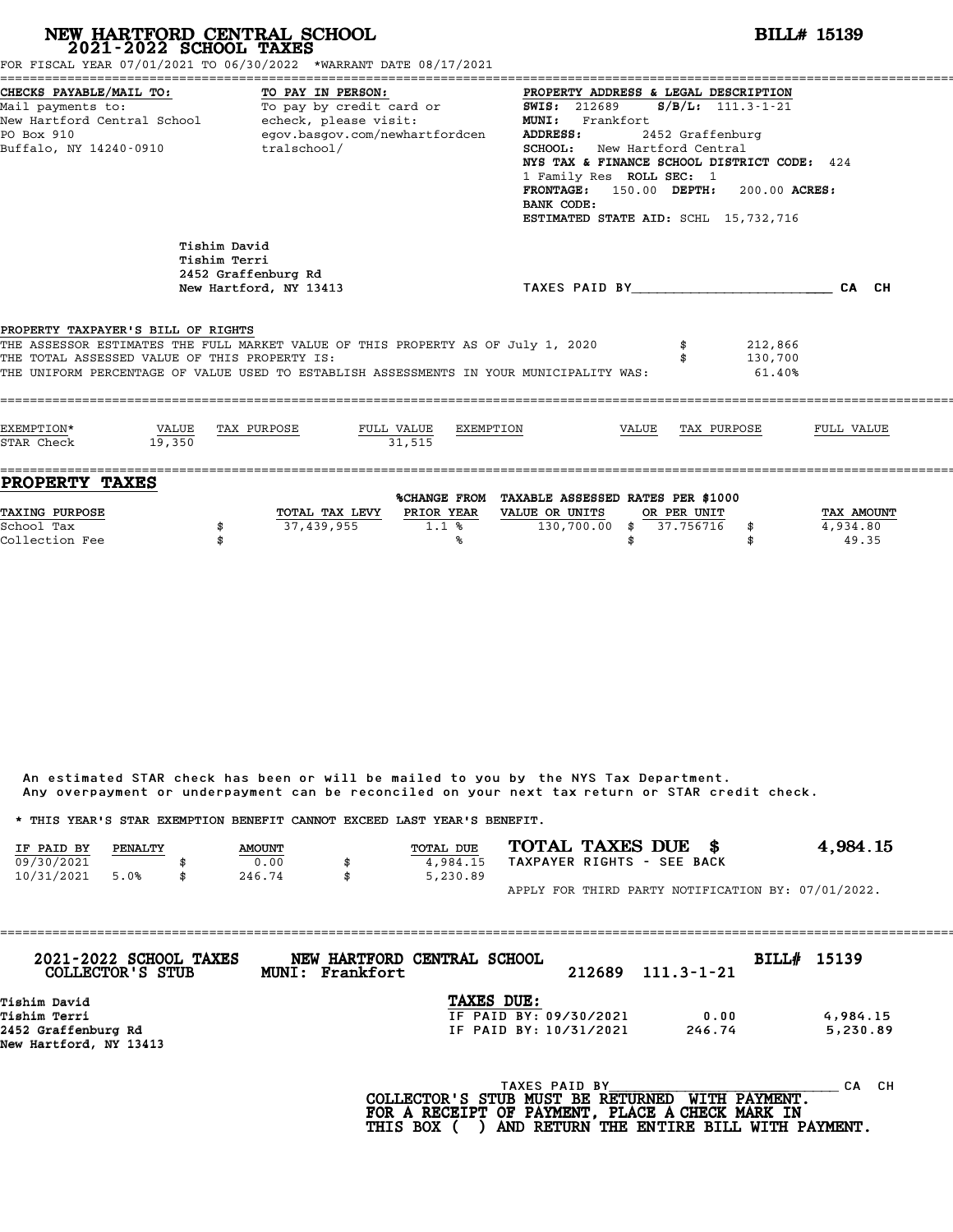# NEW HARTFORD CENTRAL SCHOOL
## 2021-2022 SCHOOL TAXES

**BILL# 15139**

FOR FISCAL YEAR 07/01/2021 TO 06/30/2022 *WARRANT DATE 08/17/2021

**CHECKS PAYABLE/MAIL TO:**
Mail payments to:
New Hartford Central School
PO Box 910
Buffalo, NY 14240-0910

**TO PAY IN PERSON:**
To pay by credit card or echeck, please visit:
egov.basgov.com/newhartfordcentralschool/

**PROPERTY ADDRESS & LEGAL DESCRIPTION**
**SWIS:** 212689 **S/B/L:** 111.3-1-21
**MUNI:** Frankfort
**ADDRESS:** 2452 Graffenburg
**SCHOOL:** New Hartford Central
**NYS TAX & FINANCE SCHOOL DISTRICT CODE:** 424
1 Family Res **ROLL SEC:** 1
**FRONTAGE:** 150.00 **DEPTH:** 200.00 **ACRES:**
**BANK CODE:**
**ESTIMATED STATE AID:** SCHL 15,732,716

Tishim David
Tishim Terri
2452 Graffenburg Rd
New Hartford, NY 13413

TAXES PAID BY________________________ CA CH

**PROPERTY TAXPAYER'S BILL OF RIGHTS**

THE ASSESSOR ESTIMATES THE FULL MARKET VALUE OF THIS PROPERTY AS OF July 1, 2020 $ 212,866
THE TOTAL ASSESSED VALUE OF THIS PROPERTY IS: $ 130,700
THE UNIFORM PERCENTAGE OF VALUE USED TO ESTABLISH ASSESSMENTS IN YOUR MUNICIPALITY WAS: 61.40%

| EXEMPTION* | VALUE | TAX PURPOSE | FULL VALUE | EXEMPTION | VALUE | TAX PURPOSE | FULL VALUE |
|---|---|---|---|---|---|---|---|
| STAR Check | 19,350 | | 31,515 | | | | |

## PROPERTY TAXES

| TAXING PURPOSE | | TOTAL TAX LEVY | %CHANGE FROM PRIOR YEAR | TAXABLE ASSESSED VALUE OR UNITS | RATES PER $1000 OR PER UNIT | | TAX AMOUNT |
|---|---|---|---|---|---|---|---|
| School Tax | $ | 37,439,955 | 1.1 % | 130,700.00 | $ 37.756716 | $ | 4,934.80 |
| Collection Fee | $ | | % | | $ | $ | 49.35 |

An estimated STAR check has been or will be mailed to you by the NYS Tax Department.
Any overpayment or underpayment can be reconciled on your next tax return or STAR credit check.

* THIS YEAR'S STAR EXEMPTION BENEFIT CANNOT EXCEED LAST YEAR'S BENEFIT.

| IF PAID BY | PENALTY | | AMOUNT | | TOTAL DUE |
|---|---|---|---|---|---|
| 09/30/2021 | | $ | 0.00 | $ | 4,984.15 |
| 10/31/2021 | 5.0% | $ | 246.74 | $ | 5,230.89 |

**TOTAL TAXES DUE $ 4,984.15**
TAXPAYER RIGHTS - SEE BACK

APPLY FOR THIRD PARTY NOTIFICATION BY: 07/01/2022.

---

**2021-2022 SCHOOL TAXES COLLECTOR'S STUB** **NEW HARTFORD CENTRAL SCHOOL MUNI: Frankfort** 212689 111.3-1-21 **BILL# 15139**

Tishim David
Tishim Terri
2452 Graffenburg Rd
New Hartford, NY 13413

**TAXES DUE:**

| | | |
|---|---|---|
| IF PAID BY: 09/30/2021 | 0.00 | 4,984.15 |
| IF PAID BY: 10/31/2021 | 246.74 | 5,230.89 |

TAXES PAID BY______________________________ CA CH

**COLLECTOR'S STUB MUST BE RETURNED WITH PAYMENT.
FOR A RECEIPT OF PAYMENT, PLACE A CHECK MARK IN
THIS BOX ( ) AND RETURN THE ENTIRE BILL WITH PAYMENT.**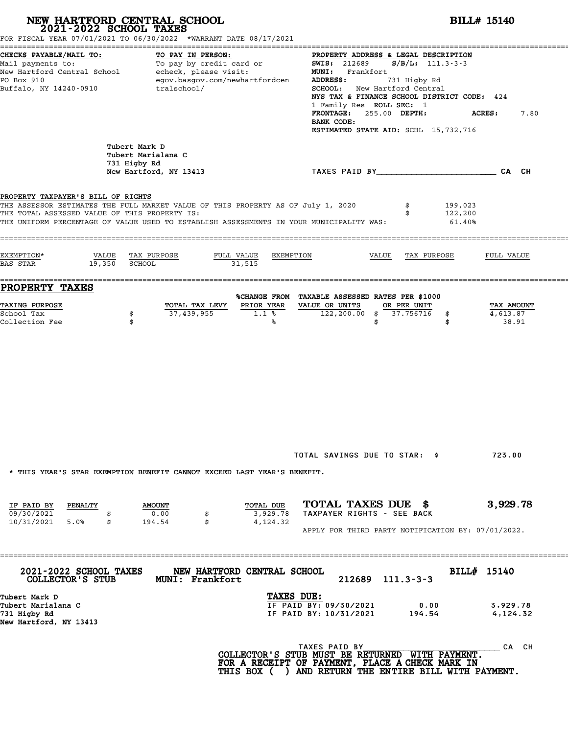# NEW HARTFORD CENTRAL SCHOOL
## 2021-2022 SCHOOL TAXES

**BILL# 15140**

FOR FISCAL YEAR 07/01/2021 TO 06/30/2022 *WARRANT DATE 08/17/2021

**CHECKS PAYABLE/MAIL TO:**
Mail payments to:
New Hartford Central School
PO Box 910
Buffalo, NY 14240-0910

**TO PAY IN PERSON:**
To pay by credit card or echeck, please visit:
egov.basgov.com/newhartfordcentralschool/

**PROPERTY ADDRESS & LEGAL DESCRIPTION**
**SWIS:** 212689 **S/B/L:** 111.3-3-3
**MUNI:** Frankfort
**ADDRESS:** 731 Higby Rd
**SCHOOL:** New Hartford Central
**NYS TAX & FINANCE SCHOOL DISTRICT CODE:** 424
1 Family Res **ROLL SEC:** 1
**FRONTAGE:** 255.00 **DEPTH:** **ACRES:** 7.80
**BANK CODE:**
**ESTIMATED STATE AID:** SCHL 15,732,716

Tubert Mark D
Tubert Marialana C
731 Higby Rd
New Hartford, NY 13413

TAXES PAID BY________________________ CA CH

**PROPERTY TAXPAYER'S BILL OF RIGHTS**

THE ASSESSOR ESTIMATES THE FULL MARKET VALUE OF THIS PROPERTY AS OF July 1, 2020 $ 199,023
THE TOTAL ASSESSED VALUE OF THIS PROPERTY IS: $ 122,200
THE UNIFORM PERCENTAGE OF VALUE USED TO ESTABLISH ASSESSMENTS IN YOUR MUNICIPALITY WAS: 61.40%

| EXEMPTION* | VALUE | TAX PURPOSE | FULL VALUE | EXEMPTION | VALUE | TAX PURPOSE | FULL VALUE |
|---|---|---|---|---|---|---|---|
| BAS STAR | 19,350 | SCHOOL | 31,515 | | | | |

## PROPERTY TAXES

| TAXING PURPOSE | | TOTAL TAX LEVY | %CHANGE FROM PRIOR YEAR | TAXABLE ASSESSED VALUE OR UNITS | RATES PER $1000 OR PER UNIT | | TAX AMOUNT |
|---|---|---|---|---|---|---|---|
| School Tax | $ | 37,439,955 | 1.1 % | 122,200.00 | $ 37.756716 | $ | 4,613.87 |
| Collection Fee | $ | | % | | $ | $ | 38.91 |

TOTAL SAVINGS DUE TO STAR: $ 723.00

* THIS YEAR'S STAR EXEMPTION BENEFIT CANNOT EXCEED LAST YEAR'S BENEFIT.

| IF PAID BY | PENALTY | | AMOUNT | | TOTAL DUE |
|---|---|---|---|---|---|
| 09/30/2021 | | $ | 0.00 | $ | 3,929.78 |
| 10/31/2021 | 5.0% | $ | 194.54 | $ | 4,124.32 |

**TOTAL TAXES DUE $ 3,929.78**
TAXPAYER RIGHTS - SEE BACK

APPLY FOR THIRD PARTY NOTIFICATION BY: 07/01/2022.

---

**2021-2022 SCHOOL TAXES** **NEW HARTFORD CENTRAL SCHOOL** **BILL# 15140**
**COLLECTOR'S STUB** **MUNI: Frankfort** 212689 111.3-3-3

Tubert Mark D
Tubert Marialana C
731 Higby Rd
New Hartford, NY 13413

**TAXES DUE:**

| | | |
|---|---|---|
| IF PAID BY: 09/30/2021 | 0.00 | 3,929.78 |
| IF PAID BY: 10/31/2021 | 194.54 | 4,124.32 |

TAXES PAID BY____________________________ CA CH

**COLLECTOR'S STUB MUST BE RETURNED WITH PAYMENT.**
**FOR A RECEIPT OF PAYMENT, PLACE A CHECK MARK IN THIS BOX ( ) AND RETURN THE ENTIRE BILL WITH PAYMENT.**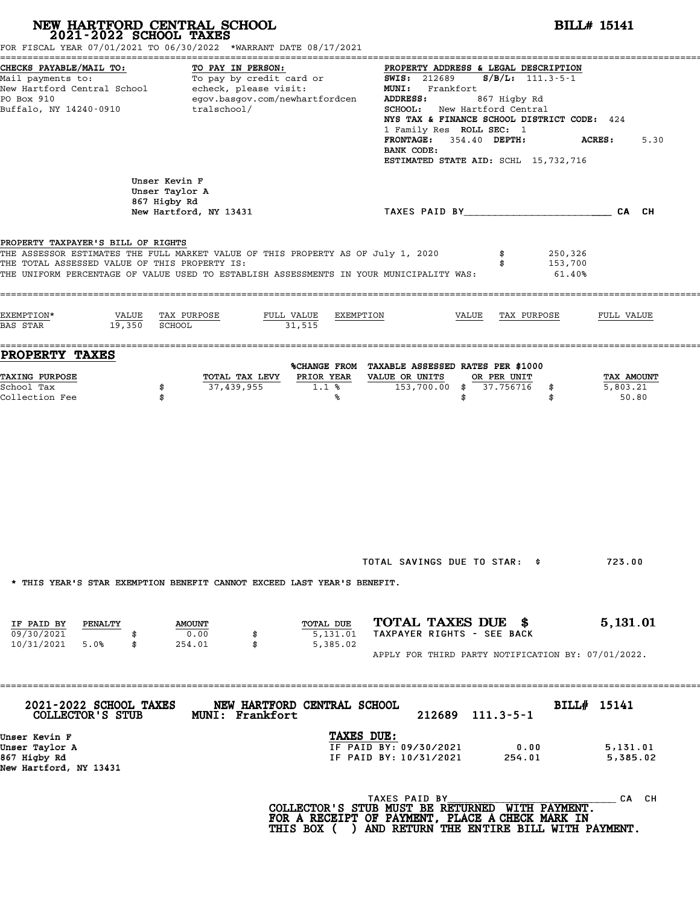# NEW HARTFORD CENTRAL SCHOOL
## 2021-2022 SCHOOL TAXES

**BILL# 15141**

FOR FISCAL YEAR 07/01/2021 TO 06/30/2022 *WARRANT DATE 08/17/2021

**CHECKS PAYABLE/MAIL TO:**
Mail payments to:
New Hartford Central School
PO Box 910
Buffalo, NY 14240-0910

**TO PAY IN PERSON:**
To pay by credit card or echeck, please visit:
egov.basgov.com/newhartfordcentralschool/

**PROPERTY ADDRESS & LEGAL DESCRIPTION**
**SWIS:** 212689 **S/B/L:** 111.3-5-1
**MUNI:** Frankfort
**ADDRESS:** 867 Higby Rd
**SCHOOL:** New Hartford Central
**NYS TAX & FINANCE SCHOOL DISTRICT CODE:** 424
1 Family Res **ROLL SEC:** 1
**FRONTAGE:** 354.40 **DEPTH:** **ACRES:** 5.30
**BANK CODE:**
**ESTIMATED STATE AID:** SCHL 15,732,716

Unser Kevin F
Unser Taylor A
867 Higby Rd
New Hartford, NY 13431

TAXES PAID BY________________________ CA CH

**PROPERTY TAXPAYER'S BILL OF RIGHTS**

THE ASSESSOR ESTIMATES THE FULL MARKET VALUE OF THIS PROPERTY AS OF July 1, 2020 $ 250,326
THE TOTAL ASSESSED VALUE OF THIS PROPERTY IS: $ 153,700
THE UNIFORM PERCENTAGE OF VALUE USED TO ESTABLISH ASSESSMENTS IN YOUR MUNICIPALITY WAS: 61.40%

| EXEMPTION* | VALUE | TAX PURPOSE | FULL VALUE | EXEMPTION | VALUE | TAX PURPOSE | FULL VALUE |
|---|---|---|---|---|---|---|---|
| BAS STAR | 19,350 | SCHOOL | 31,515 | | | | |

## PROPERTY TAXES

| TAXING PURPOSE | | TOTAL TAX LEVY | %CHANGE FROM PRIOR YEAR | TAXABLE ASSESSED VALUE OR UNITS | RATES PER $1000 OR PER UNIT | | TAX AMOUNT |
|---|---|---|---|---|---|---|---|
| School Tax | $ | 37,439,955 | 1.1 % | 153,700.00 | $ 37.756716 | $ | 5,803.21 |
| Collection Fee | $ | | % | | $ | $ | 50.80 |

TOTAL SAVINGS DUE TO STAR: $ 723.00

* THIS YEAR'S STAR EXEMPTION BENEFIT CANNOT EXCEED LAST YEAR'S BENEFIT.

| IF PAID BY | PENALTY | | AMOUNT | | TOTAL DUE |
|---|---|---|---|---|---|
| 09/30/2021 | | $ | 0.00 | $ | 5,131.01 |
| 10/31/2021 | 5.0% | $ | 254.01 | $ | 5,385.02 |

**TOTAL TAXES DUE $ 5,131.01**
TAXPAYER RIGHTS - SEE BACK

APPLY FOR THIRD PARTY NOTIFICATION BY: 07/01/2022.

---

**2021-2022 SCHOOL TAXES** **NEW HARTFORD CENTRAL SCHOOL** **BILL# 15141**
**COLLECTOR'S STUB** **MUNI: Frankfort** 212689 111.3-5-1

Unser Kevin F
Unser Taylor A
867 Higby Rd
New Hartford, NY 13431

**TAXES DUE:**

| | | |
|---|---|---|
| IF PAID BY: 09/30/2021 | 0.00 | 5,131.01 |
| IF PAID BY: 10/31/2021 | 254.01 | 5,385.02 |

TAXES PAID BY______________________________ CA CH

**COLLECTOR'S STUB MUST BE RETURNED WITH PAYMENT.**
**FOR A RECEIPT OF PAYMENT, PLACE A CHECK MARK IN**
**THIS BOX ( ) AND RETURN THE ENTIRE BILL WITH PAYMENT.**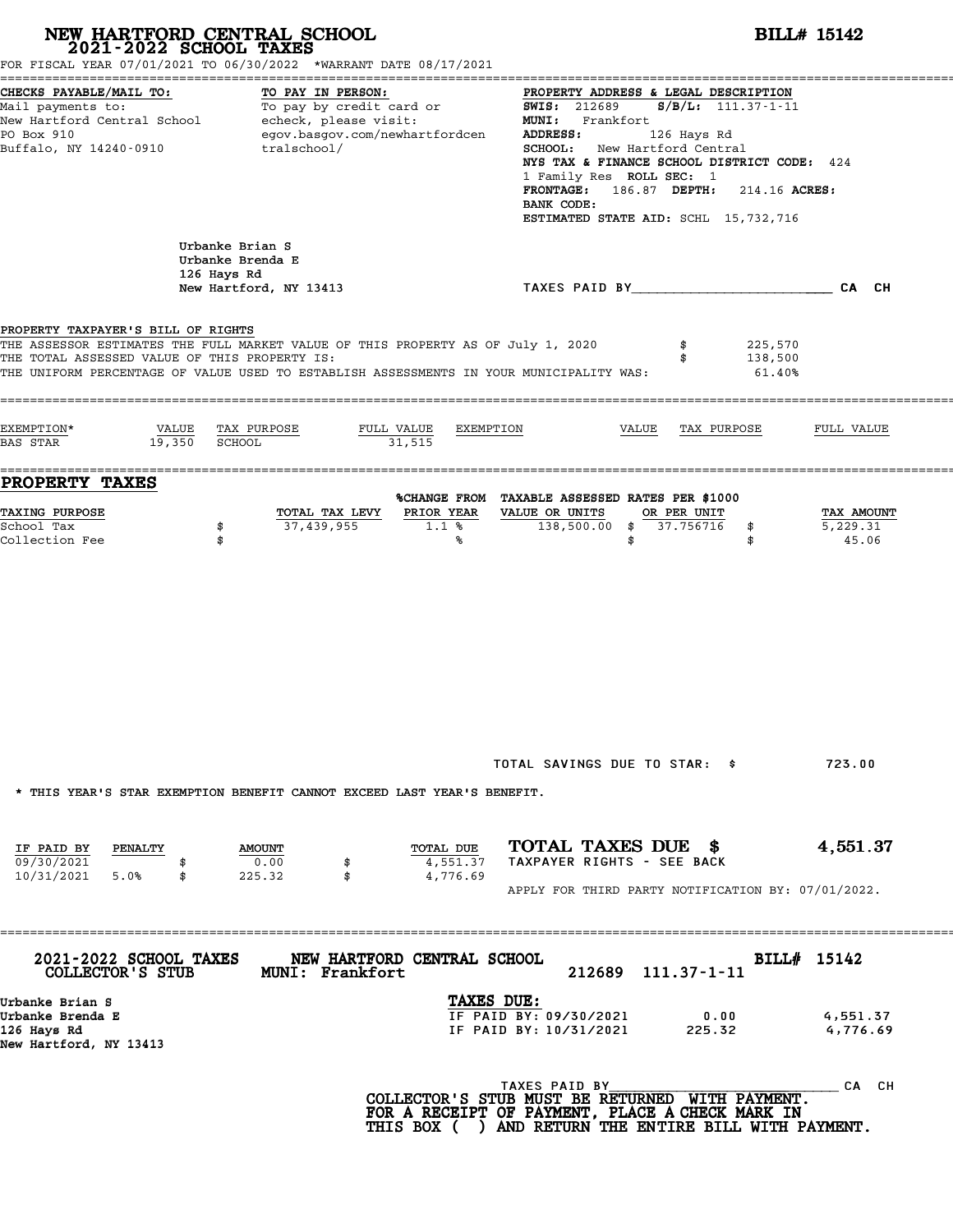# NEW HARTFORD CENTRAL SCHOOL
## 2021-2022 SCHOOL TAXES

**BILL# 15142**

FOR FISCAL YEAR 07/01/2021 TO 06/30/2022 *WARRANT DATE 08/17/2021

**CHECKS PAYABLE/MAIL TO:**
Mail payments to:
New Hartford Central School
PO Box 910
Buffalo, NY 14240-0910

**TO PAY IN PERSON:**
To pay by credit card or echeck, please visit:
egov.basgov.com/newhartfordcentralschool/

**PROPERTY ADDRESS & LEGAL DESCRIPTION**
**SWIS:** 212689 **S/B/L:** 111.37-1-11
**MUNI:** Frankfort
**ADDRESS:** 126 Hays Rd
**SCHOOL:** New Hartford Central
**NYS TAX & FINANCE SCHOOL DISTRICT CODE:** 424
1 Family Res **ROLL SEC:** 1
**FRONTAGE:** 186.87 **DEPTH:** 214.16 **ACRES:**
**BANK CODE:**
**ESTIMATED STATE AID:** SCHL 15,732,716

Urbanke Brian S
Urbanke Brenda E
126 Hays Rd
New Hartford, NY 13413

TAXES PAID BY________________________ CA CH

**PROPERTY TAXPAYER'S BILL OF RIGHTS**

| | | |
|---|---|---|
| THE ASSESSOR ESTIMATES THE FULL MARKET VALUE OF THIS PROPERTY AS OF July 1, 2020 | $ | 225,570 |
| THE TOTAL ASSESSED VALUE OF THIS PROPERTY IS: | $ | 138,500 |
| THE UNIFORM PERCENTAGE OF VALUE USED TO ESTABLISH ASSESSMENTS IN YOUR MUNICIPALITY WAS: | | 61.40% |

| EXEMPTION* | VALUE | TAX PURPOSE | FULL VALUE | EXEMPTION | VALUE | TAX PURPOSE | FULL VALUE |
|---|---|---|---|---|---|---|---|
| BAS STAR | 19,350 | SCHOOL | 31,515 | | | | |

## PROPERTY TAXES

| TAXING PURPOSE | | TOTAL TAX LEVY | %CHANGE FROM PRIOR YEAR | TAXABLE ASSESSED VALUE OR UNITS | RATES PER $1000 OR PER UNIT | | TAX AMOUNT |
|---|---|---|---|---|---|---|---|
| School Tax | $ | 37,439,955 | 1.1 % | 138,500.00 | $ 37.756716 | $ | 5,229.31 |
| Collection Fee | $ | | % | | $ | $ | 45.06 |

TOTAL SAVINGS DUE TO STAR: $ 723.00

* THIS YEAR'S STAR EXEMPTION BENEFIT CANNOT EXCEED LAST YEAR'S BENEFIT.

| IF PAID BY | PENALTY | | AMOUNT | | TOTAL DUE |
|---|---|---|---|---|---|
| 09/30/2021 | | $ | 0.00 | $ | 4,551.37 |
| 10/31/2021 | 5.0% | $ | 225.32 | $ | 4,776.69 |

**TOTAL TAXES DUE $ 4,551.37**
TAXPAYER RIGHTS - SEE BACK

APPLY FOR THIRD PARTY NOTIFICATION BY: 07/01/2022.

---

**2021-2022 SCHOOL TAXES COLLECTOR'S STUB** — **NEW HARTFORD CENTRAL SCHOOL MUNI: Frankfort** — 212689 111.37-1-11 — **BILL# 15142**

Urbanke Brian S
Urbanke Brenda E
126 Hays Rd
New Hartford, NY 13413

**TAXES DUE:**

| | | |
|---|---|---|
| IF PAID BY: 09/30/2021 | 0.00 | 4,551.37 |
| IF PAID BY: 10/31/2021 | 225.32 | 4,776.69 |

TAXES PAID BY______________________________ CA CH

**COLLECTOR'S STUB MUST BE RETURNED WITH PAYMENT. FOR A RECEIPT OF PAYMENT, PLACE A CHECK MARK IN THIS BOX ( ) AND RETURN THE ENTIRE BILL WITH PAYMENT.**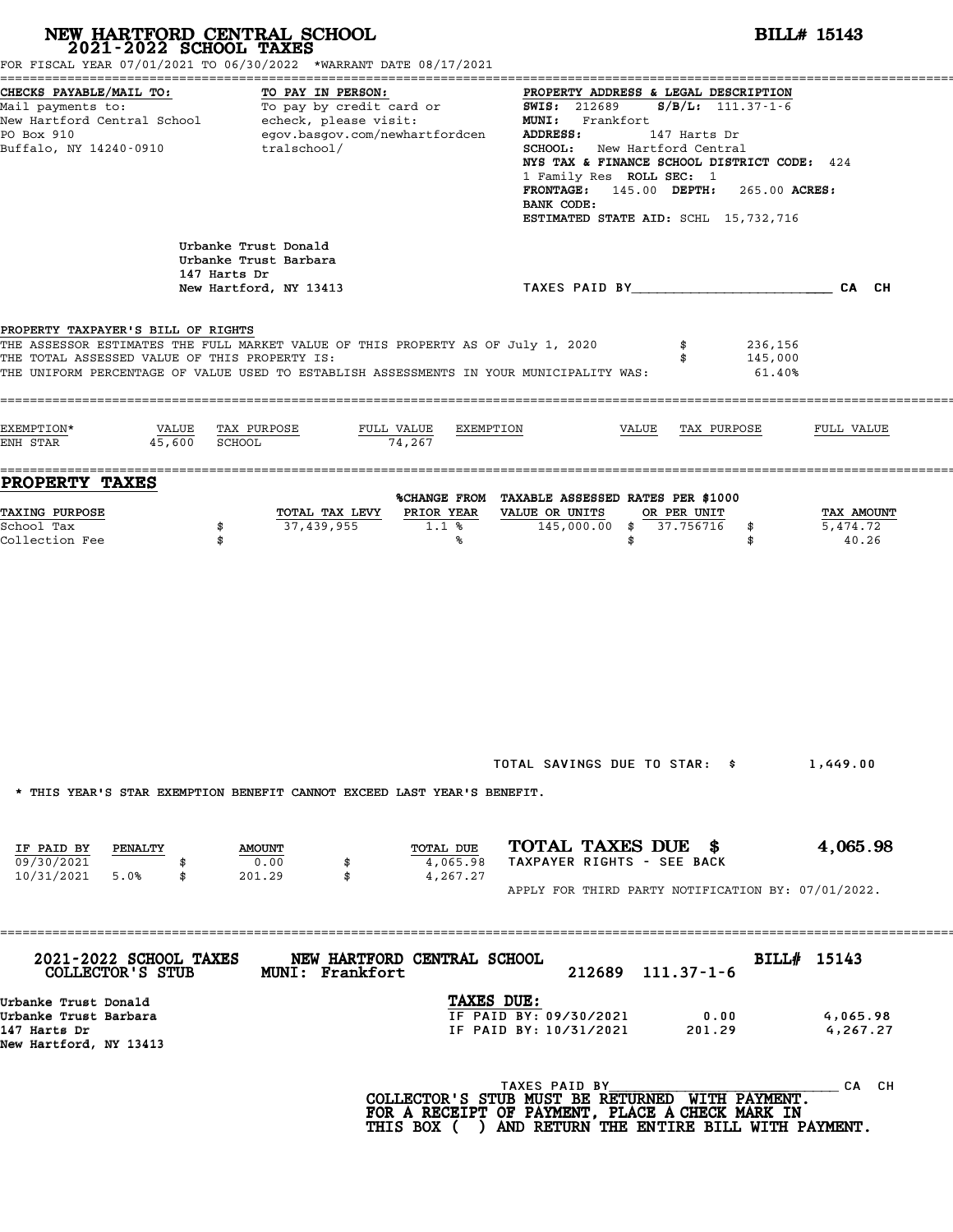# NEW HARTFORD CENTRAL SCHOOL
## 2021-2022 SCHOOL TAXES

**BILL# 15143**

FOR FISCAL YEAR 07/01/2021 TO 06/30/2022 *WARRANT DATE 08/17/2021

**CHECKS PAYABLE/MAIL TO:**
Mail payments to:
New Hartford Central School
PO Box 910
Buffalo, NY 14240-0910

**TO PAY IN PERSON:**
To pay by credit card or echeck, please visit:
egov.basgov.com/newhartfordcentralschool/

**PROPERTY ADDRESS & LEGAL DESCRIPTION**
**SWIS:** 212689 **S/B/L:** 111.37-1-6
**MUNI:** Frankfort
**ADDRESS:** 147 Harts Dr
**SCHOOL:** New Hartford Central
**NYS TAX & FINANCE SCHOOL DISTRICT CODE:** 424
1 Family Res **ROLL SEC:** 1
**FRONTAGE:** 145.00 **DEPTH:** 265.00 **ACRES:**
**BANK CODE:**
**ESTIMATED STATE AID:** SCHL 15,732,716

Urbanke Trust Donald
Urbanke Trust Barbara
147 Harts Dr
New Hartford, NY 13413

TAXES PAID BY________________________ CA CH

**PROPERTY TAXPAYER'S BILL OF RIGHTS**

THE ASSESSOR ESTIMATES THE FULL MARKET VALUE OF THIS PROPERTY AS OF July 1, 2020 $ 236,156
THE TOTAL ASSESSED VALUE OF THIS PROPERTY IS: $ 145,000
THE UNIFORM PERCENTAGE OF VALUE USED TO ESTABLISH ASSESSMENTS IN YOUR MUNICIPALITY WAS: 61.40%

| EXEMPTION* | VALUE | TAX PURPOSE | FULL VALUE | EXEMPTION | VALUE | TAX PURPOSE | FULL VALUE |
|---|---|---|---|---|---|---|---|
| ENH STAR | 45,600 | SCHOOL | 74,267 | | | | |

## PROPERTY TAXES

| TAXING PURPOSE | TOTAL TAX LEVY | %CHANGE FROM PRIOR YEAR | TAXABLE ASSESSED VALUE OR UNITS | RATES PER $1000 OR PER UNIT | TAX AMOUNT |
|---|---|---|---|---|---|
| School Tax | $ 37,439,955 | 1.1 % | 145,000.00 | $ 37.756716 | $ 5,474.72 |
| Collection Fee | $ | % | | $ | $ 40.26 |

TOTAL SAVINGS DUE TO STAR: $ 1,449.00

* THIS YEAR'S STAR EXEMPTION BENEFIT CANNOT EXCEED LAST YEAR'S BENEFIT.

| IF PAID BY | PENALTY | AMOUNT | TOTAL DUE |
|---|---|---|---|
| 09/30/2021 | | $ 0.00 | $ 4,065.98 |
| 10/31/2021 | 5.0% | $ 201.29 | $ 4,267.27 |

**TOTAL TAXES DUE $ 4,065.98**
TAXPAYER RIGHTS - SEE BACK

APPLY FOR THIRD PARTY NOTIFICATION BY: 07/01/2022.

---

**2021-2022 SCHOOL TAXES** **NEW HARTFORD CENTRAL SCHOOL** **BILL# 15143**
**COLLECTOR'S STUB** **MUNI: Frankfort** 212689 111.37-1-6

Urbanke Trust Donald
Urbanke Trust Barbara
147 Harts Dr
New Hartford, NY 13413

**TAXES DUE:**

| | | |
|---|---|---|
| IF PAID BY: 09/30/2021 | 0.00 | 4,065.98 |
| IF PAID BY: 10/31/2021 | 201.29 | 4,267.27 |

TAXES PAID BY______________________________ CA CH

**COLLECTOR'S STUB MUST BE RETURNED WITH PAYMENT.**
**FOR A RECEIPT OF PAYMENT, PLACE A CHECK MARK IN THIS BOX ( ) AND RETURN THE ENTIRE BILL WITH PAYMENT.**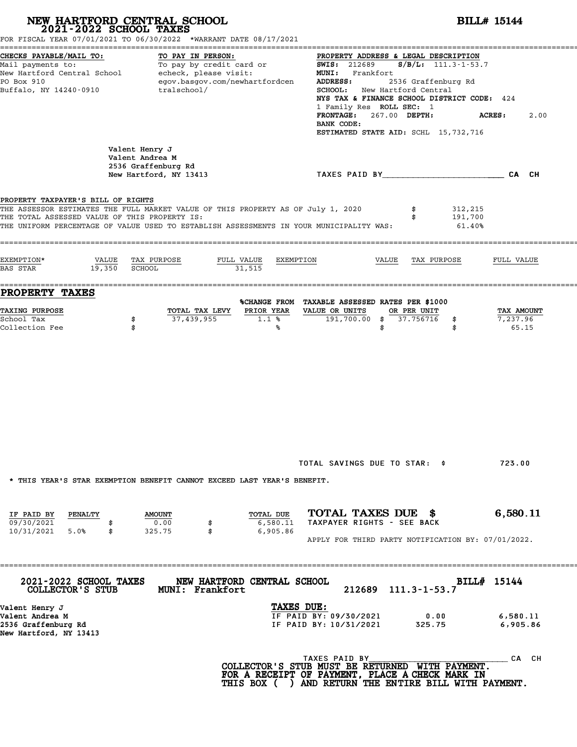# NEW HARTFORD CENTRAL SCHOOL
## 2021-2022 SCHOOL TAXES

**BILL# 15144**

FOR FISCAL YEAR 07/01/2021 TO 06/30/2022 *WARRANT DATE 08/17/2021

**CHECKS PAYABLE/MAIL TO:**
Mail payments to:
New Hartford Central School
PO Box 910
Buffalo, NY 14240-0910

**TO PAY IN PERSON:**
To pay by credit card or echeck, please visit:
egov.basgov.com/newhartfordcentralschool/

**PROPERTY ADDRESS & LEGAL DESCRIPTION**
**SWIS:** 212689 **S/B/L:** 111.3-1-53.7
**MUNI:** Frankfort
**ADDRESS:** 2536 Graffenburg Rd
**SCHOOL:** New Hartford Central
**NYS TAX & FINANCE SCHOOL DISTRICT CODE:** 424
1 Family Res **ROLL SEC:** 1
**FRONTAGE:** 267.00 **DEPTH:** **ACRES:** 2.00
**BANK CODE:**
**ESTIMATED STATE AID:** SCHL 15,732,716

Valent Henry J
Valent Andrea M
2536 Graffenburg Rd
New Hartford, NY 13413

TAXES PAID BY________________________ CA CH

**PROPERTY TAXPAYER'S BILL OF RIGHTS**

THE ASSESSOR ESTIMATES THE FULL MARKET VALUE OF THIS PROPERTY AS OF July 1, 2020 $ 312,215
THE TOTAL ASSESSED VALUE OF THIS PROPERTY IS: $ 191,700
THE UNIFORM PERCENTAGE OF VALUE USED TO ESTABLISH ASSESSMENTS IN YOUR MUNICIPALITY WAS: 61.40%

| EXEMPTION* | VALUE | TAX PURPOSE | FULL VALUE | EXEMPTION | VALUE | TAX PURPOSE | FULL VALUE |
|---|---|---|---|---|---|---|---|
| BAS STAR | 19,350 | SCHOOL | 31,515 | | | | |

## PROPERTY TAXES

| TAXING PURPOSE | TOTAL TAX LEVY | %CHANGE FROM PRIOR YEAR | TAXABLE ASSESSED VALUE OR UNITS | RATES PER $1000 OR PER UNIT | TAX AMOUNT |
|---|---|---|---|---|---|
| School Tax | $ 37,439,955 | 1.1 % | 191,700.00 | $ 37.756716 | $ 7,237.96 |
| Collection Fee | $ | % | | $ | $ 65.15 |

TOTAL SAVINGS DUE TO STAR: $ 723.00

* THIS YEAR'S STAR EXEMPTION BENEFIT CANNOT EXCEED LAST YEAR'S BENEFIT.

| IF PAID BY | PENALTY | AMOUNT | TOTAL DUE |
|---|---|---|---|
| 09/30/2021 | | $ 0.00 | $ 6,580.11 |
| 10/31/2021 | 5.0% | $ 325.75 | $ 6,905.86 |

**TOTAL TAXES DUE $ 6,580.11**
TAXPAYER RIGHTS - SEE BACK

APPLY FOR THIRD PARTY NOTIFICATION BY: 07/01/2022.

---

**2021-2022 SCHOOL TAXES COLLECTOR'S STUB** NEW HARTFORD CENTRAL SCHOOL MUNI: Frankfort 212689 111.3-1-53.7 **BILL# 15144**

Valent Henry J
Valent Andrea M
2536 Graffenburg Rd
New Hartford, NY 13413

**TAXES DUE:**

| | | |
|---|---|---|
| IF PAID BY: 09/30/2021 | 0.00 | 6,580.11 |
| IF PAID BY: 10/31/2021 | 325.75 | 6,905.86 |

TAXES PAID BY_____________________________ CA CH

**COLLECTOR'S STUB MUST BE RETURNED WITH PAYMENT. FOR A RECEIPT OF PAYMENT, PLACE A CHECK MARK IN THIS BOX ( ) AND RETURN THE ENTIRE BILL WITH PAYMENT.**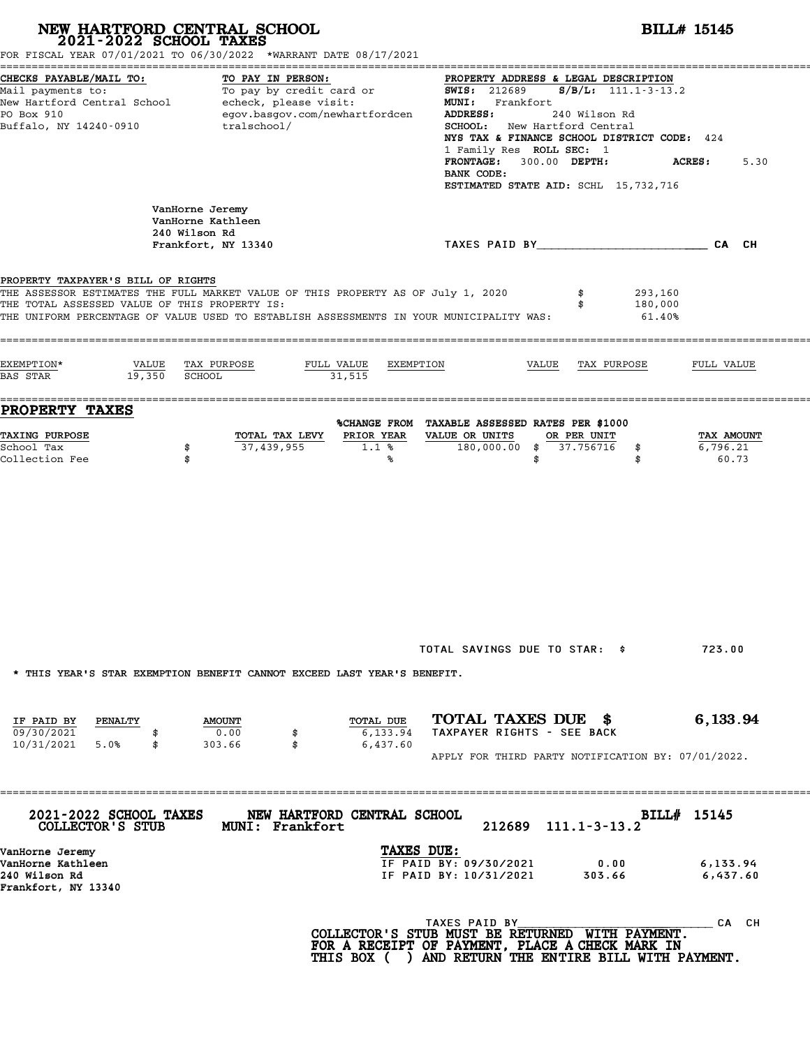# NEW HARTFORD CENTRAL SCHOOL
## 2021-2022 SCHOOL TAXES

**BILL# 15145**

FOR FISCAL YEAR 07/01/2021 TO 06/30/2022 *WARRANT DATE 08/17/2021

**CHECKS PAYABLE/MAIL TO:**
Mail payments to:
New Hartford Central School
PO Box 910
Buffalo, NY 14240-0910

**TO PAY IN PERSON:**
To pay by credit card or echeck, please visit:
egov.basgov.com/newhartfordcentralschool/

**PROPERTY ADDRESS & LEGAL DESCRIPTION**
**SWIS:** 212689 **S/B/L:** 111.1-3-13.2
**MUNI:** Frankfort
**ADDRESS:** 240 Wilson Rd
**SCHOOL:** New Hartford Central
**NYS TAX & FINANCE SCHOOL DISTRICT CODE:** 424
1 Family Res **ROLL SEC:** 1
**FRONTAGE:** 300.00 **DEPTH:** **ACRES:** 5.30
**BANK CODE:**
**ESTIMATED STATE AID:** SCHL 15,732,716

VanHorne Jeremy
VanHorne Kathleen
240 Wilson Rd
Frankfort, NY 13340

TAXES PAID BY________________________ CA CH

**PROPERTY TAXPAYER'S BILL OF RIGHTS**

| | |
|---|---|
| THE ASSESSOR ESTIMATES THE FULL MARKET VALUE OF THIS PROPERTY AS OF July 1, 2020 | $ 293,160 |
| THE TOTAL ASSESSED VALUE OF THIS PROPERTY IS: | $ 180,000 |
| THE UNIFORM PERCENTAGE OF VALUE USED TO ESTABLISH ASSESSMENTS IN YOUR MUNICIPALITY WAS: | 61.40% |

| EXEMPTION* | VALUE | TAX PURPOSE | FULL VALUE | EXEMPTION | VALUE | TAX PURPOSE | FULL VALUE |
|---|---|---|---|---|---|---|---|
| BAS STAR | 19,350 | SCHOOL | 31,515 | | | | |

## PROPERTY TAXES

| TAXING PURPOSE | TOTAL TAX LEVY | %CHANGE FROM PRIOR YEAR | TAXABLE ASSESSED VALUE OR UNITS | RATES PER $1000 OR PER UNIT | TAX AMOUNT |
|---|---|---|---|---|---|
| School Tax | $ 37,439,955 | 1.1 % | 180,000.00 | $ 37.756716 | $ 6,796.21 |
| Collection Fee | $ | % | | $ | $ 60.73 |

TOTAL SAVINGS DUE TO STAR: $ 723.00

* THIS YEAR'S STAR EXEMPTION BENEFIT CANNOT EXCEED LAST YEAR'S BENEFIT.

| IF PAID BY | PENALTY | AMOUNT | TOTAL DUE |
|---|---|---|---|
| 09/30/2021 | | $ 0.00 | $ 6,133.94 |
| 10/31/2021 | 5.0% | $ 303.66 | $ 6,437.60 |

**TOTAL TAXES DUE $ 6,133.94**
TAXPAYER RIGHTS - SEE BACK

APPLY FOR THIRD PARTY NOTIFICATION BY: 07/01/2022.

---

**2021-2022 SCHOOL TAXES COLLECTOR'S STUB** **NEW HARTFORD CENTRAL SCHOOL** **MUNI: Frankfort** 212689 111.1-3-13.2 **BILL# 15145**

VanHorne Jeremy
VanHorne Kathleen
240 Wilson Rd
Frankfort, NY 13340

**TAXES DUE:**

| | | |
|---|---|---|
| IF PAID BY: 09/30/2021 | 0.00 | 6,133.94 |
| IF PAID BY: 10/31/2021 | 303.66 | 6,437.60 |

TAXES PAID BY______________________________ CA CH

**COLLECTOR'S STUB MUST BE RETURNED WITH PAYMENT. FOR A RECEIPT OF PAYMENT, PLACE A CHECK MARK IN THIS BOX ( ) AND RETURN THE ENTIRE BILL WITH PAYMENT.**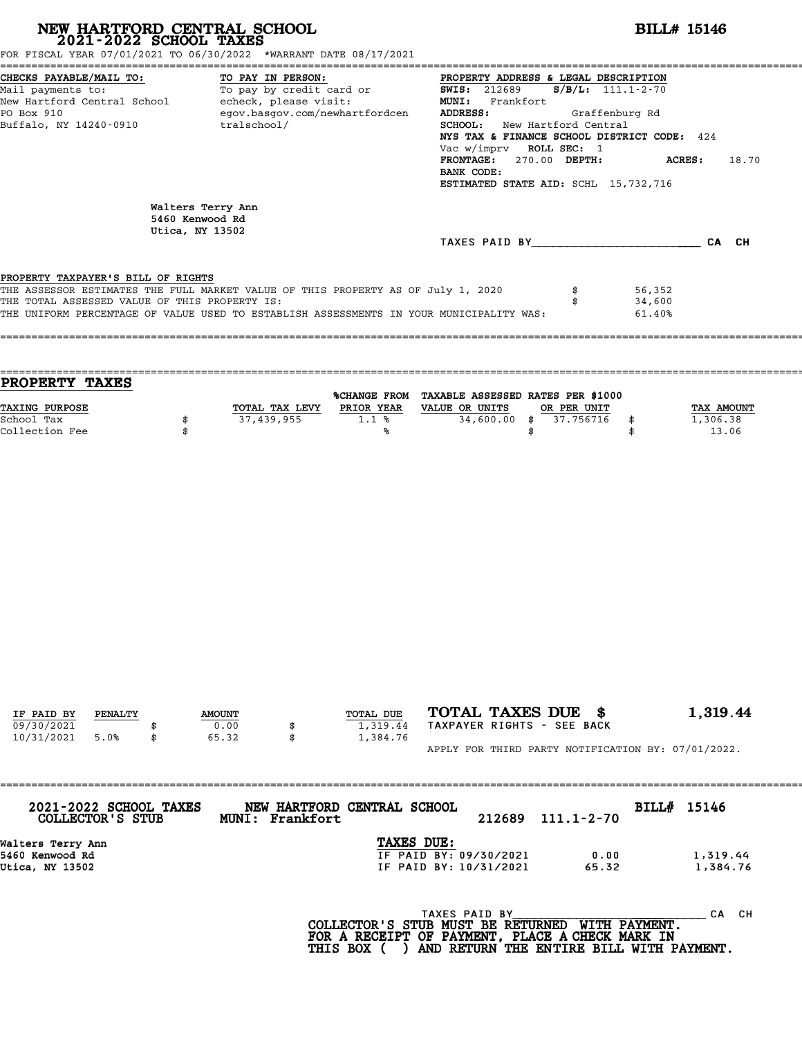# NEW HARTFORD CENTRAL SCHOOL
## 2021-2022 SCHOOL TAXES

**BILL# 15146**

FOR FISCAL YEAR 07/01/2021 TO 06/30/2022 *WARRANT DATE 08/17/2021

**CHECKS PAYABLE/MAIL TO:**
Mail payments to:
New Hartford Central School
PO Box 910
Buffalo, NY 14240-0910

**TO PAY IN PERSON:**
To pay by credit card or
echeck, please visit:
egov.basgov.com/newhartfordcentralschool/

**PROPERTY ADDRESS & LEGAL DESCRIPTION**
**SWIS:** 212689 **S/B/L:** 111.1-2-70
**MUNI:** Frankfort
**ADDRESS:** Graffenburg Rd
**SCHOOL:** New Hartford Central
**NYS TAX & FINANCE SCHOOL DISTRICT CODE:** 424
Vac w/imprv **ROLL SEC:** 1
**FRONTAGE:** 270.00 **DEPTH:** **ACRES:** 18.70
**BANK CODE:**
**ESTIMATED STATE AID:** SCHL 15,732,716

Walters Terry Ann
5460 Kenwood Rd
Utica, NY 13502

TAXES PAID BY________________________ CA CH

PROPERTY TAXPAYER'S BILL OF RIGHTS
THE ASSESSOR ESTIMATES THE FULL MARKET VALUE OF THIS PROPERTY AS OF July 1, 2020 $ 56,352
THE TOTAL ASSESSED VALUE OF THIS PROPERTY IS: $ 34,600
THE UNIFORM PERCENTAGE OF VALUE USED TO ESTABLISH ASSESSMENTS IN YOUR MUNICIPALITY WAS: 61.40%

## PROPERTY TAXES

| TAXING PURPOSE | TOTAL TAX LEVY | %CHANGE FROM PRIOR YEAR | TAXABLE ASSESSED VALUE OR UNITS | RATES PER $1000 OR PER UNIT | TAX AMOUNT |
|---|---|---|---|---|---|
| School Tax | $ 37,439,955 | 1.1 % | 34,600.00 | $ 37.756716 | $ 1,306.38 |
| Collection Fee | $ | % | | $ | $ 13.06 |

| IF PAID BY | PENALTY | AMOUNT | TOTAL DUE |
|---|---|---|---|
| 09/30/2021 | | $ 0.00 | $ 1,319.44 |
| 10/31/2021 | 5.0% | $ 65.32 | $ 1,384.76 |

**TOTAL TAXES DUE $ 1,319.44**
TAXPAYER RIGHTS - SEE BACK

APPLY FOR THIRD PARTY NOTIFICATION BY: 07/01/2022.

---

**2021-2022 SCHOOL TAXES COLLECTOR'S STUB** **NEW HARTFORD CENTRAL SCHOOL MUNI: Frankfort** 212689 111.1-2-70 **BILL# 15146**

Walters Terry Ann
5460 Kenwood Rd
Utica, NY 13502

**TAXES DUE:**

| | | |
|---|---|---|
| IF PAID BY: 09/30/2021 | 0.00 | 1,319.44 |
| IF PAID BY: 10/31/2021 | 65.32 | 1,384.76 |

TAXES PAID BY______________________________ CA CH

**COLLECTOR'S STUB MUST BE RETURNED WITH PAYMENT.
FOR A RECEIPT OF PAYMENT, PLACE A CHECK MARK IN
THIS BOX ( ) AND RETURN THE ENTIRE BILL WITH PAYMENT.**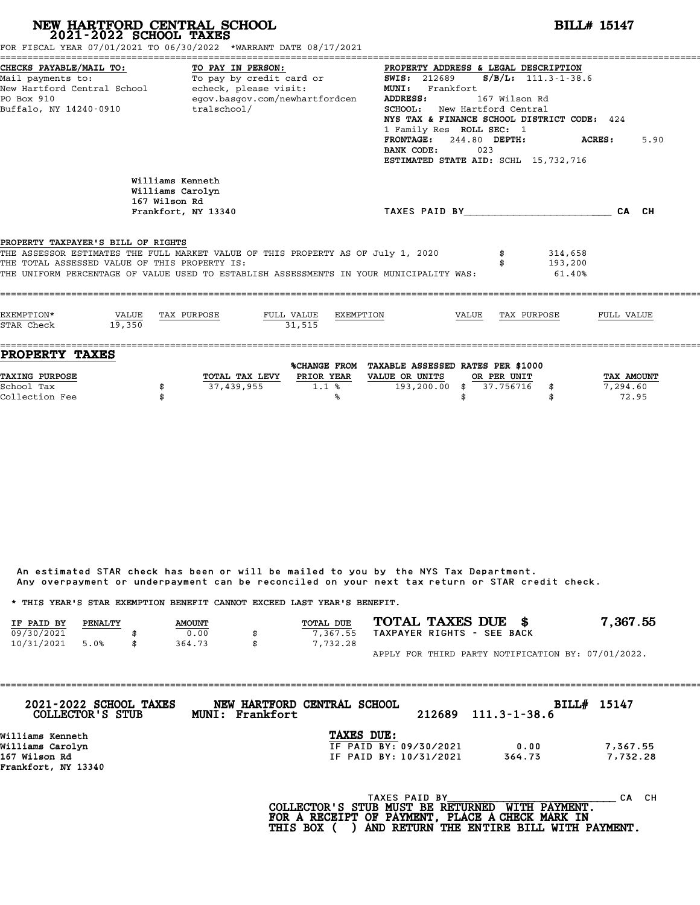# NEW HARTFORD CENTRAL SCHOOL
## 2021-2022 SCHOOL TAXES

**BILL# 15147**

FOR FISCAL YEAR 07/01/2021 TO 06/30/2022 *WARRANT DATE 08/17/2021

**CHECKS PAYABLE/MAIL TO:**
Mail payments to:
New Hartford Central School
PO Box 910
Buffalo, NY 14240-0910

**TO PAY IN PERSON:**
To pay by credit card or echeck, please visit:
egov.basgov.com/newhartfordcentralschool/

**PROPERTY ADDRESS & LEGAL DESCRIPTION**
**SWIS:** 212689 **S/B/L:** 111.3-1-38.6
**MUNI:** Frankfort
**ADDRESS:** 167 Wilson Rd
**SCHOOL:** New Hartford Central
**NYS TAX & FINANCE SCHOOL DISTRICT CODE:** 424
1 Family Res **ROLL SEC:** 1
**FRONTAGE:** 244.80 **DEPTH:** **ACRES:** 5.90
**BANK CODE:** 023
**ESTIMATED STATE AID:** SCHL 15,732,716

Williams Kenneth
Williams Carolyn
167 Wilson Rd
Frankfort, NY 13340

TAXES PAID BY________________________ CA CH

**PROPERTY TAXPAYER'S BILL OF RIGHTS**

THE ASSESSOR ESTIMATES THE FULL MARKET VALUE OF THIS PROPERTY AS OF July 1, 2020 $ 314,658
THE TOTAL ASSESSED VALUE OF THIS PROPERTY IS: $ 193,200
THE UNIFORM PERCENTAGE OF VALUE USED TO ESTABLISH ASSESSMENTS IN YOUR MUNICIPALITY WAS: 61.40%

| EXEMPTION* | VALUE | TAX PURPOSE | FULL VALUE | EXEMPTION | VALUE | TAX PURPOSE | FULL VALUE |
|---|---|---|---|---|---|---|---|
| STAR Check | 19,350 | | 31,515 | | | | |

## PROPERTY TAXES

| TAXING PURPOSE | | TOTAL TAX LEVY | %CHANGE FROM PRIOR YEAR | TAXABLE ASSESSED VALUE OR UNITS | RATES PER $1000 OR PER UNIT | | TAX AMOUNT |
|---|---|---|---|---|---|---|---|
| School Tax | $ | 37,439,955 | 1.1 % | 193,200.00 | $ 37.756716 | $ | 7,294.60 |
| Collection Fee | $ | | % | | $ | $ | 72.95 |

An estimated STAR check has been or will be mailed to you by the NYS Tax Department.
Any overpayment or underpayment can be reconciled on your next tax return or STAR credit check.

* THIS YEAR'S STAR EXEMPTION BENEFIT CANNOT EXCEED LAST YEAR'S BENEFIT.

| IF PAID BY | PENALTY | | AMOUNT | | TOTAL DUE |
|---|---|---|---|---|---|
| 09/30/2021 | | $ | 0.00 | $ | 7,367.55 |
| 10/31/2021 | 5.0% | $ | 364.73 | $ | 7,732.28 |

**TOTAL TAXES DUE $ 7,367.55**
TAXPAYER RIGHTS - SEE BACK

APPLY FOR THIRD PARTY NOTIFICATION BY: 07/01/2022.

---

**2021-2022 SCHOOL TAXES COLLECTOR'S STUB** **NEW HARTFORD CENTRAL SCHOOL MUNI: Frankfort** 212689 111.3-1-38.6 **BILL# 15147**

Williams Kenneth
Williams Carolyn
167 Wilson Rd
Frankfort, NY 13340

**TAXES DUE:**

| | | |
|---|---|---|
| IF PAID BY: 09/30/2021 | 0.00 | 7,367.55 |
| IF PAID BY: 10/31/2021 | 364.73 | 7,732.28 |

TAXES PAID BY______________________________ CA CH

**COLLECTOR'S STUB MUST BE RETURNED WITH PAYMENT.
FOR A RECEIPT OF PAYMENT, PLACE A CHECK MARK IN
THIS BOX ( ) AND RETURN THE ENTIRE BILL WITH PAYMENT.**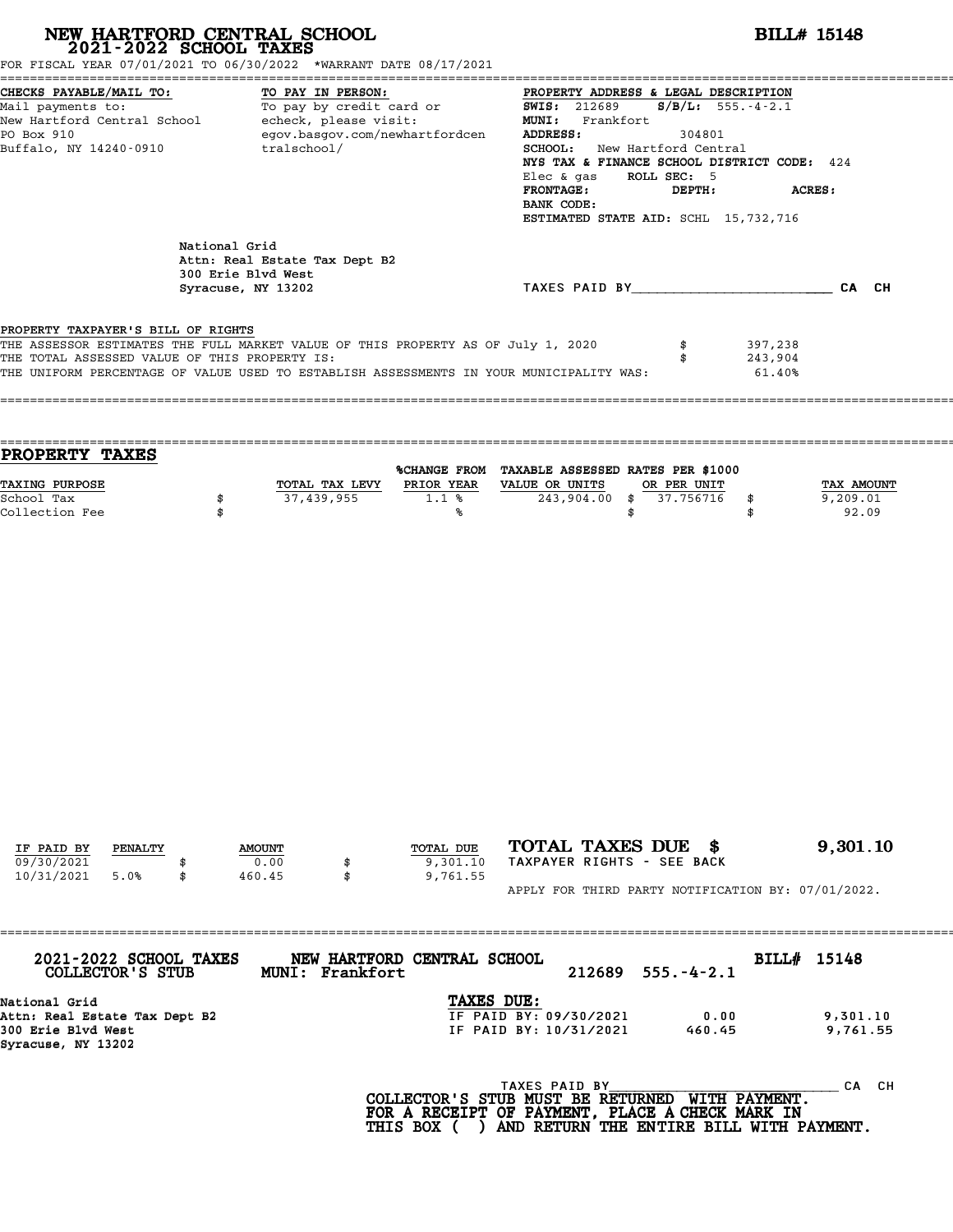# NEW HARTFORD CENTRAL SCHOOL
## 2021-2022 SCHOOL TAXES

**BILL# 15148**

FOR FISCAL YEAR 07/01/2021 TO 06/30/2022 *WARRANT DATE 08/17/2021

**CHECKS PAYABLE/MAIL TO:**
Mail payments to:
New Hartford Central School
PO Box 910
Buffalo, NY 14240-0910

**TO PAY IN PERSON:**
To pay by credit card or echeck, please visit:
egov.basgov.com/newhartfordcentralschool/

**PROPERTY ADDRESS & LEGAL DESCRIPTION**
**SWIS:** 212689 **S/B/L:** 555.-4-2.1
**MUNI:** Frankfort
**ADDRESS:** 304801
**SCHOOL:** New Hartford Central
**NYS TAX & FINANCE SCHOOL DISTRICT CODE:** 424
Elec & gas **ROLL SEC:** 5
**FRONTAGE:** **DEPTH:** **ACRES:**
**BANK CODE:**
**ESTIMATED STATE AID:** SCHL 15,732,716

National Grid
Attn: Real Estate Tax Dept B2
300 Erie Blvd West
Syracuse, NY 13202

TAXES PAID BY________________________ CA CH

**PROPERTY TAXPAYER'S BILL OF RIGHTS**

| | | |
|---|---|---|
| THE ASSESSOR ESTIMATES THE FULL MARKET VALUE OF THIS PROPERTY AS OF July 1, 2020 | $ | 397,238 |
| THE TOTAL ASSESSED VALUE OF THIS PROPERTY IS: | $ | 243,904 |
| THE UNIFORM PERCENTAGE OF VALUE USED TO ESTABLISH ASSESSMENTS IN YOUR MUNICIPALITY WAS: | | 61.40% |

## PROPERTY TAXES

| TAXING PURPOSE | TOTAL TAX LEVY | %CHANGE FROM PRIOR YEAR | TAXABLE ASSESSED VALUE OR UNITS | RATES PER $1000 OR PER UNIT | TAX AMOUNT |
|---|---|---|---|---|---|
| School Tax | $ 37,439,955 | 1.1 % | 243,904.00 | $ 37.756716 | $ 9,209.01 |
| Collection Fee | $ | % | | $ | $ 92.09 |

| IF PAID BY | PENALTY | AMOUNT | TOTAL DUE |
|---|---|---|---|
| 09/30/2021 | | $ 0.00 | $ 9,301.10 |
| 10/31/2021 | 5.0% | $ 460.45 | $ 9,761.55 |

**TOTAL TAXES DUE $ 9,301.10**
TAXPAYER RIGHTS - SEE BACK

APPLY FOR THIRD PARTY NOTIFICATION BY: 07/01/2022.

---

**2021-2022 SCHOOL TAXES** **NEW HARTFORD CENTRAL SCHOOL** **BILL# 15148**
**COLLECTOR'S STUB** **MUNI: Frankfort** 212689 555.-4-2.1

National Grid
Attn: Real Estate Tax Dept B2
300 Erie Blvd West
Syracuse, NY 13202

**TAXES DUE:**

| | | |
|---|---|---|
| IF PAID BY: 09/30/2021 | 0.00 | 9,301.10 |
| IF PAID BY: 10/31/2021 | 460.45 | 9,761.55 |

TAXES PAID BY____________________________ CA CH

**COLLECTOR'S STUB MUST BE RETURNED WITH PAYMENT.**
**FOR A RECEIPT OF PAYMENT, PLACE A CHECK MARK IN**
**THIS BOX ( ) AND RETURN THE ENTIRE BILL WITH PAYMENT.**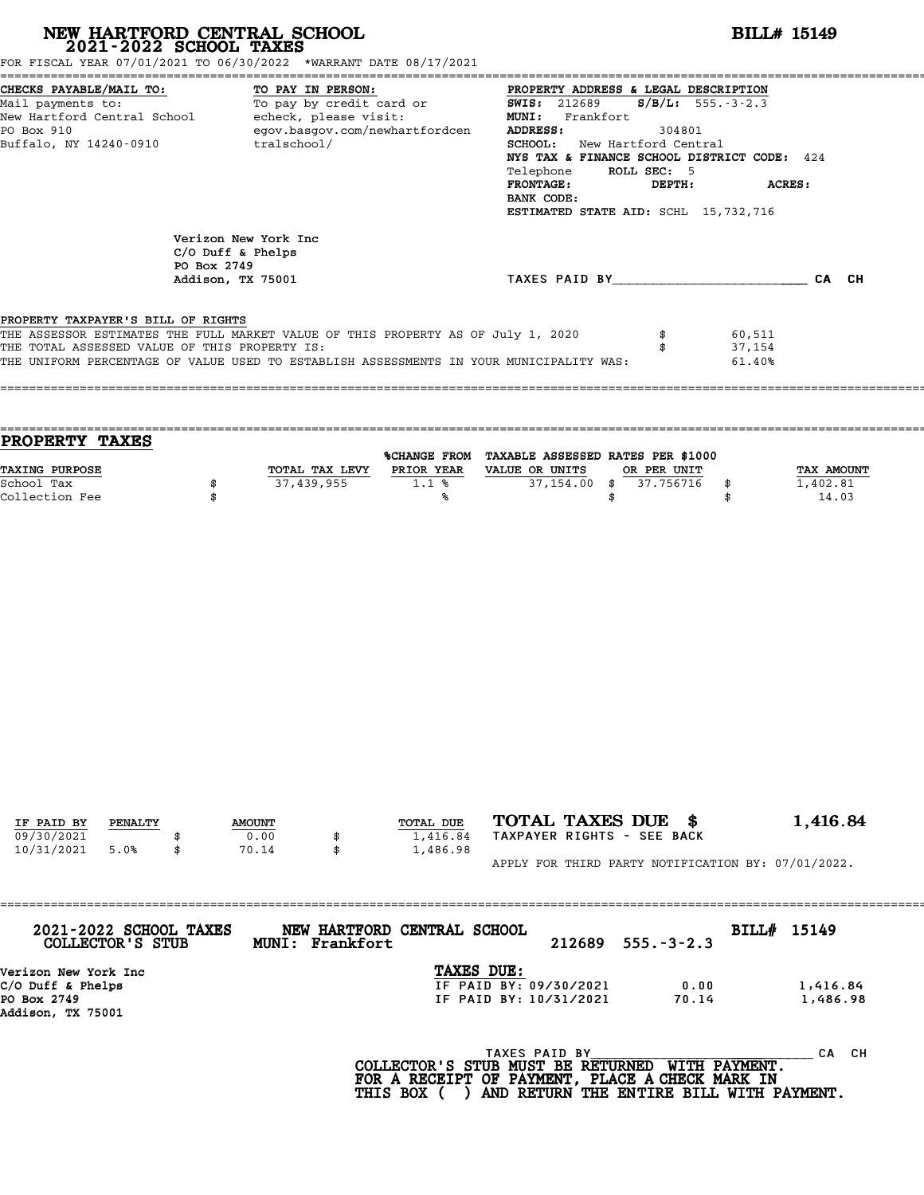# NEW HARTFORD CENTRAL SCHOOL
## 2021-2022 SCHOOL TAXES

**BILL# 15149**

FOR FISCAL YEAR 07/01/2021 TO 06/30/2022 *WARRANT DATE 08/17/2021

**CHECKS PAYABLE/MAIL TO:**
Mail payments to:
New Hartford Central School
PO Box 910
Buffalo, NY 14240-0910

**TO PAY IN PERSON:**
To pay by credit card or echeck, please visit:
egov.basgov.com/newhartfordcentralschool/

**PROPERTY ADDRESS & LEGAL DESCRIPTION**
**SWIS:** 212689 **S/B/L:** 555.-3-2.3
**MUNI:** Frankfort
**ADDRESS:** 304801
**SCHOOL:** New Hartford Central
**NYS TAX & FINANCE SCHOOL DISTRICT CODE:** 424
Telephone **ROLL SEC:** 5
**FRONTAGE:** **DEPTH:** **ACRES:**
**BANK CODE:**
**ESTIMATED STATE AID:** SCHL 15,732,716

Verizon New York Inc
C/O Duff & Phelps
PO Box 2749
Addison, TX 75001

TAXES PAID BY________________________ CA CH

PROPERTY TAXPAYER'S BILL OF RIGHTS

| | | |
|---|---|---|
| THE ASSESSOR ESTIMATES THE FULL MARKET VALUE OF THIS PROPERTY AS OF July 1, 2020 | $ | 60,511 |
| THE TOTAL ASSESSED VALUE OF THIS PROPERTY IS: | $ | 37,154 |
| THE UNIFORM PERCENTAGE OF VALUE USED TO ESTABLISH ASSESSMENTS IN YOUR MUNICIPALITY WAS: | | 61.40% |

## PROPERTY TAXES

| TAXING PURPOSE | | TOTAL TAX LEVY | %CHANGE FROM PRIOR YEAR | TAXABLE ASSESSED VALUE OR UNITS | | RATES PER $1000 OR PER UNIT | | TAX AMOUNT |
|---|---|---|---|---|---|---|---|---|
| School Tax | $ | 37,439,955 | 1.1 % | 37,154.00 | $ | 37.756716 | $ | 1,402.81 |
| Collection Fee | $ | | % | | $ | | $ | 14.03 |

| IF PAID BY | PENALTY | | AMOUNT | | TOTAL DUE |
|---|---|---|---|---|---|
| 09/30/2021 | | $ | 0.00 | $ | 1,416.84 |
| 10/31/2021 | 5.0% | $ | 70.14 | $ | 1,486.98 |

**TOTAL TAXES DUE $ 1,416.84**
TAXPAYER RIGHTS - SEE BACK

APPLY FOR THIRD PARTY NOTIFICATION BY: 07/01/2022.

**2021-2022 SCHOOL TAXES COLLECTOR'S STUB** — **NEW HARTFORD CENTRAL SCHOOL MUNI: Frankfort** — 212689 555.-3-2.3 — **BILL# 15149**

Verizon New York Inc
C/O Duff & Phelps
PO Box 2749
Addison, TX 75001

**TAXES DUE:**

| | | |
|---|---|---|
| IF PAID BY: 09/30/2021 | 0.00 | 1,416.84 |
| IF PAID BY: 10/31/2021 | 70.14 | 1,486.98 |

TAXES PAID BY______________________________ CA CH

**COLLECTOR'S STUB MUST BE RETURNED WITH PAYMENT.**
**FOR A RECEIPT OF PAYMENT, PLACE A CHECK MARK IN THIS BOX ( ) AND RETURN THE ENTIRE BILL WITH PAYMENT.**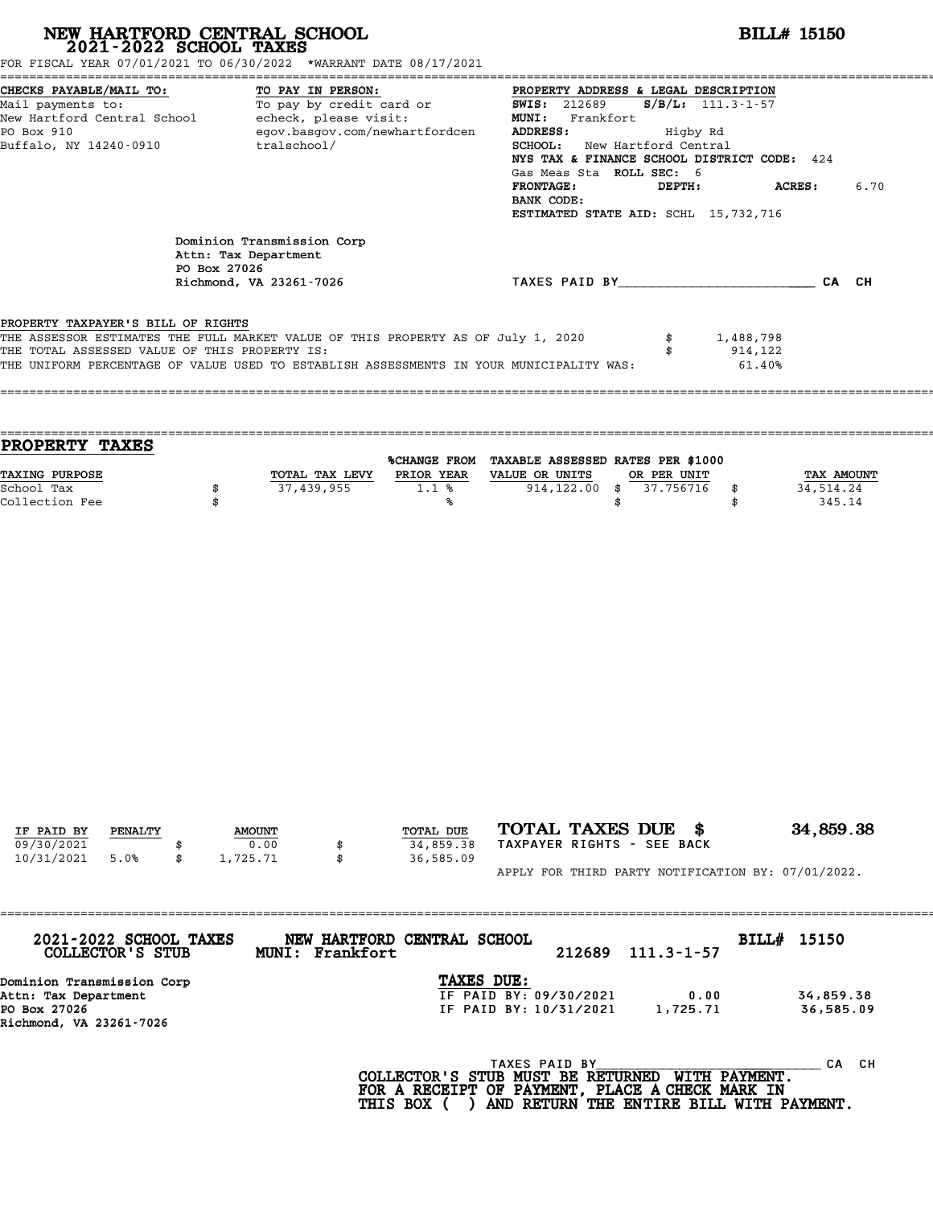# NEW HARTFORD CENTRAL SCHOOL
## 2021-2022 SCHOOL TAXES

**BILL# 15150**

FOR FISCAL YEAR 07/01/2021 TO 06/30/2022 *WARRANT DATE 08/17/2021

**CHECKS PAYABLE/MAIL TO:**
Mail payments to:
New Hartford Central School
PO Box 910
Buffalo, NY 14240-0910

**TO PAY IN PERSON:**
To pay by credit card or echeck, please visit:
egov.basgov.com/newhartfordcentralschool/

**PROPERTY ADDRESS & LEGAL DESCRIPTION**
**SWIS:** 212689 **S/B/L:** 111.3-1-57
**MUNI:** Frankfort
**ADDRESS:** Higby Rd
**SCHOOL:** New Hartford Central
**NYS TAX & FINANCE SCHOOL DISTRICT CODE:** 424
Gas Meas Sta **ROLL SEC:** 6
**FRONTAGE:** **DEPTH:** **ACRES:** 6.70
**BANK CODE:**
**ESTIMATED STATE AID:** SCHL 15,732,716

Dominion Transmission Corp
Attn: Tax Department
PO Box 27026
Richmond, VA 23261-7026

TAXES PAID BY________________________ CA CH

PROPERTY TAXPAYER'S BILL OF RIGHTS

| | |
|---|---|
| THE ASSESSOR ESTIMATES THE FULL MARKET VALUE OF THIS PROPERTY AS OF July 1, 2020 | $ 1,488,798 |
| THE TOTAL ASSESSED VALUE OF THIS PROPERTY IS: | $ 914,122 |
| THE UNIFORM PERCENTAGE OF VALUE USED TO ESTABLISH ASSESSMENTS IN YOUR MUNICIPALITY WAS: | 61.40% |

## PROPERTY TAXES

| TAXING PURPOSE | TOTAL TAX LEVY | %CHANGE FROM PRIOR YEAR | TAXABLE ASSESSED VALUE OR UNITS | RATES PER $1000 OR PER UNIT | TAX AMOUNT |
|---|---|---|---|---|---|
| School Tax | $ 37,439,955 | 1.1 % | 914,122.00 | $ 37.756716 | $ 34,514.24 |
| Collection Fee | $ | % | | $ | $ 345.14 |

| IF PAID BY | PENALTY | AMOUNT | TOTAL DUE |
|---|---|---|---|
| 09/30/2021 | | $ 0.00 | $ 34,859.38 |
| 10/31/2021 | 5.0% | $ 1,725.71 | $ 36,585.09 |

**TOTAL TAXES DUE $ 34,859.38**

TAXPAYER RIGHTS - SEE BACK

APPLY FOR THIRD PARTY NOTIFICATION BY: 07/01/2022.

---

**2021-2022 SCHOOL TAXES**
**COLLECTOR'S STUB**

**NEW HARTFORD CENTRAL SCHOOL**
**MUNI: Frankfort**

212689 111.3-1-57

**BILL# 15150**

Dominion Transmission Corp
Attn: Tax Department
PO Box 27026
Richmond, VA 23261-7026

**TAXES DUE:**

| | | |
|---|---|---|
| IF PAID BY: 09/30/2021 | 0.00 | 34,859.38 |
| IF PAID BY: 10/31/2021 | 1,725.71 | 36,585.09 |

TAXES PAID BY____________________________ CA CH

**COLLECTOR'S STUB MUST BE RETURNED WITH PAYMENT.**
**FOR A RECEIPT OF PAYMENT, PLACE A CHECK MARK IN THIS BOX ( ) AND RETURN THE ENTIRE BILL WITH PAYMENT.**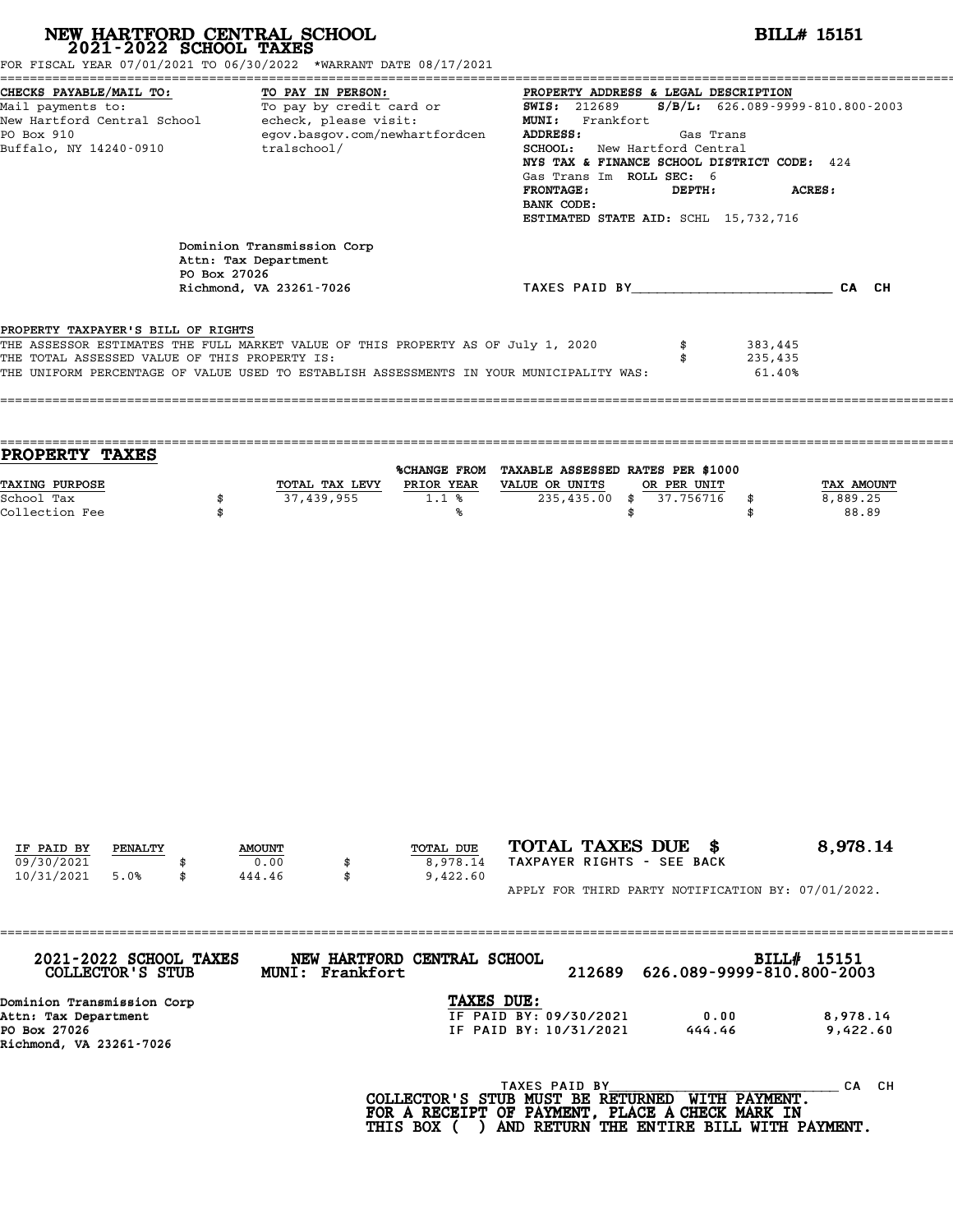# NEW HARTFORD CENTRAL SCHOOL
## 2021-2022 SCHOOL TAXES

**BILL# 15151**

FOR FISCAL YEAR 07/01/2021 TO 06/30/2022 *WARRANT DATE 08/17/2021

**CHECKS PAYABLE/MAIL TO:**
Mail payments to:
New Hartford Central School
PO Box 910
Buffalo, NY 14240-0910

**TO PAY IN PERSON:**
To pay by credit card or echeck, please visit:
egov.basgov.com/newhartfordcentralschool/

**PROPERTY ADDRESS & LEGAL DESCRIPTION**
**SWIS:** 212689 **S/B/L:** 626.089-9999-810.800-2003
**MUNI:** Frankfort
**ADDRESS:** Gas Trans
**SCHOOL:** New Hartford Central
**NYS TAX & FINANCE SCHOOL DISTRICT CODE:** 424
Gas Trans Im **ROLL SEC:** 6
**FRONTAGE:** **DEPTH:** **ACRES:**
**BANK CODE:**
**ESTIMATED STATE AID:** SCHL 15,732,716

Dominion Transmission Corp
Attn: Tax Department
PO Box 27026
Richmond, VA 23261-7026

TAXES PAID BY________________________ CA CH

**PROPERTY TAXPAYER'S BILL OF RIGHTS**

THE ASSESSOR ESTIMATES THE FULL MARKET VALUE OF THIS PROPERTY AS OF July 1, 2020 $ 383,445
THE TOTAL ASSESSED VALUE OF THIS PROPERTY IS: $ 235,435
THE UNIFORM PERCENTAGE OF VALUE USED TO ESTABLISH ASSESSMENTS IN YOUR MUNICIPALITY WAS: 61.40%

## PROPERTY TAXES

| TAXING PURPOSE | TOTAL TAX LEVY | %CHANGE FROM PRIOR YEAR | TAXABLE ASSESSED VALUE OR UNITS | RATES PER $1000 OR PER UNIT | TAX AMOUNT |
|---|---|---|---|---|---|
| School Tax | $ 37,439,955 | 1.1 % | 235,435.00 | $ 37.756716 | $ 8,889.25 |
| Collection Fee | $ | % | | $ | $ 88.89 |

| IF PAID BY | PENALTY | AMOUNT | TOTAL DUE |
|---|---|---|---|
| 09/30/2021 | | $ 0.00 | $ 8,978.14 |
| 10/31/2021 | 5.0% | $ 444.46 | $ 9,422.60 |

**TOTAL TAXES DUE $ 8,978.14**

TAXPAYER RIGHTS - SEE BACK

APPLY FOR THIRD PARTY NOTIFICATION BY: 07/01/2022.

---

**2021-2022 SCHOOL TAXES COLLECTOR'S STUB** — **NEW HARTFORD CENTRAL SCHOOL** MUNI: Frankfort — 212689 626.089-9999-810.800-2003 — **BILL# 15151**

Dominion Transmission Corp
Attn: Tax Department
PO Box 27026
Richmond, VA 23261-7026

**TAXES DUE:**

| | | |
|---|---|---|
| IF PAID BY: 09/30/2021 | 0.00 | 8,978.14 |
| IF PAID BY: 10/31/2021 | 444.46 | 9,422.60 |

TAXES PAID BY____________________________ CA CH

**COLLECTOR'S STUB MUST BE RETURNED WITH PAYMENT.
FOR A RECEIPT OF PAYMENT, PLACE A CHECK MARK IN
THIS BOX ( ) AND RETURN THE ENTIRE BILL WITH PAYMENT.**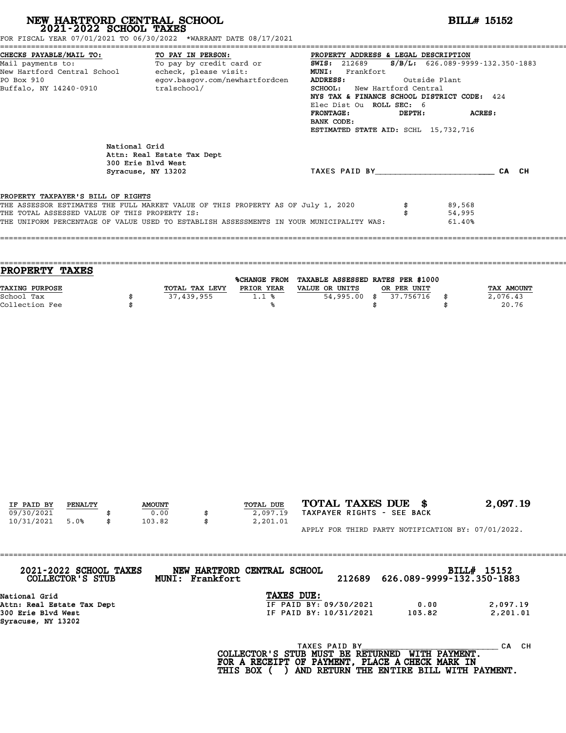# NEW HARTFORD CENTRAL SCHOOL
## 2021-2022 SCHOOL TAXES

**BILL# 15152**

FOR FISCAL YEAR 07/01/2021 TO 06/30/2022 *WARRANT DATE 08/17/2021

**CHECKS PAYABLE/MAIL TO:**
Mail payments to:
New Hartford Central School
PO Box 910
Buffalo, NY 14240-0910

**TO PAY IN PERSON:**
To pay by credit card or echeck, please visit:
egov.basgov.com/newhartfordcentralschool/

**PROPERTY ADDRESS & LEGAL DESCRIPTION**
**SWIS:** 212689 **S/B/L:** 626.089-9999-132.350-1883
**MUNI:** Frankfort
**ADDRESS:** Outside Plant
**SCHOOL:** New Hartford Central
**NYS TAX & FINANCE SCHOOL DISTRICT CODE:** 424
Elec Dist Ou **ROLL SEC:** 6
**FRONTAGE:** **DEPTH:** **ACRES:**
**BANK CODE:**
**ESTIMATED STATE AID:** SCHL 15,732,716

National Grid
Attn: Real Estate Tax Dept
300 Erie Blvd West
Syracuse, NY 13202

TAXES PAID BY________________________ CA CH

PROPERTY TAXPAYER'S BILL OF RIGHTS

| | | |
|---|---|---|
| THE ASSESSOR ESTIMATES THE FULL MARKET VALUE OF THIS PROPERTY AS OF July 1, 2020 | $ | 89,568 |
| THE TOTAL ASSESSED VALUE OF THIS PROPERTY IS: | $ | 54,995 |
| THE UNIFORM PERCENTAGE OF VALUE USED TO ESTABLISH ASSESSMENTS IN YOUR MUNICIPALITY WAS: | | 61.40% |

## PROPERTY TAXES

| TAXING PURPOSE | | TOTAL TAX LEVY | %CHANGE FROM PRIOR YEAR | TAXABLE ASSESSED VALUE OR UNITS | | RATES PER $1000 OR PER UNIT | | TAX AMOUNT |
|---|---|---|---|---|---|---|---|---|
| School Tax | $ | 37,439,955 | 1.1 % | 54,995.00 | $ | 37.756716 | $ | 2,076.43 |
| Collection Fee | $ | | % | | $ | | $ | 20.76 |

| IF PAID BY | PENALTY | | AMOUNT | | TOTAL DUE |
|---|---|---|---|---|---|
| 09/30/2021 | | $ | 0.00 | $ | 2,097.19 |
| 10/31/2021 | 5.0% | $ | 103.82 | $ | 2,201.01 |

**TOTAL TAXES DUE $ 2,097.19**
TAXPAYER RIGHTS - SEE BACK

APPLY FOR THIRD PARTY NOTIFICATION BY: 07/01/2022.

---

**2021-2022 SCHOOL TAXES COLLECTOR'S STUB** **NEW HARTFORD CENTRAL SCHOOL** **MUNI: Frankfort** 212689 626.089-9999-132.350-1883 **BILL# 15152**

National Grid
Attn: Real Estate Tax Dept
300 Erie Blvd West
Syracuse, NY 13202

**TAXES DUE:**

| | | |
|---|---|---|
| IF PAID BY: 09/30/2021 | 0.00 | 2,097.19 |
| IF PAID BY: 10/31/2021 | 103.82 | 2,201.01 |

TAXES PAID BY____________________________ CA CH

**COLLECTOR'S STUB MUST BE RETURNED WITH PAYMENT. FOR A RECEIPT OF PAYMENT, PLACE A CHECK MARK IN THIS BOX ( ) AND RETURN THE ENTIRE BILL WITH PAYMENT.**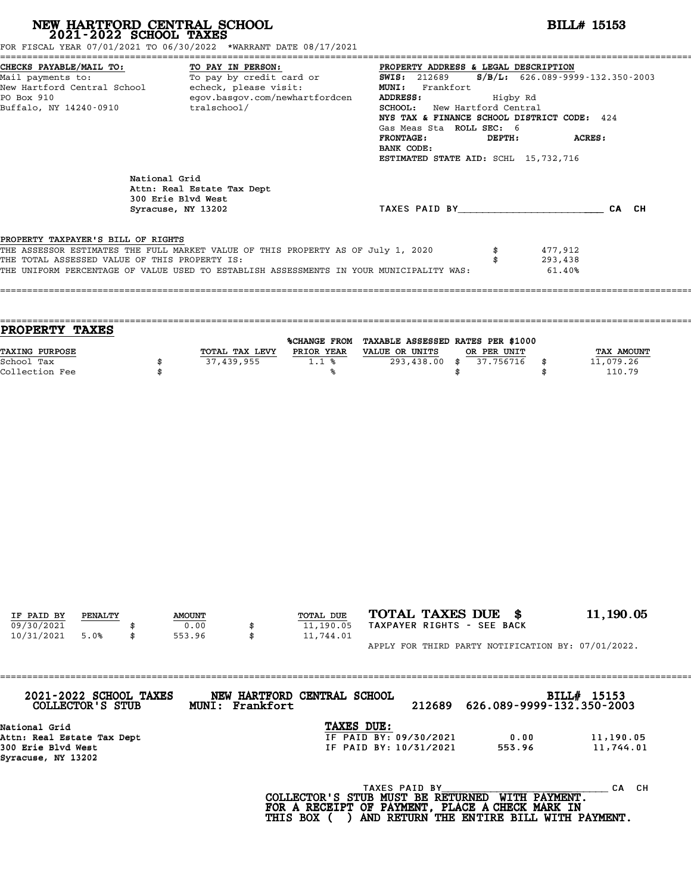# NEW HARTFORD CENTRAL SCHOOL
## 2021-2022 SCHOOL TAXES

**BILL# 15153**

FOR FISCAL YEAR 07/01/2021 TO 06/30/2022 *WARRANT DATE 08/17/2021

**CHECKS PAYABLE/MAIL TO:**
Mail payments to:
New Hartford Central School
PO Box 910
Buffalo, NY 14240-0910

**TO PAY IN PERSON:**
To pay by credit card or echeck, please visit:
egov.basgov.com/newhartfordcentralschool/

**PROPERTY ADDRESS & LEGAL DESCRIPTION**
**SWIS:** 212689 **S/B/L:** 626.089-9999-132.350-2003
**MUNI:** Frankfort
**ADDRESS:** Higby Rd
**SCHOOL:** New Hartford Central
**NYS TAX & FINANCE SCHOOL DISTRICT CODE:** 424
Gas Meas Sta **ROLL SEC:** 6
**FRONTAGE:** **DEPTH:** **ACRES:**
**BANK CODE:**
**ESTIMATED STATE AID:** SCHL 15,732,716

National Grid
Attn: Real Estate Tax Dept
300 Erie Blvd West
Syracuse, NY 13202

TAXES PAID BY________________________ CA CH

**PROPERTY TAXPAYER'S BILL OF RIGHTS**

THE ASSESSOR ESTIMATES THE FULL MARKET VALUE OF THIS PROPERTY AS OF July 1, 2020 $ 477,912
THE TOTAL ASSESSED VALUE OF THIS PROPERTY IS: $ 293,438
THE UNIFORM PERCENTAGE OF VALUE USED TO ESTABLISH ASSESSMENTS IN YOUR MUNICIPALITY WAS: 61.40%

## PROPERTY TAXES

| TAXING PURPOSE | TOTAL TAX LEVY | %CHANGE FROM PRIOR YEAR | TAXABLE ASSESSED VALUE OR UNITS | RATES PER $1000 OR PER UNIT | TAX AMOUNT |
|---|---|---|---|---|---|
| School Tax | $ 37,439,955 | 1.1 % | 293,438.00 | $ 37.756716 | $ 11,079.26 |
| Collection Fee | $ | % | | $ | $ 110.79 |

| IF PAID BY | PENALTY | AMOUNT | TOTAL DUE |
|---|---|---|---|
| 09/30/2021 | | $ 0.00 | $ 11,190.05 |
| 10/31/2021 | 5.0% | $ 553.96 | $ 11,744.01 |

**TOTAL TAXES DUE $ 11,190.05**
TAXPAYER RIGHTS - SEE BACK

APPLY FOR THIRD PARTY NOTIFICATION BY: 07/01/2022.

---

**2021-2022 SCHOOL TAXES COLLECTOR'S STUB** — **NEW HARTFORD CENTRAL SCHOOL MUNI: Frankfort** — 212689 626.089-9999-132.350-2003 — **BILL# 15153**

National Grid
Attn: Real Estate Tax Dept
300 Erie Blvd West
Syracuse, NY 13202

**TAXES DUE:**

| | | |
|---|---|---|
| IF PAID BY: 09/30/2021 | 0.00 | 11,190.05 |
| IF PAID BY: 10/31/2021 | 553.96 | 11,744.01 |

TAXES PAID BY____________________________ CA CH

COLLECTOR'S STUB MUST BE RETURNED WITH PAYMENT.
FOR A RECEIPT OF PAYMENT, PLACE A CHECK MARK IN THIS BOX ( ) AND RETURN THE ENTIRE BILL WITH PAYMENT.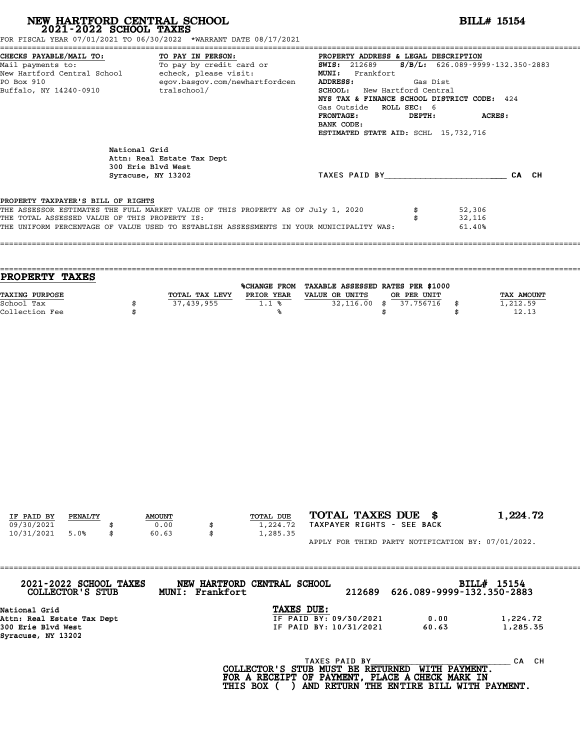# NEW HARTFORD CENTRAL SCHOOL
## 2021-2022 SCHOOL TAXES

**BILL# 15154**

FOR FISCAL YEAR 07/01/2021 TO 06/30/2022 *WARRANT DATE 08/17/2021

**CHECKS PAYABLE/MAIL TO:**
Mail payments to:
New Hartford Central School
PO Box 910
Buffalo, NY 14240-0910

**TO PAY IN PERSON:**
To pay by credit card or
echeck, please visit:
egov.basgov.com/newhartfordcentralschool/

**PROPERTY ADDRESS & LEGAL DESCRIPTION**
**SWIS:** 212689 **S/B/L:** 626.089-9999-132.350-2883
**MUNI:** Frankfort
**ADDRESS:** Gas Dist
**SCHOOL:** New Hartford Central
**NYS TAX & FINANCE SCHOOL DISTRICT CODE:** 424
Gas Outside **ROLL SEC:** 6
**FRONTAGE:** **DEPTH:** **ACRES:**
**BANK CODE:**
**ESTIMATED STATE AID:** SCHL 15,732,716

National Grid
Attn: Real Estate Tax Dept
300 Erie Blvd West
Syracuse, NY 13202

TAXES PAID BY________________________ CA CH

PROPERTY TAXPAYER'S BILL OF RIGHTS

| | | |
|---|---|---|
| THE ASSESSOR ESTIMATES THE FULL MARKET VALUE OF THIS PROPERTY AS OF July 1, 2020 | $ | 52,306 |
| THE TOTAL ASSESSED VALUE OF THIS PROPERTY IS: | $ | 32,116 |
| THE UNIFORM PERCENTAGE OF VALUE USED TO ESTABLISH ASSESSMENTS IN YOUR MUNICIPALITY WAS: | | 61.40% |

## PROPERTY TAXES

| TAXING PURPOSE | | TOTAL TAX LEVY | %CHANGE FROM PRIOR YEAR | TAXABLE ASSESSED VALUE OR UNITS | | RATES PER $1000 OR PER UNIT | | TAX AMOUNT |
|---|---|---|---|---|---|---|---|---|
| School Tax | $ | 37,439,955 | 1.1 % | 32,116.00 | $ | 37.756716 | $ | 1,212.59 |
| Collection Fee | $ | | % | | $ | | $ | 12.13 |

| IF PAID BY | PENALTY | | AMOUNT | | TOTAL DUE |
|---|---|---|---|---|---|
| 09/30/2021 | | $ | 0.00 | $ | 1,224.72 |
| 10/31/2021 | 5.0% | $ | 60.63 | $ | 1,285.35 |

**TOTAL TAXES DUE $ 1,224.72**
TAXPAYER RIGHTS - SEE BACK

APPLY FOR THIRD PARTY NOTIFICATION BY: 07/01/2022.

---

**2021-2022 SCHOOL TAXES COLLECTOR'S STUB** | **NEW HARTFORD CENTRAL SCHOOL MUNI: Frankfort** | 212689 626.089-9999-132.350-2883 | **BILL# 15154**

National Grid
Attn: Real Estate Tax Dept
300 Erie Blvd West
Syracuse, NY 13202

**TAXES DUE:**

| | | |
|---|---|---|
| IF PAID BY: 09/30/2021 | 0.00 | 1,224.72 |
| IF PAID BY: 10/31/2021 | 60.63 | 1,285.35 |

TAXES PAID BY____________________________ CA CH

**COLLECTOR'S STUB MUST BE RETURNED WITH PAYMENT.
FOR A RECEIPT OF PAYMENT, PLACE A CHECK MARK IN
THIS BOX ( ) AND RETURN THE ENTIRE BILL WITH PAYMENT.**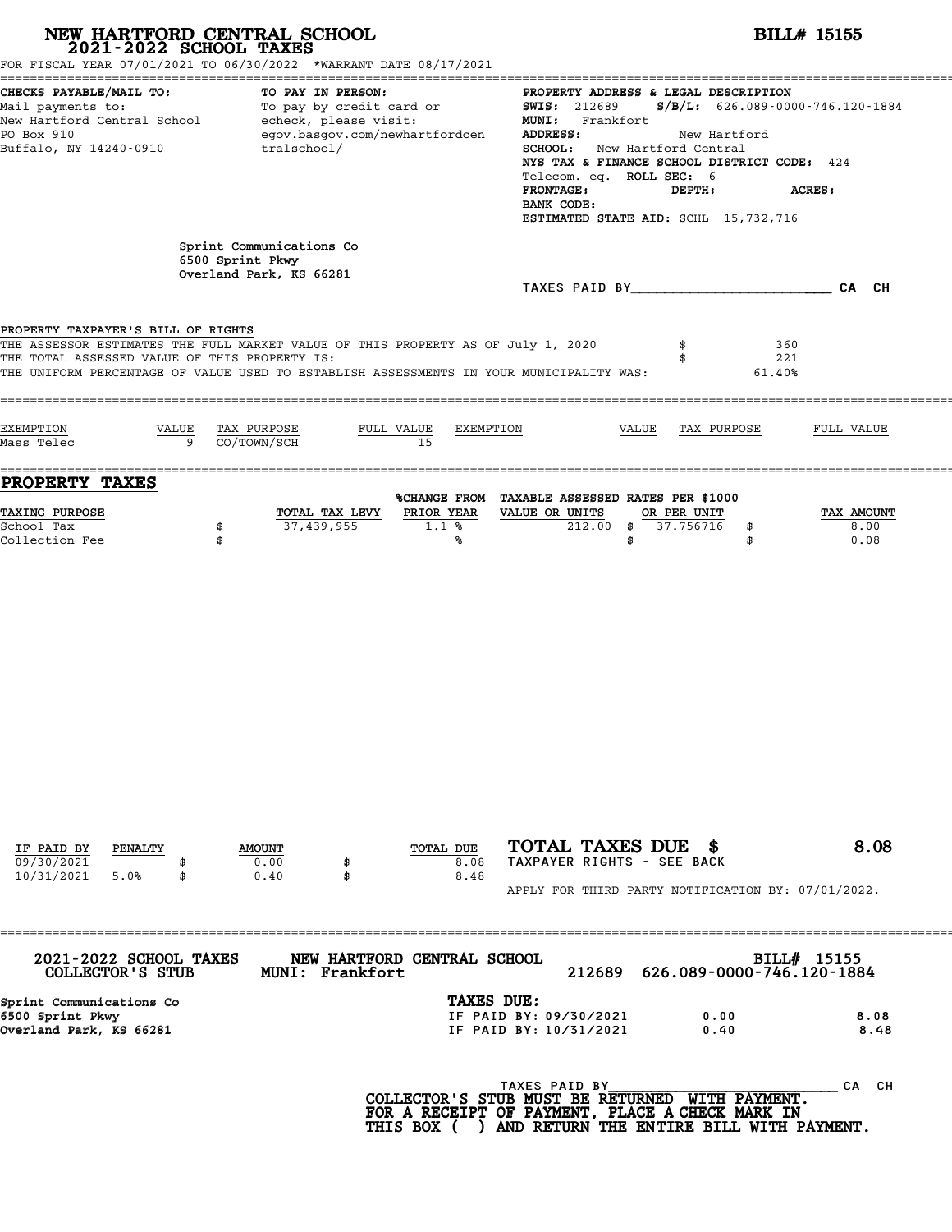# NEW HARTFORD CENTRAL SCHOOL
## 2021-2022 SCHOOL TAXES

**BILL# 15155**

FOR FISCAL YEAR 07/01/2021 TO 06/30/2022 *WARRANT DATE 08/17/2021

**CHECKS PAYABLE/MAIL TO:**
Mail payments to:
New Hartford Central School
PO Box 910
Buffalo, NY 14240-0910

**TO PAY IN PERSON:**
To pay by credit card or echeck, please visit:
egov.basgov.com/newhartfordcentralschool/

**PROPERTY ADDRESS & LEGAL DESCRIPTION**
**SWIS:** 212689 **S/B/L:** 626.089-0000-746.120-1884
**MUNI:** Frankfort
**ADDRESS:** New Hartford
**SCHOOL:** New Hartford Central
**NYS TAX & FINANCE SCHOOL DISTRICT CODE:** 424
Telecom. eq. **ROLL SEC:** 6
**FRONTAGE:** **DEPTH:** **ACRES:**
**BANK CODE:**
**ESTIMATED STATE AID:** SCHL 15,732,716

Sprint Communications Co
6500 Sprint Pkwy
Overland Park, KS 66281

TAXES PAID BY\_\_\_\_\_\_\_\_\_\_\_\_\_\_\_\_\_\_\_\_ CA CH

**PROPERTY TAXPAYER'S BILL OF RIGHTS**

THE ASSESSOR ESTIMATES THE FULL MARKET VALUE OF THIS PROPERTY AS OF July 1, 2020 $ 360
THE TOTAL ASSESSED VALUE OF THIS PROPERTY IS: $ 221
THE UNIFORM PERCENTAGE OF VALUE USED TO ESTABLISH ASSESSMENTS IN YOUR MUNICIPALITY WAS: 61.40%

| EXEMPTION | VALUE | TAX PURPOSE | FULL VALUE | EXEMPTION | VALUE | TAX PURPOSE | FULL VALUE |
|---|---|---|---|---|---|---|---|
| Mass Telec | 9 | CO/TOWN/SCH | 15 | | | | |

## PROPERTY TAXES

| TAXING PURPOSE | TOTAL TAX LEVY | %CHANGE FROM PRIOR YEAR | TAXABLE ASSESSED VALUE OR UNITS | RATES PER $1000 OR PER UNIT | TAX AMOUNT |
|---|---|---|---|---|---|
| School Tax | $ 37,439,955 | 1.1 % | 212.00 | $ 37.756716 | $ 8.00 |
| Collection Fee | $ | % | | $ | $ 0.08 |

| IF PAID BY | PENALTY | AMOUNT | TOTAL DUE |
|---|---|---|---|
| 09/30/2021 | | $ 0.00 | $ 8.08 |
| 10/31/2021 | 5.0% | $ 0.40 | $ 8.48 |

**TOTAL TAXES DUE $ 8.08**
TAXPAYER RIGHTS - SEE BACK

APPLY FOR THIRD PARTY NOTIFICATION BY: 07/01/2022.

---

**2021-2022 SCHOOL TAXES** **NEW HARTFORD CENTRAL SCHOOL** **BILL# 15155**
**COLLECTOR'S STUB** **MUNI: Frankfort** 212689 626.089-0000-746.120-1884

Sprint Communications Co
6500 Sprint Pkwy
Overland Park, KS 66281

**TAXES DUE:**

| | | |
|---|---|---|
| IF PAID BY: 09/30/2021 | 0.00 | 8.08 |
| IF PAID BY: 10/31/2021 | 0.40 | 8.48 |

TAXES PAID BY\_\_\_\_\_\_\_\_\_\_\_\_\_\_\_\_\_\_\_\_ CA CH

**COLLECTOR'S STUB MUST BE RETURNED WITH PAYMENT.
FOR A RECEIPT OF PAYMENT, PLACE A CHECK MARK IN
THIS BOX ( ) AND RETURN THE ENTIRE BILL WITH PAYMENT.**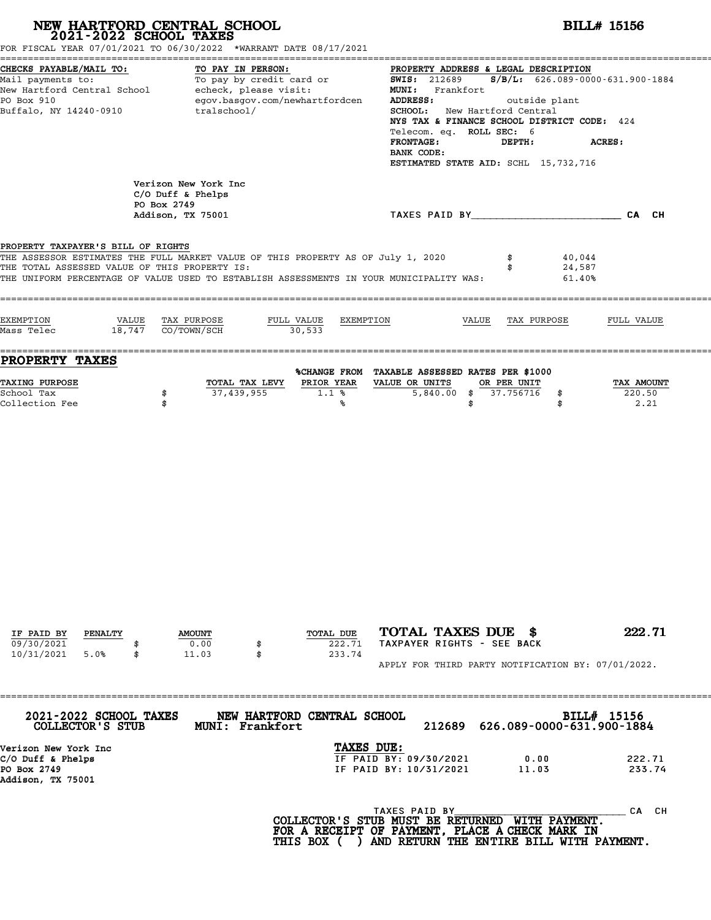# NEW HARTFORD CENTRAL SCHOOL
## 2021-2022 SCHOOL TAXES

**BILL# 15156**

FOR FISCAL YEAR 07/01/2021 TO 06/30/2022 *WARRANT DATE 08/17/2021

**CHECKS PAYABLE/MAIL TO:**
Mail payments to:
New Hartford Central School
PO Box 910
Buffalo, NY 14240-0910

**TO PAY IN PERSON:**
To pay by credit card or
echeck, please visit:
egov.basgov.com/newhartfordcentralschool/

**PROPERTY ADDRESS & LEGAL DESCRIPTION**
**SWIS:** 212689 **S/B/L:** 626.089-0000-631.900-1884
**MUNI:** Frankfort
**ADDRESS:** outside plant
**SCHOOL:** New Hartford Central
**NYS TAX & FINANCE SCHOOL DISTRICT CODE:** 424
Telecom. eq. **ROLL SEC:** 6
**FRONTAGE:** **DEPTH:** **ACRES:**
**BANK CODE:**
**ESTIMATED STATE AID:** SCHL 15,732,716

Verizon New York Inc
C/O Duff & Phelps
PO Box 2749
Addison, TX 75001

TAXES PAID BY________________________ CA CH

**PROPERTY TAXPAYER'S BILL OF RIGHTS**

| | |
|---|---|
| THE ASSESSOR ESTIMATES THE FULL MARKET VALUE OF THIS PROPERTY AS OF July 1, 2020 | $ 40,044 |
| THE TOTAL ASSESSED VALUE OF THIS PROPERTY IS: | $ 24,587 |
| THE UNIFORM PERCENTAGE OF VALUE USED TO ESTABLISH ASSESSMENTS IN YOUR MUNICIPALITY WAS: | 61.40% |

| EXEMPTION | VALUE | TAX PURPOSE | FULL VALUE | EXEMPTION | VALUE | TAX PURPOSE | FULL VALUE |
|---|---|---|---|---|---|---|---|
| Mass Telec | 18,747 | CO/TOWN/SCH | 30,533 | | | | |

## PROPERTY TAXES

| TAXING PURPOSE | TOTAL TAX LEVY | %CHANGE FROM PRIOR YEAR | TAXABLE ASSESSED VALUE OR UNITS | RATES PER $1000 OR PER UNIT | TAX AMOUNT |
|---|---|---|---|---|---|
| School Tax | $ 37,439,955 | 1.1 % | 5,840.00 | $ 37.756716 | $ 220.50 |
| Collection Fee | $ | % | | $ | $ 2.21 |

| IF PAID BY | PENALTY | AMOUNT | TOTAL DUE |
|---|---|---|---|
| 09/30/2021 | | $ 0.00 | $ 222.71 |
| 10/31/2021 | 5.0% | $ 11.03 | $ 233.74 |

**TOTAL TAXES DUE $ 222.71**
TAXPAYER RIGHTS - SEE BACK

APPLY FOR THIRD PARTY NOTIFICATION BY: 07/01/2022.

---

**2021-2022 SCHOOL TAXES COLLECTOR'S STUB** — **NEW HARTFORD CENTRAL SCHOOL MUNI: Frankfort** — 212689 626.089-0000-631.900-1884 — **BILL# 15156**

Verizon New York Inc
C/O Duff & Phelps
PO Box 2749
Addison, TX 75001

**TAXES DUE:**

| | | |
|---|---|---|
| IF PAID BY: 09/30/2021 | 0.00 | 222.71 |
| IF PAID BY: 10/31/2021 | 11.03 | 233.74 |

TAXES PAID BY____________________________ CA CH

**COLLECTOR'S STUB MUST BE RETURNED WITH PAYMENT. FOR A RECEIPT OF PAYMENT, PLACE A CHECK MARK IN THIS BOX ( ) AND RETURN THE ENTIRE BILL WITH PAYMENT.**